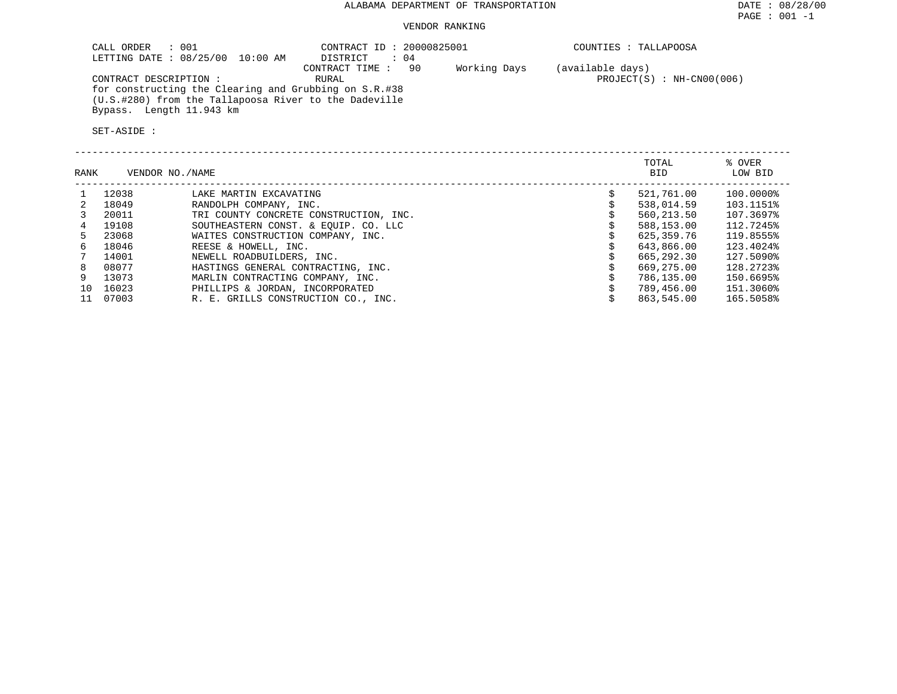# ALABAMA DEPARTMENT OF TRANSPORTATION

DATE : 08/28/00

## VENDOR RANKING

CALL ORDER : 001
LETTING DATE : 08/25/00 10:00 AM

CONTRACT ID : 20000825001
DISTRICT : 04
CONTRACT TIME : 90 Working Days (available days)

COUNTIES : TALLAPOOSA

CONTRACT DESCRIPTION : RURAL

PROJECT(S) : NH-CN00(006)

for constructing the Clearing and Grubbing on S.R.#38 (U.S.#280) from the Tallapoosa River to the Dadeville Bypass. Length 11.943 km

SET-ASIDE :

| RANK | VENDOR NO. | NAME | TOTAL BID | % OVER LOW BID |
|---|---|---|---|---|
| 1 | 12038 | LAKE MARTIN EXCAVATING | $ 521,761.00 | 100.0000% |
| 2 | 18049 | RANDOLPH COMPANY, INC. | $ 538,014.59 | 103.1151% |
| 3 | 20011 | TRI COUNTY CONCRETE CONSTRUCTION, INC. | $ 560,213.50 | 107.3697% |
| 4 | 19108 | SOUTHEASTERN CONST. & EQUIP. CO. LLC | $ 588,153.00 | 112.7245% |
| 5 | 23068 | WAITES CONSTRUCTION COMPANY, INC. | $ 625,359.76 | 119.8555% |
| 6 | 18046 | REESE & HOWELL, INC. | $ 643,866.00 | 123.4024% |
| 7 | 14001 | NEWELL ROADBUILDERS, INC. | $ 665,292.30 | 127.5090% |
| 8 | 08077 | HASTINGS GENERAL CONTRACTING, INC. | $ 669,275.00 | 128.2723% |
| 9 | 13073 | MARLIN CONTRACTING COMPANY, INC. | $ 786,135.00 | 150.6695% |
| 10 | 16023 | PHILLIPS & JORDAN, INCORPORATED | $ 789,456.00 | 151.3060% |
| 11 | 07003 | R. E. GRILLS CONSTRUCTION CO., INC. | $ 863,545.00 | 165.5058% |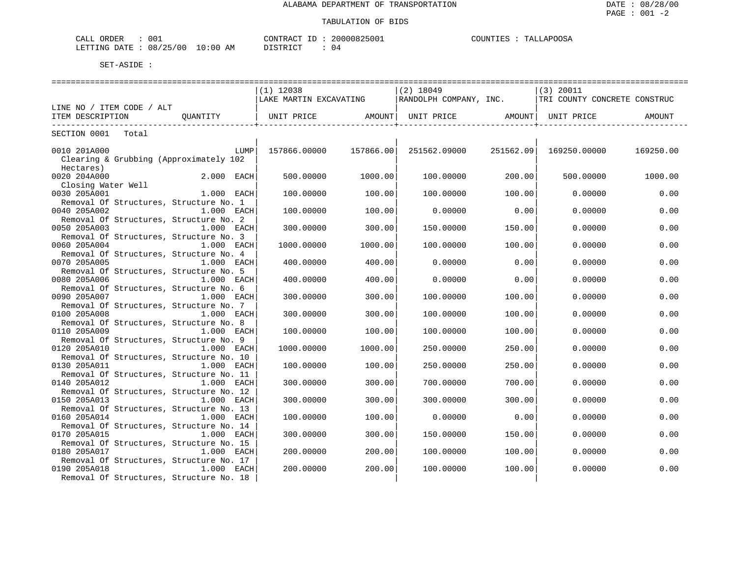ALABAMA DEPARTMENT OF TRANSPORTATION

TABULATION OF BIDS

DATE : 08/28/00
PAGE : 001 -2

CALL ORDER : 001
LETTING DATE : 08/25/00 10:00 AM

CONTRACT ID : 20000825001
DISTRICT : 04

COUNTIES : TALLAPOOSA

SET-ASIDE :

| LINE NO / ITEM CODE / ALT ITEM DESCRIPTION | QUANTITY | (1) 12038 LAKE MARTIN EXCAVATING UNIT PRICE | AMOUNT | (2) 18049 RANDOLPH COMPANY, INC. UNIT PRICE | AMOUNT | (3) 20011 TRI COUNTY CONCRETE CONSTRUC UNIT PRICE | AMOUNT |
|---|---|---|---|---|---|---|---|
| SECTION 0001 Total | | | | | | | |
| 0010 201A000 Clearing & Grubbing (Approximately 102 Hectares) | LUMP | 157866.00000 | 157866.00 | 251562.09000 | 251562.09 | 169250.00000 | 169250.00 |
| 0020 204A000 Closing Water Well | 2.000 EACH | 500.00000 | 1000.00 | 100.00000 | 200.00 | 500.00000 | 1000.00 |
| 0030 205A001 Removal Of Structures, Structure No. 1 | 1.000 EACH | 100.00000 | 100.00 | 100.00000 | 100.00 | 0.00000 | 0.00 |
| 0040 205A002 Removal Of Structures, Structure No. 2 | 1.000 EACH | 100.00000 | 100.00 | 0.00000 | 0.00 | 0.00000 | 0.00 |
| 0050 205A003 Removal Of Structures, Structure No. 3 | 1.000 EACH | 300.00000 | 300.00 | 150.00000 | 150.00 | 0.00000 | 0.00 |
| 0060 205A004 Removal Of Structures, Structure No. 4 | 1.000 EACH | 1000.00000 | 1000.00 | 100.00000 | 100.00 | 0.00000 | 0.00 |
| 0070 205A005 Removal Of Structures, Structure No. 5 | 1.000 EACH | 400.00000 | 400.00 | 0.00000 | 0.00 | 0.00000 | 0.00 |
| 0080 205A006 Removal Of Structures, Structure No. 6 | 1.000 EACH | 400.00000 | 400.00 | 0.00000 | 0.00 | 0.00000 | 0.00 |
| 0090 205A007 Removal Of Structures, Structure No. 7 | 1.000 EACH | 300.00000 | 300.00 | 100.00000 | 100.00 | 0.00000 | 0.00 |
| 0100 205A008 Removal Of Structures, Structure No. 8 | 1.000 EACH | 300.00000 | 300.00 | 100.00000 | 100.00 | 0.00000 | 0.00 |
| 0110 205A009 Removal Of Structures, Structure No. 9 | 1.000 EACH | 100.00000 | 100.00 | 100.00000 | 100.00 | 0.00000 | 0.00 |
| 0120 205A010 Removal Of Structures, Structure No. 10 | 1.000 EACH | 1000.00000 | 1000.00 | 250.00000 | 250.00 | 0.00000 | 0.00 |
| 0130 205A011 Removal Of Structures, Structure No. 11 | 1.000 EACH | 100.00000 | 100.00 | 250.00000 | 250.00 | 0.00000 | 0.00 |
| 0140 205A012 Removal Of Structures, Structure No. 12 | 1.000 EACH | 300.00000 | 300.00 | 700.00000 | 700.00 | 0.00000 | 0.00 |
| 0150 205A013 Removal Of Structures, Structure No. 13 | 1.000 EACH | 300.00000 | 300.00 | 300.00000 | 300.00 | 0.00000 | 0.00 |
| 0160 205A014 Removal Of Structures, Structure No. 14 | 1.000 EACH | 100.00000 | 100.00 | 0.00000 | 0.00 | 0.00000 | 0.00 |
| 0170 205A015 Removal Of Structures, Structure No. 15 | 1.000 EACH | 300.00000 | 300.00 | 150.00000 | 150.00 | 0.00000 | 0.00 |
| 0180 205A017 Removal Of Structures, Structure No. 17 | 1.000 EACH | 200.00000 | 200.00 | 100.00000 | 100.00 | 0.00000 | 0.00 |
| 0190 205A018 Removal Of Structures, Structure No. 18 | 1.000 EACH | 200.00000 | 200.00 | 100.00000 | 100.00 | 0.00000 | 0.00 |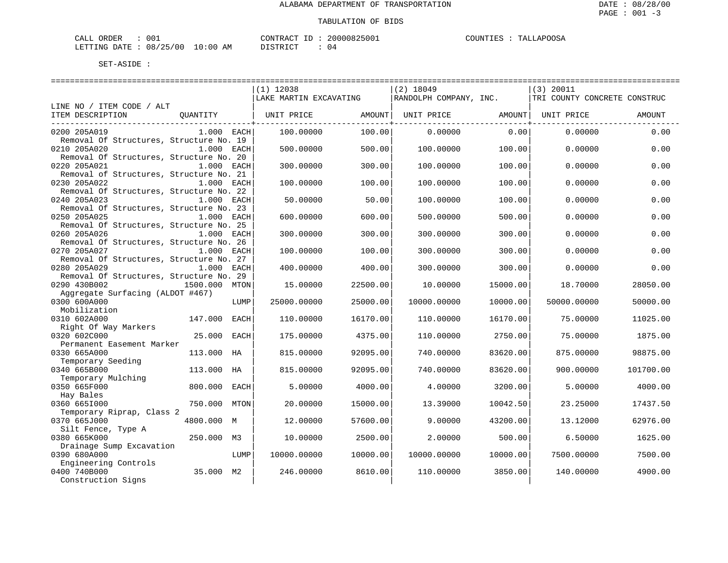ALABAMA DEPARTMENT OF TRANSPORTATION

TABULATION OF BIDS

CALL ORDER : 001 CONTRACT ID : 20000825001 COUNTIES : TALLAPOOSA
LETTING DATE : 08/25/00 10:00 AM DISTRICT : 04

SET-ASIDE :

| LINE NO / ITEM CODE / ALT ITEM DESCRIPTION | QUANTITY | (1) 12038 LAKE MARTIN EXCAVATING UNIT PRICE | AMOUNT | (2) 18049 RANDOLPH COMPANY, INC. UNIT PRICE | AMOUNT | (3) 20011 TRI COUNTY CONCRETE CONSTRUC UNIT PRICE | AMOUNT |
|---|---|---|---|---|---|---|---|
| 0200 205A019 Removal Of Structures, Structure No. 19 | 1.000 EACH | 100.00000 | 100.00 | 0.00000 | 0.00 | 0.00000 | 0.00 |
| 0210 205A020 Removal Of Structures, Structure No. 20 | 1.000 EACH | 500.00000 | 500.00 | 100.00000 | 100.00 | 0.00000 | 0.00 |
| 0220 205A021 Removal of Structures, Structure No. 21 | 1.000 EACH | 300.00000 | 300.00 | 100.00000 | 100.00 | 0.00000 | 0.00 |
| 0230 205A022 Removal Of Structures, Structure No. 22 | 1.000 EACH | 100.00000 | 100.00 | 100.00000 | 100.00 | 0.00000 | 0.00 |
| 0240 205A023 Removal Of Structures, Structure No. 23 | 1.000 EACH | 50.00000 | 50.00 | 100.00000 | 100.00 | 0.00000 | 0.00 |
| 0250 205A025 Removal Of Structures, Structure No. 25 | 1.000 EACH | 600.00000 | 600.00 | 500.00000 | 500.00 | 0.00000 | 0.00 |
| 0260 205A026 Removal Of Structures, Structure No. 26 | 1.000 EACH | 300.00000 | 300.00 | 300.00000 | 300.00 | 0.00000 | 0.00 |
| 0270 205A027 Removal Of Structures, Structure No. 27 | 1.000 EACH | 100.00000 | 100.00 | 300.00000 | 300.00 | 0.00000 | 0.00 |
| 0280 205A029 Removal Of Structures, Structure No. 29 | 1.000 EACH | 400.00000 | 400.00 | 300.00000 | 300.00 | 0.00000 | 0.00 |
| 0290 430B002 Aggregate Surfacing (ALDOT #467) | 1500.000 MTON | 15.00000 | 22500.00 | 10.00000 | 15000.00 | 18.70000 | 28050.00 |
| 0300 600A000 Mobilization | LUMP | 25000.00000 | 25000.00 | 10000.00000 | 10000.00 | 50000.00000 | 50000.00 |
| 0310 602A000 Right Of Way Markers | 147.000 EACH | 110.00000 | 16170.00 | 110.00000 | 16170.00 | 75.00000 | 11025.00 |
| 0320 602C000 Permanent Easement Marker | 25.000 EACH | 175.00000 | 4375.00 | 110.00000 | 2750.00 | 75.00000 | 1875.00 |
| 0330 665A000 Temporary Seeding | 113.000 HA | 815.00000 | 92095.00 | 740.00000 | 83620.00 | 875.00000 | 98875.00 |
| 0340 665B000 Temporary Mulching | 113.000 HA | 815.00000 | 92095.00 | 740.00000 | 83620.00 | 900.00000 | 101700.00 |
| 0350 665F000 Hay Bales | 800.000 EACH | 5.00000 | 4000.00 | 4.00000 | 3200.00 | 5.00000 | 4000.00 |
| 0360 665I000 Temporary Riprap, Class 2 | 750.000 MTON | 20.00000 | 15000.00 | 13.39000 | 10042.50 | 23.25000 | 17437.50 |
| 0370 665J000 Silt Fence, Type A | 4800.000 M | 12.00000 | 57600.00 | 9.00000 | 43200.00 | 13.12000 | 62976.00 |
| 0380 665K000 Drainage Sump Excavation | 250.000 M3 | 10.00000 | 2500.00 | 2.00000 | 500.00 | 6.50000 | 1625.00 |
| 0390 680A000 Engineering Controls | LUMP | 10000.00000 | 10000.00 | 10000.00000 | 10000.00 | 7500.00000 | 7500.00 |
| 0400 740B000 Construction Signs | 35.000 M2 | 246.00000 | 8610.00 | 110.00000 | 3850.00 | 140.00000 | 4900.00 |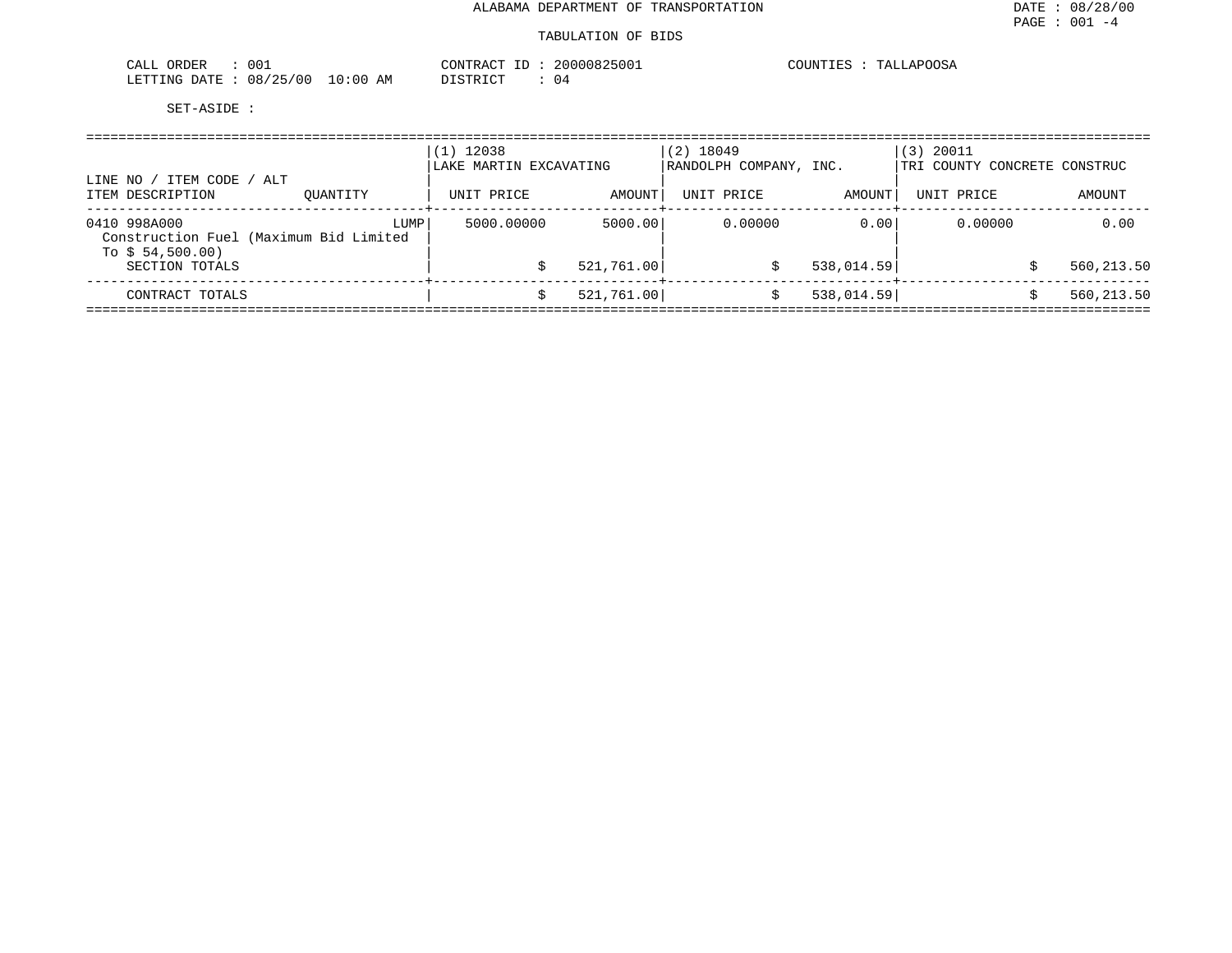ALABAMA DEPARTMENT OF TRANSPORTATION

TABULATION OF BIDS

CALL ORDER : 001
LETTING DATE : 08/25/00 10:00 AM

CONTRACT ID : 20000825001
DISTRICT : 04

COUNTIES : TALLAPOOSA

SET-ASIDE :

| LINE NO / ITEM CODE / ALT | | (1) 12038 LAKE MARTIN EXCAVATING | | (2) 18049 RANDOLPH COMPANY, INC. | | (3) 20011 TRI COUNTY CONCRETE CONSTRUC | |
|---|---|---|---|---|---|---|---|
| ITEM DESCRIPTION | QUANTITY | UNIT PRICE | AMOUNT | UNIT PRICE | AMOUNT | UNIT PRICE | AMOUNT |
| 0410 998A000 Construction Fuel (Maximum Bid Limited To $ 54,500.00) | LUMP | 5000.00000 | 5000.00 | 0.00000 | 0.00 | 0.00000 | 0.00 |
| SECTION TOTALS | | | $ 521,761.00 | | $ 538,014.59 | | $ 560,213.50 |
| CONTRACT TOTALS | | | $ 521,761.00 | | $ 538,014.59 | | $ 560,213.50 |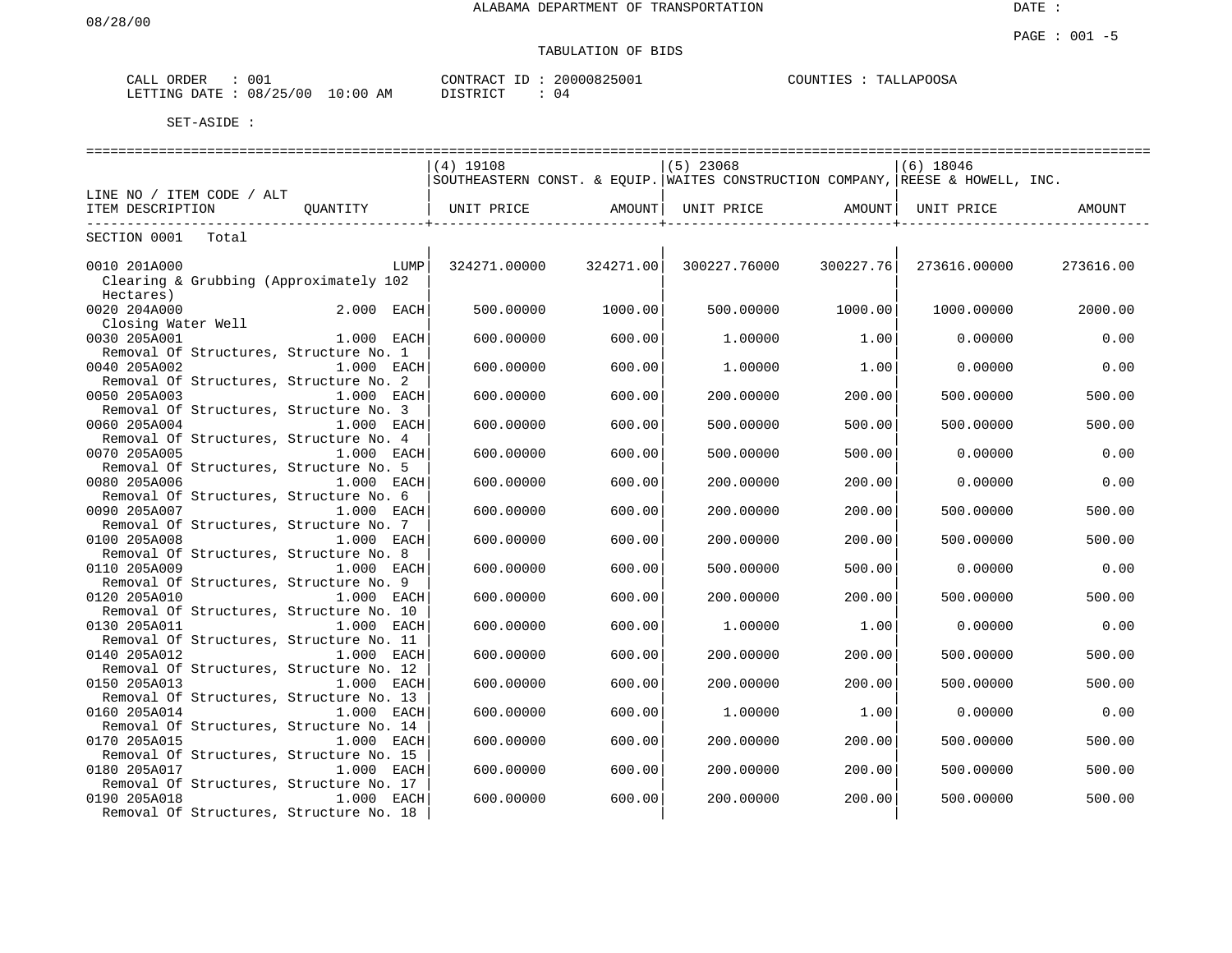ALABAMA DEPARTMENT OF TRANSPORTATION

08/28/00

TABULATION OF BIDS

CALL ORDER : 001 CONTRACT ID : 20000825001 COUNTIES : TALLAPOOSA
LETTING DATE : 08/25/00 10:00 AM DISTRICT : 04

SET-ASIDE :

| LINE NO / ITEM CODE / ALT ITEM DESCRIPTION | QUANTITY | (4) 19108 SOUTHEASTERN CONST. & EQUIP. UNIT PRICE | AMOUNT | (5) 23068 WAITES CONSTRUCTION COMPANY, UNIT PRICE | AMOUNT | (6) 18046 REESE & HOWELL, INC. UNIT PRICE | AMOUNT |
|---|---|---|---|---|---|---|---|
| SECTION 0001 Total | | | | | | | |
| 0010 201A000 Clearing & Grubbing (Approximately 102 Hectares) | LUMP | 324271.00000 | 324271.00 | 300227.76000 | 300227.76 | 273616.00000 | 273616.00 |
| 0020 204A000 Closing Water Well | 2.000 EACH | 500.00000 | 1000.00 | 500.00000 | 1000.00 | 1000.00000 | 2000.00 |
| 0030 205A001 Removal Of Structures, Structure No. 1 | 1.000 EACH | 600.00000 | 600.00 | 1.00000 | 1.00 | 0.00000 | 0.00 |
| 0040 205A002 Removal Of Structures, Structure No. 2 | 1.000 EACH | 600.00000 | 600.00 | 1.00000 | 1.00 | 0.00000 | 0.00 |
| 0050 205A003 Removal Of Structures, Structure No. 3 | 1.000 EACH | 600.00000 | 600.00 | 200.00000 | 200.00 | 500.00000 | 500.00 |
| 0060 205A004 Removal Of Structures, Structure No. 4 | 1.000 EACH | 600.00000 | 600.00 | 500.00000 | 500.00 | 500.00000 | 500.00 |
| 0070 205A005 Removal Of Structures, Structure No. 5 | 1.000 EACH | 600.00000 | 600.00 | 500.00000 | 500.00 | 0.00000 | 0.00 |
| 0080 205A006 Removal Of Structures, Structure No. 6 | 1.000 EACH | 600.00000 | 600.00 | 200.00000 | 200.00 | 0.00000 | 0.00 |
| 0090 205A007 Removal Of Structures, Structure No. 7 | 1.000 EACH | 600.00000 | 600.00 | 200.00000 | 200.00 | 500.00000 | 500.00 |
| 0100 205A008 Removal Of Structures, Structure No. 8 | 1.000 EACH | 600.00000 | 600.00 | 200.00000 | 200.00 | 500.00000 | 500.00 |
| 0110 205A009 Removal Of Structures, Structure No. 9 | 1.000 EACH | 600.00000 | 600.00 | 500.00000 | 500.00 | 0.00000 | 0.00 |
| 0120 205A010 Removal Of Structures, Structure No. 10 | 1.000 EACH | 600.00000 | 600.00 | 200.00000 | 200.00 | 500.00000 | 500.00 |
| 0130 205A011 Removal Of Structures, Structure No. 11 | 1.000 EACH | 600.00000 | 600.00 | 1.00000 | 1.00 | 0.00000 | 0.00 |
| 0140 205A012 Removal Of Structures, Structure No. 12 | 1.000 EACH | 600.00000 | 600.00 | 200.00000 | 200.00 | 500.00000 | 500.00 |
| 0150 205A013 Removal Of Structures, Structure No. 13 | 1.000 EACH | 600.00000 | 600.00 | 200.00000 | 200.00 | 500.00000 | 500.00 |
| 0160 205A014 Removal Of Structures, Structure No. 14 | 1.000 EACH | 600.00000 | 600.00 | 1.00000 | 1.00 | 0.00000 | 0.00 |
| 0170 205A015 Removal Of Structures, Structure No. 15 | 1.000 EACH | 600.00000 | 600.00 | 200.00000 | 200.00 | 500.00000 | 500.00 |
| 0180 205A017 Removal Of Structures, Structure No. 17 | 1.000 EACH | 600.00000 | 600.00 | 200.00000 | 200.00 | 500.00000 | 500.00 |
| 0190 205A018 Removal Of Structures, Structure No. 18 | 1.000 EACH | 600.00000 | 600.00 | 200.00000 | 200.00 | 500.00000 | 500.00 |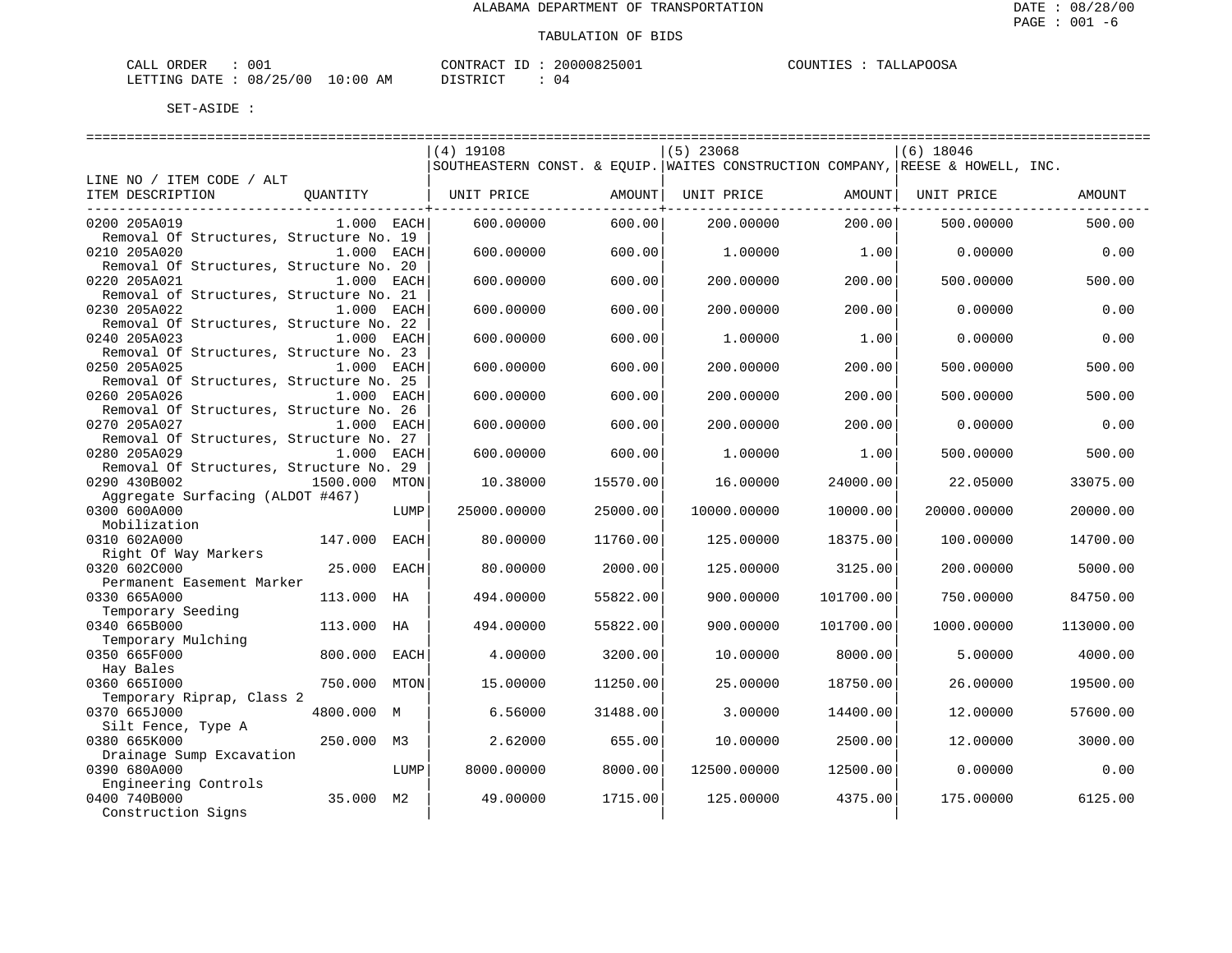ALABAMA DEPARTMENT OF TRANSPORTATION

TABULATION OF BIDS

CALL ORDER : 001    CONTRACT ID : 20000825001    COUNTIES : TALLAPOOSA
LETTING DATE : 08/25/00 10:00 AM    DISTRICT : 04

SET-ASIDE :

| LINE NO / ITEM CODE / ALT ITEM DESCRIPTION | QUANTITY | | (4) 19108 SOUTHEASTERN CONST. & EQUIP. UNIT PRICE | AMOUNT | (5) 23068 WAITES CONSTRUCTION COMPANY, UNIT PRICE | AMOUNT | (6) 18046 REESE & HOWELL, INC. UNIT PRICE | AMOUNT |
|---|---|---|---|---|---|---|---|---|
| 0200 205A019 Removal Of Structures, Structure No. 19 | 1.000 | EACH | 600.00000 | 600.00 | 200.00000 | 200.00 | 500.00000 | 500.00 |
| 0210 205A020 Removal Of Structures, Structure No. 20 | 1.000 | EACH | 600.00000 | 600.00 | 1.00000 | 1.00 | 0.00000 | 0.00 |
| 0220 205A021 Removal of Structures, Structure No. 21 | 1.000 | EACH | 600.00000 | 600.00 | 200.00000 | 200.00 | 500.00000 | 500.00 |
| 0230 205A022 Removal Of Structures, Structure No. 22 | 1.000 | EACH | 600.00000 | 600.00 | 200.00000 | 200.00 | 0.00000 | 0.00 |
| 0240 205A023 Removal Of Structures, Structure No. 23 | 1.000 | EACH | 600.00000 | 600.00 | 1.00000 | 1.00 | 0.00000 | 0.00 |
| 0250 205A025 Removal Of Structures, Structure No. 25 | 1.000 | EACH | 600.00000 | 600.00 | 200.00000 | 200.00 | 500.00000 | 500.00 |
| 0260 205A026 Removal Of Structures, Structure No. 26 | 1.000 | EACH | 600.00000 | 600.00 | 200.00000 | 200.00 | 500.00000 | 500.00 |
| 0270 205A027 Removal Of Structures, Structure No. 27 | 1.000 | EACH | 600.00000 | 600.00 | 200.00000 | 200.00 | 0.00000 | 0.00 |
| 0280 205A029 Removal Of Structures, Structure No. 29 | 1.000 | EACH | 600.00000 | 600.00 | 1.00000 | 1.00 | 500.00000 | 500.00 |
| 0290 430B002 Aggregate Surfacing (ALDOT #467) | 1500.000 | MTON | 10.38000 | 15570.00 | 16.00000 | 24000.00 | 22.05000 | 33075.00 |
| 0300 600A000 Mobilization | | LUMP | 25000.00000 | 25000.00 | 10000.00000 | 10000.00 | 20000.00000 | 20000.00 |
| 0310 602A000 Right Of Way Markers | 147.000 | EACH | 80.00000 | 11760.00 | 125.00000 | 18375.00 | 100.00000 | 14700.00 |
| 0320 602C000 Permanent Easement Marker | 25.000 | EACH | 80.00000 | 2000.00 | 125.00000 | 3125.00 | 200.00000 | 5000.00 |
| 0330 665A000 Temporary Seeding | 113.000 | HA | 494.00000 | 55822.00 | 900.00000 | 101700.00 | 750.00000 | 84750.00 |
| 0340 665B000 Temporary Mulching | 113.000 | HA | 494.00000 | 55822.00 | 900.00000 | 101700.00 | 1000.00000 | 113000.00 |
| 0350 665F000 Hay Bales | 800.000 | EACH | 4.00000 | 3200.00 | 10.00000 | 8000.00 | 5.00000 | 4000.00 |
| 0360 665I000 Temporary Riprap, Class 2 | 750.000 | MTON | 15.00000 | 11250.00 | 25.00000 | 18750.00 | 26.00000 | 19500.00 |
| 0370 665J000 Silt Fence, Type A | 4800.000 | M | 6.56000 | 31488.00 | 3.00000 | 14400.00 | 12.00000 | 57600.00 |
| 0380 665K000 Drainage Sump Excavation | 250.000 | M3 | 2.62000 | 655.00 | 10.00000 | 2500.00 | 12.00000 | 3000.00 |
| 0390 680A000 Engineering Controls | | LUMP | 8000.00000 | 8000.00 | 12500.00000 | 12500.00 | 0.00000 | 0.00 |
| 0400 740B000 Construction Signs | 35.000 | M2 | 49.00000 | 1715.00 | 125.00000 | 4375.00 | 175.00000 | 6125.00 |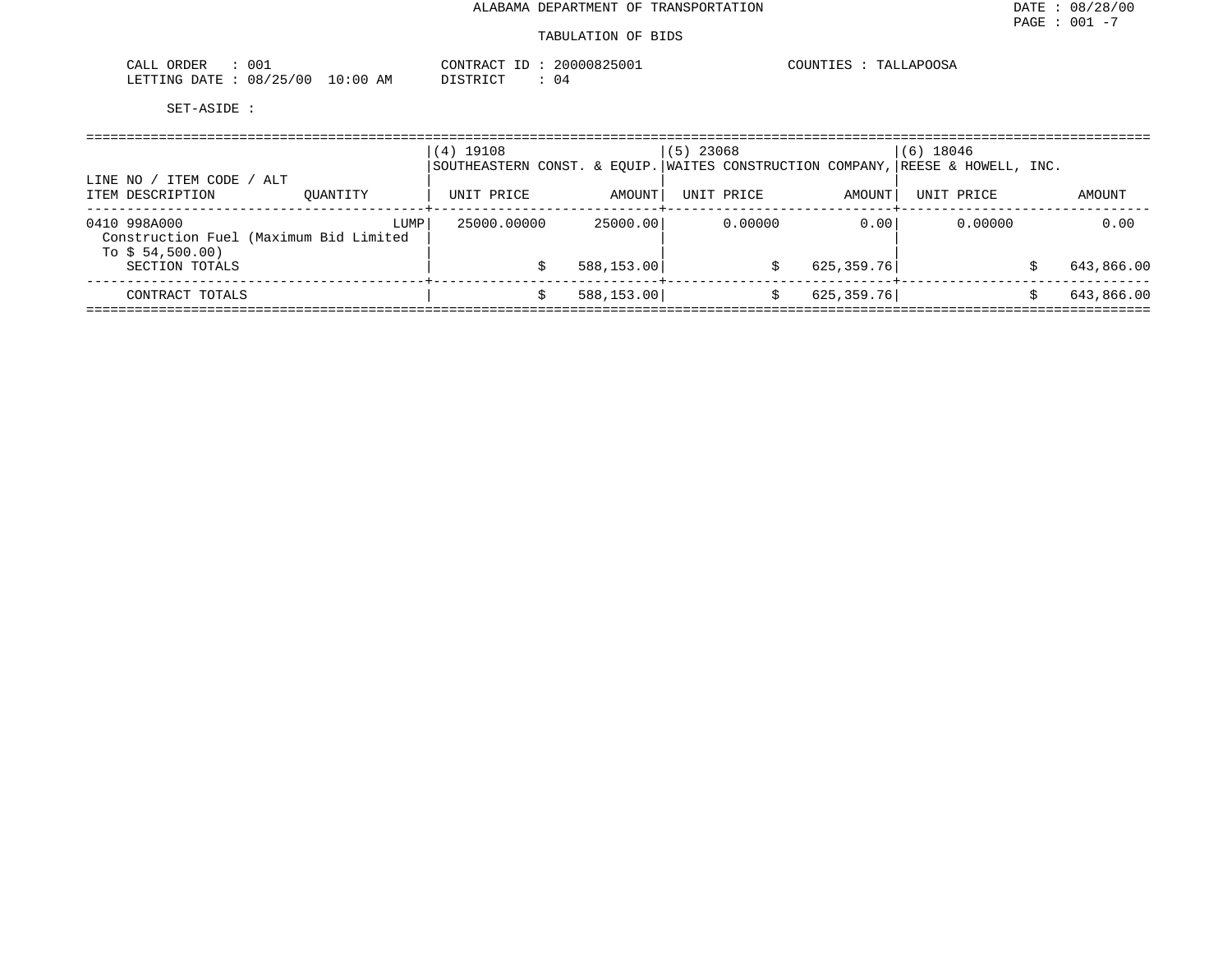ALABAMA DEPARTMENT OF TRANSPORTATION

TABULATION OF BIDS

CALL ORDER : 001
LETTING DATE : 08/25/00 10:00 AM

CONTRACT ID : 20000825001
DISTRICT : 04

COUNTIES : TALLAPOOSA

SET-ASIDE :

| LINE NO / ITEM CODE / ALT<br>ITEM DESCRIPTION | QUANTITY | (4) 19108<br>SOUTHEASTERN CONST. & EQUIP.<br>UNIT PRICE | AMOUNT | (5) 23068<br>WAITES CONSTRUCTION COMPANY,<br>UNIT PRICE | AMOUNT | (6) 18046<br>REESE & HOWELL, INC.<br>UNIT PRICE | AMOUNT |
|---|---|---|---|---|---|---|---|
| 0410 998A000<br>Construction Fuel (Maximum Bid Limited To $ 54,500.00) | LUMP | 25000.00000 | 25000.00 | 0.00000 | 0.00 | 0.00000 | 0.00 |
| SECTION TOTALS | | | $ 588,153.00 | | $ 625,359.76 | | $ 643,866.00 |
| CONTRACT TOTALS | | | $ 588,153.00 | | $ 625,359.76 | | $ 643,866.00 |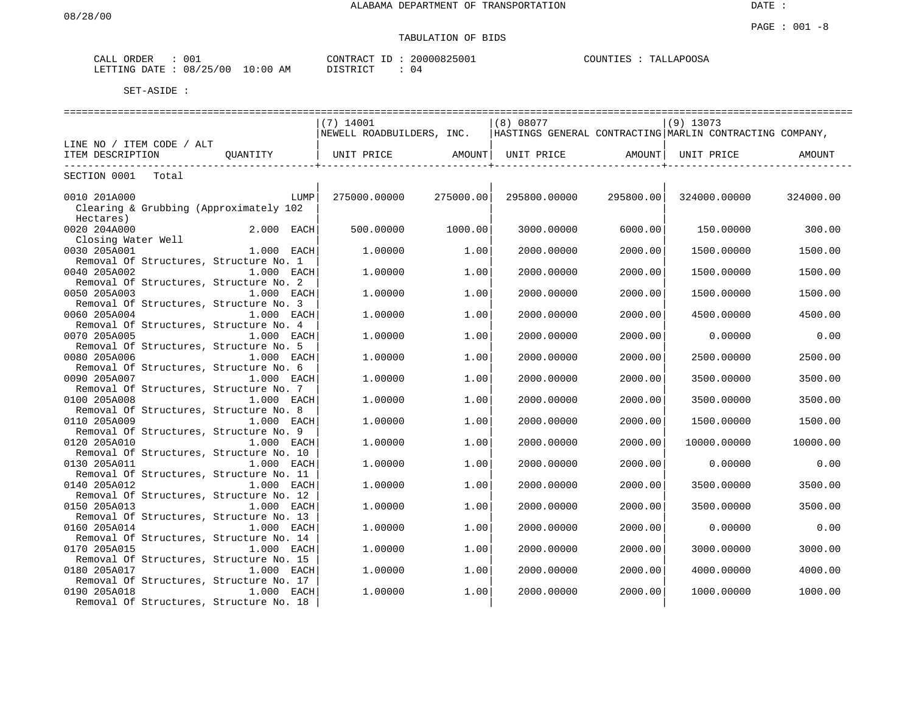ALABAMA DEPARTMENT OF TRANSPORTATION

DATE :

08/28/00

TABULATION OF BIDS

CALL ORDER : 001    CONTRACT ID : 20000825001    COUNTIES : TALLAPOOSA
LETTING DATE : 08/25/00 10:00 AM    DISTRICT : 04

SET-ASIDE :

| LINE NO / ITEM CODE / ALT | QUANTITY | (7) 14001 NEWELL ROADBUILDERS, INC. UNIT PRICE | AMOUNT | (8) 08077 HASTINGS GENERAL CONTRACTING UNIT PRICE | AMOUNT | (9) 13073 MARLIN CONTRACTING COMPANY, UNIT PRICE | AMOUNT |
|---|---|---|---|---|---|---|---|
| SECTION 0001 Total | | | | | | | |
| 0010 201A000 Clearing & Grubbing (Approximately 102 Hectares) | LUMP | 275000.00000 | 275000.00 | 295800.00000 | 295800.00 | 324000.00000 | 324000.00 |
| 0020 204A000 Closing Water Well | 2.000 EACH | 500.00000 | 1000.00 | 3000.00000 | 6000.00 | 150.00000 | 300.00 |
| 0030 205A001 Removal Of Structures, Structure No. 1 | 1.000 EACH | 1.00000 | 1.00 | 2000.00000 | 2000.00 | 1500.00000 | 1500.00 |
| 0040 205A002 Removal Of Structures, Structure No. 2 | 1.000 EACH | 1.00000 | 1.00 | 2000.00000 | 2000.00 | 1500.00000 | 1500.00 |
| 0050 205A003 Removal Of Structures, Structure No. 3 | 1.000 EACH | 1.00000 | 1.00 | 2000.00000 | 2000.00 | 1500.00000 | 1500.00 |
| 0060 205A004 Removal Of Structures, Structure No. 4 | 1.000 EACH | 1.00000 | 1.00 | 2000.00000 | 2000.00 | 4500.00000 | 4500.00 |
| 0070 205A005 Removal Of Structures, Structure No. 5 | 1.000 EACH | 1.00000 | 1.00 | 2000.00000 | 2000.00 | 0.00000 | 0.00 |
| 0080 205A006 Removal Of Structures, Structure No. 6 | 1.000 EACH | 1.00000 | 1.00 | 2000.00000 | 2000.00 | 2500.00000 | 2500.00 |
| 0090 205A007 Removal Of Structures, Structure No. 7 | 1.000 EACH | 1.00000 | 1.00 | 2000.00000 | 2000.00 | 3500.00000 | 3500.00 |
| 0100 205A008 Removal Of Structures, Structure No. 8 | 1.000 EACH | 1.00000 | 1.00 | 2000.00000 | 2000.00 | 3500.00000 | 3500.00 |
| 0110 205A009 Removal Of Structures, Structure No. 9 | 1.000 EACH | 1.00000 | 1.00 | 2000.00000 | 2000.00 | 1500.00000 | 1500.00 |
| 0120 205A010 Removal Of Structures, Structure No. 10 | 1.000 EACH | 1.00000 | 1.00 | 2000.00000 | 2000.00 | 10000.00000 | 10000.00 |
| 0130 205A011 Removal Of Structures, Structure No. 11 | 1.000 EACH | 1.00000 | 1.00 | 2000.00000 | 2000.00 | 0.00000 | 0.00 |
| 0140 205A012 Removal Of Structures, Structure No. 12 | 1.000 EACH | 1.00000 | 1.00 | 2000.00000 | 2000.00 | 3500.00000 | 3500.00 |
| 0150 205A013 Removal Of Structures, Structure No. 13 | 1.000 EACH | 1.00000 | 1.00 | 2000.00000 | 2000.00 | 3500.00000 | 3500.00 |
| 0160 205A014 Removal Of Structures, Structure No. 14 | 1.000 EACH | 1.00000 | 1.00 | 2000.00000 | 2000.00 | 0.00000 | 0.00 |
| 0170 205A015 Removal Of Structures, Structure No. 15 | 1.000 EACH | 1.00000 | 1.00 | 2000.00000 | 2000.00 | 3000.00000 | 3000.00 |
| 0180 205A017 Removal Of Structures, Structure No. 17 | 1.000 EACH | 1.00000 | 1.00 | 2000.00000 | 2000.00 | 4000.00000 | 4000.00 |
| 0190 205A018 Removal Of Structures, Structure No. 18 | 1.000 EACH | 1.00000 | 1.00 | 2000.00000 | 2000.00 | 1000.00000 | 1000.00 |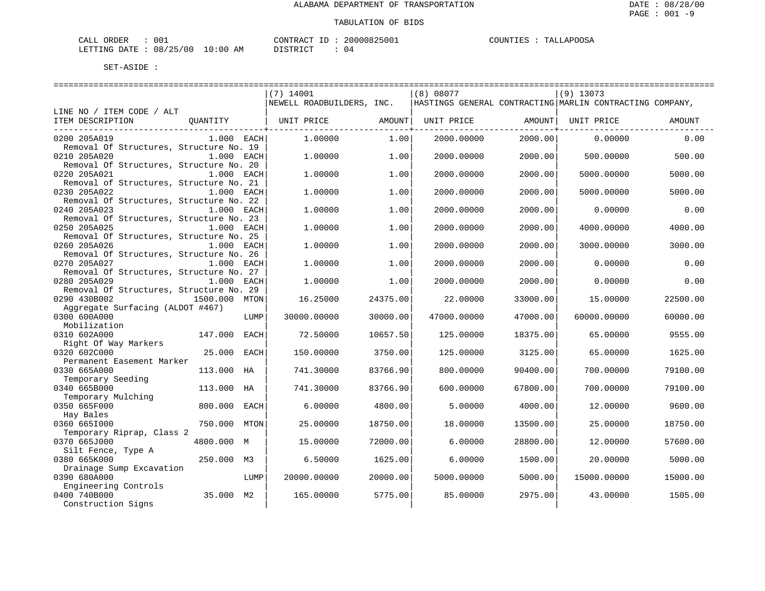ALABAMA DEPARTMENT OF TRANSPORTATION

TABULATION OF BIDS

CALL ORDER : 001    CONTRACT ID : 20000825001    COUNTIES : TALLAPOOSA
LETTING DATE : 08/25/00 10:00 AM    DISTRICT : 04

SET-ASIDE :

| LINE NO / ITEM CODE / ALT ITEM DESCRIPTION | QUANTITY | | (7) 14001 NEWELL ROADBUILDERS, INC. UNIT PRICE | AMOUNT | (8) 08077 HASTINGS GENERAL CONTRACTING UNIT PRICE | AMOUNT | (9) 13073 MARLIN CONTRACTING COMPANY, UNIT PRICE | AMOUNT |
|---|---|---|---|---|---|---|---|---|
| 0200 205A019 Removal Of Structures, Structure No. 19 | 1.000 | EACH | 1.00000 | 1.00 | 2000.00000 | 2000.00 | 0.00000 | 0.00 |
| 0210 205A020 Removal Of Structures, Structure No. 20 | 1.000 | EACH | 1.00000 | 1.00 | 2000.00000 | 2000.00 | 500.00000 | 500.00 |
| 0220 205A021 Removal of Structures, Structure No. 21 | 1.000 | EACH | 1.00000 | 1.00 | 2000.00000 | 2000.00 | 5000.00000 | 5000.00 |
| 0230 205A022 Removal Of Structures, Structure No. 22 | 1.000 | EACH | 1.00000 | 1.00 | 2000.00000 | 2000.00 | 5000.00000 | 5000.00 |
| 0240 205A023 Removal Of Structures, Structure No. 23 | 1.000 | EACH | 1.00000 | 1.00 | 2000.00000 | 2000.00 | 0.00000 | 0.00 |
| 0250 205A025 Removal Of Structures, Structure No. 25 | 1.000 | EACH | 1.00000 | 1.00 | 2000.00000 | 2000.00 | 4000.00000 | 4000.00 |
| 0260 205A026 Removal Of Structures, Structure No. 26 | 1.000 | EACH | 1.00000 | 1.00 | 2000.00000 | 2000.00 | 3000.00000 | 3000.00 |
| 0270 205A027 Removal Of Structures, Structure No. 27 | 1.000 | EACH | 1.00000 | 1.00 | 2000.00000 | 2000.00 | 0.00000 | 0.00 |
| 0280 205A029 Removal Of Structures, Structure No. 29 | 1.000 | EACH | 1.00000 | 1.00 | 2000.00000 | 2000.00 | 0.00000 | 0.00 |
| 0290 430B002 Aggregate Surfacing (ALDOT #467) | 1500.000 | MTON | 16.25000 | 24375.00 | 22.00000 | 33000.00 | 15.00000 | 22500.00 |
| 0300 600A000 Mobilization | | LUMP | 30000.00000 | 30000.00 | 47000.00000 | 47000.00 | 60000.00000 | 60000.00 |
| 0310 602A000 Right Of Way Markers | 147.000 | EACH | 72.50000 | 10657.50 | 125.00000 | 18375.00 | 65.00000 | 9555.00 |
| 0320 602C000 Permanent Easement Marker | 25.000 | EACH | 150.00000 | 3750.00 | 125.00000 | 3125.00 | 65.00000 | 1625.00 |
| 0330 665A000 Temporary Seeding | 113.000 | HA | 741.30000 | 83766.90 | 800.00000 | 90400.00 | 700.00000 | 79100.00 |
| 0340 665B000 Temporary Mulching | 113.000 | HA | 741.30000 | 83766.90 | 600.00000 | 67800.00 | 700.00000 | 79100.00 |
| 0350 665F000 Hay Bales | 800.000 | EACH | 6.00000 | 4800.00 | 5.00000 | 4000.00 | 12.00000 | 9600.00 |
| 0360 665I000 Temporary Riprap, Class 2 | 750.000 | MTON | 25.00000 | 18750.00 | 18.00000 | 13500.00 | 25.00000 | 18750.00 |
| 0370 665J000 Silt Fence, Type A | 4800.000 | M | 15.00000 | 72000.00 | 6.00000 | 28800.00 | 12.00000 | 57600.00 |
| 0380 665K000 Drainage Sump Excavation | 250.000 | M3 | 6.50000 | 1625.00 | 6.00000 | 1500.00 | 20.00000 | 5000.00 |
| 0390 680A000 Engineering Controls | | LUMP | 20000.00000 | 20000.00 | 5000.00000 | 5000.00 | 15000.00000 | 15000.00 |
| 0400 740B000 Construction Signs | 35.000 | M2 | 165.00000 | 5775.00 | 85.00000 | 2975.00 | 43.00000 | 1505.00 |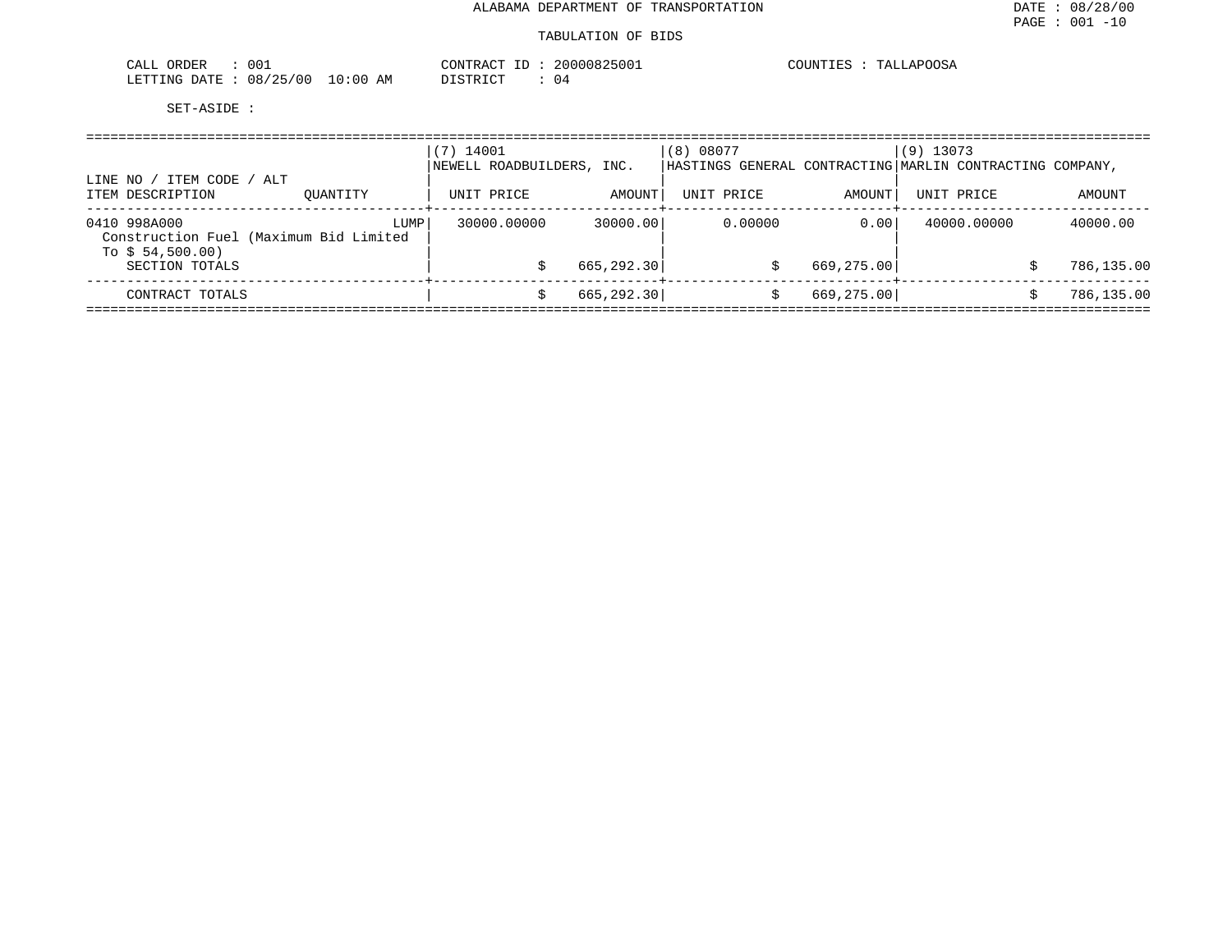ALABAMA DEPARTMENT OF TRANSPORTATION

TABULATION OF BIDS

CALL ORDER : 001
LETTING DATE : 08/25/00 10:00 AM

CONTRACT ID : 20000825001
DISTRICT : 04

COUNTIES : TALLAPOOSA

SET-ASIDE :

| LINE NO / ITEM CODE / ALT | | (7) 14001 NEWELL ROADBUILDERS, INC. | | (8) 08077 HASTINGS GENERAL CONTRACTING | | (9) 13073 MARLIN CONTRACTING COMPANY, | |
|---|---|---|---|---|---|---|---|
| ITEM DESCRIPTION | QUANTITY | UNIT PRICE | AMOUNT | UNIT PRICE | AMOUNT | UNIT PRICE | AMOUNT |
| 0410 998A000 Construction Fuel (Maximum Bid Limited To $ 54,500.00) | LUMP | 30000.00000 | 30000.00 | 0.00000 | 0.00 | 40000.00000 | 40000.00 |
| SECTION TOTALS | | | $ 665,292.30 | | $ 669,275.00 | | $ 786,135.00 |
| CONTRACT TOTALS | | | $ 665,292.30 | | $ 669,275.00 | | $ 786,135.00 |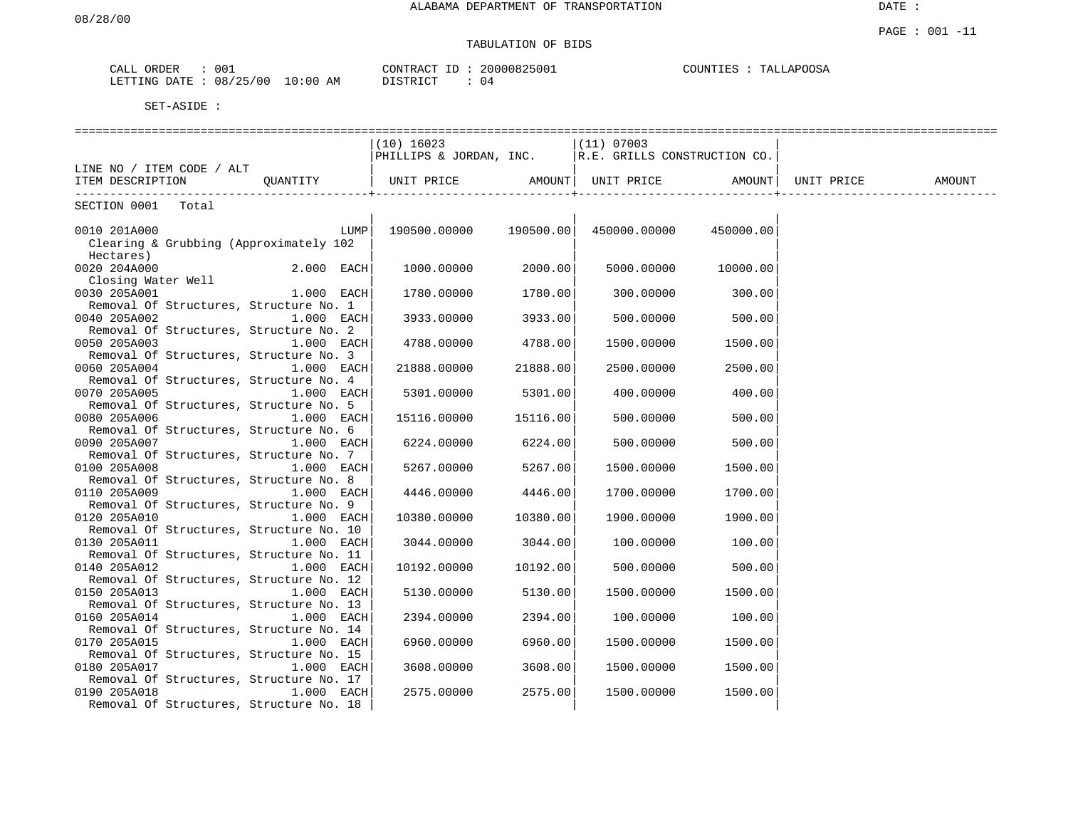ALABAMA DEPARTMENT OF TRANSPORTATION

DATE :

08/28/00

PAGE : 001 -11

TABULATION OF BIDS

CALL ORDER : 001 CONTRACT ID : 20000825001 COUNTIES : TALLAPOOSA
LETTING DATE : 08/25/00 10:00 AM DISTRICT : 04

SET-ASIDE :

| LINE NO / ITEM CODE / ALT<br>ITEM DESCRIPTION | QUANTITY | (10) 16023<br>PHILLIPS & JORDAN, INC.<br>UNIT PRICE | AMOUNT | (11) 07003<br>R.E. GRILLS CONSTRUCTION CO.<br>UNIT PRICE | AMOUNT | UNIT PRICE | AMOUNT |
|---|---|---|---|---|---|---|---|
| SECTION 0001 Total | | | | | | | |
| 0010 201A000<br>Clearing & Grubbing (Approximately 102 Hectares) | LUMP | 190500.00000 | 190500.00 | 450000.00000 | 450000.00 | | |
| 0020 204A000<br>Closing Water Well | 2.000 EACH | 1000.00000 | 2000.00 | 5000.00000 | 10000.00 | | |
| 0030 205A001<br>Removal Of Structures, Structure No. 1 | 1.000 EACH | 1780.00000 | 1780.00 | 300.00000 | 300.00 | | |
| 0040 205A002<br>Removal Of Structures, Structure No. 2 | 1.000 EACH | 3933.00000 | 3933.00 | 500.00000 | 500.00 | | |
| 0050 205A003<br>Removal Of Structures, Structure No. 3 | 1.000 EACH | 4788.00000 | 4788.00 | 1500.00000 | 1500.00 | | |
| 0060 205A004<br>Removal Of Structures, Structure No. 4 | 1.000 EACH | 21888.00000 | 21888.00 | 2500.00000 | 2500.00 | | |
| 0070 205A005<br>Removal Of Structures, Structure No. 5 | 1.000 EACH | 5301.00000 | 5301.00 | 400.00000 | 400.00 | | |
| 0080 205A006<br>Removal Of Structures, Structure No. 6 | 1.000 EACH | 15116.00000 | 15116.00 | 500.00000 | 500.00 | | |
| 0090 205A007<br>Removal Of Structures, Structure No. 7 | 1.000 EACH | 6224.00000 | 6224.00 | 500.00000 | 500.00 | | |
| 0100 205A008<br>Removal Of Structures, Structure No. 8 | 1.000 EACH | 5267.00000 | 5267.00 | 1500.00000 | 1500.00 | | |
| 0110 205A009<br>Removal Of Structures, Structure No. 9 | 1.000 EACH | 4446.00000 | 4446.00 | 1700.00000 | 1700.00 | | |
| 0120 205A010<br>Removal Of Structures, Structure No. 10 | 1.000 EACH | 10380.00000 | 10380.00 | 1900.00000 | 1900.00 | | |
| 0130 205A011<br>Removal Of Structures, Structure No. 11 | 1.000 EACH | 3044.00000 | 3044.00 | 100.00000 | 100.00 | | |
| 0140 205A012<br>Removal Of Structures, Structure No. 12 | 1.000 EACH | 10192.00000 | 10192.00 | 500.00000 | 500.00 | | |
| 0150 205A013<br>Removal Of Structures, Structure No. 13 | 1.000 EACH | 5130.00000 | 5130.00 | 1500.00000 | 1500.00 | | |
| 0160 205A014<br>Removal Of Structures, Structure No. 14 | 1.000 EACH | 2394.00000 | 2394.00 | 100.00000 | 100.00 | | |
| 0170 205A015<br>Removal Of Structures, Structure No. 15 | 1.000 EACH | 6960.00000 | 6960.00 | 1500.00000 | 1500.00 | | |
| 0180 205A017<br>Removal Of Structures, Structure No. 17 | 1.000 EACH | 3608.00000 | 3608.00 | 1500.00000 | 1500.00 | | |
| 0190 205A018<br>Removal Of Structures, Structure No. 18 | 1.000 EACH | 2575.00000 | 2575.00 | 1500.00000 | 1500.00 | | |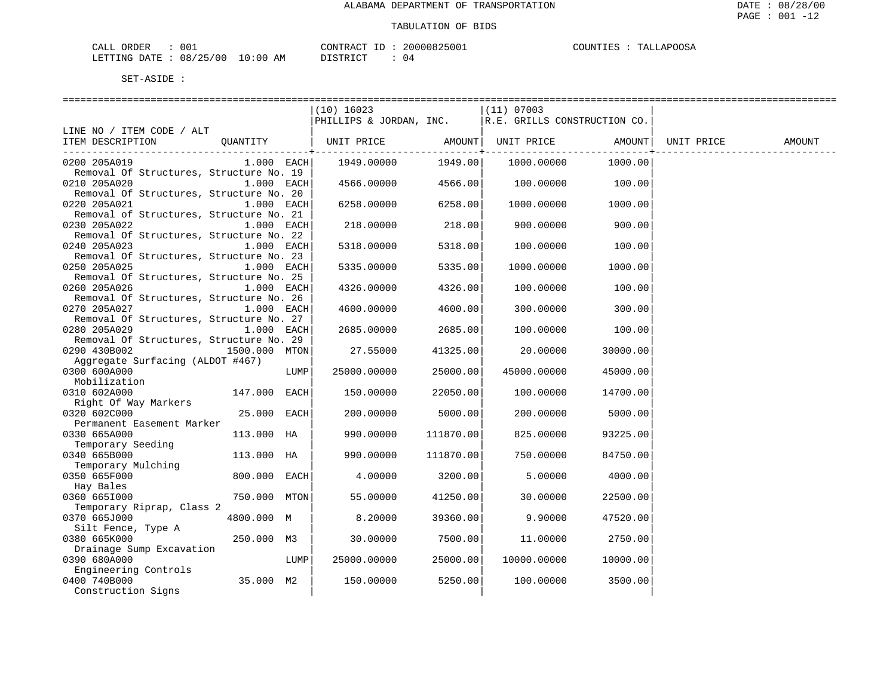ALABAMA DEPARTMENT OF TRANSPORTATION

TABULATION OF BIDS

CALL ORDER : 001 CONTRACT ID : 20000825001 COUNTIES : TALLAPOOSA
LETTING DATE : 08/25/00 10:00 AM DISTRICT : 04

SET-ASIDE :

| LINE NO / ITEM CODE / ALT ITEM DESCRIPTION | QUANTITY | (10) 16023 PHILLIPS & JORDAN, INC. UNIT PRICE | AMOUNT | (11) 07003 R.E. GRILLS CONSTRUCTION CO. UNIT PRICE | AMOUNT | UNIT PRICE | AMOUNT |
|---|---|---|---|---|---|---|---|
| 0200 205A019 Removal Of Structures, Structure No. 19 | 1.000 EACH | 1949.00000 | 1949.00 | 1000.00000 | 1000.00 | | |
| 0210 205A020 Removal Of Structures, Structure No. 20 | 1.000 EACH | 4566.00000 | 4566.00 | 100.00000 | 100.00 | | |
| 0220 205A021 Removal of Structures, Structure No. 21 | 1.000 EACH | 6258.00000 | 6258.00 | 1000.00000 | 1000.00 | | |
| 0230 205A022 Removal Of Structures, Structure No. 22 | 1.000 EACH | 218.00000 | 218.00 | 900.00000 | 900.00 | | |
| 0240 205A023 Removal Of Structures, Structure No. 23 | 1.000 EACH | 5318.00000 | 5318.00 | 100.00000 | 100.00 | | |
| 0250 205A025 Removal Of Structures, Structure No. 25 | 1.000 EACH | 5335.00000 | 5335.00 | 1000.00000 | 1000.00 | | |
| 0260 205A026 Removal Of Structures, Structure No. 26 | 1.000 EACH | 4326.00000 | 4326.00 | 100.00000 | 100.00 | | |
| 0270 205A027 Removal Of Structures, Structure No. 27 | 1.000 EACH | 4600.00000 | 4600.00 | 300.00000 | 300.00 | | |
| 0280 205A029 Removal Of Structures, Structure No. 29 | 1.000 EACH | 2685.00000 | 2685.00 | 100.00000 | 100.00 | | |
| 0290 430B002 Aggregate Surfacing (ALDOT #467) | 1500.000 MTON | 27.55000 | 41325.00 | 20.00000 | 30000.00 | | |
| 0300 600A000 Mobilization | LUMP | 25000.00000 | 25000.00 | 45000.00000 | 45000.00 | | |
| 0310 602A000 Right Of Way Markers | 147.000 EACH | 150.00000 | 22050.00 | 100.00000 | 14700.00 | | |
| 0320 602C000 Permanent Easement Marker | 25.000 EACH | 200.00000 | 5000.00 | 200.00000 | 5000.00 | | |
| 0330 665A000 Temporary Seeding | 113.000 HA | 990.00000 | 111870.00 | 825.00000 | 93225.00 | | |
| 0340 665B000 Temporary Mulching | 113.000 HA | 990.00000 | 111870.00 | 750.00000 | 84750.00 | | |
| 0350 665F000 Hay Bales | 800.000 EACH | 4.00000 | 3200.00 | 5.00000 | 4000.00 | | |
| 0360 665I000 Temporary Riprap, Class 2 | 750.000 MTON | 55.00000 | 41250.00 | 30.00000 | 22500.00 | | |
| 0370 665J000 Silt Fence, Type A | 4800.000 M | 8.20000 | 39360.00 | 9.90000 | 47520.00 | | |
| 0380 665K000 Drainage Sump Excavation | 250.000 M3 | 30.00000 | 7500.00 | 11.00000 | 2750.00 | | |
| 0390 680A000 Engineering Controls | LUMP | 25000.00000 | 25000.00 | 10000.00000 | 10000.00 | | |
| 0400 740B000 Construction Signs | 35.000 M2 | 150.00000 | 5250.00 | 100.00000 | 3500.00 | | |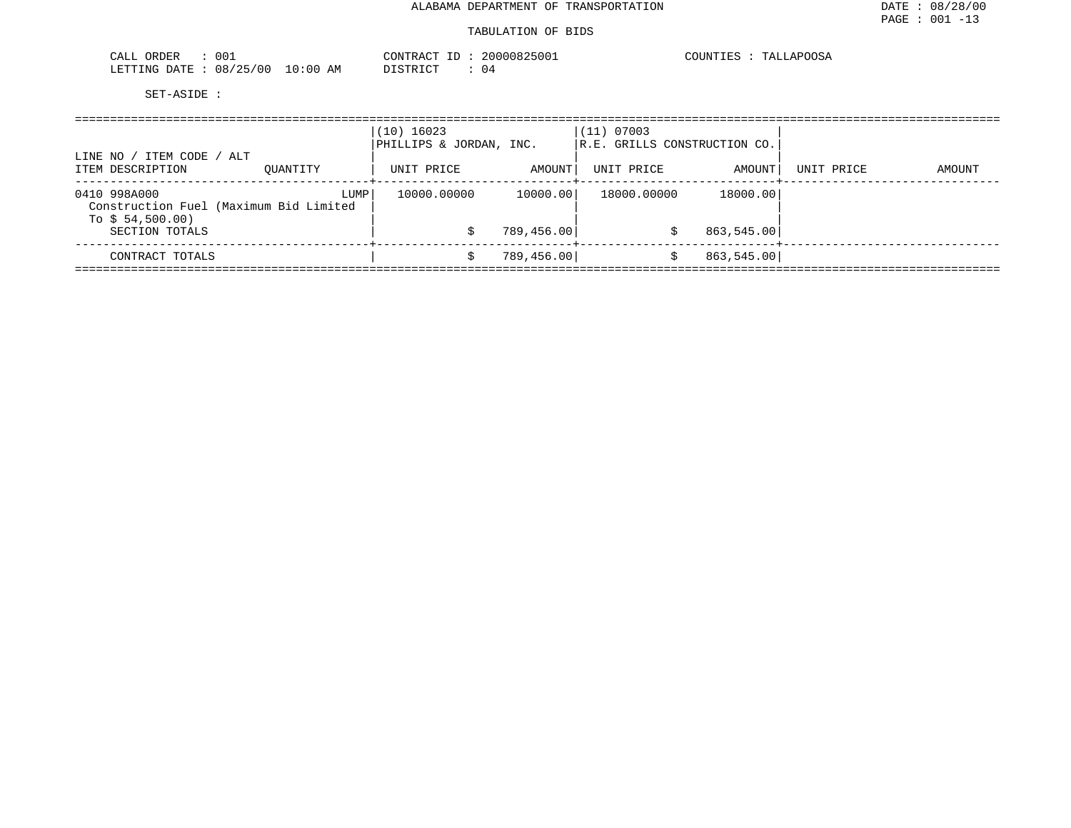ALABAMA DEPARTMENT OF TRANSPORTATION

TABULATION OF BIDS

CALL ORDER : 001
LETTING DATE : 08/25/00 10:00 AM

CONTRACT ID : 20000825001
DISTRICT : 04

COUNTIES : TALLAPOOSA

SET-ASIDE :

| LINE NO / ITEM CODE / ALT<br>ITEM DESCRIPTION | QUANTITY | (10) 16023<br>PHILLIPS & JORDAN, INC.<br>UNIT PRICE | AMOUNT | (11) 07003<br>R.E. GRILLS CONSTRUCTION CO.<br>UNIT PRICE | AMOUNT | UNIT PRICE | AMOUNT |
|---|---|---|---|---|---|---|---|
| 0410 998A000<br>Construction Fuel (Maximum Bid Limited To $ 54,500.00) | LUMP | 10000.00000 | 10000.00 | 18000.00000 | 18000.00 | | |
| SECTION TOTALS | | | $ 789,456.00 | | $ 863,545.00 | | |
| CONTRACT TOTALS | | | $ 789,456.00 | | $ 863,545.00 | | |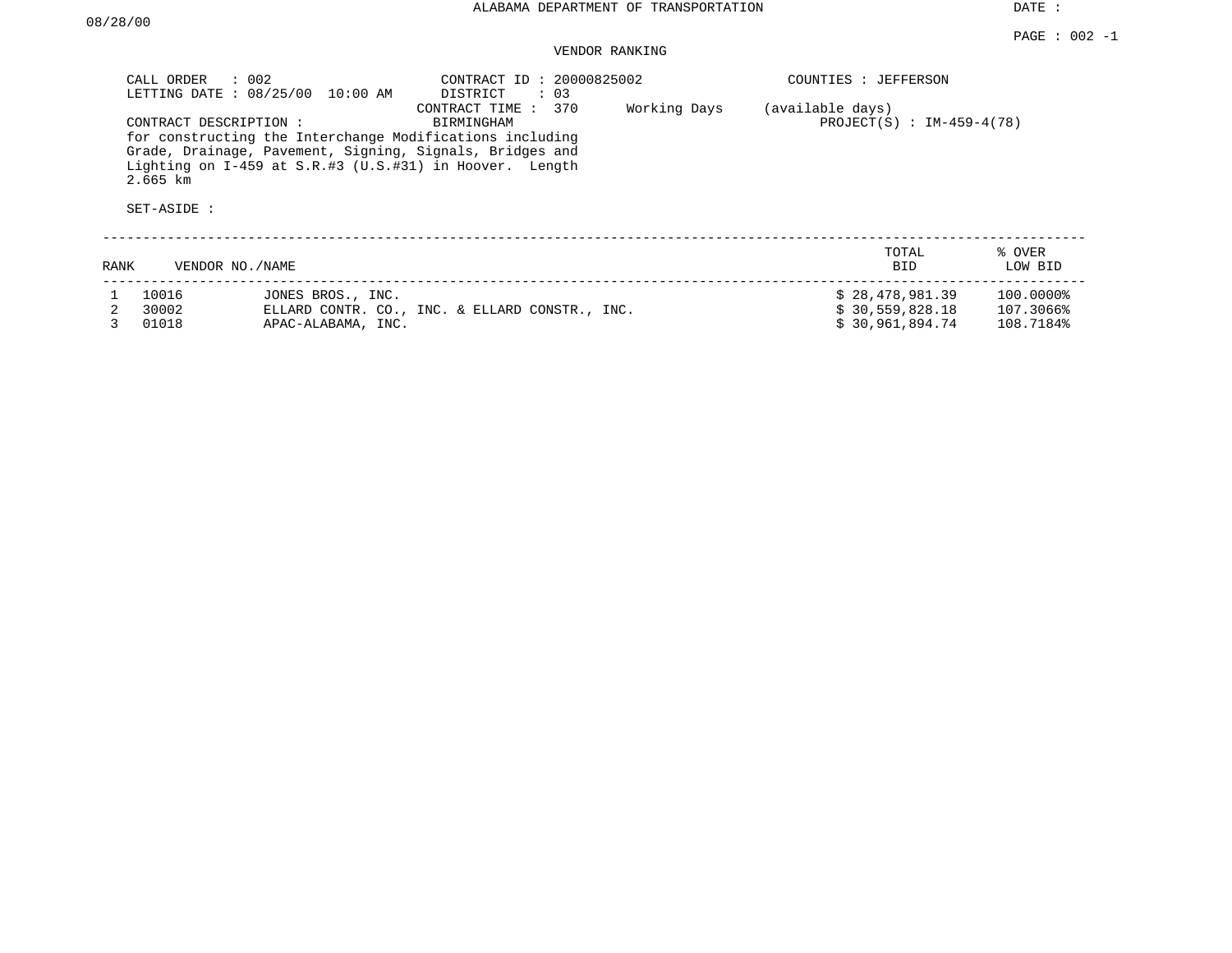# ALABAMA DEPARTMENT OF TRANSPORTATION

DATE : 08/28/00

## VENDOR RANKING

CALL ORDER : 002
LETTING DATE : 08/25/00 10:00 AM

CONTRACT ID : 20000825002
DISTRICT : 03
CONTRACT TIME : 370 Working Days (available days)
BIRMINGHAM

COUNTIES : JEFFERSON
PROJECT(S) : IM-459-4(78)

CONTRACT DESCRIPTION :
for constructing the Interchange Modifications including Grade, Drainage, Pavement, Signing, Signals, Bridges and Lighting on I-459 at S.R.#3 (U.S.#31) in Hoover. Length 2.665 km

SET-ASIDE :

| RANK | VENDOR NO. | NAME | TOTAL BID | % OVER LOW BID |
|---|---|---|---|---|
| 1 | 10016 | JONES BROS., INC. | $ 28,478,981.39 | 100.0000% |
| 2 | 30002 | ELLARD CONTR. CO., INC. & ELLARD CONSTR., INC. | $ 30,559,828.18 | 107.3066% |
| 3 | 01018 | APAC-ALABAMA, INC. | $ 30,961,894.74 | 108.7184% |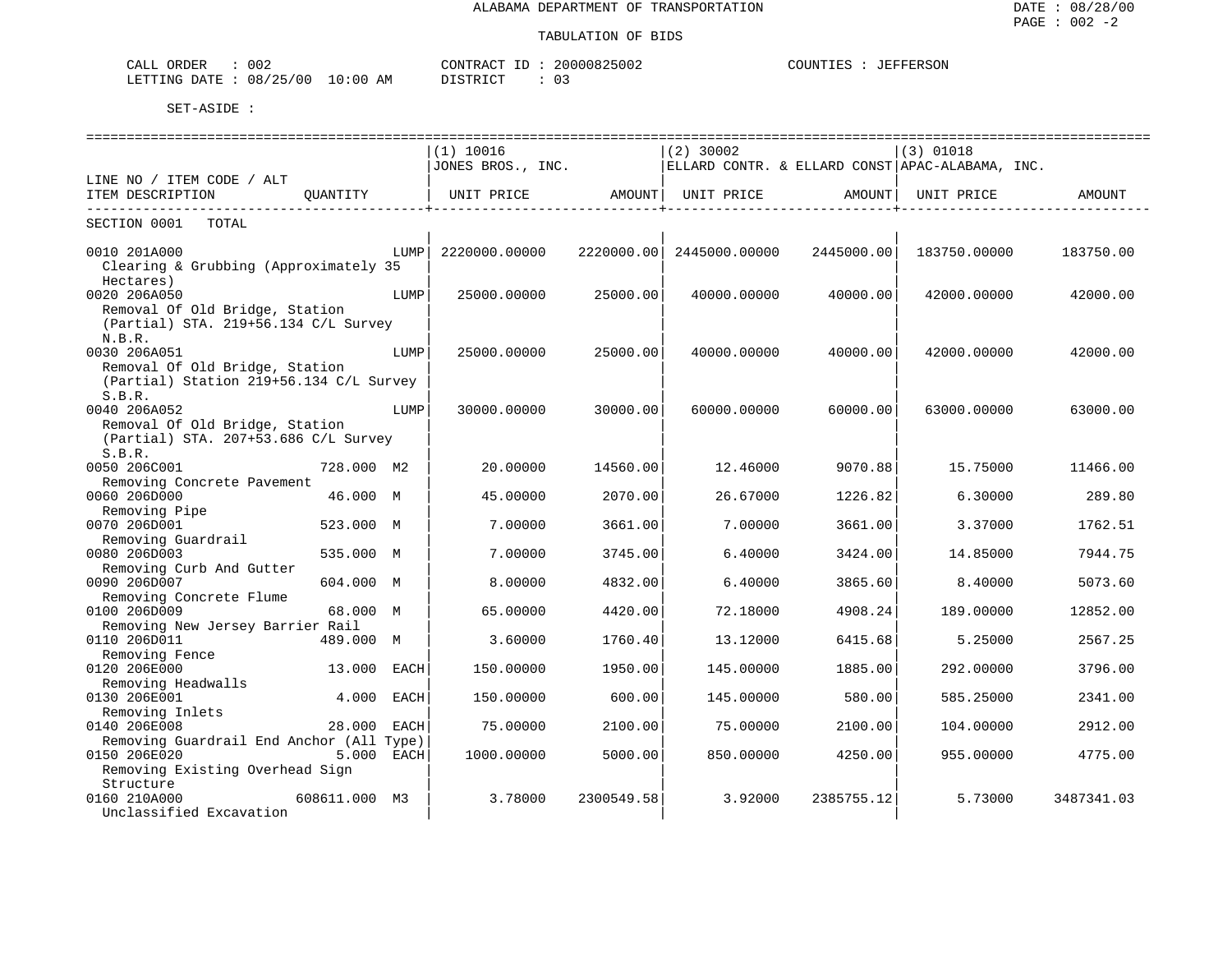ALABAMA DEPARTMENT OF TRANSPORTATION

TABULATION OF BIDS

CALL ORDER : 002 CONTRACT ID : 20000825002 COUNTIES : JEFFERSON
LETTING DATE : 08/25/00 10:00 AM DISTRICT : 03

SET-ASIDE :

| LINE NO / ITEM CODE / ALT ITEM DESCRIPTION | QUANTITY | (1) 10016 JONES BROS., INC. UNIT PRICE | AMOUNT | (2) 30002 ELLARD CONTR. & ELLARD CONST UNIT PRICE | AMOUNT | (3) 01018 APAC-ALABAMA, INC. UNIT PRICE | AMOUNT |
|---|---|---|---|---|---|---|---|
| SECTION 0001 TOTAL | | | | | | | |
| 0010 201A000 Clearing & Grubbing (Approximately 35 Hectares) | LUMP | 2220000.00000 | 2220000.00 | 2445000.00000 | 2445000.00 | 183750.00000 | 183750.00 |
| 0020 206A050 Removal Of Old Bridge, Station (Partial) STA. 219+56.134 C/L Survey N.B.R. | LUMP | 25000.00000 | 25000.00 | 40000.00000 | 40000.00 | 42000.00000 | 42000.00 |
| 0030 206A051 Removal Of Old Bridge, Station (Partial) Station 219+56.134 C/L Survey S.B.R. | LUMP | 25000.00000 | 25000.00 | 40000.00000 | 40000.00 | 42000.00000 | 42000.00 |
| 0040 206A052 Removal Of Old Bridge, Station (Partial) STA. 207+53.686 C/L Survey S.B.R. | LUMP | 30000.00000 | 30000.00 | 60000.00000 | 60000.00 | 63000.00000 | 63000.00 |
| 0050 206C001 Removing Concrete Pavement | 728.000 M2 | 20.00000 | 14560.00 | 12.46000 | 9070.88 | 15.75000 | 11466.00 |
| 0060 206D000 Removing Pipe | 46.000 M | 45.00000 | 2070.00 | 26.67000 | 1226.82 | 6.30000 | 289.80 |
| 0070 206D001 Removing Guardrail | 523.000 M | 7.00000 | 3661.00 | 7.00000 | 3661.00 | 3.37000 | 1762.51 |
| 0080 206D003 Removing Curb And Gutter | 535.000 M | 7.00000 | 3745.00 | 6.40000 | 3424.00 | 14.85000 | 7944.75 |
| 0090 206D007 Removing Concrete Flume | 604.000 M | 8.00000 | 4832.00 | 6.40000 | 3865.60 | 8.40000 | 5073.60 |
| 0100 206D009 Removing New Jersey Barrier Rail | 68.000 M | 65.00000 | 4420.00 | 72.18000 | 4908.24 | 189.00000 | 12852.00 |
| 0110 206D011 Removing Fence | 489.000 M | 3.60000 | 1760.40 | 13.12000 | 6415.68 | 5.25000 | 2567.25 |
| 0120 206E000 Removing Headwalls | 13.000 EACH | 150.00000 | 1950.00 | 145.00000 | 1885.00 | 292.00000 | 3796.00 |
| 0130 206E001 Removing Inlets | 4.000 EACH | 150.00000 | 600.00 | 145.00000 | 580.00 | 585.25000 | 2341.00 |
| 0140 206E008 Removing Guardrail End Anchor (All Type) | 28.000 EACH | 75.00000 | 2100.00 | 75.00000 | 2100.00 | 104.00000 | 2912.00 |
| 0150 206E020 Removing Existing Overhead Sign Structure | 5.000 EACH | 1000.00000 | 5000.00 | 850.00000 | 4250.00 | 955.00000 | 4775.00 |
| 0160 210A000 Unclassified Excavation | 608611.000 M3 | 3.78000 | 2300549.58 | 3.92000 | 2385755.12 | 5.73000 | 3487341.03 |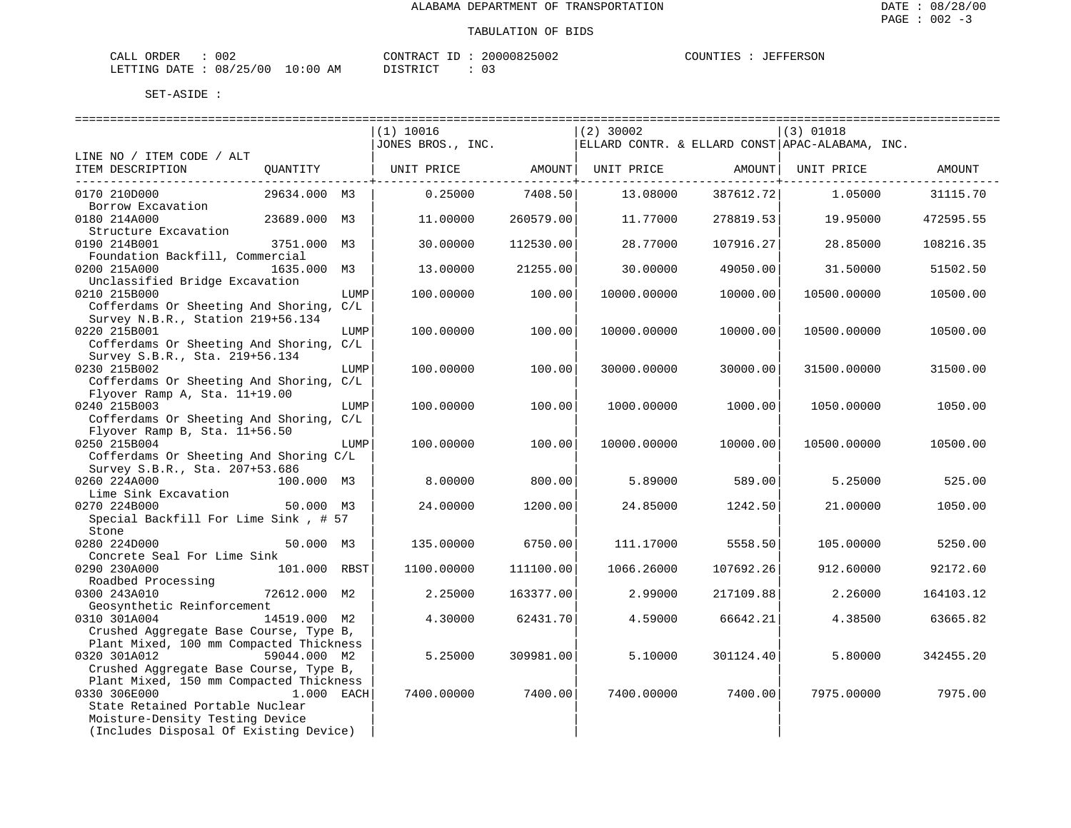ALABAMA DEPARTMENT OF TRANSPORTATION

TABULATION OF BIDS

CALL ORDER : 002 CONTRACT ID : 20000825002 COUNTIES : JEFFERSON
LETTING DATE : 08/25/00 10:00 AM DISTRICT : 03

SET-ASIDE :

| LINE NO / ITEM CODE / ALT ITEM DESCRIPTION | QUANTITY | (1) 10016 JONES BROS., INC. UNIT PRICE | AMOUNT | (2) 30002 ELLARD CONTR. & ELLARD CONST UNIT PRICE | AMOUNT | (3) 01018 APAC-ALABAMA, INC. UNIT PRICE | AMOUNT |
|---|---|---|---|---|---|---|---|
| 0170 210D000 Borrow Excavation | 29634.000 M3 | 0.25000 | 7408.50 | 13.08000 | 387612.72 | 1.05000 | 31115.70 |
| 0180 214A000 Structure Excavation | 23689.000 M3 | 11.00000 | 260579.00 | 11.77000 | 278819.53 | 19.95000 | 472595.55 |
| 0190 214B001 Foundation Backfill, Commercial | 3751.000 M3 | 30.00000 | 112530.00 | 28.77000 | 107916.27 | 28.85000 | 108216.35 |
| 0200 215A000 Unclassified Bridge Excavation | 1635.000 M3 | 13.00000 | 21255.00 | 30.00000 | 49050.00 | 31.50000 | 51502.50 |
| 0210 215B000 Cofferdams Or Sheeting And Shoring, C/L Survey N.B.R., Station 219+56.134 | LUMP | 100.00000 | 100.00 | 10000.00000 | 10000.00 | 10500.00000 | 10500.00 |
| 0220 215B001 Cofferdams Or Sheeting And Shoring, C/L Survey S.B.R., Sta. 219+56.134 | LUMP | 100.00000 | 100.00 | 10000.00000 | 10000.00 | 10500.00000 | 10500.00 |
| 0230 215B002 Cofferdams Or Sheeting And Shoring, C/L Flyover Ramp A, Sta. 11+19.00 | LUMP | 100.00000 | 100.00 | 30000.00000 | 30000.00 | 31500.00000 | 31500.00 |
| 0240 215B003 Cofferdams Or Sheeting And Shoring, C/L Flyover Ramp B, Sta. 11+56.50 | LUMP | 100.00000 | 100.00 | 1000.00000 | 1000.00 | 1050.00000 | 1050.00 |
| 0250 215B004 Cofferdams Or Sheeting And Shoring C/L Survey S.B.R., Sta. 207+53.686 | LUMP | 100.00000 | 100.00 | 10000.00000 | 10000.00 | 10500.00000 | 10500.00 |
| 0260 224A000 Lime Sink Excavation | 100.000 M3 | 8.00000 | 800.00 | 5.89000 | 589.00 | 5.25000 | 525.00 |
| 0270 224B000 Special Backfill For Lime Sink , # 57 Stone | 50.000 M3 | 24.00000 | 1200.00 | 24.85000 | 1242.50 | 21.00000 | 1050.00 |
| 0280 224D000 Concrete Seal For Lime Sink | 50.000 M3 | 135.00000 | 6750.00 | 111.17000 | 5558.50 | 105.00000 | 5250.00 |
| 0290 230A000 Roadbed Processing | 101.000 RBST | 1100.00000 | 111100.00 | 1066.26000 | 107692.26 | 912.60000 | 92172.60 |
| 0300 243A010 Geosynthetic Reinforcement | 72612.000 M2 | 2.25000 | 163377.00 | 2.99000 | 217109.88 | 2.26000 | 164103.12 |
| 0310 301A004 Crushed Aggregate Base Course, Type B, Plant Mixed, 100 mm Compacted Thickness | 14519.000 M2 | 4.30000 | 62431.70 | 4.59000 | 66642.21 | 4.38500 | 63665.82 |
| 0320 301A012 Crushed Aggregate Base Course, Type B, Plant Mixed, 150 mm Compacted Thickness | 59044.000 M2 | 5.25000 | 309981.00 | 5.10000 | 301124.40 | 5.80000 | 342455.20 |
| 0330 306E000 State Retained Portable Nuclear Moisture-Density Testing Device (Includes Disposal Of Existing Device) | 1.000 EACH | 7400.00000 | 7400.00 | 7400.00000 | 7400.00 | 7975.00000 | 7975.00 |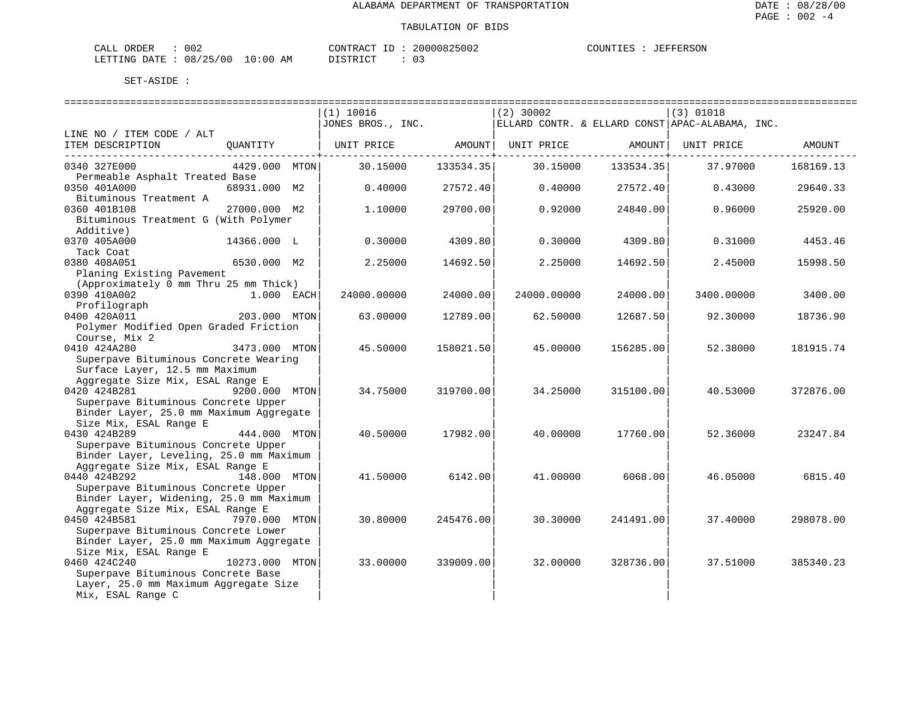# ALABAMA DEPARTMENT OF TRANSPORTATION

## TABULATION OF BIDS

CALL ORDER : 002 CONTRACT ID : 20000825002 COUNTIES : JEFFERSON
LETTING DATE : 08/25/00 10:00 AM DISTRICT : 03

SET-ASIDE :

| LINE NO / ITEM CODE / ALT ITEM DESCRIPTION | QUANTITY | (1) 10016 JONES BROS., INC. UNIT PRICE | AMOUNT | (2) 30002 ELLARD CONTR. & ELLARD CONST UNIT PRICE | AMOUNT | (3) 01018 APAC-ALABAMA, INC. UNIT PRICE | AMOUNT |
|---|---|---|---|---|---|---|---|
| 0340 327E000 Permeable Asphalt Treated Base | 4429.000 MTON | 30.15000 | 133534.35 | 30.15000 | 133534.35 | 37.97000 | 168169.13 |
| 0350 401A000 Bituminous Treatment A | 68931.000 M2 | 0.40000 | 27572.40 | 0.40000 | 27572.40 | 0.43000 | 29640.33 |
| 0360 401B108 Bituminous Treatment G (With Polymer Additive) | 27000.000 M2 | 1.10000 | 29700.00 | 0.92000 | 24840.00 | 0.96000 | 25920.00 |
| 0370 405A000 Tack Coat | 14366.000 L | 0.30000 | 4309.80 | 0.30000 | 4309.80 | 0.31000 | 4453.46 |
| 0380 408A051 Planing Existing Pavement (Approximately 0 mm Thru 25 mm Thick) | 6530.000 M2 | 2.25000 | 14692.50 | 2.25000 | 14692.50 | 2.45000 | 15998.50 |
| 0390 410A002 Profilograph | 1.000 EACH | 24000.00000 | 24000.00 | 24000.00000 | 24000.00 | 3400.00000 | 3400.00 |
| 0400 420A011 Polymer Modified Open Graded Friction Course, Mix 2 | 203.000 MTON | 63.00000 | 12789.00 | 62.50000 | 12687.50 | 92.30000 | 18736.90 |
| 0410 424A280 Superpave Bituminous Concrete Wearing Surface Layer, 12.5 mm Maximum Aggregate Size Mix, ESAL Range E | 3473.000 MTON | 45.50000 | 158021.50 | 45.00000 | 156285.00 | 52.38000 | 181915.74 |
| 0420 424B281 Superpave Bituminous Concrete Upper Binder Layer, 25.0 mm Maximum Aggregate Size Mix, ESAL Range E | 9200.000 MTON | 34.75000 | 319700.00 | 34.25000 | 315100.00 | 40.53000 | 372876.00 |
| 0430 424B289 Superpave Bituminous Concrete Upper Binder Layer, Leveling, 25.0 mm Maximum Aggregate Size Mix, ESAL Range E | 444.000 MTON | 40.50000 | 17982.00 | 40.00000 | 17760.00 | 52.36000 | 23247.84 |
| 0440 424B292 Superpave Bituminous Concrete Upper Binder Layer, Widening, 25.0 mm Maximum Aggregate Size Mix, ESAL Range E | 148.000 MTON | 41.50000 | 6142.00 | 41.00000 | 6068.00 | 46.05000 | 6815.40 |
| 0450 424B581 Superpave Bituminous Concrete Lower Binder Layer, 25.0 mm Maximum Aggregate Size Mix, ESAL Range E | 7970.000 MTON | 30.80000 | 245476.00 | 30.30000 | 241491.00 | 37.40000 | 298078.00 |
| 0460 424C240 Superpave Bituminous Concrete Base Layer, 25.0 mm Maximum Aggregate Size Mix, ESAL Range C | 10273.000 MTON | 33.00000 | 339009.00 | 32.00000 | 328736.00 | 37.51000 | 385340.23 |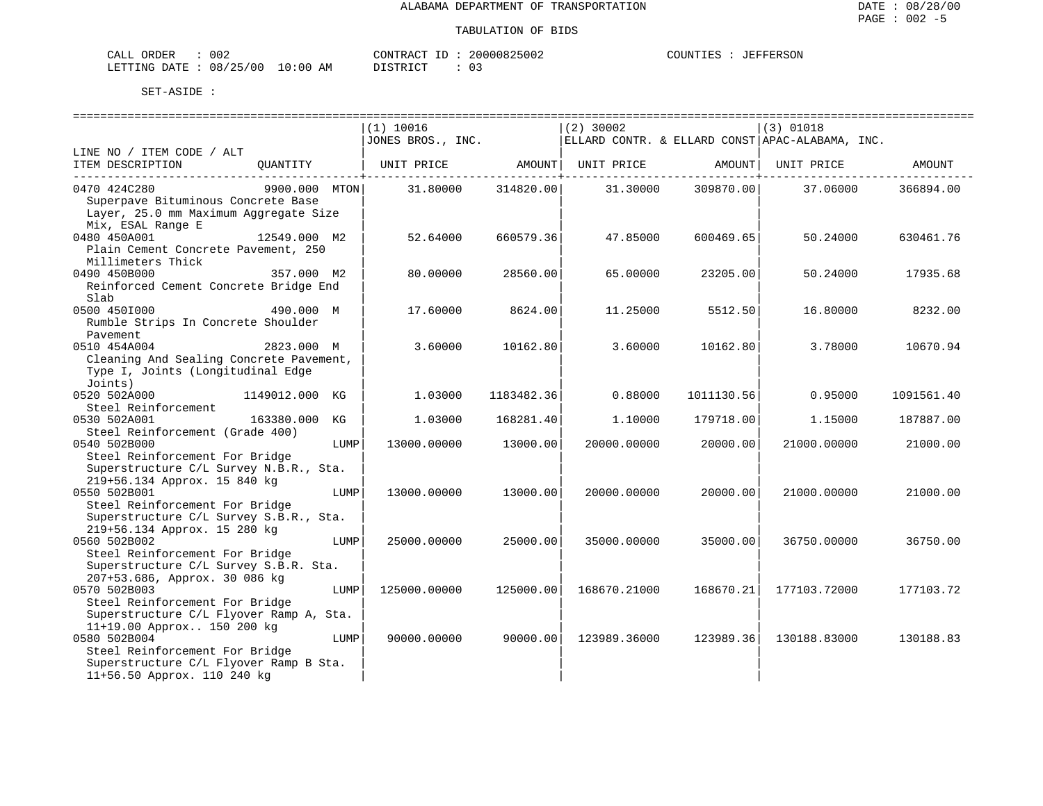ALABAMA DEPARTMENT OF TRANSPORTATION

TABULATION OF BIDS

CALL ORDER : 002 CONTRACT ID : 20000825002 COUNTIES : JEFFERSON
LETTING DATE : 08/25/00 10:00 AM DISTRICT : 03

SET-ASIDE :

| LINE NO / ITEM CODE / ALT ITEM DESCRIPTION | QUANTITY | (1) 10016 JONES BROS., INC. UNIT PRICE | AMOUNT | (2) 30002 ELLARD CONTR. & ELLARD CONST UNIT PRICE | AMOUNT | (3) 01018 APAC-ALABAMA, INC. UNIT PRICE | AMOUNT |
|---|---|---|---|---|---|---|---|
| 0470 424C280 Superpave Bituminous Concrete Base Layer, 25.0 mm Maximum Aggregate Size Mix, ESAL Range E | 9900.000 MTON | 31.80000 | 314820.00 | 31.30000 | 309870.00 | 37.06000 | 366894.00 |
| 0480 450A001 Plain Cement Concrete Pavement, 250 Millimeters Thick | 12549.000 M2 | 52.64000 | 660579.36 | 47.85000 | 600469.65 | 50.24000 | 630461.76 |
| 0490 450B000 Reinforced Cement Concrete Bridge End Slab | 357.000 M2 | 80.00000 | 28560.00 | 65.00000 | 23205.00 | 50.24000 | 17935.68 |
| 0500 450I000 Rumble Strips In Concrete Shoulder Pavement | 490.000 M | 17.60000 | 8624.00 | 11.25000 | 5512.50 | 16.80000 | 8232.00 |
| 0510 454A004 Cleaning And Sealing Concrete Pavement, Type I, Joints (Longitudinal Edge Joints) | 2823.000 M | 3.60000 | 10162.80 | 3.60000 | 10162.80 | 3.78000 | 10670.94 |
| 0520 502A000 Steel Reinforcement | 1149012.000 KG | 1.03000 | 1183482.36 | 0.88000 | 1011130.56 | 0.95000 | 1091561.40 |
| 0530 502A001 Steel Reinforcement (Grade 400) | 163380.000 KG | 1.03000 | 168281.40 | 1.10000 | 179718.00 | 1.15000 | 187887.00 |
| 0540 502B000 Steel Reinforcement For Bridge Superstructure C/L Survey N.B.R., Sta. 219+56.134 Approx. 15 840 kg | LUMP | 13000.00000 | 13000.00 | 20000.00000 | 20000.00 | 21000.00000 | 21000.00 |
| 0550 502B001 Steel Reinforcement For Bridge Superstructure C/L Survey S.B.R., Sta. 219+56.134 Approx. 15 280 kg | LUMP | 13000.00000 | 13000.00 | 20000.00000 | 20000.00 | 21000.00000 | 21000.00 |
| 0560 502B002 Steel Reinforcement For Bridge Superstructure C/L Survey S.B.R. Sta. 207+53.686, Approx. 30 086 kg | LUMP | 25000.00000 | 25000.00 | 35000.00000 | 35000.00 | 36750.00000 | 36750.00 |
| 0570 502B003 Steel Reinforcement For Bridge Superstructure C/L Flyover Ramp A, Sta. 11+19.00 Approx.. 150 200 kg | LUMP | 125000.00000 | 125000.00 | 168670.21000 | 168670.21 | 177103.72000 | 177103.72 |
| 0580 502B004 Steel Reinforcement For Bridge Superstructure C/L Flyover Ramp B Sta. 11+56.50 Approx. 110 240 kg | LUMP | 90000.00000 | 90000.00 | 123989.36000 | 123989.36 | 130188.83000 | 130188.83 |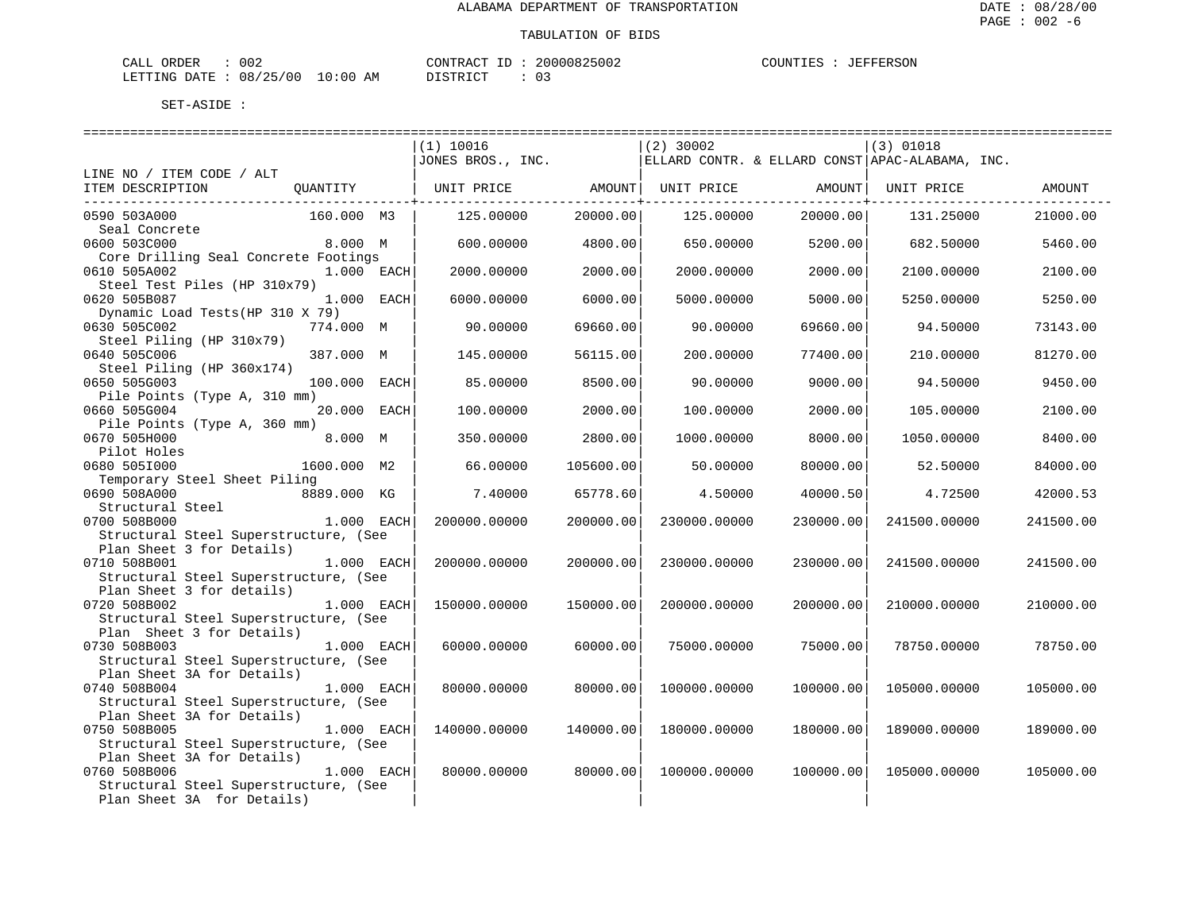ALABAMA DEPARTMENT OF TRANSPORTATION

TABULATION OF BIDS

CALL ORDER : 002 CONTRACT ID : 20000825002 COUNTIES : JEFFERSON
LETTING DATE : 08/25/00 10:00 AM DISTRICT : 03

SET-ASIDE :

| LINE NO / ITEM CODE / ALT ITEM DESCRIPTION | QUANTITY | (1) 10016 JONES BROS., INC. UNIT PRICE | AMOUNT | (2) 30002 ELLARD CONTR. & ELLARD CONST UNIT PRICE | AMOUNT | (3) 01018 APAC-ALABAMA, INC. UNIT PRICE | AMOUNT |
|---|---|---|---|---|---|---|---|
| 0590 503A000 Seal Concrete | 160.000 M3 | 125.00000 | 20000.00 | 125.00000 | 20000.00 | 131.25000 | 21000.00 |
| 0600 503C000 Core Drilling Seal Concrete Footings | 8.000 M | 600.00000 | 4800.00 | 650.00000 | 5200.00 | 682.50000 | 5460.00 |
| 0610 505A002 Steel Test Piles (HP 310x79) | 1.000 EACH | 2000.00000 | 2000.00 | 2000.00000 | 2000.00 | 2100.00000 | 2100.00 |
| 0620 505B087 Dynamic Load Tests(HP 310 X 79) | 1.000 EACH | 6000.00000 | 6000.00 | 5000.00000 | 5000.00 | 5250.00000 | 5250.00 |
| 0630 505C002 Steel Piling (HP 310x79) | 774.000 M | 90.00000 | 69660.00 | 90.00000 | 69660.00 | 94.50000 | 73143.00 |
| 0640 505C006 Steel Piling (HP 360x174) | 387.000 M | 145.00000 | 56115.00 | 200.00000 | 77400.00 | 210.00000 | 81270.00 |
| 0650 505G003 Pile Points (Type A, 310 mm) | 100.000 EACH | 85.00000 | 8500.00 | 90.00000 | 9000.00 | 94.50000 | 9450.00 |
| 0660 505G004 Pile Points (Type A, 360 mm) | 20.000 EACH | 100.00000 | 2000.00 | 100.00000 | 2000.00 | 105.00000 | 2100.00 |
| 0670 505H000 Pilot Holes | 8.000 M | 350.00000 | 2800.00 | 1000.00000 | 8000.00 | 1050.00000 | 8400.00 |
| 0680 505I000 Temporary Steel Sheet Piling | 1600.000 M2 | 66.00000 | 105600.00 | 50.00000 | 80000.00 | 52.50000 | 84000.00 |
| 0690 508A000 Structural Steel | 8889.000 KG | 7.40000 | 65778.60 | 4.50000 | 40000.50 | 4.72500 | 42000.53 |
| 0700 508B000 Structural Steel Superstructure, (See Plan Sheet 3 for Details) | 1.000 EACH | 200000.00000 | 200000.00 | 230000.00000 | 230000.00 | 241500.00000 | 241500.00 |
| 0710 508B001 Structural Steel Superstructure, (See Plan Sheet 3 for details) | 1.000 EACH | 200000.00000 | 200000.00 | 230000.00000 | 230000.00 | 241500.00000 | 241500.00 |
| 0720 508B002 Structural Steel Superstructure, (See Plan Sheet 3 for Details) | 1.000 EACH | 150000.00000 | 150000.00 | 200000.00000 | 200000.00 | 210000.00000 | 210000.00 |
| 0730 508B003 Structural Steel Superstructure, (See Plan Sheet 3A for Details) | 1.000 EACH | 60000.00000 | 60000.00 | 75000.00000 | 75000.00 | 78750.00000 | 78750.00 |
| 0740 508B004 Structural Steel Superstructure, (See Plan Sheet 3A for Details) | 1.000 EACH | 80000.00000 | 80000.00 | 100000.00000 | 100000.00 | 105000.00000 | 105000.00 |
| 0750 508B005 Structural Steel Superstructure, (See Plan Sheet 3A for Details) | 1.000 EACH | 140000.00000 | 140000.00 | 180000.00000 | 180000.00 | 189000.00000 | 189000.00 |
| 0760 508B006 Structural Steel Superstructure, (See Plan Sheet 3A for Details) | 1.000 EACH | 80000.00000 | 80000.00 | 100000.00000 | 100000.00 | 105000.00000 | 105000.00 |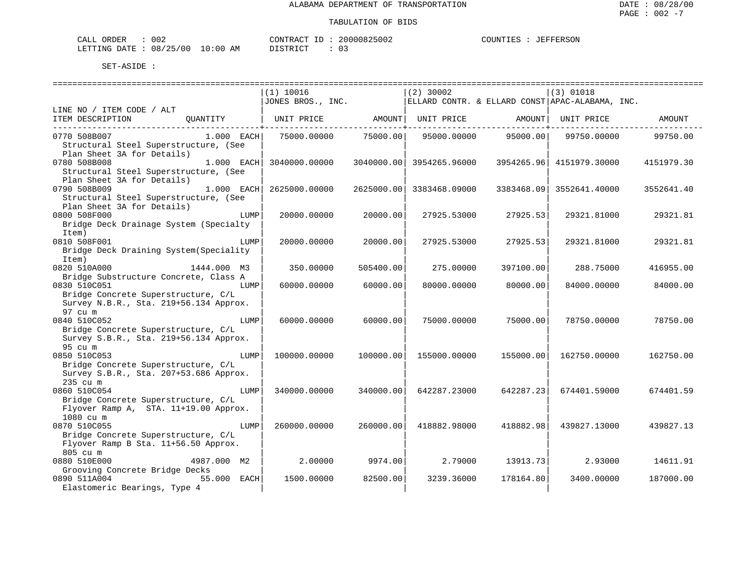ALABAMA DEPARTMENT OF TRANSPORTATION

TABULATION OF BIDS

CALL ORDER : 002
LETTING DATE : 08/25/00 10:00 AM

CONTRACT ID : 20000825002
DISTRICT : 03

COUNTIES : JEFFERSON

SET-ASIDE :

| LINE NO / ITEM CODE / ALT ITEM DESCRIPTION | QUANTITY | (1) 10016 JONES BROS., INC. UNIT PRICE | AMOUNT | (2) 30002 ELLARD CONTR. & ELLARD CONST UNIT PRICE | AMOUNT | (3) 01018 APAC-ALABAMA, INC. UNIT PRICE | AMOUNT |
|---|---|---|---|---|---|---|---|
| 0770 508B007 Structural Steel Superstructure, (See Plan Sheet 3A for Details) | 1.000 EACH | 75000.00000 | 75000.00 | 95000.00000 | 95000.00 | 99750.00000 | 99750.00 |
| 0780 508B008 Structural Steel Superstructure, (See Plan Sheet 3A for Details) | 1.000 EACH | 3040000.00000 | 3040000.00 | 3954265.96000 | 3954265.96 | 4151979.30000 | 4151979.30 |
| 0790 508B009 Structural Steel Superstructure, (See Plan Sheet 3A for Details) | 1.000 EACH | 2625000.00000 | 2625000.00 | 3383468.09000 | 3383468.09 | 3552641.40000 | 3552641.40 |
| 0800 508F000 Bridge Deck Drainage System (Specialty Item) | LUMP | 20000.00000 | 20000.00 | 27925.53000 | 27925.53 | 29321.81000 | 29321.81 |
| 0810 508F001 Bridge Deck Draining System(Speciality Item) | LUMP | 20000.00000 | 20000.00 | 27925.53000 | 27925.53 | 29321.81000 | 29321.81 |
| 0820 510A000 Bridge Substructure Concrete, Class A | 1444.000 M3 | 350.00000 | 505400.00 | 275.00000 | 397100.00 | 288.75000 | 416955.00 |
| 0830 510C051 Bridge Concrete Superstructure, C/L Survey N.B.R., Sta. 219+56.134 Approx. 97 cu m | LUMP | 60000.00000 | 60000.00 | 80000.00000 | 80000.00 | 84000.00000 | 84000.00 |
| 0840 510C052 Bridge Concrete Superstructure, C/L Survey S.B.R., Sta. 219+56.134 Approx. 95 cu m | LUMP | 60000.00000 | 60000.00 | 75000.00000 | 75000.00 | 78750.00000 | 78750.00 |
| 0850 510C053 Bridge Concrete Superstructure, C/L Survey S.B.R., Sta. 207+53.686 Approx. 235 cu m | LUMP | 100000.00000 | 100000.00 | 155000.00000 | 155000.00 | 162750.00000 | 162750.00 |
| 0860 510C054 Bridge Concrete Superstructure, C/L Flyover Ramp A, STA. 11+19.00 Approx. 1080 cu m | LUMP | 340000.00000 | 340000.00 | 642287.23000 | 642287.23 | 674401.59000 | 674401.59 |
| 0870 510C055 Bridge Concrete Superstructure, C/L Flyover Ramp B Sta. 11+56.50 Approx. 805 cu m | LUMP | 260000.00000 | 260000.00 | 418882.98000 | 418882.98 | 439827.13000 | 439827.13 |
| 0880 510E000 Grooving Concrete Bridge Decks | 4987.000 M2 | 2.00000 | 9974.00 | 2.79000 | 13913.73 | 2.93000 | 14611.91 |
| 0890 511A004 Elastomeric Bearings, Type 4 | 55.000 EACH | 1500.00000 | 82500.00 | 3239.36000 | 178164.80 | 3400.00000 | 187000.00 |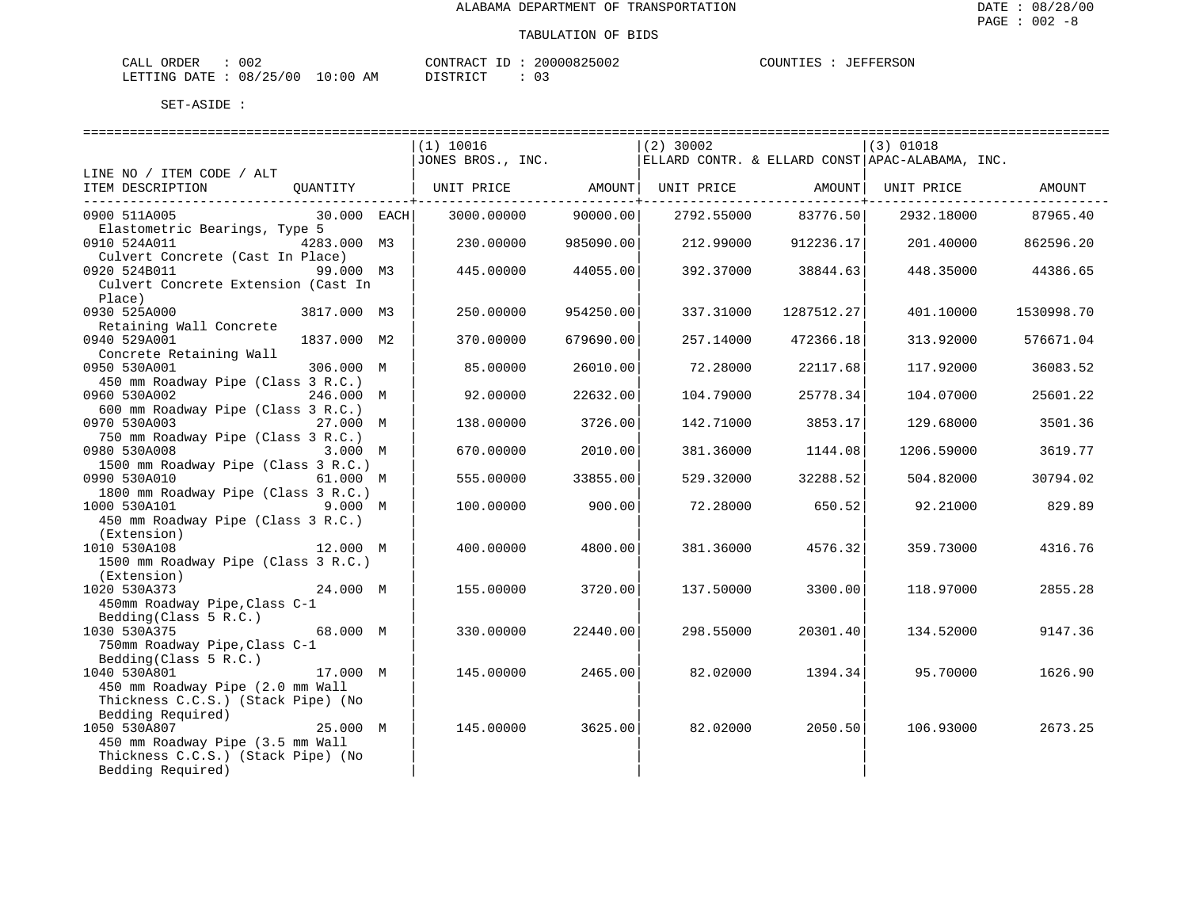ALABAMA DEPARTMENT OF TRANSPORTATION

TABULATION OF BIDS

CALL ORDER : 002  CONTRACT ID : 20000825002  COUNTIES : JEFFERSON
LETTING DATE : 08/25/00 10:00 AM  DISTRICT : 03

SET-ASIDE :

| LINE NO / ITEM CODE / ALT ITEM DESCRIPTION | QUANTITY | (1) 10016 JONES BROS., INC. UNIT PRICE | AMOUNT | (2) 30002 ELLARD CONTR. & ELLARD CONST UNIT PRICE | AMOUNT | (3) 01018 APAC-ALABAMA, INC. UNIT PRICE | AMOUNT |
|---|---|---|---|---|---|---|---|
| 0900 511A005 Elastometric Bearings, Type 5 | 30.000 EACH | 3000.00000 | 90000.00 | 2792.55000 | 83776.50 | 2932.18000 | 87965.40 |
| 0910 524A011 Culvert Concrete (Cast In Place) | 4283.000 M3 | 230.00000 | 985090.00 | 212.99000 | 912236.17 | 201.40000 | 862596.20 |
| 0920 524B011 Culvert Concrete Extension (Cast In Place) | 99.000 M3 | 445.00000 | 44055.00 | 392.37000 | 38844.63 | 448.35000 | 44386.65 |
| 0930 525A000 Retaining Wall Concrete | 3817.000 M3 | 250.00000 | 954250.00 | 337.31000 | 1287512.27 | 401.10000 | 1530998.70 |
| 0940 529A001 Concrete Retaining Wall | 1837.000 M2 | 370.00000 | 679690.00 | 257.14000 | 472366.18 | 313.92000 | 576671.04 |
| 0950 530A001 450 mm Roadway Pipe (Class 3 R.C.) | 306.000 M | 85.00000 | 26010.00 | 72.28000 | 22117.68 | 117.92000 | 36083.52 |
| 0960 530A002 600 mm Roadway Pipe (Class 3 R.C.) | 246.000 M | 92.00000 | 22632.00 | 104.79000 | 25778.34 | 104.07000 | 25601.22 |
| 0970 530A003 750 mm Roadway Pipe (Class 3 R.C.) | 27.000 M | 138.00000 | 3726.00 | 142.71000 | 3853.17 | 129.68000 | 3501.36 |
| 0980 530A008 1500 mm Roadway Pipe (Class 3 R.C.) | 3.000 M | 670.00000 | 2010.00 | 381.36000 | 1144.08 | 1206.59000 | 3619.77 |
| 0990 530A010 1800 mm Roadway Pipe (Class 3 R.C.) | 61.000 M | 555.00000 | 33855.00 | 529.32000 | 32288.52 | 504.82000 | 30794.02 |
| 1000 530A101 450 mm Roadway Pipe (Class 3 R.C.) (Extension) | 9.000 M | 100.00000 | 900.00 | 72.28000 | 650.52 | 92.21000 | 829.89 |
| 1010 530A108 1500 mm Roadway Pipe (Class 3 R.C.) (Extension) | 12.000 M | 400.00000 | 4800.00 | 381.36000 | 4576.32 | 359.73000 | 4316.76 |
| 1020 530A373 450mm Roadway Pipe,Class C-1 Bedding(Class 5 R.C.) | 24.000 M | 155.00000 | 3720.00 | 137.50000 | 3300.00 | 118.97000 | 2855.28 |
| 1030 530A375 750mm Roadway Pipe,Class C-1 Bedding(Class 5 R.C.) | 68.000 M | 330.00000 | 22440.00 | 298.55000 | 20301.40 | 134.52000 | 9147.36 |
| 1040 530A801 450 mm Roadway Pipe (2.0 mm Wall Thickness C.C.S.) (Stack Pipe) (No Bedding Required) | 17.000 M | 145.00000 | 2465.00 | 82.02000 | 1394.34 | 95.70000 | 1626.90 |
| 1050 530A807 450 mm Roadway Pipe (3.5 mm Wall Thickness C.C.S.) (Stack Pipe) (No Bedding Required) | 25.000 M | 145.00000 | 3625.00 | 82.02000 | 2050.50 | 106.93000 | 2673.25 |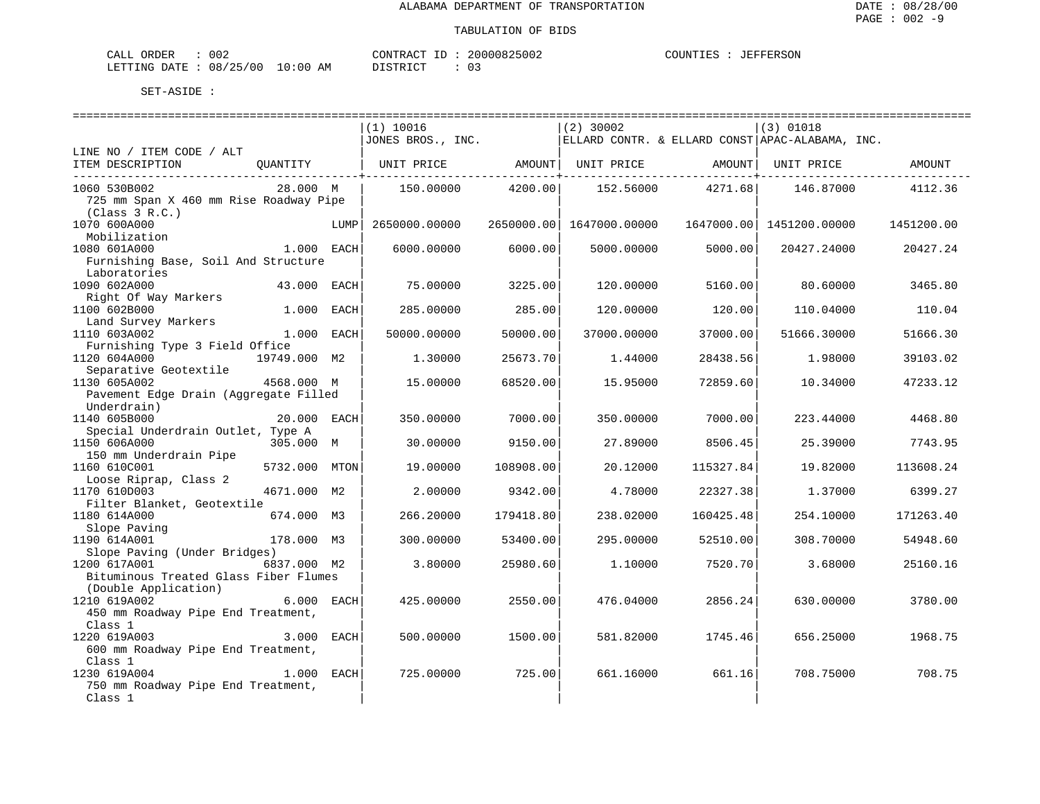ALABAMA DEPARTMENT OF TRANSPORTATION

TABULATION OF BIDS

DATE : 08/28/00

CALL ORDER : 002 CONTRACT ID : 20000825002 COUNTIES : JEFFERSON
LETTING DATE : 08/25/00 10:00 AM DISTRICT : 03

SET-ASIDE :

| LINE NO / ITEM CODE / ALT ITEM DESCRIPTION | QUANTITY | (1) 10016 JONES BROS., INC. UNIT PRICE | AMOUNT | (2) 30002 ELLARD CONTR. & ELLARD CONST UNIT PRICE | AMOUNT | (3) 01018 APAC-ALABAMA, INC. UNIT PRICE | AMOUNT |
|---|---|---|---|---|---|---|---|
| 1060 530B002 725 mm Span X 460 mm Rise Roadway Pipe (Class 3 R.C.) | 28.000 M | 150.00000 | 4200.00 | 152.56000 | 4271.68 | 146.87000 | 4112.36 |
| 1070 600A000 Mobilization | LUMP | 2650000.00000 | 2650000.00 | 1647000.00000 | 1647000.00 | 1451200.00000 | 1451200.00 |
| 1080 601A000 Furnishing Base, Soil And Structure Laboratories | 1.000 EACH | 6000.00000 | 6000.00 | 5000.00000 | 5000.00 | 20427.24000 | 20427.24 |
| 1090 602A000 Right Of Way Markers | 43.000 EACH | 75.00000 | 3225.00 | 120.00000 | 5160.00 | 80.60000 | 3465.80 |
| 1100 602B000 Land Survey Markers | 1.000 EACH | 285.00000 | 285.00 | 120.00000 | 120.00 | 110.04000 | 110.04 |
| 1110 603A002 Furnishing Type 3 Field Office | 1.000 EACH | 50000.00000 | 50000.00 | 37000.00000 | 37000.00 | 51666.30000 | 51666.30 |
| 1120 604A000 Separative Geotextile | 19749.000 M2 | 1.30000 | 25673.70 | 1.44000 | 28438.56 | 1.98000 | 39103.02 |
| 1130 605A002 Pavement Edge Drain (Aggregate Filled Underdrain) | 4568.000 M | 15.00000 | 68520.00 | 15.95000 | 72859.60 | 10.34000 | 47233.12 |
| 1140 605B000 Special Underdrain Outlet, Type A | 20.000 EACH | 350.00000 | 7000.00 | 350.00000 | 7000.00 | 223.44000 | 4468.80 |
| 1150 606A000 150 mm Underdrain Pipe | 305.000 M | 30.00000 | 9150.00 | 27.89000 | 8506.45 | 25.39000 | 7743.95 |
| 1160 610C001 Loose Riprap, Class 2 | 5732.000 MTON | 19.00000 | 108908.00 | 20.12000 | 115327.84 | 19.82000 | 113608.24 |
| 1170 610D003 Filter Blanket, Geotextile | 4671.000 M2 | 2.00000 | 9342.00 | 4.78000 | 22327.38 | 1.37000 | 6399.27 |
| 1180 614A000 Slope Paving | 674.000 M3 | 266.20000 | 179418.80 | 238.02000 | 160425.48 | 254.10000 | 171263.40 |
| 1190 614A001 Slope Paving (Under Bridges) | 178.000 M3 | 300.00000 | 53400.00 | 295.00000 | 52510.00 | 308.70000 | 54948.60 |
| 1200 617A001 Bituminous Treated Glass Fiber Flumes (Double Application) | 6837.000 M2 | 3.80000 | 25980.60 | 1.10000 | 7520.70 | 3.68000 | 25160.16 |
| 1210 619A002 450 mm Roadway Pipe End Treatment, Class 1 | 6.000 EACH | 425.00000 | 2550.00 | 476.04000 | 2856.24 | 630.00000 | 3780.00 |
| 1220 619A003 600 mm Roadway Pipe End Treatment, Class 1 | 3.000 EACH | 500.00000 | 1500.00 | 581.82000 | 1745.46 | 656.25000 | 1968.75 |
| 1230 619A004 750 mm Roadway Pipe End Treatment, Class 1 | 1.000 EACH | 725.00000 | 725.00 | 661.16000 | 661.16 | 708.75000 | 708.75 |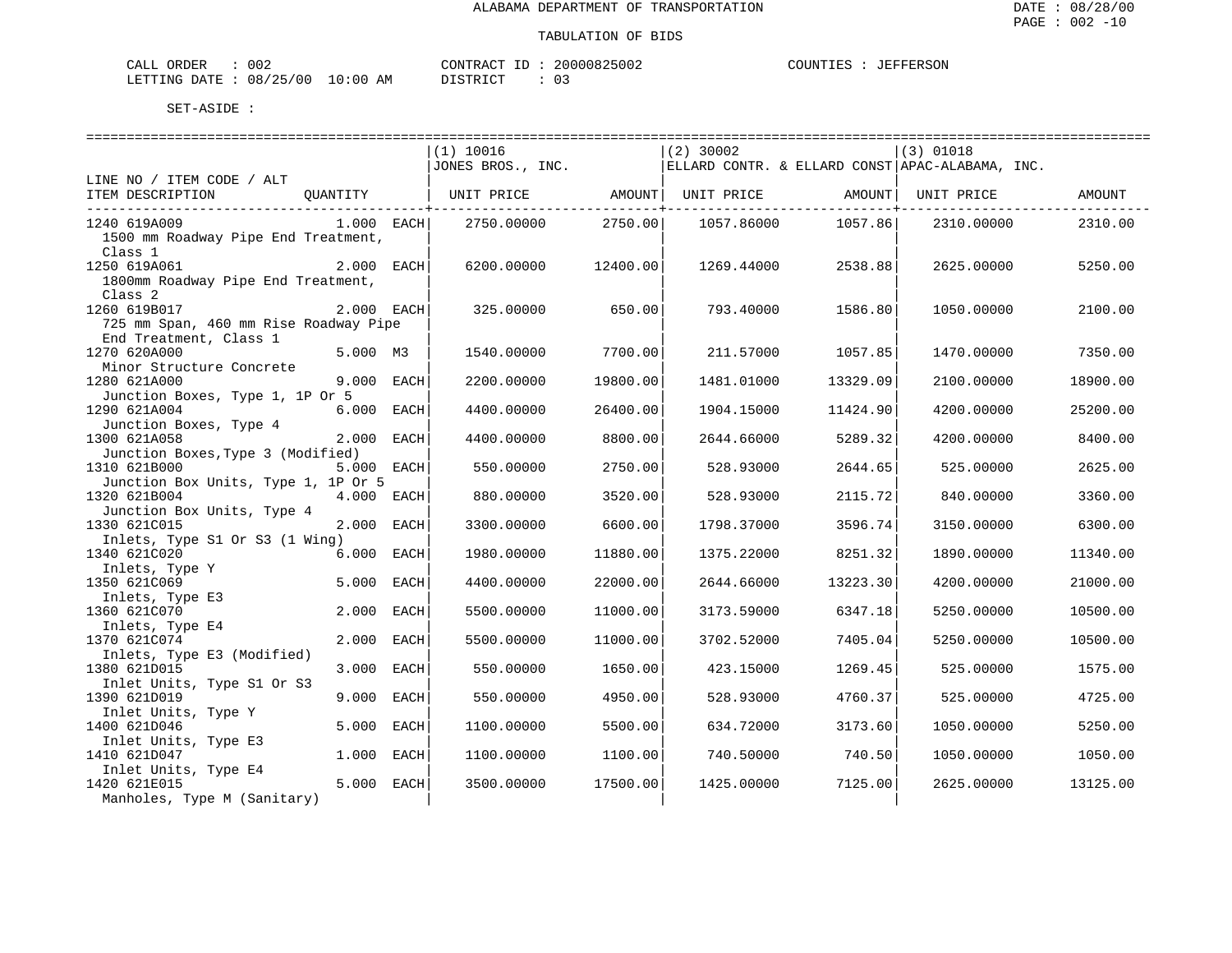ALABAMA DEPARTMENT OF TRANSPORTATION

DATE : 08/28/00

PAGE : 002 -10

TABULATION OF BIDS

CALL ORDER : 002 CONTRACT ID : 20000825002 COUNTIES : JEFFERSON

LETTING DATE : 08/25/00 10:00 AM DISTRICT : 03

SET-ASIDE :

| LINE NO / ITEM CODE / ALT ITEM DESCRIPTION | QUANTITY | (1) 10016 JONES BROS., INC. UNIT PRICE | AMOUNT | (2) 30002 ELLARD CONTR. & ELLARD CONST UNIT PRICE | AMOUNT | (3) 01018 APAC-ALABAMA, INC. UNIT PRICE | AMOUNT |
|---|---|---|---|---|---|---|---|
| 1240 619A009 1500 mm Roadway Pipe End Treatment, Class 1 | 1.000 EACH | 2750.00000 | 2750.00 | 1057.86000 | 1057.86 | 2310.00000 | 2310.00 |
| 1250 619A061 1800mm Roadway Pipe End Treatment, Class 2 | 2.000 EACH | 6200.00000 | 12400.00 | 1269.44000 | 2538.88 | 2625.00000 | 5250.00 |
| 1260 619B017 725 mm Span, 460 mm Rise Roadway Pipe End Treatment, Class 1 | 2.000 EACH | 325.00000 | 650.00 | 793.40000 | 1586.80 | 1050.00000 | 2100.00 |
| 1270 620A000 Minor Structure Concrete | 5.000 M3 | 1540.00000 | 7700.00 | 211.57000 | 1057.85 | 1470.00000 | 7350.00 |
| 1280 621A000 Junction Boxes, Type 1, 1P Or 5 | 9.000 EACH | 2200.00000 | 19800.00 | 1481.01000 | 13329.09 | 2100.00000 | 18900.00 |
| 1290 621A004 Junction Boxes, Type 4 | 6.000 EACH | 4400.00000 | 26400.00 | 1904.15000 | 11424.90 | 4200.00000 | 25200.00 |
| 1300 621A058 Junction Boxes,Type 3 (Modified) | 2.000 EACH | 4400.00000 | 8800.00 | 2644.66000 | 5289.32 | 4200.00000 | 8400.00 |
| 1310 621B000 Junction Box Units, Type 1, 1P Or 5 | 5.000 EACH | 550.00000 | 2750.00 | 528.93000 | 2644.65 | 525.00000 | 2625.00 |
| 1320 621B004 Junction Box Units, Type 4 | 4.000 EACH | 880.00000 | 3520.00 | 528.93000 | 2115.72 | 840.00000 | 3360.00 |
| 1330 621C015 Inlets, Type S1 Or S3 (1 Wing) | 2.000 EACH | 3300.00000 | 6600.00 | 1798.37000 | 3596.74 | 3150.00000 | 6300.00 |
| 1340 621C020 Inlets, Type Y | 6.000 EACH | 1980.00000 | 11880.00 | 1375.22000 | 8251.32 | 1890.00000 | 11340.00 |
| 1350 621C069 Inlets, Type E3 | 5.000 EACH | 4400.00000 | 22000.00 | 2644.66000 | 13223.30 | 4200.00000 | 21000.00 |
| 1360 621C070 Inlets, Type E4 | 2.000 EACH | 5500.00000 | 11000.00 | 3173.59000 | 6347.18 | 5250.00000 | 10500.00 |
| 1370 621C074 Inlets, Type E3 (Modified) | 2.000 EACH | 5500.00000 | 11000.00 | 3702.52000 | 7405.04 | 5250.00000 | 10500.00 |
| 1380 621D015 Inlet Units, Type S1 Or S3 | 3.000 EACH | 550.00000 | 1650.00 | 423.15000 | 1269.45 | 525.00000 | 1575.00 |
| 1390 621D019 Inlet Units, Type Y | 9.000 EACH | 550.00000 | 4950.00 | 528.93000 | 4760.37 | 525.00000 | 4725.00 |
| 1400 621D046 Inlet Units, Type E3 | 5.000 EACH | 1100.00000 | 5500.00 | 634.72000 | 3173.60 | 1050.00000 | 5250.00 |
| 1410 621D047 Inlet Units, Type E4 | 1.000 EACH | 1100.00000 | 1100.00 | 740.50000 | 740.50 | 1050.00000 | 1050.00 |
| 1420 621E015 Manholes, Type M (Sanitary) | 5.000 EACH | 3500.00000 | 17500.00 | 1425.00000 | 7125.00 | 2625.00000 | 13125.00 |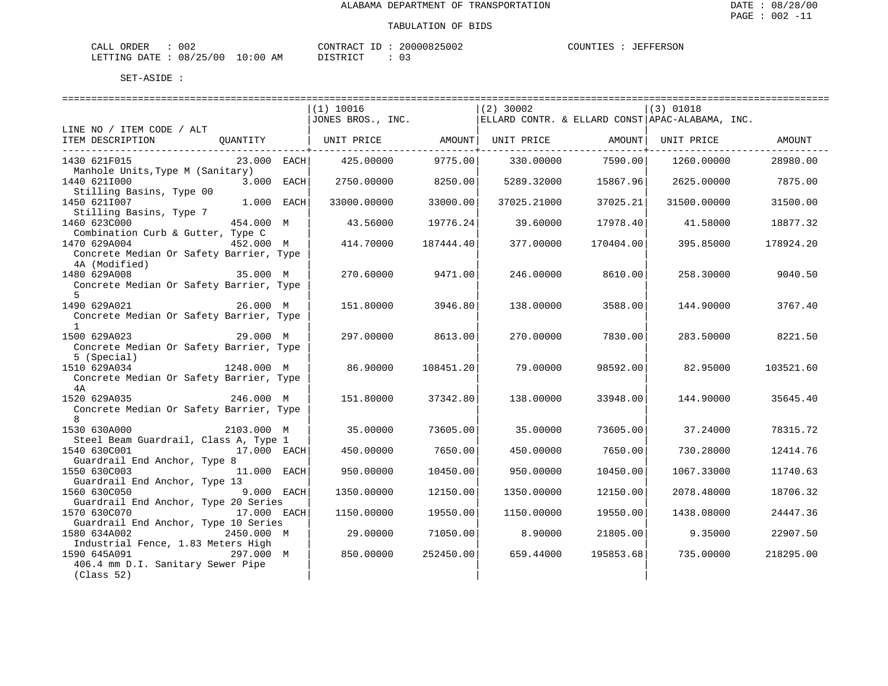ALABAMA DEPARTMENT OF TRANSPORTATION

TABULATION OF BIDS

CALL ORDER : 002 CONTRACT ID : 20000825002 COUNTIES : JEFFERSON
LETTING DATE : 08/25/00 10:00 AM DISTRICT : 03

SET-ASIDE :

| LINE NO / ITEM CODE / ALT ITEM DESCRIPTION | QUANTITY | (1) 10016 JONES BROS., INC. UNIT PRICE | AMOUNT | (2) 30002 ELLARD CONTR. & ELLARD CONST UNIT PRICE | AMOUNT | (3) 01018 APAC-ALABAMA, INC. UNIT PRICE | AMOUNT |
|---|---|---|---|---|---|---|---|
| 1430 621F015 Manhole Units,Type M (Sanitary) | 23.000 EACH | 425.00000 | 9775.00 | 330.00000 | 7590.00 | 1260.00000 | 28980.00 |
| 1440 621I000 Stilling Basins, Type 00 | 3.000 EACH | 2750.00000 | 8250.00 | 5289.32000 | 15867.96 | 2625.00000 | 7875.00 |
| 1450 621I007 Stilling Basins, Type 7 | 1.000 EACH | 33000.00000 | 33000.00 | 37025.21000 | 37025.21 | 31500.00000 | 31500.00 |
| 1460 623C000 Combination Curb & Gutter, Type C | 454.000 M | 43.56000 | 19776.24 | 39.60000 | 17978.40 | 41.58000 | 18877.32 |
| 1470 629A004 Concrete Median Or Safety Barrier, Type 4A (Modified) | 452.000 M | 414.70000 | 187444.40 | 377.00000 | 170404.00 | 395.85000 | 178924.20 |
| 1480 629A008 Concrete Median Or Safety Barrier, Type 5 | 35.000 M | 270.60000 | 9471.00 | 246.00000 | 8610.00 | 258.30000 | 9040.50 |
| 1490 629A021 Concrete Median Or Safety Barrier, Type 1 | 26.000 M | 151.80000 | 3946.80 | 138.00000 | 3588.00 | 144.90000 | 3767.40 |
| 1500 629A023 Concrete Median Or Safety Barrier, Type 5 (Special) | 29.000 M | 297.00000 | 8613.00 | 270.00000 | 7830.00 | 283.50000 | 8221.50 |
| 1510 629A034 Concrete Median Or Safety Barrier, Type 4A | 1248.000 M | 86.90000 | 108451.20 | 79.00000 | 98592.00 | 82.95000 | 103521.60 |
| 1520 629A035 Concrete Median Or Safety Barrier, Type 8 | 246.000 M | 151.80000 | 37342.80 | 138.00000 | 33948.00 | 144.90000 | 35645.40 |
| 1530 630A000 Steel Beam Guardrail, Class A, Type 1 | 2103.000 M | 35.00000 | 73605.00 | 35.00000 | 73605.00 | 37.24000 | 78315.72 |
| 1540 630C001 Guardrail End Anchor, Type 8 | 17.000 EACH | 450.00000 | 7650.00 | 450.00000 | 7650.00 | 730.28000 | 12414.76 |
| 1550 630C003 Guardrail End Anchor, Type 13 | 11.000 EACH | 950.00000 | 10450.00 | 950.00000 | 10450.00 | 1067.33000 | 11740.63 |
| 1560 630C050 Guardrail End Anchor, Type 20 Series | 9.000 EACH | 1350.00000 | 12150.00 | 1350.00000 | 12150.00 | 2078.48000 | 18706.32 |
| 1570 630C070 Guardrail End Anchor, Type 10 Series | 17.000 EACH | 1150.00000 | 19550.00 | 1150.00000 | 19550.00 | 1438.08000 | 24447.36 |
| 1580 634A002 Industrial Fence, 1.83 Meters High | 2450.000 M | 29.00000 | 71050.00 | 8.90000 | 21805.00 | 9.35000 | 22907.50 |
| 1590 645A091 406.4 mm D.I. Sanitary Sewer Pipe (Class 52) | 297.000 M | 850.00000 | 252450.00 | 659.44000 | 195853.68 | 735.00000 | 218295.00 |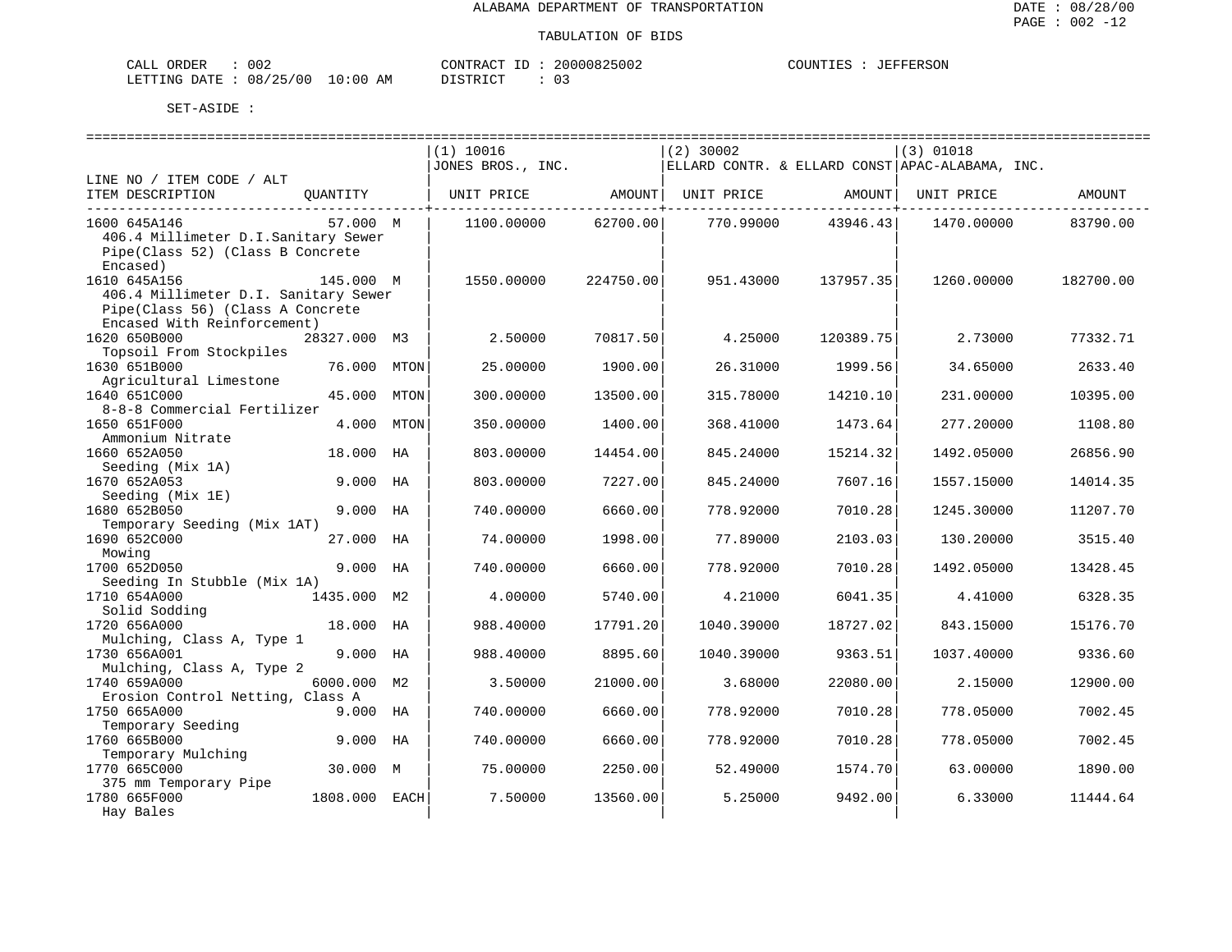ALABAMA DEPARTMENT OF TRANSPORTATION

TABULATION OF BIDS

CALL ORDER : 002 &nbsp;&nbsp;&nbsp; CONTRACT ID : 20000825002 &nbsp;&nbsp;&nbsp; COUNTIES : JEFFERSON
LETTING DATE : 08/25/00 10:00 AM &nbsp;&nbsp;&nbsp; DISTRICT : 03

SET-ASIDE :

| LINE NO / ITEM CODE / ALT ITEM DESCRIPTION | QUANTITY | (1) 10016 JONES BROS., INC. UNIT PRICE | AMOUNT | (2) 30002 ELLARD CONTR. & ELLARD CONST UNIT PRICE | AMOUNT | (3) 01018 APAC-ALABAMA, INC. UNIT PRICE | AMOUNT |
|---|---|---|---|---|---|---|---|
| 1600 645A146 406.4 Millimeter D.I.Sanitary Sewer Pipe(Class 52) (Class B Concrete Encased) | 57.000 M | 1100.00000 | 62700.00 | 770.99000 | 43946.43 | 1470.00000 | 83790.00 |
| 1610 645A156 406.4 Millimeter D.I. Sanitary Sewer Pipe(Class 56) (Class A Concrete Encased With Reinforcement) | 145.000 M | 1550.00000 | 224750.00 | 951.43000 | 137957.35 | 1260.00000 | 182700.00 |
| 1620 650B000 Topsoil From Stockpiles | 28327.000 M3 | 2.50000 | 70817.50 | 4.25000 | 120389.75 | 2.73000 | 77332.71 |
| 1630 651B000 Agricultural Limestone | 76.000 MTON | 25.00000 | 1900.00 | 26.31000 | 1999.56 | 34.65000 | 2633.40 |
| 1640 651C000 8-8-8 Commercial Fertilizer | 45.000 MTON | 300.00000 | 13500.00 | 315.78000 | 14210.10 | 231.00000 | 10395.00 |
| 1650 651F000 Ammonium Nitrate | 4.000 MTON | 350.00000 | 1400.00 | 368.41000 | 1473.64 | 277.20000 | 1108.80 |
| 1660 652A050 Seeding (Mix 1A) | 18.000 HA | 803.00000 | 14454.00 | 845.24000 | 15214.32 | 1492.05000 | 26856.90 |
| 1670 652A053 Seeding (Mix 1E) | 9.000 HA | 803.00000 | 7227.00 | 845.24000 | 7607.16 | 1557.15000 | 14014.35 |
| 1680 652B050 Temporary Seeding (Mix 1AT) | 9.000 HA | 740.00000 | 6660.00 | 778.92000 | 7010.28 | 1245.30000 | 11207.70 |
| 1690 652C000 Mowing | 27.000 HA | 74.00000 | 1998.00 | 77.89000 | 2103.03 | 130.20000 | 3515.40 |
| 1700 652D050 Seeding In Stubble (Mix 1A) | 9.000 HA | 740.00000 | 6660.00 | 778.92000 | 7010.28 | 1492.05000 | 13428.45 |
| 1710 654A000 Solid Sodding | 1435.000 M2 | 4.00000 | 5740.00 | 4.21000 | 6041.35 | 4.41000 | 6328.35 |
| 1720 656A000 Mulching, Class A, Type 1 | 18.000 HA | 988.40000 | 17791.20 | 1040.39000 | 18727.02 | 843.15000 | 15176.70 |
| 1730 656A001 Mulching, Class A, Type 2 | 9.000 HA | 988.40000 | 8895.60 | 1040.39000 | 9363.51 | 1037.40000 | 9336.60 |
| 1740 659A000 Erosion Control Netting, Class A | 6000.000 M2 | 3.50000 | 21000.00 | 3.68000 | 22080.00 | 2.15000 | 12900.00 |
| 1750 665A000 Temporary Seeding | 9.000 HA | 740.00000 | 6660.00 | 778.92000 | 7010.28 | 778.05000 | 7002.45 |
| 1760 665B000 Temporary Mulching | 9.000 HA | 740.00000 | 6660.00 | 778.92000 | 7010.28 | 778.05000 | 7002.45 |
| 1770 665C000 375 mm Temporary Pipe | 30.000 M | 75.00000 | 2250.00 | 52.49000 | 1574.70 | 63.00000 | 1890.00 |
| 1780 665F000 Hay Bales | 1808.000 EACH | 7.50000 | 13560.00 | 5.25000 | 9492.00 | 6.33000 | 11444.64 |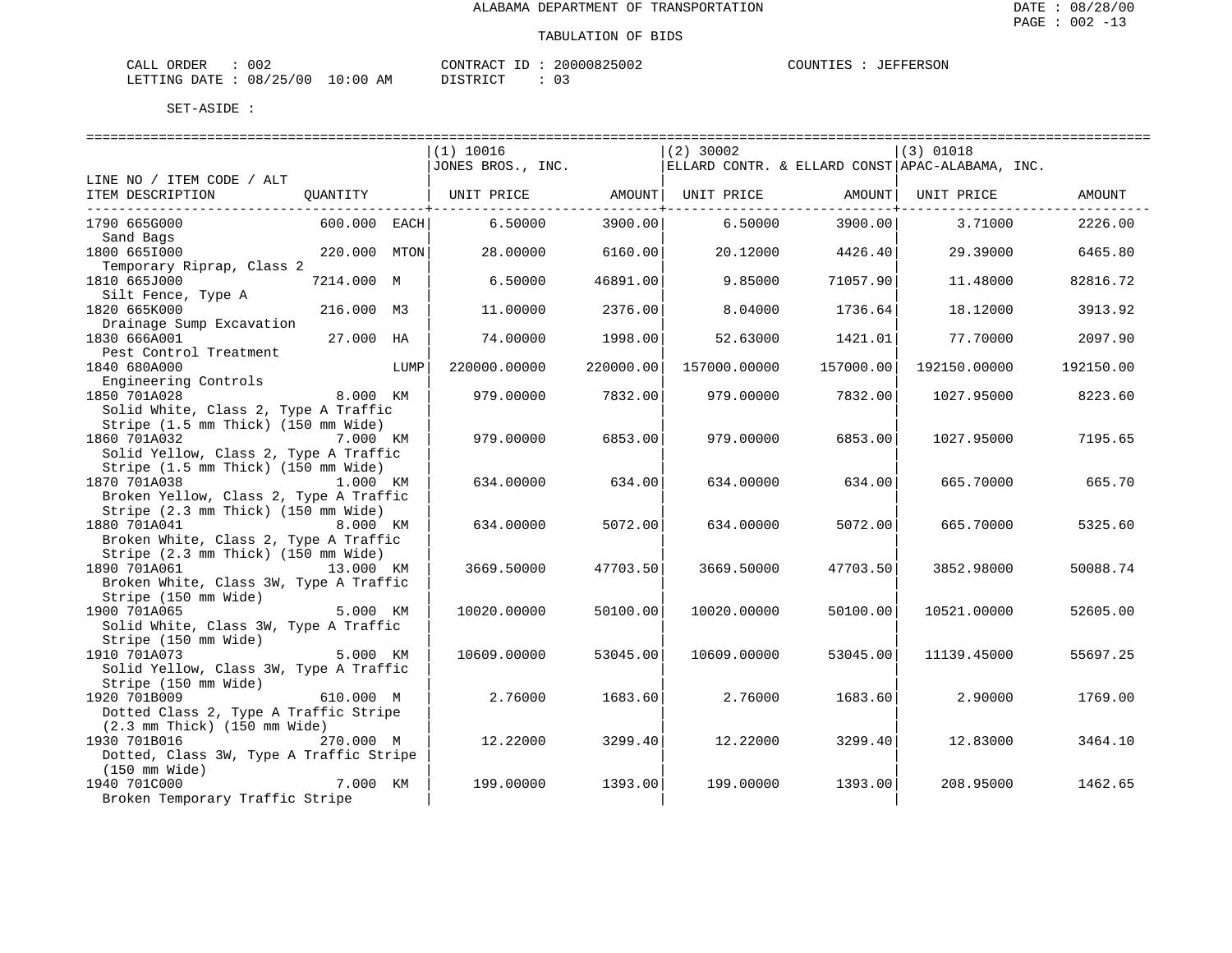ALABAMA DEPARTMENT OF TRANSPORTATION

TABULATION OF BIDS

CALL ORDER : 002 | CONTRACT ID : 20000825002 | COUNTIES : JEFFERSON
LETTING DATE : 08/25/00 10:00 AM | DISTRICT : 03

SET-ASIDE :

| LINE NO / ITEM CODE / ALT ITEM DESCRIPTION | QUANTITY | | (1) 10016 JONES BROS., INC. UNIT PRICE | AMOUNT | (2) 30002 ELLARD CONTR. & ELLARD CONST UNIT PRICE | AMOUNT | (3) 01018 APAC-ALABAMA, INC. UNIT PRICE | AMOUNT |
|---|---|---|---|---|---|---|---|---|
| 1790 665G000 Sand Bags | 600.000 | EACH | 6.50000 | 3900.00 | 6.50000 | 3900.00 | 3.71000 | 2226.00 |
| 1800 665I000 Temporary Riprap, Class 2 | 220.000 | MTON | 28.00000 | 6160.00 | 20.12000 | 4426.40 | 29.39000 | 6465.80 |
| 1810 665J000 Silt Fence, Type A | 7214.000 | M | 6.50000 | 46891.00 | 9.85000 | 71057.90 | 11.48000 | 82816.72 |
| 1820 665K000 Drainage Sump Excavation | 216.000 | M3 | 11.00000 | 2376.00 | 8.04000 | 1736.64 | 18.12000 | 3913.92 |
| 1830 666A001 Pest Control Treatment | 27.000 | HA | 74.00000 | 1998.00 | 52.63000 | 1421.01 | 77.70000 | 2097.90 |
| 1840 680A000 Engineering Controls | | LUMP | 220000.00000 | 220000.00 | 157000.00000 | 157000.00 | 192150.00000 | 192150.00 |
| 1850 701A028 Solid White, Class 2, Type A Traffic Stripe (1.5 mm Thick) (150 mm Wide) | 8.000 | KM | 979.00000 | 7832.00 | 979.00000 | 7832.00 | 1027.95000 | 8223.60 |
| 1860 701A032 Solid Yellow, Class 2, Type A Traffic Stripe (1.5 mm Thick) (150 mm Wide) | 7.000 | KM | 979.00000 | 6853.00 | 979.00000 | 6853.00 | 1027.95000 | 7195.65 |
| 1870 701A038 Broken Yellow, Class 2, Type A Traffic Stripe (2.3 mm Thick) (150 mm Wide) | 1.000 | KM | 634.00000 | 634.00 | 634.00000 | 634.00 | 665.70000 | 665.70 |
| 1880 701A041 Broken White, Class 2, Type A Traffic Stripe (2.3 mm Thick) (150 mm Wide) | 8.000 | KM | 634.00000 | 5072.00 | 634.00000 | 5072.00 | 665.70000 | 5325.60 |
| 1890 701A061 Broken White, Class 3W, Type A Traffic Stripe (150 mm Wide) | 13.000 | KM | 3669.50000 | 47703.50 | 3669.50000 | 47703.50 | 3852.98000 | 50088.74 |
| 1900 701A065 Solid White, Class 3W, Type A Traffic Stripe (150 mm Wide) | 5.000 | KM | 10020.00000 | 50100.00 | 10020.00000 | 50100.00 | 10521.00000 | 52605.00 |
| 1910 701A073 Solid Yellow, Class 3W, Type A Traffic Stripe (150 mm Wide) | 5.000 | KM | 10609.00000 | 53045.00 | 10609.00000 | 53045.00 | 11139.45000 | 55697.25 |
| 1920 701B009 Dotted Class 2, Type A Traffic Stripe (2.3 mm Thick) (150 mm Wide) | 610.000 | M | 2.76000 | 1683.60 | 2.76000 | 1683.60 | 2.90000 | 1769.00 |
| 1930 701B016 Dotted, Class 3W, Type A Traffic Stripe (150 mm Wide) | 270.000 | M | 12.22000 | 3299.40 | 12.22000 | 3299.40 | 12.83000 | 3464.10 |
| 1940 701C000 Broken Temporary Traffic Stripe | 7.000 | KM | 199.00000 | 1393.00 | 199.00000 | 1393.00 | 208.95000 | 1462.65 |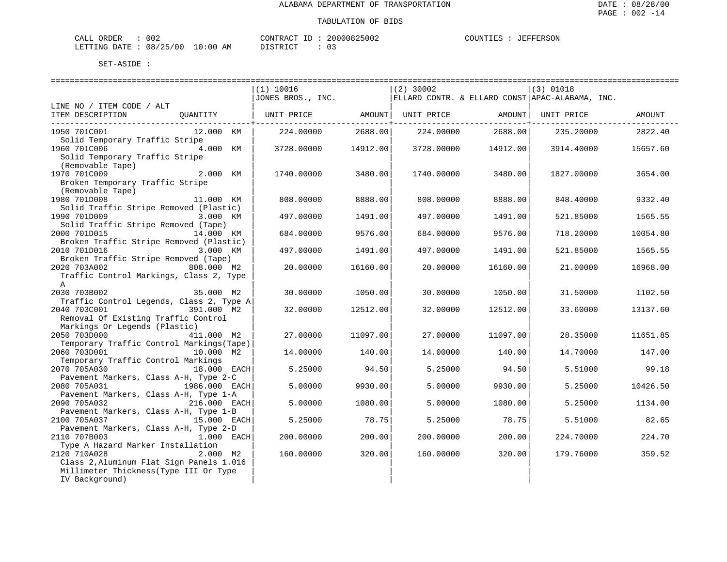ALABAMA DEPARTMENT OF TRANSPORTATION

TABULATION OF BIDS

CALL ORDER : 002 CONTRACT ID : 20000825002 COUNTIES : JEFFERSON
LETTING DATE : 08/25/00 10:00 AM DISTRICT : 03

SET-ASIDE :

| LINE NO / ITEM CODE / ALT ITEM DESCRIPTION | QUANTITY | (1) 10016 JONES BROS., INC. UNIT PRICE | AMOUNT | (2) 30002 ELLARD CONTR. & ELLARD CONST UNIT PRICE | AMOUNT | (3) 01018 APAC-ALABAMA, INC. UNIT PRICE | AMOUNT |
|---|---|---|---|---|---|---|---|
| 1950 701C001 Solid Temporary Traffic Stripe | 12.000 KM | 224.00000 | 2688.00 | 224.00000 | 2688.00 | 235.20000 | 2822.40 |
| 1960 701C006 Solid Temporary Traffic Stripe (Removable Tape) | 4.000 KM | 3728.00000 | 14912.00 | 3728.00000 | 14912.00 | 3914.40000 | 15657.60 |
| 1970 701C009 Broken Temporary Traffic Stripe (Removable Tape) | 2.000 KM | 1740.00000 | 3480.00 | 1740.00000 | 3480.00 | 1827.00000 | 3654.00 |
| 1980 701D008 Solid Traffic Stripe Removed (Plastic) | 11.000 KM | 808.00000 | 8888.00 | 808.00000 | 8888.00 | 848.40000 | 9332.40 |
| 1990 701D009 Solid Traffic Stripe Removed (Tape) | 3.000 KM | 497.00000 | 1491.00 | 497.00000 | 1491.00 | 521.85000 | 1565.55 |
| 2000 701D015 Broken Traffic Stripe Removed (Plastic) | 14.000 KM | 684.00000 | 9576.00 | 684.00000 | 9576.00 | 718.20000 | 10054.80 |
| 2010 701D016 Broken Traffic Stripe Removed (Tape) | 3.000 KM | 497.00000 | 1491.00 | 497.00000 | 1491.00 | 521.85000 | 1565.55 |
| 2020 703A002 Traffic Control Markings, Class 2, Type A | 808.000 M2 | 20.00000 | 16160.00 | 20.00000 | 16160.00 | 21.00000 | 16968.00 |
| 2030 703B002 Traffic Control Legends, Class 2, Type A | 35.000 M2 | 30.00000 | 1050.00 | 30.00000 | 1050.00 | 31.50000 | 1102.50 |
| 2040 703C001 Removal Of Existing Traffic Control Markings Or Legends (Plastic) | 391.000 M2 | 32.00000 | 12512.00 | 32.00000 | 12512.00 | 33.60000 | 13137.60 |
| 2050 703D000 Temporary Traffic Control Markings(Tape) | 411.000 M2 | 27.00000 | 11097.00 | 27.00000 | 11097.00 | 28.35000 | 11651.85 |
| 2060 703D001 Temporary Traffic Control Markings | 10.000 M2 | 14.00000 | 140.00 | 14.00000 | 140.00 | 14.70000 | 147.00 |
| 2070 705A030 Pavement Markers, Class A-H, Type 2-C | 18.000 EACH | 5.25000 | 94.50 | 5.25000 | 94.50 | 5.51000 | 99.18 |
| 2080 705A031 Pavement Markers, Class A-H, Type 1-A | 1986.000 EACH | 5.00000 | 9930.00 | 5.00000 | 9930.00 | 5.25000 | 10426.50 |
| 2090 705A032 Pavement Markers, Class A-H, Type 1-B | 216.000 EACH | 5.00000 | 1080.00 | 5.00000 | 1080.00 | 5.25000 | 1134.00 |
| 2100 705A037 Pavement Markers, Class A-H, Type 2-D | 15.000 EACH | 5.25000 | 78.75 | 5.25000 | 78.75 | 5.51000 | 82.65 |
| 2110 707B003 Type A Hazard Marker Installation | 1.000 EACH | 200.00000 | 200.00 | 200.00000 | 200.00 | 224.70000 | 224.70 |
| 2120 710A028 Class 2,Aluminum Flat Sign Panels 1.016 Millimeter Thickness(Type III Or Type IV Background) | 2.000 M2 | 160.00000 | 320.00 | 160.00000 | 320.00 | 179.76000 | 359.52 |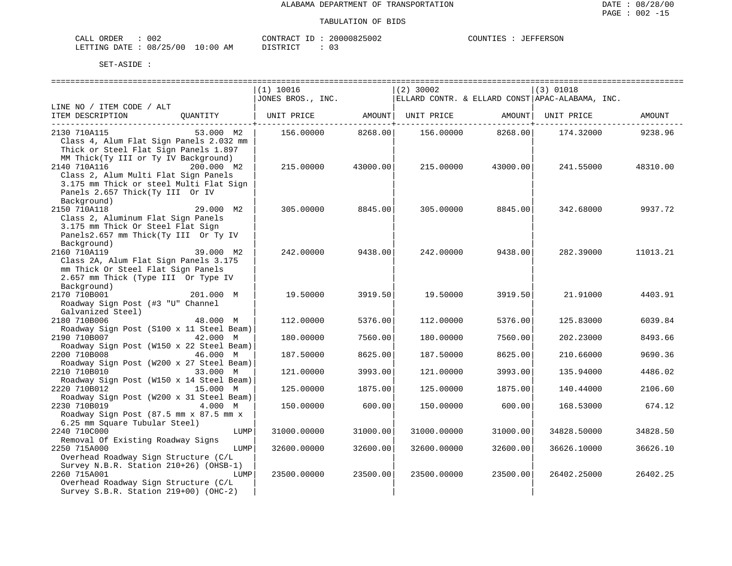ALABAMA DEPARTMENT OF TRANSPORTATION

TABULATION OF BIDS

CALL ORDER : 002    CONTRACT ID : 20000825002    COUNTIES : JEFFERSON
LETTING DATE : 08/25/00 10:00 AM    DISTRICT : 03

SET-ASIDE :

| LINE NO / ITEM CODE / ALT ITEM DESCRIPTION | QUANTITY | (1) 10016 JONES BROS., INC. UNIT PRICE | AMOUNT | (2) 30002 ELLARD CONTR. & ELLARD CONST UNIT PRICE | AMOUNT | (3) 01018 APAC-ALABAMA, INC. UNIT PRICE | AMOUNT |
|---|---|---|---|---|---|---|---|
| 2130 710A115 Class 4, Alum Flat Sign Panels 2.032 mm Thick or Steel Flat Sign Panels 1.897 MM Thick(Ty III or Ty IV Background) | 53.000 M2 | 156.00000 | 8268.00 | 156.00000 | 8268.00 | 174.32000 | 9238.96 |
| 2140 710A116 Class 2, Alum Multi Flat Sign Panels 3.175 mm Thick or steel Multi Flat Sign Panels 2.657 Thick(Ty III Or IV Background) | 200.000 M2 | 215.00000 | 43000.00 | 215.00000 | 43000.00 | 241.55000 | 48310.00 |
| 2150 710A118 Class 2, Aluminum Flat Sign Panels 3.175 mm Thick Or Steel Flat Sign Panels2.657 mm Thick(Ty III Or Ty IV Background) | 29.000 M2 | 305.00000 | 8845.00 | 305.00000 | 8845.00 | 342.68000 | 9937.72 |
| 2160 710A119 Class 2A, Alum Flat Sign Panels 3.175 mm Thick Or Steel Flat Sign Panels 2.657 mm Thick (Type III Or Type IV Background) | 39.000 M2 | 242.00000 | 9438.00 | 242.00000 | 9438.00 | 282.39000 | 11013.21 |
| 2170 710B001 Roadway Sign Post (#3 "U" Channel Galvanized Steel) | 201.000 M | 19.50000 | 3919.50 | 19.50000 | 3919.50 | 21.91000 | 4403.91 |
| 2180 710B006 Roadway Sign Post (S100 x 11 Steel Beam) | 48.000 M | 112.00000 | 5376.00 | 112.00000 | 5376.00 | 125.83000 | 6039.84 |
| 2190 710B007 Roadway Sign Post (W150 x 22 Steel Beam) | 42.000 M | 180.00000 | 7560.00 | 180.00000 | 7560.00 | 202.23000 | 8493.66 |
| 2200 710B008 Roadway Sign Post (W200 x 27 Steel Beam) | 46.000 M | 187.50000 | 8625.00 | 187.50000 | 8625.00 | 210.66000 | 9690.36 |
| 2210 710B010 Roadway Sign Post (W150 x 14 Steel Beam) | 33.000 M | 121.00000 | 3993.00 | 121.00000 | 3993.00 | 135.94000 | 4486.02 |
| 2220 710B012 Roadway Sign Post (W200 x 31 Steel Beam) | 15.000 M | 125.00000 | 1875.00 | 125.00000 | 1875.00 | 140.44000 | 2106.60 |
| 2230 710B019 Roadway Sign Post (87.5 mm x 87.5 mm x 6.25 mm Square Tubular Steel) | 4.000 M | 150.00000 | 600.00 | 150.00000 | 600.00 | 168.53000 | 674.12 |
| 2240 710C000 Removal Of Existing Roadway Signs | LUMP | 31000.00000 | 31000.00 | 31000.00000 | 31000.00 | 34828.50000 | 34828.50 |
| 2250 715A000 Overhead Roadway Sign Structure (C/L Survey N.B.R. Station 210+26) (OHSB-1) | LUMP | 32600.00000 | 32600.00 | 32600.00000 | 32600.00 | 36626.10000 | 36626.10 |
| 2260 715A001 Overhead Roadway Sign Structure (C/L Survey S.B.R. Station 219+00) (OHC-2) | LUMP | 23500.00000 | 23500.00 | 23500.00000 | 23500.00 | 26402.25000 | 26402.25 |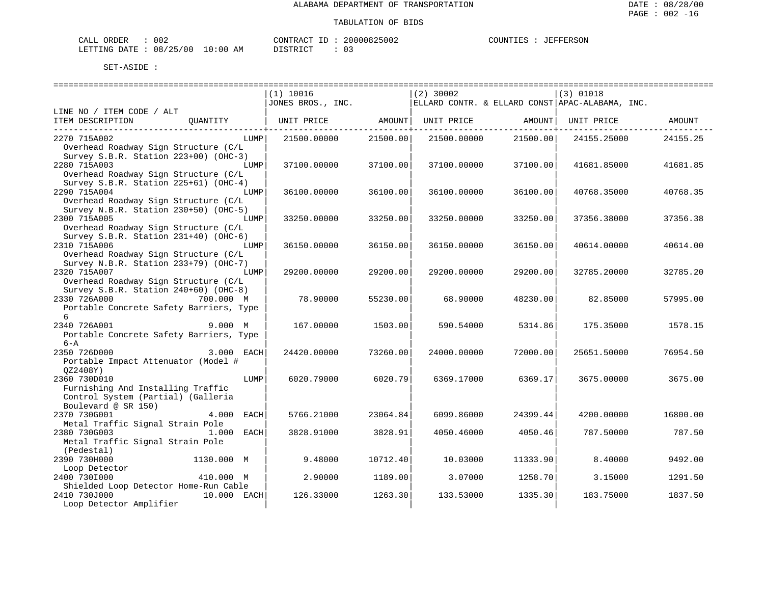ALABAMA DEPARTMENT OF TRANSPORTATION

TABULATION OF BIDS

DATE : 08/28/00
PAGE : 002 -16

CALL ORDER : 002
LETTING DATE : 08/25/00 10:00 AM

CONTRACT ID : 20000825002
DISTRICT : 03

COUNTIES : JEFFERSON

SET-ASIDE :

| LINE NO / ITEM CODE / ALT<br>ITEM DESCRIPTION | QUANTITY | (1) 10016<br>JONES BROS., INC.<br>UNIT PRICE | AMOUNT | (2) 30002<br>ELLARD CONTR. & ELLARD CONST<br>UNIT PRICE | AMOUNT | (3) 01018<br>APAC-ALABAMA, INC.<br>UNIT PRICE | AMOUNT |
|---|---|---|---|---|---|---|---|
| 2270 715A002<br>Overhead Roadway Sign Structure (C/L Survey S.B.R. Station 223+00) (OHC-3) | LUMP | 21500.00000 | 21500.00 | 21500.00000 | 21500.00 | 24155.25000 | 24155.25 |
| 2280 715A003<br>Overhead Roadway Sign Structure (C/L Survey S.B.R. Station 225+61) (OHC-4) | LUMP | 37100.00000 | 37100.00 | 37100.00000 | 37100.00 | 41681.85000 | 41681.85 |
| 2290 715A004<br>Overhead Roadway Sign Structure (C/L Survey N.B.R. Station 230+50) (OHC-5) | LUMP | 36100.00000 | 36100.00 | 36100.00000 | 36100.00 | 40768.35000 | 40768.35 |
| 2300 715A005<br>Overhead Roadway Sign Structure (C/L Survey S.B.R. Station 231+40) (OHC-6) | LUMP | 33250.00000 | 33250.00 | 33250.00000 | 33250.00 | 37356.38000 | 37356.38 |
| 2310 715A006<br>Overhead Roadway Sign Structure (C/L Survey N.B.R. Station 233+79) (OHC-7) | LUMP | 36150.00000 | 36150.00 | 36150.00000 | 36150.00 | 40614.00000 | 40614.00 |
| 2320 715A007<br>Overhead Roadway Sign Structure (C/L Survey S.B.R. Station 240+60) (OHC-8) | LUMP | 29200.00000 | 29200.00 | 29200.00000 | 29200.00 | 32785.20000 | 32785.20 |
| 2330 726A000<br>Portable Concrete Safety Barriers, Type 6 | 700.000 M | 78.90000 | 55230.00 | 68.90000 | 48230.00 | 82.85000 | 57995.00 |
| 2340 726A001<br>Portable Concrete Safety Barriers, Type 6-A | 9.000 M | 167.00000 | 1503.00 | 590.54000 | 5314.86 | 175.35000 | 1578.15 |
| 2350 726D000<br>Portable Impact Attenuator (Model # QZ2408Y) | 3.000 EACH | 24420.00000 | 73260.00 | 24000.00000 | 72000.00 | 25651.50000 | 76954.50 |
| 2360 730D010<br>Furnishing And Installing Traffic Control System (Partial) (Galleria Boulevard @ SR 150) | LUMP | 6020.79000 | 6020.79 | 6369.17000 | 6369.17 | 3675.00000 | 3675.00 |
| 2370 730G001<br>Metal Traffic Signal Strain Pole | 4.000 EACH | 5766.21000 | 23064.84 | 6099.86000 | 24399.44 | 4200.00000 | 16800.00 |
| 2380 730G003<br>Metal Traffic Signal Strain Pole (Pedestal) | 1.000 EACH | 3828.91000 | 3828.91 | 4050.46000 | 4050.46 | 787.50000 | 787.50 |
| 2390 730H000<br>Loop Detector | 1130.000 M | 9.48000 | 10712.40 | 10.03000 | 11333.90 | 8.40000 | 9492.00 |
| 2400 730I000<br>Shielded Loop Detector Home-Run Cable | 410.000 M | 2.90000 | 1189.00 | 3.07000 | 1258.70 | 3.15000 | 1291.50 |
| 2410 730J000<br>Loop Detector Amplifier | 10.000 EACH | 126.33000 | 1263.30 | 133.53000 | 1335.30 | 183.75000 | 1837.50 |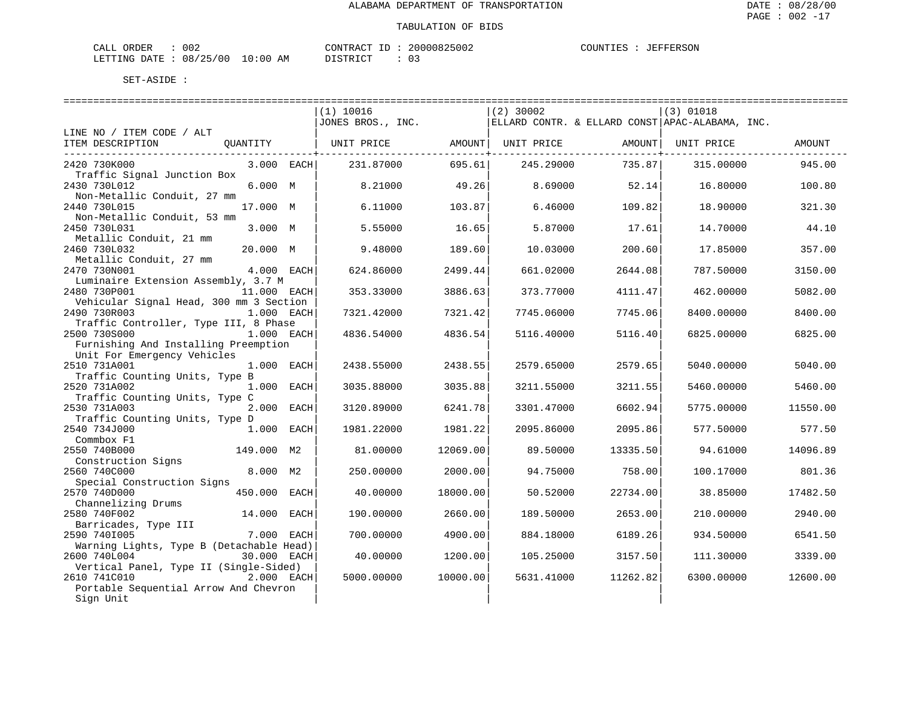ALABAMA DEPARTMENT OF TRANSPORTATION

TABULATION OF BIDS

CALL ORDER : 002 CONTRACT ID : 20000825002 COUNTIES : JEFFERSON
LETTING DATE : 08/25/00 10:00 AM DISTRICT : 03

SET-ASIDE :

| LINE NO / ITEM CODE / ALT ITEM DESCRIPTION | QUANTITY | (1) 10016 JONES BROS., INC. UNIT PRICE | AMOUNT | (2) 30002 ELLARD CONTR. & ELLARD CONST UNIT PRICE | AMOUNT | (3) 01018 APAC-ALABAMA, INC. UNIT PRICE | AMOUNT |
|---|---|---|---|---|---|---|---|
| 2420 730K000 Traffic Signal Junction Box | 3.000 EACH | 231.87000 | 695.61 | 245.29000 | 735.87 | 315.00000 | 945.00 |
| 2430 730L012 Non-Metallic Conduit, 27 mm | 6.000 M | 8.21000 | 49.26 | 8.69000 | 52.14 | 16.80000 | 100.80 |
| 2440 730L015 Non-Metallic Conduit, 53 mm | 17.000 M | 6.11000 | 103.87 | 6.46000 | 109.82 | 18.90000 | 321.30 |
| 2450 730L031 Metallic Conduit, 21 mm | 3.000 M | 5.55000 | 16.65 | 5.87000 | 17.61 | 14.70000 | 44.10 |
| 2460 730L032 Metallic Conduit, 27 mm | 20.000 M | 9.48000 | 189.60 | 10.03000 | 200.60 | 17.85000 | 357.00 |
| 2470 730N001 Luminaire Extension Assembly, 3.7 M | 4.000 EACH | 624.86000 | 2499.44 | 661.02000 | 2644.08 | 787.50000 | 3150.00 |
| 2480 730P001 Vehicular Signal Head, 300 mm 3 Section | 11.000 EACH | 353.33000 | 3886.63 | 373.77000 | 4111.47 | 462.00000 | 5082.00 |
| 2490 730R003 Traffic Controller, Type III, 8 Phase | 1.000 EACH | 7321.42000 | 7321.42 | 7745.06000 | 7745.06 | 8400.00000 | 8400.00 |
| 2500 730S000 Furnishing And Installing Preemption Unit For Emergency Vehicles | 1.000 EACH | 4836.54000 | 4836.54 | 5116.40000 | 5116.40 | 6825.00000 | 6825.00 |
| 2510 731A001 Traffic Counting Units, Type B | 1.000 EACH | 2438.55000 | 2438.55 | 2579.65000 | 2579.65 | 5040.00000 | 5040.00 |
| 2520 731A002 Traffic Counting Units, Type C | 1.000 EACH | 3035.88000 | 3035.88 | 3211.55000 | 3211.55 | 5460.00000 | 5460.00 |
| 2530 731A003 Traffic Counting Units, Type D | 2.000 EACH | 3120.89000 | 6241.78 | 3301.47000 | 6602.94 | 5775.00000 | 11550.00 |
| 2540 734J000 Commbox F1 | 1.000 EACH | 1981.22000 | 1981.22 | 2095.86000 | 2095.86 | 577.50000 | 577.50 |
| 2550 740B000 Construction Signs | 149.000 M2 | 81.00000 | 12069.00 | 89.50000 | 13335.50 | 94.61000 | 14096.89 |
| 2560 740C000 Special Construction Signs | 8.000 M2 | 250.00000 | 2000.00 | 94.75000 | 758.00 | 100.17000 | 801.36 |
| 2570 740D000 Channelizing Drums | 450.000 EACH | 40.00000 | 18000.00 | 50.52000 | 22734.00 | 38.85000 | 17482.50 |
| 2580 740F002 Barricades, Type III | 14.000 EACH | 190.00000 | 2660.00 | 189.50000 | 2653.00 | 210.00000 | 2940.00 |
| 2590 740I005 Warning Lights, Type B (Detachable Head) | 7.000 EACH | 700.00000 | 4900.00 | 884.18000 | 6189.26 | 934.50000 | 6541.50 |
| 2600 740L004 Vertical Panel, Type II (Single-Sided) | 30.000 EACH | 40.00000 | 1200.00 | 105.25000 | 3157.50 | 111.30000 | 3339.00 |
| 2610 741C010 Portable Sequential Arrow And Chevron Sign Unit | 2.000 EACH | 5000.00000 | 10000.00 | 5631.41000 | 11262.82 | 6300.00000 | 12600.00 |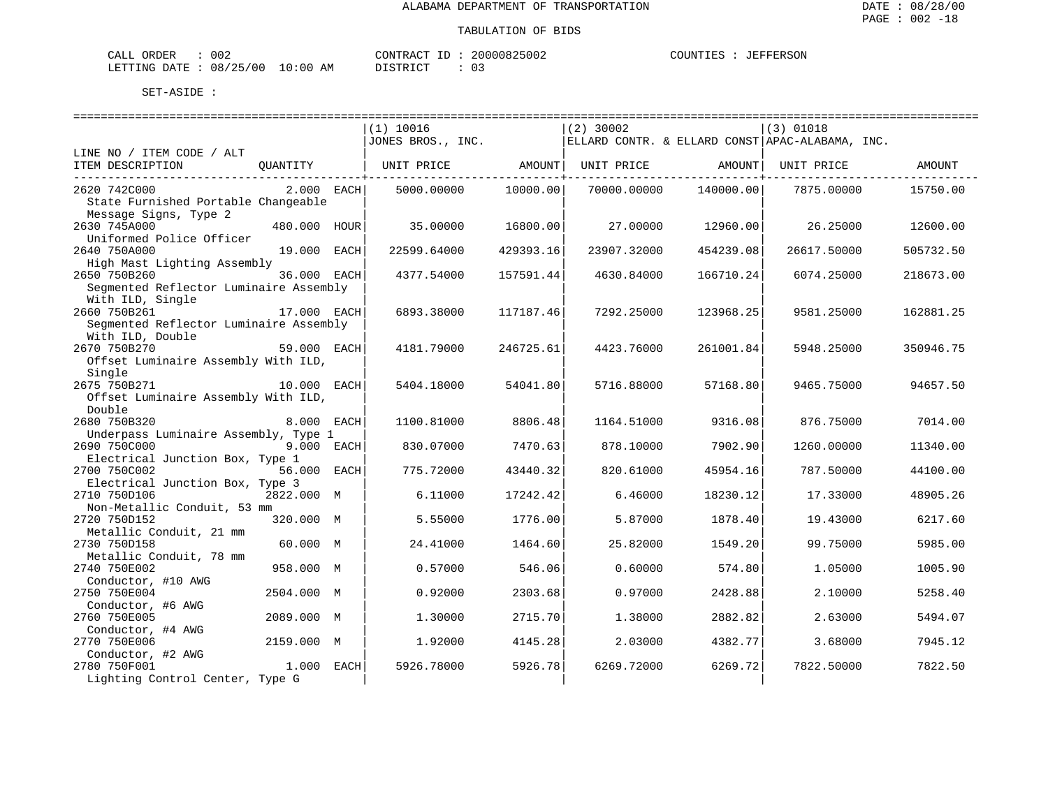ALABAMA DEPARTMENT OF TRANSPORTATION

TABULATION OF BIDS

CALL ORDER : 002 CONTRACT ID : 20000825002 COUNTIES : JEFFERSON
LETTING DATE : 08/25/00 10:00 AM DISTRICT : 03

SET-ASIDE :

| LINE NO / ITEM CODE / ALT ITEM DESCRIPTION | QUANTITY | (1) 10016 JONES BROS., INC. UNIT PRICE | AMOUNT | (2) 30002 ELLARD CONTR. & ELLARD CONST UNIT PRICE | AMOUNT | (3) 01018 APAC-ALABAMA, INC. UNIT PRICE | AMOUNT |
|---|---|---|---|---|---|---|---|
| 2620 742C000 State Furnished Portable Changeable Message Signs, Type 2 | 2.000 EACH | 5000.00000 | 10000.00 | 70000.00000 | 140000.00 | 7875.00000 | 15750.00 |
| 2630 745A000 Uniformed Police Officer | 480.000 HOUR | 35.00000 | 16800.00 | 27.00000 | 12960.00 | 26.25000 | 12600.00 |
| 2640 750A000 High Mast Lighting Assembly | 19.000 EACH | 22599.64000 | 429393.16 | 23907.32000 | 454239.08 | 26617.50000 | 505732.50 |
| 2650 750B260 Segmented Reflector Luminaire Assembly With ILD, Single | 36.000 EACH | 4377.54000 | 157591.44 | 4630.84000 | 166710.24 | 6074.25000 | 218673.00 |
| 2660 750B261 Segmented Reflector Luminaire Assembly With ILD, Double | 17.000 EACH | 6893.38000 | 117187.46 | 7292.25000 | 123968.25 | 9581.25000 | 162881.25 |
| 2670 750B270 Offset Luminaire Assembly With ILD, Single | 59.000 EACH | 4181.79000 | 246725.61 | 4423.76000 | 261001.84 | 5948.25000 | 350946.75 |
| 2675 750B271 Offset Luminaire Assembly With ILD, Double | 10.000 EACH | 5404.18000 | 54041.80 | 5716.88000 | 57168.80 | 9465.75000 | 94657.50 |
| 2680 750B320 Underpass Luminaire Assembly, Type 1 | 8.000 EACH | 1100.81000 | 8806.48 | 1164.51000 | 9316.08 | 876.75000 | 7014.00 |
| 2690 750C000 Electrical Junction Box, Type 1 | 9.000 EACH | 830.07000 | 7470.63 | 878.10000 | 7902.90 | 1260.00000 | 11340.00 |
| 2700 750C002 Electrical Junction Box, Type 3 | 56.000 EACH | 775.72000 | 43440.32 | 820.61000 | 45954.16 | 787.50000 | 44100.00 |
| 2710 750D106 Non-Metallic Conduit, 53 mm | 2822.000 M | 6.11000 | 17242.42 | 6.46000 | 18230.12 | 17.33000 | 48905.26 |
| 2720 750D152 Metallic Conduit, 21 mm | 320.000 M | 5.55000 | 1776.00 | 5.87000 | 1878.40 | 19.43000 | 6217.60 |
| 2730 750D158 Metallic Conduit, 78 mm | 60.000 M | 24.41000 | 1464.60 | 25.82000 | 1549.20 | 99.75000 | 5985.00 |
| 2740 750E002 Conductor, #10 AWG | 958.000 M | 0.57000 | 546.06 | 0.60000 | 574.80 | 1.05000 | 1005.90 |
| 2750 750E004 Conductor, #6 AWG | 2504.000 M | 0.92000 | 2303.68 | 0.97000 | 2428.88 | 2.10000 | 5258.40 |
| 2760 750E005 Conductor, #4 AWG | 2089.000 M | 1.30000 | 2715.70 | 1.38000 | 2882.82 | 2.63000 | 5494.07 |
| 2770 750E006 Conductor, #2 AWG | 2159.000 M | 1.92000 | 4145.28 | 2.03000 | 4382.77 | 3.68000 | 7945.12 |
| 2780 750F001 Lighting Control Center, Type G | 1.000 EACH | 5926.78000 | 5926.78 | 6269.72000 | 6269.72 | 7822.50000 | 7822.50 |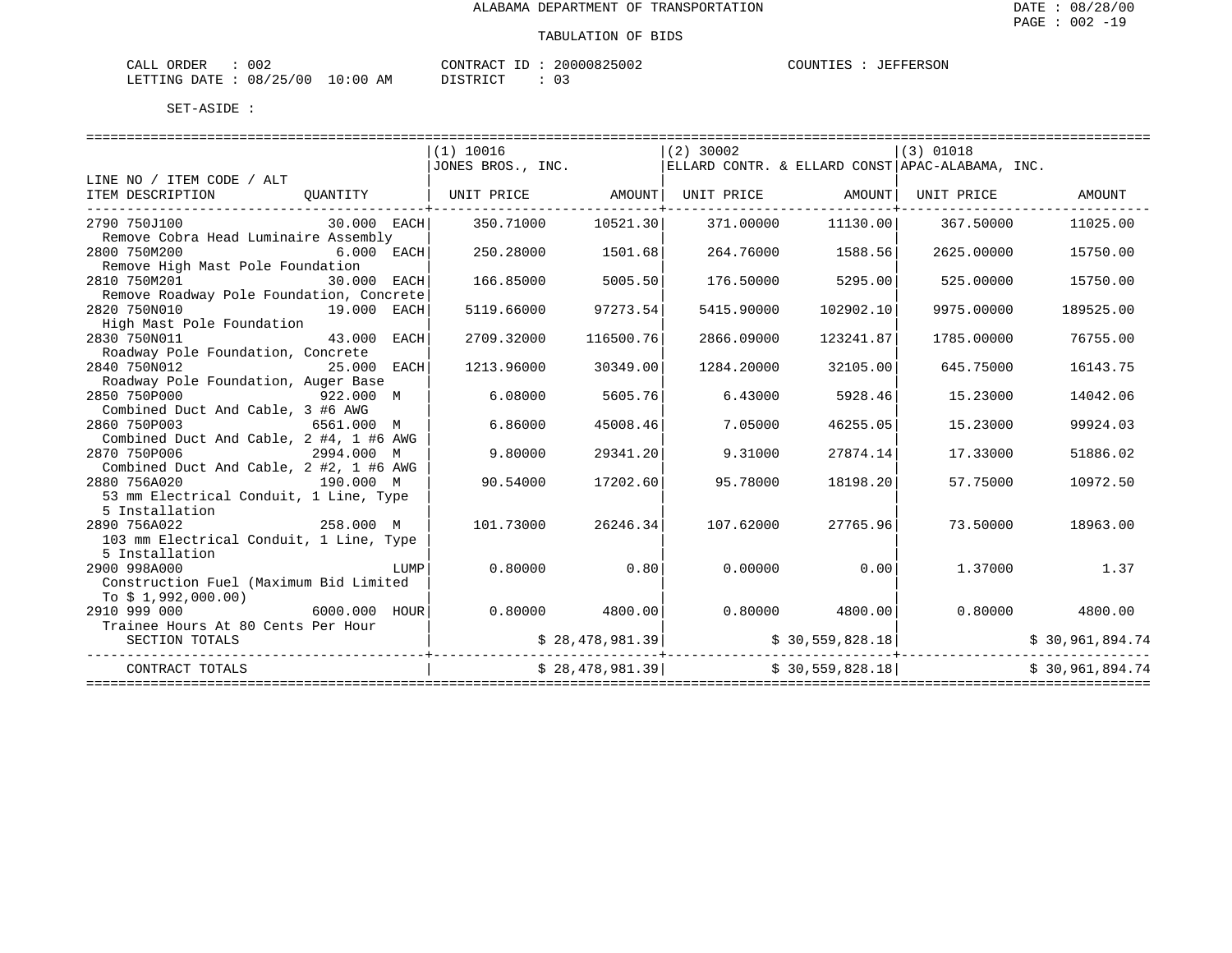ALABAMA DEPARTMENT OF TRANSPORTATION

DATE : 08/28/00

TABULATION OF BIDS

CALL ORDER : 002 CONTRACT ID : 20000825002 COUNTIES : JEFFERSON
LETTING DATE : 08/25/00 10:00 AM DISTRICT : 03

SET-ASIDE :

| LINE NO / ITEM CODE / ALT ITEM DESCRIPTION | QUANTITY | (1) 10016 JONES BROS., INC. UNIT PRICE | AMOUNT | (2) 30002 ELLARD CONTR. & ELLARD CONST UNIT PRICE | AMOUNT | (3) 01018 APAC-ALABAMA, INC. UNIT PRICE | AMOUNT |
|---|---|---|---|---|---|---|---|
| 2790 750J100 Remove Cobra Head Luminaire Assembly | 30.000 EACH | 350.71000 | 10521.30 | 371.00000 | 11130.00 | 367.50000 | 11025.00 |
| 2800 750M200 Remove High Mast Pole Foundation | 6.000 EACH | 250.28000 | 1501.68 | 264.76000 | 1588.56 | 2625.00000 | 15750.00 |
| 2810 750M201 Remove Roadway Pole Foundation, Concrete | 30.000 EACH | 166.85000 | 5005.50 | 176.50000 | 5295.00 | 525.00000 | 15750.00 |
| 2820 750N010 High Mast Pole Foundation | 19.000 EACH | 5119.66000 | 97273.54 | 5415.90000 | 102902.10 | 9975.00000 | 189525.00 |
| 2830 750N011 Roadway Pole Foundation, Concrete | 43.000 EACH | 2709.32000 | 116500.76 | 2866.09000 | 123241.87 | 1785.00000 | 76755.00 |
| 2840 750N012 Roadway Pole Foundation, Auger Base | 25.000 EACH | 1213.96000 | 30349.00 | 1284.20000 | 32105.00 | 645.75000 | 16143.75 |
| 2850 750P000 Combined Duct And Cable, 3 #6 AWG | 922.000 M | 6.08000 | 5605.76 | 6.43000 | 5928.46 | 15.23000 | 14042.06 |
| 2860 750P003 Combined Duct And Cable, 2 #4, 1 #6 AWG | 6561.000 M | 6.86000 | 45008.46 | 7.05000 | 46255.05 | 15.23000 | 99924.03 |
| 2870 750P006 Combined Duct And Cable, 2 #2, 1 #6 AWG | 2994.000 M | 9.80000 | 29341.20 | 9.31000 | 27874.14 | 17.33000 | 51886.02 |
| 2880 756A020 53 mm Electrical Conduit, 1 Line, Type 5 Installation | 190.000 M | 90.54000 | 17202.60 | 95.78000 | 18198.20 | 57.75000 | 10972.50 |
| 2890 756A022 103 mm Electrical Conduit, 1 Line, Type 5 Installation | 258.000 M | 101.73000 | 26246.34 | 107.62000 | 27765.96 | 73.50000 | 18963.00 |
| 2900 998A000 Construction Fuel (Maximum Bid Limited To $ 1,992,000.00) | LUMP | 0.80000 | 0.80 | 0.00000 | 0.00 | 1.37000 | 1.37 |
| 2910 999 000 Trainee Hours At 80 Cents Per Hour | 6000.000 HOUR | 0.80000 | 4800.00 | 0.80000 | 4800.00 | 0.80000 | 4800.00 |
| SECTION TOTALS | | | $ 28,478,981.39 | | $ 30,559,828.18 | | $ 30,961,894.74 |
| CONTRACT TOTALS | | | $ 28,478,981.39 | | $ 30,559,828.18 | | $ 30,961,894.74 |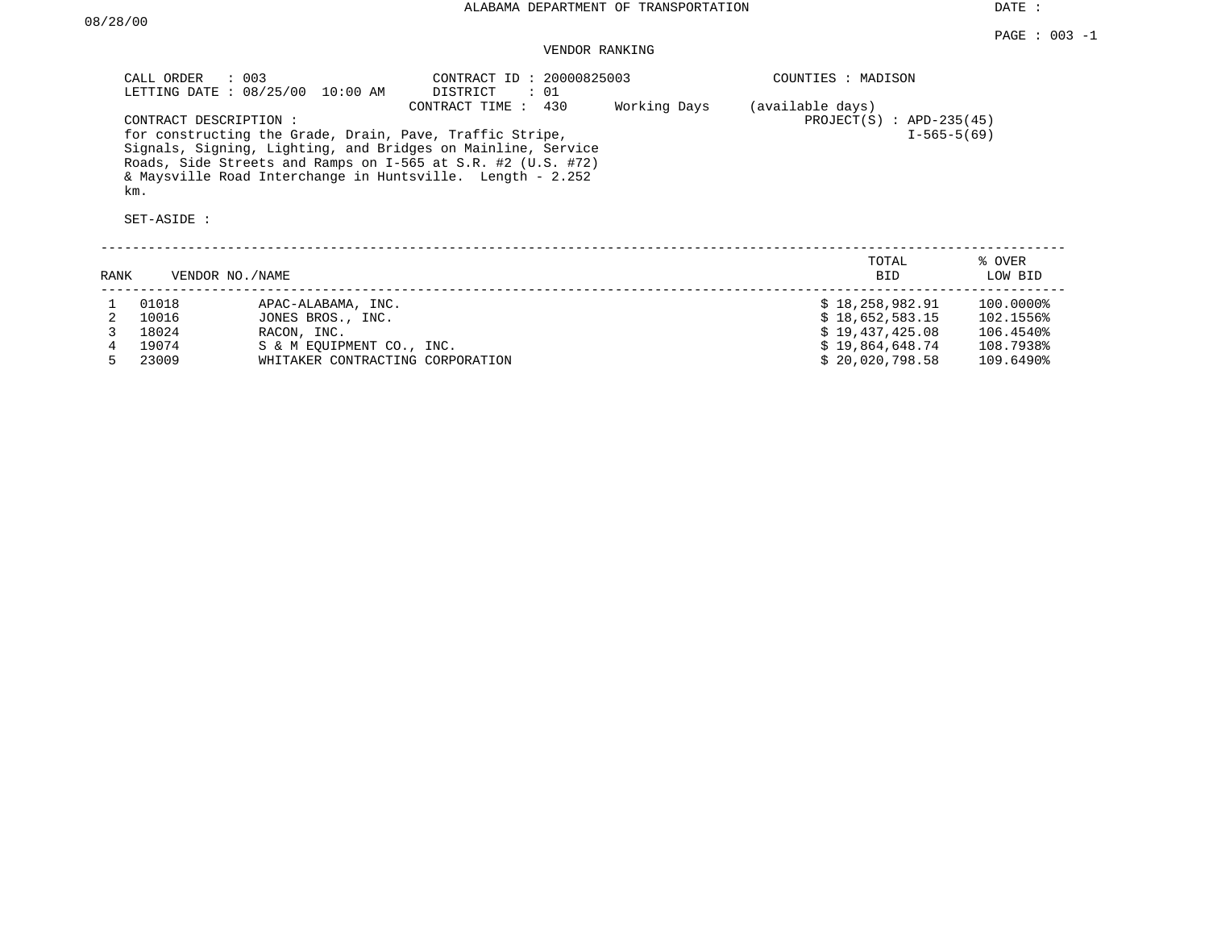ALABAMA DEPARTMENT OF TRANSPORTATION

DATE : 08/28/00

PAGE : 003 -1

VENDOR RANKING

CALL ORDER : 003
LETTING DATE : 08/25/00 10:00 AM

CONTRACT ID : 20000825003
DISTRICT : 01
CONTRACT TIME : 430 Working Days (available days)

COUNTIES : MADISON

PROJECT(S) : APD-235(45)
I-565-5(69)

CONTRACT DESCRIPTION :
for constructing the Grade, Drain, Pave, Traffic Stripe, Signals, Signing, Lighting, and Bridges on Mainline, Service Roads, Side Streets and Ramps on I-565 at S.R. #2 (U.S. #72) & Maysville Road Interchange in Huntsville. Length - 2.252 km.

SET-ASIDE :

| RANK | VENDOR NO. | NAME | TOTAL BID | % OVER LOW BID |
|---|---|---|---|---|
| 1 | 01018 | APAC-ALABAMA, INC. | $ 18,258,982.91 | 100.0000% |
| 2 | 10016 | JONES BROS., INC. | $ 18,652,583.15 | 102.1556% |
| 3 | 18024 | RACON, INC. | $ 19,437,425.08 | 106.4540% |
| 4 | 19074 | S & M EQUIPMENT CO., INC. | $ 19,864,648.74 | 108.7938% |
| 5 | 23009 | WHITAKER CONTRACTING CORPORATION | $ 20,020,798.58 | 109.6490% |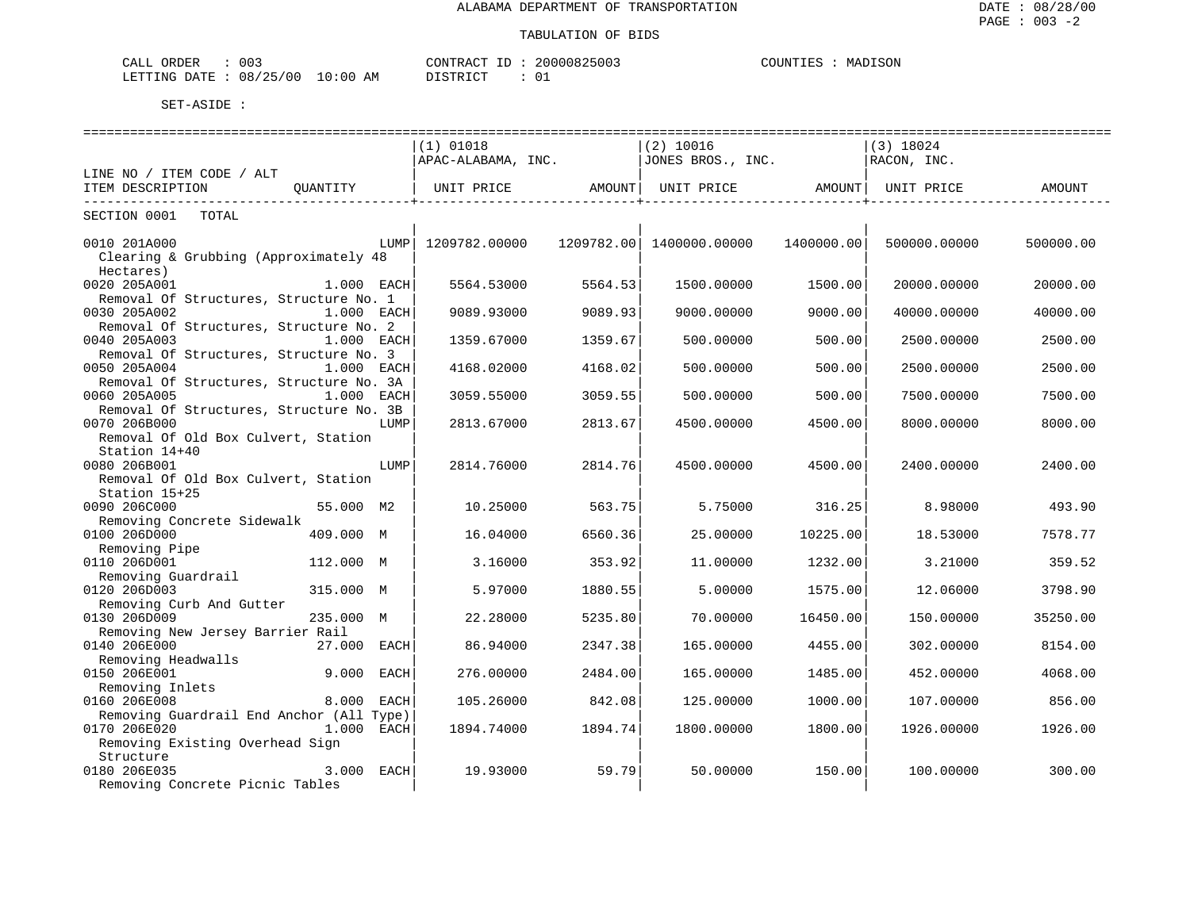ALABAMA DEPARTMENT OF TRANSPORTATION

TABULATION OF BIDS

CALL ORDER : 003 CONTRACT ID : 20000825003 COUNTIES : MADISON
LETTING DATE : 08/25/00 10:00 AM DISTRICT : 01

SET-ASIDE :

| LINE NO / ITEM CODE / ALT ITEM DESCRIPTION | QUANTITY | (1) 01018 APAC-ALABAMA, INC. UNIT PRICE | AMOUNT | (2) 10016 JONES BROS., INC. UNIT PRICE | AMOUNT | (3) 18024 RACON, INC. UNIT PRICE | AMOUNT |
|---|---|---|---|---|---|---|---|
| SECTION 0001 TOTAL | | | | | | | |
| 0010 201A000 Clearing & Grubbing (Approximately 48 Hectares) | LUMP | 1209782.00000 | 1209782.00 | 1400000.00000 | 1400000.00 | 500000.00000 | 500000.00 |
| 0020 205A001 Removal Of Structures, Structure No. 1 | 1.000 EACH | 5564.53000 | 5564.53 | 1500.00000 | 1500.00 | 20000.00000 | 20000.00 |
| 0030 205A002 Removal Of Structures, Structure No. 2 | 1.000 EACH | 9089.93000 | 9089.93 | 9000.00000 | 9000.00 | 40000.00000 | 40000.00 |
| 0040 205A003 Removal Of Structures, Structure No. 3 | 1.000 EACH | 1359.67000 | 1359.67 | 500.00000 | 500.00 | 2500.00000 | 2500.00 |
| 0050 205A004 Removal Of Structures, Structure No. 3A | 1.000 EACH | 4168.02000 | 4168.02 | 500.00000 | 500.00 | 2500.00000 | 2500.00 |
| 0060 205A005 Removal Of Structures, Structure No. 3B | 1.000 EACH | 3059.55000 | 3059.55 | 500.00000 | 500.00 | 7500.00000 | 7500.00 |
| 0070 206B000 Removal Of Old Box Culvert, Station Station 14+40 | LUMP | 2813.67000 | 2813.67 | 4500.00000 | 4500.00 | 8000.00000 | 8000.00 |
| 0080 206B001 Removal Of Old Box Culvert, Station Station 15+25 | LUMP | 2814.76000 | 2814.76 | 4500.00000 | 4500.00 | 2400.00000 | 2400.00 |
| 0090 206C000 Removing Concrete Sidewalk | 55.000 M2 | 10.25000 | 563.75 | 5.75000 | 316.25 | 8.98000 | 493.90 |
| 0100 206D000 Removing Pipe | 409.000 M | 16.04000 | 6560.36 | 25.00000 | 10225.00 | 18.53000 | 7578.77 |
| 0110 206D001 Removing Guardrail | 112.000 M | 3.16000 | 353.92 | 11.00000 | 1232.00 | 3.21000 | 359.52 |
| 0120 206D003 Removing Curb And Gutter | 315.000 M | 5.97000 | 1880.55 | 5.00000 | 1575.00 | 12.06000 | 3798.90 |
| 0130 206D009 Removing New Jersey Barrier Rail | 235.000 M | 22.28000 | 5235.80 | 70.00000 | 16450.00 | 150.00000 | 35250.00 |
| 0140 206E000 Removing Headwalls | 27.000 EACH | 86.94000 | 2347.38 | 165.00000 | 4455.00 | 302.00000 | 8154.00 |
| 0150 206E001 Removing Inlets | 9.000 EACH | 276.00000 | 2484.00 | 165.00000 | 1485.00 | 452.00000 | 4068.00 |
| 0160 206E008 Removing Guardrail End Anchor (All Type) | 8.000 EACH | 105.26000 | 842.08 | 125.00000 | 1000.00 | 107.00000 | 856.00 |
| 0170 206E020 Removing Existing Overhead Sign Structure | 1.000 EACH | 1894.74000 | 1894.74 | 1800.00000 | 1800.00 | 1926.00000 | 1926.00 |
| 0180 206E035 Removing Concrete Picnic Tables | 3.000 EACH | 19.93000 | 59.79 | 50.00000 | 150.00 | 100.00000 | 300.00 |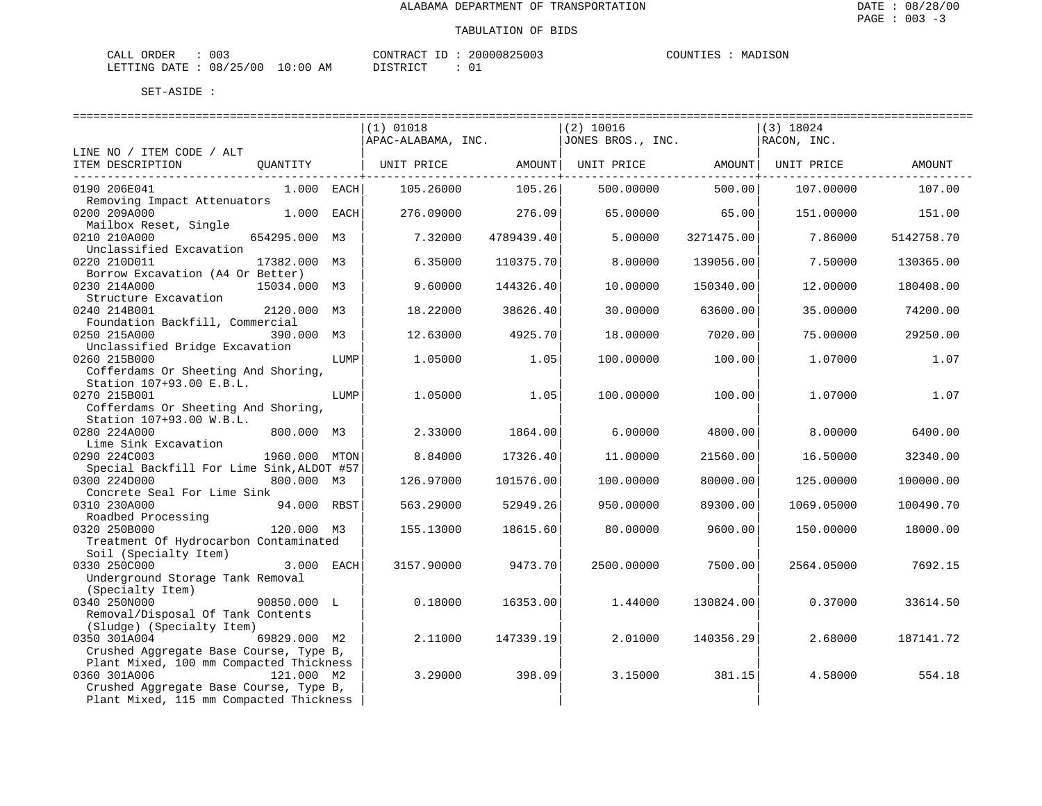ALABAMA DEPARTMENT OF TRANSPORTATION

TABULATION OF BIDS

CALL ORDER : 003 &nbsp;&nbsp;&nbsp; CONTRACT ID : 20000825003 &nbsp;&nbsp;&nbsp; COUNTIES : MADISON
LETTING DATE : 08/25/00 10:00 AM &nbsp;&nbsp;&nbsp; DISTRICT : 01

SET-ASIDE :

| LINE NO / ITEM CODE / ALT ITEM DESCRIPTION | QUANTITY | | (1) 01018 APAC-ALABAMA, INC. UNIT PRICE | AMOUNT | (2) 10016 JONES BROS., INC. UNIT PRICE | AMOUNT | (3) 18024 RACON, INC. UNIT PRICE | AMOUNT |
|---|---|---|---|---|---|---|---|---|
| 0190 206E041 Removing Impact Attenuators | 1.000 | EACH | 105.26000 | 105.26 | 500.00000 | 500.00 | 107.00000 | 107.00 |
| 0200 209A000 Mailbox Reset, Single | 1.000 | EACH | 276.09000 | 276.09 | 65.00000 | 65.00 | 151.00000 | 151.00 |
| 0210 210A000 Unclassified Excavation | 654295.000 | M3 | 7.32000 | 4789439.40 | 5.00000 | 3271475.00 | 7.86000 | 5142758.70 |
| 0220 210D011 Borrow Excavation (A4 Or Better) | 17382.000 | M3 | 6.35000 | 110375.70 | 8.00000 | 139056.00 | 7.50000 | 130365.00 |
| 0230 214A000 Structure Excavation | 15034.000 | M3 | 9.60000 | 144326.40 | 10.00000 | 150340.00 | 12.00000 | 180408.00 |
| 0240 214B001 Foundation Backfill, Commercial | 2120.000 | M3 | 18.22000 | 38626.40 | 30.00000 | 63600.00 | 35.00000 | 74200.00 |
| 0250 215A000 Unclassified Bridge Excavation | 390.000 | M3 | 12.63000 | 4925.70 | 18.00000 | 7020.00 | 75.00000 | 29250.00 |
| 0260 215B000 Cofferdams Or Sheeting And Shoring, Station 107+93.00 E.B.L. | | LUMP | 1.05000 | 1.05 | 100.00000 | 100.00 | 1.07000 | 1.07 |
| 0270 215B001 Cofferdams Or Sheeting And Shoring, Station 107+93.00 W.B.L. | | LUMP | 1.05000 | 1.05 | 100.00000 | 100.00 | 1.07000 | 1.07 |
| 0280 224A000 Lime Sink Excavation | 800.000 | M3 | 2.33000 | 1864.00 | 6.00000 | 4800.00 | 8.00000 | 6400.00 |
| 0290 224C003 Special Backfill For Lime Sink,ALDOT #57 | 1960.000 | MTON | 8.84000 | 17326.40 | 11.00000 | 21560.00 | 16.50000 | 32340.00 |
| 0300 224D000 Concrete Seal For Lime Sink | 800.000 | M3 | 126.97000 | 101576.00 | 100.00000 | 80000.00 | 125.00000 | 100000.00 |
| 0310 230A000 Roadbed Processing | 94.000 | RBST | 563.29000 | 52949.26 | 950.00000 | 89300.00 | 1069.05000 | 100490.70 |
| 0320 250B000 Treatment Of Hydrocarbon Contaminated Soil (Specialty Item) | 120.000 | M3 | 155.13000 | 18615.60 | 80.00000 | 9600.00 | 150.00000 | 18000.00 |
| 0330 250C000 Underground Storage Tank Removal (Specialty Item) | 3.000 | EACH | 3157.90000 | 9473.70 | 2500.00000 | 7500.00 | 2564.05000 | 7692.15 |
| 0340 250N000 Removal/Disposal Of Tank Contents (Sludge) (Specialty Item) | 90850.000 | L | 0.18000 | 16353.00 | 1.44000 | 130824.00 | 0.37000 | 33614.50 |
| 0350 301A004 Crushed Aggregate Base Course, Type B, Plant Mixed, 100 mm Compacted Thickness | 69829.000 | M2 | 2.11000 | 147339.19 | 2.01000 | 140356.29 | 2.68000 | 187141.72 |
| 0360 301A006 Crushed Aggregate Base Course, Type B, Plant Mixed, 115 mm Compacted Thickness | 121.000 | M2 | 3.29000 | 398.09 | 3.15000 | 381.15 | 4.58000 | 554.18 |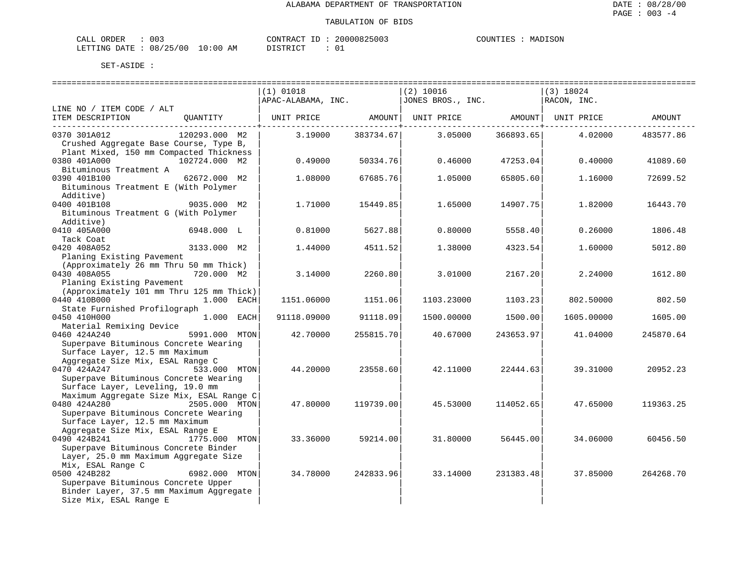ALABAMA DEPARTMENT OF TRANSPORTATION

TABULATION OF BIDS

CALL ORDER : 003 CONTRACT ID : 20000825003 COUNTIES : MADISON
LETTING DATE : 08/25/00 10:00 AM DISTRICT : 01

SET-ASIDE :

| LINE NO / ITEM CODE / ALT ITEM DESCRIPTION | QUANTITY | (1) 01018 APAC-ALABAMA, INC. UNIT PRICE | AMOUNT | (2) 10016 JONES BROS., INC. UNIT PRICE | AMOUNT | (3) 18024 RACON, INC. UNIT PRICE | AMOUNT |
|---|---|---|---|---|---|---|---|
| 0370 301A012 Crushed Aggregate Base Course, Type B, Plant Mixed, 150 mm Compacted Thickness | 120293.000 M2 | 3.19000 | 383734.67 | 3.05000 | 366893.65 | 4.02000 | 483577.86 |
| 0380 401A000 Bituminous Treatment A | 102724.000 M2 | 0.49000 | 50334.76 | 0.46000 | 47253.04 | 0.40000 | 41089.60 |
| 0390 401B100 Bituminous Treatment E (With Polymer Additive) | 62672.000 M2 | 1.08000 | 67685.76 | 1.05000 | 65805.60 | 1.16000 | 72699.52 |
| 0400 401B108 Bituminous Treatment G (With Polymer Additive) | 9035.000 M2 | 1.71000 | 15449.85 | 1.65000 | 14907.75 | 1.82000 | 16443.70 |
| 0410 405A000 Tack Coat | 6948.000 L | 0.81000 | 5627.88 | 0.80000 | 5558.40 | 0.26000 | 1806.48 |
| 0420 408A052 Planing Existing Pavement (Approximately 26 mm Thru 50 mm Thick) | 3133.000 M2 | 1.44000 | 4511.52 | 1.38000 | 4323.54 | 1.60000 | 5012.80 |
| 0430 408A055 Planing Existing Pavement (Approximately 101 mm Thru 125 mm Thick) | 720.000 M2 | 3.14000 | 2260.80 | 3.01000 | 2167.20 | 2.24000 | 1612.80 |
| 0440 410B000 State Furnished Profilograph | 1.000 EACH | 1151.06000 | 1151.06 | 1103.23000 | 1103.23 | 802.50000 | 802.50 |
| 0450 410H000 Material Remixing Device | 1.000 EACH | 91118.09000 | 91118.09 | 1500.00000 | 1500.00 | 1605.00000 | 1605.00 |
| 0460 424A240 Superpave Bituminous Concrete Wearing Surface Layer, 12.5 mm Maximum Aggregate Size Mix, ESAL Range C | 5991.000 MTON | 42.70000 | 255815.70 | 40.67000 | 243653.97 | 41.04000 | 245870.64 |
| 0470 424A247 Superpave Bituminous Concrete Wearing Surface Layer, Leveling, 19.0 mm Maximum Aggregate Size Mix, ESAL Range C | 533.000 MTON | 44.20000 | 23558.60 | 42.11000 | 22444.63 | 39.31000 | 20952.23 |
| 0480 424A280 Superpave Bituminous Concrete Wearing Surface Layer, 12.5 mm Maximum Aggregate Size Mix, ESAL Range E | 2505.000 MTON | 47.80000 | 119739.00 | 45.53000 | 114052.65 | 47.65000 | 119363.25 |
| 0490 424B241 Superpave Bituminous Concrete Binder Layer, 25.0 mm Maximum Aggregate Size Mix, ESAL Range C | 1775.000 MTON | 33.36000 | 59214.00 | 31.80000 | 56445.00 | 34.06000 | 60456.50 |
| 0500 424B282 Superpave Bituminous Concrete Upper Binder Layer, 37.5 mm Maximum Aggregate Size Mix, ESAL Range E | 6982.000 MTON | 34.78000 | 242833.96 | 33.14000 | 231383.48 | 37.85000 | 264268.70 |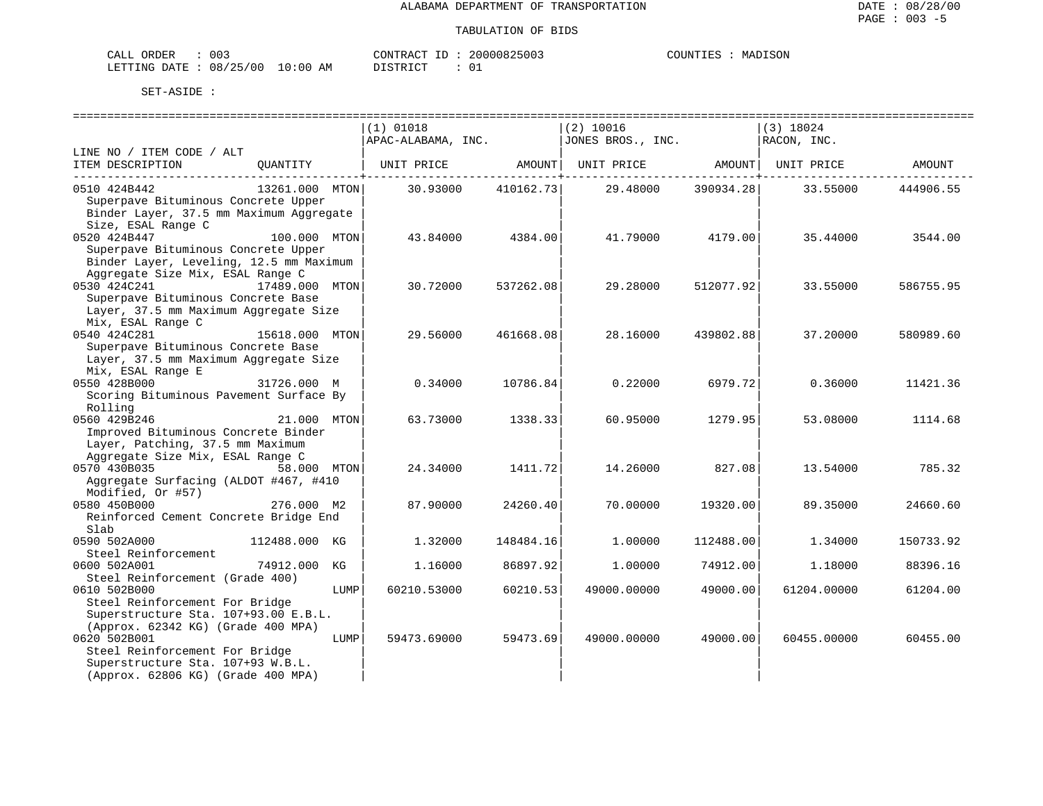ALABAMA DEPARTMENT OF TRANSPORTATION

TABULATION OF BIDS

DATE : 08/28/00
PAGE : 003 -5

CALL ORDER : 003 CONTRACT ID : 20000825003 COUNTIES : MADISON
LETTING DATE : 08/25/00 10:00 AM DISTRICT : 01

SET-ASIDE :

| LINE NO / ITEM CODE / ALT ITEM DESCRIPTION | QUANTITY | (1) 01018 APAC-ALABAMA, INC. UNIT PRICE | AMOUNT | (2) 10016 JONES BROS., INC. UNIT PRICE | AMOUNT | (3) 18024 RACON, INC. UNIT PRICE | AMOUNT |
|---|---|---|---|---|---|---|---|
| 0510 424B442 Superpave Bituminous Concrete Upper Binder Layer, 37.5 mm Maximum Aggregate Size, ESAL Range C | 13261.000 MTON | 30.93000 | 410162.73 | 29.48000 | 390934.28 | 33.55000 | 444906.55 |
| 0520 424B447 Superpave Bituminous Concrete Upper Binder Layer, Leveling, 12.5 mm Maximum Aggregate Size Mix, ESAL Range C | 100.000 MTON | 43.84000 | 4384.00 | 41.79000 | 4179.00 | 35.44000 | 3544.00 |
| 0530 424C241 Superpave Bituminous Concrete Base Layer, 37.5 mm Maximum Aggregate Size Mix, ESAL Range C | 17489.000 MTON | 30.72000 | 537262.08 | 29.28000 | 512077.92 | 33.55000 | 586755.95 |
| 0540 424C281 Superpave Bituminous Concrete Base Layer, 37.5 mm Maximum Aggregate Size Mix, ESAL Range E | 15618.000 MTON | 29.56000 | 461668.08 | 28.16000 | 439802.88 | 37.20000 | 580989.60 |
| 0550 428B000 Scoring Bituminous Pavement Surface By Rolling | 31726.000 M | 0.34000 | 10786.84 | 0.22000 | 6979.72 | 0.36000 | 11421.36 |
| 0560 429B246 Improved Bituminous Concrete Binder Layer, Patching, 37.5 mm Maximum Aggregate Size Mix, ESAL Range C | 21.000 MTON | 63.73000 | 1338.33 | 60.95000 | 1279.95 | 53.08000 | 1114.68 |
| 0570 430B035 Aggregate Surfacing (ALDOT #467, #410 Modified, Or #57) | 58.000 MTON | 24.34000 | 1411.72 | 14.26000 | 827.08 | 13.54000 | 785.32 |
| 0580 450B000 Reinforced Cement Concrete Bridge End Slab | 276.000 M2 | 87.90000 | 24260.40 | 70.00000 | 19320.00 | 89.35000 | 24660.60 |
| 0590 502A000 Steel Reinforcement | 112488.000 KG | 1.32000 | 148484.16 | 1.00000 | 112488.00 | 1.34000 | 150733.92 |
| 0600 502A001 Steel Reinforcement (Grade 400) | 74912.000 KG | 1.16000 | 86897.92 | 1.00000 | 74912.00 | 1.18000 | 88396.16 |
| 0610 502B000 Steel Reinforcement For Bridge Superstructure Sta. 107+93.00 E.B.L. (Approx. 62342 KG) (Grade 400 MPA) | LUMP | 60210.53000 | 60210.53 | 49000.00000 | 49000.00 | 61204.00000 | 61204.00 |
| 0620 502B001 Steel Reinforcement For Bridge Superstructure Sta. 107+93 W.B.L. (Approx. 62806 KG) (Grade 400 MPA) | LUMP | 59473.69000 | 59473.69 | 49000.00000 | 49000.00 | 60455.00000 | 60455.00 |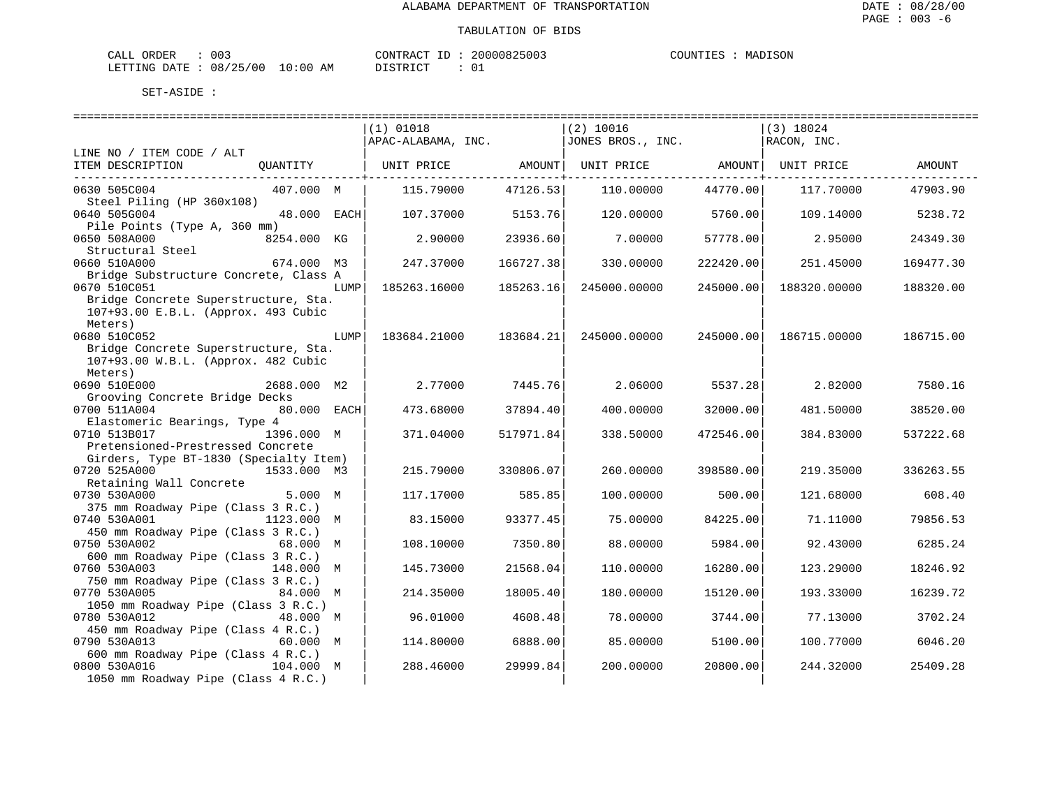ALABAMA DEPARTMENT OF TRANSPORTATION

TABULATION OF BIDS

CALL ORDER : 003 CONTRACT ID : 20000825003 COUNTIES : MADISON
LETTING DATE : 08/25/00 10:00 AM DISTRICT : 01

SET-ASIDE :

| LINE NO / ITEM CODE / ALT ITEM DESCRIPTION | QUANTITY | | (1) 01018 APAC-ALABAMA, INC. UNIT PRICE | AMOUNT | (2) 10016 JONES BROS., INC. UNIT PRICE | AMOUNT | (3) 18024 RACON, INC. UNIT PRICE | AMOUNT |
|---|---|---|---|---|---|---|---|---|
| 0630 505C004 Steel Piling (HP 360x108) | 407.000 | M | 115.79000 | 47126.53 | 110.00000 | 44770.00 | 117.70000 | 47903.90 |
| 0640 505G004 Pile Points (Type A, 360 mm) | 48.000 | EACH | 107.37000 | 5153.76 | 120.00000 | 5760.00 | 109.14000 | 5238.72 |
| 0650 508A000 Structural Steel | 8254.000 | KG | 2.90000 | 23936.60 | 7.00000 | 57778.00 | 2.95000 | 24349.30 |
| 0660 510A000 Bridge Substructure Concrete, Class A | 674.000 | M3 | 247.37000 | 166727.38 | 330.00000 | 222420.00 | 251.45000 | 169477.30 |
| 0670 510C051 Bridge Concrete Superstructure, Sta. 107+93.00 E.B.L. (Approx. 493 Cubic Meters) | | LUMP | 185263.16000 | 185263.16 | 245000.00000 | 245000.00 | 188320.00000 | 188320.00 |
| 0680 510C052 Bridge Concrete Superstructure, Sta. 107+93.00 W.B.L. (Approx. 482 Cubic Meters) | | LUMP | 183684.21000 | 183684.21 | 245000.00000 | 245000.00 | 186715.00000 | 186715.00 |
| 0690 510E000 Grooving Concrete Bridge Decks | 2688.000 | M2 | 2.77000 | 7445.76 | 2.06000 | 5537.28 | 2.82000 | 7580.16 |
| 0700 511A004 Elastomeric Bearings, Type 4 | 80.000 | EACH | 473.68000 | 37894.40 | 400.00000 | 32000.00 | 481.50000 | 38520.00 |
| 0710 513B017 Pretensioned-Prestressed Concrete Girders, Type BT-1830 (Specialty Item) | 1396.000 | M | 371.04000 | 517971.84 | 338.50000 | 472546.00 | 384.83000 | 537222.68 |
| 0720 525A000 Retaining Wall Concrete | 1533.000 | M3 | 215.79000 | 330806.07 | 260.00000 | 398580.00 | 219.35000 | 336263.55 |
| 0730 530A000 375 mm Roadway Pipe (Class 3 R.C.) | 5.000 | M | 117.17000 | 585.85 | 100.00000 | 500.00 | 121.68000 | 608.40 |
| 0740 530A001 450 mm Roadway Pipe (Class 3 R.C.) | 1123.000 | M | 83.15000 | 93377.45 | 75.00000 | 84225.00 | 71.11000 | 79856.53 |
| 0750 530A002 600 mm Roadway Pipe (Class 3 R.C.) | 68.000 | M | 108.10000 | 7350.80 | 88.00000 | 5984.00 | 92.43000 | 6285.24 |
| 0760 530A003 750 mm Roadway Pipe (Class 3 R.C.) | 148.000 | M | 145.73000 | 21568.04 | 110.00000 | 16280.00 | 123.29000 | 18246.92 |
| 0770 530A005 1050 mm Roadway Pipe (Class 3 R.C.) | 84.000 | M | 214.35000 | 18005.40 | 180.00000 | 15120.00 | 193.33000 | 16239.72 |
| 0780 530A012 450 mm Roadway Pipe (Class 4 R.C.) | 48.000 | M | 96.01000 | 4608.48 | 78.00000 | 3744.00 | 77.13000 | 3702.24 |
| 0790 530A013 600 mm Roadway Pipe (Class 4 R.C.) | 60.000 | M | 114.80000 | 6888.00 | 85.00000 | 5100.00 | 100.77000 | 6046.20 |
| 0800 530A016 1050 mm Roadway Pipe (Class 4 R.C.) | 104.000 | M | 288.46000 | 29999.84 | 200.00000 | 20800.00 | 244.32000 | 25409.28 |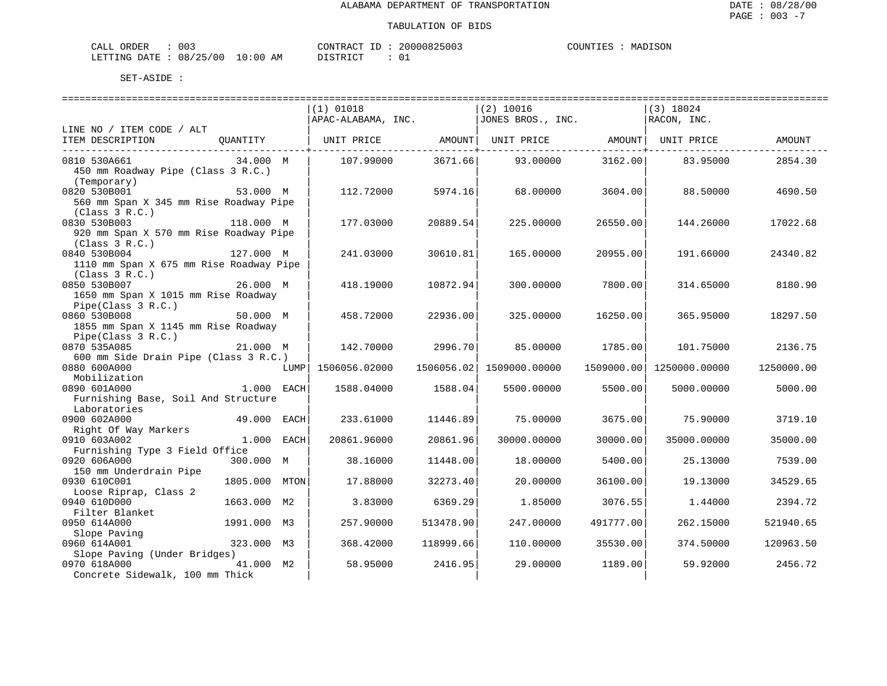ALABAMA DEPARTMENT OF TRANSPORTATION

TABULATION OF BIDS

CALL ORDER : 003  CONTRACT ID : 20000825003  COUNTIES : MADISON
LETTING DATE : 08/25/00 10:00 AM  DISTRICT : 01

SET-ASIDE :

| LINE NO / ITEM CODE / ALT ITEM DESCRIPTION | QUANTITY | (1) 01018 APAC-ALABAMA, INC. UNIT PRICE | AMOUNT | (2) 10016 JONES BROS., INC. UNIT PRICE | AMOUNT | (3) 18024 RACON, INC. UNIT PRICE | AMOUNT |
|---|---|---|---|---|---|---|---|
| 0810 530A661 450 mm Roadway Pipe (Class 3 R.C.) (Temporary) | 34.000 M | 107.99000 | 3671.66 | 93.00000 | 3162.00 | 83.95000 | 2854.30 |
| 0820 530B001 560 mm Span X 345 mm Rise Roadway Pipe (Class 3 R.C.) | 53.000 M | 112.72000 | 5974.16 | 68.00000 | 3604.00 | 88.50000 | 4690.50 |
| 0830 530B003 920 mm Span X 570 mm Rise Roadway Pipe (Class 3 R.C.) | 118.000 M | 177.03000 | 20889.54 | 225.00000 | 26550.00 | 144.26000 | 17022.68 |
| 0840 530B004 1110 mm Span X 675 mm Rise Roadway Pipe (Class 3 R.C.) | 127.000 M | 241.03000 | 30610.81 | 165.00000 | 20955.00 | 191.66000 | 24340.82 |
| 0850 530B007 1650 mm Span X 1015 mm Rise Roadway Pipe(Class 3 R.C.) | 26.000 M | 418.19000 | 10872.94 | 300.00000 | 7800.00 | 314.65000 | 8180.90 |
| 0860 530B008 1855 mm Span X 1145 mm Rise Roadway Pipe(Class 3 R.C.) | 50.000 M | 458.72000 | 22936.00 | 325.00000 | 16250.00 | 365.95000 | 18297.50 |
| 0870 535A085 600 mm Side Drain Pipe (Class 3 R.C.) | 21.000 M | 142.70000 | 2996.70 | 85.00000 | 1785.00 | 101.75000 | 2136.75 |
| 0880 600A000 Mobilization | LUMP | 1506056.02000 | 1506056.02 | 1509000.00000 | 1509000.00 | 1250000.00000 | 1250000.00 |
| 0890 601A000 Furnishing Base, Soil And Structure Laboratories | 1.000 EACH | 1588.04000 | 1588.04 | 5500.00000 | 5500.00 | 5000.00000 | 5000.00 |
| 0900 602A000 Right Of Way Markers | 49.000 EACH | 233.61000 | 11446.89 | 75.00000 | 3675.00 | 75.90000 | 3719.10 |
| 0910 603A002 Furnishing Type 3 Field Office | 1.000 EACH | 20861.96000 | 20861.96 | 30000.00000 | 30000.00 | 35000.00000 | 35000.00 |
| 0920 606A000 150 mm Underdrain Pipe | 300.000 M | 38.16000 | 11448.00 | 18.00000 | 5400.00 | 25.13000 | 7539.00 |
| 0930 610C001 Loose Riprap, Class 2 | 1805.000 MTON | 17.88000 | 32273.40 | 20.00000 | 36100.00 | 19.13000 | 34529.65 |
| 0940 610D000 Filter Blanket | 1663.000 M2 | 3.83000 | 6369.29 | 1.85000 | 3076.55 | 1.44000 | 2394.72 |
| 0950 614A000 Slope Paving | 1991.000 M3 | 257.90000 | 513478.90 | 247.00000 | 491777.00 | 262.15000 | 521940.65 |
| 0960 614A001 Slope Paving (Under Bridges) | 323.000 M3 | 368.42000 | 118999.66 | 110.00000 | 35530.00 | 374.50000 | 120963.50 |
| 0970 618A000 Concrete Sidewalk, 100 mm Thick | 41.000 M2 | 58.95000 | 2416.95 | 29.00000 | 1189.00 | 59.92000 | 2456.72 |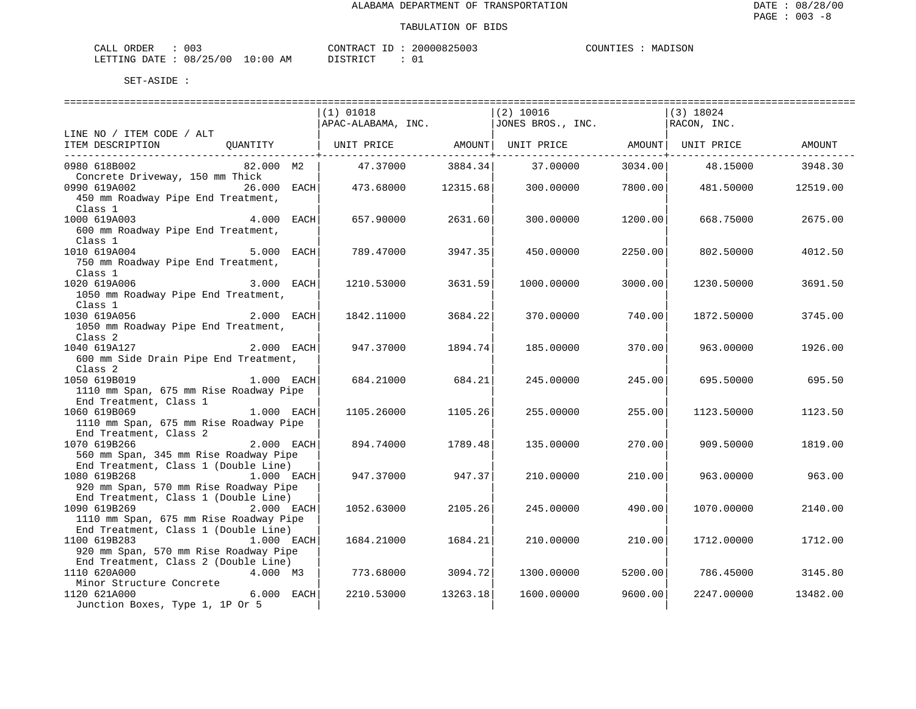ALABAMA DEPARTMENT OF TRANSPORTATION

TABULATION OF BIDS

CALL ORDER : 003 CONTRACT ID : 20000825003 COUNTIES : MADISON
LETTING DATE : 08/25/00 10:00 AM DISTRICT : 01

SET-ASIDE :

| LINE NO / ITEM CODE / ALT ITEM DESCRIPTION | QUANTITY | (1) 01018 APAC-ALABAMA, INC. UNIT PRICE | AMOUNT | (2) 10016 JONES BROS., INC. UNIT PRICE | AMOUNT | (3) 18024 RACON, INC. UNIT PRICE | AMOUNT |
|---|---|---|---|---|---|---|---|
| 0980 618B002 Concrete Driveway, 150 mm Thick | 82.000 M2 | 47.37000 | 3884.34 | 37.00000 | 3034.00 | 48.15000 | 3948.30 |
| 0990 619A002 450 mm Roadway Pipe End Treatment, Class 1 | 26.000 EACH | 473.68000 | 12315.68 | 300.00000 | 7800.00 | 481.50000 | 12519.00 |
| 1000 619A003 600 mm Roadway Pipe End Treatment, Class 1 | 4.000 EACH | 657.90000 | 2631.60 | 300.00000 | 1200.00 | 668.75000 | 2675.00 |
| 1010 619A004 750 mm Roadway Pipe End Treatment, Class 1 | 5.000 EACH | 789.47000 | 3947.35 | 450.00000 | 2250.00 | 802.50000 | 4012.50 |
| 1020 619A006 1050 mm Roadway Pipe End Treatment, Class 1 | 3.000 EACH | 1210.53000 | 3631.59 | 1000.00000 | 3000.00 | 1230.50000 | 3691.50 |
| 1030 619A056 1050 mm Roadway Pipe End Treatment, Class 2 | 2.000 EACH | 1842.11000 | 3684.22 | 370.00000 | 740.00 | 1872.50000 | 3745.00 |
| 1040 619A127 600 mm Side Drain Pipe End Treatment, Class 2 | 2.000 EACH | 947.37000 | 1894.74 | 185.00000 | 370.00 | 963.00000 | 1926.00 |
| 1050 619B019 1110 mm Span, 675 mm Rise Roadway Pipe End Treatment, Class 1 | 1.000 EACH | 684.21000 | 684.21 | 245.00000 | 245.00 | 695.50000 | 695.50 |
| 1060 619B069 1110 mm Span, 675 mm Rise Roadway Pipe End Treatment, Class 2 | 1.000 EACH | 1105.26000 | 1105.26 | 255.00000 | 255.00 | 1123.50000 | 1123.50 |
| 1070 619B266 560 mm Span, 345 mm Rise Roadway Pipe End Treatment, Class 1 (Double Line) | 2.000 EACH | 894.74000 | 1789.48 | 135.00000 | 270.00 | 909.50000 | 1819.00 |
| 1080 619B268 920 mm Span, 570 mm Rise Roadway Pipe End Treatment, Class 1 (Double Line) | 1.000 EACH | 947.37000 | 947.37 | 210.00000 | 210.00 | 963.00000 | 963.00 |
| 1090 619B269 1110 mm Span, 675 mm Rise Roadway Pipe End Treatment, Class 1 (Double Line) | 2.000 EACH | 1052.63000 | 2105.26 | 245.00000 | 490.00 | 1070.00000 | 2140.00 |
| 1100 619B283 920 mm Span, 570 mm Rise Roadway Pipe End Treatment, Class 2 (Double Line) | 1.000 EACH | 1684.21000 | 1684.21 | 210.00000 | 210.00 | 1712.00000 | 1712.00 |
| 1110 620A000 Minor Structure Concrete | 4.000 M3 | 773.68000 | 3094.72 | 1300.00000 | 5200.00 | 786.45000 | 3145.80 |
| 1120 621A000 Junction Boxes, Type 1, 1P Or 5 | 6.000 EACH | 2210.53000 | 13263.18 | 1600.00000 | 9600.00 | 2247.00000 | 13482.00 |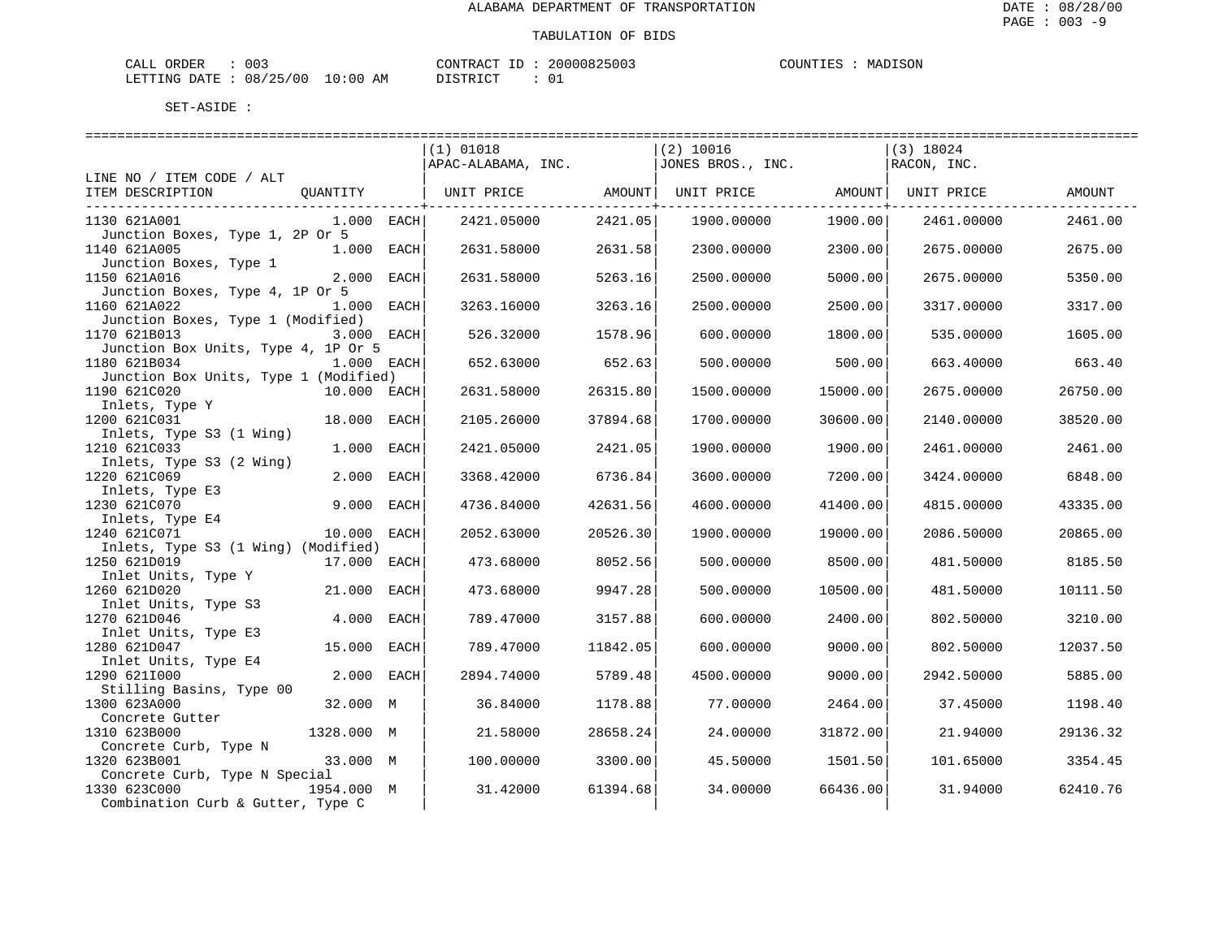ALABAMA DEPARTMENT OF TRANSPORTATION

TABULATION OF BIDS

CALL ORDER : 003 CONTRACT ID : 20000825003 COUNTIES : MADISON
LETTING DATE : 08/25/00 10:00 AM DISTRICT : 01

SET-ASIDE :

| LINE NO / ITEM CODE / ALT ITEM DESCRIPTION | QUANTITY | (1) 01018 APAC-ALABAMA, INC. UNIT PRICE | AMOUNT | (2) 10016 JONES BROS., INC. UNIT PRICE | AMOUNT | (3) 18024 RACON, INC. UNIT PRICE | AMOUNT |
|---|---|---|---|---|---|---|---|
| 1130 621A001 Junction Boxes, Type 1, 2P Or 5 | 1.000 EACH | 2421.05000 | 2421.05 | 1900.00000 | 1900.00 | 2461.00000 | 2461.00 |
| 1140 621A005 Junction Boxes, Type 1 | 1.000 EACH | 2631.58000 | 2631.58 | 2300.00000 | 2300.00 | 2675.00000 | 2675.00 |
| 1150 621A016 Junction Boxes, Type 4, 1P Or 5 | 2.000 EACH | 2631.58000 | 5263.16 | 2500.00000 | 5000.00 | 2675.00000 | 5350.00 |
| 1160 621A022 Junction Boxes, Type 1 (Modified) | 1.000 EACH | 3263.16000 | 3263.16 | 2500.00000 | 2500.00 | 3317.00000 | 3317.00 |
| 1170 621B013 Junction Box Units, Type 4, 1P Or 5 | 3.000 EACH | 526.32000 | 1578.96 | 600.00000 | 1800.00 | 535.00000 | 1605.00 |
| 1180 621B034 Junction Box Units, Type 1 (Modified) | 1.000 EACH | 652.63000 | 652.63 | 500.00000 | 500.00 | 663.40000 | 663.40 |
| 1190 621C020 Inlets, Type Y | 10.000 EACH | 2631.58000 | 26315.80 | 1500.00000 | 15000.00 | 2675.00000 | 26750.00 |
| 1200 621C031 Inlets, Type S3 (1 Wing) | 18.000 EACH | 2105.26000 | 37894.68 | 1700.00000 | 30600.00 | 2140.00000 | 38520.00 |
| 1210 621C033 Inlets, Type S3 (2 Wing) | 1.000 EACH | 2421.05000 | 2421.05 | 1900.00000 | 1900.00 | 2461.00000 | 2461.00 |
| 1220 621C069 Inlets, Type E3 | 2.000 EACH | 3368.42000 | 6736.84 | 3600.00000 | 7200.00 | 3424.00000 | 6848.00 |
| 1230 621C070 Inlets, Type E4 | 9.000 EACH | 4736.84000 | 42631.56 | 4600.00000 | 41400.00 | 4815.00000 | 43335.00 |
| 1240 621C071 Inlets, Type S3 (1 Wing) (Modified) | 10.000 EACH | 2052.63000 | 20526.30 | 1900.00000 | 19000.00 | 2086.50000 | 20865.00 |
| 1250 621D019 Inlet Units, Type Y | 17.000 EACH | 473.68000 | 8052.56 | 500.00000 | 8500.00 | 481.50000 | 8185.50 |
| 1260 621D020 Inlet Units, Type S3 | 21.000 EACH | 473.68000 | 9947.28 | 500.00000 | 10500.00 | 481.50000 | 10111.50 |
| 1270 621D046 Inlet Units, Type E3 | 4.000 EACH | 789.47000 | 3157.88 | 600.00000 | 2400.00 | 802.50000 | 3210.00 |
| 1280 621D047 Inlet Units, Type E4 | 15.000 EACH | 789.47000 | 11842.05 | 600.00000 | 9000.00 | 802.50000 | 12037.50 |
| 1290 621I000 Stilling Basins, Type 00 | 2.000 EACH | 2894.74000 | 5789.48 | 4500.00000 | 9000.00 | 2942.50000 | 5885.00 |
| 1300 623A000 Concrete Gutter | 32.000 M | 36.84000 | 1178.88 | 77.00000 | 2464.00 | 37.45000 | 1198.40 |
| 1310 623B000 Concrete Curb, Type N | 1328.000 M | 21.58000 | 28658.24 | 24.00000 | 31872.00 | 21.94000 | 29136.32 |
| 1320 623B001 Concrete Curb, Type N Special | 33.000 M | 100.00000 | 3300.00 | 45.50000 | 1501.50 | 101.65000 | 3354.45 |
| 1330 623C000 Combination Curb & Gutter, Type C | 1954.000 M | 31.42000 | 61394.68 | 34.00000 | 66436.00 | 31.94000 | 62410.76 |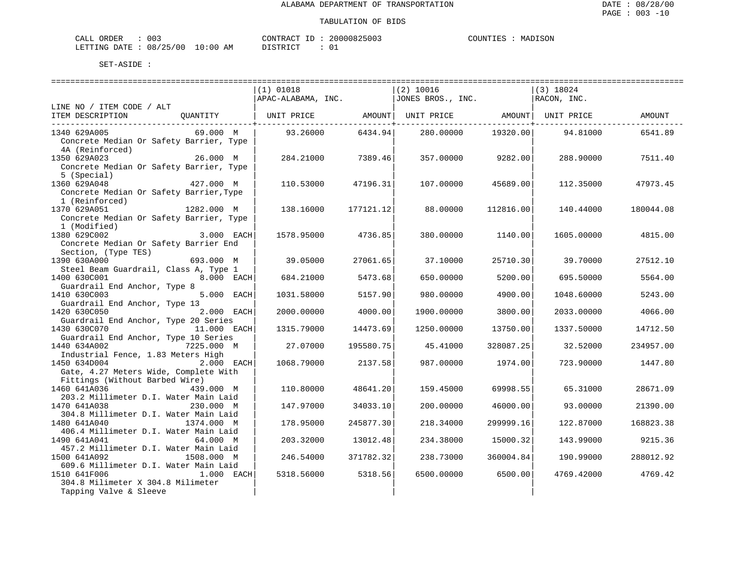ALABAMA DEPARTMENT OF TRANSPORTATION

TABULATION OF BIDS

CALL ORDER : 003 CONTRACT ID : 20000825003 COUNTIES : MADISON
LETTING DATE : 08/25/00 10:00 AM DISTRICT : 01

SET-ASIDE :

| LINE NO / ITEM CODE / ALT ITEM DESCRIPTION | QUANTITY | (1) 01018 APAC-ALABAMA, INC. UNIT PRICE | AMOUNT | (2) 10016 JONES BROS., INC. UNIT PRICE | AMOUNT | (3) 18024 RACON, INC. UNIT PRICE | AMOUNT |
|---|---|---|---|---|---|---|---|
| 1340 629A005 Concrete Median Or Safety Barrier, Type 4A (Reinforced) | 69.000 M | 93.26000 | 6434.94 | 280.00000 | 19320.00 | 94.81000 | 6541.89 |
| 1350 629A023 Concrete Median Or Safety Barrier, Type 5 (Special) | 26.000 M | 284.21000 | 7389.46 | 357.00000 | 9282.00 | 288.90000 | 7511.40 |
| 1360 629A048 Concrete Median Or Safety Barrier,Type 1 (Reinforced) | 427.000 M | 110.53000 | 47196.31 | 107.00000 | 45689.00 | 112.35000 | 47973.45 |
| 1370 629A051 Concrete Median Or Safety Barrier, Type 1 (Modified) | 1282.000 M | 138.16000 | 177121.12 | 88.00000 | 112816.00 | 140.44000 | 180044.08 |
| 1380 629C002 Concrete Median Or Safety Barrier End Section, (Type TES) | 3.000 EACH | 1578.95000 | 4736.85 | 380.00000 | 1140.00 | 1605.00000 | 4815.00 |
| 1390 630A000 Steel Beam Guardrail, Class A, Type 1 | 693.000 M | 39.05000 | 27061.65 | 37.10000 | 25710.30 | 39.70000 | 27512.10 |
| 1400 630C001 Guardrail End Anchor, Type 8 | 8.000 EACH | 684.21000 | 5473.68 | 650.00000 | 5200.00 | 695.50000 | 5564.00 |
| 1410 630C003 Guardrail End Anchor, Type 13 | 5.000 EACH | 1031.58000 | 5157.90 | 980.00000 | 4900.00 | 1048.60000 | 5243.00 |
| 1420 630C050 Guardrail End Anchor, Type 20 Series | 2.000 EACH | 2000.00000 | 4000.00 | 1900.00000 | 3800.00 | 2033.00000 | 4066.00 |
| 1430 630C070 Guardrail End Anchor, Type 10 Series | 11.000 EACH | 1315.79000 | 14473.69 | 1250.00000 | 13750.00 | 1337.50000 | 14712.50 |
| 1440 634A002 Industrial Fence, 1.83 Meters High | 7225.000 M | 27.07000 | 195580.75 | 45.41000 | 328087.25 | 32.52000 | 234957.00 |
| 1450 634D004 Gate, 4.27 Meters Wide, Complete With Fittings (Without Barbed Wire) | 2.000 EACH | 1068.79000 | 2137.58 | 987.00000 | 1974.00 | 723.90000 | 1447.80 |
| 1460 641A036 203.2 Millimeter D.I. Water Main Laid | 439.000 M | 110.80000 | 48641.20 | 159.45000 | 69998.55 | 65.31000 | 28671.09 |
| 1470 641A038 304.8 Millimeter D.I. Water Main Laid | 230.000 M | 147.97000 | 34033.10 | 200.00000 | 46000.00 | 93.00000 | 21390.00 |
| 1480 641A040 406.4 Millimeter D.I. Water Main Laid | 1374.000 M | 178.95000 | 245877.30 | 218.34000 | 299999.16 | 122.87000 | 168823.38 |
| 1490 641A041 457.2 Millimeter D.I. Water Main Laid | 64.000 M | 203.32000 | 13012.48 | 234.38000 | 15000.32 | 143.99000 | 9215.36 |
| 1500 641A092 609.6 Millimeter D.I. Water Main Laid | 1508.000 M | 246.54000 | 371782.32 | 238.73000 | 360004.84 | 190.99000 | 288012.92 |
| 1510 641F006 304.8 Milimeter X 304.8 Milimeter Tapping Valve & Sleeve | 1.000 EACH | 5318.56000 | 5318.56 | 6500.00000 | 6500.00 | 4769.42000 | 4769.42 |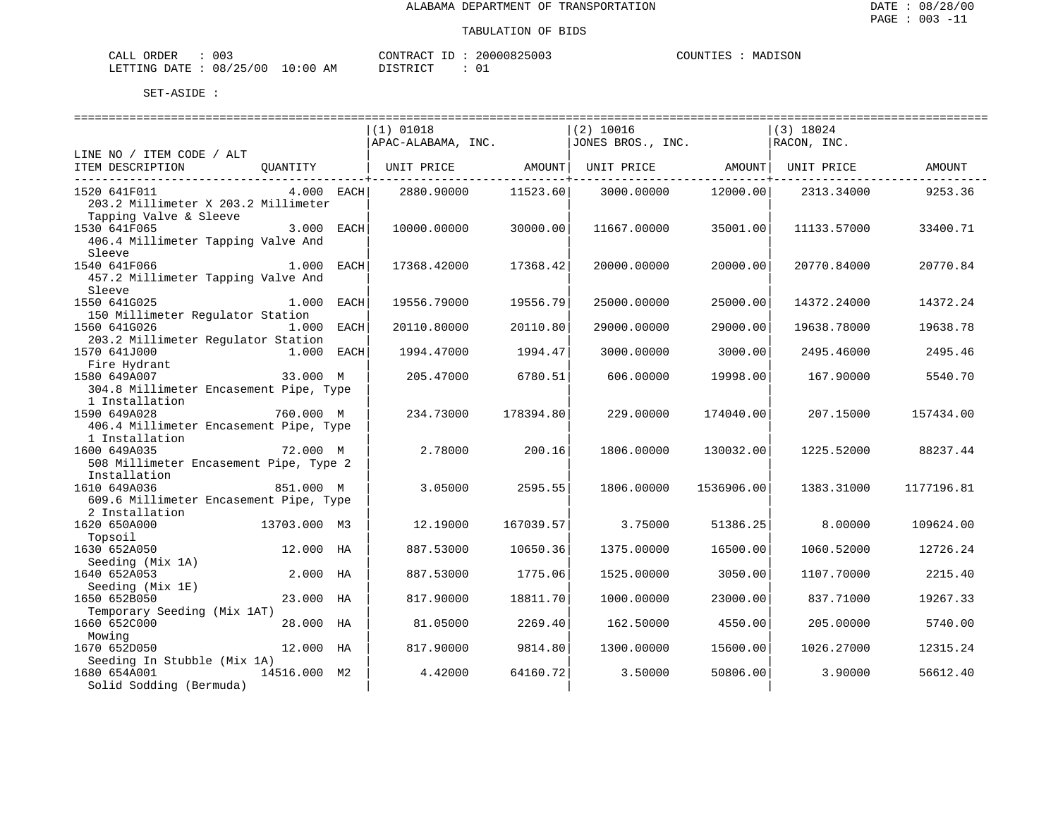ALABAMA DEPARTMENT OF TRANSPORTATION

TABULATION OF BIDS

DATE : 08/28/00
PAGE : 003 -11

CALL ORDER : 003 CONTRACT ID : 20000825003 COUNTIES : MADISON
LETTING DATE : 08/25/00 10:00 AM DISTRICT : 01

SET-ASIDE :

| LINE NO / ITEM CODE / ALT ITEM DESCRIPTION | QUANTITY | (1) 01018 APAC-ALABAMA, INC. UNIT PRICE | AMOUNT | (2) 10016 JONES BROS., INC. UNIT PRICE | AMOUNT | (3) 18024 RACON, INC. UNIT PRICE | AMOUNT |
|---|---|---|---|---|---|---|---|
| 1520 641F011 203.2 Millimeter X 203.2 Millimeter Tapping Valve & Sleeve | 4.000 EACH | 2880.90000 | 11523.60 | 3000.00000 | 12000.00 | 2313.34000 | 9253.36 |
| 1530 641F065 406.4 Millimeter Tapping Valve And Sleeve | 3.000 EACH | 10000.00000 | 30000.00 | 11667.00000 | 35001.00 | 11133.57000 | 33400.71 |
| 1540 641F066 457.2 Millimeter Tapping Valve And Sleeve | 1.000 EACH | 17368.42000 | 17368.42 | 20000.00000 | 20000.00 | 20770.84000 | 20770.84 |
| 1550 641G025 150 Millimeter Regulator Station | 1.000 EACH | 19556.79000 | 19556.79 | 25000.00000 | 25000.00 | 14372.24000 | 14372.24 |
| 1560 641G026 203.2 Millimeter Regulator Station | 1.000 EACH | 20110.80000 | 20110.80 | 29000.00000 | 29000.00 | 19638.78000 | 19638.78 |
| 1570 641J000 Fire Hydrant | 1.000 EACH | 1994.47000 | 1994.47 | 3000.00000 | 3000.00 | 2495.46000 | 2495.46 |
| 1580 649A007 304.8 Millimeter Encasement Pipe, Type 1 Installation | 33.000 M | 205.47000 | 6780.51 | 606.00000 | 19998.00 | 167.90000 | 5540.70 |
| 1590 649A028 406.4 Millimeter Encasement Pipe, Type 1 Installation | 760.000 M | 234.73000 | 178394.80 | 229.00000 | 174040.00 | 207.15000 | 157434.00 |
| 1600 649A035 508 Millimeter Encasement Pipe, Type 2 Installation | 72.000 M | 2.78000 | 200.16 | 1806.00000 | 130032.00 | 1225.52000 | 88237.44 |
| 1610 649A036 609.6 Millimeter Encasement Pipe, Type 2 Installation | 851.000 M | 3.05000 | 2595.55 | 1806.00000 | 1536906.00 | 1383.31000 | 1177196.81 |
| 1620 650A000 Topsoil | 13703.000 M3 | 12.19000 | 167039.57 | 3.75000 | 51386.25 | 8.00000 | 109624.00 |
| 1630 652A050 Seeding (Mix 1A) | 12.000 HA | 887.53000 | 10650.36 | 1375.00000 | 16500.00 | 1060.52000 | 12726.24 |
| 1640 652A053 Seeding (Mix 1E) | 2.000 HA | 887.53000 | 1775.06 | 1525.00000 | 3050.00 | 1107.70000 | 2215.40 |
| 1650 652B050 Temporary Seeding (Mix 1AT) | 23.000 HA | 817.90000 | 18811.70 | 1000.00000 | 23000.00 | 837.71000 | 19267.33 |
| 1660 652C000 Mowing | 28.000 HA | 81.05000 | 2269.40 | 162.50000 | 4550.00 | 205.00000 | 5740.00 |
| 1670 652D050 Seeding In Stubble (Mix 1A) | 12.000 HA | 817.90000 | 9814.80 | 1300.00000 | 15600.00 | 1026.27000 | 12315.24 |
| 1680 654A001 Solid Sodding (Bermuda) | 14516.000 M2 | 4.42000 | 64160.72 | 3.50000 | 50806.00 | 3.90000 | 56612.40 |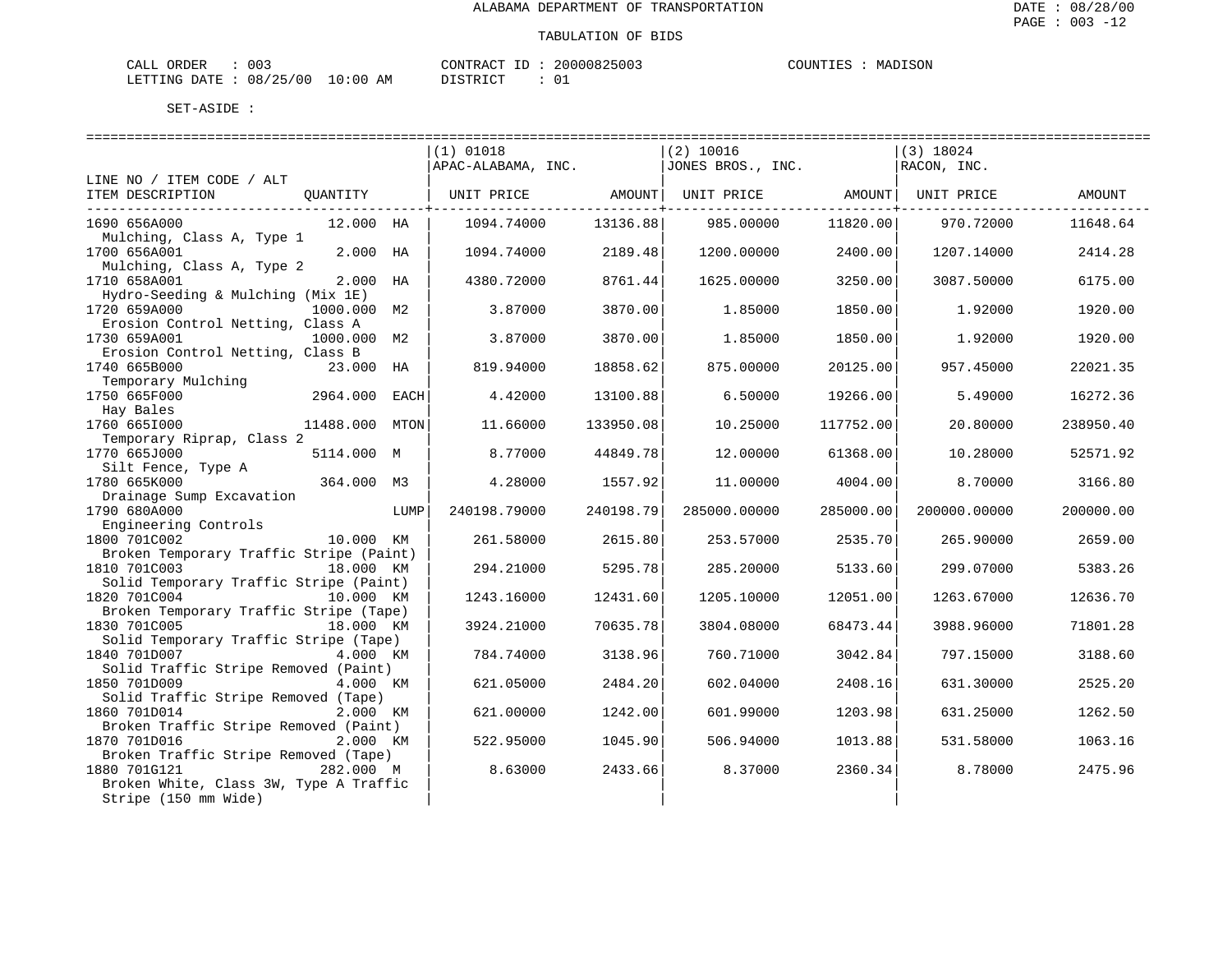ALABAMA DEPARTMENT OF TRANSPORTATION

TABULATION OF BIDS

CALL ORDER : 003 CONTRACT ID : 20000825003 COUNTIES : MADISON
LETTING DATE : 08/25/00 10:00 AM DISTRICT : 01

SET-ASIDE :

| LINE NO / ITEM CODE / ALT ITEM DESCRIPTION | QUANTITY | | (1) 01018 APAC-ALABAMA, INC. UNIT PRICE | AMOUNT | (2) 10016 JONES BROS., INC. UNIT PRICE | AMOUNT | (3) 18024 RACON, INC. UNIT PRICE | AMOUNT |
|---|---|---|---|---|---|---|---|---|
| 1690 656A000 Mulching, Class A, Type 1 | 12.000 | HA | 1094.74000 | 13136.88 | 985.00000 | 11820.00 | 970.72000 | 11648.64 |
| 1700 656A001 Mulching, Class A, Type 2 | 2.000 | HA | 1094.74000 | 2189.48 | 1200.00000 | 2400.00 | 1207.14000 | 2414.28 |
| 1710 658A001 Hydro-Seeding & Mulching (Mix 1E) | 2.000 | HA | 4380.72000 | 8761.44 | 1625.00000 | 3250.00 | 3087.50000 | 6175.00 |
| 1720 659A000 Erosion Control Netting, Class A | 1000.000 | M2 | 3.87000 | 3870.00 | 1.85000 | 1850.00 | 1.92000 | 1920.00 |
| 1730 659A001 Erosion Control Netting, Class B | 1000.000 | M2 | 3.87000 | 3870.00 | 1.85000 | 1850.00 | 1.92000 | 1920.00 |
| 1740 665B000 Temporary Mulching | 23.000 | HA | 819.94000 | 18858.62 | 875.00000 | 20125.00 | 957.45000 | 22021.35 |
| 1750 665F000 Hay Bales | 2964.000 | EACH | 4.42000 | 13100.88 | 6.50000 | 19266.00 | 5.49000 | 16272.36 |
| 1760 665I000 Temporary Riprap, Class 2 | 11488.000 | MTON | 11.66000 | 133950.08 | 10.25000 | 117752.00 | 20.80000 | 238950.40 |
| 1770 665J000 Silt Fence, Type A | 5114.000 | M | 8.77000 | 44849.78 | 12.00000 | 61368.00 | 10.28000 | 52571.92 |
| 1780 665K000 Drainage Sump Excavation | 364.000 | M3 | 4.28000 | 1557.92 | 11.00000 | 4004.00 | 8.70000 | 3166.80 |
| 1790 680A000 Engineering Controls | | LUMP | 240198.79000 | 240198.79 | 285000.00000 | 285000.00 | 200000.00000 | 200000.00 |
| 1800 701C002 Broken Temporary Traffic Stripe (Paint) | 10.000 | KM | 261.58000 | 2615.80 | 253.57000 | 2535.70 | 265.90000 | 2659.00 |
| 1810 701C003 Solid Temporary Traffic Stripe (Paint) | 18.000 | KM | 294.21000 | 5295.78 | 285.20000 | 5133.60 | 299.07000 | 5383.26 |
| 1820 701C004 Broken Temporary Traffic Stripe (Tape) | 10.000 | KM | 1243.16000 | 12431.60 | 1205.10000 | 12051.00 | 1263.67000 | 12636.70 |
| 1830 701C005 Solid Temporary Traffic Stripe (Tape) | 18.000 | KM | 3924.21000 | 70635.78 | 3804.08000 | 68473.44 | 3988.96000 | 71801.28 |
| 1840 701D007 Solid Traffic Stripe Removed (Paint) | 4.000 | KM | 784.74000 | 3138.96 | 760.71000 | 3042.84 | 797.15000 | 3188.60 |
| 1850 701D009 Solid Traffic Stripe Removed (Tape) | 4.000 | KM | 621.05000 | 2484.20 | 602.04000 | 2408.16 | 631.30000 | 2525.20 |
| 1860 701D014 Broken Traffic Stripe Removed (Paint) | 2.000 | KM | 621.00000 | 1242.00 | 601.99000 | 1203.98 | 631.25000 | 1262.50 |
| 1870 701D016 Broken Traffic Stripe Removed (Tape) | 2.000 | KM | 522.95000 | 1045.90 | 506.94000 | 1013.88 | 531.58000 | 1063.16 |
| 1880 701G121 Broken White, Class 3W, Type A Traffic Stripe (150 mm Wide) | 282.000 | M | 8.63000 | 2433.66 | 8.37000 | 2360.34 | 8.78000 | 2475.96 |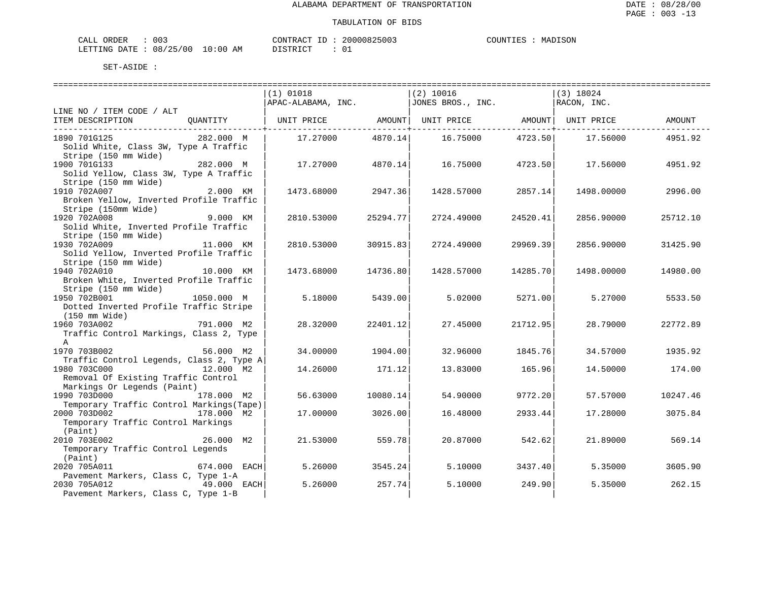ALABAMA DEPARTMENT OF TRANSPORTATION

TABULATION OF BIDS

CALL ORDER : 003    CONTRACT ID : 20000825003    COUNTIES : MADISON
LETTING DATE : 08/25/00 10:00 AM    DISTRICT : 01

SET-ASIDE :

| LINE NO / ITEM CODE / ALT ITEM DESCRIPTION | QUANTITY | (1) 01018 APAC-ALABAMA, INC. UNIT PRICE | AMOUNT | (2) 10016 JONES BROS., INC. UNIT PRICE | AMOUNT | (3) 18024 RACON, INC. UNIT PRICE | AMOUNT |
|---|---|---|---|---|---|---|---|
| 1890 701G125 Solid White, Class 3W, Type A Traffic Stripe (150 mm Wide) | 282.000 M | 17.27000 | 4870.14 | 16.75000 | 4723.50 | 17.56000 | 4951.92 |
| 1900 701G133 Solid Yellow, Class 3W, Type A Traffic Stripe (150 mm Wide) | 282.000 M | 17.27000 | 4870.14 | 16.75000 | 4723.50 | 17.56000 | 4951.92 |
| 1910 702A007 Broken Yellow, Inverted Profile Traffic Stripe (150mm Wide) | 2.000 KM | 1473.68000 | 2947.36 | 1428.57000 | 2857.14 | 1498.00000 | 2996.00 |
| 1920 702A008 Solid White, Inverted Profile Traffic Stripe (150 mm Wide) | 9.000 KM | 2810.53000 | 25294.77 | 2724.49000 | 24520.41 | 2856.90000 | 25712.10 |
| 1930 702A009 Solid Yellow, Inverted Profile Traffic Stripe (150 mm Wide) | 11.000 KM | 2810.53000 | 30915.83 | 2724.49000 | 29969.39 | 2856.90000 | 31425.90 |
| 1940 702A010 Broken White, Inverted Profile Traffic Stripe (150 mm Wide) | 10.000 KM | 1473.68000 | 14736.80 | 1428.57000 | 14285.70 | 1498.00000 | 14980.00 |
| 1950 702B001 Dotted Inverted Profile Traffic Stripe (150 mm Wide) | 1050.000 M | 5.18000 | 5439.00 | 5.02000 | 5271.00 | 5.27000 | 5533.50 |
| 1960 703A002 Traffic Control Markings, Class 2, Type A | 791.000 M2 | 28.32000 | 22401.12 | 27.45000 | 21712.95 | 28.79000 | 22772.89 |
| 1970 703B002 Traffic Control Legends, Class 2, Type A | 56.000 M2 | 34.00000 | 1904.00 | 32.96000 | 1845.76 | 34.57000 | 1935.92 |
| 1980 703C000 Removal Of Existing Traffic Control Markings Or Legends (Paint) | 12.000 M2 | 14.26000 | 171.12 | 13.83000 | 165.96 | 14.50000 | 174.00 |
| 1990 703D000 Temporary Traffic Control Markings(Tape) | 178.000 M2 | 56.63000 | 10080.14 | 54.90000 | 9772.20 | 57.57000 | 10247.46 |
| 2000 703D002 Temporary Traffic Control Markings (Paint) | 178.000 M2 | 17.00000 | 3026.00 | 16.48000 | 2933.44 | 17.28000 | 3075.84 |
| 2010 703E002 Temporary Traffic Control Legends (Paint) | 26.000 M2 | 21.53000 | 559.78 | 20.87000 | 542.62 | 21.89000 | 569.14 |
| 2020 705A011 Pavement Markers, Class C, Type 1-A | 674.000 EACH | 5.26000 | 3545.24 | 5.10000 | 3437.40 | 5.35000 | 3605.90 |
| 2030 705A012 Pavement Markers, Class C, Type 1-B | 49.000 EACH | 5.26000 | 257.74 | 5.10000 | 249.90 | 5.35000 | 262.15 |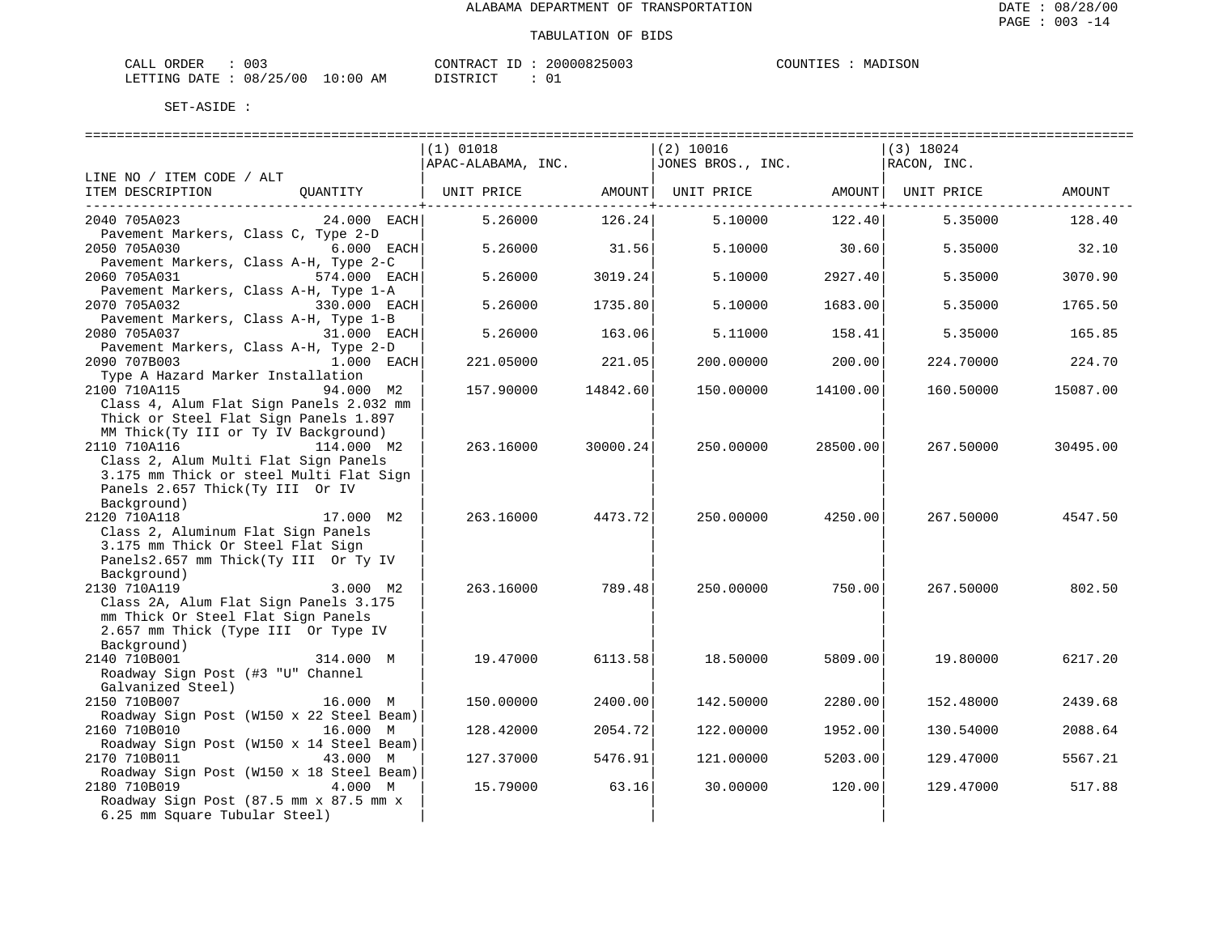ALABAMA DEPARTMENT OF TRANSPORTATION

TABULATION OF BIDS

CALL ORDER : 003 &nbsp;&nbsp;&nbsp; CONTRACT ID : 20000825003 &nbsp;&nbsp;&nbsp; COUNTIES : MADISON
LETTING DATE : 08/25/00 10:00 AM &nbsp;&nbsp;&nbsp; DISTRICT : 01

SET-ASIDE :

| LINE NO / ITEM CODE / ALT ITEM DESCRIPTION | QUANTITY | (1) 01018 APAC-ALABAMA, INC. UNIT PRICE | AMOUNT | (2) 10016 JONES BROS., INC. UNIT PRICE | AMOUNT | (3) 18024 RACON, INC. UNIT PRICE | AMOUNT |
|---|---|---|---|---|---|---|---|
| 2040 705A023 Pavement Markers, Class C, Type 2-D | 24.000 EACH | 5.26000 | 126.24 | 5.10000 | 122.40 | 5.35000 | 128.40 |
| 2050 705A030 Pavement Markers, Class A-H, Type 2-C | 6.000 EACH | 5.26000 | 31.56 | 5.10000 | 30.60 | 5.35000 | 32.10 |
| 2060 705A031 Pavement Markers, Class A-H, Type 1-A | 574.000 EACH | 5.26000 | 3019.24 | 5.10000 | 2927.40 | 5.35000 | 3070.90 |
| 2070 705A032 Pavement Markers, Class A-H, Type 1-B | 330.000 EACH | 5.26000 | 1735.80 | 5.10000 | 1683.00 | 5.35000 | 1765.50 |
| 2080 705A037 Pavement Markers, Class A-H, Type 2-D | 31.000 EACH | 5.26000 | 163.06 | 5.11000 | 158.41 | 5.35000 | 165.85 |
| 2090 707B003 Type A Hazard Marker Installation | 1.000 EACH | 221.05000 | 221.05 | 200.00000 | 200.00 | 224.70000 | 224.70 |
| 2100 710A115 Class 4, Alum Flat Sign Panels 2.032 mm Thick or Steel Flat Sign Panels 1.897 MM Thick(Ty III or Ty IV Background) | 94.000 M2 | 157.90000 | 14842.60 | 150.00000 | 14100.00 | 160.50000 | 15087.00 |
| 2110 710A116 Class 2, Alum Multi Flat Sign Panels 3.175 mm Thick or steel Multi Flat Sign Panels 2.657 Thick(Ty III Or IV Background) | 114.000 M2 | 263.16000 | 30000.24 | 250.00000 | 28500.00 | 267.50000 | 30495.00 |
| 2120 710A118 Class 2, Aluminum Flat Sign Panels 3.175 mm Thick Or Steel Flat Sign Panels2.657 mm Thick(Ty III Or Ty IV Background) | 17.000 M2 | 263.16000 | 4473.72 | 250.00000 | 4250.00 | 267.50000 | 4547.50 |
| 2130 710A119 Class 2A, Alum Flat Sign Panels 3.175 mm Thick Or Steel Flat Sign Panels 2.657 mm Thick (Type III Or Type IV Background) | 3.000 M2 | 263.16000 | 789.48 | 250.00000 | 750.00 | 267.50000 | 802.50 |
| 2140 710B001 Roadway Sign Post (#3 "U" Channel Galvanized Steel) | 314.000 M | 19.47000 | 6113.58 | 18.50000 | 5809.00 | 19.80000 | 6217.20 |
| 2150 710B007 Roadway Sign Post (W150 x 22 Steel Beam) | 16.000 M | 150.00000 | 2400.00 | 142.50000 | 2280.00 | 152.48000 | 2439.68 |
| 2160 710B010 Roadway Sign Post (W150 x 14 Steel Beam) | 16.000 M | 128.42000 | 2054.72 | 122.00000 | 1952.00 | 130.54000 | 2088.64 |
| 2170 710B011 Roadway Sign Post (W150 x 18 Steel Beam) | 43.000 M | 127.37000 | 5476.91 | 121.00000 | 5203.00 | 129.47000 | 5567.21 |
| 2180 710B019 Roadway Sign Post (87.5 mm x 87.5 mm x 6.25 mm Square Tubular Steel) | 4.000 M | 15.79000 | 63.16 | 30.00000 | 120.00 | 129.47000 | 517.88 |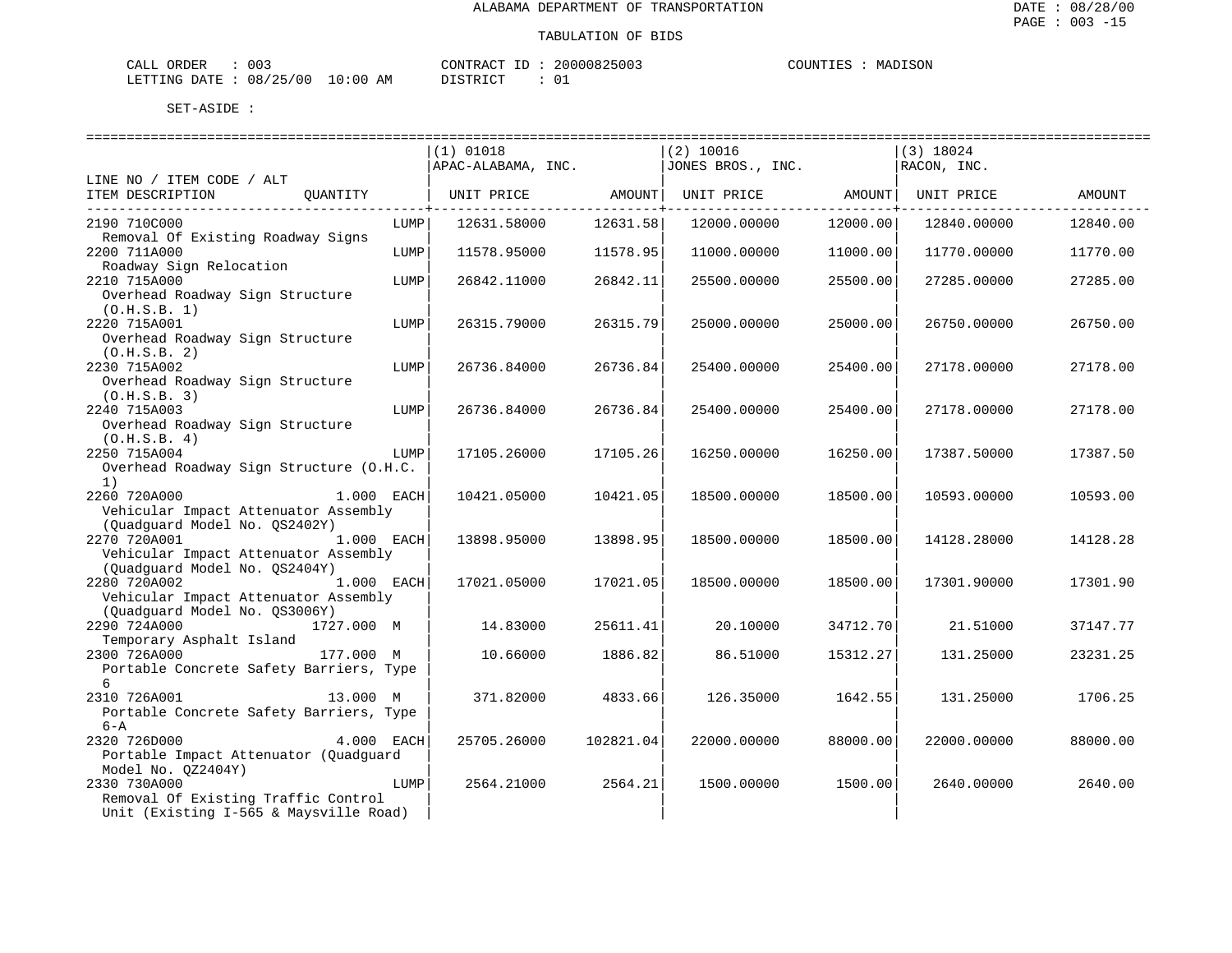ALABAMA DEPARTMENT OF TRANSPORTATION

TABULATION OF BIDS

CALL ORDER : 003 CONTRACT ID : 20000825003 COUNTIES : MADISON
LETTING DATE : 08/25/00 10:00 AM DISTRICT : 01

SET-ASIDE :

| LINE NO / ITEM CODE / ALT ITEM DESCRIPTION | QUANTITY | (1) 01018 APAC-ALABAMA, INC. UNIT PRICE | AMOUNT | (2) 10016 JONES BROS., INC. UNIT PRICE | AMOUNT | (3) 18024 RACON, INC. UNIT PRICE | AMOUNT |
|---|---|---|---|---|---|---|---|
| 2190 710C000 Removal Of Existing Roadway Signs | LUMP | 12631.58000 | 12631.58 | 12000.00000 | 12000.00 | 12840.00000 | 12840.00 |
| 2200 711A000 Roadway Sign Relocation | LUMP | 11578.95000 | 11578.95 | 11000.00000 | 11000.00 | 11770.00000 | 11770.00 |
| 2210 715A000 Overhead Roadway Sign Structure (O.H.S.B. 1) | LUMP | 26842.11000 | 26842.11 | 25500.00000 | 25500.00 | 27285.00000 | 27285.00 |
| 2220 715A001 Overhead Roadway Sign Structure (O.H.S.B. 2) | LUMP | 26315.79000 | 26315.79 | 25000.00000 | 25000.00 | 26750.00000 | 26750.00 |
| 2230 715A002 Overhead Roadway Sign Structure (O.H.S.B. 3) | LUMP | 26736.84000 | 26736.84 | 25400.00000 | 25400.00 | 27178.00000 | 27178.00 |
| 2240 715A003 Overhead Roadway Sign Structure (O.H.S.B. 4) | LUMP | 26736.84000 | 26736.84 | 25400.00000 | 25400.00 | 27178.00000 | 27178.00 |
| 2250 715A004 Overhead Roadway Sign Structure (O.H.C. 1) | LUMP | 17105.26000 | 17105.26 | 16250.00000 | 16250.00 | 17387.50000 | 17387.50 |
| 2260 720A000 Vehicular Impact Attenuator Assembly (Quadguard Model No. QS2402Y) | 1.000 EACH | 10421.05000 | 10421.05 | 18500.00000 | 18500.00 | 10593.00000 | 10593.00 |
| 2270 720A001 Vehicular Impact Attenuator Assembly (Quadguard Model No. QS2404Y) | 1.000 EACH | 13898.95000 | 13898.95 | 18500.00000 | 18500.00 | 14128.28000 | 14128.28 |
| 2280 720A002 Vehicular Impact Attenuator Assembly (Quadguard Model No. QS3006Y) | 1.000 EACH | 17021.05000 | 17021.05 | 18500.00000 | 18500.00 | 17301.90000 | 17301.90 |
| 2290 724A000 Temporary Asphalt Island | 1727.000 M | 14.83000 | 25611.41 | 20.10000 | 34712.70 | 21.51000 | 37147.77 |
| 2300 726A000 Portable Concrete Safety Barriers, Type 6 | 177.000 M | 10.66000 | 1886.82 | 86.51000 | 15312.27 | 131.25000 | 23231.25 |
| 2310 726A001 Portable Concrete Safety Barriers, Type 6-A | 13.000 M | 371.82000 | 4833.66 | 126.35000 | 1642.55 | 131.25000 | 1706.25 |
| 2320 726D000 Portable Impact Attenuator (Quadguard Model No. QZ2404Y) | 4.000 EACH | 25705.26000 | 102821.04 | 22000.00000 | 88000.00 | 22000.00000 | 88000.00 |
| 2330 730A000 Removal Of Existing Traffic Control Unit (Existing I-565 & Maysville Road) | LUMP | 2564.21000 | 2564.21 | 1500.00000 | 1500.00 | 2640.00000 | 2640.00 |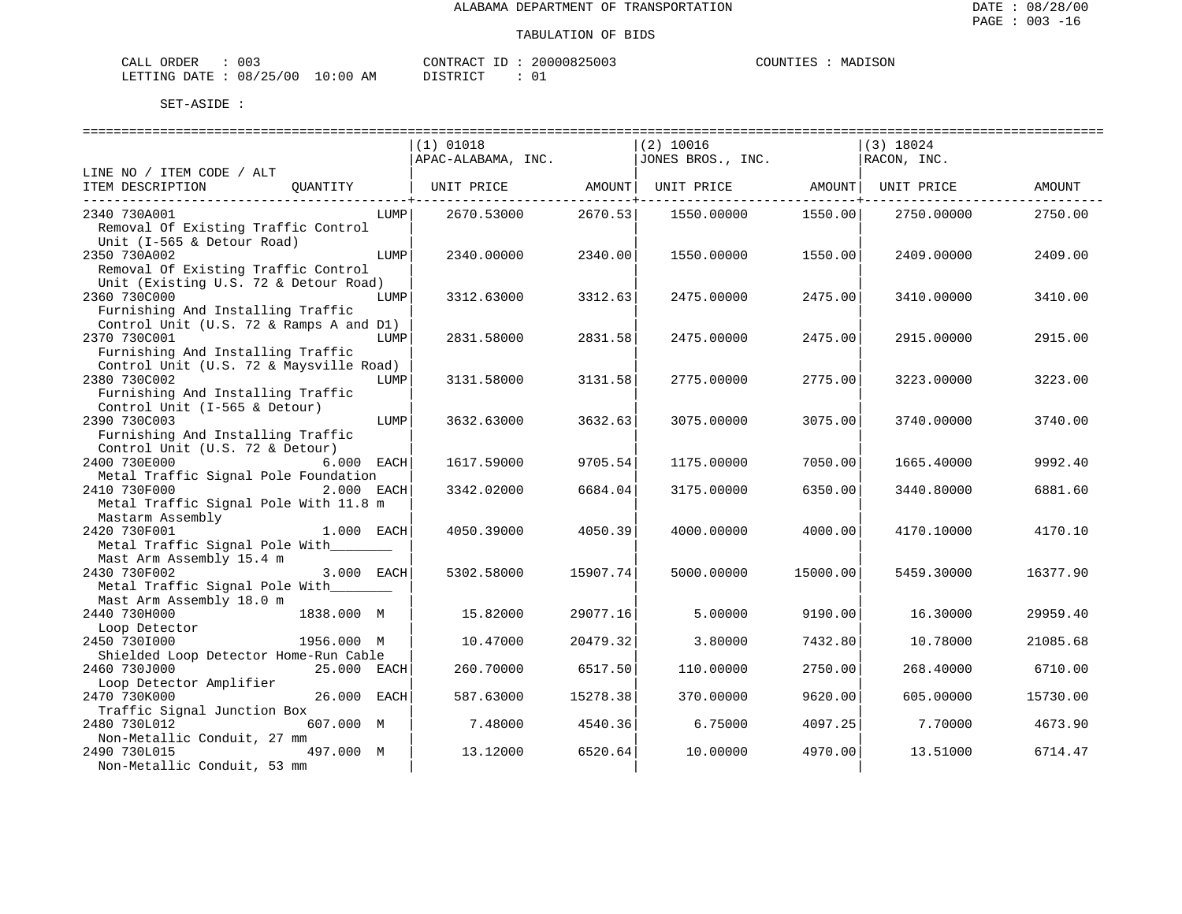ALABAMA DEPARTMENT OF TRANSPORTATION

TABULATION OF BIDS

CALL ORDER : 003    CONTRACT ID : 20000825003    COUNTIES : MADISON
LETTING DATE : 08/25/00 10:00 AM    DISTRICT : 01

SET-ASIDE :

| LINE NO / ITEM CODE / ALT<br>ITEM DESCRIPTION | QUANTITY | (1) 01018<br>APAC-ALABAMA, INC.<br>UNIT PRICE | AMOUNT | (2) 10016<br>JONES BROS., INC.<br>UNIT PRICE | AMOUNT | (3) 18024<br>RACON, INC.<br>UNIT PRICE | AMOUNT |
|---|---|---|---|---|---|---|---|
| 2340 730A001<br>Removal Of Existing Traffic Control Unit (I-565 & Detour Road) | LUMP | 2670.53000 | 2670.53 | 1550.00000 | 1550.00 | 2750.00000 | 2750.00 |
| 2350 730A002<br>Removal Of Existing Traffic Control Unit (Existing U.S. 72 & Detour Road) | LUMP | 2340.00000 | 2340.00 | 1550.00000 | 1550.00 | 2409.00000 | 2409.00 |
| 2360 730C000<br>Furnishing And Installing Traffic Control Unit (U.S. 72 & Ramps A and D1) | LUMP | 3312.63000 | 3312.63 | 2475.00000 | 2475.00 | 3410.00000 | 3410.00 |
| 2370 730C001<br>Furnishing And Installing Traffic Control Unit (U.S. 72 & Maysville Road) | LUMP | 2831.58000 | 2831.58 | 2475.00000 | 2475.00 | 2915.00000 | 2915.00 |
| 2380 730C002<br>Furnishing And Installing Traffic Control Unit (I-565 & Detour) | LUMP | 3131.58000 | 3131.58 | 2775.00000 | 2775.00 | 3223.00000 | 3223.00 |
| 2390 730C003<br>Furnishing And Installing Traffic Control Unit (U.S. 72 & Detour) | LUMP | 3632.63000 | 3632.63 | 3075.00000 | 3075.00 | 3740.00000 | 3740.00 |
| 2400 730E000<br>Metal Traffic Signal Pole Foundation | 6.000 EACH | 1617.59000 | 9705.54 | 1175.00000 | 7050.00 | 1665.40000 | 9992.40 |
| 2410 730F000<br>Metal Traffic Signal Pole With 11.8 m Mastarm Assembly | 2.000 EACH | 3342.02000 | 6684.04 | 3175.00000 | 6350.00 | 3440.80000 | 6881.60 |
| 2420 730F001<br>Metal Traffic Signal Pole With________ Mast Arm Assembly 15.4 m | 1.000 EACH | 4050.39000 | 4050.39 | 4000.00000 | 4000.00 | 4170.10000 | 4170.10 |
| 2430 730F002<br>Metal Traffic Signal Pole With________ Mast Arm Assembly 18.0 m | 3.000 EACH | 5302.58000 | 15907.74 | 5000.00000 | 15000.00 | 5459.30000 | 16377.90 |
| 2440 730H000<br>Loop Detector | 1838.000 M | 15.82000 | 29077.16 | 5.00000 | 9190.00 | 16.30000 | 29959.40 |
| 2450 730I000<br>Shielded Loop Detector Home-Run Cable | 1956.000 M | 10.47000 | 20479.32 | 3.80000 | 7432.80 | 10.78000 | 21085.68 |
| 2460 730J000<br>Loop Detector Amplifier | 25.000 EACH | 260.70000 | 6517.50 | 110.00000 | 2750.00 | 268.40000 | 6710.00 |
| 2470 730K000<br>Traffic Signal Junction Box | 26.000 EACH | 587.63000 | 15278.38 | 370.00000 | 9620.00 | 605.00000 | 15730.00 |
| 2480 730L012<br>Non-Metallic Conduit, 27 mm | 607.000 M | 7.48000 | 4540.36 | 6.75000 | 4097.25 | 7.70000 | 4673.90 |
| 2490 730L015<br>Non-Metallic Conduit, 53 mm | 497.000 M | 13.12000 | 6520.64 | 10.00000 | 4970.00 | 13.51000 | 6714.47 |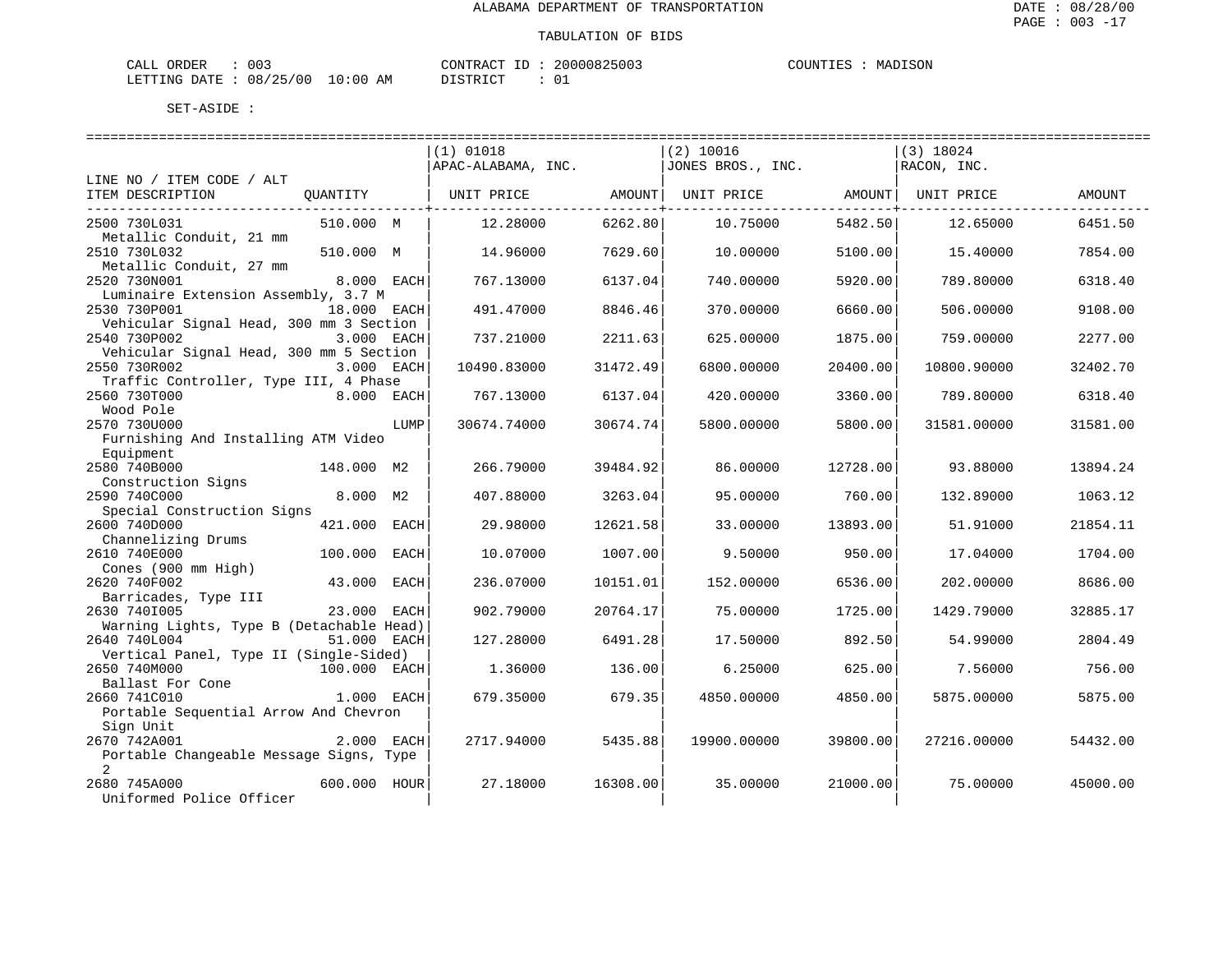# ALABAMA DEPARTMENT OF TRANSPORTATION

## TABULATION OF BIDS

CALL ORDER : 003 CONTRACT ID : 20000825003 COUNTIES : MADISON
LETTING DATE : 08/25/00 10:00 AM DISTRICT : 01

SET-ASIDE :

| LINE NO / ITEM CODE / ALT ITEM DESCRIPTION | QUANTITY | (1) 01018 APAC-ALABAMA, INC. UNIT PRICE | AMOUNT | (2) 10016 JONES BROS., INC. UNIT PRICE | AMOUNT | (3) 18024 RACON, INC. UNIT PRICE | AMOUNT |
|---|---|---|---|---|---|---|---|
| 2500 730L031 Metallic Conduit, 21 mm | 510.000 M | 12.28000 | 6262.80 | 10.75000 | 5482.50 | 12.65000 | 6451.50 |
| 2510 730L032 Metallic Conduit, 27 mm | 510.000 M | 14.96000 | 7629.60 | 10.00000 | 5100.00 | 15.40000 | 7854.00 |
| 2520 730N001 Luminaire Extension Assembly, 3.7 M | 8.000 EACH | 767.13000 | 6137.04 | 740.00000 | 5920.00 | 789.80000 | 6318.40 |
| 2530 730P001 Vehicular Signal Head, 300 mm 3 Section | 18.000 EACH | 491.47000 | 8846.46 | 370.00000 | 6660.00 | 506.00000 | 9108.00 |
| 2540 730P002 Vehicular Signal Head, 300 mm 5 Section | 3.000 EACH | 737.21000 | 2211.63 | 625.00000 | 1875.00 | 759.00000 | 2277.00 |
| 2550 730R002 Traffic Controller, Type III, 4 Phase | 3.000 EACH | 10490.83000 | 31472.49 | 6800.00000 | 20400.00 | 10800.90000 | 32402.70 |
| 2560 730T000 Wood Pole | 8.000 EACH | 767.13000 | 6137.04 | 420.00000 | 3360.00 | 789.80000 | 6318.40 |
| 2570 730U000 Furnishing And Installing ATM Video Equipment | LUMP | 30674.74000 | 30674.74 | 5800.00000 | 5800.00 | 31581.00000 | 31581.00 |
| 2580 740B000 Construction Signs | 148.000 M2 | 266.79000 | 39484.92 | 86.00000 | 12728.00 | 93.88000 | 13894.24 |
| 2590 740C000 Special Construction Signs | 8.000 M2 | 407.88000 | 3263.04 | 95.00000 | 760.00 | 132.89000 | 1063.12 |
| 2600 740D000 Channelizing Drums | 421.000 EACH | 29.98000 | 12621.58 | 33.00000 | 13893.00 | 51.91000 | 21854.11 |
| 2610 740E000 Cones (900 mm High) | 100.000 EACH | 10.07000 | 1007.00 | 9.50000 | 950.00 | 17.04000 | 1704.00 |
| 2620 740F002 Barricades, Type III | 43.000 EACH | 236.07000 | 10151.01 | 152.00000 | 6536.00 | 202.00000 | 8686.00 |
| 2630 740I005 Warning Lights, Type B (Detachable Head) | 23.000 EACH | 902.79000 | 20764.17 | 75.00000 | 1725.00 | 1429.79000 | 32885.17 |
| 2640 740L004 Vertical Panel, Type II (Single-Sided) | 51.000 EACH | 127.28000 | 6491.28 | 17.50000 | 892.50 | 54.99000 | 2804.49 |
| 2650 740M000 Ballast For Cone | 100.000 EACH | 1.36000 | 136.00 | 6.25000 | 625.00 | 7.56000 | 756.00 |
| 2660 741C010 Portable Sequential Arrow And Chevron Sign Unit | 1.000 EACH | 679.35000 | 679.35 | 4850.00000 | 4850.00 | 5875.00000 | 5875.00 |
| 2670 742A001 Portable Changeable Message Signs, Type 2 | 2.000 EACH | 2717.94000 | 5435.88 | 19900.00000 | 39800.00 | 27216.00000 | 54432.00 |
| 2680 745A000 Uniformed Police Officer | 600.000 HOUR | 27.18000 | 16308.00 | 35.00000 | 21000.00 | 75.00000 | 45000.00 |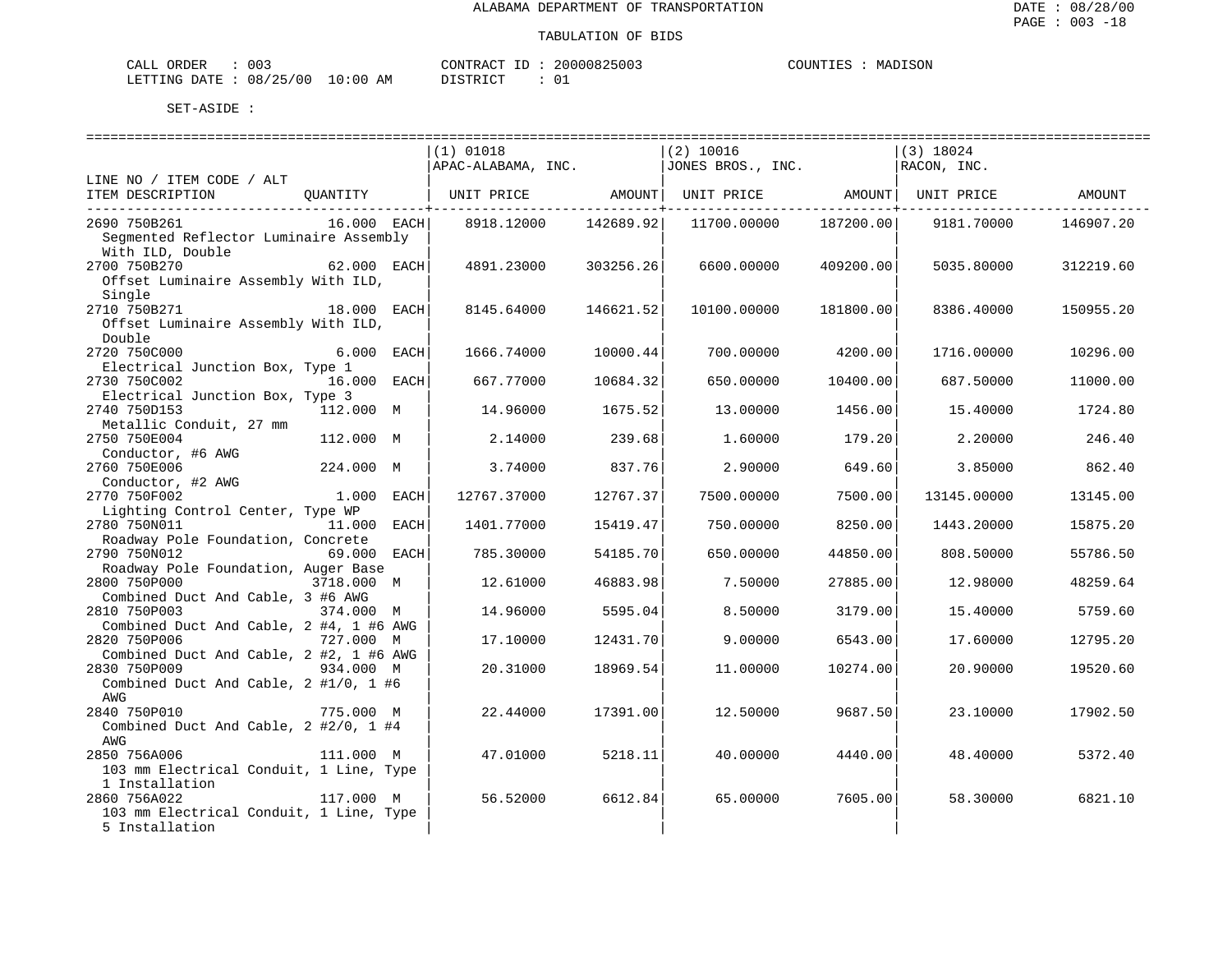ALABAMA DEPARTMENT OF TRANSPORTATION

TABULATION OF BIDS

CALL ORDER : 003 &nbsp;&nbsp;&nbsp; CONTRACT ID : 20000825003 &nbsp;&nbsp;&nbsp; COUNTIES : MADISON
LETTING DATE : 08/25/00 10:00 AM &nbsp;&nbsp;&nbsp; DISTRICT : 01

SET-ASIDE :

| LINE NO / ITEM CODE / ALT ITEM DESCRIPTION | QUANTITY | (1) 01018 APAC-ALABAMA, INC. UNIT PRICE | AMOUNT | (2) 10016 JONES BROS., INC. UNIT PRICE | AMOUNT | (3) 18024 RACON, INC. UNIT PRICE | AMOUNT |
|---|---|---|---|---|---|---|---|
| 2690 750B261 Segmented Reflector Luminaire Assembly With ILD, Double | 16.000 EACH | 8918.12000 | 142689.92 | 11700.00000 | 187200.00 | 9181.70000 | 146907.20 |
| 2700 750B270 Offset Luminaire Assembly With ILD, Single | 62.000 EACH | 4891.23000 | 303256.26 | 6600.00000 | 409200.00 | 5035.80000 | 312219.60 |
| 2710 750B271 Offset Luminaire Assembly With ILD, Double | 18.000 EACH | 8145.64000 | 146621.52 | 10100.00000 | 181800.00 | 8386.40000 | 150955.20 |
| 2720 750C000 Electrical Junction Box, Type 1 | 6.000 EACH | 1666.74000 | 10000.44 | 700.00000 | 4200.00 | 1716.00000 | 10296.00 |
| 2730 750C002 Electrical Junction Box, Type 3 | 16.000 EACH | 667.77000 | 10684.32 | 650.00000 | 10400.00 | 687.50000 | 11000.00 |
| 2740 750D153 Metallic Conduit, 27 mm | 112.000 M | 14.96000 | 1675.52 | 13.00000 | 1456.00 | 15.40000 | 1724.80 |
| 2750 750E004 Conductor, #6 AWG | 112.000 M | 2.14000 | 239.68 | 1.60000 | 179.20 | 2.20000 | 246.40 |
| 2760 750E006 Conductor, #2 AWG | 224.000 M | 3.74000 | 837.76 | 2.90000 | 649.60 | 3.85000 | 862.40 |
| 2770 750F002 Lighting Control Center, Type WP | 1.000 EACH | 12767.37000 | 12767.37 | 7500.00000 | 7500.00 | 13145.00000 | 13145.00 |
| 2780 750N011 Roadway Pole Foundation, Concrete | 11.000 EACH | 1401.77000 | 15419.47 | 750.00000 | 8250.00 | 1443.20000 | 15875.20 |
| 2790 750N012 Roadway Pole Foundation, Auger Base | 69.000 EACH | 785.30000 | 54185.70 | 650.00000 | 44850.00 | 808.50000 | 55786.50 |
| 2800 750P000 Combined Duct And Cable, 3 #6 AWG | 3718.000 M | 12.61000 | 46883.98 | 7.50000 | 27885.00 | 12.98000 | 48259.64 |
| 2810 750P003 Combined Duct And Cable, 2 #4, 1 #6 AWG | 374.000 M | 14.96000 | 5595.04 | 8.50000 | 3179.00 | 15.40000 | 5759.60 |
| 2820 750P006 Combined Duct And Cable, 2 #2, 1 #6 AWG | 727.000 M | 17.10000 | 12431.70 | 9.00000 | 6543.00 | 17.60000 | 12795.20 |
| 2830 750P009 Combined Duct And Cable, 2 #1/0, 1 #6 AWG | 934.000 M | 20.31000 | 18969.54 | 11.00000 | 10274.00 | 20.90000 | 19520.60 |
| 2840 750P010 Combined Duct And Cable, 2 #2/0, 1 #4 AWG | 775.000 M | 22.44000 | 17391.00 | 12.50000 | 9687.50 | 23.10000 | 17902.50 |
| 2850 756A006 103 mm Electrical Conduit, 1 Line, Type 1 Installation | 111.000 M | 47.01000 | 5218.11 | 40.00000 | 4440.00 | 48.40000 | 5372.40 |
| 2860 756A022 103 mm Electrical Conduit, 1 Line, Type 5 Installation | 117.000 M | 56.52000 | 6612.84 | 65.00000 | 7605.00 | 58.30000 | 6821.10 |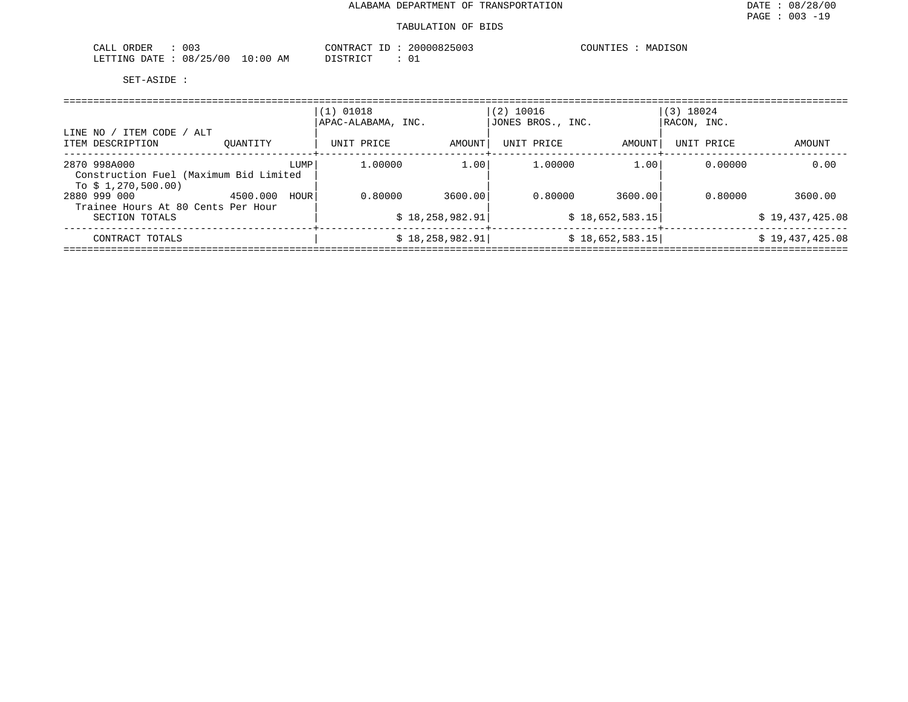ALABAMA DEPARTMENT OF TRANSPORTATION

TABULATION OF BIDS

CALL ORDER : 003
LETTING DATE : 08/25/00 10:00 AM

CONTRACT ID : 20000825003
DISTRICT : 01

COUNTIES : MADISON

SET-ASIDE :

| LINE NO / ITEM CODE / ALT<br>ITEM DESCRIPTION | QUANTITY | (1) 01018<br>APAC-ALABAMA, INC.<br>UNIT PRICE | AMOUNT | (2) 10016<br>JONES BROS., INC.<br>UNIT PRICE | AMOUNT | (3) 18024<br>RACON, INC.<br>UNIT PRICE | AMOUNT |
|---|---|---|---|---|---|---|---|
| 2870 998A000<br>Construction Fuel (Maximum Bid Limited To $ 1,270,500.00) | LUMP | 1.00000 | 1.00 | 1.00000 | 1.00 | 0.00000 | 0.00 |
| 2880 999 000<br>Trainee Hours At 80 Cents Per Hour | 4500.000 HOUR | 0.80000 | 3600.00 | 0.80000 | 3600.00 | 0.80000 | 3600.00 |
| SECTION TOTALS | | | $ 18,258,982.91 | | $ 18,652,583.15 | | $ 19,437,425.08 |
| CONTRACT TOTALS | | | $ 18,258,982.91 | | $ 18,652,583.15 | | $ 19,437,425.08 |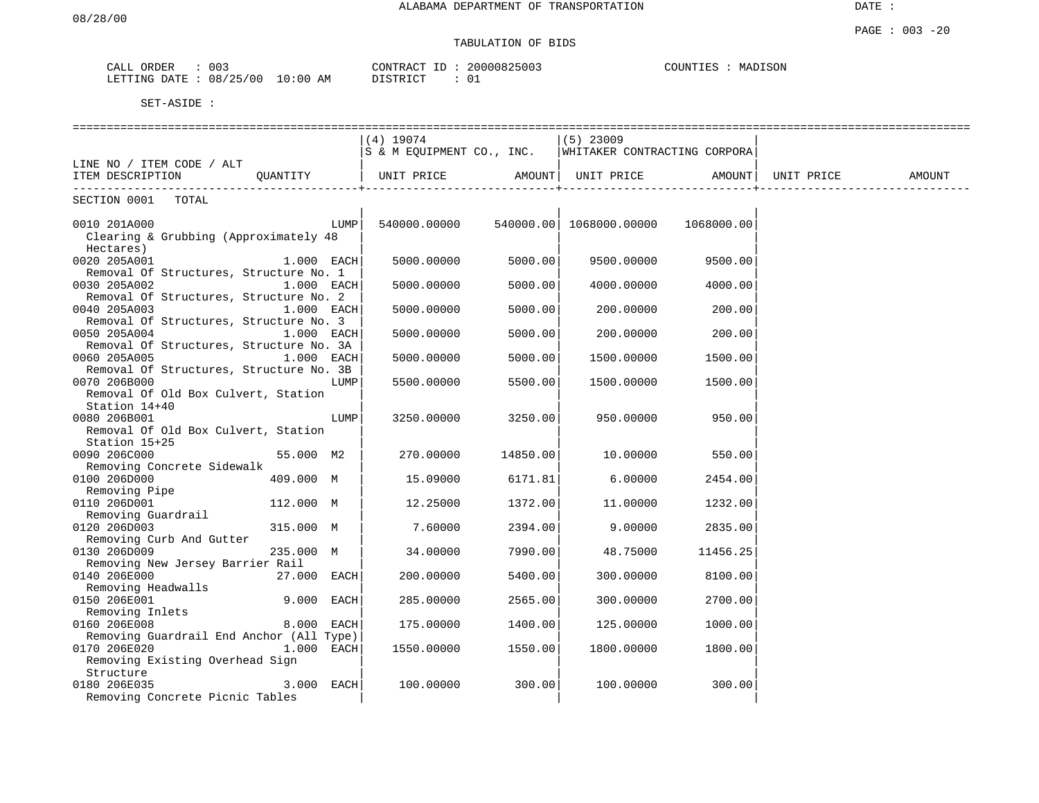ALABAMA DEPARTMENT OF TRANSPORTATION

TABULATION OF BIDS

CALL ORDER : 003 CONTRACT ID : 20000825003 COUNTIES : MADISON
LETTING DATE : 08/25/00 10:00 AM DISTRICT : 01

SET-ASIDE :

| LINE NO / ITEM CODE / ALT ITEM DESCRIPTION | QUANTITY | (4) 19074 S & M EQUIPMENT CO., INC. UNIT PRICE | AMOUNT | (5) 23009 WHITAKER CONTRACTING CORPORA UNIT PRICE | AMOUNT | UNIT PRICE | AMOUNT |
|---|---|---|---|---|---|---|---|
| SECTION 0001 TOTAL | | | | | | | |
| 0010 201A000 Clearing & Grubbing (Approximately 48 Hectares) | LUMP | 540000.00000 | 540000.00 | 1068000.00000 | 1068000.00 | | |
| 0020 205A001 Removal Of Structures, Structure No. 1 | 1.000 EACH | 5000.00000 | 5000.00 | 9500.00000 | 9500.00 | | |
| 0030 205A002 Removal Of Structures, Structure No. 2 | 1.000 EACH | 5000.00000 | 5000.00 | 4000.00000 | 4000.00 | | |
| 0040 205A003 Removal Of Structures, Structure No. 3 | 1.000 EACH | 5000.00000 | 5000.00 | 200.00000 | 200.00 | | |
| 0050 205A004 Removal Of Structures, Structure No. 3A | 1.000 EACH | 5000.00000 | 5000.00 | 200.00000 | 200.00 | | |
| 0060 205A005 Removal Of Structures, Structure No. 3B | 1.000 EACH | 5000.00000 | 5000.00 | 1500.00000 | 1500.00 | | |
| 0070 206B000 Removal Of Old Box Culvert, Station 14+40 | LUMP | 5500.00000 | 5500.00 | 1500.00000 | 1500.00 | | |
| 0080 206B001 Removal Of Old Box Culvert, Station 15+25 | LUMP | 3250.00000 | 3250.00 | 950.00000 | 950.00 | | |
| 0090 206C000 Removing Concrete Sidewalk | 55.000 M2 | 270.00000 | 14850.00 | 10.00000 | 550.00 | | |
| 0100 206D000 Removing Pipe | 409.000 M | 15.09000 | 6171.81 | 6.00000 | 2454.00 | | |
| 0110 206D001 Removing Guardrail | 112.000 M | 12.25000 | 1372.00 | 11.00000 | 1232.00 | | |
| 0120 206D003 Removing Curb And Gutter | 315.000 M | 7.60000 | 2394.00 | 9.00000 | 2835.00 | | |
| 0130 206D009 Removing New Jersey Barrier Rail | 235.000 M | 34.00000 | 7990.00 | 48.75000 | 11456.25 | | |
| 0140 206E000 Removing Headwalls | 27.000 EACH | 200.00000 | 5400.00 | 300.00000 | 8100.00 | | |
| 0150 206E001 Removing Inlets | 9.000 EACH | 285.00000 | 2565.00 | 300.00000 | 2700.00 | | |
| 0160 206E008 Removing Guardrail End Anchor (All Type) | 8.000 EACH | 175.00000 | 1400.00 | 125.00000 | 1000.00 | | |
| 0170 206E020 Removing Existing Overhead Sign Structure | 1.000 EACH | 1550.00000 | 1550.00 | 1800.00000 | 1800.00 | | |
| 0180 206E035 Removing Concrete Picnic Tables | 3.000 EACH | 100.00000 | 300.00 | 100.00000 | 300.00 | | |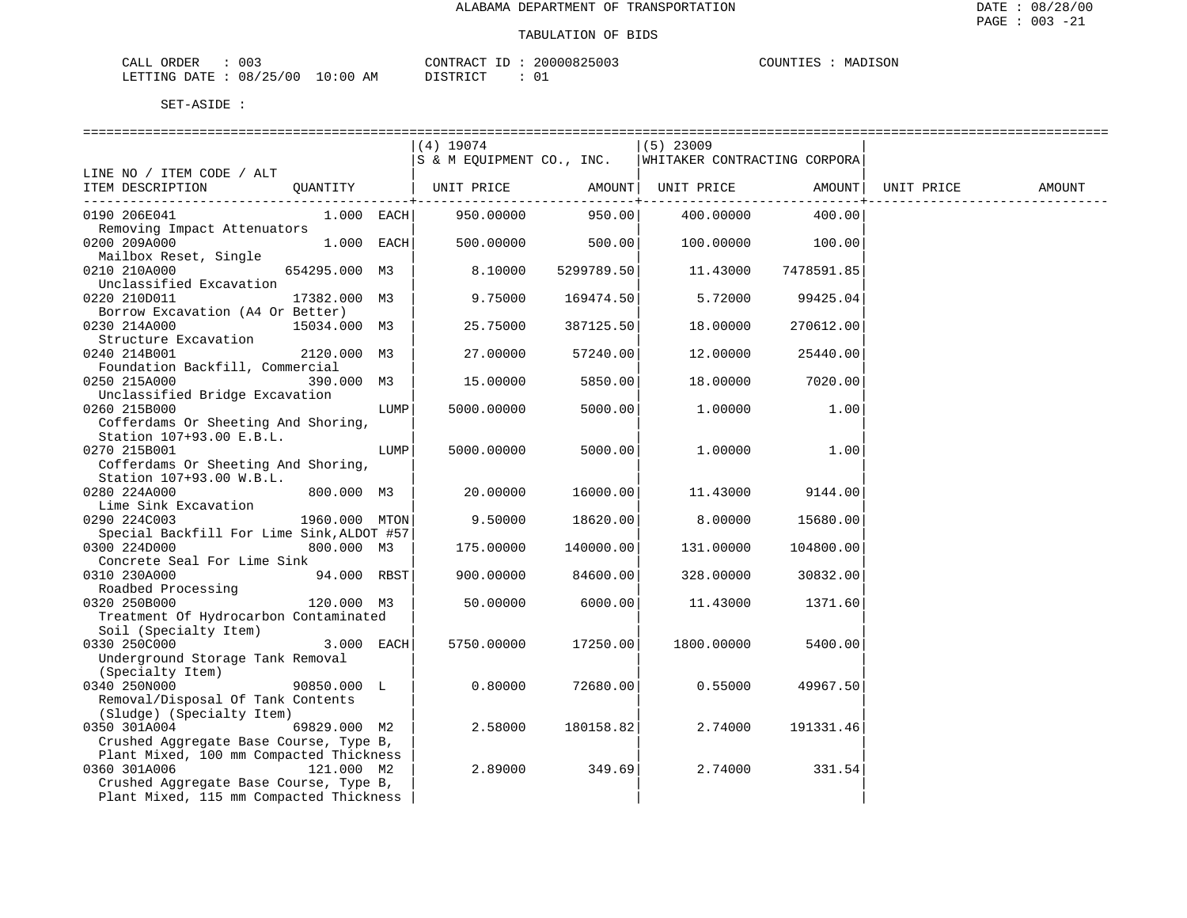ALABAMA DEPARTMENT OF TRANSPORTATION

TABULATION OF BIDS

CALL ORDER : 003 CONTRACT ID : 20000825003 COUNTIES : MADISON
LETTING DATE : 08/25/00 10:00 AM DISTRICT : 01

SET-ASIDE :

| LINE NO / ITEM CODE / ALT ITEM DESCRIPTION | QUANTITY | | (4) 19074 S & M EQUIPMENT CO., INC. UNIT PRICE | AMOUNT | (5) 23009 WHITAKER CONTRACTING CORPORA UNIT PRICE | AMOUNT | UNIT PRICE | AMOUNT |
|---|---|---|---|---|---|---|---|---|
| 0190 206E041 Removing Impact Attenuators | 1.000 | EACH | 950.00000 | 950.00 | 400.00000 | 400.00 | | |
| 0200 209A000 Mailbox Reset, Single | 1.000 | EACH | 500.00000 | 500.00 | 100.00000 | 100.00 | | |
| 0210 210A000 Unclassified Excavation | 654295.000 | M3 | 8.10000 | 5299789.50 | 11.43000 | 7478591.85 | | |
| 0220 210D011 Borrow Excavation (A4 Or Better) | 17382.000 | M3 | 9.75000 | 169474.50 | 5.72000 | 99425.04 | | |
| 0230 214A000 Structure Excavation | 15034.000 | M3 | 25.75000 | 387125.50 | 18.00000 | 270612.00 | | |
| 0240 214B001 Foundation Backfill, Commercial | 2120.000 | M3 | 27.00000 | 57240.00 | 12.00000 | 25440.00 | | |
| 0250 215A000 Unclassified Bridge Excavation | 390.000 | M3 | 15.00000 | 5850.00 | 18.00000 | 7020.00 | | |
| 0260 215B000 Cofferdams Or Sheeting And Shoring, Station 107+93.00 E.B.L. | | LUMP | 5000.00000 | 5000.00 | 1.00000 | 1.00 | | |
| 0270 215B001 Cofferdams Or Sheeting And Shoring, Station 107+93.00 W.B.L. | | LUMP | 5000.00000 | 5000.00 | 1.00000 | 1.00 | | |
| 0280 224A000 Lime Sink Excavation | 800.000 | M3 | 20.00000 | 16000.00 | 11.43000 | 9144.00 | | |
| 0290 224C003 Special Backfill For Lime Sink,ALDOT #57 | 1960.000 | MTON | 9.50000 | 18620.00 | 8.00000 | 15680.00 | | |
| 0300 224D000 Concrete Seal For Lime Sink | 800.000 | M3 | 175.00000 | 140000.00 | 131.00000 | 104800.00 | | |
| 0310 230A000 Roadbed Processing | 94.000 | RBST | 900.00000 | 84600.00 | 328.00000 | 30832.00 | | |
| 0320 250B000 Treatment Of Hydrocarbon Contaminated Soil (Specialty Item) | 120.000 | M3 | 50.00000 | 6000.00 | 11.43000 | 1371.60 | | |
| 0330 250C000 Underground Storage Tank Removal (Specialty Item) | 3.000 | EACH | 5750.00000 | 17250.00 | 1800.00000 | 5400.00 | | |
| 0340 250N000 Removal/Disposal Of Tank Contents (Sludge) (Specialty Item) | 90850.000 | L | 0.80000 | 72680.00 | 0.55000 | 49967.50 | | |
| 0350 301A004 Crushed Aggregate Base Course, Type B, Plant Mixed, 100 mm Compacted Thickness | 69829.000 | M2 | 2.58000 | 180158.82 | 2.74000 | 191331.46 | | |
| 0360 301A006 Crushed Aggregate Base Course, Type B, Plant Mixed, 115 mm Compacted Thickness | 121.000 | M2 | 2.89000 | 349.69 | 2.74000 | 331.54 | | |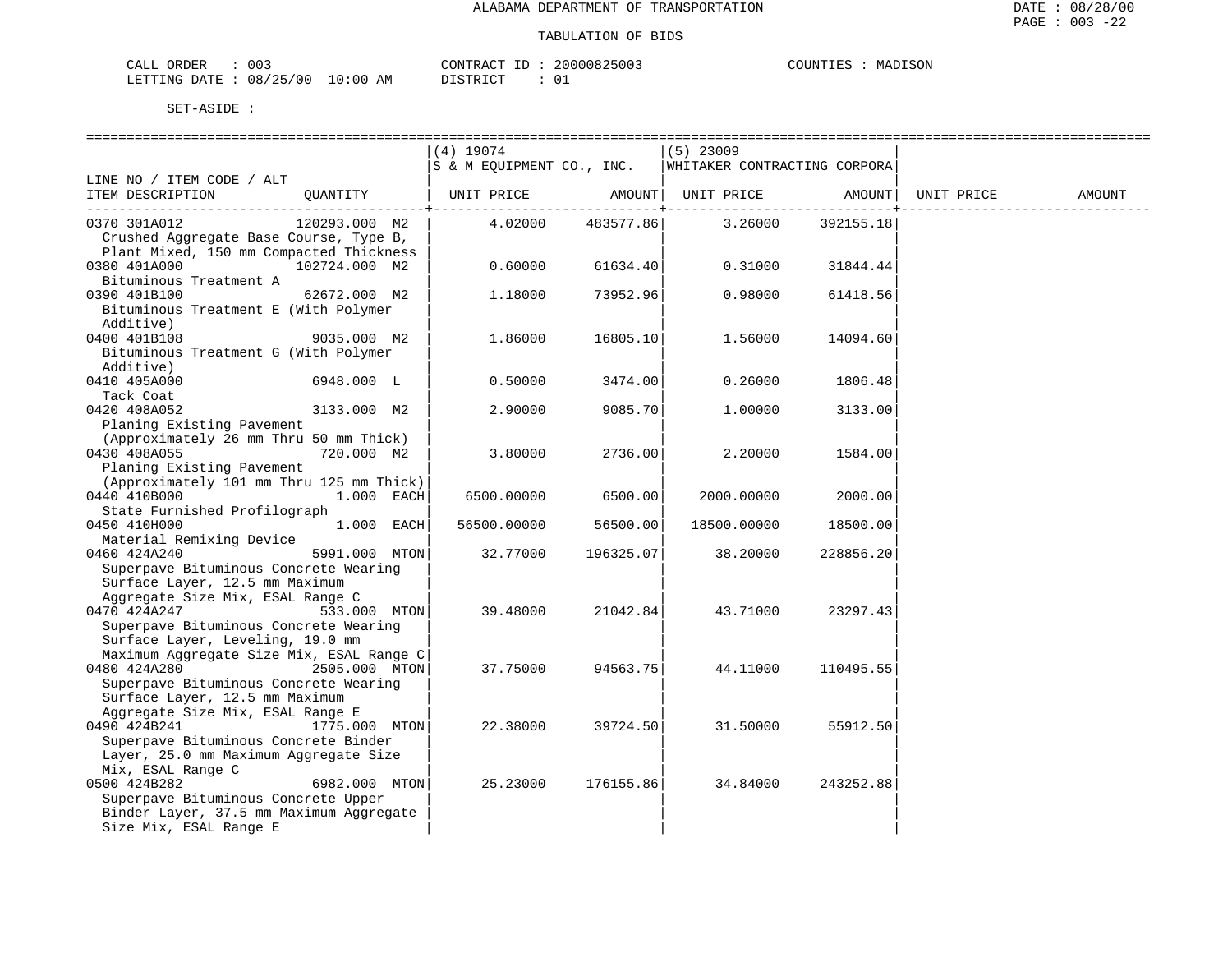ALABAMA DEPARTMENT OF TRANSPORTATION

TABULATION OF BIDS

CALL ORDER : 003 &nbsp;&nbsp;&nbsp;&nbsp; CONTRACT ID : 20000825003 &nbsp;&nbsp;&nbsp;&nbsp; COUNTIES : MADISON
LETTING DATE : 08/25/00 10:00 AM &nbsp;&nbsp;&nbsp;&nbsp; DISTRICT : 01

SET-ASIDE :

| LINE NO / ITEM CODE / ALT ITEM DESCRIPTION | QUANTITY | (4) 19074 S & M EQUIPMENT CO., INC. UNIT PRICE | AMOUNT | (5) 23009 WHITAKER CONTRACTING CORPORA UNIT PRICE | AMOUNT | UNIT PRICE | AMOUNT |
|---|---|---|---|---|---|---|---|
| 0370 301A012 Crushed Aggregate Base Course, Type B, Plant Mixed, 150 mm Compacted Thickness | 120293.000 M2 | 4.02000 | 483577.86 | 3.26000 | 392155.18 | | |
| 0380 401A000 Bituminous Treatment A | 102724.000 M2 | 0.60000 | 61634.40 | 0.31000 | 31844.44 | | |
| 0390 401B100 Bituminous Treatment E (With Polymer Additive) | 62672.000 M2 | 1.18000 | 73952.96 | 0.98000 | 61418.56 | | |
| 0400 401B108 Bituminous Treatment G (With Polymer Additive) | 9035.000 M2 | 1.86000 | 16805.10 | 1.56000 | 14094.60 | | |
| 0410 405A000 Tack Coat | 6948.000 L | 0.50000 | 3474.00 | 0.26000 | 1806.48 | | |
| 0420 408A052 Planing Existing Pavement (Approximately 26 mm Thru 50 mm Thick) | 3133.000 M2 | 2.90000 | 9085.70 | 1.00000 | 3133.00 | | |
| 0430 408A055 Planing Existing Pavement (Approximately 101 mm Thru 125 mm Thick) | 720.000 M2 | 3.80000 | 2736.00 | 2.20000 | 1584.00 | | |
| 0440 410B000 State Furnished Profilograph | 1.000 EACH | 6500.00000 | 6500.00 | 2000.00000 | 2000.00 | | |
| 0450 410H000 Material Remixing Device | 1.000 EACH | 56500.00000 | 56500.00 | 18500.00000 | 18500.00 | | |
| 0460 424A240 Superpave Bituminous Concrete Wearing Surface Layer, 12.5 mm Maximum Aggregate Size Mix, ESAL Range C | 5991.000 MTON | 32.77000 | 196325.07 | 38.20000 | 228856.20 | | |
| 0470 424A247 Superpave Bituminous Concrete Wearing Surface Layer, Leveling, 19.0 mm Maximum Aggregate Size Mix, ESAL Range C | 533.000 MTON | 39.48000 | 21042.84 | 43.71000 | 23297.43 | | |
| 0480 424A280 Superpave Bituminous Concrete Wearing Surface Layer, 12.5 mm Maximum Aggregate Size Mix, ESAL Range E | 2505.000 MTON | 37.75000 | 94563.75 | 44.11000 | 110495.55 | | |
| 0490 424B241 Superpave Bituminous Concrete Binder Layer, 25.0 mm Maximum Aggregate Size Mix, ESAL Range C | 1775.000 MTON | 22.38000 | 39724.50 | 31.50000 | 55912.50 | | |
| 0500 424B282 Superpave Bituminous Concrete Upper Binder Layer, 37.5 mm Maximum Aggregate Size Mix, ESAL Range E | 6982.000 MTON | 25.23000 | 176155.86 | 34.84000 | 243252.88 | | |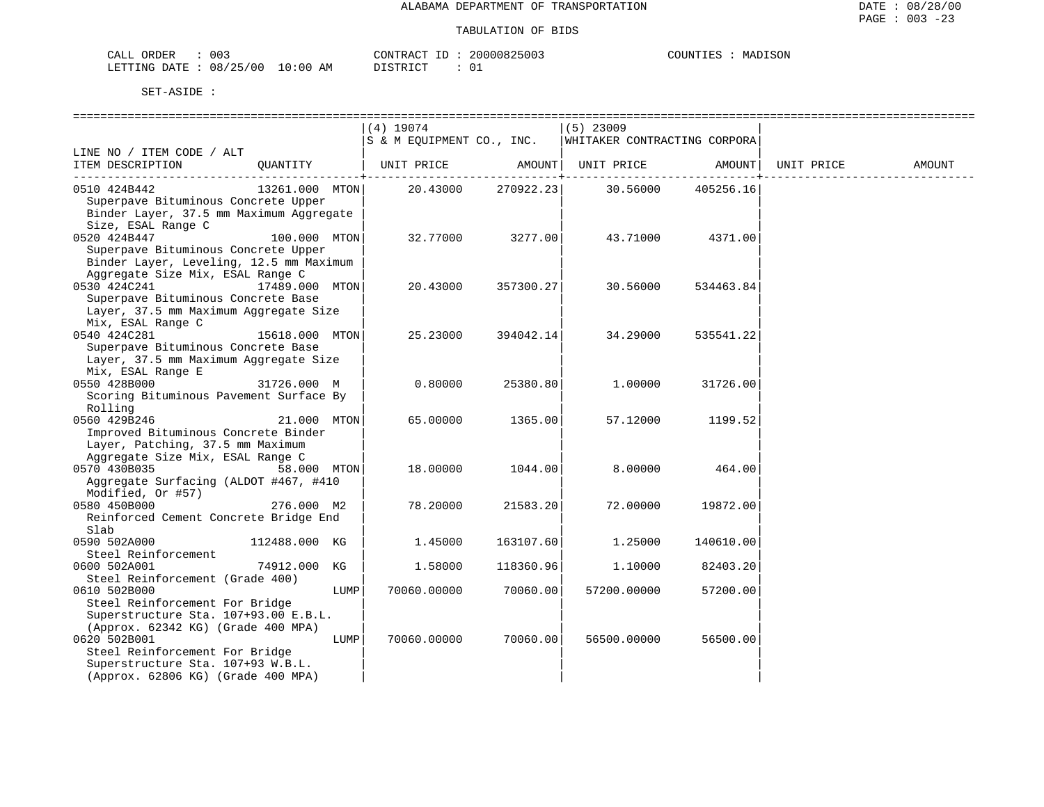ALABAMA DEPARTMENT OF TRANSPORTATION

TABULATION OF BIDS

CALL ORDER : 003 CONTRACT ID : 20000825003 COUNTIES : MADISON
LETTING DATE : 08/25/00 10:00 AM DISTRICT : 01

SET-ASIDE :

| LINE NO / ITEM CODE / ALT ITEM DESCRIPTION | QUANTITY | (4) 19074 S & M EQUIPMENT CO., INC. UNIT PRICE | AMOUNT | (5) 23009 WHITAKER CONTRACTING CORPORA UNIT PRICE | AMOUNT | UNIT PRICE | AMOUNT |
|---|---|---|---|---|---|---|---|
| 0510 424B442 Superpave Bituminous Concrete Upper Binder Layer, 37.5 mm Maximum Aggregate Size, ESAL Range C | 13261.000 MTON | 20.43000 | 270922.23 | 30.56000 | 405256.16 | | |
| 0520 424B447 Superpave Bituminous Concrete Upper Binder Layer, Leveling, 12.5 mm Maximum Aggregate Size Mix, ESAL Range C | 100.000 MTON | 32.77000 | 3277.00 | 43.71000 | 4371.00 | | |
| 0530 424C241 Superpave Bituminous Concrete Base Layer, 37.5 mm Maximum Aggregate Size Mix, ESAL Range C | 17489.000 MTON | 20.43000 | 357300.27 | 30.56000 | 534463.84 | | |
| 0540 424C281 Superpave Bituminous Concrete Base Layer, 37.5 mm Maximum Aggregate Size Mix, ESAL Range E | 15618.000 MTON | 25.23000 | 394042.14 | 34.29000 | 535541.22 | | |
| 0550 428B000 Scoring Bituminous Pavement Surface By Rolling | 31726.000 M | 0.80000 | 25380.80 | 1.00000 | 31726.00 | | |
| 0560 429B246 Improved Bituminous Concrete Binder Layer, Patching, 37.5 mm Maximum Aggregate Size Mix, ESAL Range C | 21.000 MTON | 65.00000 | 1365.00 | 57.12000 | 1199.52 | | |
| 0570 430B035 Aggregate Surfacing (ALDOT #467, #410 Modified, Or #57) | 58.000 MTON | 18.00000 | 1044.00 | 8.00000 | 464.00 | | |
| 0580 450B000 Reinforced Cement Concrete Bridge End Slab | 276.000 M2 | 78.20000 | 21583.20 | 72.00000 | 19872.00 | | |
| 0590 502A000 Steel Reinforcement | 112488.000 KG | 1.45000 | 163107.60 | 1.25000 | 140610.00 | | |
| 0600 502A001 Steel Reinforcement (Grade 400) | 74912.000 KG | 1.58000 | 118360.96 | 1.10000 | 82403.20 | | |
| 0610 502B000 Steel Reinforcement For Bridge Superstructure Sta. 107+93.00 E.B.L. (Approx. 62342 KG) (Grade 400 MPA) | LUMP | 70060.00000 | 70060.00 | 57200.00000 | 57200.00 | | |
| 0620 502B001 Steel Reinforcement For Bridge Superstructure Sta. 107+93 W.B.L. (Approx. 62806 KG) (Grade 400 MPA) | LUMP | 70060.00000 | 70060.00 | 56500.00000 | 56500.00 | | |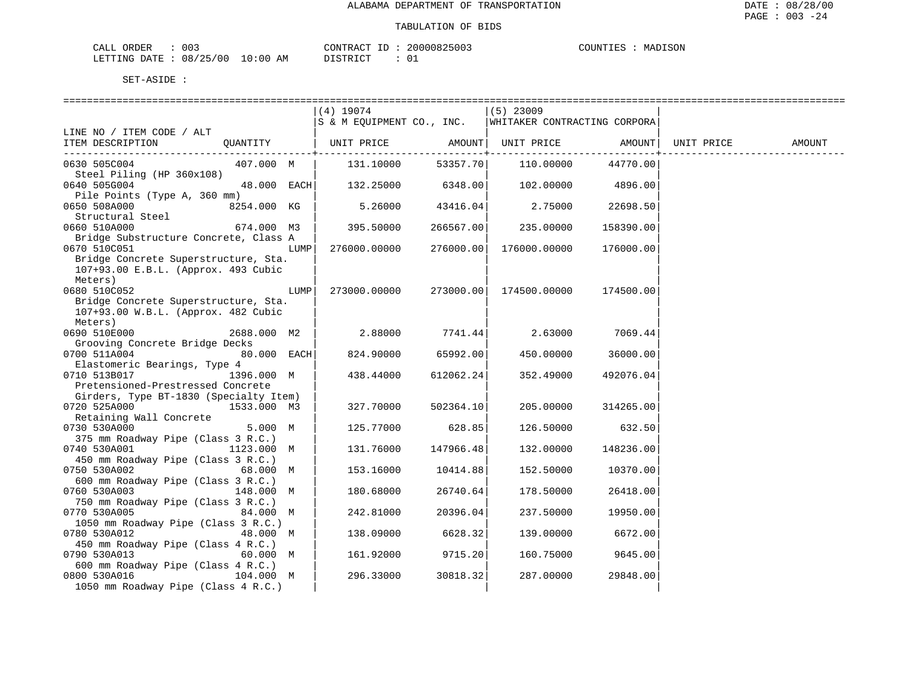ALABAMA DEPARTMENT OF TRANSPORTATION

TABULATION OF BIDS

CALL ORDER : 003 CONTRACT ID : 20000825003 COUNTIES : MADISON
LETTING DATE : 08/25/00 10:00 AM DISTRICT : 01

SET-ASIDE :

| LINE NO / ITEM CODE / ALT ITEM DESCRIPTION | QUANTITY | (4) 19074 S & M EQUIPMENT CO., INC. UNIT PRICE | AMOUNT | (5) 23009 WHITAKER CONTRACTING CORPORA UNIT PRICE | AMOUNT | UNIT PRICE | AMOUNT |
|---|---|---|---|---|---|---|---|
| 0630 505C004 Steel Piling (HP 360x108) | 407.000 M | 131.10000 | 53357.70 | 110.00000 | 44770.00 | | |
| 0640 505G004 Pile Points (Type A, 360 mm) | 48.000 EACH | 132.25000 | 6348.00 | 102.00000 | 4896.00 | | |
| 0650 508A000 Structural Steel | 8254.000 KG | 5.26000 | 43416.04 | 2.75000 | 22698.50 | | |
| 0660 510A000 Bridge Substructure Concrete, Class A | 674.000 M3 | 395.50000 | 266567.00 | 235.00000 | 158390.00 | | |
| 0670 510C051 Bridge Concrete Superstructure, Sta. 107+93.00 E.B.L. (Approx. 493 Cubic Meters) | LUMP | 276000.00000 | 276000.00 | 176000.00000 | 176000.00 | | |
| 0680 510C052 Bridge Concrete Superstructure, Sta. 107+93.00 W.B.L. (Approx. 482 Cubic Meters) | LUMP | 273000.00000 | 273000.00 | 174500.00000 | 174500.00 | | |
| 0690 510E000 Grooving Concrete Bridge Decks | 2688.000 M2 | 2.88000 | 7741.44 | 2.63000 | 7069.44 | | |
| 0700 511A004 Elastomeric Bearings, Type 4 | 80.000 EACH | 824.90000 | 65992.00 | 450.00000 | 36000.00 | | |
| 0710 513B017 Pretensioned-Prestressed Concrete Girders, Type BT-1830 (Specialty Item) | 1396.000 M | 438.44000 | 612062.24 | 352.49000 | 492076.04 | | |
| 0720 525A000 Retaining Wall Concrete | 1533.000 M3 | 327.70000 | 502364.10 | 205.00000 | 314265.00 | | |
| 0730 530A000 375 mm Roadway Pipe (Class 3 R.C.) | 5.000 M | 125.77000 | 628.85 | 126.50000 | 632.50 | | |
| 0740 530A001 450 mm Roadway Pipe (Class 3 R.C.) | 1123.000 M | 131.76000 | 147966.48 | 132.00000 | 148236.00 | | |
| 0750 530A002 600 mm Roadway Pipe (Class 3 R.C.) | 68.000 M | 153.16000 | 10414.88 | 152.50000 | 10370.00 | | |
| 0760 530A003 750 mm Roadway Pipe (Class 3 R.C.) | 148.000 M | 180.68000 | 26740.64 | 178.50000 | 26418.00 | | |
| 0770 530A005 1050 mm Roadway Pipe (Class 3 R.C.) | 84.000 M | 242.81000 | 20396.04 | 237.50000 | 19950.00 | | |
| 0780 530A012 450 mm Roadway Pipe (Class 4 R.C.) | 48.000 M | 138.09000 | 6628.32 | 139.00000 | 6672.00 | | |
| 0790 530A013 600 mm Roadway Pipe (Class 4 R.C.) | 60.000 M | 161.92000 | 9715.20 | 160.75000 | 9645.00 | | |
| 0800 530A016 1050 mm Roadway Pipe (Class 4 R.C.) | 104.000 M | 296.33000 | 30818.32 | 287.00000 | 29848.00 | | |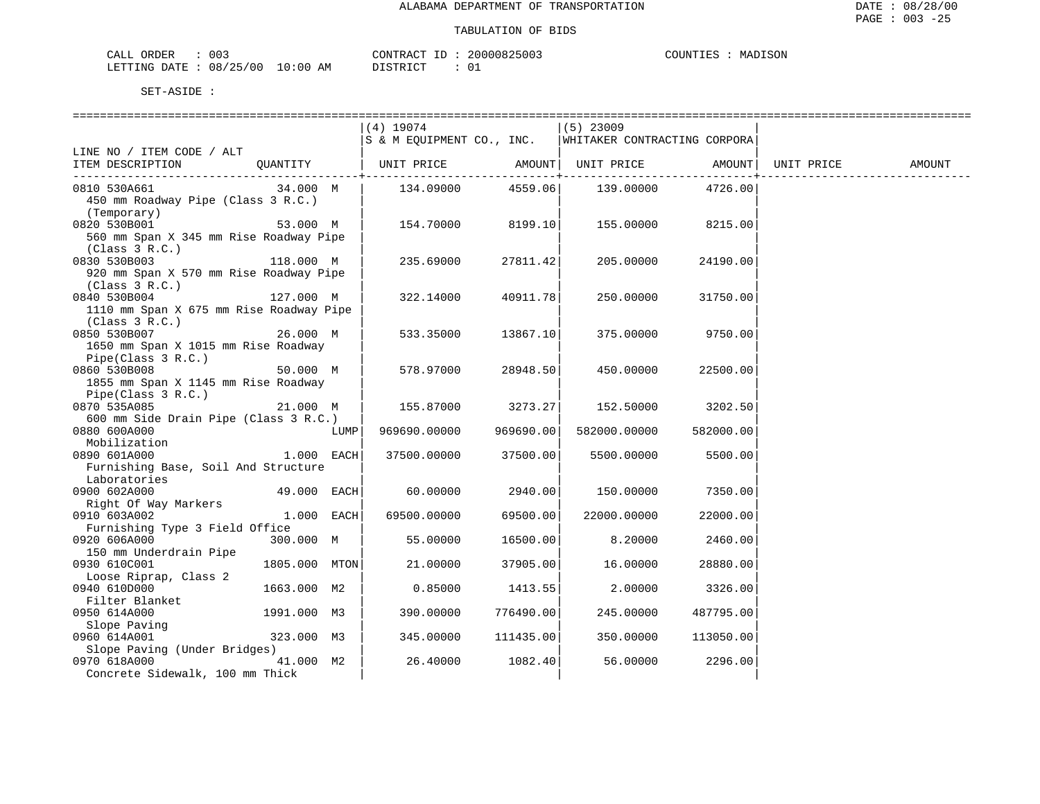ALABAMA DEPARTMENT OF TRANSPORTATION

TABULATION OF BIDS

CALL ORDER : 003 CONTRACT ID : 20000825003 COUNTIES : MADISON
LETTING DATE : 08/25/00 10:00 AM DISTRICT : 01

SET-ASIDE :

| LINE NO / ITEM CODE / ALT ITEM DESCRIPTION | QUANTITY | (4) 19074 S & M EQUIPMENT CO., INC. UNIT PRICE | AMOUNT | (5) 23009 WHITAKER CONTRACTING CORPORA UNIT PRICE | AMOUNT | UNIT PRICE | AMOUNT |
|---|---|---|---|---|---|---|---|
| 0810 530A661 450 mm Roadway Pipe (Class 3 R.C.) (Temporary) | 34.000 M | 134.09000 | 4559.06 | 139.00000 | 4726.00 | | |
| 0820 530B001 560 mm Span X 345 mm Rise Roadway Pipe (Class 3 R.C.) | 53.000 M | 154.70000 | 8199.10 | 155.00000 | 8215.00 | | |
| 0830 530B003 920 mm Span X 570 mm Rise Roadway Pipe (Class 3 R.C.) | 118.000 M | 235.69000 | 27811.42 | 205.00000 | 24190.00 | | |
| 0840 530B004 1110 mm Span X 675 mm Rise Roadway Pipe (Class 3 R.C.) | 127.000 M | 322.14000 | 40911.78 | 250.00000 | 31750.00 | | |
| 0850 530B007 1650 mm Span X 1015 mm Rise Roadway Pipe(Class 3 R.C.) | 26.000 M | 533.35000 | 13867.10 | 375.00000 | 9750.00 | | |
| 0860 530B008 1855 mm Span X 1145 mm Rise Roadway Pipe(Class 3 R.C.) | 50.000 M | 578.97000 | 28948.50 | 450.00000 | 22500.00 | | |
| 0870 535A085 600 mm Side Drain Pipe (Class 3 R.C.) | 21.000 M | 155.87000 | 3273.27 | 152.50000 | 3202.50 | | |
| 0880 600A000 Mobilization | LUMP | 969690.00000 | 969690.00 | 582000.00000 | 582000.00 | | |
| 0890 601A000 Furnishing Base, Soil And Structure Laboratories | 1.000 EACH | 37500.00000 | 37500.00 | 5500.00000 | 5500.00 | | |
| 0900 602A000 Right Of Way Markers | 49.000 EACH | 60.00000 | 2940.00 | 150.00000 | 7350.00 | | |
| 0910 603A002 Furnishing Type 3 Field Office | 1.000 EACH | 69500.00000 | 69500.00 | 22000.00000 | 22000.00 | | |
| 0920 606A000 150 mm Underdrain Pipe | 300.000 M | 55.00000 | 16500.00 | 8.20000 | 2460.00 | | |
| 0930 610C001 Loose Riprap, Class 2 | 1805.000 MTON | 21.00000 | 37905.00 | 16.00000 | 28880.00 | | |
| 0940 610D000 Filter Blanket | 1663.000 M2 | 0.85000 | 1413.55 | 2.00000 | 3326.00 | | |
| 0950 614A000 Slope Paving | 1991.000 M3 | 390.00000 | 776490.00 | 245.00000 | 487795.00 | | |
| 0960 614A001 Slope Paving (Under Bridges) | 323.000 M3 | 345.00000 | 111435.00 | 350.00000 | 113050.00 | | |
| 0970 618A000 Concrete Sidewalk, 100 mm Thick | 41.000 M2 | 26.40000 | 1082.40 | 56.00000 | 2296.00 | | |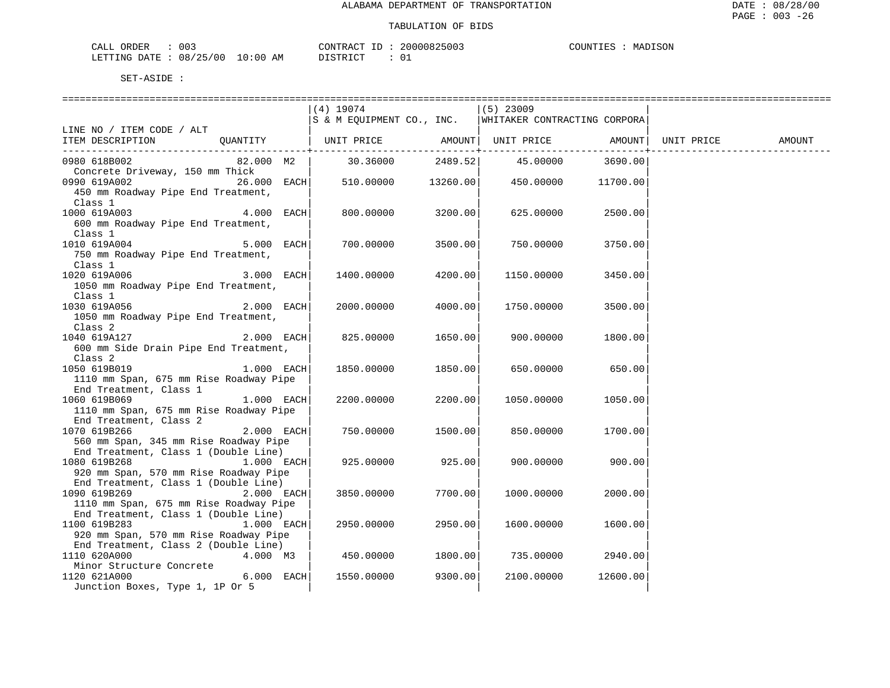ALABAMA DEPARTMENT OF TRANSPORTATION

TABULATION OF BIDS

CALL ORDER : 003 &nbsp;&nbsp;&nbsp; CONTRACT ID : 20000825003 &nbsp;&nbsp;&nbsp; COUNTIES : MADISON
LETTING DATE : 08/25/00 10:00 AM &nbsp;&nbsp;&nbsp; DISTRICT : 01

SET-ASIDE :

| LINE NO / ITEM CODE / ALT<br>ITEM DESCRIPTION | QUANTITY | (4) 19074<br>S & M EQUIPMENT CO., INC.<br>UNIT PRICE | AMOUNT | (5) 23009<br>WHITAKER CONTRACTING CORPORA<br>UNIT PRICE | AMOUNT | UNIT PRICE | AMOUNT |
|---|---|---|---|---|---|---|---|
| 0980 618B002<br>Concrete Driveway, 150 mm Thick | 82.000 M2 | 30.36000 | 2489.52 | 45.00000 | 3690.00 | | |
| 0990 619A002<br>450 mm Roadway Pipe End Treatment, Class 1 | 26.000 EACH | 510.00000 | 13260.00 | 450.00000 | 11700.00 | | |
| 1000 619A003<br>600 mm Roadway Pipe End Treatment, Class 1 | 4.000 EACH | 800.00000 | 3200.00 | 625.00000 | 2500.00 | | |
| 1010 619A004<br>750 mm Roadway Pipe End Treatment, Class 1 | 5.000 EACH | 700.00000 | 3500.00 | 750.00000 | 3750.00 | | |
| 1020 619A006<br>1050 mm Roadway Pipe End Treatment, Class 1 | 3.000 EACH | 1400.00000 | 4200.00 | 1150.00000 | 3450.00 | | |
| 1030 619A056<br>1050 mm Roadway Pipe End Treatment, Class 2 | 2.000 EACH | 2000.00000 | 4000.00 | 1750.00000 | 3500.00 | | |
| 1040 619A127<br>600 mm Side Drain Pipe End Treatment, Class 2 | 2.000 EACH | 825.00000 | 1650.00 | 900.00000 | 1800.00 | | |
| 1050 619B019<br>1110 mm Span, 675 mm Rise Roadway Pipe End Treatment, Class 1 | 1.000 EACH | 1850.00000 | 1850.00 | 650.00000 | 650.00 | | |
| 1060 619B069<br>1110 mm Span, 675 mm Rise Roadway Pipe End Treatment, Class 2 | 1.000 EACH | 2200.00000 | 2200.00 | 1050.00000 | 1050.00 | | |
| 1070 619B266<br>560 mm Span, 345 mm Rise Roadway Pipe End Treatment, Class 1 (Double Line) | 2.000 EACH | 750.00000 | 1500.00 | 850.00000 | 1700.00 | | |
| 1080 619B268<br>920 mm Span, 570 mm Rise Roadway Pipe End Treatment, Class 1 (Double Line) | 1.000 EACH | 925.00000 | 925.00 | 900.00000 | 900.00 | | |
| 1090 619B269<br>1110 mm Span, 675 mm Rise Roadway Pipe End Treatment, Class 1 (Double Line) | 2.000 EACH | 3850.00000 | 7700.00 | 1000.00000 | 2000.00 | | |
| 1100 619B283<br>920 mm Span, 570 mm Rise Roadway Pipe End Treatment, Class 2 (Double Line) | 1.000 EACH | 2950.00000 | 2950.00 | 1600.00000 | 1600.00 | | |
| 1110 620A000<br>Minor Structure Concrete | 4.000 M3 | 450.00000 | 1800.00 | 735.00000 | 2940.00 | | |
| 1120 621A000<br>Junction Boxes, Type 1, 1P Or 5 | 6.000 EACH | 1550.00000 | 9300.00 | 2100.00000 | 12600.00 | | |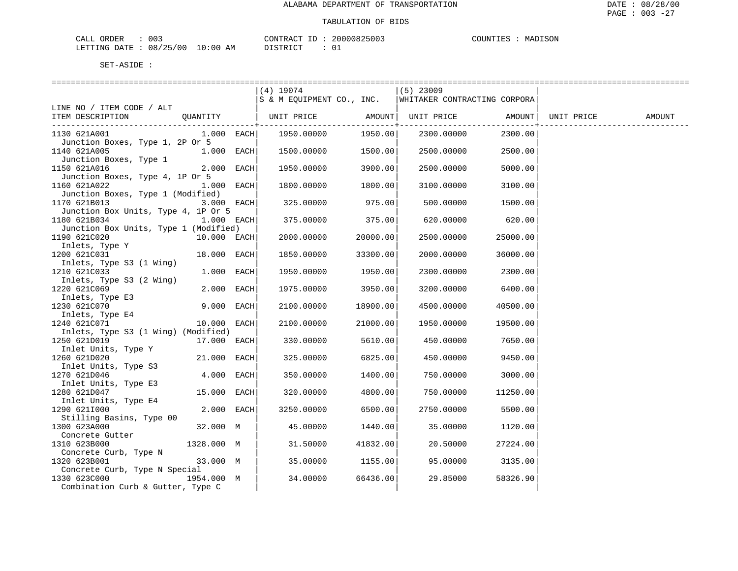# ALABAMA DEPARTMENT OF TRANSPORTATION

## TABULATION OF BIDS

CALL ORDER : 003　　　CONTRACT ID : 20000825003　　　COUNTIES : MADISON
LETTING DATE : 08/25/00 10:00 AM　　　DISTRICT : 01

SET-ASIDE :

| LINE NO / ITEM CODE / ALT ITEM DESCRIPTION | QUANTITY | (4) 19074 S & M EQUIPMENT CO., INC. UNIT PRICE | AMOUNT | (5) 23009 WHITAKER CONTRACTING CORPORA UNIT PRICE | AMOUNT | UNIT PRICE | AMOUNT |
|---|---|---|---|---|---|---|---|
| 1130 621A001 Junction Boxes, Type 1, 2P Or 5 | 1.000 EACH | 1950.00000 | 1950.00 | 2300.00000 | 2300.00 | | |
| 1140 621A005 Junction Boxes, Type 1 | 1.000 EACH | 1500.00000 | 1500.00 | 2500.00000 | 2500.00 | | |
| 1150 621A016 Junction Boxes, Type 4, 1P Or 5 | 2.000 EACH | 1950.00000 | 3900.00 | 2500.00000 | 5000.00 | | |
| 1160 621A022 Junction Boxes, Type 1 (Modified) | 1.000 EACH | 1800.00000 | 1800.00 | 3100.00000 | 3100.00 | | |
| 1170 621B013 Junction Box Units, Type 4, 1P Or 5 | 3.000 EACH | 325.00000 | 975.00 | 500.00000 | 1500.00 | | |
| 1180 621B034 Junction Box Units, Type 1 (Modified) | 1.000 EACH | 375.00000 | 375.00 | 620.00000 | 620.00 | | |
| 1190 621C020 Inlets, Type Y | 10.000 EACH | 2000.00000 | 20000.00 | 2500.00000 | 25000.00 | | |
| 1200 621C031 Inlets, Type S3 (1 Wing) | 18.000 EACH | 1850.00000 | 33300.00 | 2000.00000 | 36000.00 | | |
| 1210 621C033 Inlets, Type S3 (2 Wing) | 1.000 EACH | 1950.00000 | 1950.00 | 2300.00000 | 2300.00 | | |
| 1220 621C069 Inlets, Type E3 | 2.000 EACH | 1975.00000 | 3950.00 | 3200.00000 | 6400.00 | | |
| 1230 621C070 Inlets, Type E4 | 9.000 EACH | 2100.00000 | 18900.00 | 4500.00000 | 40500.00 | | |
| 1240 621C071 Inlets, Type S3 (1 Wing) (Modified) | 10.000 EACH | 2100.00000 | 21000.00 | 1950.00000 | 19500.00 | | |
| 1250 621D019 Inlet Units, Type Y | 17.000 EACH | 330.00000 | 5610.00 | 450.00000 | 7650.00 | | |
| 1260 621D020 Inlet Units, Type S3 | 21.000 EACH | 325.00000 | 6825.00 | 450.00000 | 9450.00 | | |
| 1270 621D046 Inlet Units, Type E3 | 4.000 EACH | 350.00000 | 1400.00 | 750.00000 | 3000.00 | | |
| 1280 621D047 Inlet Units, Type E4 | 15.000 EACH | 320.00000 | 4800.00 | 750.00000 | 11250.00 | | |
| 1290 621I000 Stilling Basins, Type 00 | 2.000 EACH | 3250.00000 | 6500.00 | 2750.00000 | 5500.00 | | |
| 1300 623A000 Concrete Gutter | 32.000 M | 45.00000 | 1440.00 | 35.00000 | 1120.00 | | |
| 1310 623B000 Concrete Curb, Type N | 1328.000 M | 31.50000 | 41832.00 | 20.50000 | 27224.00 | | |
| 1320 623B001 Concrete Curb, Type N Special | 33.000 M | 35.00000 | 1155.00 | 95.00000 | 3135.00 | | |
| 1330 623C000 Combination Curb & Gutter, Type C | 1954.000 M | 34.00000 | 66436.00 | 29.85000 | 58326.90 | | |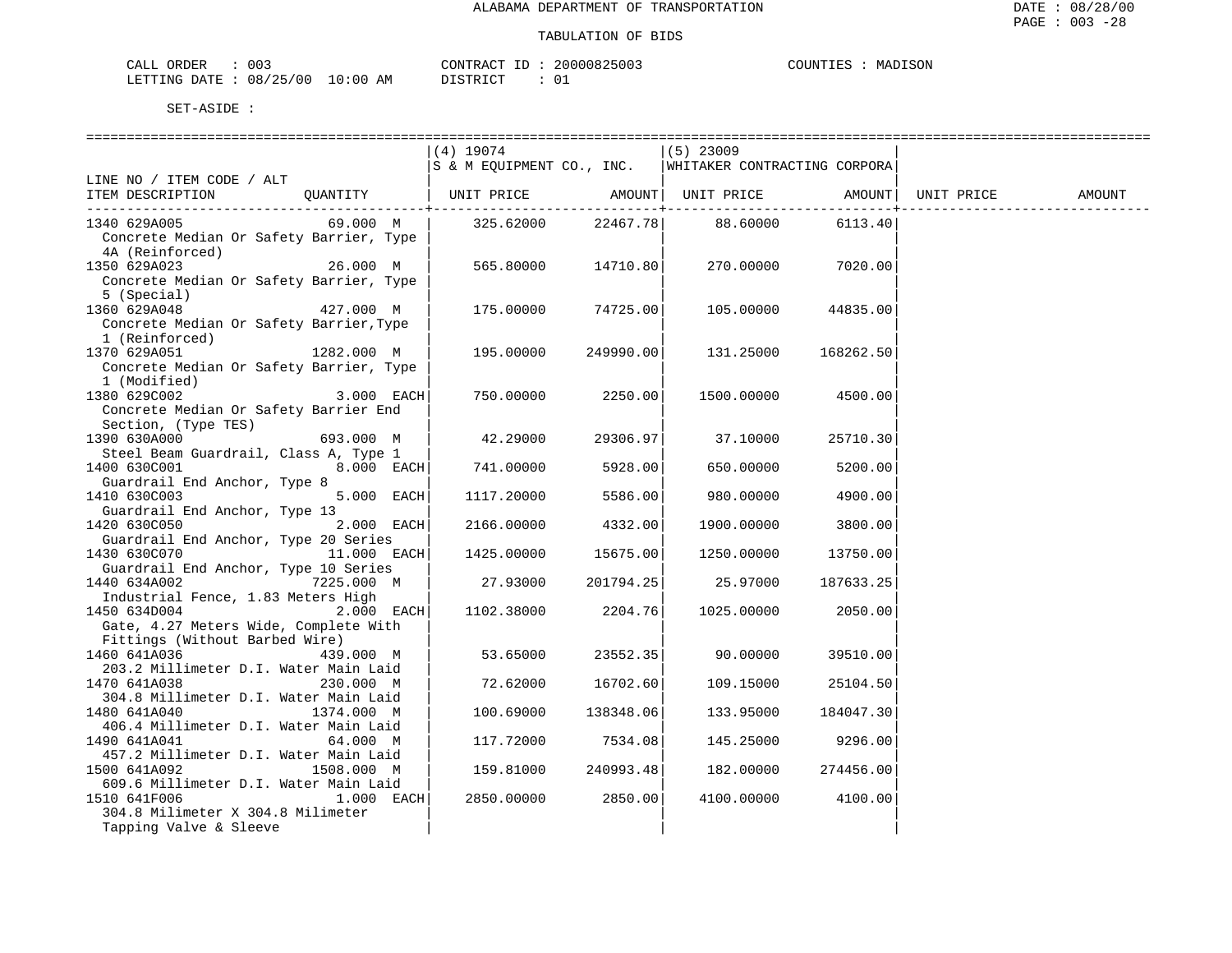# ALABAMA DEPARTMENT OF TRANSPORTATION

## TABULATION OF BIDS

DATE : 08/28/00
PAGE : 003 -28

CALL ORDER : 003  CONTRACT ID : 20000825003  COUNTIES : MADISON
LETTING DATE : 08/25/00 10:00 AM  DISTRICT : 01

SET-ASIDE :

| LINE NO / ITEM CODE / ALT ITEM DESCRIPTION | QUANTITY | (4) 19074 S & M EQUIPMENT CO., INC. UNIT PRICE | AMOUNT | (5) 23009 WHITAKER CONTRACTING CORPORA UNIT PRICE | AMOUNT | UNIT PRICE | AMOUNT |
|---|---|---|---|---|---|---|---|
| 1340 629A005 Concrete Median Or Safety Barrier, Type 4A (Reinforced) | 69.000 M | 325.62000 | 22467.78 | 88.60000 | 6113.40 | | |
| 1350 629A023 Concrete Median Or Safety Barrier, Type 5 (Special) | 26.000 M | 565.80000 | 14710.80 | 270.00000 | 7020.00 | | |
| 1360 629A048 Concrete Median Or Safety Barrier,Type 1 (Reinforced) | 427.000 M | 175.00000 | 74725.00 | 105.00000 | 44835.00 | | |
| 1370 629A051 Concrete Median Or Safety Barrier, Type 1 (Modified) | 1282.000 M | 195.00000 | 249990.00 | 131.25000 | 168262.50 | | |
| 1380 629C002 Concrete Median Or Safety Barrier End Section, (Type TES) | 3.000 EACH | 750.00000 | 2250.00 | 1500.00000 | 4500.00 | | |
| 1390 630A000 Steel Beam Guardrail, Class A, Type 1 | 693.000 M | 42.29000 | 29306.97 | 37.10000 | 25710.30 | | |
| 1400 630C001 Guardrail End Anchor, Type 8 | 8.000 EACH | 741.00000 | 5928.00 | 650.00000 | 5200.00 | | |
| 1410 630C003 Guardrail End Anchor, Type 13 | 5.000 EACH | 1117.20000 | 5586.00 | 980.00000 | 4900.00 | | |
| 1420 630C050 Guardrail End Anchor, Type 20 Series | 2.000 EACH | 2166.00000 | 4332.00 | 1900.00000 | 3800.00 | | |
| 1430 630C070 Guardrail End Anchor, Type 10 Series | 11.000 EACH | 1425.00000 | 15675.00 | 1250.00000 | 13750.00 | | |
| 1440 634A002 Industrial Fence, 1.83 Meters High | 7225.000 M | 27.93000 | 201794.25 | 25.97000 | 187633.25 | | |
| 1450 634D004 Gate, 4.27 Meters Wide, Complete With Fittings (Without Barbed Wire) | 2.000 EACH | 1102.38000 | 2204.76 | 1025.00000 | 2050.00 | | |
| 1460 641A036 203.2 Millimeter D.I. Water Main Laid | 439.000 M | 53.65000 | 23552.35 | 90.00000 | 39510.00 | | |
| 1470 641A038 304.8 Millimeter D.I. Water Main Laid | 230.000 M | 72.62000 | 16702.60 | 109.15000 | 25104.50 | | |
| 1480 641A040 406.4 Millimeter D.I. Water Main Laid | 1374.000 M | 100.69000 | 138348.06 | 133.95000 | 184047.30 | | |
| 1490 641A041 457.2 Millimeter D.I. Water Main Laid | 64.000 M | 117.72000 | 7534.08 | 145.25000 | 9296.00 | | |
| 1500 641A092 609.6 Millimeter D.I. Water Main Laid | 1508.000 M | 159.81000 | 240993.48 | 182.00000 | 274456.00 | | |
| 1510 641F006 304.8 Milimeter X 304.8 Milimeter Tapping Valve & Sleeve | 1.000 EACH | 2850.00000 | 2850.00 | 4100.00000 | 4100.00 | | |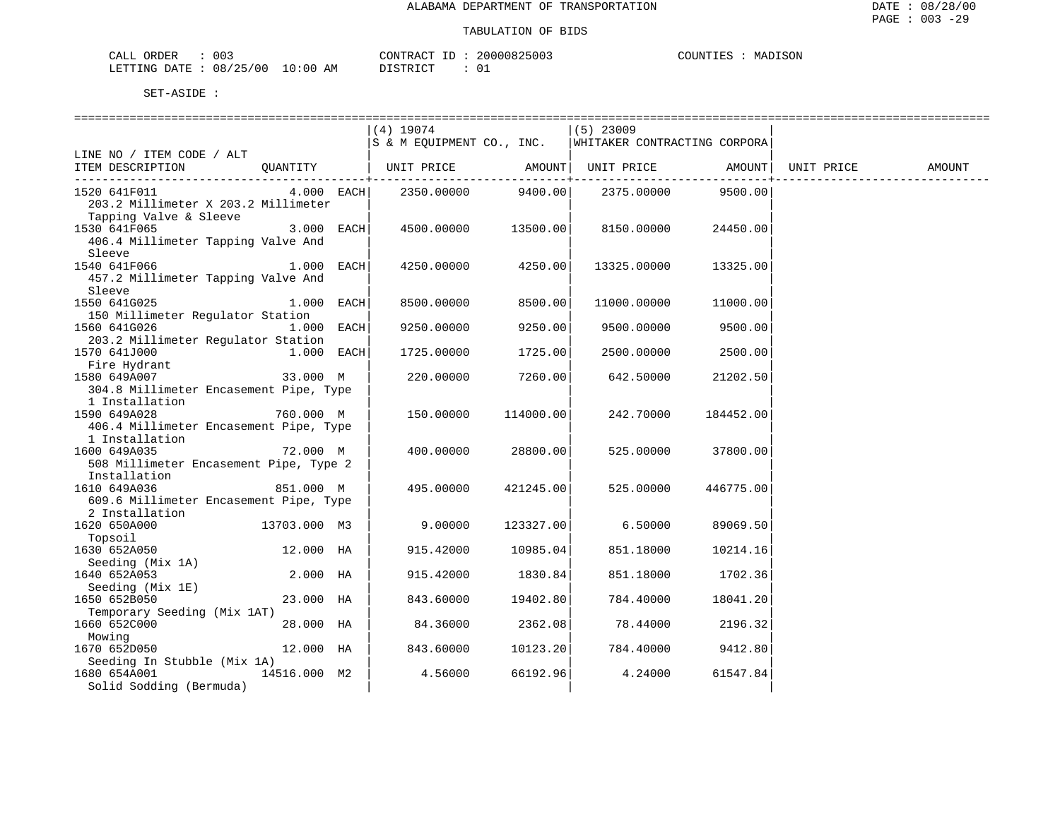ALABAMA DEPARTMENT OF TRANSPORTATION

TABULATION OF BIDS

CALL ORDER : 003 CONTRACT ID : 20000825003 COUNTIES : MADISON
LETTING DATE : 08/25/00 10:00 AM DISTRICT : 01

SET-ASIDE :

| LINE NO / ITEM CODE / ALT ITEM DESCRIPTION | QUANTITY | (4) 19074 S & M EQUIPMENT CO., INC. UNIT PRICE | AMOUNT | (5) 23009 WHITAKER CONTRACTING CORPORA UNIT PRICE | AMOUNT | UNIT PRICE | AMOUNT |
|---|---|---|---|---|---|---|---|
| 1520 641F011 203.2 Millimeter X 203.2 Millimeter Tapping Valve & Sleeve | 4.000 EACH | 2350.00000 | 9400.00 | 2375.00000 | 9500.00 | | |
| 1530 641F065 406.4 Millimeter Tapping Valve And Sleeve | 3.000 EACH | 4500.00000 | 13500.00 | 8150.00000 | 24450.00 | | |
| 1540 641F066 457.2 Millimeter Tapping Valve And Sleeve | 1.000 EACH | 4250.00000 | 4250.00 | 13325.00000 | 13325.00 | | |
| 1550 641G025 150 Millimeter Regulator Station | 1.000 EACH | 8500.00000 | 8500.00 | 11000.00000 | 11000.00 | | |
| 1560 641G026 203.2 Millimeter Regulator Station | 1.000 EACH | 9250.00000 | 9250.00 | 9500.00000 | 9500.00 | | |
| 1570 641J000 Fire Hydrant | 1.000 EACH | 1725.00000 | 1725.00 | 2500.00000 | 2500.00 | | |
| 1580 649A007 304.8 Millimeter Encasement Pipe, Type 1 Installation | 33.000 M | 220.00000 | 7260.00 | 642.50000 | 21202.50 | | |
| 1590 649A028 406.4 Millimeter Encasement Pipe, Type 1 Installation | 760.000 M | 150.00000 | 114000.00 | 242.70000 | 184452.00 | | |
| 1600 649A035 508 Millimeter Encasement Pipe, Type 2 Installation | 72.000 M | 400.00000 | 28800.00 | 525.00000 | 37800.00 | | |
| 1610 649A036 609.6 Millimeter Encasement Pipe, Type 2 Installation | 851.000 M | 495.00000 | 421245.00 | 525.00000 | 446775.00 | | |
| 1620 650A000 Topsoil | 13703.000 M3 | 9.00000 | 123327.00 | 6.50000 | 89069.50 | | |
| 1630 652A050 Seeding (Mix 1A) | 12.000 HA | 915.42000 | 10985.04 | 851.18000 | 10214.16 | | |
| 1640 652A053 Seeding (Mix 1E) | 2.000 HA | 915.42000 | 1830.84 | 851.18000 | 1702.36 | | |
| 1650 652B050 Temporary Seeding (Mix 1AT) | 23.000 HA | 843.60000 | 19402.80 | 784.40000 | 18041.20 | | |
| 1660 652C000 Mowing | 28.000 HA | 84.36000 | 2362.08 | 78.44000 | 2196.32 | | |
| 1670 652D050 Seeding In Stubble (Mix 1A) | 12.000 HA | 843.60000 | 10123.20 | 784.40000 | 9412.80 | | |
| 1680 654A001 Solid Sodding (Bermuda) | 14516.000 M2 | 4.56000 | 66192.96 | 4.24000 | 61547.84 | | |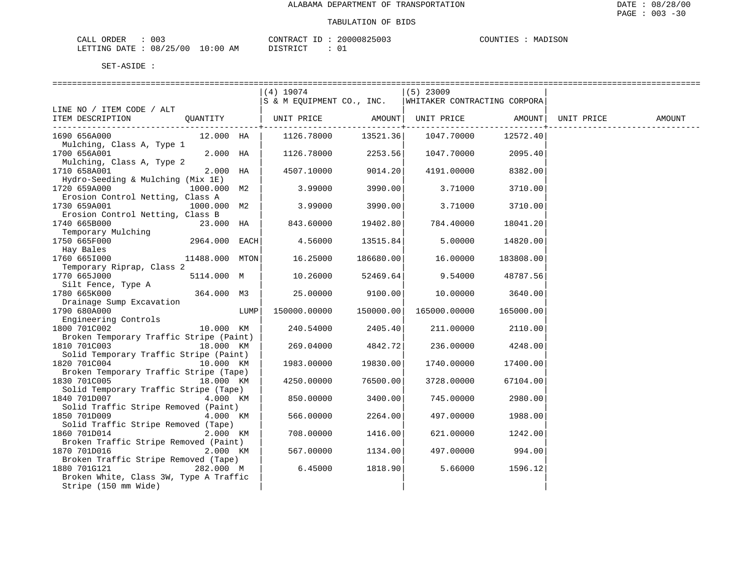ALABAMA DEPARTMENT OF TRANSPORTATION

TABULATION OF BIDS

CALL ORDER : 003 CONTRACT ID : 20000825003 COUNTIES : MADISON
LETTING DATE : 08/25/00 10:00 AM DISTRICT : 01

SET-ASIDE :

| LINE NO / ITEM CODE / ALT ITEM DESCRIPTION | QUANTITY | (4) 19074 S & M EQUIPMENT CO., INC. UNIT PRICE | AMOUNT | (5) 23009 WHITAKER CONTRACTING CORPORA UNIT PRICE | AMOUNT | UNIT PRICE | AMOUNT |
|---|---|---|---|---|---|---|---|
| 1690 656A000 Mulching, Class A, Type 1 | 12.000 HA | 1126.78000 | 13521.36 | 1047.70000 | 12572.40 | | |
| 1700 656A001 Mulching, Class A, Type 2 | 2.000 HA | 1126.78000 | 2253.56 | 1047.70000 | 2095.40 | | |
| 1710 658A001 Hydro-Seeding & Mulching (Mix 1E) | 2.000 HA | 4507.10000 | 9014.20 | 4191.00000 | 8382.00 | | |
| 1720 659A000 Erosion Control Netting, Class A | 1000.000 M2 | 3.99000 | 3990.00 | 3.71000 | 3710.00 | | |
| 1730 659A001 Erosion Control Netting, Class B | 1000.000 M2 | 3.99000 | 3990.00 | 3.71000 | 3710.00 | | |
| 1740 665B000 Temporary Mulching | 23.000 HA | 843.60000 | 19402.80 | 784.40000 | 18041.20 | | |
| 1750 665F000 Hay Bales | 2964.000 EACH | 4.56000 | 13515.84 | 5.00000 | 14820.00 | | |
| 1760 665I000 Temporary Riprap, Class 2 | 11488.000 MTON | 16.25000 | 186680.00 | 16.00000 | 183808.00 | | |
| 1770 665J000 Silt Fence, Type A | 5114.000 M | 10.26000 | 52469.64 | 9.54000 | 48787.56 | | |
| 1780 665K000 Drainage Sump Excavation | 364.000 M3 | 25.00000 | 9100.00 | 10.00000 | 3640.00 | | |
| 1790 680A000 Engineering Controls | LUMP | 150000.00000 | 150000.00 | 165000.00000 | 165000.00 | | |
| 1800 701C002 Broken Temporary Traffic Stripe (Paint) | 10.000 KM | 240.54000 | 2405.40 | 211.00000 | 2110.00 | | |
| 1810 701C003 Solid Temporary Traffic Stripe (Paint) | 18.000 KM | 269.04000 | 4842.72 | 236.00000 | 4248.00 | | |
| 1820 701C004 Broken Temporary Traffic Stripe (Tape) | 10.000 KM | 1983.00000 | 19830.00 | 1740.00000 | 17400.00 | | |
| 1830 701C005 Solid Temporary Traffic Stripe (Tape) | 18.000 KM | 4250.00000 | 76500.00 | 3728.00000 | 67104.00 | | |
| 1840 701D007 Solid Traffic Stripe Removed (Paint) | 4.000 KM | 850.00000 | 3400.00 | 745.00000 | 2980.00 | | |
| 1850 701D009 Solid Traffic Stripe Removed (Tape) | 4.000 KM | 566.00000 | 2264.00 | 497.00000 | 1988.00 | | |
| 1860 701D014 Broken Traffic Stripe Removed (Paint) | 2.000 KM | 708.00000 | 1416.00 | 621.00000 | 1242.00 | | |
| 1870 701D016 Broken Traffic Stripe Removed (Tape) | 2.000 KM | 567.00000 | 1134.00 | 497.00000 | 994.00 | | |
| 1880 701G121 Broken White, Class 3W, Type A Traffic Stripe (150 mm Wide) | 282.000 M | 6.45000 | 1818.90 | 5.66000 | 1596.12 | | |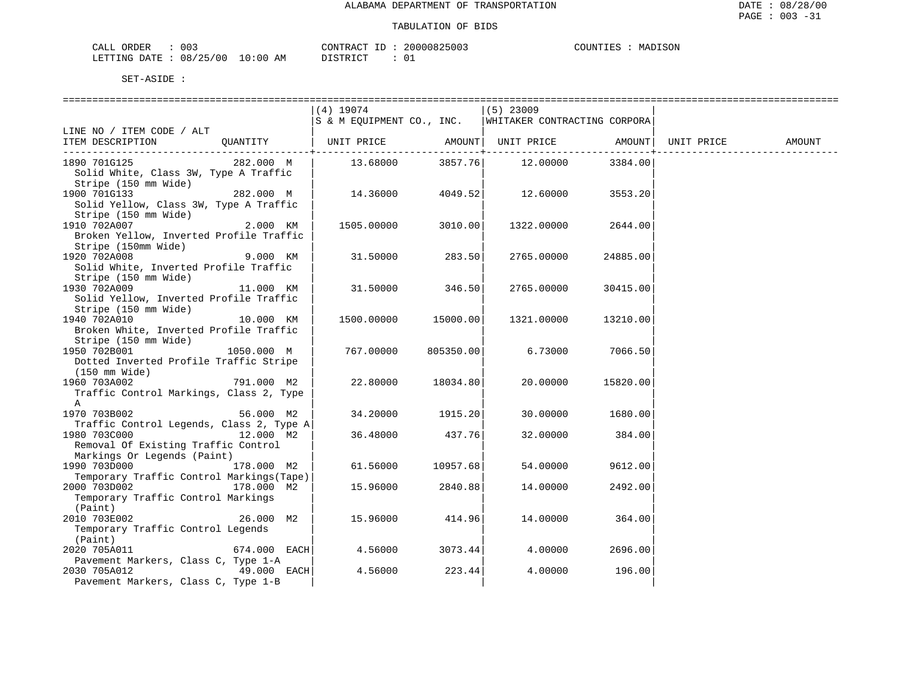ALABAMA DEPARTMENT OF TRANSPORTATION

TABULATION OF BIDS

CALL ORDER : 003    CONTRACT ID : 20000825003    COUNTIES : MADISON
LETTING DATE : 08/25/00 10:00 AM    DISTRICT : 01

SET-ASIDE :

| LINE NO / ITEM CODE / ALT ITEM DESCRIPTION | QUANTITY | (4) 19074 S & M EQUIPMENT CO., INC. UNIT PRICE | AMOUNT | (5) 23009 WHITAKER CONTRACTING CORPORA UNIT PRICE | AMOUNT | UNIT PRICE | AMOUNT |
|---|---|---|---|---|---|---|---|
| 1890 701G125 Solid White, Class 3W, Type A Traffic Stripe (150 mm Wide) | 282.000 M | 13.68000 | 3857.76 | 12.00000 | 3384.00 | | |
| 1900 701G133 Solid Yellow, Class 3W, Type A Traffic Stripe (150 mm Wide) | 282.000 M | 14.36000 | 4049.52 | 12.60000 | 3553.20 | | |
| 1910 702A007 Broken Yellow, Inverted Profile Traffic Stripe (150mm Wide) | 2.000 KM | 1505.00000 | 3010.00 | 1322.00000 | 2644.00 | | |
| 1920 702A008 Solid White, Inverted Profile Traffic Stripe (150 mm Wide) | 9.000 KM | 31.50000 | 283.50 | 2765.00000 | 24885.00 | | |
| 1930 702A009 Solid Yellow, Inverted Profile Traffic Stripe (150 mm Wide) | 11.000 KM | 31.50000 | 346.50 | 2765.00000 | 30415.00 | | |
| 1940 702A010 Broken White, Inverted Profile Traffic Stripe (150 mm Wide) | 10.000 KM | 1500.00000 | 15000.00 | 1321.00000 | 13210.00 | | |
| 1950 702B001 Dotted Inverted Profile Traffic Stripe (150 mm Wide) | 1050.000 M | 767.00000 | 805350.00 | 6.73000 | 7066.50 | | |
| 1960 703A002 Traffic Control Markings, Class 2, Type A | 791.000 M2 | 22.80000 | 18034.80 | 20.00000 | 15820.00 | | |
| 1970 703B002 Traffic Control Legends, Class 2, Type A | 56.000 M2 | 34.20000 | 1915.20 | 30.00000 | 1680.00 | | |
| 1980 703C000 Removal Of Existing Traffic Control Markings Or Legends (Paint) | 12.000 M2 | 36.48000 | 437.76 | 32.00000 | 384.00 | | |
| 1990 703D000 Temporary Traffic Control Markings(Tape) | 178.000 M2 | 61.56000 | 10957.68 | 54.00000 | 9612.00 | | |
| 2000 703D002 Temporary Traffic Control Markings (Paint) | 178.000 M2 | 15.96000 | 2840.88 | 14.00000 | 2492.00 | | |
| 2010 703E002 Temporary Traffic Control Legends (Paint) | 26.000 M2 | 15.96000 | 414.96 | 14.00000 | 364.00 | | |
| 2020 705A011 Pavement Markers, Class C, Type 1-A | 674.000 EACH | 4.56000 | 3073.44 | 4.00000 | 2696.00 | | |
| 2030 705A012 Pavement Markers, Class C, Type 1-B | 49.000 EACH | 4.56000 | 223.44 | 4.00000 | 196.00 | | |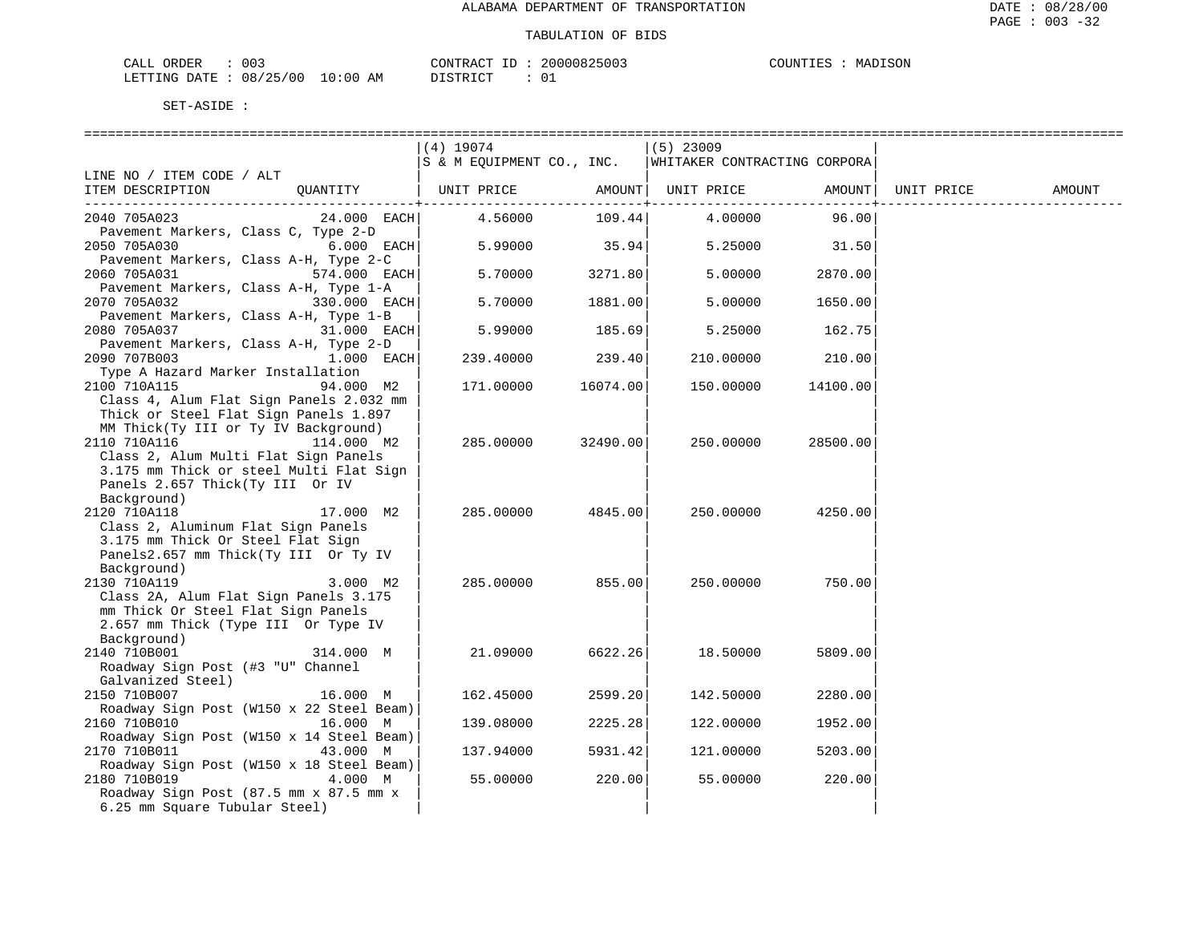# ALABAMA DEPARTMENT OF TRANSPORTATION

## TABULATION OF BIDS

CALL ORDER : 003 CONTRACT ID : 20000825003 COUNTIES : MADISON
LETTING DATE : 08/25/00 10:00 AM DISTRICT : 01

SET-ASIDE :

| LINE NO / ITEM CODE / ALT ITEM DESCRIPTION | QUANTITY | (4) 19074 S & M EQUIPMENT CO., INC. UNIT PRICE | AMOUNT | (5) 23009 WHITAKER CONTRACTING CORPORA UNIT PRICE | AMOUNT | UNIT PRICE | AMOUNT |
|---|---|---|---|---|---|---|---|
| 2040 705A023 Pavement Markers, Class C, Type 2-D | 24.000 EACH | 4.56000 | 109.44 | 4.00000 | 96.00 | | |
| 2050 705A030 Pavement Markers, Class A-H, Type 2-C | 6.000 EACH | 5.99000 | 35.94 | 5.25000 | 31.50 | | |
| 2060 705A031 Pavement Markers, Class A-H, Type 1-A | 574.000 EACH | 5.70000 | 3271.80 | 5.00000 | 2870.00 | | |
| 2070 705A032 Pavement Markers, Class A-H, Type 1-B | 330.000 EACH | 5.70000 | 1881.00 | 5.00000 | 1650.00 | | |
| 2080 705A037 Pavement Markers, Class A-H, Type 2-D | 31.000 EACH | 5.99000 | 185.69 | 5.25000 | 162.75 | | |
| 2090 707B003 Type A Hazard Marker Installation | 1.000 EACH | 239.40000 | 239.40 | 210.00000 | 210.00 | | |
| 2100 710A115 Class 4, Alum Flat Sign Panels 2.032 mm Thick or Steel Flat Sign Panels 1.897 MM Thick(Ty III or Ty IV Background) | 94.000 M2 | 171.00000 | 16074.00 | 150.00000 | 14100.00 | | |
| 2110 710A116 Class 2, Alum Multi Flat Sign Panels 3.175 mm Thick or steel Multi Flat Sign Panels 2.657 Thick(Ty III Or IV Background) | 114.000 M2 | 285.00000 | 32490.00 | 250.00000 | 28500.00 | | |
| 2120 710A118 Class 2, Aluminum Flat Sign Panels 3.175 mm Thick Or Steel Flat Sign Panels2.657 mm Thick(Ty III Or Ty IV Background) | 17.000 M2 | 285.00000 | 4845.00 | 250.00000 | 4250.00 | | |
| 2130 710A119 Class 2A, Alum Flat Sign Panels 3.175 mm Thick Or Steel Flat Sign Panels 2.657 mm Thick (Type III Or Type IV Background) | 3.000 M2 | 285.00000 | 855.00 | 250.00000 | 750.00 | | |
| 2140 710B001 Roadway Sign Post (#3 "U" Channel Galvanized Steel) | 314.000 M | 21.09000 | 6622.26 | 18.50000 | 5809.00 | | |
| 2150 710B007 Roadway Sign Post (W150 x 22 Steel Beam) | 16.000 M | 162.45000 | 2599.20 | 142.50000 | 2280.00 | | |
| 2160 710B010 Roadway Sign Post (W150 x 14 Steel Beam) | 16.000 M | 139.08000 | 2225.28 | 122.00000 | 1952.00 | | |
| 2170 710B011 Roadway Sign Post (W150 x 18 Steel Beam) | 43.000 M | 137.94000 | 5931.42 | 121.00000 | 5203.00 | | |
| 2180 710B019 Roadway Sign Post (87.5 mm x 87.5 mm x 6.25 mm Square Tubular Steel) | 4.000 M | 55.00000 | 220.00 | 55.00000 | 220.00 | | |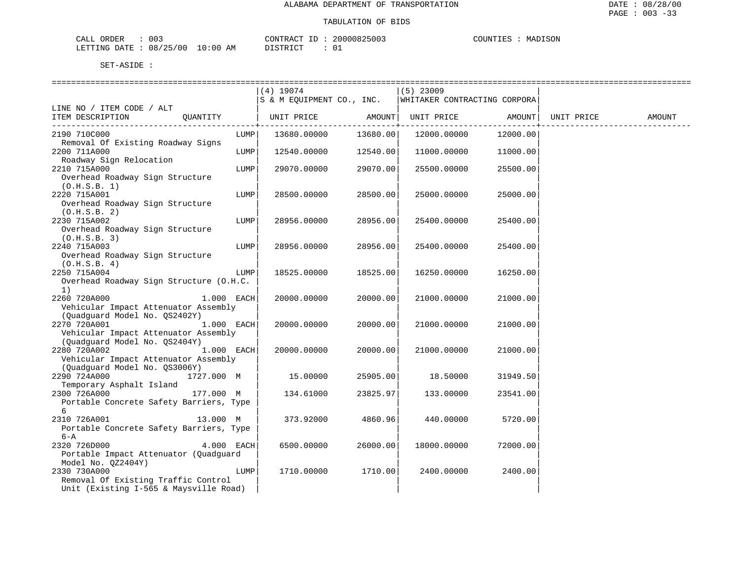ALABAMA DEPARTMENT OF TRANSPORTATION

TABULATION OF BIDS

CALL ORDER : 003 CONTRACT ID : 20000825003 COUNTIES : MADISON
LETTING DATE : 08/25/00 10:00 AM DISTRICT : 01

SET-ASIDE :

| LINE NO / ITEM CODE / ALT ITEM DESCRIPTION | QUANTITY | (4) 19074 S & M EQUIPMENT CO., INC. UNIT PRICE | AMOUNT | (5) 23009 WHITAKER CONTRACTING CORPORA UNIT PRICE | AMOUNT | UNIT PRICE | AMOUNT |
|---|---|---|---|---|---|---|---|
| 2190 710C000 Removal Of Existing Roadway Signs | LUMP | 13680.00000 | 13680.00 | 12000.00000 | 12000.00 | | |
| 2200 711A000 Roadway Sign Relocation | LUMP | 12540.00000 | 12540.00 | 11000.00000 | 11000.00 | | |
| 2210 715A000 Overhead Roadway Sign Structure (O.H.S.B. 1) | LUMP | 29070.00000 | 29070.00 | 25500.00000 | 25500.00 | | |
| 2220 715A001 Overhead Roadway Sign Structure (O.H.S.B. 2) | LUMP | 28500.00000 | 28500.00 | 25000.00000 | 25000.00 | | |
| 2230 715A002 Overhead Roadway Sign Structure (O.H.S.B. 3) | LUMP | 28956.00000 | 28956.00 | 25400.00000 | 25400.00 | | |
| 2240 715A003 Overhead Roadway Sign Structure (O.H.S.B. 4) | LUMP | 28956.00000 | 28956.00 | 25400.00000 | 25400.00 | | |
| 2250 715A004 Overhead Roadway Sign Structure (O.H.C. 1) | LUMP | 18525.00000 | 18525.00 | 16250.00000 | 16250.00 | | |
| 2260 720A000 Vehicular Impact Attenuator Assembly (Quadguard Model No. QS2402Y) | 1.000 EACH | 20000.00000 | 20000.00 | 21000.00000 | 21000.00 | | |
| 2270 720A001 Vehicular Impact Attenuator Assembly (Quadguard Model No. QS2404Y) | 1.000 EACH | 20000.00000 | 20000.00 | 21000.00000 | 21000.00 | | |
| 2280 720A002 Vehicular Impact Attenuator Assembly (Quadguard Model No. QS3006Y) | 1.000 EACH | 20000.00000 | 20000.00 | 21000.00000 | 21000.00 | | |
| 2290 724A000 Temporary Asphalt Island | 1727.000 M | 15.00000 | 25905.00 | 18.50000 | 31949.50 | | |
| 2300 726A000 Portable Concrete Safety Barriers, Type 6 | 177.000 M | 134.61000 | 23825.97 | 133.00000 | 23541.00 | | |
| 2310 726A001 Portable Concrete Safety Barriers, Type 6-A | 13.000 M | 373.92000 | 4860.96 | 440.00000 | 5720.00 | | |
| 2320 726D000 Portable Impact Attenuator (Quadguard Model No. QZ2404Y) | 4.000 EACH | 6500.00000 | 26000.00 | 18000.00000 | 72000.00 | | |
| 2330 730A000 Removal Of Existing Traffic Control Unit (Existing I-565 & Maysville Road) | LUMP | 1710.00000 | 1710.00 | 2400.00000 | 2400.00 | | |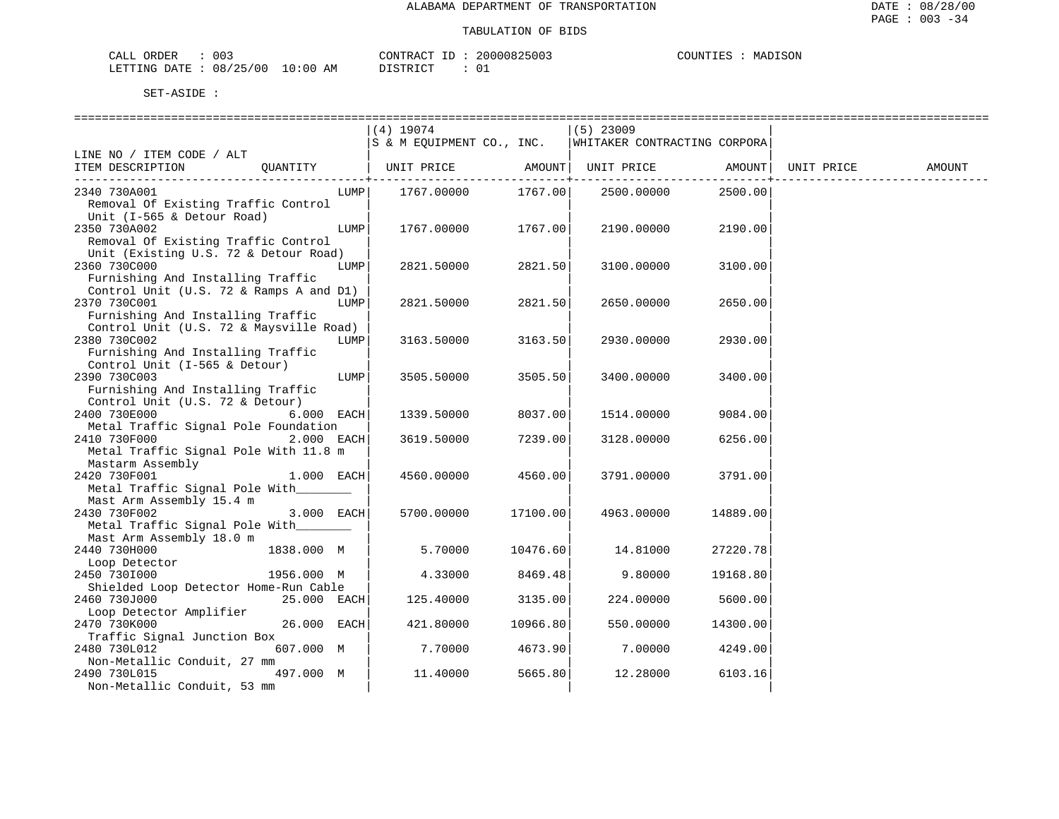ALABAMA DEPARTMENT OF TRANSPORTATION

TABULATION OF BIDS

CALL ORDER : 003 &nbsp;&nbsp;&nbsp;&nbsp; CONTRACT ID : 20000825003 &nbsp;&nbsp;&nbsp;&nbsp; COUNTIES : MADISON
LETTING DATE : 08/25/00 10:00 AM &nbsp;&nbsp;&nbsp;&nbsp; DISTRICT : 01

SET-ASIDE :

| LINE NO / ITEM CODE / ALT ITEM DESCRIPTION | QUANTITY | (4) 19074 S & M EQUIPMENT CO., INC. UNIT PRICE | AMOUNT | (5) 23009 WHITAKER CONTRACTING CORPORA UNIT PRICE | AMOUNT | UNIT PRICE | AMOUNT |
|---|---|---|---|---|---|---|---|
| 2340 730A001 Removal Of Existing Traffic Control Unit (I-565 & Detour Road) | LUMP | 1767.00000 | 1767.00 | 2500.00000 | 2500.00 | | |
| 2350 730A002 Removal Of Existing Traffic Control Unit (Existing U.S. 72 & Detour Road) | LUMP | 1767.00000 | 1767.00 | 2190.00000 | 2190.00 | | |
| 2360 730C000 Furnishing And Installing Traffic Control Unit (U.S. 72 & Ramps A and D1) | LUMP | 2821.50000 | 2821.50 | 3100.00000 | 3100.00 | | |
| 2370 730C001 Furnishing And Installing Traffic Control Unit (U.S. 72 & Maysville Road) | LUMP | 2821.50000 | 2821.50 | 2650.00000 | 2650.00 | | |
| 2380 730C002 Furnishing And Installing Traffic Control Unit (I-565 & Detour) | LUMP | 3163.50000 | 3163.50 | 2930.00000 | 2930.00 | | |
| 2390 730C003 Furnishing And Installing Traffic Control Unit (U.S. 72 & Detour) | LUMP | 3505.50000 | 3505.50 | 3400.00000 | 3400.00 | | |
| 2400 730E000 Metal Traffic Signal Pole Foundation | 6.000 EACH | 1339.50000 | 8037.00 | 1514.00000 | 9084.00 | | |
| 2410 730F000 Metal Traffic Signal Pole With 11.8 m Mastarm Assembly | 2.000 EACH | 3619.50000 | 7239.00 | 3128.00000 | 6256.00 | | |
| 2420 730F001 Metal Traffic Signal Pole With________ Mast Arm Assembly 15.4 m | 1.000 EACH | 4560.00000 | 4560.00 | 3791.00000 | 3791.00 | | |
| 2430 730F002 Metal Traffic Signal Pole With________ Mast Arm Assembly 18.0 m | 3.000 EACH | 5700.00000 | 17100.00 | 4963.00000 | 14889.00 | | |
| 2440 730H000 Loop Detector | 1838.000 M | 5.70000 | 10476.60 | 14.81000 | 27220.78 | | |
| 2450 730I000 Shielded Loop Detector Home-Run Cable | 1956.000 M | 4.33000 | 8469.48 | 9.80000 | 19168.80 | | |
| 2460 730J000 Loop Detector Amplifier | 25.000 EACH | 125.40000 | 3135.00 | 224.00000 | 5600.00 | | |
| 2470 730K000 Traffic Signal Junction Box | 26.000 EACH | 421.80000 | 10966.80 | 550.00000 | 14300.00 | | |
| 2480 730L012 Non-Metallic Conduit, 27 mm | 607.000 M | 7.70000 | 4673.90 | 7.00000 | 4249.00 | | |
| 2490 730L015 Non-Metallic Conduit, 53 mm | 497.000 M | 11.40000 | 5665.80 | 12.28000 | 6103.16 | | |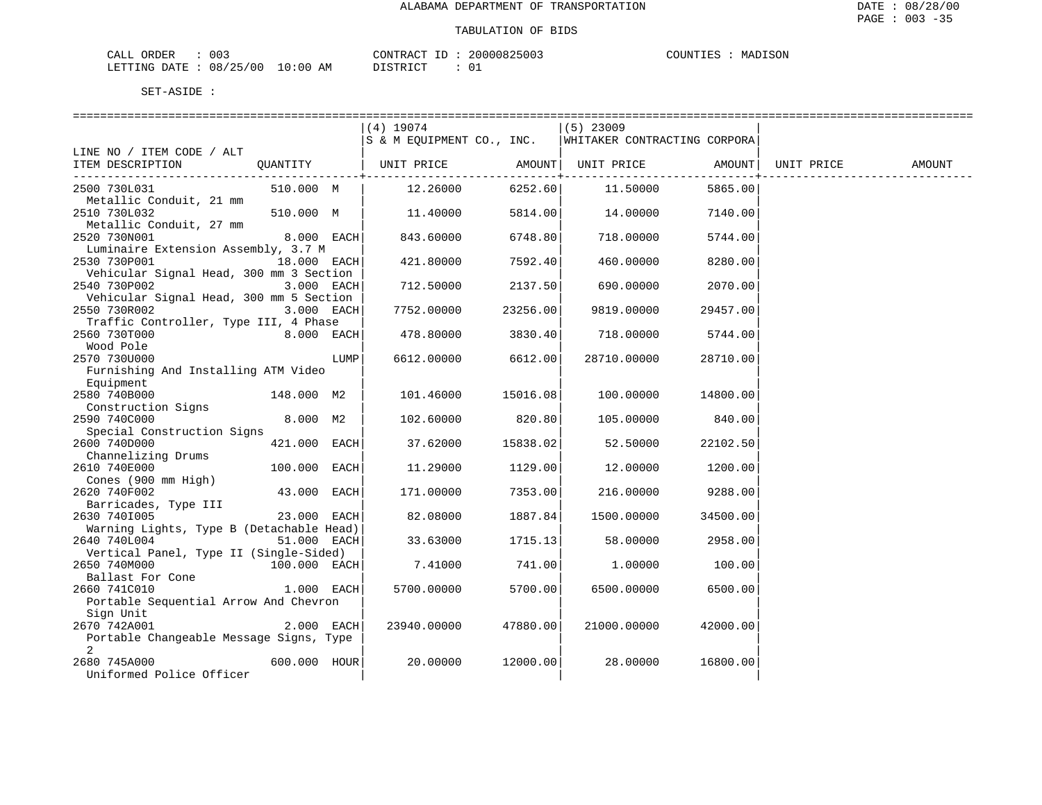ALABAMA DEPARTMENT OF TRANSPORTATION

TABULATION OF BIDS

DATE : 08/28/00
PAGE : 003 -35

CALL ORDER : 003
LETTING DATE : 08/25/00 10:00 AM

CONTRACT ID : 20000825003
DISTRICT : 01

COUNTIES : MADISON

SET-ASIDE :

| LINE NO / ITEM CODE / ALT ITEM DESCRIPTION | QUANTITY | (4) 19074 S & M EQUIPMENT CO., INC. UNIT PRICE | AMOUNT | (5) 23009 WHITAKER CONTRACTING CORPORA UNIT PRICE | AMOUNT | UNIT PRICE | AMOUNT |
|---|---|---|---|---|---|---|---|
| 2500 730L031 Metallic Conduit, 21 mm | 510.000 M | 12.26000 | 6252.60 | 11.50000 | 5865.00 | | |
| 2510 730L032 Metallic Conduit, 27 mm | 510.000 M | 11.40000 | 5814.00 | 14.00000 | 7140.00 | | |
| 2520 730N001 Luminaire Extension Assembly, 3.7 M | 8.000 EACH | 843.60000 | 6748.80 | 718.00000 | 5744.00 | | |
| 2530 730P001 Vehicular Signal Head, 300 mm 3 Section | 18.000 EACH | 421.80000 | 7592.40 | 460.00000 | 8280.00 | | |
| 2540 730P002 Vehicular Signal Head, 300 mm 5 Section | 3.000 EACH | 712.50000 | 2137.50 | 690.00000 | 2070.00 | | |
| 2550 730R002 Traffic Controller, Type III, 4 Phase | 3.000 EACH | 7752.00000 | 23256.00 | 9819.00000 | 29457.00 | | |
| 2560 730T000 Wood Pole | 8.000 EACH | 478.80000 | 3830.40 | 718.00000 | 5744.00 | | |
| 2570 730U000 Furnishing And Installing ATM Video Equipment | LUMP | 6612.00000 | 6612.00 | 28710.00000 | 28710.00 | | |
| 2580 740B000 Construction Signs | 148.000 M2 | 101.46000 | 15016.08 | 100.00000 | 14800.00 | | |
| 2590 740C000 Special Construction Signs | 8.000 M2 | 102.60000 | 820.80 | 105.00000 | 840.00 | | |
| 2600 740D000 Channelizing Drums | 421.000 EACH | 37.62000 | 15838.02 | 52.50000 | 22102.50 | | |
| 2610 740E000 Cones (900 mm High) | 100.000 EACH | 11.29000 | 1129.00 | 12.00000 | 1200.00 | | |
| 2620 740F002 Barricades, Type III | 43.000 EACH | 171.00000 | 7353.00 | 216.00000 | 9288.00 | | |
| 2630 740I005 Warning Lights, Type B (Detachable Head) | 23.000 EACH | 82.08000 | 1887.84 | 1500.00000 | 34500.00 | | |
| 2640 740L004 Vertical Panel, Type II (Single-Sided) | 51.000 EACH | 33.63000 | 1715.13 | 58.00000 | 2958.00 | | |
| 2650 740M000 Ballast For Cone | 100.000 EACH | 7.41000 | 741.00 | 1.00000 | 100.00 | | |
| 2660 741C010 Portable Sequential Arrow And Chevron Sign Unit | 1.000 EACH | 5700.00000 | 5700.00 | 6500.00000 | 6500.00 | | |
| 2670 742A001 Portable Changeable Message Signs, Type 2 | 2.000 EACH | 23940.00000 | 47880.00 | 21000.00000 | 42000.00 | | |
| 2680 745A000 Uniformed Police Officer | 600.000 HOUR | 20.00000 | 12000.00 | 28.00000 | 16800.00 | | |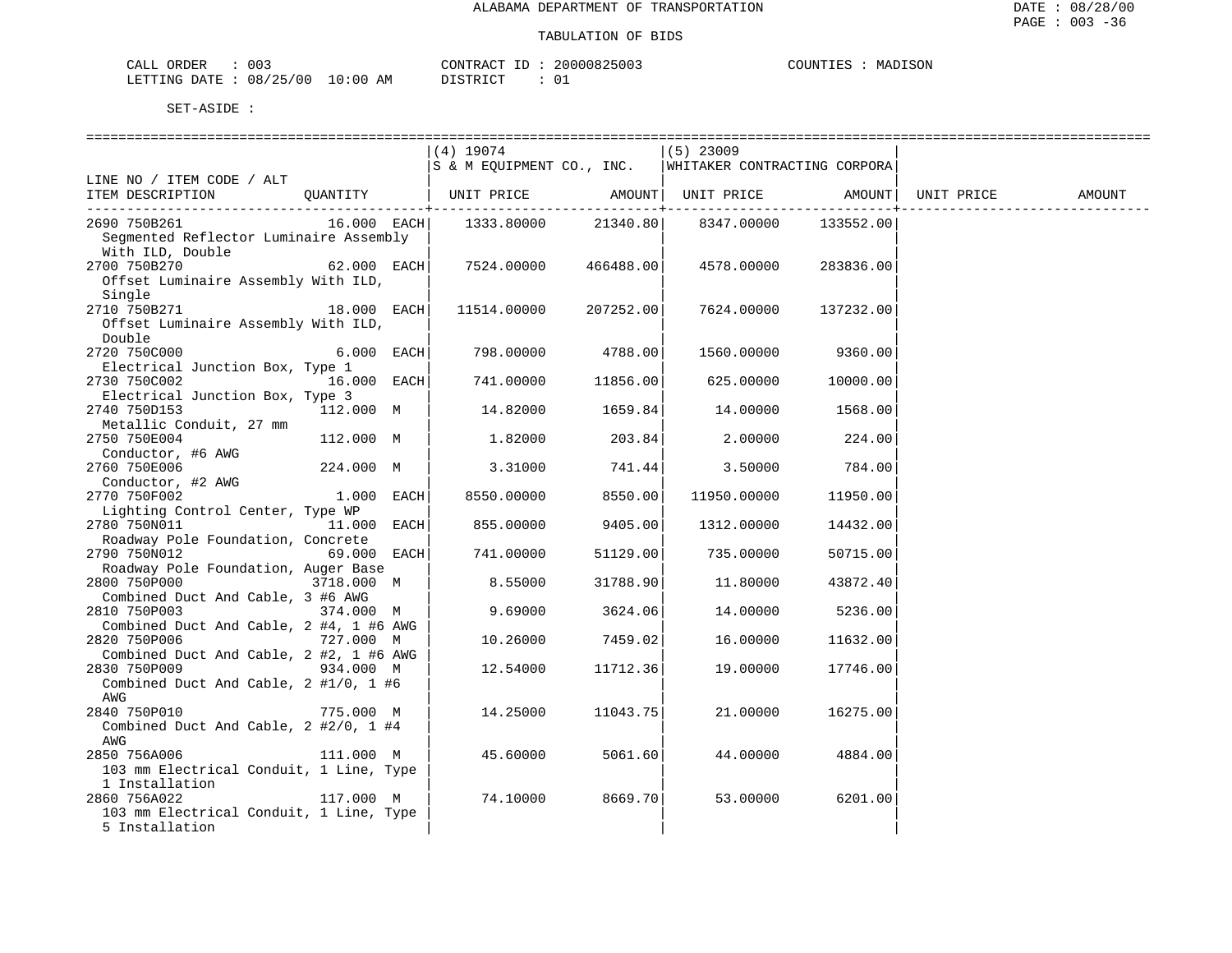ALABAMA DEPARTMENT OF TRANSPORTATION

DATE : 08/28/00

PAGE : 003 -36

TABULATION OF BIDS

CALL ORDER : 003 CONTRACT ID : 20000825003 COUNTIES : MADISON

LETTING DATE : 08/25/00 10:00 AM DISTRICT : 01

SET-ASIDE :

| LINE NO / ITEM CODE / ALT ITEM DESCRIPTION | QUANTITY | (4) 19074 S & M EQUIPMENT CO., INC. UNIT PRICE | AMOUNT | (5) 23009 WHITAKER CONTRACTING CORPORA UNIT PRICE | AMOUNT | UNIT PRICE | AMOUNT |
|---|---|---|---|---|---|---|---|
| 2690 750B261 Segmented Reflector Luminaire Assembly With ILD, Double | 16.000 EACH | 1333.80000 | 21340.80 | 8347.00000 | 133552.00 | | |
| 2700 750B270 Offset Luminaire Assembly With ILD, Single | 62.000 EACH | 7524.00000 | 466488.00 | 4578.00000 | 283836.00 | | |
| 2710 750B271 Offset Luminaire Assembly With ILD, Double | 18.000 EACH | 11514.00000 | 207252.00 | 7624.00000 | 137232.00 | | |
| 2720 750C000 Electrical Junction Box, Type 1 | 6.000 EACH | 798.00000 | 4788.00 | 1560.00000 | 9360.00 | | |
| 2730 750C002 Electrical Junction Box, Type 3 | 16.000 EACH | 741.00000 | 11856.00 | 625.00000 | 10000.00 | | |
| 2740 750D153 Metallic Conduit, 27 mm | 112.000 M | 14.82000 | 1659.84 | 14.00000 | 1568.00 | | |
| 2750 750E004 Conductor, #6 AWG | 112.000 M | 1.82000 | 203.84 | 2.00000 | 224.00 | | |
| 2760 750E006 Conductor, #2 AWG | 224.000 M | 3.31000 | 741.44 | 3.50000 | 784.00 | | |
| 2770 750F002 Lighting Control Center, Type WP | 1.000 EACH | 8550.00000 | 8550.00 | 11950.00000 | 11950.00 | | |
| 2780 750N011 Roadway Pole Foundation, Concrete | 11.000 EACH | 855.00000 | 9405.00 | 1312.00000 | 14432.00 | | |
| 2790 750N012 Roadway Pole Foundation, Auger Base | 69.000 EACH | 741.00000 | 51129.00 | 735.00000 | 50715.00 | | |
| 2800 750P000 Combined Duct And Cable, 3 #6 AWG | 3718.000 M | 8.55000 | 31788.90 | 11.80000 | 43872.40 | | |
| 2810 750P003 Combined Duct And Cable, 2 #4, 1 #6 AWG | 374.000 M | 9.69000 | 3624.06 | 14.00000 | 5236.00 | | |
| 2820 750P006 Combined Duct And Cable, 2 #2, 1 #6 AWG | 727.000 M | 10.26000 | 7459.02 | 16.00000 | 11632.00 | | |
| 2830 750P009 Combined Duct And Cable, 2 #1/0, 1 #6 AWG | 934.000 M | 12.54000 | 11712.36 | 19.00000 | 17746.00 | | |
| 2840 750P010 Combined Duct And Cable, 2 #2/0, 1 #4 AWG | 775.000 M | 14.25000 | 11043.75 | 21.00000 | 16275.00 | | |
| 2850 756A006 103 mm Electrical Conduit, 1 Line, Type 1 Installation | 111.000 M | 45.60000 | 5061.60 | 44.00000 | 4884.00 | | |
| 2860 756A022 103 mm Electrical Conduit, 1 Line, Type 5 Installation | 117.000 M | 74.10000 | 8669.70 | 53.00000 | 6201.00 | | |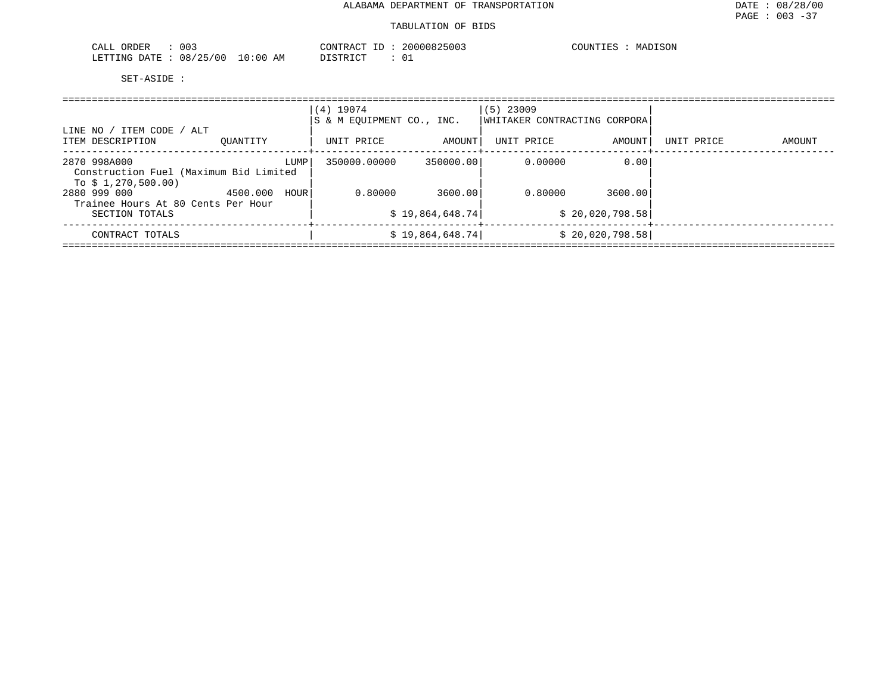ALABAMA DEPARTMENT OF TRANSPORTATION

TABULATION OF BIDS

CALL ORDER : 003
LETTING DATE : 08/25/00 10:00 AM

CONTRACT ID : 20000825003
DISTRICT : 01

COUNTIES : MADISON

SET-ASIDE :

| LINE NO / ITEM CODE / ALT ITEM DESCRIPTION | QUANTITY | (4) 19074 S & M EQUIPMENT CO., INC. UNIT PRICE | AMOUNT | (5) 23009 WHITAKER CONTRACTING CORPORA UNIT PRICE | AMOUNT | UNIT PRICE | AMOUNT |
|---|---|---|---|---|---|---|---|
| 2870 998A000 Construction Fuel (Maximum Bid Limited To $ 1,270,500.00) | LUMP | 350000.00000 | 350000.00 | 0.00000 | 0.00 | | |
| 2880 999 000 Trainee Hours At 80 Cents Per Hour | 4500.000 HOUR | 0.80000 | 3600.00 | 0.80000 | 3600.00 | | |
| SECTION TOTALS | | | $ 19,864,648.74 | | $ 20,020,798.58 | | |
| CONTRACT TOTALS | | | $ 19,864,648.74 | | $ 20,020,798.58 | | |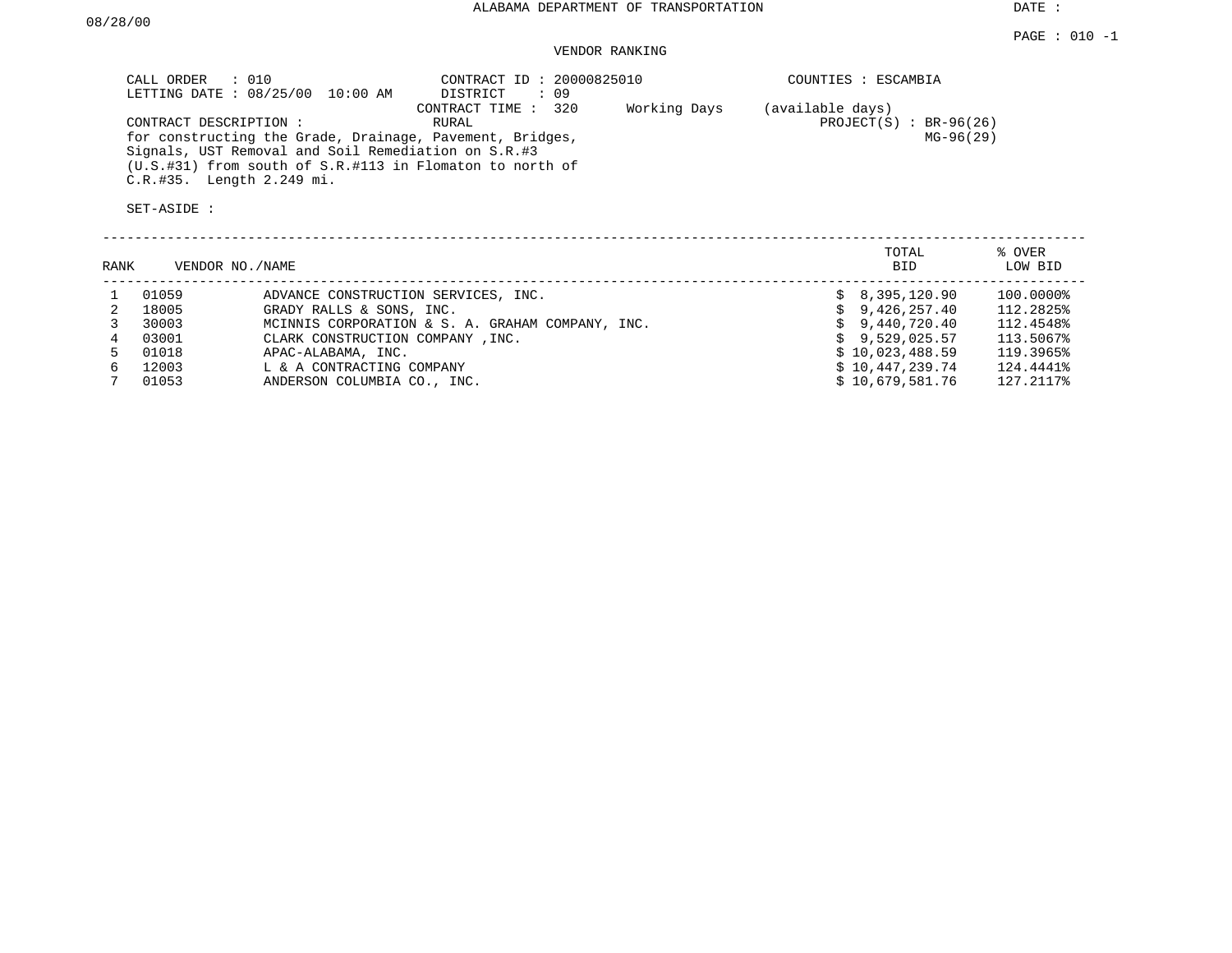ALABAMA DEPARTMENT OF TRANSPORTATION

DATE : 08/28/00

PAGE : 010 -1

VENDOR RANKING

CALL ORDER : 010
LETTING DATE : 08/25/00 10:00 AM

CONTRACT ID : 20000825010
DISTRICT : 09
CONTRACT TIME : 320 Working Days (available days)
RURAL

COUNTIES : ESCAMBIA

PROJECT(S) : BR-96(26)
MG-96(29)

CONTRACT DESCRIPTION :
for constructing the Grade, Drainage, Pavement, Bridges, Signals, UST Removal and Soil Remediation on S.R.#3 (U.S.#31) from south of S.R.#113 in Flomaton to north of C.R.#35. Length 2.249 mi.

SET-ASIDE :

| RANK | VENDOR NO. | NAME | TOTAL BID | % OVER LOW BID |
|---|---|---|---|---|
| 1 | 01059 | ADVANCE CONSTRUCTION SERVICES, INC. | $ 8,395,120.90 | 100.0000% |
| 2 | 18005 | GRADY RALLS & SONS, INC. | $ 9,426,257.40 | 112.2825% |
| 3 | 30003 | MCINNIS CORPORATION & S. A. GRAHAM COMPANY, INC. | $ 9,440,720.40 | 112.4548% |
| 4 | 03001 | CLARK CONSTRUCTION COMPANY ,INC. | $ 9,529,025.57 | 113.5067% |
| 5 | 01018 | APAC-ALABAMA, INC. | $ 10,023,488.59 | 119.3965% |
| 6 | 12003 | L & A CONTRACTING COMPANY | $ 10,447,239.74 | 124.4441% |
| 7 | 01053 | ANDERSON COLUMBIA CO., INC. | $ 10,679,581.76 | 127.2117% |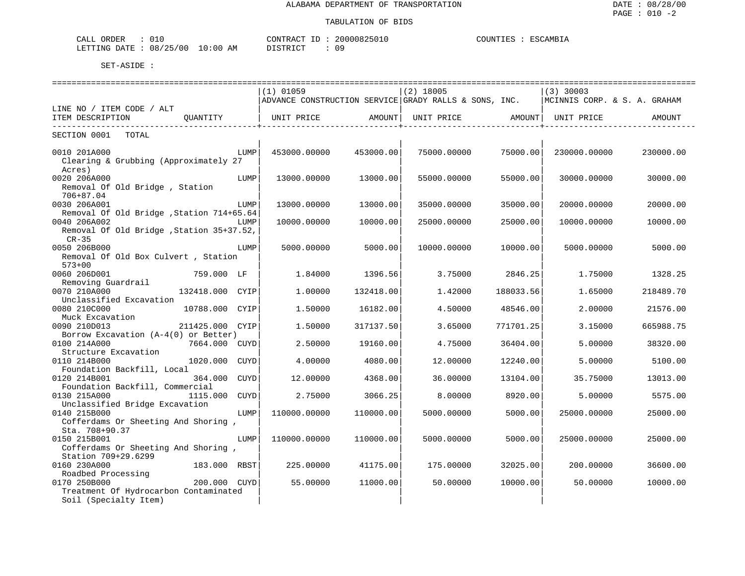ALABAMA DEPARTMENT OF TRANSPORTATION

TABULATION OF BIDS

CALL ORDER : 010 CONTRACT ID : 20000825010 COUNTIES : ESCAMBIA
LETTING DATE : 08/25/00 10:00 AM DISTRICT : 09

SET-ASIDE :

| LINE NO / ITEM CODE / ALT ITEM DESCRIPTION | QUANTITY | (1) 01059 ADVANCE CONSTRUCTION SERVICE UNIT PRICE | AMOUNT | (2) 18005 GRADY RALLS & SONS, INC. UNIT PRICE | AMOUNT | (3) 30003 MCINNIS CORP. & S. A. GRAHAM UNIT PRICE | AMOUNT |
|---|---|---|---|---|---|---|---|
| SECTION 0001 TOTAL | | | | | | | |
| 0010 201A000 Clearing & Grubbing (Approximately 27 Acres) | LUMP | 453000.00000 | 453000.00 | 75000.00000 | 75000.00 | 230000.00000 | 230000.00 |
| 0020 206A000 Removal Of Old Bridge , Station 706+87.04 | LUMP | 13000.00000 | 13000.00 | 55000.00000 | 55000.00 | 30000.00000 | 30000.00 |
| 0030 206A001 Removal Of Old Bridge ,Station 714+65.64 | LUMP | 13000.00000 | 13000.00 | 35000.00000 | 35000.00 | 20000.00000 | 20000.00 |
| 0040 206A002 Removal Of Old Bridge ,Station 35+37.52, CR-35 | LUMP | 10000.00000 | 10000.00 | 25000.00000 | 25000.00 | 10000.00000 | 10000.00 |
| 0050 206B000 Removal Of Old Box Culvert , Station 573+00 | LUMP | 5000.00000 | 5000.00 | 10000.00000 | 10000.00 | 5000.00000 | 5000.00 |
| 0060 206D001 Removing Guardrail | 759.000 LF | 1.84000 | 1396.56 | 3.75000 | 2846.25 | 1.75000 | 1328.25 |
| 0070 210A000 Unclassified Excavation | 132418.000 CYIP | 1.00000 | 132418.00 | 1.42000 | 188033.56 | 1.65000 | 218489.70 |
| 0080 210C000 Muck Excavation | 10788.000 CYIP | 1.50000 | 16182.00 | 4.50000 | 48546.00 | 2.00000 | 21576.00 |
| 0090 210D013 Borrow Excavation (A-4(0) or Better) | 211425.000 CYIP | 1.50000 | 317137.50 | 3.65000 | 771701.25 | 3.15000 | 665988.75 |
| 0100 214A000 Structure Excavation | 7664.000 CUYD | 2.50000 | 19160.00 | 4.75000 | 36404.00 | 5.00000 | 38320.00 |
| 0110 214B000 Foundation Backfill, Local | 1020.000 CUYD | 4.00000 | 4080.00 | 12.00000 | 12240.00 | 5.00000 | 5100.00 |
| 0120 214B001 Foundation Backfill, Commercial | 364.000 CUYD | 12.00000 | 4368.00 | 36.00000 | 13104.00 | 35.75000 | 13013.00 |
| 0130 215A000 Unclassified Bridge Excavation | 1115.000 CUYD | 2.75000 | 3066.25 | 8.00000 | 8920.00 | 5.00000 | 5575.00 |
| 0140 215B000 Cofferdams Or Sheeting And Shoring , Sta. 708+90.37 | LUMP | 110000.00000 | 110000.00 | 5000.00000 | 5000.00 | 25000.00000 | 25000.00 |
| 0150 215B001 Cofferdams Or Sheeting And Shoring , Station 709+29.6299 | LUMP | 110000.00000 | 110000.00 | 5000.00000 | 5000.00 | 25000.00000 | 25000.00 |
| 0160 230A000 Roadbed Processing | 183.000 RBST | 225.00000 | 41175.00 | 175.00000 | 32025.00 | 200.00000 | 36600.00 |
| 0170 250B000 Treatment Of Hydrocarbon Contaminated Soil (Specialty Item) | 200.000 CUYD | 55.00000 | 11000.00 | 50.00000 | 10000.00 | 50.00000 | 10000.00 |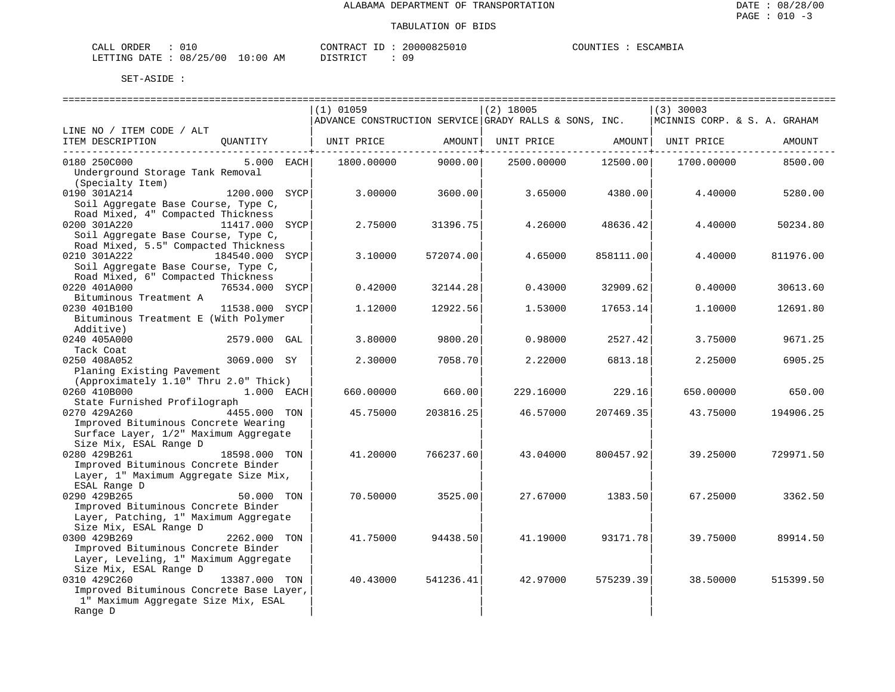ALABAMA DEPARTMENT OF TRANSPORTATION

TABULATION OF BIDS

CALL ORDER : 010    CONTRACT ID : 20000825010    COUNTIES : ESCAMBIA
LETTING DATE : 08/25/00 10:00 AM    DISTRICT : 09

SET-ASIDE :

| LINE NO / ITEM CODE / ALT ITEM DESCRIPTION | QUANTITY | (1) 01059 ADVANCE CONSTRUCTION SERVICE UNIT PRICE | AMOUNT | (2) 18005 GRADY RALLS & SONS, INC. UNIT PRICE | AMOUNT | (3) 30003 MCINNIS CORP. & S. A. GRAHAM UNIT PRICE | AMOUNT |
|---|---|---|---|---|---|---|---|
| 0180 250C000 Underground Storage Tank Removal (Specialty Item) | 5.000 EACH | 1800.00000 | 9000.00 | 2500.00000 | 12500.00 | 1700.00000 | 8500.00 |
| 0190 301A214 Soil Aggregate Base Course, Type C, Road Mixed, 4" Compacted Thickness | 1200.000 SYCP | 3.00000 | 3600.00 | 3.65000 | 4380.00 | 4.40000 | 5280.00 |
| 0200 301A220 Soil Aggregate Base Course, Type C, Road Mixed, 5.5" Compacted Thickness | 11417.000 SYCP | 2.75000 | 31396.75 | 4.26000 | 48636.42 | 4.40000 | 50234.80 |
| 0210 301A222 Soil Aggregate Base Course, Type C, Road Mixed, 6" Compacted Thickness | 184540.000 SYCP | 3.10000 | 572074.00 | 4.65000 | 858111.00 | 4.40000 | 811976.00 |
| 0220 401A000 Bituminous Treatment A | 76534.000 SYCP | 0.42000 | 32144.28 | 0.43000 | 32909.62 | 0.40000 | 30613.60 |
| 0230 401B100 Bituminous Treatment E (With Polymer Additive) | 11538.000 SYCP | 1.12000 | 12922.56 | 1.53000 | 17653.14 | 1.10000 | 12691.80 |
| 0240 405A000 Tack Coat | 2579.000 GAL | 3.80000 | 9800.20 | 0.98000 | 2527.42 | 3.75000 | 9671.25 |
| 0250 408A052 Planing Existing Pavement (Approximately 1.10" Thru 2.0" Thick) | 3069.000 SY | 2.30000 | 7058.70 | 2.22000 | 6813.18 | 2.25000 | 6905.25 |
| 0260 410B000 State Furnished Profilograph | 1.000 EACH | 660.00000 | 660.00 | 229.16000 | 229.16 | 650.00000 | 650.00 |
| 0270 429A260 Improved Bituminous Concrete Wearing Surface Layer, 1/2" Maximum Aggregate Size Mix, ESAL Range D | 4455.000 TON | 45.75000 | 203816.25 | 46.57000 | 207469.35 | 43.75000 | 194906.25 |
| 0280 429B261 Improved Bituminous Concrete Binder Layer, 1" Maximum Aggregate Size Mix, ESAL Range D | 18598.000 TON | 41.20000 | 766237.60 | 43.04000 | 800457.92 | 39.25000 | 729971.50 |
| 0290 429B265 Improved Bituminous Concrete Binder Layer, Patching, 1" Maximum Aggregate Size Mix, ESAL Range D | 50.000 TON | 70.50000 | 3525.00 | 27.67000 | 1383.50 | 67.25000 | 3362.50 |
| 0300 429B269 Improved Bituminous Concrete Binder Layer, Leveling, 1" Maximum Aggregate Size Mix, ESAL Range D | 2262.000 TON | 41.75000 | 94438.50 | 41.19000 | 93171.78 | 39.75000 | 89914.50 |
| 0310 429C260 Improved Bituminous Concrete Base Layer, 1" Maximum Aggregate Size Mix, ESAL Range D | 13387.000 TON | 40.43000 | 541236.41 | 42.97000 | 575239.39 | 38.50000 | 515399.50 |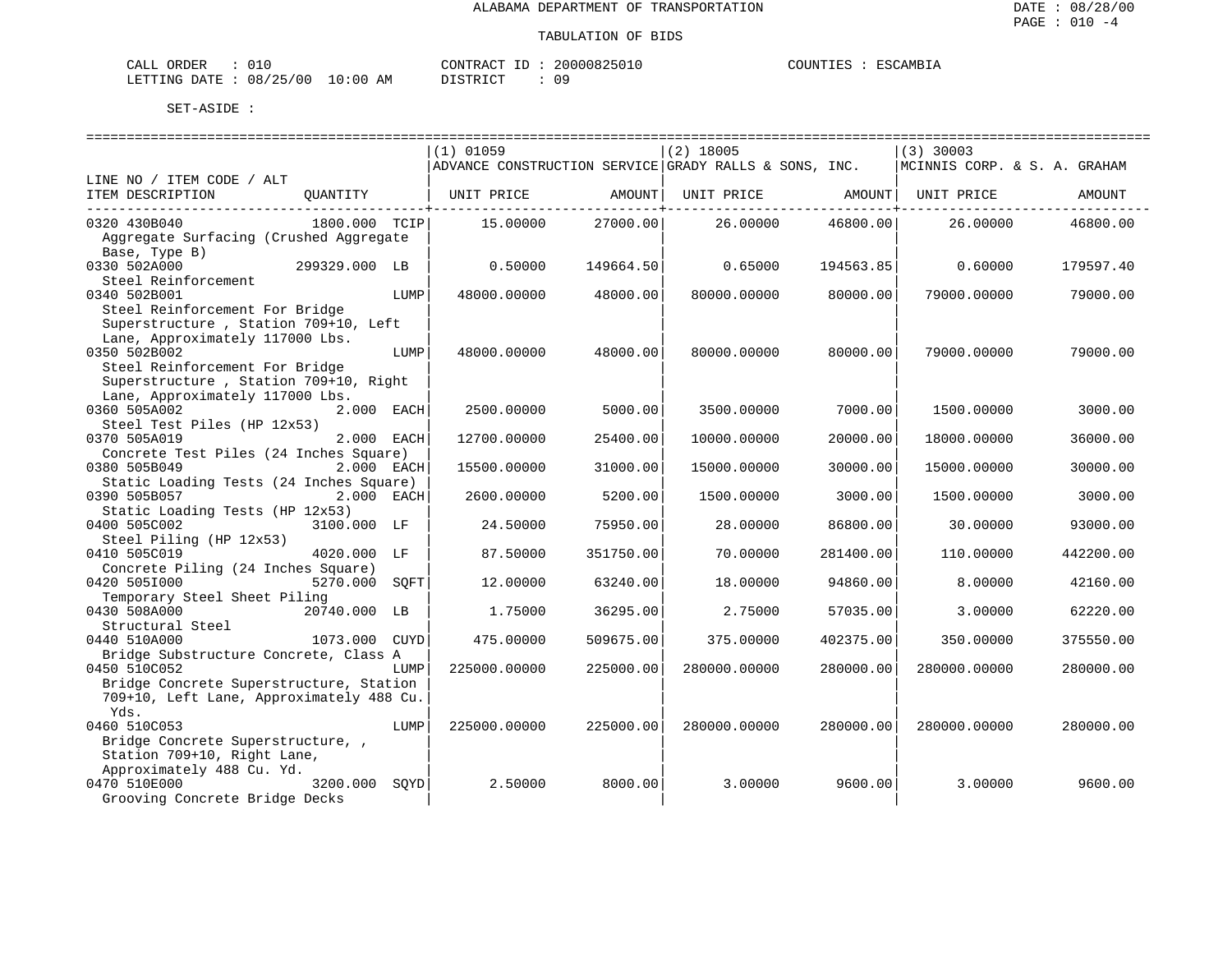ALABAMA DEPARTMENT OF TRANSPORTATION

TABULATION OF BIDS

CALL ORDER : 010 CONTRACT ID : 20000825010 COUNTIES : ESCAMBIA
LETTING DATE : 08/25/00 10:00 AM DISTRICT : 09

SET-ASIDE :

| LINE NO / ITEM CODE / ALT ITEM DESCRIPTION | QUANTITY | (1) 01059 ADVANCE CONSTRUCTION SERVICE UNIT PRICE | AMOUNT | (2) 18005 GRADY RALLS & SONS, INC. UNIT PRICE | AMOUNT | (3) 30003 MCINNIS CORP. & S. A. GRAHAM UNIT PRICE | AMOUNT |
|---|---|---|---|---|---|---|---|
| 0320 430B040 Aggregate Surfacing (Crushed Aggregate Base, Type B) | 1800.000 TCIP | 15.00000 | 27000.00 | 26.00000 | 46800.00 | 26.00000 | 46800.00 |
| 0330 502A000 Steel Reinforcement | 299329.000 LB | 0.50000 | 149664.50 | 0.65000 | 194563.85 | 0.60000 | 179597.40 |
| 0340 502B001 Steel Reinforcement For Bridge Superstructure , Station 709+10, Left Lane, Approximately 117000 Lbs. | LUMP | 48000.00000 | 48000.00 | 80000.00000 | 80000.00 | 79000.00000 | 79000.00 |
| 0350 502B002 Steel Reinforcement For Bridge Superstructure , Station 709+10, Right Lane, Approximately 117000 Lbs. | LUMP | 48000.00000 | 48000.00 | 80000.00000 | 80000.00 | 79000.00000 | 79000.00 |
| 0360 505A002 Steel Test Piles (HP 12x53) | 2.000 EACH | 2500.00000 | 5000.00 | 3500.00000 | 7000.00 | 1500.00000 | 3000.00 |
| 0370 505A019 Concrete Test Piles (24 Inches Square) | 2.000 EACH | 12700.00000 | 25400.00 | 10000.00000 | 20000.00 | 18000.00000 | 36000.00 |
| 0380 505B049 Static Loading Tests (24 Inches Square) | 2.000 EACH | 15500.00000 | 31000.00 | 15000.00000 | 30000.00 | 15000.00000 | 30000.00 |
| 0390 505B057 Static Loading Tests (HP 12x53) | 2.000 EACH | 2600.00000 | 5200.00 | 1500.00000 | 3000.00 | 1500.00000 | 3000.00 |
| 0400 505C002 Steel Piling (HP 12x53) | 3100.000 LF | 24.50000 | 75950.00 | 28.00000 | 86800.00 | 30.00000 | 93000.00 |
| 0410 505C019 Concrete Piling (24 Inches Square) | 4020.000 LF | 87.50000 | 351750.00 | 70.00000 | 281400.00 | 110.00000 | 442200.00 |
| 0420 505I000 Temporary Steel Sheet Piling | 5270.000 SQFT | 12.00000 | 63240.00 | 18.00000 | 94860.00 | 8.00000 | 42160.00 |
| 0430 508A000 Structural Steel | 20740.000 LB | 1.75000 | 36295.00 | 2.75000 | 57035.00 | 3.00000 | 62220.00 |
| 0440 510A000 Bridge Substructure Concrete, Class A | 1073.000 CUYD | 475.00000 | 509675.00 | 375.00000 | 402375.00 | 350.00000 | 375550.00 |
| 0450 510C052 Bridge Concrete Superstructure, Station 709+10, Left Lane, Approximately 488 Cu. Yds. | LUMP | 225000.00000 | 225000.00 | 280000.00000 | 280000.00 | 280000.00000 | 280000.00 |
| 0460 510C053 Bridge Concrete Superstructure, , Station 709+10, Right Lane, Approximately 488 Cu. Yd. | LUMP | 225000.00000 | 225000.00 | 280000.00000 | 280000.00 | 280000.00000 | 280000.00 |
| 0470 510E000 Grooving Concrete Bridge Decks | 3200.000 SQYD | 2.50000 | 8000.00 | 3.00000 | 9600.00 | 3.00000 | 9600.00 |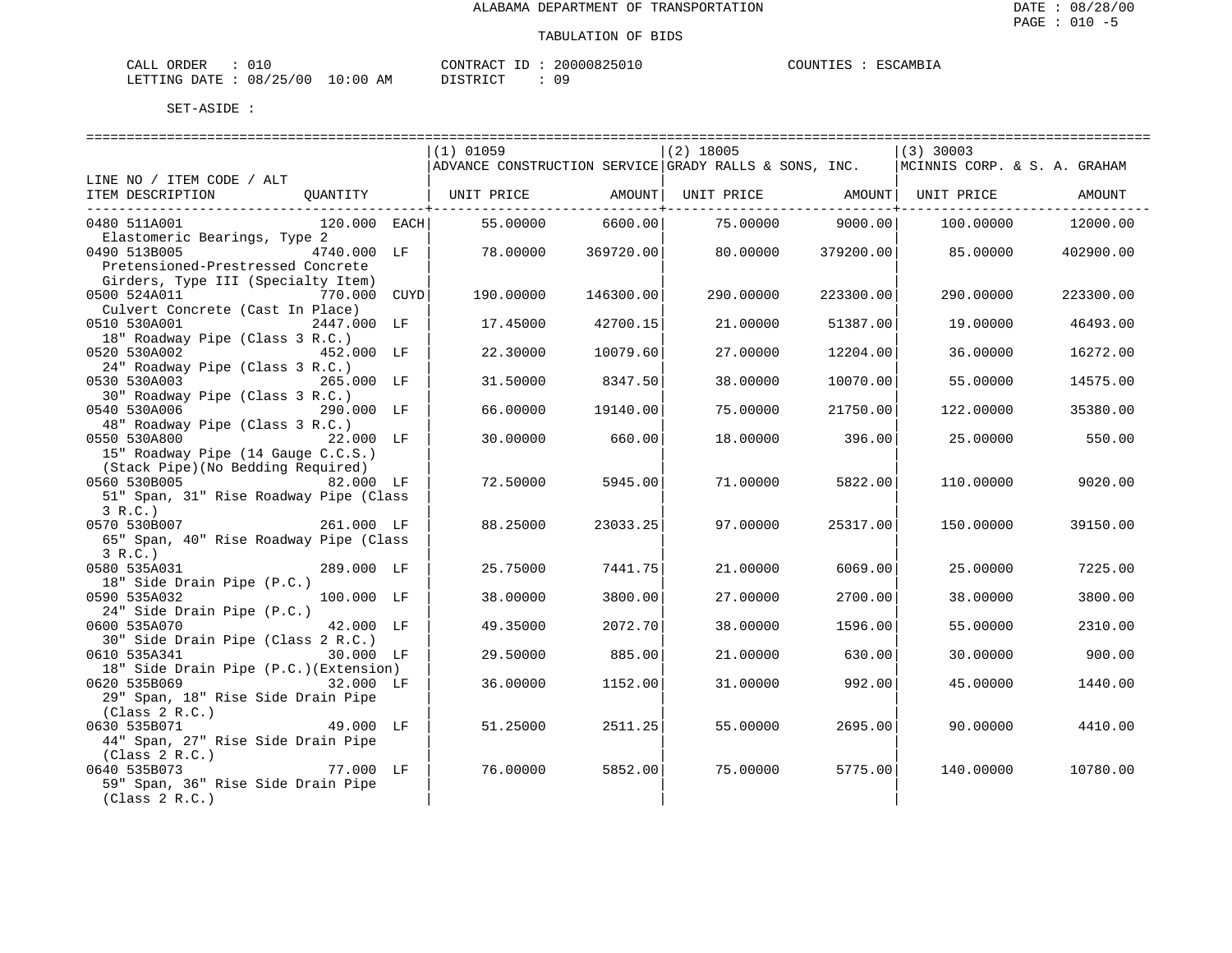ALABAMA DEPARTMENT OF TRANSPORTATION

TABULATION OF BIDS

CALL ORDER : 010 CONTRACT ID : 20000825010 COUNTIES : ESCAMBIA
LETTING DATE : 08/25/00 10:00 AM DISTRICT : 09

SET-ASIDE :

| LINE NO / ITEM CODE / ALT ITEM DESCRIPTION | QUANTITY | (1) 01059 ADVANCE CONSTRUCTION SERVICE UNIT PRICE | AMOUNT | (2) 18005 GRADY RALLS & SONS, INC. UNIT PRICE | AMOUNT | (3) 30003 MCINNIS CORP. & S. A. GRAHAM UNIT PRICE | AMOUNT |
|---|---|---|---|---|---|---|---|
| 0480 511A001 Elastomeric Bearings, Type 2 | 120.000 EACH | 55.00000 | 6600.00 | 75.00000 | 9000.00 | 100.00000 | 12000.00 |
| 0490 513B005 Pretensioned-Prestressed Concrete Girders, Type III (Specialty Item) | 4740.000 LF | 78.00000 | 369720.00 | 80.00000 | 379200.00 | 85.00000 | 402900.00 |
| 0500 524A011 Culvert Concrete (Cast In Place) | 770.000 CUYD | 190.00000 | 146300.00 | 290.00000 | 223300.00 | 290.00000 | 223300.00 |
| 0510 530A001 18" Roadway Pipe (Class 3 R.C.) | 2447.000 LF | 17.45000 | 42700.15 | 21.00000 | 51387.00 | 19.00000 | 46493.00 |
| 0520 530A002 24" Roadway Pipe (Class 3 R.C.) | 452.000 LF | 22.30000 | 10079.60 | 27.00000 | 12204.00 | 36.00000 | 16272.00 |
| 0530 530A003 30" Roadway Pipe (Class 3 R.C.) | 265.000 LF | 31.50000 | 8347.50 | 38.00000 | 10070.00 | 55.00000 | 14575.00 |
| 0540 530A006 48" Roadway Pipe (Class 3 R.C.) | 290.000 LF | 66.00000 | 19140.00 | 75.00000 | 21750.00 | 122.00000 | 35380.00 |
| 0550 530A800 15" Roadway Pipe (14 Gauge C.C.S.) (Stack Pipe)(No Bedding Required) | 22.000 LF | 30.00000 | 660.00 | 18.00000 | 396.00 | 25.00000 | 550.00 |
| 0560 530B005 51" Span, 31" Rise Roadway Pipe (Class 3 R.C.) | 82.000 LF | 72.50000 | 5945.00 | 71.00000 | 5822.00 | 110.00000 | 9020.00 |
| 0570 530B007 65" Span, 40" Rise Roadway Pipe (Class 3 R.C.) | 261.000 LF | 88.25000 | 23033.25 | 97.00000 | 25317.00 | 150.00000 | 39150.00 |
| 0580 535A031 18" Side Drain Pipe (P.C.) | 289.000 LF | 25.75000 | 7441.75 | 21.00000 | 6069.00 | 25.00000 | 7225.00 |
| 0590 535A032 24" Side Drain Pipe (P.C.) | 100.000 LF | 38.00000 | 3800.00 | 27.00000 | 2700.00 | 38.00000 | 3800.00 |
| 0600 535A070 30" Side Drain Pipe (Class 2 R.C.) | 42.000 LF | 49.35000 | 2072.70 | 38.00000 | 1596.00 | 55.00000 | 2310.00 |
| 0610 535A341 18" Side Drain Pipe (P.C.)(Extension) | 30.000 LF | 29.50000 | 885.00 | 21.00000 | 630.00 | 30.00000 | 900.00 |
| 0620 535B069 29" Span, 18" Rise Side Drain Pipe (Class 2 R.C.) | 32.000 LF | 36.00000 | 1152.00 | 31.00000 | 992.00 | 45.00000 | 1440.00 |
| 0630 535B071 44" Span, 27" Rise Side Drain Pipe (Class 2 R.C.) | 49.000 LF | 51.25000 | 2511.25 | 55.00000 | 2695.00 | 90.00000 | 4410.00 |
| 0640 535B073 59" Span, 36" Rise Side Drain Pipe (Class 2 R.C.) | 77.000 LF | 76.00000 | 5852.00 | 75.00000 | 5775.00 | 140.00000 | 10780.00 |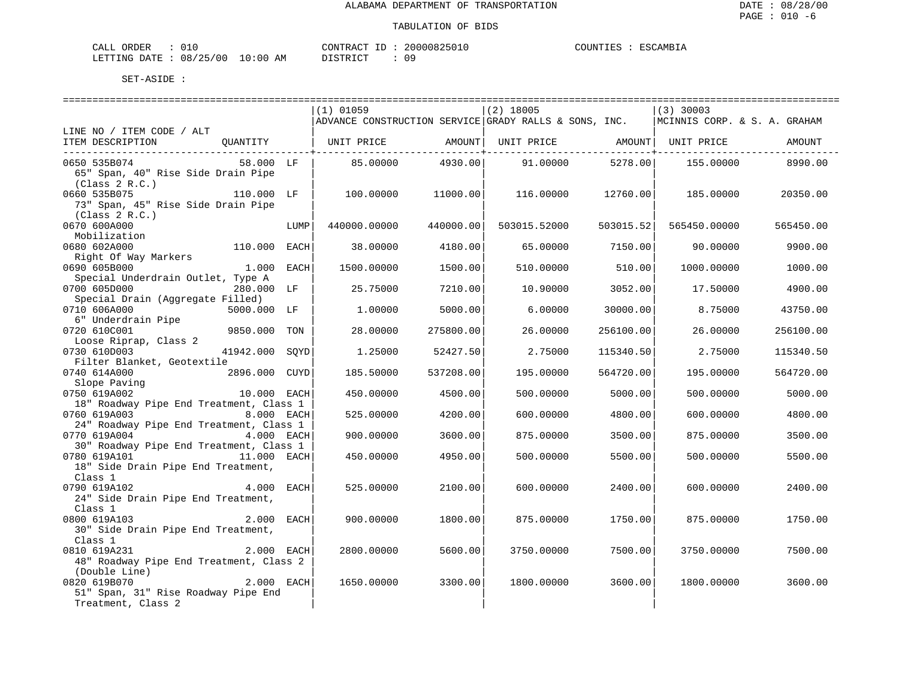ALABAMA DEPARTMENT OF TRANSPORTATION

TABULATION OF BIDS

CALL ORDER : 010 CONTRACT ID : 20000825010 COUNTIES : ESCAMBIA
LETTING DATE : 08/25/00 10:00 AM DISTRICT : 09

SET-ASIDE :

| LINE NO / ITEM CODE / ALT ITEM DESCRIPTION | QUANTITY | (1) 01059 ADVANCE CONSTRUCTION SERVICE UNIT PRICE | AMOUNT | (2) 18005 GRADY RALLS & SONS, INC. UNIT PRICE | AMOUNT | (3) 30003 MCINNIS CORP. & S. A. GRAHAM UNIT PRICE | AMOUNT |
|---|---|---|---|---|---|---|---|
| 0650 535B074 65" Span, 40" Rise Side Drain Pipe (Class 2 R.C.) | 58.000 LF | 85.00000 | 4930.00 | 91.00000 | 5278.00 | 155.00000 | 8990.00 |
| 0660 535B075 73" Span, 45" Rise Side Drain Pipe (Class 2 R.C.) | 110.000 LF | 100.00000 | 11000.00 | 116.00000 | 12760.00 | 185.00000 | 20350.00 |
| 0670 600A000 Mobilization | LUMP | 440000.00000 | 440000.00 | 503015.52000 | 503015.52 | 565450.00000 | 565450.00 |
| 0680 602A000 Right Of Way Markers | 110.000 EACH | 38.00000 | 4180.00 | 65.00000 | 7150.00 | 90.00000 | 9900.00 |
| 0690 605B000 Special Underdrain Outlet, Type A | 1.000 EACH | 1500.00000 | 1500.00 | 510.00000 | 510.00 | 1000.00000 | 1000.00 |
| 0700 605D000 Special Drain (Aggregate Filled) | 280.000 LF | 25.75000 | 7210.00 | 10.90000 | 3052.00 | 17.50000 | 4900.00 |
| 0710 606A000 6" Underdrain Pipe | 5000.000 LF | 1.00000 | 5000.00 | 6.00000 | 30000.00 | 8.75000 | 43750.00 |
| 0720 610C001 Loose Riprap, Class 2 | 9850.000 TON | 28.00000 | 275800.00 | 26.00000 | 256100.00 | 26.00000 | 256100.00 |
| 0730 610D003 Filter Blanket, Geotextile | 41942.000 SQYD | 1.25000 | 52427.50 | 2.75000 | 115340.50 | 2.75000 | 115340.50 |
| 0740 614A000 Slope Paving | 2896.000 CUYD | 185.50000 | 537208.00 | 195.00000 | 564720.00 | 195.00000 | 564720.00 |
| 0750 619A002 18" Roadway Pipe End Treatment, Class 1 | 10.000 EACH | 450.00000 | 4500.00 | 500.00000 | 5000.00 | 500.00000 | 5000.00 |
| 0760 619A003 24" Roadway Pipe End Treatment, Class 1 | 8.000 EACH | 525.00000 | 4200.00 | 600.00000 | 4800.00 | 600.00000 | 4800.00 |
| 0770 619A004 30" Roadway Pipe End Treatment, Class 1 | 4.000 EACH | 900.00000 | 3600.00 | 875.00000 | 3500.00 | 875.00000 | 3500.00 |
| 0780 619A101 18" Side Drain Pipe End Treatment, Class 1 | 11.000 EACH | 450.00000 | 4950.00 | 500.00000 | 5500.00 | 500.00000 | 5500.00 |
| 0790 619A102 24" Side Drain Pipe End Treatment, Class 1 | 4.000 EACH | 525.00000 | 2100.00 | 600.00000 | 2400.00 | 600.00000 | 2400.00 |
| 0800 619A103 30" Side Drain Pipe End Treatment, Class 1 | 2.000 EACH | 900.00000 | 1800.00 | 875.00000 | 1750.00 | 875.00000 | 1750.00 |
| 0810 619A231 48" Roadway Pipe End Treatment, Class 2 (Double Line) | 2.000 EACH | 2800.00000 | 5600.00 | 3750.00000 | 7500.00 | 3750.00000 | 7500.00 |
| 0820 619B070 51" Span, 31" Rise Roadway Pipe End Treatment, Class 2 | 2.000 EACH | 1650.00000 | 3300.00 | 1800.00000 | 3600.00 | 1800.00000 | 3600.00 |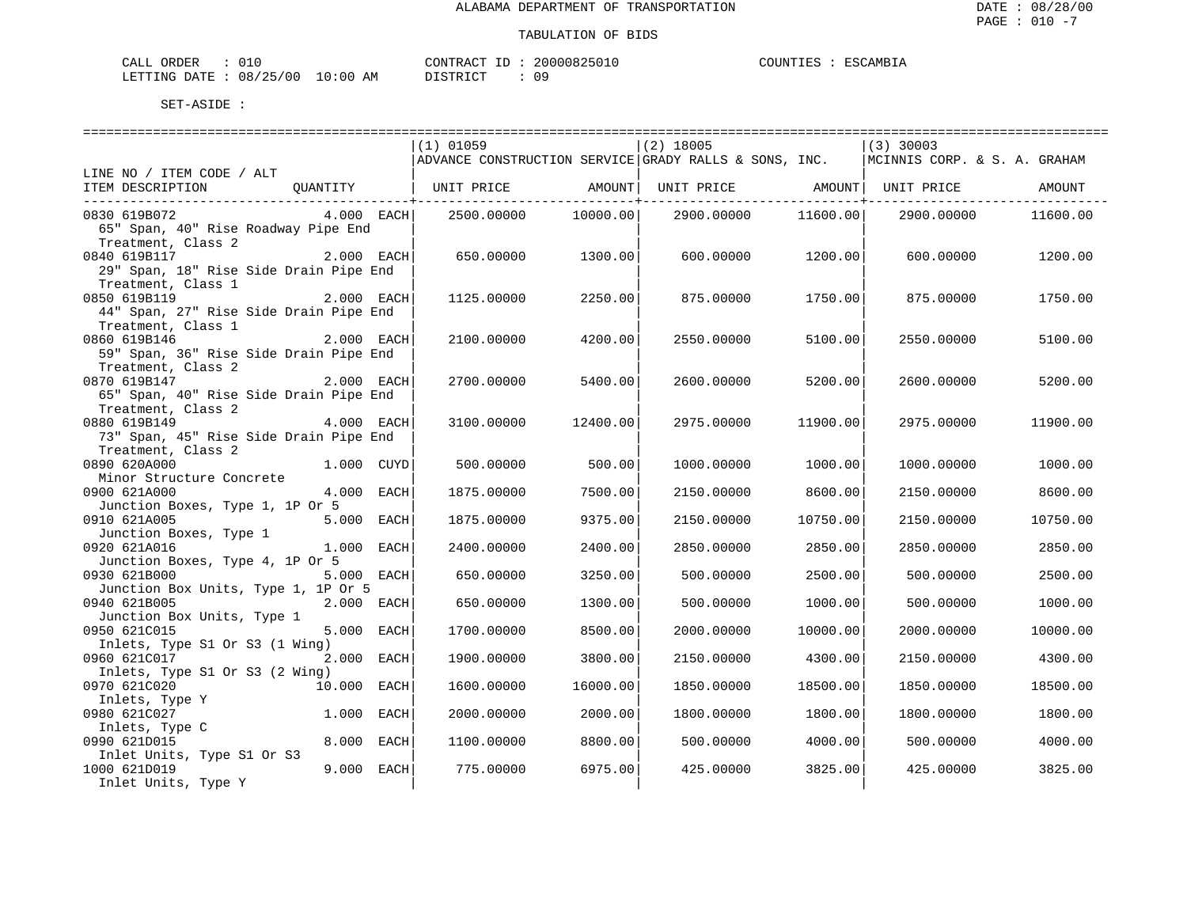ALABAMA DEPARTMENT OF TRANSPORTATION

TABULATION OF BIDS

CALL ORDER : 010 CONTRACT ID : 20000825010 COUNTIES : ESCAMBIA
LETTING DATE : 08/25/00 10:00 AM DISTRICT : 09

SET-ASIDE :

| LINE NO / ITEM CODE / ALT ITEM DESCRIPTION | QUANTITY | (1) 01059 ADVANCE CONSTRUCTION SERVICE UNIT PRICE | AMOUNT | (2) 18005 GRADY RALLS & SONS, INC. UNIT PRICE | AMOUNT | (3) 30003 MCINNIS CORP. & S. A. GRAHAM UNIT PRICE | AMOUNT |
|---|---|---|---|---|---|---|---|
| 0830 619B072 65" Span, 40" Rise Roadway Pipe End Treatment, Class 2 | 4.000 EACH | 2500.00000 | 10000.00 | 2900.00000 | 11600.00 | 2900.00000 | 11600.00 |
| 0840 619B117 29" Span, 18" Rise Side Drain Pipe End Treatment, Class 1 | 2.000 EACH | 650.00000 | 1300.00 | 600.00000 | 1200.00 | 600.00000 | 1200.00 |
| 0850 619B119 44" Span, 27" Rise Side Drain Pipe End Treatment, Class 1 | 2.000 EACH | 1125.00000 | 2250.00 | 875.00000 | 1750.00 | 875.00000 | 1750.00 |
| 0860 619B146 59" Span, 36" Rise Side Drain Pipe End Treatment, Class 2 | 2.000 EACH | 2100.00000 | 4200.00 | 2550.00000 | 5100.00 | 2550.00000 | 5100.00 |
| 0870 619B147 65" Span, 40" Rise Side Drain Pipe End Treatment, Class 2 | 2.000 EACH | 2700.00000 | 5400.00 | 2600.00000 | 5200.00 | 2600.00000 | 5200.00 |
| 0880 619B149 73" Span, 45" Rise Side Drain Pipe End Treatment, Class 2 | 4.000 EACH | 3100.00000 | 12400.00 | 2975.00000 | 11900.00 | 2975.00000 | 11900.00 |
| 0890 620A000 Minor Structure Concrete | 1.000 CUYD | 500.00000 | 500.00 | 1000.00000 | 1000.00 | 1000.00000 | 1000.00 |
| 0900 621A000 Junction Boxes, Type 1, 1P Or 5 | 4.000 EACH | 1875.00000 | 7500.00 | 2150.00000 | 8600.00 | 2150.00000 | 8600.00 |
| 0910 621A005 Junction Boxes, Type 1 | 5.000 EACH | 1875.00000 | 9375.00 | 2150.00000 | 10750.00 | 2150.00000 | 10750.00 |
| 0920 621A016 Junction Boxes, Type 4, 1P Or 5 | 1.000 EACH | 2400.00000 | 2400.00 | 2850.00000 | 2850.00 | 2850.00000 | 2850.00 |
| 0930 621B000 Junction Box Units, Type 1, 1P Or 5 | 5.000 EACH | 650.00000 | 3250.00 | 500.00000 | 2500.00 | 500.00000 | 2500.00 |
| 0940 621B005 Junction Box Units, Type 1 | 2.000 EACH | 650.00000 | 1300.00 | 500.00000 | 1000.00 | 500.00000 | 1000.00 |
| 0950 621C015 Inlets, Type S1 Or S3 (1 Wing) | 5.000 EACH | 1700.00000 | 8500.00 | 2000.00000 | 10000.00 | 2000.00000 | 10000.00 |
| 0960 621C017 Inlets, Type S1 Or S3 (2 Wing) | 2.000 EACH | 1900.00000 | 3800.00 | 2150.00000 | 4300.00 | 2150.00000 | 4300.00 |
| 0970 621C020 Inlets, Type Y | 10.000 EACH | 1600.00000 | 16000.00 | 1850.00000 | 18500.00 | 1850.00000 | 18500.00 |
| 0980 621C027 Inlets, Type C | 1.000 EACH | 2000.00000 | 2000.00 | 1800.00000 | 1800.00 | 1800.00000 | 1800.00 |
| 0990 621D015 Inlet Units, Type S1 Or S3 | 8.000 EACH | 1100.00000 | 8800.00 | 500.00000 | 4000.00 | 500.00000 | 4000.00 |
| 1000 621D019 Inlet Units, Type Y | 9.000 EACH | 775.00000 | 6975.00 | 425.00000 | 3825.00 | 425.00000 | 3825.00 |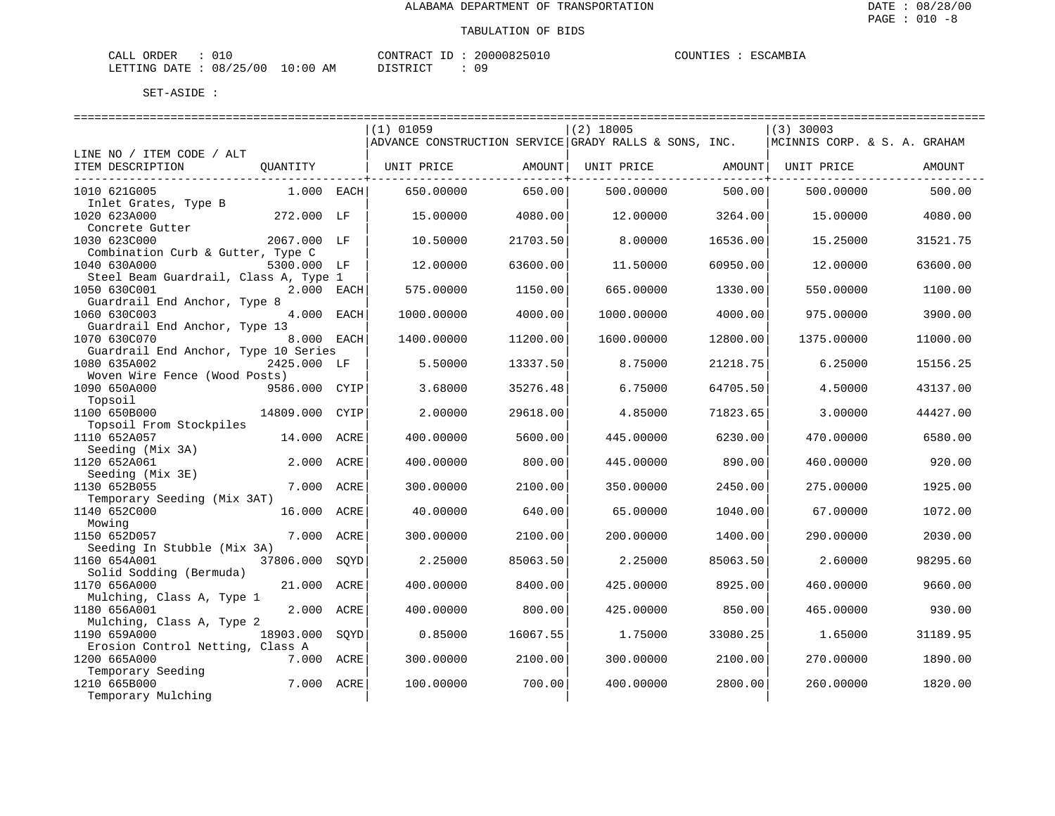ALABAMA DEPARTMENT OF TRANSPORTATION

TABULATION OF BIDS

CALL ORDER : 010 CONTRACT ID : 20000825010 COUNTIES : ESCAMBIA
LETTING DATE : 08/25/00 10:00 AM DISTRICT : 09

SET-ASIDE :

| LINE NO / ITEM CODE / ALT ITEM DESCRIPTION | QUANTITY | | (1) 01059 ADVANCE CONSTRUCTION SERVICE UNIT PRICE | AMOUNT | (2) 18005 GRADY RALLS & SONS, INC. UNIT PRICE | AMOUNT | (3) 30003 MCINNIS CORP. & S. A. GRAHAM UNIT PRICE | AMOUNT |
|---|---|---|---|---|---|---|---|---|
| 1010 621G005 Inlet Grates, Type B | 1.000 | EACH | 650.00000 | 650.00 | 500.00000 | 500.00 | 500.00000 | 500.00 |
| 1020 623A000 Concrete Gutter | 272.000 | LF | 15.00000 | 4080.00 | 12.00000 | 3264.00 | 15.00000 | 4080.00 |
| 1030 623C000 Combination Curb & Gutter, Type C | 2067.000 | LF | 10.50000 | 21703.50 | 8.00000 | 16536.00 | 15.25000 | 31521.75 |
| 1040 630A000 Steel Beam Guardrail, Class A, Type 1 | 5300.000 | LF | 12.00000 | 63600.00 | 11.50000 | 60950.00 | 12.00000 | 63600.00 |
| 1050 630C001 Guardrail End Anchor, Type 8 | 2.000 | EACH | 575.00000 | 1150.00 | 665.00000 | 1330.00 | 550.00000 | 1100.00 |
| 1060 630C003 Guardrail End Anchor, Type 13 | 4.000 | EACH | 1000.00000 | 4000.00 | 1000.00000 | 4000.00 | 975.00000 | 3900.00 |
| 1070 630C070 Guardrail End Anchor, Type 10 Series | 8.000 | EACH | 1400.00000 | 11200.00 | 1600.00000 | 12800.00 | 1375.00000 | 11000.00 |
| 1080 635A002 Woven Wire Fence (Wood Posts) | 2425.000 | LF | 5.50000 | 13337.50 | 8.75000 | 21218.75 | 6.25000 | 15156.25 |
| 1090 650A000 Topsoil | 9586.000 | CYIP | 3.68000 | 35276.48 | 6.75000 | 64705.50 | 4.50000 | 43137.00 |
| 1100 650B000 Topsoil From Stockpiles | 14809.000 | CYIP | 2.00000 | 29618.00 | 4.85000 | 71823.65 | 3.00000 | 44427.00 |
| 1110 652A057 Seeding (Mix 3A) | 14.000 | ACRE | 400.00000 | 5600.00 | 445.00000 | 6230.00 | 470.00000 | 6580.00 |
| 1120 652A061 Seeding (Mix 3E) | 2.000 | ACRE | 400.00000 | 800.00 | 445.00000 | 890.00 | 460.00000 | 920.00 |
| 1130 652B055 Temporary Seeding (Mix 3AT) | 7.000 | ACRE | 300.00000 | 2100.00 | 350.00000 | 2450.00 | 275.00000 | 1925.00 |
| 1140 652C000 Mowing | 16.000 | ACRE | 40.00000 | 640.00 | 65.00000 | 1040.00 | 67.00000 | 1072.00 |
| 1150 652D057 Seeding In Stubble (Mix 3A) | 7.000 | ACRE | 300.00000 | 2100.00 | 200.00000 | 1400.00 | 290.00000 | 2030.00 |
| 1160 654A001 Solid Sodding (Bermuda) | 37806.000 | SQYD | 2.25000 | 85063.50 | 2.25000 | 85063.50 | 2.60000 | 98295.60 |
| 1170 656A000 Mulching, Class A, Type 1 | 21.000 | ACRE | 400.00000 | 8400.00 | 425.00000 | 8925.00 | 460.00000 | 9660.00 |
| 1180 656A001 Mulching, Class A, Type 2 | 2.000 | ACRE | 400.00000 | 800.00 | 425.00000 | 850.00 | 465.00000 | 930.00 |
| 1190 659A000 Erosion Control Netting, Class A | 18903.000 | SQYD | 0.85000 | 16067.55 | 1.75000 | 33080.25 | 1.65000 | 31189.95 |
| 1200 665A000 Temporary Seeding | 7.000 | ACRE | 300.00000 | 2100.00 | 300.00000 | 2100.00 | 270.00000 | 1890.00 |
| 1210 665B000 Temporary Mulching | 7.000 | ACRE | 100.00000 | 700.00 | 400.00000 | 2800.00 | 260.00000 | 1820.00 |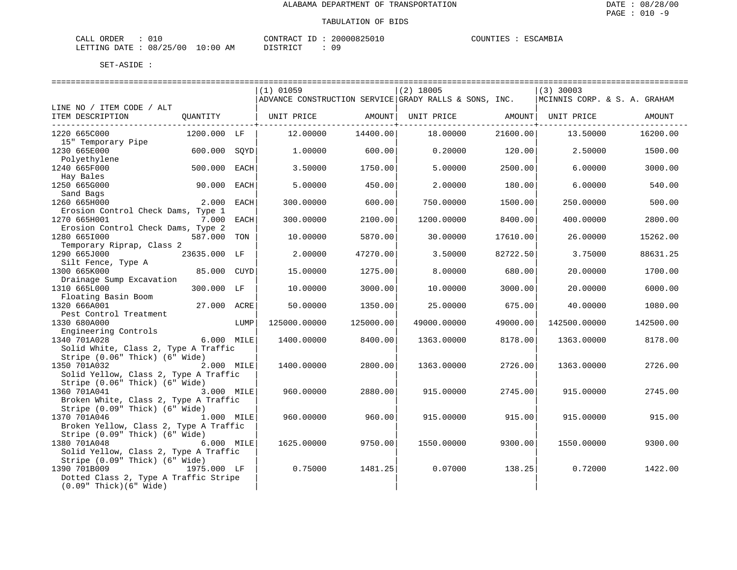ALABAMA DEPARTMENT OF TRANSPORTATION

TABULATION OF BIDS

CALL ORDER : 010 &nbsp;&nbsp;&nbsp;&nbsp; CONTRACT ID : 20000825010 &nbsp;&nbsp;&nbsp;&nbsp; COUNTIES : ESCAMBIA
LETTING DATE : 08/25/00 10:00 AM &nbsp;&nbsp;&nbsp;&nbsp; DISTRICT : 09

SET-ASIDE :

| LINE NO / ITEM CODE / ALT ITEM DESCRIPTION | QUANTITY | | (1) 01059 ADVANCE CONSTRUCTION SERVICE UNIT PRICE | AMOUNT | (2) 18005 GRADY RALLS & SONS, INC. UNIT PRICE | AMOUNT | (3) 30003 MCINNIS CORP. & S. A. GRAHAM UNIT PRICE | AMOUNT |
|---|---|---|---|---|---|---|---|---|
| 1220 665C000 15" Temporary Pipe | 1200.000 | LF | 12.00000 | 14400.00 | 18.00000 | 21600.00 | 13.50000 | 16200.00 |
| 1230 665E000 Polyethylene | 600.000 | SQYD | 1.00000 | 600.00 | 0.20000 | 120.00 | 2.50000 | 1500.00 |
| 1240 665F000 Hay Bales | 500.000 | EACH | 3.50000 | 1750.00 | 5.00000 | 2500.00 | 6.00000 | 3000.00 |
| 1250 665G000 Sand Bags | 90.000 | EACH | 5.00000 | 450.00 | 2.00000 | 180.00 | 6.00000 | 540.00 |
| 1260 665H000 Erosion Control Check Dams, Type 1 | 2.000 | EACH | 300.00000 | 600.00 | 750.00000 | 1500.00 | 250.00000 | 500.00 |
| 1270 665H001 Erosion Control Check Dams, Type 2 | 7.000 | EACH | 300.00000 | 2100.00 | 1200.00000 | 8400.00 | 400.00000 | 2800.00 |
| 1280 665I000 Temporary Riprap, Class 2 | 587.000 | TON | 10.00000 | 5870.00 | 30.00000 | 17610.00 | 26.00000 | 15262.00 |
| 1290 665J000 Silt Fence, Type A | 23635.000 | LF | 2.00000 | 47270.00 | 3.50000 | 82722.50 | 3.75000 | 88631.25 |
| 1300 665K000 Drainage Sump Excavation | 85.000 | CUYD | 15.00000 | 1275.00 | 8.00000 | 680.00 | 20.00000 | 1700.00 |
| 1310 665L000 Floating Basin Boom | 300.000 | LF | 10.00000 | 3000.00 | 10.00000 | 3000.00 | 20.00000 | 6000.00 |
| 1320 666A001 Pest Control Treatment | 27.000 | ACRE | 50.00000 | 1350.00 | 25.00000 | 675.00 | 40.00000 | 1080.00 |
| 1330 680A000 Engineering Controls | | LUMP | 125000.00000 | 125000.00 | 49000.00000 | 49000.00 | 142500.00000 | 142500.00 |
| 1340 701A028 Solid White, Class 2, Type A Traffic Stripe (0.06" Thick) (6" Wide) | 6.000 | MILE | 1400.00000 | 8400.00 | 1363.00000 | 8178.00 | 1363.00000 | 8178.00 |
| 1350 701A032 Solid Yellow, Class 2, Type A Traffic Stripe (0.06" Thick) (6" Wide) | 2.000 | MILE | 1400.00000 | 2800.00 | 1363.00000 | 2726.00 | 1363.00000 | 2726.00 |
| 1360 701A041 Broken White, Class 2, Type A Traffic Stripe (0.09" Thick) (6" Wide) | 3.000 | MILE | 960.00000 | 2880.00 | 915.00000 | 2745.00 | 915.00000 | 2745.00 |
| 1370 701A046 Broken Yellow, Class 2, Type A Traffic Stripe (0.09" Thick) (6" Wide) | 1.000 | MILE | 960.00000 | 960.00 | 915.00000 | 915.00 | 915.00000 | 915.00 |
| 1380 701A048 Solid Yellow, Class 2, Type A Traffic Stripe (0.09" Thick) (6" Wide) | 6.000 | MILE | 1625.00000 | 9750.00 | 1550.00000 | 9300.00 | 1550.00000 | 9300.00 |
| 1390 701B009 Dotted Class 2, Type A Traffic Stripe (0.09" Thick)(6" Wide) | 1975.000 | LF | 0.75000 | 1481.25 | 0.07000 | 138.25 | 0.72000 | 1422.00 |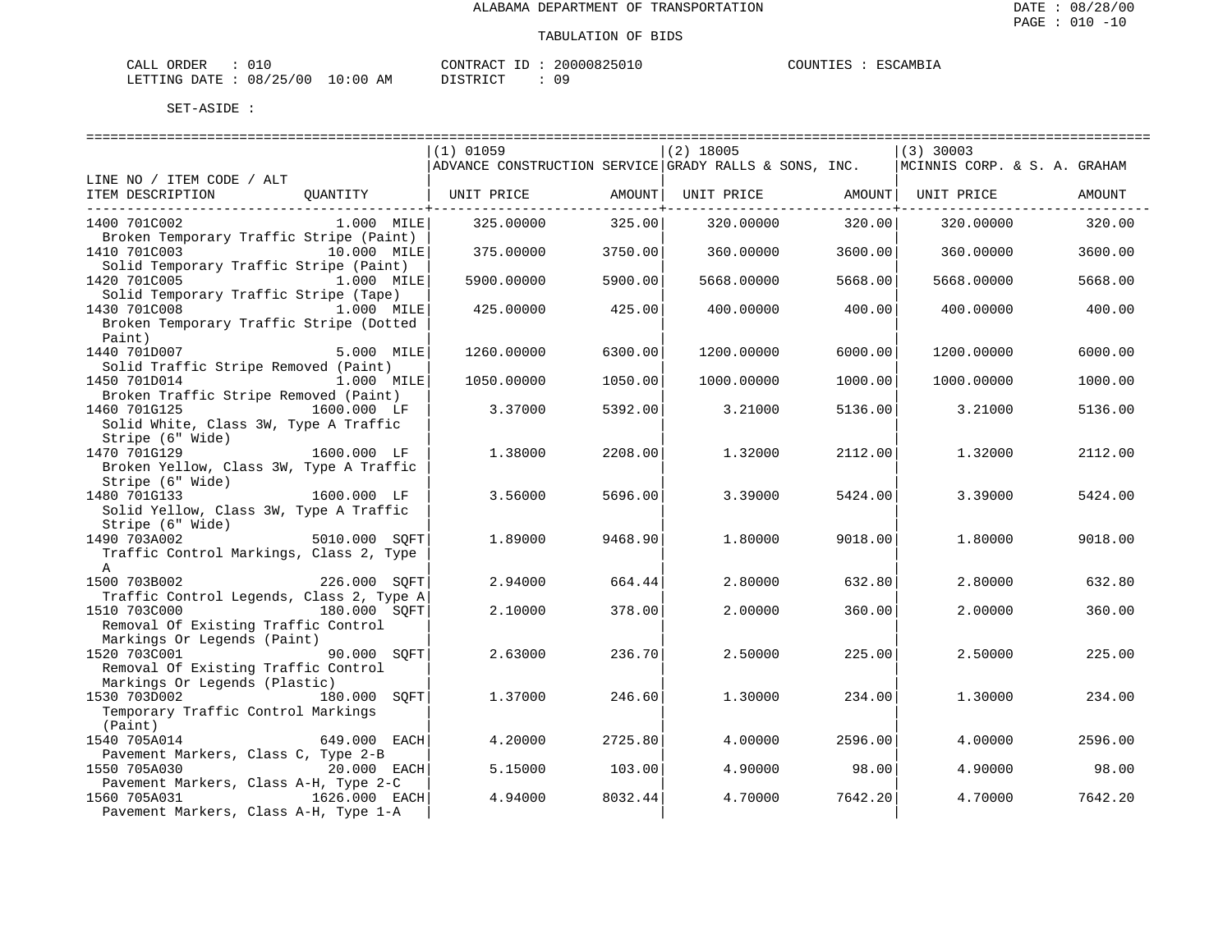ALABAMA DEPARTMENT OF TRANSPORTATION

TABULATION OF BIDS

CALL ORDER : 010 CONTRACT ID : 20000825010 COUNTIES : ESCAMBIA
LETTING DATE : 08/25/00 10:00 AM DISTRICT : 09

SET-ASIDE :

| LINE NO / ITEM CODE / ALT ITEM DESCRIPTION | QUANTITY | (1) 01059 ADVANCE CONSTRUCTION SERVICE UNIT PRICE | AMOUNT | (2) 18005 GRADY RALLS & SONS, INC. UNIT PRICE | AMOUNT | (3) 30003 MCINNIS CORP. & S. A. GRAHAM UNIT PRICE | AMOUNT |
|---|---|---|---|---|---|---|---|
| 1400 701C002 Broken Temporary Traffic Stripe (Paint) | 1.000 MILE | 325.00000 | 325.00 | 320.00000 | 320.00 | 320.00000 | 320.00 |
| 1410 701C003 Solid Temporary Traffic Stripe (Paint) | 10.000 MILE | 375.00000 | 3750.00 | 360.00000 | 3600.00 | 360.00000 | 3600.00 |
| 1420 701C005 Solid Temporary Traffic Stripe (Tape) | 1.000 MILE | 5900.00000 | 5900.00 | 5668.00000 | 5668.00 | 5668.00000 | 5668.00 |
| 1430 701C008 Broken Temporary Traffic Stripe (Dotted Paint) | 1.000 MILE | 425.00000 | 425.00 | 400.00000 | 400.00 | 400.00000 | 400.00 |
| 1440 701D007 Solid Traffic Stripe Removed (Paint) | 5.000 MILE | 1260.00000 | 6300.00 | 1200.00000 | 6000.00 | 1200.00000 | 6000.00 |
| 1450 701D014 Broken Traffic Stripe Removed (Paint) | 1.000 MILE | 1050.00000 | 1050.00 | 1000.00000 | 1000.00 | 1000.00000 | 1000.00 |
| 1460 701G125 Solid White, Class 3W, Type A Traffic Stripe (6" Wide) | 1600.000 LF | 3.37000 | 5392.00 | 3.21000 | 5136.00 | 3.21000 | 5136.00 |
| 1470 701G129 Broken Yellow, Class 3W, Type A Traffic Stripe (6" Wide) | 1600.000 LF | 1.38000 | 2208.00 | 1.32000 | 2112.00 | 1.32000 | 2112.00 |
| 1480 701G133 Solid Yellow, Class 3W, Type A Traffic Stripe (6" Wide) | 1600.000 LF | 3.56000 | 5696.00 | 3.39000 | 5424.00 | 3.39000 | 5424.00 |
| 1490 703A002 Traffic Control Markings, Class 2, Type A | 5010.000 SQFT | 1.89000 | 9468.90 | 1.80000 | 9018.00 | 1.80000 | 9018.00 |
| 1500 703B002 Traffic Control Legends, Class 2, Type A | 226.000 SQFT | 2.94000 | 664.44 | 2.80000 | 632.80 | 2.80000 | 632.80 |
| 1510 703C000 Removal Of Existing Traffic Control Markings Or Legends (Paint) | 180.000 SQFT | 2.10000 | 378.00 | 2.00000 | 360.00 | 2.00000 | 360.00 |
| 1520 703C001 Removal Of Existing Traffic Control Markings Or Legends (Plastic) | 90.000 SQFT | 2.63000 | 236.70 | 2.50000 | 225.00 | 2.50000 | 225.00 |
| 1530 703D002 Temporary Traffic Control Markings (Paint) | 180.000 SQFT | 1.37000 | 246.60 | 1.30000 | 234.00 | 1.30000 | 234.00 |
| 1540 705A014 Pavement Markers, Class C, Type 2-B | 649.000 EACH | 4.20000 | 2725.80 | 4.00000 | 2596.00 | 4.00000 | 2596.00 |
| 1550 705A030 Pavement Markers, Class A-H, Type 2-C | 20.000 EACH | 5.15000 | 103.00 | 4.90000 | 98.00 | 4.90000 | 98.00 |
| 1560 705A031 Pavement Markers, Class A-H, Type 1-A | 1626.000 EACH | 4.94000 | 8032.44 | 4.70000 | 7642.20 | 4.70000 | 7642.20 |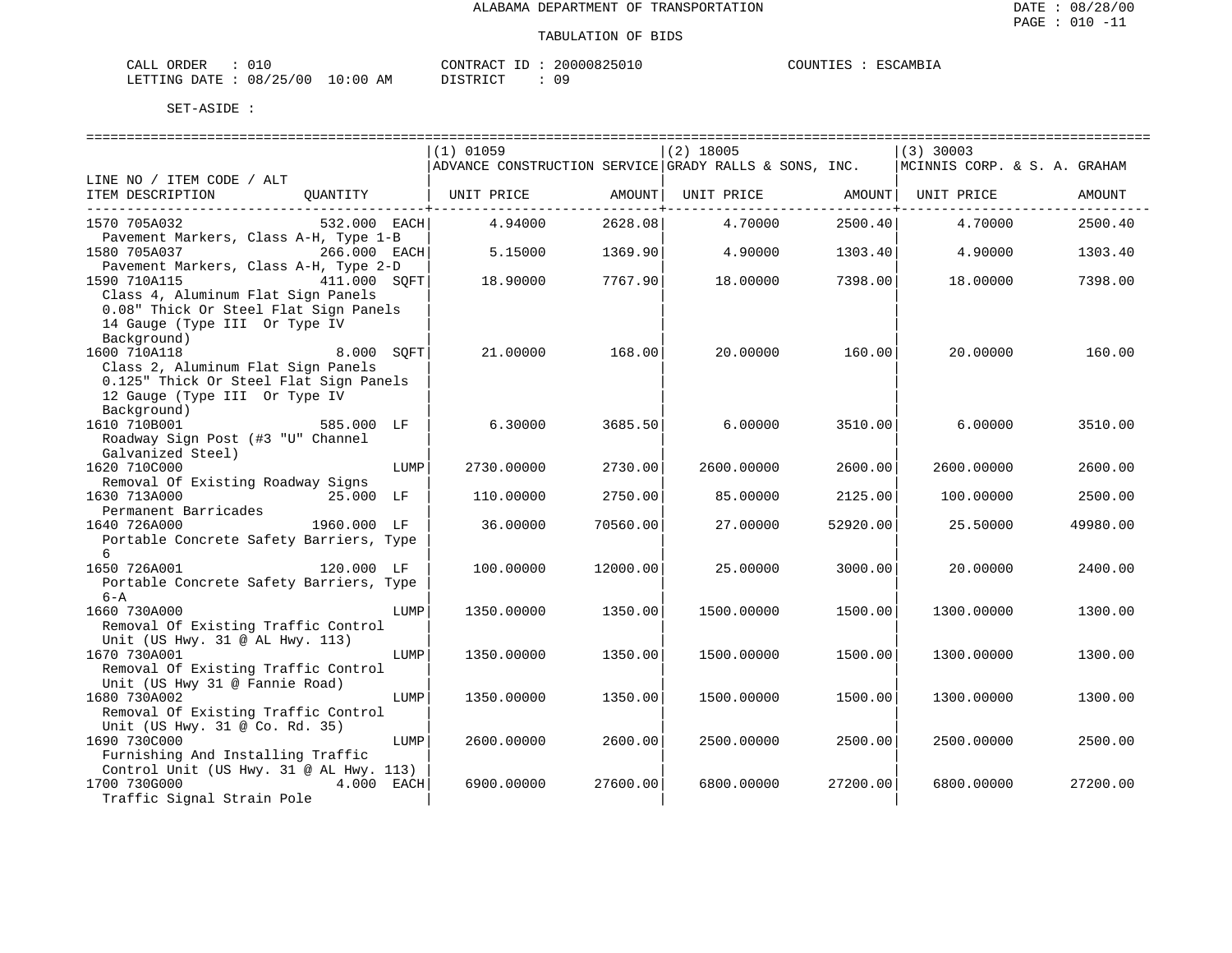ALABAMA DEPARTMENT OF TRANSPORTATION

TABULATION OF BIDS

CALL ORDER : 010
LETTING DATE : 08/25/00 10:00 AM

CONTRACT ID : 20000825010
DISTRICT : 09

COUNTIES : ESCAMBIA

SET-ASIDE :

| LINE NO / ITEM CODE / ALT ITEM DESCRIPTION | QUANTITY | (1) 01059 ADVANCE CONSTRUCTION SERVICE UNIT PRICE | AMOUNT | (2) 18005 GRADY RALLS & SONS, INC. UNIT PRICE | AMOUNT | (3) 30003 MCINNIS CORP. & S. A. GRAHAM UNIT PRICE | AMOUNT |
|---|---|---|---|---|---|---|---|
| 1570 705A032 Pavement Markers, Class A-H, Type 1-B | 532.000 EACH | 4.94000 | 2628.08 | 4.70000 | 2500.40 | 4.70000 | 2500.40 |
| 1580 705A037 Pavement Markers, Class A-H, Type 2-D | 266.000 EACH | 5.15000 | 1369.90 | 4.90000 | 1303.40 | 4.90000 | 1303.40 |
| 1590 710A115 Class 4, Aluminum Flat Sign Panels 0.08" Thick Or Steel Flat Sign Panels 14 Gauge (Type III Or Type IV Background) | 411.000 SQFT | 18.90000 | 7767.90 | 18.00000 | 7398.00 | 18.00000 | 7398.00 |
| 1600 710A118 Class 2, Aluminum Flat Sign Panels 0.125" Thick Or Steel Flat Sign Panels 12 Gauge (Type III Or Type IV Background) | 8.000 SQFT | 21.00000 | 168.00 | 20.00000 | 160.00 | 20.00000 | 160.00 |
| 1610 710B001 Roadway Sign Post (#3 "U" Channel Galvanized Steel) | 585.000 LF | 6.30000 | 3685.50 | 6.00000 | 3510.00 | 6.00000 | 3510.00 |
| 1620 710C000 Removal Of Existing Roadway Signs | LUMP | 2730.00000 | 2730.00 | 2600.00000 | 2600.00 | 2600.00000 | 2600.00 |
| 1630 713A000 Permanent Barricades | 25.000 LF | 110.00000 | 2750.00 | 85.00000 | 2125.00 | 100.00000 | 2500.00 |
| 1640 726A000 Portable Concrete Safety Barriers, Type 6 | 1960.000 LF | 36.00000 | 70560.00 | 27.00000 | 52920.00 | 25.50000 | 49980.00 |
| 1650 726A001 Portable Concrete Safety Barriers, Type 6-A | 120.000 LF | 100.00000 | 12000.00 | 25.00000 | 3000.00 | 20.00000 | 2400.00 |
| 1660 730A000 Removal Of Existing Traffic Control Unit (US Hwy. 31 @ AL Hwy. 113) | LUMP | 1350.00000 | 1350.00 | 1500.00000 | 1500.00 | 1300.00000 | 1300.00 |
| 1670 730A001 Removal Of Existing Traffic Control Unit (US Hwy 31 @ Fannie Road) | LUMP | 1350.00000 | 1350.00 | 1500.00000 | 1500.00 | 1300.00000 | 1300.00 |
| 1680 730A002 Removal Of Existing Traffic Control Unit (US Hwy. 31 @ Co. Rd. 35) | LUMP | 1350.00000 | 1350.00 | 1500.00000 | 1500.00 | 1300.00000 | 1300.00 |
| 1690 730C000 Furnishing And Installing Traffic Control Unit (US Hwy. 31 @ AL Hwy. 113) | LUMP | 2600.00000 | 2600.00 | 2500.00000 | 2500.00 | 2500.00000 | 2500.00 |
| 1700 730G000 Traffic Signal Strain Pole | 4.000 EACH | 6900.00000 | 27600.00 | 6800.00000 | 27200.00 | 6800.00000 | 27200.00 |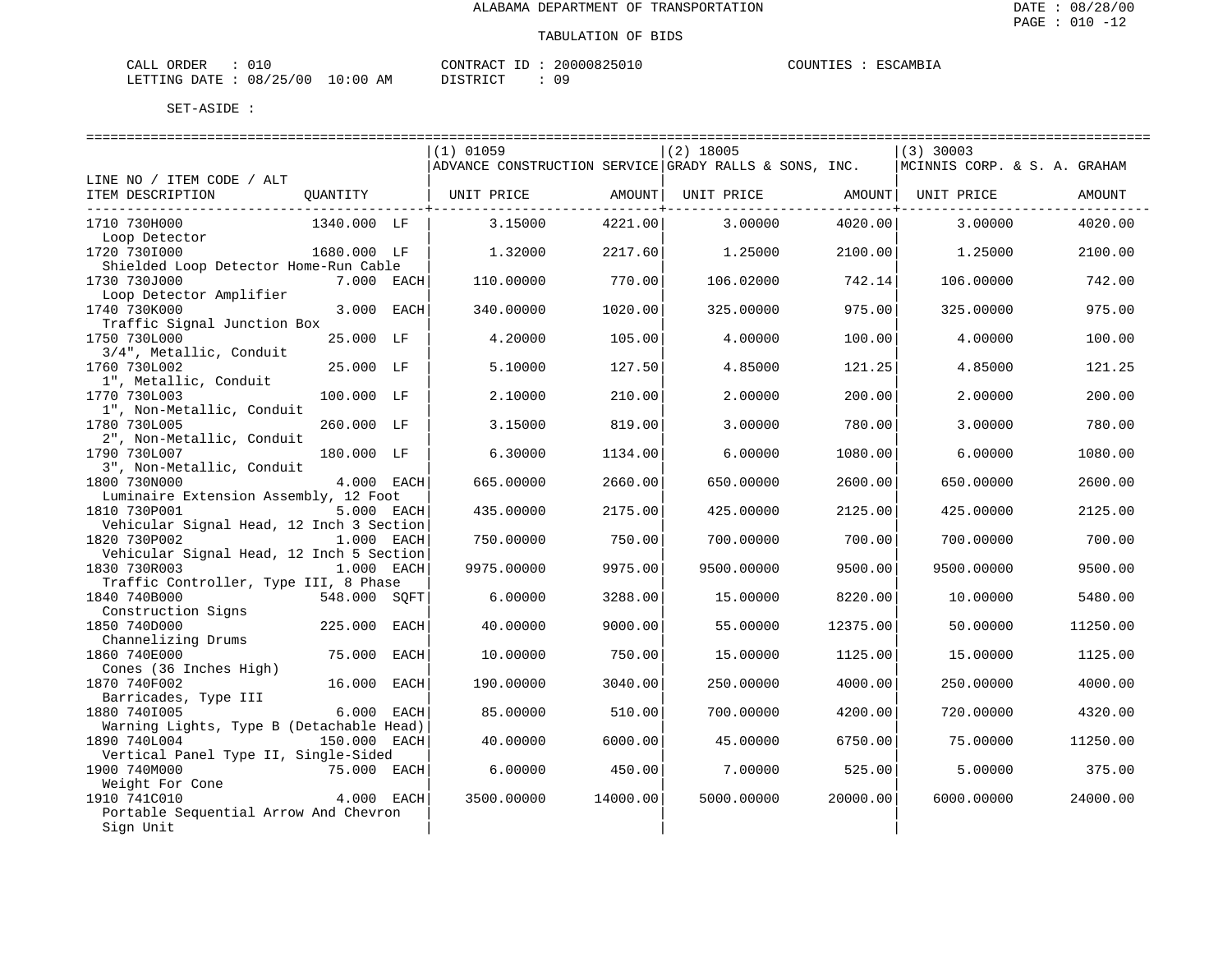ALABAMA DEPARTMENT OF TRANSPORTATION

TABULATION OF BIDS

CALL ORDER : 010 CONTRACT ID : 20000825010 COUNTIES : ESCAMBIA
LETTING DATE : 08/25/00 10:00 AM DISTRICT : 09

SET-ASIDE :

| LINE NO / ITEM CODE / ALT ITEM DESCRIPTION | QUANTITY | (1) 01059 ADVANCE CONSTRUCTION SERVICE UNIT PRICE | AMOUNT | (2) 18005 GRADY RALLS & SONS, INC. UNIT PRICE | AMOUNT | (3) 30003 MCINNIS CORP. & S. A. GRAHAM UNIT PRICE | AMOUNT |
|---|---|---|---|---|---|---|---|
| 1710 730H000 Loop Detector | 1340.000 LF | 3.15000 | 4221.00 | 3.00000 | 4020.00 | 3.00000 | 4020.00 |
| 1720 730I000 Shielded Loop Detector Home-Run Cable | 1680.000 LF | 1.32000 | 2217.60 | 1.25000 | 2100.00 | 1.25000 | 2100.00 |
| 1730 730J000 Loop Detector Amplifier | 7.000 EACH | 110.00000 | 770.00 | 106.02000 | 742.14 | 106.00000 | 742.00 |
| 1740 730K000 Traffic Signal Junction Box | 3.000 EACH | 340.00000 | 1020.00 | 325.00000 | 975.00 | 325.00000 | 975.00 |
| 1750 730L000 3/4", Metallic, Conduit | 25.000 LF | 4.20000 | 105.00 | 4.00000 | 100.00 | 4.00000 | 100.00 |
| 1760 730L002 1", Metallic, Conduit | 25.000 LF | 5.10000 | 127.50 | 4.85000 | 121.25 | 4.85000 | 121.25 |
| 1770 730L003 1", Non-Metallic, Conduit | 100.000 LF | 2.10000 | 210.00 | 2.00000 | 200.00 | 2.00000 | 200.00 |
| 1780 730L005 2", Non-Metallic, Conduit | 260.000 LF | 3.15000 | 819.00 | 3.00000 | 780.00 | 3.00000 | 780.00 |
| 1790 730L007 3", Non-Metallic, Conduit | 180.000 LF | 6.30000 | 1134.00 | 6.00000 | 1080.00 | 6.00000 | 1080.00 |
| 1800 730N000 Luminaire Extension Assembly, 12 Foot | 4.000 EACH | 665.00000 | 2660.00 | 650.00000 | 2600.00 | 650.00000 | 2600.00 |
| 1810 730P001 Vehicular Signal Head, 12 Inch 3 Section | 5.000 EACH | 435.00000 | 2175.00 | 425.00000 | 2125.00 | 425.00000 | 2125.00 |
| 1820 730P002 Vehicular Signal Head, 12 Inch 5 Section | 1.000 EACH | 750.00000 | 750.00 | 700.00000 | 700.00 | 700.00000 | 700.00 |
| 1830 730R003 Traffic Controller, Type III, 8 Phase | 1.000 EACH | 9975.00000 | 9975.00 | 9500.00000 | 9500.00 | 9500.00000 | 9500.00 |
| 1840 740B000 Construction Signs | 548.000 SQFT | 6.00000 | 3288.00 | 15.00000 | 8220.00 | 10.00000 | 5480.00 |
| 1850 740D000 Channelizing Drums | 225.000 EACH | 40.00000 | 9000.00 | 55.00000 | 12375.00 | 50.00000 | 11250.00 |
| 1860 740E000 Cones (36 Inches High) | 75.000 EACH | 10.00000 | 750.00 | 15.00000 | 1125.00 | 15.00000 | 1125.00 |
| 1870 740F002 Barricades, Type III | 16.000 EACH | 190.00000 | 3040.00 | 250.00000 | 4000.00 | 250.00000 | 4000.00 |
| 1880 740I005 Warning Lights, Type B (Detachable Head) | 6.000 EACH | 85.00000 | 510.00 | 700.00000 | 4200.00 | 720.00000 | 4320.00 |
| 1890 740L004 Vertical Panel Type II, Single-Sided | 150.000 EACH | 40.00000 | 6000.00 | 45.00000 | 6750.00 | 75.00000 | 11250.00 |
| 1900 740M000 Weight For Cone | 75.000 EACH | 6.00000 | 450.00 | 7.00000 | 525.00 | 5.00000 | 375.00 |
| 1910 741C010 Portable Sequential Arrow And Chevron Sign Unit | 4.000 EACH | 3500.00000 | 14000.00 | 5000.00000 | 20000.00 | 6000.00000 | 24000.00 |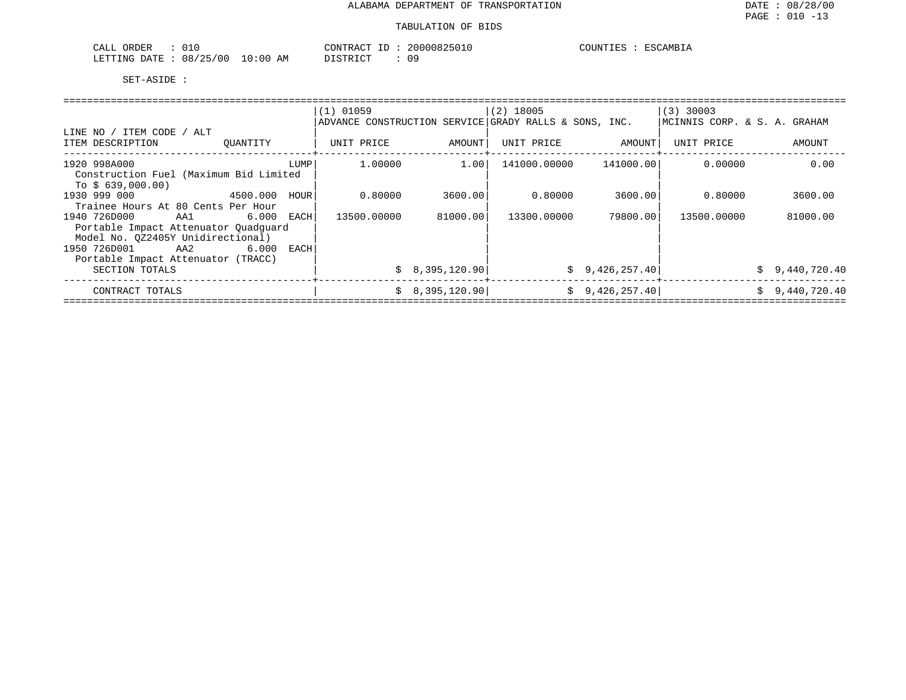# ALABAMA DEPARTMENT OF TRANSPORTATION

## TABULATION OF BIDS

CALL ORDER : 010 CONTRACT ID : 20000825010 COUNTIES : ESCAMBIA
LETTING DATE : 08/25/00 10:00 AM DISTRICT : 09

SET-ASIDE :

| LINE NO / ITEM CODE / ALT ITEM DESCRIPTION | QUANTITY | (1) 01059 ADVANCE CONSTRUCTION SERVICE UNIT PRICE | AMOUNT | (2) 18005 GRADY RALLS & SONS, INC. UNIT PRICE | AMOUNT | (3) 30003 MCINNIS CORP. & S. A. GRAHAM UNIT PRICE | AMOUNT |
|---|---|---|---|---|---|---|---|
| 1920 998A000 Construction Fuel (Maximum Bid Limited To $ 639,000.00) | LUMP | 1.00000 | 1.00 | 141000.00000 | 141000.00 | 0.00000 | 0.00 |
| 1930 999 000 Trainee Hours At 80 Cents Per Hour | 4500.000 HOUR | 0.80000 | 3600.00 | 0.80000 | 3600.00 | 0.80000 | 3600.00 |
| 1940 726D000 AA1 Portable Impact Attenuator Quadguard Model No. QZ2405Y Unidirectional) | 6.000 EACH | 13500.00000 | 81000.00 | 13300.00000 | 79800.00 | 13500.00000 | 81000.00 |
| 1950 726D001 AA2 Portable Impact Attenuator (TRACC) | 6.000 EACH | | | | | | |
| SECTION TOTALS | | | $ 8,395,120.90 | | $ 9,426,257.40 | | $ 9,440,720.40 |
| CONTRACT TOTALS | | | $ 8,395,120.90 | | $ 9,426,257.40 | | $ 9,440,720.40 |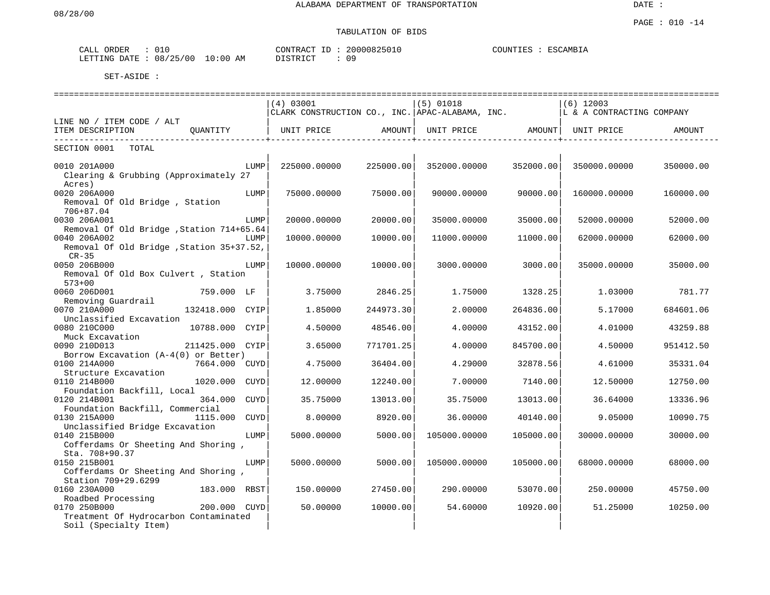ALABAMA DEPARTMENT OF TRANSPORTATION

08/28/00

DATE :

PAGE : 010 -14

TABULATION OF BIDS

CALL ORDER : 010 CONTRACT ID : 20000825010 COUNTIES : ESCAMBIA
LETTING DATE : 08/25/00 10:00 AM DISTRICT : 09

SET-ASIDE :

| LINE NO / ITEM CODE / ALT ITEM DESCRIPTION | QUANTITY | (4) 03001 CLARK CONSTRUCTION CO., INC. UNIT PRICE | AMOUNT | (5) 01018 APAC-ALABAMA, INC. UNIT PRICE | AMOUNT | (6) 12003 L & A CONTRACTING COMPANY UNIT PRICE | AMOUNT |
|---|---|---|---|---|---|---|---|
| SECTION 0001 TOTAL | | | | | | | |
| 0010 201A000 Clearing & Grubbing (Approximately 27 Acres) | LUMP | 225000.00000 | 225000.00 | 352000.00000 | 352000.00 | 350000.00000 | 350000.00 |
| 0020 206A000 Removal Of Old Bridge , Station 706+87.04 | LUMP | 75000.00000 | 75000.00 | 90000.00000 | 90000.00 | 160000.00000 | 160000.00 |
| 0030 206A001 Removal Of Old Bridge ,Station 714+65.64 | LUMP | 20000.00000 | 20000.00 | 35000.00000 | 35000.00 | 52000.00000 | 52000.00 |
| 0040 206A002 Removal Of Old Bridge ,Station 35+37.52, CR-35 | LUMP | 10000.00000 | 10000.00 | 11000.00000 | 11000.00 | 62000.00000 | 62000.00 |
| 0050 206B000 Removal Of Old Box Culvert , Station 573+00 | LUMP | 10000.00000 | 10000.00 | 3000.00000 | 3000.00 | 35000.00000 | 35000.00 |
| 0060 206D001 Removing Guardrail | 759.000 LF | 3.75000 | 2846.25 | 1.75000 | 1328.25 | 1.03000 | 781.77 |
| 0070 210A000 Unclassified Excavation | 132418.000 CYIP | 1.85000 | 244973.30 | 2.00000 | 264836.00 | 5.17000 | 684601.06 |
| 0080 210C000 Muck Excavation | 10788.000 CYIP | 4.50000 | 48546.00 | 4.00000 | 43152.00 | 4.01000 | 43259.88 |
| 0090 210D013 Borrow Excavation (A-4(0) or Better) | 211425.000 CYIP | 3.65000 | 771701.25 | 4.00000 | 845700.00 | 4.50000 | 951412.50 |
| 0100 214A000 Structure Excavation | 7664.000 CUYD | 4.75000 | 36404.00 | 4.29000 | 32878.56 | 4.61000 | 35331.04 |
| 0110 214B000 Foundation Backfill, Local | 1020.000 CUYD | 12.00000 | 12240.00 | 7.00000 | 7140.00 | 12.50000 | 12750.00 |
| 0120 214B001 Foundation Backfill, Commercial | 364.000 CUYD | 35.75000 | 13013.00 | 35.75000 | 13013.00 | 36.64000 | 13336.96 |
| 0130 215A000 Unclassified Bridge Excavation | 1115.000 CUYD | 8.00000 | 8920.00 | 36.00000 | 40140.00 | 9.05000 | 10090.75 |
| 0140 215B000 Cofferdams Or Sheeting And Shoring , Sta. 708+90.37 | LUMP | 5000.00000 | 5000.00 | 105000.00000 | 105000.00 | 30000.00000 | 30000.00 |
| 0150 215B001 Cofferdams Or Sheeting And Shoring , Station 709+29.6299 | LUMP | 5000.00000 | 5000.00 | 105000.00000 | 105000.00 | 68000.00000 | 68000.00 |
| 0160 230A000 Roadbed Processing | 183.000 RBST | 150.00000 | 27450.00 | 290.00000 | 53070.00 | 250.00000 | 45750.00 |
| 0170 250B000 Treatment Of Hydrocarbon Contaminated Soil (Specialty Item) | 200.000 CUYD | 50.00000 | 10000.00 | 54.60000 | 10920.00 | 51.25000 | 10250.00 |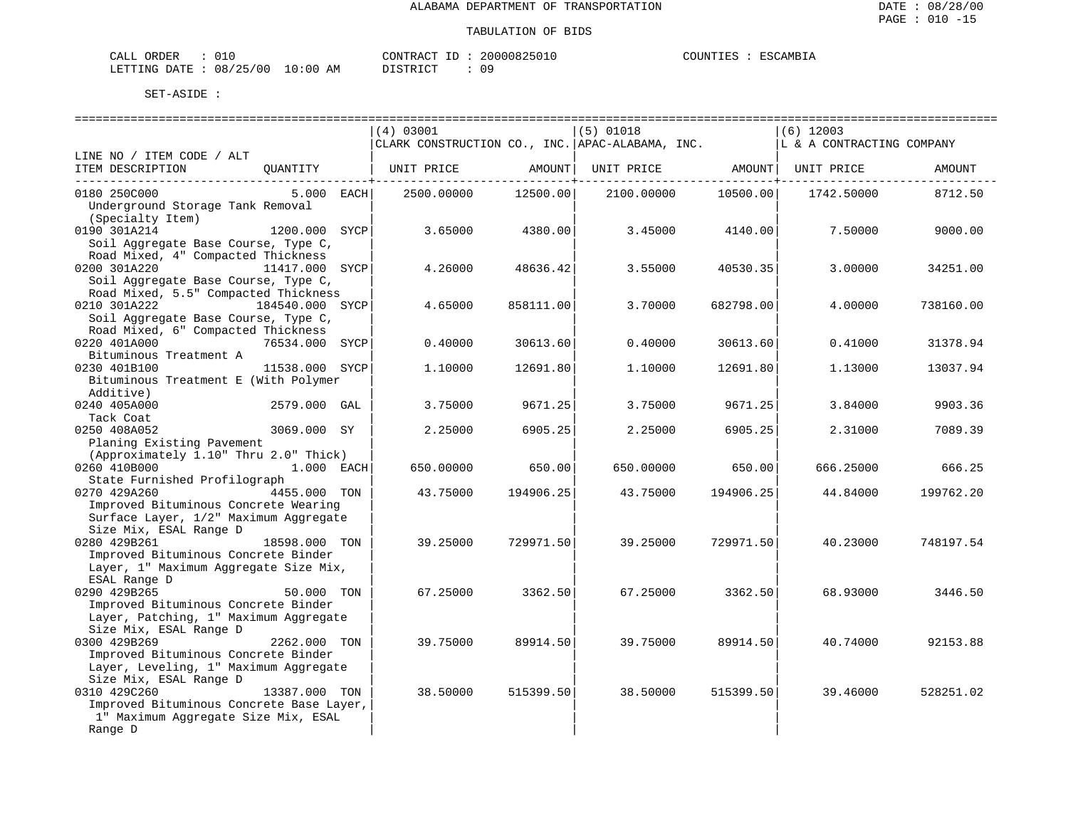# ALABAMA DEPARTMENT OF TRANSPORTATION

## TABULATION OF BIDS

CALL ORDER : 010 CONTRACT ID : 20000825010 COUNTIES : ESCAMBIA
LETTING DATE : 08/25/00 10:00 AM DISTRICT : 09

SET-ASIDE :

| LINE NO / ITEM CODE / ALT ITEM DESCRIPTION | QUANTITY | (4) 03001 CLARK CONSTRUCTION CO., INC. UNIT PRICE | AMOUNT | (5) 01018 APAC-ALABAMA, INC. UNIT PRICE | AMOUNT | (6) 12003 L & A CONTRACTING COMPANY UNIT PRICE | AMOUNT |
|---|---|---|---|---|---|---|---|
| 0180 250C000 Underground Storage Tank Removal (Specialty Item) | 5.000 EACH | 2500.00000 | 12500.00 | 2100.00000 | 10500.00 | 1742.50000 | 8712.50 |
| 0190 301A214 Soil Aggregate Base Course, Type C, Road Mixed, 4" Compacted Thickness | 1200.000 SYCP | 3.65000 | 4380.00 | 3.45000 | 4140.00 | 7.50000 | 9000.00 |
| 0200 301A220 Soil Aggregate Base Course, Type C, Road Mixed, 5.5" Compacted Thickness | 11417.000 SYCP | 4.26000 | 48636.42 | 3.55000 | 40530.35 | 3.00000 | 34251.00 |
| 0210 301A222 Soil Aggregate Base Course, Type C, Road Mixed, 6" Compacted Thickness | 184540.000 SYCP | 4.65000 | 858111.00 | 3.70000 | 682798.00 | 4.00000 | 738160.00 |
| 0220 401A000 Bituminous Treatment A | 76534.000 SYCP | 0.40000 | 30613.60 | 0.40000 | 30613.60 | 0.41000 | 31378.94 |
| 0230 401B100 Bituminous Treatment E (With Polymer Additive) | 11538.000 SYCP | 1.10000 | 12691.80 | 1.10000 | 12691.80 | 1.13000 | 13037.94 |
| 0240 405A000 Tack Coat | 2579.000 GAL | 3.75000 | 9671.25 | 3.75000 | 9671.25 | 3.84000 | 9903.36 |
| 0250 408A052 Planing Existing Pavement (Approximately 1.10" Thru 2.0" Thick) | 3069.000 SY | 2.25000 | 6905.25 | 2.25000 | 6905.25 | 2.31000 | 7089.39 |
| 0260 410B000 State Furnished Profilograph | 1.000 EACH | 650.00000 | 650.00 | 650.00000 | 650.00 | 666.25000 | 666.25 |
| 0270 429A260 Improved Bituminous Concrete Wearing Surface Layer, 1/2" Maximum Aggregate Size Mix, ESAL Range D | 4455.000 TON | 43.75000 | 194906.25 | 43.75000 | 194906.25 | 44.84000 | 199762.20 |
| 0280 429B261 Improved Bituminous Concrete Binder Layer, 1" Maximum Aggregate Size Mix, ESAL Range D | 18598.000 TON | 39.25000 | 729971.50 | 39.25000 | 729971.50 | 40.23000 | 748197.54 |
| 0290 429B265 Improved Bituminous Concrete Binder Layer, Patching, 1" Maximum Aggregate Size Mix, ESAL Range D | 50.000 TON | 67.25000 | 3362.50 | 67.25000 | 3362.50 | 68.93000 | 3446.50 |
| 0300 429B269 Improved Bituminous Concrete Binder Layer, Leveling, 1" Maximum Aggregate Size Mix, ESAL Range D | 2262.000 TON | 39.75000 | 89914.50 | 39.75000 | 89914.50 | 40.74000 | 92153.88 |
| 0310 429C260 Improved Bituminous Concrete Base Layer, 1" Maximum Aggregate Size Mix, ESAL Range D | 13387.000 TON | 38.50000 | 515399.50 | 38.50000 | 515399.50 | 39.46000 | 528251.02 |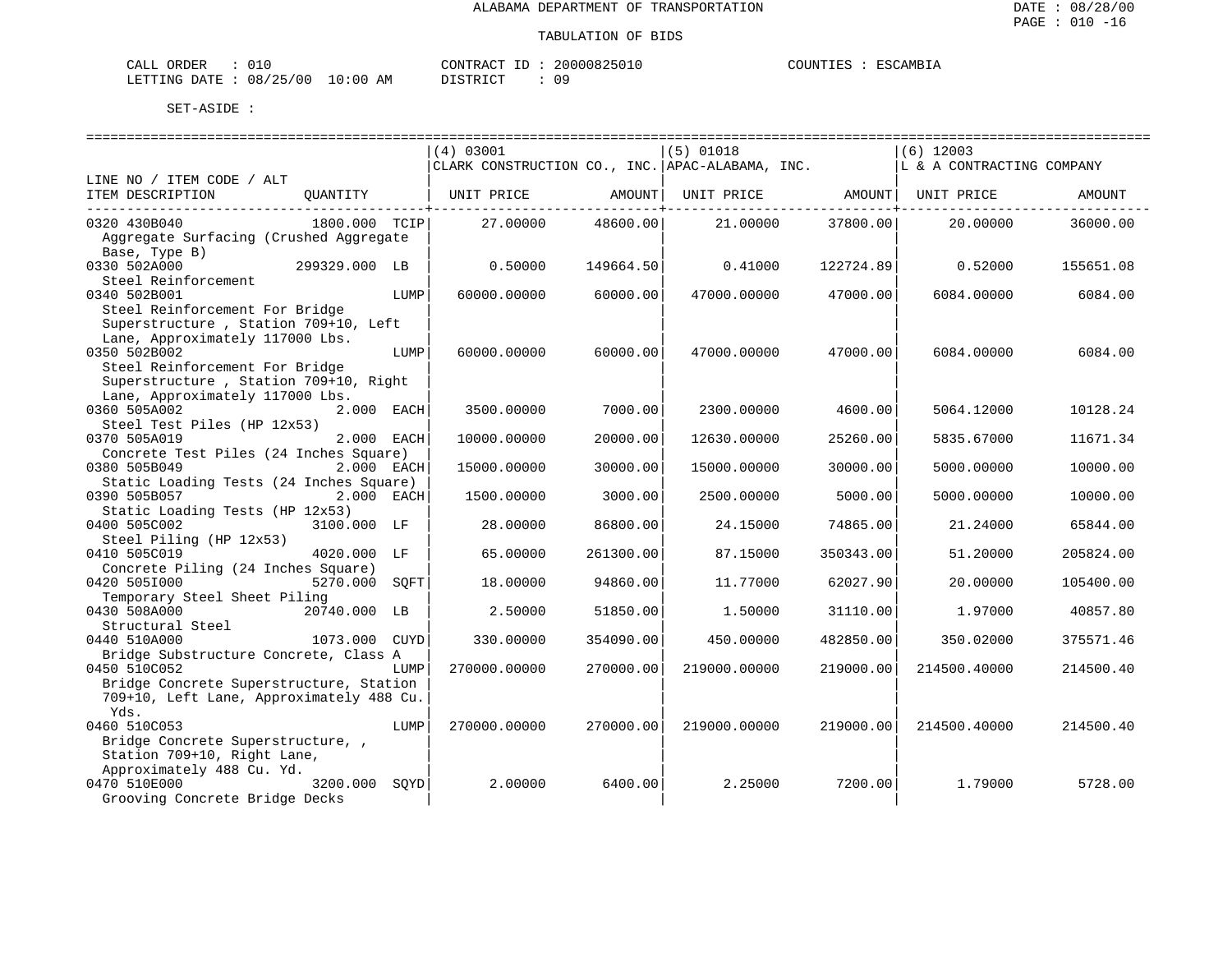ALABAMA DEPARTMENT OF TRANSPORTATION

TABULATION OF BIDS

CALL ORDER : 010 CONTRACT ID : 20000825010 COUNTIES : ESCAMBIA
LETTING DATE : 08/25/00 10:00 AM DISTRICT : 09

SET-ASIDE :

| LINE NO / ITEM CODE / ALT<br>ITEM DESCRIPTION | QUANTITY | (4) 03001<br>CLARK CONSTRUCTION CO., INC.<br>UNIT PRICE | AMOUNT | (5) 01018<br>APAC-ALABAMA, INC.<br>UNIT PRICE | AMOUNT | (6) 12003<br>L & A CONTRACTING COMPANY<br>UNIT PRICE | AMOUNT |
|---|---|---|---|---|---|---|---|
| 0320 430B040<br>Aggregate Surfacing (Crushed Aggregate Base, Type B) | 1800.000 TCIP | 27.00000 | 48600.00 | 21.00000 | 37800.00 | 20.00000 | 36000.00 |
| 0330 502A000<br>Steel Reinforcement | 299329.000 LB | 0.50000 | 149664.50 | 0.41000 | 122724.89 | 0.52000 | 155651.08 |
| 0340 502B001<br>Steel Reinforcement For Bridge Superstructure , Station 709+10, Left Lane, Approximately 117000 Lbs. | LUMP | 60000.00000 | 60000.00 | 47000.00000 | 47000.00 | 6084.00000 | 6084.00 |
| 0350 502B002<br>Steel Reinforcement For Bridge Superstructure , Station 709+10, Right Lane, Approximately 117000 Lbs. | LUMP | 60000.00000 | 60000.00 | 47000.00000 | 47000.00 | 6084.00000 | 6084.00 |
| 0360 505A002<br>Steel Test Piles (HP 12x53) | 2.000 EACH | 3500.00000 | 7000.00 | 2300.00000 | 4600.00 | 5064.12000 | 10128.24 |
| 0370 505A019<br>Concrete Test Piles (24 Inches Square) | 2.000 EACH | 10000.00000 | 20000.00 | 12630.00000 | 25260.00 | 5835.67000 | 11671.34 |
| 0380 505B049<br>Static Loading Tests (24 Inches Square) | 2.000 EACH | 15000.00000 | 30000.00 | 15000.00000 | 30000.00 | 5000.00000 | 10000.00 |
| 0390 505B057<br>Static Loading Tests (HP 12x53) | 2.000 EACH | 1500.00000 | 3000.00 | 2500.00000 | 5000.00 | 5000.00000 | 10000.00 |
| 0400 505C002<br>Steel Piling (HP 12x53) | 3100.000 LF | 28.00000 | 86800.00 | 24.15000 | 74865.00 | 21.24000 | 65844.00 |
| 0410 505C019<br>Concrete Piling (24 Inches Square) | 4020.000 LF | 65.00000 | 261300.00 | 87.15000 | 350343.00 | 51.20000 | 205824.00 |
| 0420 505I000<br>Temporary Steel Sheet Piling | 5270.000 SQFT | 18.00000 | 94860.00 | 11.77000 | 62027.90 | 20.00000 | 105400.00 |
| 0430 508A000<br>Structural Steel | 20740.000 LB | 2.50000 | 51850.00 | 1.50000 | 31110.00 | 1.97000 | 40857.80 |
| 0440 510A000<br>Bridge Substructure Concrete, Class A | 1073.000 CUYD | 330.00000 | 354090.00 | 450.00000 | 482850.00 | 350.02000 | 375571.46 |
| 0450 510C052<br>Bridge Concrete Superstructure, Station 709+10, Left Lane, Approximately 488 Cu. Yds. | LUMP | 270000.00000 | 270000.00 | 219000.00000 | 219000.00 | 214500.40000 | 214500.40 |
| 0460 510C053<br>Bridge Concrete Superstructure, , Station 709+10, Right Lane, Approximately 488 Cu. Yd. | LUMP | 270000.00000 | 270000.00 | 219000.00000 | 219000.00 | 214500.40000 | 214500.40 |
| 0470 510E000<br>Grooving Concrete Bridge Decks | 3200.000 SQYD | 2.00000 | 6400.00 | 2.25000 | 7200.00 | 1.79000 | 5728.00 |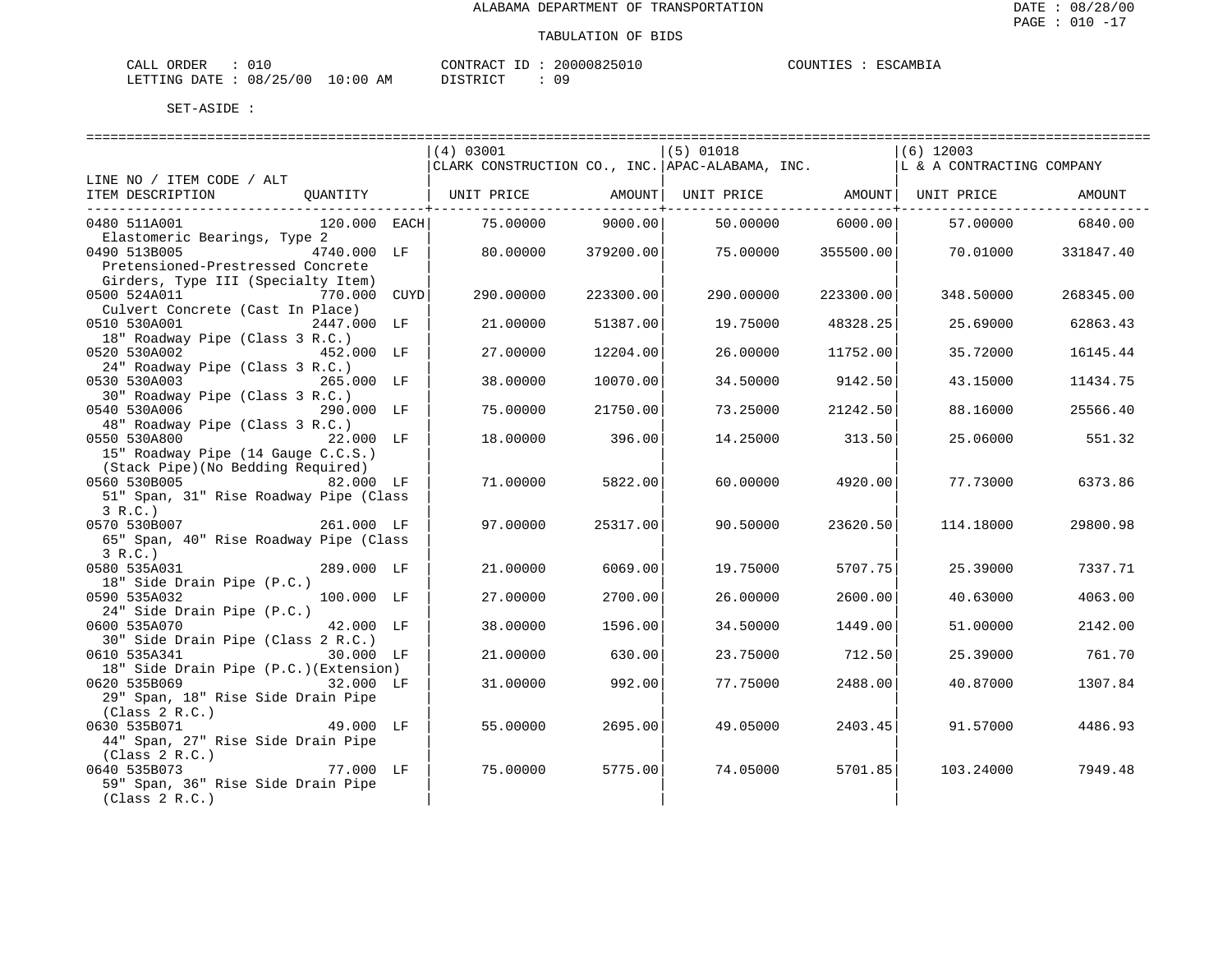ALABAMA DEPARTMENT OF TRANSPORTATION

TABULATION OF BIDS

DATE : 08/28/00
PAGE : 010 -17

CALL ORDER : 010 &nbsp;&nbsp;&nbsp;&nbsp; CONTRACT ID : 20000825010 &nbsp;&nbsp;&nbsp;&nbsp; COUNTIES : ESCAMBIA
LETTING DATE : 08/25/00 10:00 AM &nbsp;&nbsp;&nbsp;&nbsp; DISTRICT : 09

SET-ASIDE :

| LINE NO / ITEM CODE / ALT ITEM DESCRIPTION | QUANTITY | (4) 03001 CLARK CONSTRUCTION CO., INC. UNIT PRICE | AMOUNT | (5) 01018 APAC-ALABAMA, INC. UNIT PRICE | AMOUNT | (6) 12003 L & A CONTRACTING COMPANY UNIT PRICE | AMOUNT |
|---|---|---|---|---|---|---|---|
| 0480 511A001 Elastomeric Bearings, Type 2 | 120.000 EACH | 75.00000 | 9000.00 | 50.00000 | 6000.00 | 57.00000 | 6840.00 |
| 0490 513B005 Pretensioned-Prestressed Concrete Girders, Type III (Specialty Item) | 4740.000 LF | 80.00000 | 379200.00 | 75.00000 | 355500.00 | 70.01000 | 331847.40 |
| 0500 524A011 Culvert Concrete (Cast In Place) | 770.000 CUYD | 290.00000 | 223300.00 | 290.00000 | 223300.00 | 348.50000 | 268345.00 |
| 0510 530A001 18" Roadway Pipe (Class 3 R.C.) | 2447.000 LF | 21.00000 | 51387.00 | 19.75000 | 48328.25 | 25.69000 | 62863.43 |
| 0520 530A002 24" Roadway Pipe (Class 3 R.C.) | 452.000 LF | 27.00000 | 12204.00 | 26.00000 | 11752.00 | 35.72000 | 16145.44 |
| 0530 530A003 30" Roadway Pipe (Class 3 R.C.) | 265.000 LF | 38.00000 | 10070.00 | 34.50000 | 9142.50 | 43.15000 | 11434.75 |
| 0540 530A006 48" Roadway Pipe (Class 3 R.C.) | 290.000 LF | 75.00000 | 21750.00 | 73.25000 | 21242.50 | 88.16000 | 25566.40 |
| 0550 530A800 15" Roadway Pipe (14 Gauge C.C.S.) (Stack Pipe)(No Bedding Required) | 22.000 LF | 18.00000 | 396.00 | 14.25000 | 313.50 | 25.06000 | 551.32 |
| 0560 530B005 51" Span, 31" Rise Roadway Pipe (Class 3 R.C.) | 82.000 LF | 71.00000 | 5822.00 | 60.00000 | 4920.00 | 77.73000 | 6373.86 |
| 0570 530B007 65" Span, 40" Rise Roadway Pipe (Class 3 R.C.) | 261.000 LF | 97.00000 | 25317.00 | 90.50000 | 23620.50 | 114.18000 | 29800.98 |
| 0580 535A031 18" Side Drain Pipe (P.C.) | 289.000 LF | 21.00000 | 6069.00 | 19.75000 | 5707.75 | 25.39000 | 7337.71 |
| 0590 535A032 24" Side Drain Pipe (P.C.) | 100.000 LF | 27.00000 | 2700.00 | 26.00000 | 2600.00 | 40.63000 | 4063.00 |
| 0600 535A070 30" Side Drain Pipe (Class 2 R.C.) | 42.000 LF | 38.00000 | 1596.00 | 34.50000 | 1449.00 | 51.00000 | 2142.00 |
| 0610 535A341 18" Side Drain Pipe (P.C.)(Extension) | 30.000 LF | 21.00000 | 630.00 | 23.75000 | 712.50 | 25.39000 | 761.70 |
| 0620 535B069 29" Span, 18" Rise Side Drain Pipe (Class 2 R.C.) | 32.000 LF | 31.00000 | 992.00 | 77.75000 | 2488.00 | 40.87000 | 1307.84 |
| 0630 535B071 44" Span, 27" Rise Side Drain Pipe (Class 2 R.C.) | 49.000 LF | 55.00000 | 2695.00 | 49.05000 | 2403.45 | 91.57000 | 4486.93 |
| 0640 535B073 59" Span, 36" Rise Side Drain Pipe (Class 2 R.C.) | 77.000 LF | 75.00000 | 5775.00 | 74.05000 | 5701.85 | 103.24000 | 7949.48 |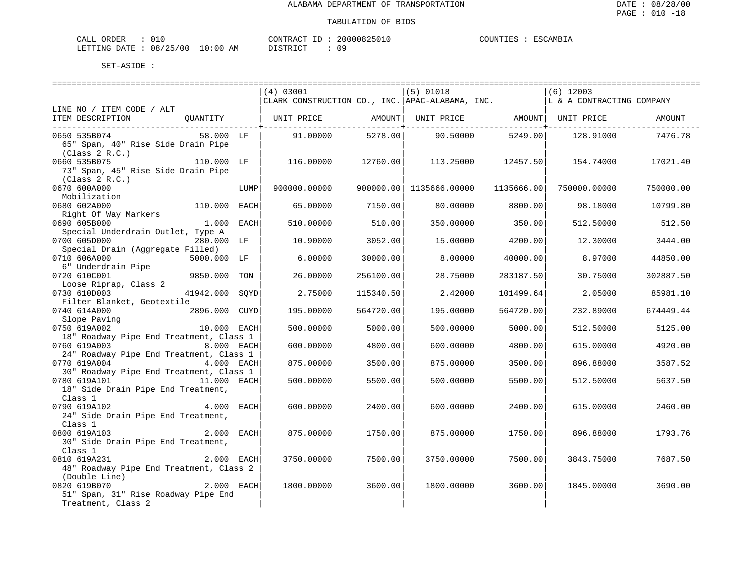ALABAMA DEPARTMENT OF TRANSPORTATION

TABULATION OF BIDS

CALL ORDER : 010 &nbsp;&nbsp;&nbsp;&nbsp; CONTRACT ID : 20000825010 &nbsp;&nbsp;&nbsp;&nbsp; COUNTIES : ESCAMBIA
LETTING DATE : 08/25/00 10:00 AM &nbsp;&nbsp;&nbsp;&nbsp; DISTRICT : 09

SET-ASIDE :

| LINE NO / ITEM CODE / ALT ITEM DESCRIPTION | QUANTITY | | (4) 03001 CLARK CONSTRUCTION CO., INC. UNIT PRICE | AMOUNT | (5) 01018 APAC-ALABAMA, INC. UNIT PRICE | AMOUNT | (6) 12003 L & A CONTRACTING COMPANY UNIT PRICE | AMOUNT |
|---|---|---|---|---|---|---|---|---|
| 0650 535B074 65" Span, 40" Rise Side Drain Pipe (Class 2 R.C.) | 58.000 | LF | 91.00000 | 5278.00 | 90.50000 | 5249.00 | 128.91000 | 7476.78 |
| 0660 535B075 73" Span, 45" Rise Side Drain Pipe (Class 2 R.C.) | 110.000 | LF | 116.00000 | 12760.00 | 113.25000 | 12457.50 | 154.74000 | 17021.40 |
| 0670 600A000 Mobilization | | LUMP | 900000.00000 | 900000.00 | 1135666.00000 | 1135666.00 | 750000.00000 | 750000.00 |
| 0680 602A000 Right Of Way Markers | 110.000 | EACH | 65.00000 | 7150.00 | 80.00000 | 8800.00 | 98.18000 | 10799.80 |
| 0690 605B000 Special Underdrain Outlet, Type A | 1.000 | EACH | 510.00000 | 510.00 | 350.00000 | 350.00 | 512.50000 | 512.50 |
| 0700 605D000 Special Drain (Aggregate Filled) | 280.000 | LF | 10.90000 | 3052.00 | 15.00000 | 4200.00 | 12.30000 | 3444.00 |
| 0710 606A000 6" Underdrain Pipe | 5000.000 | LF | 6.00000 | 30000.00 | 8.00000 | 40000.00 | 8.97000 | 44850.00 |
| 0720 610C001 Loose Riprap, Class 2 | 9850.000 | TON | 26.00000 | 256100.00 | 28.75000 | 283187.50 | 30.75000 | 302887.50 |
| 0730 610D003 Filter Blanket, Geotextile | 41942.000 | SQYD | 2.75000 | 115340.50 | 2.42000 | 101499.64 | 2.05000 | 85981.10 |
| 0740 614A000 Slope Paving | 2896.000 | CUYD | 195.00000 | 564720.00 | 195.00000 | 564720.00 | 232.89000 | 674449.44 |
| 0750 619A002 18" Roadway Pipe End Treatment, Class 1 | 10.000 | EACH | 500.00000 | 5000.00 | 500.00000 | 5000.00 | 512.50000 | 5125.00 |
| 0760 619A003 24" Roadway Pipe End Treatment, Class 1 | 8.000 | EACH | 600.00000 | 4800.00 | 600.00000 | 4800.00 | 615.00000 | 4920.00 |
| 0770 619A004 30" Roadway Pipe End Treatment, Class 1 | 4.000 | EACH | 875.00000 | 3500.00 | 875.00000 | 3500.00 | 896.88000 | 3587.52 |
| 0780 619A101 18" Side Drain Pipe End Treatment, Class 1 | 11.000 | EACH | 500.00000 | 5500.00 | 500.00000 | 5500.00 | 512.50000 | 5637.50 |
| 0790 619A102 24" Side Drain Pipe End Treatment, Class 1 | 4.000 | EACH | 600.00000 | 2400.00 | 600.00000 | 2400.00 | 615.00000 | 2460.00 |
| 0800 619A103 30" Side Drain Pipe End Treatment, Class 1 | 2.000 | EACH | 875.00000 | 1750.00 | 875.00000 | 1750.00 | 896.88000 | 1793.76 |
| 0810 619A231 48" Roadway Pipe End Treatment, Class 2 (Double Line) | 2.000 | EACH | 3750.00000 | 7500.00 | 3750.00000 | 7500.00 | 3843.75000 | 7687.50 |
| 0820 619B070 51" Span, 31" Rise Roadway Pipe End Treatment, Class 2 | 2.000 | EACH | 1800.00000 | 3600.00 | 1800.00000 | 3600.00 | 1845.00000 | 3690.00 |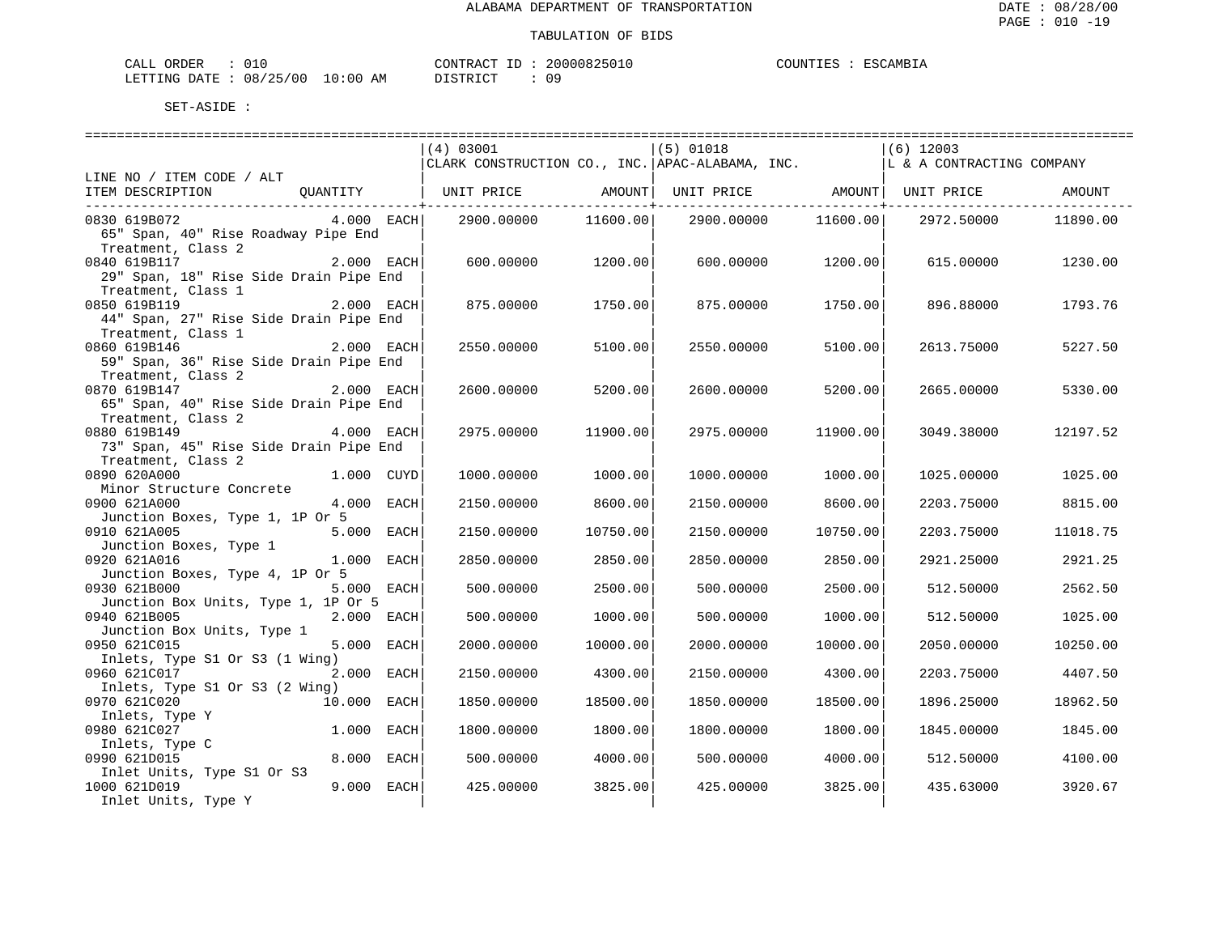ALABAMA DEPARTMENT OF TRANSPORTATION

TABULATION OF BIDS

CALL ORDER : 010    CONTRACT ID : 20000825010    COUNTIES : ESCAMBIA
LETTING DATE : 08/25/00 10:00 AM    DISTRICT : 09

SET-ASIDE :

| LINE NO / ITEM CODE / ALT ITEM DESCRIPTION | QUANTITY | (4) 03001 CLARK CONSTRUCTION CO., INC. UNIT PRICE | AMOUNT | (5) 01018 APAC-ALABAMA, INC. UNIT PRICE | AMOUNT | (6) 12003 L & A CONTRACTING COMPANY UNIT PRICE | AMOUNT |
|---|---|---|---|---|---|---|---|
| 0830 619B072 65" Span, 40" Rise Roadway Pipe End Treatment, Class 2 | 4.000 EACH | 2900.00000 | 11600.00 | 2900.00000 | 11600.00 | 2972.50000 | 11890.00 |
| 0840 619B117 29" Span, 18" Rise Side Drain Pipe End Treatment, Class 1 | 2.000 EACH | 600.00000 | 1200.00 | 600.00000 | 1200.00 | 615.00000 | 1230.00 |
| 0850 619B119 44" Span, 27" Rise Side Drain Pipe End Treatment, Class 1 | 2.000 EACH | 875.00000 | 1750.00 | 875.00000 | 1750.00 | 896.88000 | 1793.76 |
| 0860 619B146 59" Span, 36" Rise Side Drain Pipe End Treatment, Class 2 | 2.000 EACH | 2550.00000 | 5100.00 | 2550.00000 | 5100.00 | 2613.75000 | 5227.50 |
| 0870 619B147 65" Span, 40" Rise Side Drain Pipe End Treatment, Class 2 | 2.000 EACH | 2600.00000 | 5200.00 | 2600.00000 | 5200.00 | 2665.00000 | 5330.00 |
| 0880 619B149 73" Span, 45" Rise Side Drain Pipe End Treatment, Class 2 | 4.000 EACH | 2975.00000 | 11900.00 | 2975.00000 | 11900.00 | 3049.38000 | 12197.52 |
| 0890 620A000 Minor Structure Concrete | 1.000 CUYD | 1000.00000 | 1000.00 | 1000.00000 | 1000.00 | 1025.00000 | 1025.00 |
| 0900 621A000 Junction Boxes, Type 1, 1P Or 5 | 4.000 EACH | 2150.00000 | 8600.00 | 2150.00000 | 8600.00 | 2203.75000 | 8815.00 |
| 0910 621A005 Junction Boxes, Type 1 | 5.000 EACH | 2150.00000 | 10750.00 | 2150.00000 | 10750.00 | 2203.75000 | 11018.75 |
| 0920 621A016 Junction Boxes, Type 4, 1P Or 5 | 1.000 EACH | 2850.00000 | 2850.00 | 2850.00000 | 2850.00 | 2921.25000 | 2921.25 |
| 0930 621B000 Junction Box Units, Type 1, 1P Or 5 | 5.000 EACH | 500.00000 | 2500.00 | 500.00000 | 2500.00 | 512.50000 | 2562.50 |
| 0940 621B005 Junction Box Units, Type 1 | 2.000 EACH | 500.00000 | 1000.00 | 500.00000 | 1000.00 | 512.50000 | 1025.00 |
| 0950 621C015 Inlets, Type S1 Or S3 (1 Wing) | 5.000 EACH | 2000.00000 | 10000.00 | 2000.00000 | 10000.00 | 2050.00000 | 10250.00 |
| 0960 621C017 Inlets, Type S1 Or S3 (2 Wing) | 2.000 EACH | 2150.00000 | 4300.00 | 2150.00000 | 4300.00 | 2203.75000 | 4407.50 |
| 0970 621C020 Inlets, Type Y | 10.000 EACH | 1850.00000 | 18500.00 | 1850.00000 | 18500.00 | 1896.25000 | 18962.50 |
| 0980 621C027 Inlets, Type C | 1.000 EACH | 1800.00000 | 1800.00 | 1800.00000 | 1800.00 | 1845.00000 | 1845.00 |
| 0990 621D015 Inlet Units, Type S1 Or S3 | 8.000 EACH | 500.00000 | 4000.00 | 500.00000 | 4000.00 | 512.50000 | 4100.00 |
| 1000 621D019 Inlet Units, Type Y | 9.000 EACH | 425.00000 | 3825.00 | 425.00000 | 3825.00 | 435.63000 | 3920.67 |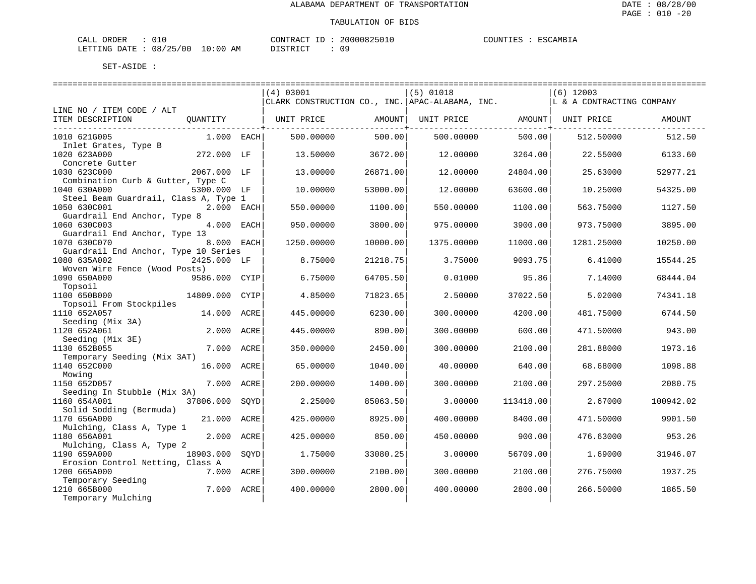ALABAMA DEPARTMENT OF TRANSPORTATION

TABULATION OF BIDS

CALL ORDER : 010  
LETTING DATE : 08/25/00 10:00 AM

CONTRACT ID : 20000825010  
DISTRICT : 09

COUNTIES : ESCAMBIA

SET-ASIDE :

| LINE NO / ITEM CODE / ALT<br>ITEM DESCRIPTION | QUANTITY | | (4) 03001<br>CLARK CONSTRUCTION CO., INC.<br>UNIT PRICE | AMOUNT | (5) 01018<br>APAC-ALABAMA, INC.<br>UNIT PRICE | AMOUNT | (6) 12003<br>L & A CONTRACTING COMPANY<br>UNIT PRICE | AMOUNT |
|---|---|---|---|---|---|---|---|---|
| 1010 621G005<br>Inlet Grates, Type B | 1.000 | EACH | 500.00000 | 500.00 | 500.00000 | 500.00 | 512.50000 | 512.50 |
| 1020 623A000<br>Concrete Gutter | 272.000 | LF | 13.50000 | 3672.00 | 12.00000 | 3264.00 | 22.55000 | 6133.60 |
| 1030 623C000<br>Combination Curb & Gutter, Type C | 2067.000 | LF | 13.00000 | 26871.00 | 12.00000 | 24804.00 | 25.63000 | 52977.21 |
| 1040 630A000<br>Steel Beam Guardrail, Class A, Type 1 | 5300.000 | LF | 10.00000 | 53000.00 | 12.00000 | 63600.00 | 10.25000 | 54325.00 |
| 1050 630C001<br>Guardrail End Anchor, Type 8 | 2.000 | EACH | 550.00000 | 1100.00 | 550.00000 | 1100.00 | 563.75000 | 1127.50 |
| 1060 630C003<br>Guardrail End Anchor, Type 13 | 4.000 | EACH | 950.00000 | 3800.00 | 975.00000 | 3900.00 | 973.75000 | 3895.00 |
| 1070 630C070<br>Guardrail End Anchor, Type 10 Series | 8.000 | EACH | 1250.00000 | 10000.00 | 1375.00000 | 11000.00 | 1281.25000 | 10250.00 |
| 1080 635A002<br>Woven Wire Fence (Wood Posts) | 2425.000 | LF | 8.75000 | 21218.75 | 3.75000 | 9093.75 | 6.41000 | 15544.25 |
| 1090 650A000<br>Topsoil | 9586.000 | CYIP | 6.75000 | 64705.50 | 0.01000 | 95.86 | 7.14000 | 68444.04 |
| 1100 650B000<br>Topsoil From Stockpiles | 14809.000 | CYIP | 4.85000 | 71823.65 | 2.50000 | 37022.50 | 5.02000 | 74341.18 |
| 1110 652A057<br>Seeding (Mix 3A) | 14.000 | ACRE | 445.00000 | 6230.00 | 300.00000 | 4200.00 | 481.75000 | 6744.50 |
| 1120 652A061<br>Seeding (Mix 3E) | 2.000 | ACRE | 445.00000 | 890.00 | 300.00000 | 600.00 | 471.50000 | 943.00 |
| 1130 652B055<br>Temporary Seeding (Mix 3AT) | 7.000 | ACRE | 350.00000 | 2450.00 | 300.00000 | 2100.00 | 281.88000 | 1973.16 |
| 1140 652C000<br>Mowing | 16.000 | ACRE | 65.00000 | 1040.00 | 40.00000 | 640.00 | 68.68000 | 1098.88 |
| 1150 652D057<br>Seeding In Stubble (Mix 3A) | 7.000 | ACRE | 200.00000 | 1400.00 | 300.00000 | 2100.00 | 297.25000 | 2080.75 |
| 1160 654A001<br>Solid Sodding (Bermuda) | 37806.000 | SQYD | 2.25000 | 85063.50 | 3.00000 | 113418.00 | 2.67000 | 100942.02 |
| 1170 656A000<br>Mulching, Class A, Type 1 | 21.000 | ACRE | 425.00000 | 8925.00 | 400.00000 | 8400.00 | 471.50000 | 9901.50 |
| 1180 656A001<br>Mulching, Class A, Type 2 | 2.000 | ACRE | 425.00000 | 850.00 | 450.00000 | 900.00 | 476.63000 | 953.26 |
| 1190 659A000<br>Erosion Control Netting, Class A | 18903.000 | SQYD | 1.75000 | 33080.25 | 3.00000 | 56709.00 | 1.69000 | 31946.07 |
| 1200 665A000<br>Temporary Seeding | 7.000 | ACRE | 300.00000 | 2100.00 | 300.00000 | 2100.00 | 276.75000 | 1937.25 |
| 1210 665B000<br>Temporary Mulching | 7.000 | ACRE | 400.00000 | 2800.00 | 400.00000 | 2800.00 | 266.50000 | 1865.50 |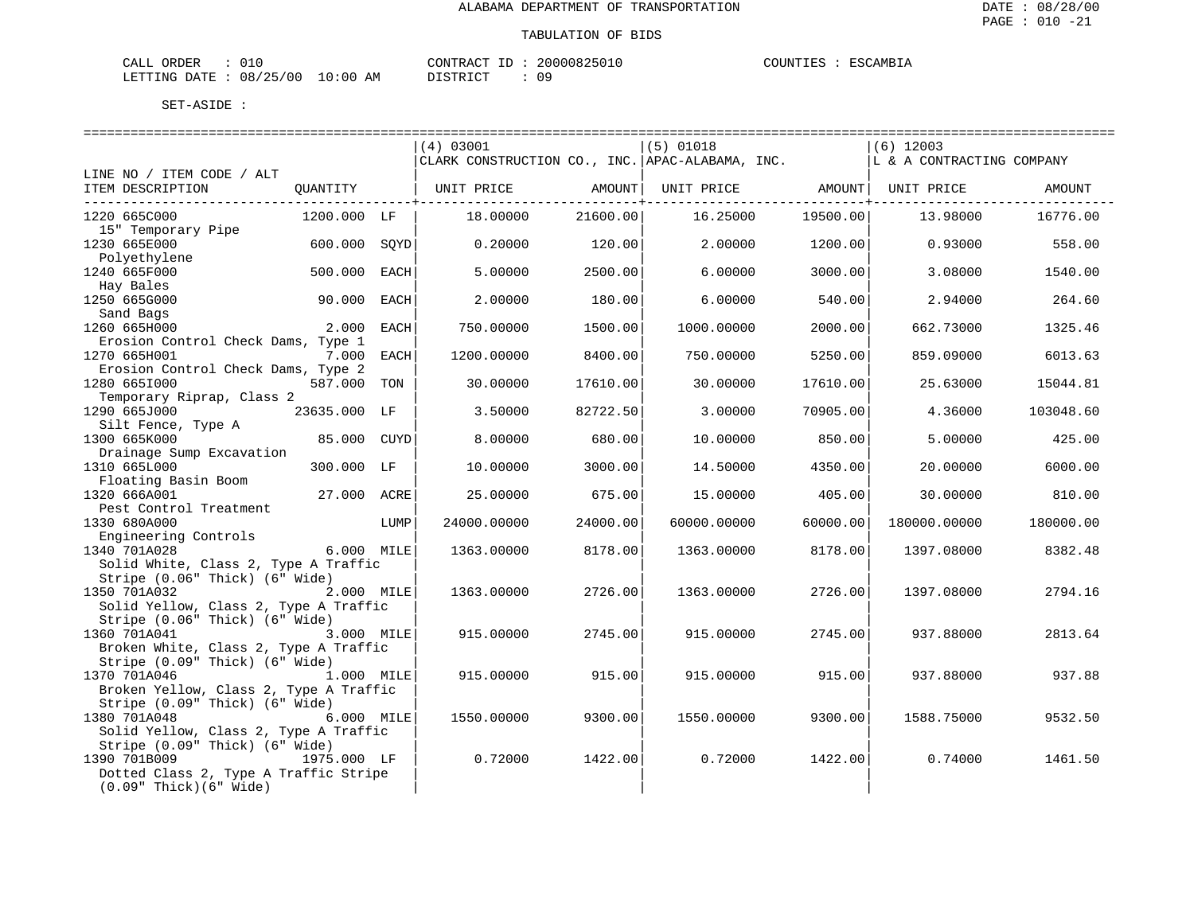ALABAMA DEPARTMENT OF TRANSPORTATION

TABULATION OF BIDS

CALL ORDER : 010 CONTRACT ID : 20000825010 COUNTIES : ESCAMBIA
LETTING DATE : 08/25/00 10:00 AM DISTRICT : 09

SET-ASIDE :

| LINE NO / ITEM CODE / ALT ITEM DESCRIPTION | QUANTITY | | (4) 03001 CLARK CONSTRUCTION CO., INC. UNIT PRICE | AMOUNT | (5) 01018 APAC-ALABAMA, INC. UNIT PRICE | AMOUNT | (6) 12003 L & A CONTRACTING COMPANY UNIT PRICE | AMOUNT |
|---|---|---|---|---|---|---|---|---|
| 1220 665C000 15" Temporary Pipe | 1200.000 | LF | 18.00000 | 21600.00 | 16.25000 | 19500.00 | 13.98000 | 16776.00 |
| 1230 665E000 Polyethylene | 600.000 | SQYD | 0.20000 | 120.00 | 2.00000 | 1200.00 | 0.93000 | 558.00 |
| 1240 665F000 Hay Bales | 500.000 | EACH | 5.00000 | 2500.00 | 6.00000 | 3000.00 | 3.08000 | 1540.00 |
| 1250 665G000 Sand Bags | 90.000 | EACH | 2.00000 | 180.00 | 6.00000 | 540.00 | 2.94000 | 264.60 |
| 1260 665H000 Erosion Control Check Dams, Type 1 | 2.000 | EACH | 750.00000 | 1500.00 | 1000.00000 | 2000.00 | 662.73000 | 1325.46 |
| 1270 665H001 Erosion Control Check Dams, Type 2 | 7.000 | EACH | 1200.00000 | 8400.00 | 750.00000 | 5250.00 | 859.09000 | 6013.63 |
| 1280 665I000 Temporary Riprap, Class 2 | 587.000 | TON | 30.00000 | 17610.00 | 30.00000 | 17610.00 | 25.63000 | 15044.81 |
| 1290 665J000 Silt Fence, Type A | 23635.000 | LF | 3.50000 | 82722.50 | 3.00000 | 70905.00 | 4.36000 | 103048.60 |
| 1300 665K000 Drainage Sump Excavation | 85.000 | CUYD | 8.00000 | 680.00 | 10.00000 | 850.00 | 5.00000 | 425.00 |
| 1310 665L000 Floating Basin Boom | 300.000 | LF | 10.00000 | 3000.00 | 14.50000 | 4350.00 | 20.00000 | 6000.00 |
| 1320 666A001 Pest Control Treatment | 27.000 | ACRE | 25.00000 | 675.00 | 15.00000 | 405.00 | 30.00000 | 810.00 |
| 1330 680A000 Engineering Controls | | LUMP | 24000.00000 | 24000.00 | 60000.00000 | 60000.00 | 180000.00000 | 180000.00 |
| 1340 701A028 Solid White, Class 2, Type A Traffic Stripe (0.06" Thick) (6" Wide) | 6.000 | MILE | 1363.00000 | 8178.00 | 1363.00000 | 8178.00 | 1397.08000 | 8382.48 |
| 1350 701A032 Solid Yellow, Class 2, Type A Traffic Stripe (0.06" Thick) (6" Wide) | 2.000 | MILE | 1363.00000 | 2726.00 | 1363.00000 | 2726.00 | 1397.08000 | 2794.16 |
| 1360 701A041 Broken White, Class 2, Type A Traffic Stripe (0.09" Thick) (6" Wide) | 3.000 | MILE | 915.00000 | 2745.00 | 915.00000 | 2745.00 | 937.88000 | 2813.64 |
| 1370 701A046 Broken Yellow, Class 2, Type A Traffic Stripe (0.09" Thick) (6" Wide) | 1.000 | MILE | 915.00000 | 915.00 | 915.00000 | 915.00 | 937.88000 | 937.88 |
| 1380 701A048 Solid Yellow, Class 2, Type A Traffic Stripe (0.09" Thick) (6" Wide) | 6.000 | MILE | 1550.00000 | 9300.00 | 1550.00000 | 9300.00 | 1588.75000 | 9532.50 |
| 1390 701B009 Dotted Class 2, Type A Traffic Stripe (0.09" Thick)(6" Wide) | 1975.000 | LF | 0.72000 | 1422.00 | 0.72000 | 1422.00 | 0.74000 | 1461.50 |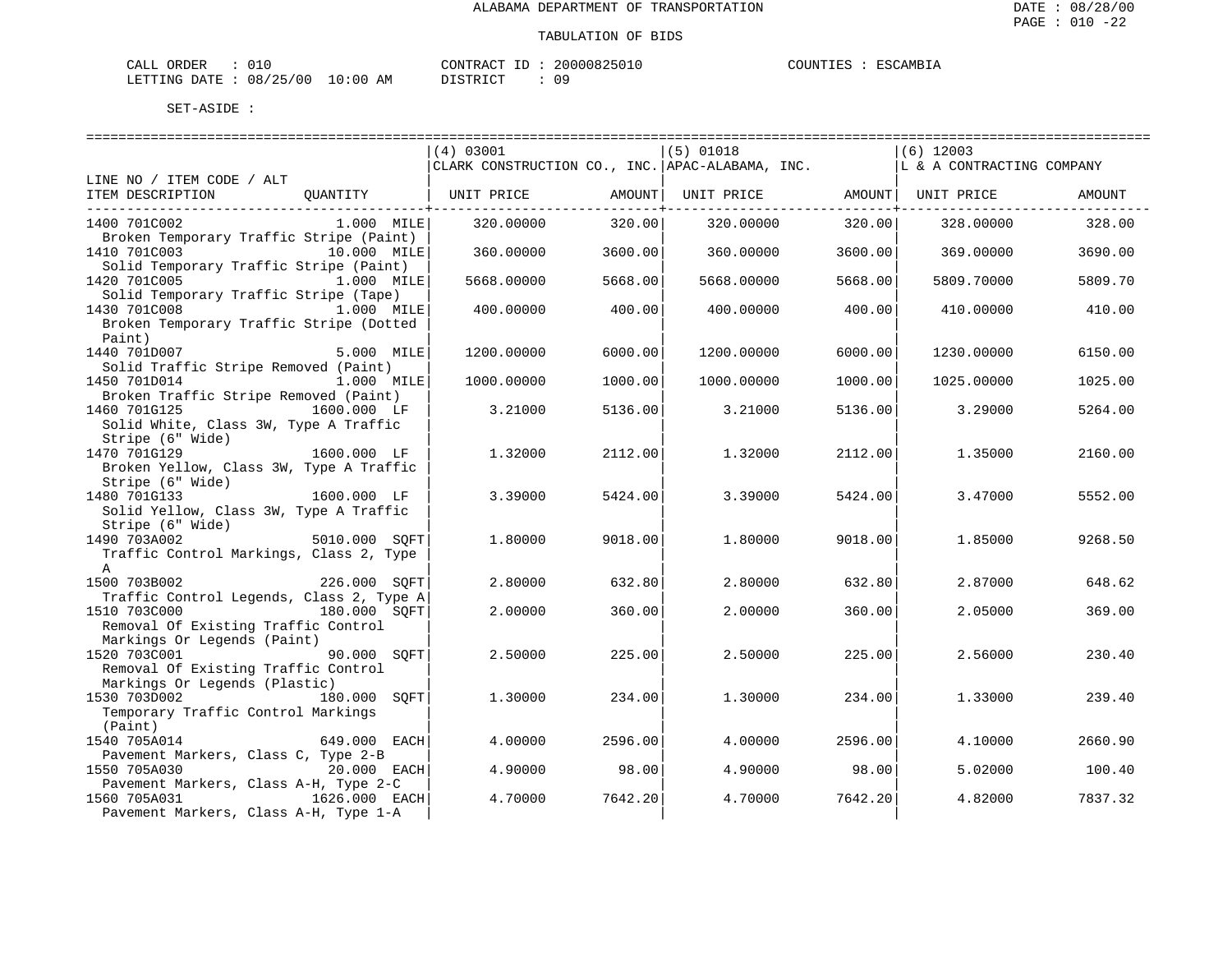ALABAMA DEPARTMENT OF TRANSPORTATION

TABULATION OF BIDS

CALL ORDER : 010 CONTRACT ID : 20000825010 COUNTIES : ESCAMBIA
LETTING DATE : 08/25/00 10:00 AM DISTRICT : 09

SET-ASIDE :

| LINE NO / ITEM CODE / ALT ITEM DESCRIPTION | QUANTITY | (4) 03001 CLARK CONSTRUCTION CO., INC. UNIT PRICE | AMOUNT | (5) 01018 APAC-ALABAMA, INC. UNIT PRICE | AMOUNT | (6) 12003 L & A CONTRACTING COMPANY UNIT PRICE | AMOUNT |
|---|---|---|---|---|---|---|---|
| 1400 701C002 Broken Temporary Traffic Stripe (Paint) | 1.000 MILE | 320.00000 | 320.00 | 320.00000 | 320.00 | 328.00000 | 328.00 |
| 1410 701C003 Solid Temporary Traffic Stripe (Paint) | 10.000 MILE | 360.00000 | 3600.00 | 360.00000 | 3600.00 | 369.00000 | 3690.00 |
| 1420 701C005 Solid Temporary Traffic Stripe (Tape) | 1.000 MILE | 5668.00000 | 5668.00 | 5668.00000 | 5668.00 | 5809.70000 | 5809.70 |
| 1430 701C008 Broken Temporary Traffic Stripe (Dotted Paint) | 1.000 MILE | 400.00000 | 400.00 | 400.00000 | 400.00 | 410.00000 | 410.00 |
| 1440 701D007 Solid Traffic Stripe Removed (Paint) | 5.000 MILE | 1200.00000 | 6000.00 | 1200.00000 | 6000.00 | 1230.00000 | 6150.00 |
| 1450 701D014 Broken Traffic Stripe Removed (Paint) | 1.000 MILE | 1000.00000 | 1000.00 | 1000.00000 | 1000.00 | 1025.00000 | 1025.00 |
| 1460 701G125 Solid White, Class 3W, Type A Traffic Stripe (6" Wide) | 1600.000 LF | 3.21000 | 5136.00 | 3.21000 | 5136.00 | 3.29000 | 5264.00 |
| 1470 701G129 Broken Yellow, Class 3W, Type A Traffic Stripe (6" Wide) | 1600.000 LF | 1.32000 | 2112.00 | 1.32000 | 2112.00 | 1.35000 | 2160.00 |
| 1480 701G133 Solid Yellow, Class 3W, Type A Traffic Stripe (6" Wide) | 1600.000 LF | 3.39000 | 5424.00 | 3.39000 | 5424.00 | 3.47000 | 5552.00 |
| 1490 703A002 Traffic Control Markings, Class 2, Type A | 5010.000 SQFT | 1.80000 | 9018.00 | 1.80000 | 9018.00 | 1.85000 | 9268.50 |
| 1500 703B002 Traffic Control Legends, Class 2, Type A | 226.000 SQFT | 2.80000 | 632.80 | 2.80000 | 632.80 | 2.87000 | 648.62 |
| 1510 703C000 Removal Of Existing Traffic Control Markings Or Legends (Paint) | 180.000 SQFT | 2.00000 | 360.00 | 2.00000 | 360.00 | 2.05000 | 369.00 |
| 1520 703C001 Removal Of Existing Traffic Control Markings Or Legends (Plastic) | 90.000 SQFT | 2.50000 | 225.00 | 2.50000 | 225.00 | 2.56000 | 230.40 |
| 1530 703D002 Temporary Traffic Control Markings (Paint) | 180.000 SQFT | 1.30000 | 234.00 | 1.30000 | 234.00 | 1.33000 | 239.40 |
| 1540 705A014 Pavement Markers, Class C, Type 2-B | 649.000 EACH | 4.00000 | 2596.00 | 4.00000 | 2596.00 | 4.10000 | 2660.90 |
| 1550 705A030 Pavement Markers, Class A-H, Type 2-C | 20.000 EACH | 4.90000 | 98.00 | 4.90000 | 98.00 | 5.02000 | 100.40 |
| 1560 705A031 Pavement Markers, Class A-H, Type 1-A | 1626.000 EACH | 4.70000 | 7642.20 | 4.70000 | 7642.20 | 4.82000 | 7837.32 |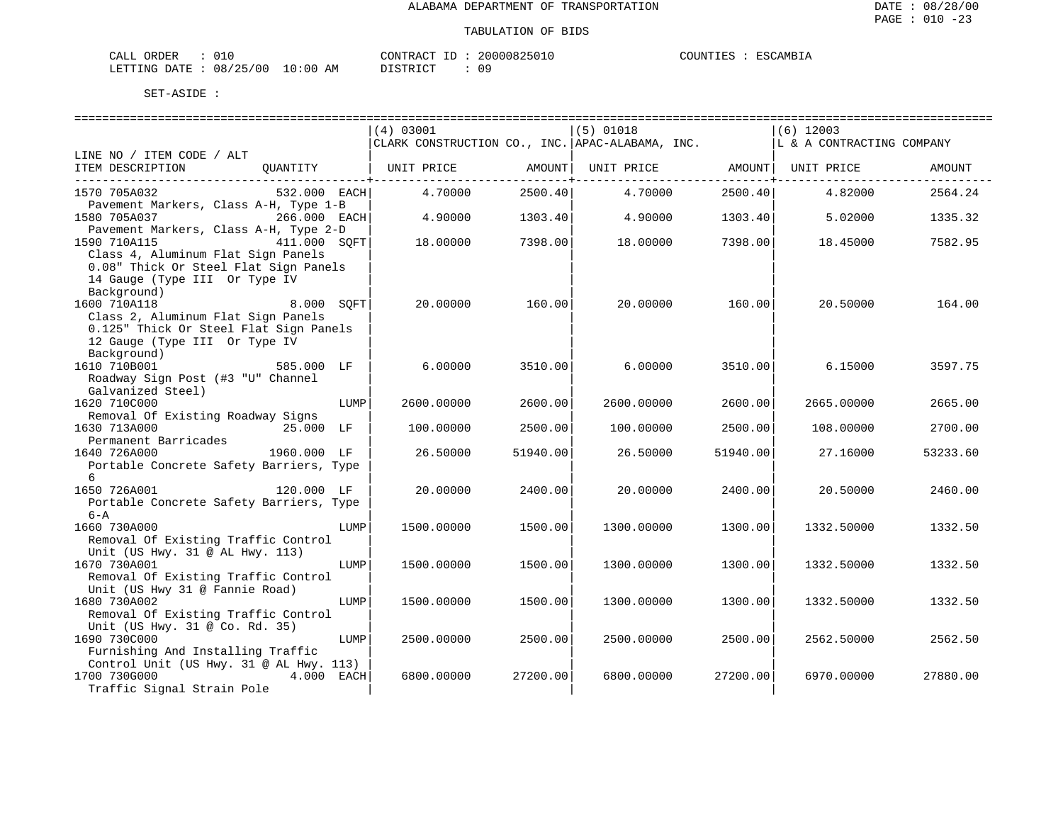ALABAMA DEPARTMENT OF TRANSPORTATION

TABULATION OF BIDS

CALL ORDER : 010 CONTRACT ID : 20000825010 COUNTIES : ESCAMBIA
LETTING DATE : 08/25/00 10:00 AM DISTRICT : 09

SET-ASIDE :

| LINE NO / ITEM CODE / ALT ITEM DESCRIPTION | QUANTITY | (4) 03001 CLARK CONSTRUCTION CO., INC. UNIT PRICE | AMOUNT | (5) 01018 APAC-ALABAMA, INC. UNIT PRICE | AMOUNT | (6) 12003 L & A CONTRACTING COMPANY UNIT PRICE | AMOUNT |
|---|---|---|---|---|---|---|---|
| 1570 705A032 Pavement Markers, Class A-H, Type 1-B | 532.000 EACH | 4.70000 | 2500.40 | 4.70000 | 2500.40 | 4.82000 | 2564.24 |
| 1580 705A037 Pavement Markers, Class A-H, Type 2-D | 266.000 EACH | 4.90000 | 1303.40 | 4.90000 | 1303.40 | 5.02000 | 1335.32 |
| 1590 710A115 Class 4, Aluminum Flat Sign Panels 0.08" Thick Or Steel Flat Sign Panels 14 Gauge (Type III Or Type IV Background) | 411.000 SQFT | 18.00000 | 7398.00 | 18.00000 | 7398.00 | 18.45000 | 7582.95 |
| 1600 710A118 Class 2, Aluminum Flat Sign Panels 0.125" Thick Or Steel Flat Sign Panels 12 Gauge (Type III Or Type IV Background) | 8.000 SQFT | 20.00000 | 160.00 | 20.00000 | 160.00 | 20.50000 | 164.00 |
| 1610 710B001 Roadway Sign Post (#3 "U" Channel Galvanized Steel) | 585.000 LF | 6.00000 | 3510.00 | 6.00000 | 3510.00 | 6.15000 | 3597.75 |
| 1620 710C000 Removal Of Existing Roadway Signs | LUMP | 2600.00000 | 2600.00 | 2600.00000 | 2600.00 | 2665.00000 | 2665.00 |
| 1630 713A000 Permanent Barricades | 25.000 LF | 100.00000 | 2500.00 | 100.00000 | 2500.00 | 108.00000 | 2700.00 |
| 1640 726A000 Portable Concrete Safety Barriers, Type 6 | 1960.000 LF | 26.50000 | 51940.00 | 26.50000 | 51940.00 | 27.16000 | 53233.60 |
| 1650 726A001 Portable Concrete Safety Barriers, Type 6-A | 120.000 LF | 20.00000 | 2400.00 | 20.00000 | 2400.00 | 20.50000 | 2460.00 |
| 1660 730A000 Removal Of Existing Traffic Control Unit (US Hwy. 31 @ AL Hwy. 113) | LUMP | 1500.00000 | 1500.00 | 1300.00000 | 1300.00 | 1332.50000 | 1332.50 |
| 1670 730A001 Removal Of Existing Traffic Control Unit (US Hwy 31 @ Fannie Road) | LUMP | 1500.00000 | 1500.00 | 1300.00000 | 1300.00 | 1332.50000 | 1332.50 |
| 1680 730A002 Removal Of Existing Traffic Control Unit (US Hwy. 31 @ Co. Rd. 35) | LUMP | 1500.00000 | 1500.00 | 1300.00000 | 1300.00 | 1332.50000 | 1332.50 |
| 1690 730C000 Furnishing And Installing Traffic Control Unit (US Hwy. 31 @ AL Hwy. 113) | LUMP | 2500.00000 | 2500.00 | 2500.00000 | 2500.00 | 2562.50000 | 2562.50 |
| 1700 730G000 Traffic Signal Strain Pole | 4.000 EACH | 6800.00000 | 27200.00 | 6800.00000 | 27200.00 | 6970.00000 | 27880.00 |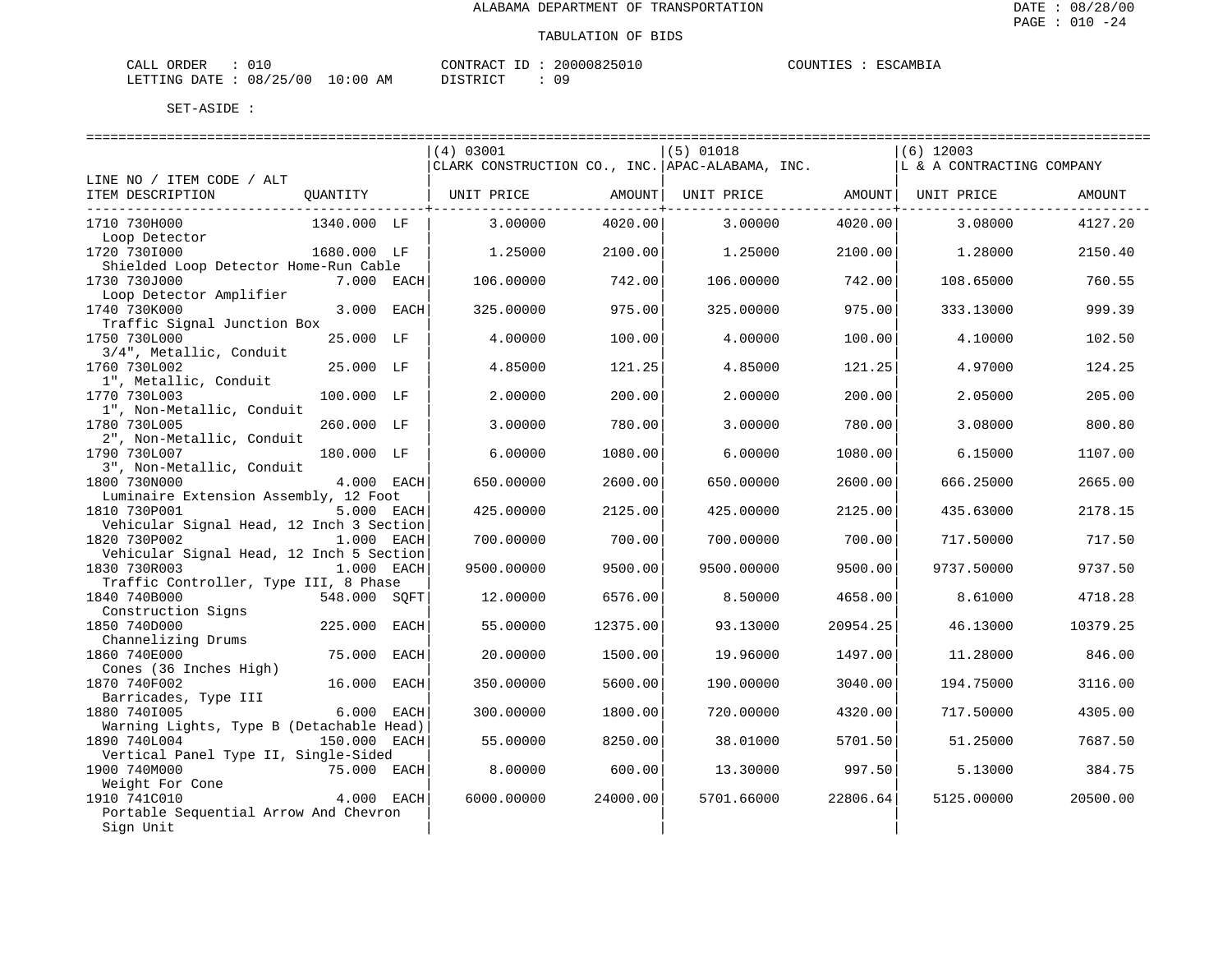ALABAMA DEPARTMENT OF TRANSPORTATION

TABULATION OF BIDS

CALL ORDER : 010
LETTING DATE : 08/25/00 10:00 AM

CONTRACT ID : 20000825010
DISTRICT : 09

COUNTIES : ESCAMBIA

SET-ASIDE :

| LINE NO / ITEM CODE / ALT<br>ITEM DESCRIPTION | QUANTITY | (4) 03001<br>CLARK CONSTRUCTION CO., INC.<br>UNIT PRICE | AMOUNT | (5) 01018<br>APAC-ALABAMA, INC.<br>UNIT PRICE | AMOUNT | (6) 12003<br>L & A CONTRACTING COMPANY<br>UNIT PRICE | AMOUNT |
|---|---|---|---|---|---|---|---|
| 1710 730H000<br>Loop Detector | 1340.000 LF | 3.00000 | 4020.00 | 3.00000 | 4020.00 | 3.08000 | 4127.20 |
| 1720 730I000<br>Shielded Loop Detector Home-Run Cable | 1680.000 LF | 1.25000 | 2100.00 | 1.25000 | 2100.00 | 1.28000 | 2150.40 |
| 1730 730J000<br>Loop Detector Amplifier | 7.000 EACH | 106.00000 | 742.00 | 106.00000 | 742.00 | 108.65000 | 760.55 |
| 1740 730K000<br>Traffic Signal Junction Box | 3.000 EACH | 325.00000 | 975.00 | 325.00000 | 975.00 | 333.13000 | 999.39 |
| 1750 730L000<br>3/4", Metallic, Conduit | 25.000 LF | 4.00000 | 100.00 | 4.00000 | 100.00 | 4.10000 | 102.50 |
| 1760 730L002<br>1", Metallic, Conduit | 25.000 LF | 4.85000 | 121.25 | 4.85000 | 121.25 | 4.97000 | 124.25 |
| 1770 730L003<br>1", Non-Metallic, Conduit | 100.000 LF | 2.00000 | 200.00 | 2.00000 | 200.00 | 2.05000 | 205.00 |
| 1780 730L005<br>2", Non-Metallic, Conduit | 260.000 LF | 3.00000 | 780.00 | 3.00000 | 780.00 | 3.08000 | 800.80 |
| 1790 730L007<br>3", Non-Metallic, Conduit | 180.000 LF | 6.00000 | 1080.00 | 6.00000 | 1080.00 | 6.15000 | 1107.00 |
| 1800 730N000<br>Luminaire Extension Assembly, 12 Foot | 4.000 EACH | 650.00000 | 2600.00 | 650.00000 | 2600.00 | 666.25000 | 2665.00 |
| 1810 730P001<br>Vehicular Signal Head, 12 Inch 3 Section | 5.000 EACH | 425.00000 | 2125.00 | 425.00000 | 2125.00 | 435.63000 | 2178.15 |
| 1820 730P002<br>Vehicular Signal Head, 12 Inch 5 Section | 1.000 EACH | 700.00000 | 700.00 | 700.00000 | 700.00 | 717.50000 | 717.50 |
| 1830 730R003<br>Traffic Controller, Type III, 8 Phase | 1.000 EACH | 9500.00000 | 9500.00 | 9500.00000 | 9500.00 | 9737.50000 | 9737.50 |
| 1840 740B000<br>Construction Signs | 548.000 SQFT | 12.00000 | 6576.00 | 8.50000 | 4658.00 | 8.61000 | 4718.28 |
| 1850 740D000<br>Channelizing Drums | 225.000 EACH | 55.00000 | 12375.00 | 93.13000 | 20954.25 | 46.13000 | 10379.25 |
| 1860 740E000<br>Cones (36 Inches High) | 75.000 EACH | 20.00000 | 1500.00 | 19.96000 | 1497.00 | 11.28000 | 846.00 |
| 1870 740F002<br>Barricades, Type III | 16.000 EACH | 350.00000 | 5600.00 | 190.00000 | 3040.00 | 194.75000 | 3116.00 |
| 1880 740I005<br>Warning Lights, Type B (Detachable Head) | 6.000 EACH | 300.00000 | 1800.00 | 720.00000 | 4320.00 | 717.50000 | 4305.00 |
| 1890 740L004<br>Vertical Panel Type II, Single-Sided | 150.000 EACH | 55.00000 | 8250.00 | 38.01000 | 5701.50 | 51.25000 | 7687.50 |
| 1900 740M000<br>Weight For Cone | 75.000 EACH | 8.00000 | 600.00 | 13.30000 | 997.50 | 5.13000 | 384.75 |
| 1910 741C010<br>Portable Sequential Arrow And Chevron Sign Unit | 4.000 EACH | 6000.00000 | 24000.00 | 5701.66000 | 22806.64 | 5125.00000 | 20500.00 |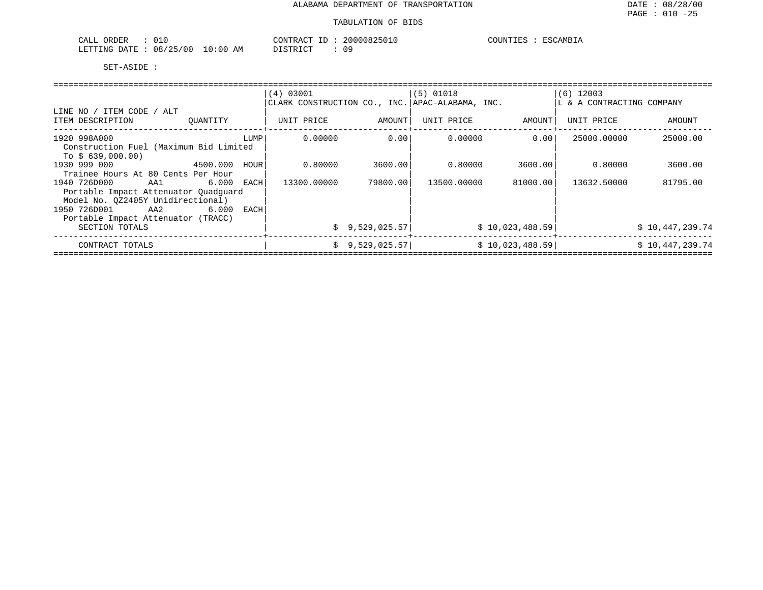ALABAMA DEPARTMENT OF TRANSPORTATION

TABULATION OF BIDS

CALL ORDER : 010  
LETTING DATE : 08/25/00 10:00 AM

CONTRACT ID : 20000825010  
DISTRICT : 09

COUNTIES : ESCAMBIA

SET-ASIDE :

| LINE NO / ITEM CODE / ALT<br>ITEM DESCRIPTION | QUANTITY | (4) 03001<br>CLARK CONSTRUCTION CO., INC.<br>UNIT PRICE | AMOUNT | (5) 01018<br>APAC-ALABAMA, INC.<br>UNIT PRICE | AMOUNT | (6) 12003<br>L & A CONTRACTING COMPANY<br>UNIT PRICE | AMOUNT |
|---|---|---|---|---|---|---|---|
| 1920 998A000<br>Construction Fuel (Maximum Bid Limited To $ 639,000.00) | LUMP | 0.00000 | 0.00 | 0.00000 | 0.00 | 25000.00000 | 25000.00 |
| 1930 999 000<br>Trainee Hours At 80 Cents Per Hour | 4500.000 HOUR | 0.80000 | 3600.00 | 0.80000 | 3600.00 | 0.80000 | 3600.00 |
| 1940 726D000 AA1<br>Portable Impact Attenuator Quadguard Model No. QZ2405Y Unidirectional) | 6.000 EACH | 13300.00000 | 79800.00 | 13500.00000 | 81000.00 | 13632.50000 | 81795.00 |
| 1950 726D001 AA2<br>Portable Impact Attenuator (TRACC) | 6.000 EACH | | | | | | |
| SECTION TOTALS | | | $ 9,529,025.57 | | $ 10,023,488.59 | | $ 10,447,239.74 |
| CONTRACT TOTALS | | | $ 9,529,025.57 | | $ 10,023,488.59 | | $ 10,447,239.74 |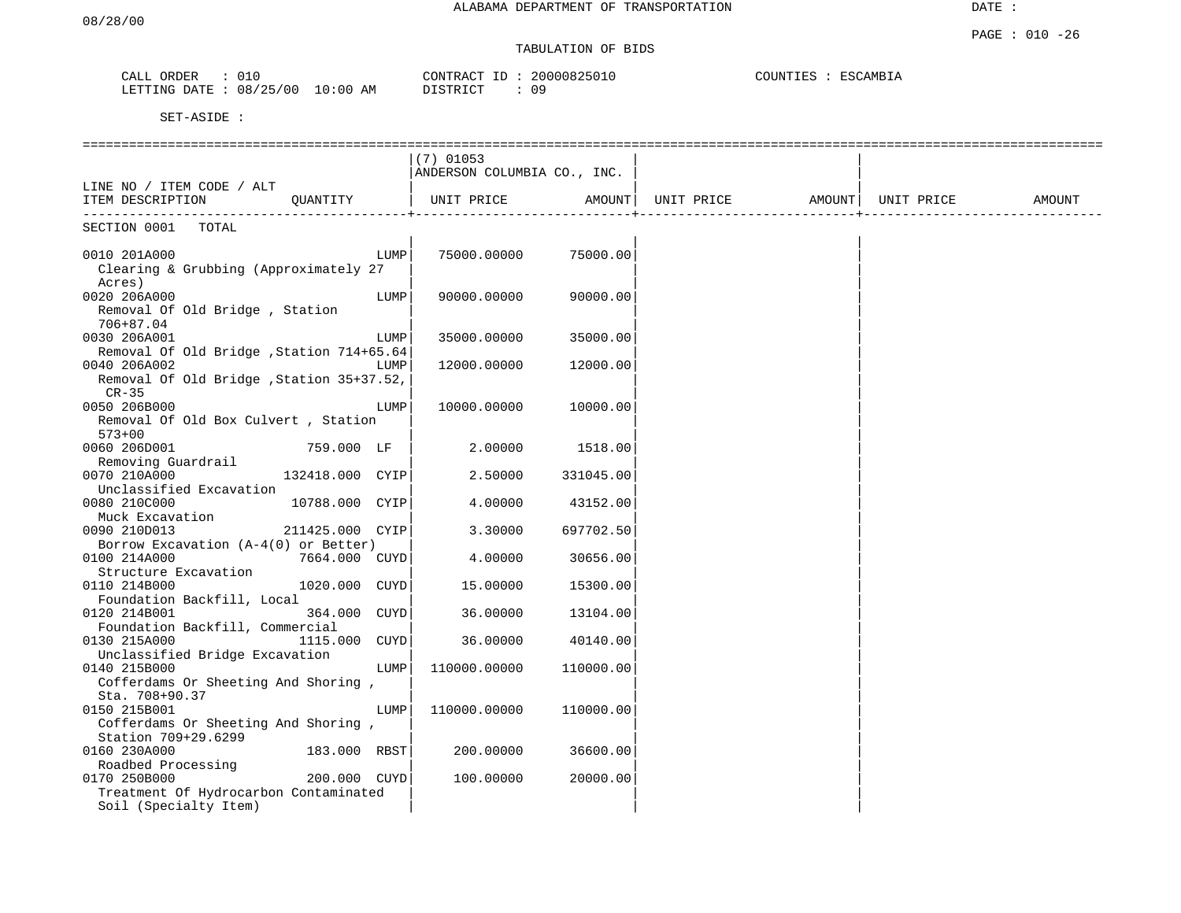# ALABAMA DEPARTMENT OF TRANSPORTATION

08/28/00

## TABULATION OF BIDS

CALL ORDER : 010
LETTING DATE : 08/25/00 10:00 AM

CONTRACT ID : 20000825010
DISTRICT : 09

COUNTIES : ESCAMBIA

SET-ASIDE :

| LINE NO / ITEM CODE / ALT<br>ITEM DESCRIPTION | QUANTITY | (7) 01053<br>ANDERSON COLUMBIA CO., INC.<br>UNIT PRICE | AMOUNT | UNIT PRICE | AMOUNT | UNIT PRICE | AMOUNT |
|---|---|---|---|---|---|---|---|
| SECTION 0001 TOTAL | | | | | | | |
| 0010 201A000<br>Clearing & Grubbing (Approximately 27 Acres) | LUMP | 75000.00000 | 75000.00 | | | | |
| 0020 206A000<br>Removal Of Old Bridge , Station 706+87.04 | LUMP | 90000.00000 | 90000.00 | | | | |
| 0030 206A001<br>Removal Of Old Bridge ,Station 714+65.64 | LUMP | 35000.00000 | 35000.00 | | | | |
| 0040 206A002<br>Removal Of Old Bridge ,Station 35+37.52, CR-35 | LUMP | 12000.00000 | 12000.00 | | | | |
| 0050 206B000<br>Removal Of Old Box Culvert , Station 573+00 | LUMP | 10000.00000 | 10000.00 | | | | |
| 0060 206D001<br>Removing Guardrail | 759.000 LF | 2.00000 | 1518.00 | | | | |
| 0070 210A000<br>Unclassified Excavation | 132418.000 CYIP | 2.50000 | 331045.00 | | | | |
| 0080 210C000<br>Muck Excavation | 10788.000 CYIP | 4.00000 | 43152.00 | | | | |
| 0090 210D013<br>Borrow Excavation (A-4(0) or Better) | 211425.000 CYIP | 3.30000 | 697702.50 | | | | |
| 0100 214A000<br>Structure Excavation | 7664.000 CUYD | 4.00000 | 30656.00 | | | | |
| 0110 214B000<br>Foundation Backfill, Local | 1020.000 CUYD | 15.00000 | 15300.00 | | | | |
| 0120 214B001<br>Foundation Backfill, Commercial | 364.000 CUYD | 36.00000 | 13104.00 | | | | |
| 0130 215A000<br>Unclassified Bridge Excavation | 1115.000 CUYD | 36.00000 | 40140.00 | | | | |
| 0140 215B000<br>Cofferdams Or Sheeting And Shoring , Sta. 708+90.37 | LUMP | 110000.00000 | 110000.00 | | | | |
| 0150 215B001<br>Cofferdams Or Sheeting And Shoring , Station 709+29.6299 | LUMP | 110000.00000 | 110000.00 | | | | |
| 0160 230A000<br>Roadbed Processing | 183.000 RBST | 200.00000 | 36600.00 | | | | |
| 0170 250B000<br>Treatment Of Hydrocarbon Contaminated Soil (Specialty Item) | 200.000 CUYD | 100.00000 | 20000.00 | | | | |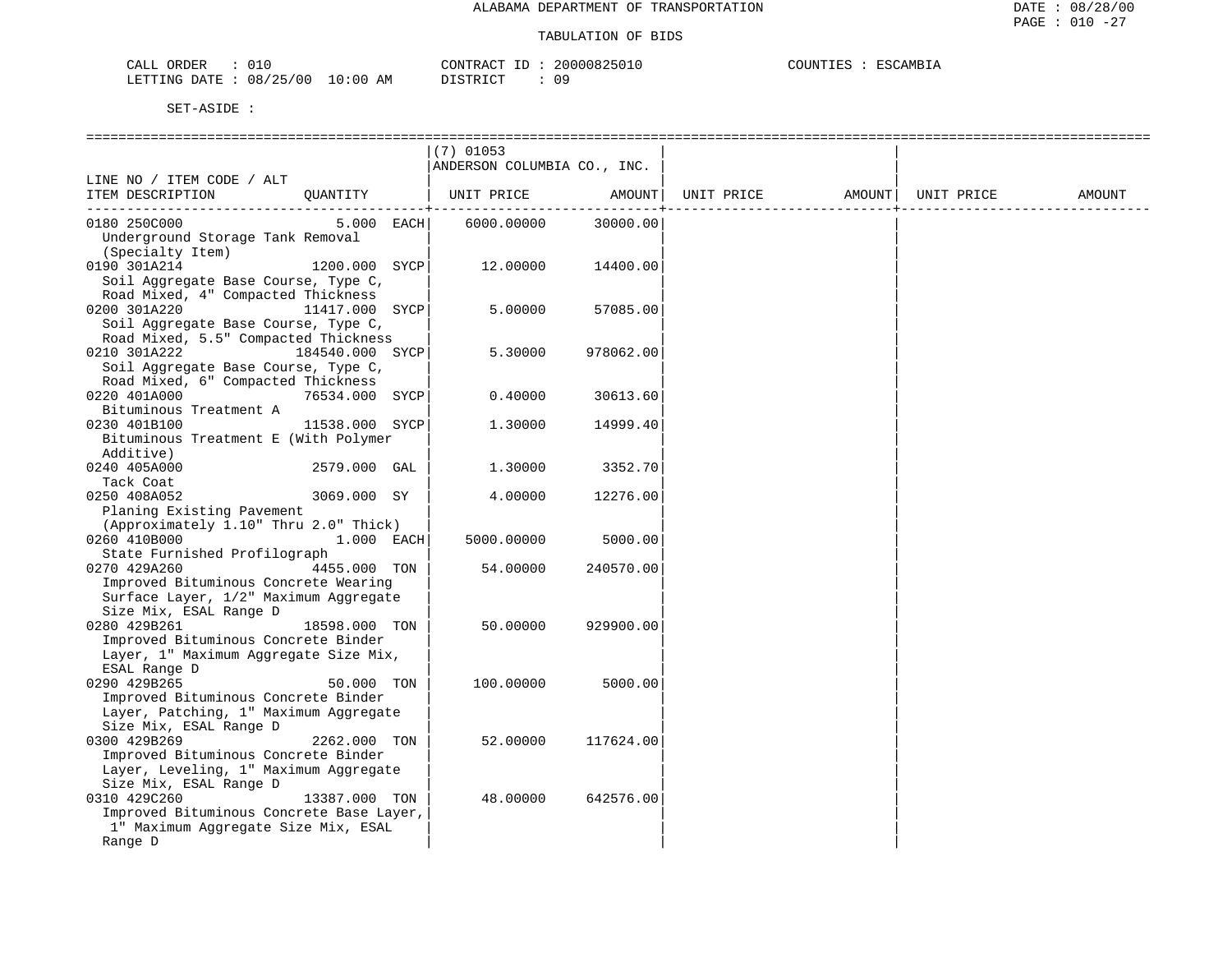ALABAMA DEPARTMENT OF TRANSPORTATION

TABULATION OF BIDS

CALL ORDER : 010
LETTING DATE : 08/25/00 10:00 AM

CONTRACT ID : 20000825010
DISTRICT : 09

COUNTIES : ESCAMBIA

SET-ASIDE :

| LINE NO / ITEM CODE / ALT ITEM DESCRIPTION | QUANTITY | (7) 01053 ANDERSON COLUMBIA CO., INC. UNIT PRICE | AMOUNT | UNIT PRICE | AMOUNT | UNIT PRICE | AMOUNT |
|---|---|---|---|---|---|---|---|
| 0180 250C000 Underground Storage Tank Removal (Specialty Item) | 5.000 EACH | 6000.00000 | 30000.00 | | | | |
| 0190 301A214 Soil Aggregate Base Course, Type C, Road Mixed, 4" Compacted Thickness | 1200.000 SYCP | 12.00000 | 14400.00 | | | | |
| 0200 301A220 Soil Aggregate Base Course, Type C, Road Mixed, 5.5" Compacted Thickness | 11417.000 SYCP | 5.00000 | 57085.00 | | | | |
| 0210 301A222 Soil Aggregate Base Course, Type C, Road Mixed, 6" Compacted Thickness | 184540.000 SYCP | 5.30000 | 978062.00 | | | | |
| 0220 401A000 Bituminous Treatment A | 76534.000 SYCP | 0.40000 | 30613.60 | | | | |
| 0230 401B100 Bituminous Treatment E (With Polymer Additive) | 11538.000 SYCP | 1.30000 | 14999.40 | | | | |
| 0240 405A000 Tack Coat | 2579.000 GAL | 1.30000 | 3352.70 | | | | |
| 0250 408A052 Planing Existing Pavement (Approximately 1.10" Thru 2.0" Thick) | 3069.000 SY | 4.00000 | 12276.00 | | | | |
| 0260 410B000 State Furnished Profilograph | 1.000 EACH | 5000.00000 | 5000.00 | | | | |
| 0270 429A260 Improved Bituminous Concrete Wearing Surface Layer, 1/2" Maximum Aggregate Size Mix, ESAL Range D | 4455.000 TON | 54.00000 | 240570.00 | | | | |
| 0280 429B261 Improved Bituminous Concrete Binder Layer, 1" Maximum Aggregate Size Mix, ESAL Range D | 18598.000 TON | 50.00000 | 929900.00 | | | | |
| 0290 429B265 Improved Bituminous Concrete Binder Layer, Patching, 1" Maximum Aggregate Size Mix, ESAL Range D | 50.000 TON | 100.00000 | 5000.00 | | | | |
| 0300 429B269 Improved Bituminous Concrete Binder Layer, Leveling, 1" Maximum Aggregate Size Mix, ESAL Range D | 2262.000 TON | 52.00000 | 117624.00 | | | | |
| 0310 429C260 Improved Bituminous Concrete Base Layer, 1" Maximum Aggregate Size Mix, ESAL Range D | 13387.000 TON | 48.00000 | 642576.00 | | | | |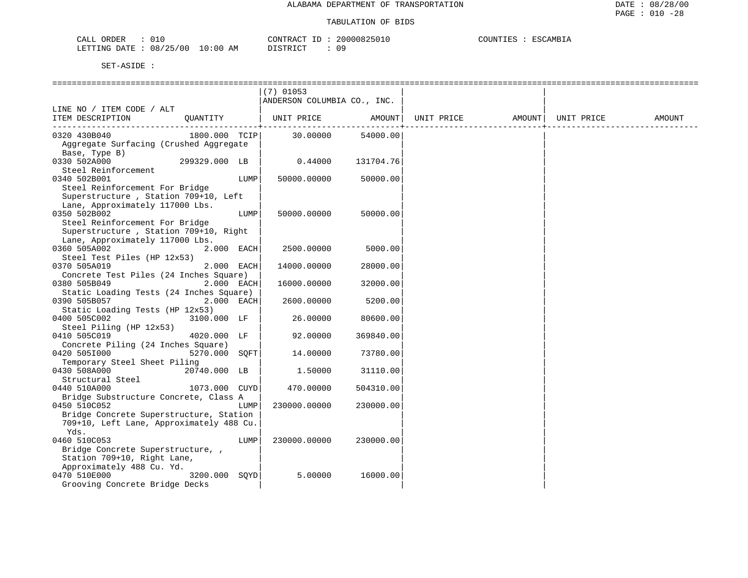ALABAMA DEPARTMENT OF TRANSPORTATION

TABULATION OF BIDS

CALL ORDER : 010 CONTRACT ID : 20000825010 COUNTIES : ESCAMBIA
LETTING DATE : 08/25/00 10:00 AM DISTRICT : 09

SET-ASIDE :

| LINE NO / ITEM CODE / ALT ITEM DESCRIPTION | QUANTITY | (7) 01053 ANDERSON COLUMBIA CO., INC. UNIT PRICE | AMOUNT | UNIT PRICE | AMOUNT | UNIT PRICE | AMOUNT |
|---|---|---|---|---|---|---|---|
| 0320 430B040 Aggregate Surfacing (Crushed Aggregate Base, Type B) | 1800.000 TCIP | 30.00000 | 54000.00 | | | | |
| 0330 502A000 Steel Reinforcement | 299329.000 LB | 0.44000 | 131704.76 | | | | |
| 0340 502B001 Steel Reinforcement For Bridge Superstructure , Station 709+10, Left Lane, Approximately 117000 Lbs. | LUMP | 50000.00000 | 50000.00 | | | | |
| 0350 502B002 Steel Reinforcement For Bridge Superstructure , Station 709+10, Right Lane, Approximately 117000 Lbs. | LUMP | 50000.00000 | 50000.00 | | | | |
| 0360 505A002 Steel Test Piles (HP 12x53) | 2.000 EACH | 2500.00000 | 5000.00 | | | | |
| 0370 505A019 Concrete Test Piles (24 Inches Square) | 2.000 EACH | 14000.00000 | 28000.00 | | | | |
| 0380 505B049 Static Loading Tests (24 Inches Square) | 2.000 EACH | 16000.00000 | 32000.00 | | | | |
| 0390 505B057 Static Loading Tests (HP 12x53) | 2.000 EACH | 2600.00000 | 5200.00 | | | | |
| 0400 505C002 Steel Piling (HP 12x53) | 3100.000 LF | 26.00000 | 80600.00 | | | | |
| 0410 505C019 Concrete Piling (24 Inches Square) | 4020.000 LF | 92.00000 | 369840.00 | | | | |
| 0420 505I000 Temporary Steel Sheet Piling | 5270.000 SQFT | 14.00000 | 73780.00 | | | | |
| 0430 508A000 Structural Steel | 20740.000 LB | 1.50000 | 31110.00 | | | | |
| 0440 510A000 Bridge Substructure Concrete, Class A | 1073.000 CUYD | 470.00000 | 504310.00 | | | | |
| 0450 510C052 Bridge Concrete Superstructure, Station 709+10, Left Lane, Approximately 488 Cu. Yds. | LUMP | 230000.00000 | 230000.00 | | | | |
| 0460 510C053 Bridge Concrete Superstructure, , Station 709+10, Right Lane, Approximately 488 Cu. Yd. | LUMP | 230000.00000 | 230000.00 | | | | |
| 0470 510E000 Grooving Concrete Bridge Decks | 3200.000 SQYD | 5.00000 | 16000.00 | | | | |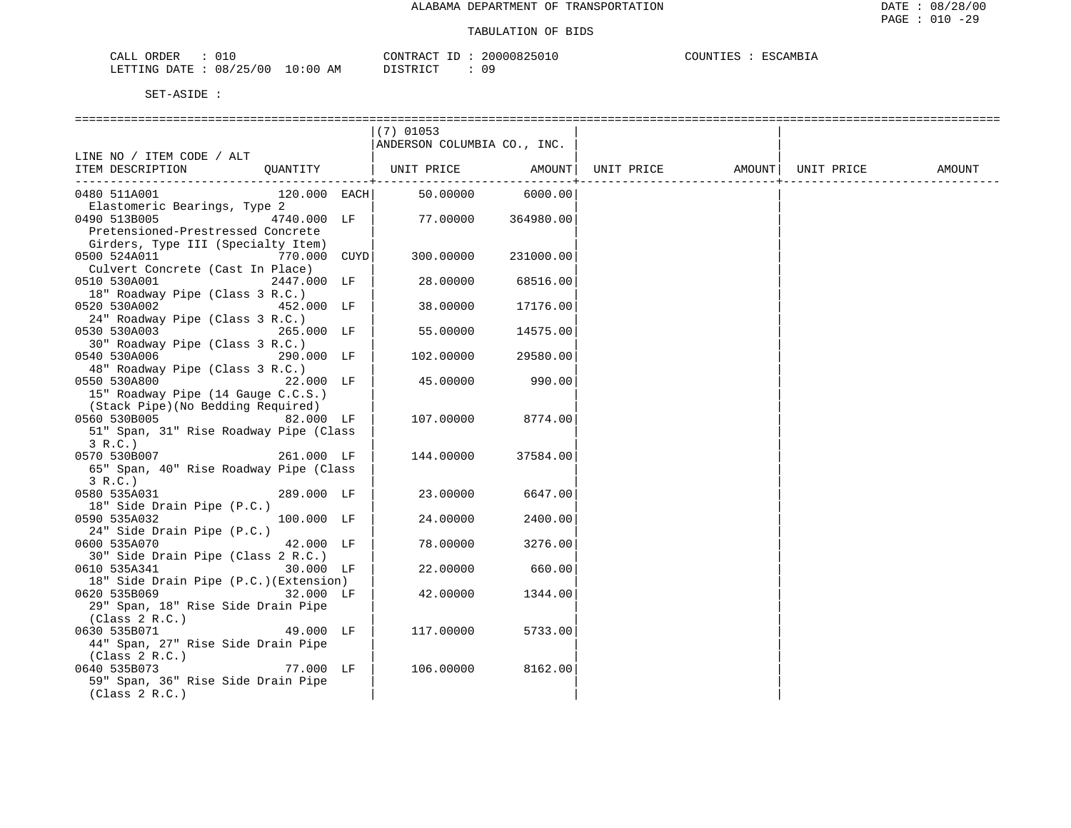ALABAMA DEPARTMENT OF TRANSPORTATION

TABULATION OF BIDS

CALL ORDER : 010 CONTRACT ID : 20000825010 COUNTIES : ESCAMBIA
LETTING DATE : 08/25/00 10:00 AM DISTRICT : 09

SET-ASIDE :

| LINE NO / ITEM CODE / ALT ITEM DESCRIPTION | QUANTITY | (7) 01053 ANDERSON COLUMBIA CO., INC. UNIT PRICE | AMOUNT | UNIT PRICE | AMOUNT | UNIT PRICE | AMOUNT |
|---|---|---|---|---|---|---|---|
| 0480 511A001 Elastomeric Bearings, Type 2 | 120.000 EACH | 50.00000 | 6000.00 | | | | |
| 0490 513B005 Pretensioned-Prestressed Concrete Girders, Type III (Specialty Item) | 4740.000 LF | 77.00000 | 364980.00 | | | | |
| 0500 524A011 Culvert Concrete (Cast In Place) | 770.000 CUYD | 300.00000 | 231000.00 | | | | |
| 0510 530A001 18" Roadway Pipe (Class 3 R.C.) | 2447.000 LF | 28.00000 | 68516.00 | | | | |
| 0520 530A002 24" Roadway Pipe (Class 3 R.C.) | 452.000 LF | 38.00000 | 17176.00 | | | | |
| 0530 530A003 30" Roadway Pipe (Class 3 R.C.) | 265.000 LF | 55.00000 | 14575.00 | | | | |
| 0540 530A006 48" Roadway Pipe (Class 3 R.C.) | 290.000 LF | 102.00000 | 29580.00 | | | | |
| 0550 530A800 15" Roadway Pipe (14 Gauge C.C.S.) (Stack Pipe)(No Bedding Required) | 22.000 LF | 45.00000 | 990.00 | | | | |
| 0560 530B005 51" Span, 31" Rise Roadway Pipe (Class 3 R.C.) | 82.000 LF | 107.00000 | 8774.00 | | | | |
| 0570 530B007 65" Span, 40" Rise Roadway Pipe (Class 3 R.C.) | 261.000 LF | 144.00000 | 37584.00 | | | | |
| 0580 535A031 18" Side Drain Pipe (P.C.) | 289.000 LF | 23.00000 | 6647.00 | | | | |
| 0590 535A032 24" Side Drain Pipe (P.C.) | 100.000 LF | 24.00000 | 2400.00 | | | | |
| 0600 535A070 30" Side Drain Pipe (Class 2 R.C.) | 42.000 LF | 78.00000 | 3276.00 | | | | |
| 0610 535A341 18" Side Drain Pipe (P.C.)(Extension) | 30.000 LF | 22.00000 | 660.00 | | | | |
| 0620 535B069 29" Span, 18" Rise Side Drain Pipe (Class 2 R.C.) | 32.000 LF | 42.00000 | 1344.00 | | | | |
| 0630 535B071 44" Span, 27" Rise Side Drain Pipe (Class 2 R.C.) | 49.000 LF | 117.00000 | 5733.00 | | | | |
| 0640 535B073 59" Span, 36" Rise Side Drain Pipe (Class 2 R.C.) | 77.000 LF | 106.00000 | 8162.00 | | | | |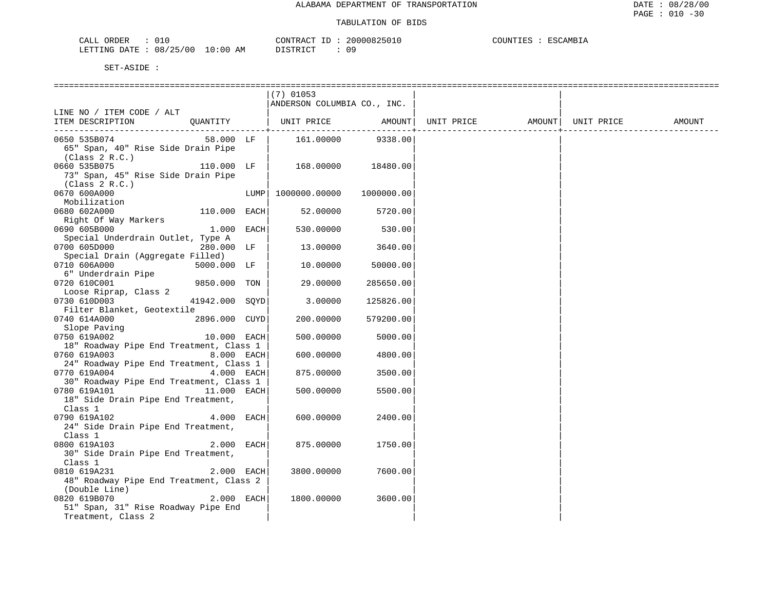ALABAMA DEPARTMENT OF TRANSPORTATION

TABULATION OF BIDS

CALL ORDER : 010 CONTRACT ID : 20000825010 COUNTIES : ESCAMBIA
LETTING DATE : 08/25/00 10:00 AM DISTRICT : 09

SET-ASIDE :

| LINE NO / ITEM CODE / ALT ITEM DESCRIPTION | QUANTITY | (7) 01053 ANDERSON COLUMBIA CO., INC. UNIT PRICE | AMOUNT | UNIT PRICE | AMOUNT | UNIT PRICE | AMOUNT |
|---|---|---|---|---|---|---|---|
| 0650 535B074 65" Span, 40" Rise Side Drain Pipe (Class 2 R.C.) | 58.000 LF | 161.00000 | 9338.00 | | | | |
| 0660 535B075 73" Span, 45" Rise Side Drain Pipe (Class 2 R.C.) | 110.000 LF | 168.00000 | 18480.00 | | | | |
| 0670 600A000 Mobilization | LUMP | 1000000.00000 | 1000000.00 | | | | |
| 0680 602A000 Right Of Way Markers | 110.000 EACH | 52.00000 | 5720.00 | | | | |
| 0690 605B000 Special Underdrain Outlet, Type A | 1.000 EACH | 530.00000 | 530.00 | | | | |
| 0700 605D000 Special Drain (Aggregate Filled) | 280.000 LF | 13.00000 | 3640.00 | | | | |
| 0710 606A000 6" Underdrain Pipe | 5000.000 LF | 10.00000 | 50000.00 | | | | |
| 0720 610C001 Loose Riprap, Class 2 | 9850.000 TON | 29.00000 | 285650.00 | | | | |
| 0730 610D003 Filter Blanket, Geotextile | 41942.000 SQYD | 3.00000 | 125826.00 | | | | |
| 0740 614A000 Slope Paving | 2896.000 CUYD | 200.00000 | 579200.00 | | | | |
| 0750 619A002 18" Roadway Pipe End Treatment, Class 1 | 10.000 EACH | 500.00000 | 5000.00 | | | | |
| 0760 619A003 24" Roadway Pipe End Treatment, Class 1 | 8.000 EACH | 600.00000 | 4800.00 | | | | |
| 0770 619A004 30" Roadway Pipe End Treatment, Class 1 | 4.000 EACH | 875.00000 | 3500.00 | | | | |
| 0780 619A101 18" Side Drain Pipe End Treatment, Class 1 | 11.000 EACH | 500.00000 | 5500.00 | | | | |
| 0790 619A102 24" Side Drain Pipe End Treatment, Class 1 | 4.000 EACH | 600.00000 | 2400.00 | | | | |
| 0800 619A103 30" Side Drain Pipe End Treatment, Class 1 | 2.000 EACH | 875.00000 | 1750.00 | | | | |
| 0810 619A231 48" Roadway Pipe End Treatment, Class 2 (Double Line) | 2.000 EACH | 3800.00000 | 7600.00 | | | | |
| 0820 619B070 51" Span, 31" Rise Roadway Pipe End Treatment, Class 2 | 2.000 EACH | 1800.00000 | 3600.00 | | | | |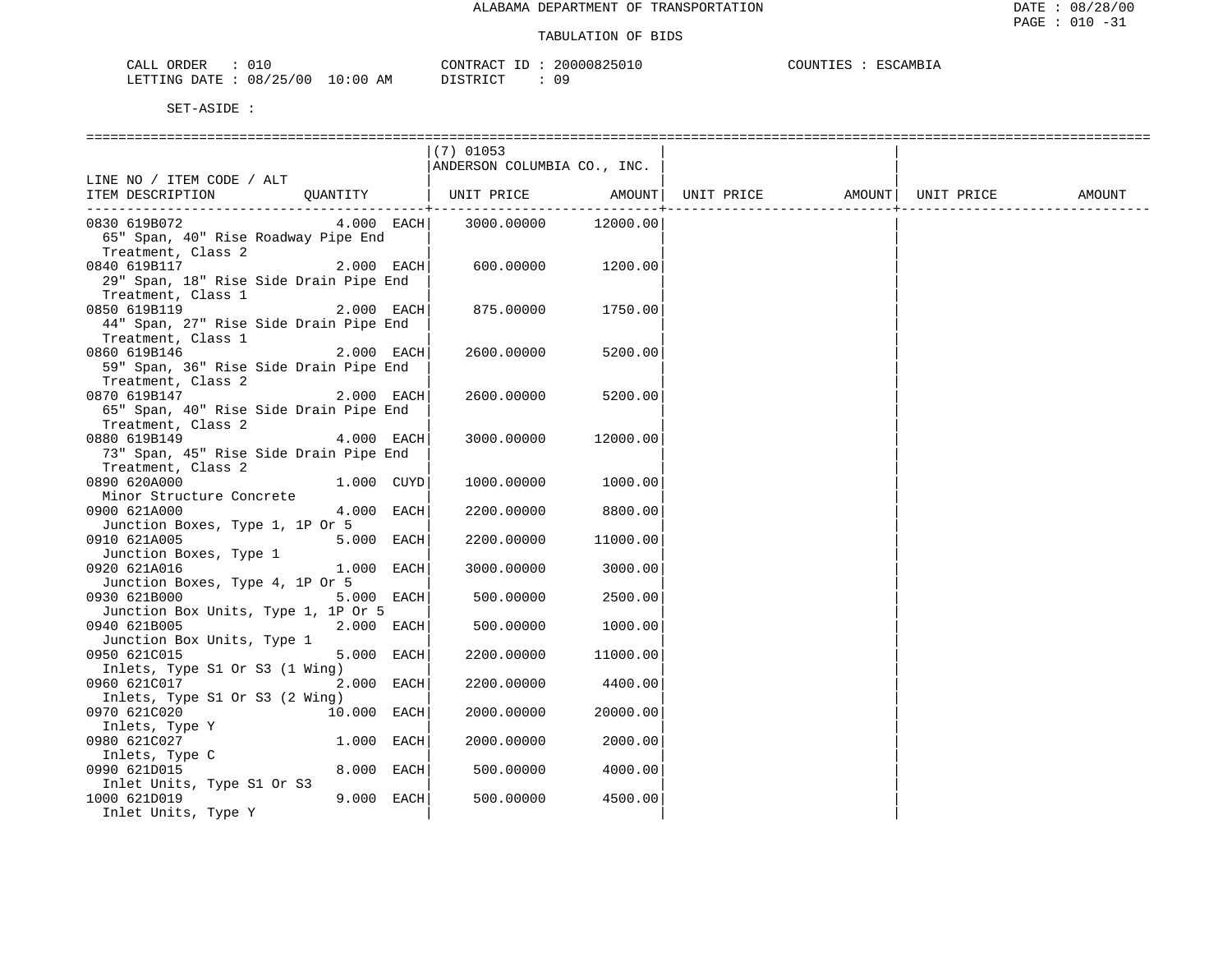ALABAMA DEPARTMENT OF TRANSPORTATION

TABULATION OF BIDS

CALL ORDER : 010 CONTRACT ID : 20000825010 COUNTIES : ESCAMBIA
LETTING DATE : 08/25/00 10:00 AM DISTRICT : 09

SET-ASIDE :

| LINE NO / ITEM CODE / ALT ITEM DESCRIPTION | QUANTITY | (7) 01053 ANDERSON COLUMBIA CO., INC. UNIT PRICE | AMOUNT | UNIT PRICE | AMOUNT | UNIT PRICE | AMOUNT |
|---|---|---|---|---|---|---|---|
| 0830 619B072 65" Span, 40" Rise Roadway Pipe End Treatment, Class 2 | 4.000 EACH | 3000.00000 | 12000.00 | | | | |
| 0840 619B117 29" Span, 18" Rise Side Drain Pipe End Treatment, Class 1 | 2.000 EACH | 600.00000 | 1200.00 | | | | |
| 0850 619B119 44" Span, 27" Rise Side Drain Pipe End Treatment, Class 1 | 2.000 EACH | 875.00000 | 1750.00 | | | | |
| 0860 619B146 59" Span, 36" Rise Side Drain Pipe End Treatment, Class 2 | 2.000 EACH | 2600.00000 | 5200.00 | | | | |
| 0870 619B147 65" Span, 40" Rise Side Drain Pipe End Treatment, Class 2 | 2.000 EACH | 2600.00000 | 5200.00 | | | | |
| 0880 619B149 73" Span, 45" Rise Side Drain Pipe End Treatment, Class 2 | 4.000 EACH | 3000.00000 | 12000.00 | | | | |
| 0890 620A000 Minor Structure Concrete | 1.000 CUYD | 1000.00000 | 1000.00 | | | | |
| 0900 621A000 Junction Boxes, Type 1, 1P Or 5 | 4.000 EACH | 2200.00000 | 8800.00 | | | | |
| 0910 621A005 Junction Boxes, Type 1 | 5.000 EACH | 2200.00000 | 11000.00 | | | | |
| 0920 621A016 Junction Boxes, Type 4, 1P Or 5 | 1.000 EACH | 3000.00000 | 3000.00 | | | | |
| 0930 621B000 Junction Box Units, Type 1, 1P Or 5 | 5.000 EACH | 500.00000 | 2500.00 | | | | |
| 0940 621B005 Junction Box Units, Type 1 | 2.000 EACH | 500.00000 | 1000.00 | | | | |
| 0950 621C015 Inlets, Type S1 Or S3 (1 Wing) | 5.000 EACH | 2200.00000 | 11000.00 | | | | |
| 0960 621C017 Inlets, Type S1 Or S3 (2 Wing) | 2.000 EACH | 2200.00000 | 4400.00 | | | | |
| 0970 621C020 Inlets, Type Y | 10.000 EACH | 2000.00000 | 20000.00 | | | | |
| 0980 621C027 Inlets, Type C | 1.000 EACH | 2000.00000 | 2000.00 | | | | |
| 0990 621D015 Inlet Units, Type S1 Or S3 | 8.000 EACH | 500.00000 | 4000.00 | | | | |
| 1000 621D019 Inlet Units, Type Y | 9.000 EACH | 500.00000 | 4500.00 | | | | |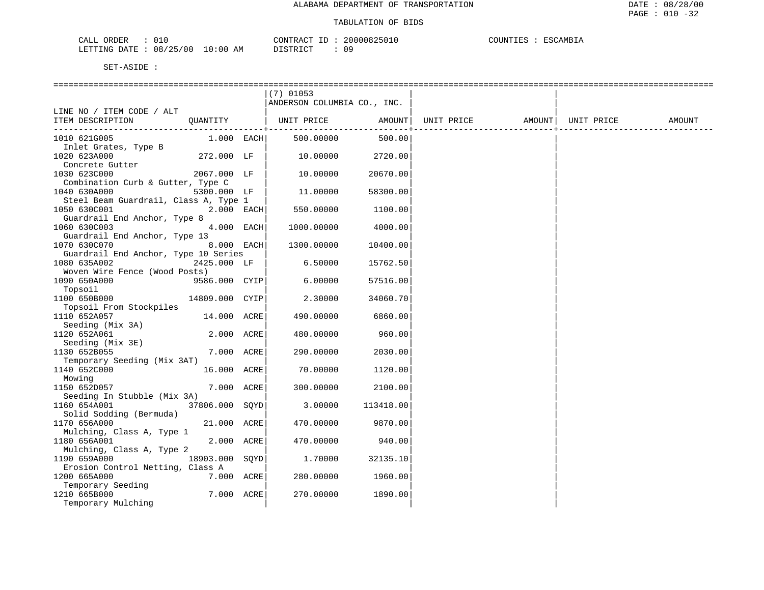ALABAMA DEPARTMENT OF TRANSPORTATION

TABULATION OF BIDS

CALL ORDER : 010 CONTRACT ID : 20000825010 COUNTIES : ESCAMBIA
LETTING DATE : 08/25/00 10:00 AM DISTRICT : 09

SET-ASIDE :

| LINE NO / ITEM CODE / ALT ITEM DESCRIPTION | QUANTITY | (7) 01053 ANDERSON COLUMBIA CO., INC. UNIT PRICE | AMOUNT | UNIT PRICE | AMOUNT | UNIT PRICE | AMOUNT |
|---|---|---|---|---|---|---|---|
| 1010 621G005 Inlet Grates, Type B | 1.000 EACH | 500.00000 | 500.00 | | | | |
| 1020 623A000 Concrete Gutter | 272.000 LF | 10.00000 | 2720.00 | | | | |
| 1030 623C000 Combination Curb & Gutter, Type C | 2067.000 LF | 10.00000 | 20670.00 | | | | |
| 1040 630A000 Steel Beam Guardrail, Class A, Type 1 | 5300.000 LF | 11.00000 | 58300.00 | | | | |
| 1050 630C001 Guardrail End Anchor, Type 8 | 2.000 EACH | 550.00000 | 1100.00 | | | | |
| 1060 630C003 Guardrail End Anchor, Type 13 | 4.000 EACH | 1000.00000 | 4000.00 | | | | |
| 1070 630C070 Guardrail End Anchor, Type 10 Series | 8.000 EACH | 1300.00000 | 10400.00 | | | | |
| 1080 635A002 Woven Wire Fence (Wood Posts) | 2425.000 LF | 6.50000 | 15762.50 | | | | |
| 1090 650A000 Topsoil | 9586.000 CYIP | 6.00000 | 57516.00 | | | | |
| 1100 650B000 Topsoil From Stockpiles | 14809.000 CYIP | 2.30000 | 34060.70 | | | | |
| 1110 652A057 Seeding (Mix 3A) | 14.000 ACRE | 490.00000 | 6860.00 | | | | |
| 1120 652A061 Seeding (Mix 3E) | 2.000 ACRE | 480.00000 | 960.00 | | | | |
| 1130 652B055 Temporary Seeding (Mix 3AT) | 7.000 ACRE | 290.00000 | 2030.00 | | | | |
| 1140 652C000 Mowing | 16.000 ACRE | 70.00000 | 1120.00 | | | | |
| 1150 652D057 Seeding In Stubble (Mix 3A) | 7.000 ACRE | 300.00000 | 2100.00 | | | | |
| 1160 654A001 Solid Sodding (Bermuda) | 37806.000 SQYD | 3.00000 | 113418.00 | | | | |
| 1170 656A000 Mulching, Class A, Type 1 | 21.000 ACRE | 470.00000 | 9870.00 | | | | |
| 1180 656A001 Mulching, Class A, Type 2 | 2.000 ACRE | 470.00000 | 940.00 | | | | |
| 1190 659A000 Erosion Control Netting, Class A | 18903.000 SQYD | 1.70000 | 32135.10 | | | | |
| 1200 665A000 Temporary Seeding | 7.000 ACRE | 280.00000 | 1960.00 | | | | |
| 1210 665B000 Temporary Mulching | 7.000 ACRE | 270.00000 | 1890.00 | | | | |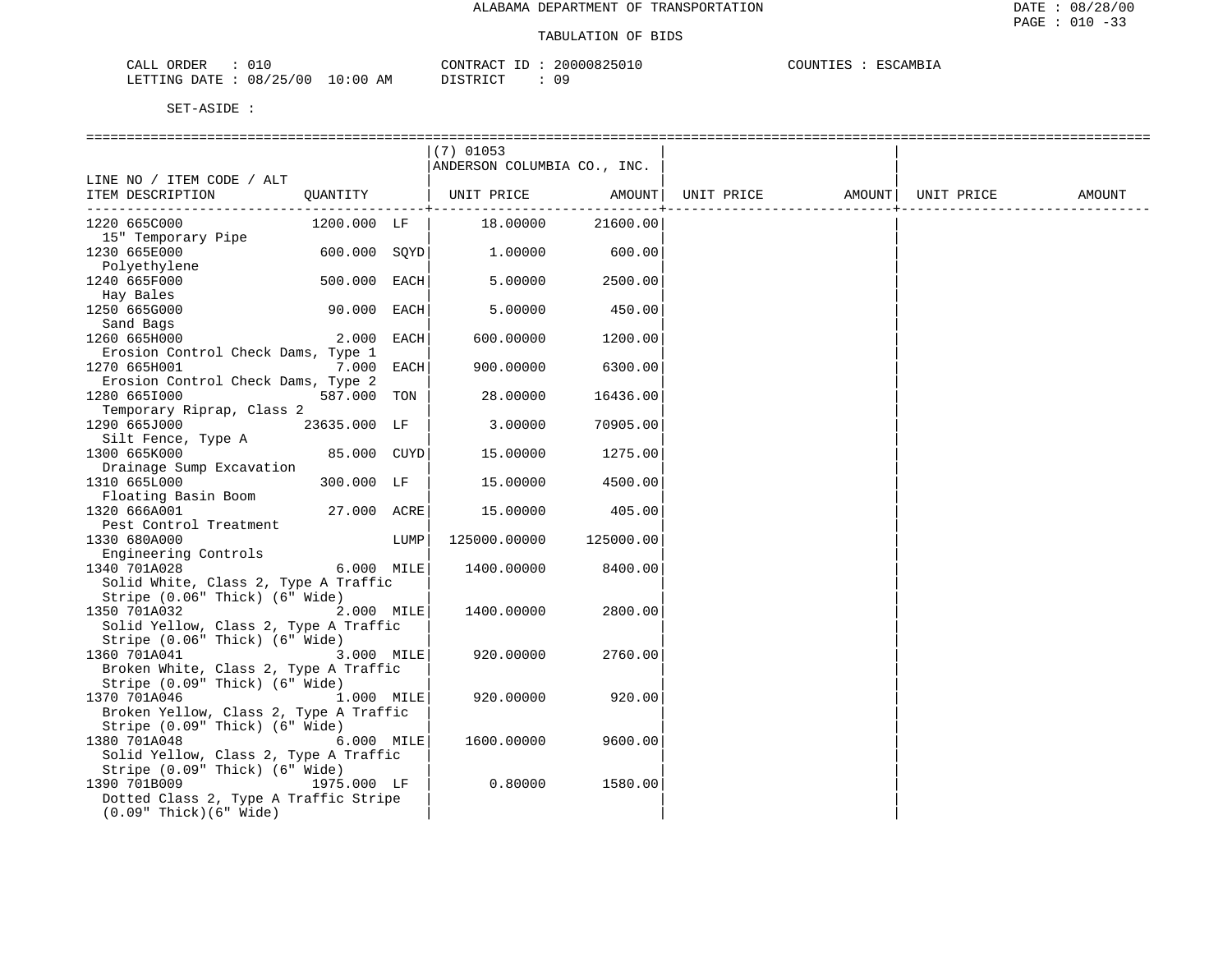ALABAMA DEPARTMENT OF TRANSPORTATION

TABULATION OF BIDS

CALL ORDER : 010 CONTRACT ID : 20000825010 COUNTIES : ESCAMBIA
LETTING DATE : 08/25/00 10:00 AM DISTRICT : 09

SET-ASIDE :

| LINE NO / ITEM CODE / ALT ITEM DESCRIPTION | QUANTITY | (7) 01053 ANDERSON COLUMBIA CO., INC. UNIT PRICE | AMOUNT | UNIT PRICE | AMOUNT | UNIT PRICE | AMOUNT |
|---|---|---|---|---|---|---|---|
| 1220 665C000 15" Temporary Pipe | 1200.000 LF | 18.00000 | 21600.00 | | | | |
| 1230 665E000 Polyethylene | 600.000 SQYD | 1.00000 | 600.00 | | | | |
| 1240 665F000 Hay Bales | 500.000 EACH | 5.00000 | 2500.00 | | | | |
| 1250 665G000 Sand Bags | 90.000 EACH | 5.00000 | 450.00 | | | | |
| 1260 665H000 Erosion Control Check Dams, Type 1 | 2.000 EACH | 600.00000 | 1200.00 | | | | |
| 1270 665H001 Erosion Control Check Dams, Type 2 | 7.000 EACH | 900.00000 | 6300.00 | | | | |
| 1280 665I000 Temporary Riprap, Class 2 | 587.000 TON | 28.00000 | 16436.00 | | | | |
| 1290 665J000 Silt Fence, Type A | 23635.000 LF | 3.00000 | 70905.00 | | | | |
| 1300 665K000 Drainage Sump Excavation | 85.000 CUYD | 15.00000 | 1275.00 | | | | |
| 1310 665L000 Floating Basin Boom | 300.000 LF | 15.00000 | 4500.00 | | | | |
| 1320 666A001 Pest Control Treatment | 27.000 ACRE | 15.00000 | 405.00 | | | | |
| 1330 680A000 Engineering Controls | LUMP | 125000.00000 | 125000.00 | | | | |
| 1340 701A028 Solid White, Class 2, Type A Traffic Stripe (0.06" Thick) (6" Wide) | 6.000 MILE | 1400.00000 | 8400.00 | | | | |
| 1350 701A032 Solid Yellow, Class 2, Type A Traffic Stripe (0.06" Thick) (6" Wide) | 2.000 MILE | 1400.00000 | 2800.00 | | | | |
| 1360 701A041 Broken White, Class 2, Type A Traffic Stripe (0.09" Thick) (6" Wide) | 3.000 MILE | 920.00000 | 2760.00 | | | | |
| 1370 701A046 Broken Yellow, Class 2, Type A Traffic Stripe (0.09" Thick) (6" Wide) | 1.000 MILE | 920.00000 | 920.00 | | | | |
| 1380 701A048 Solid Yellow, Class 2, Type A Traffic Stripe (0.09" Thick) (6" Wide) | 6.000 MILE | 1600.00000 | 9600.00 | | | | |
| 1390 701B009 Dotted Class 2, Type A Traffic Stripe (0.09" Thick)(6" Wide) | 1975.000 LF | 0.80000 | 1580.00 | | | | |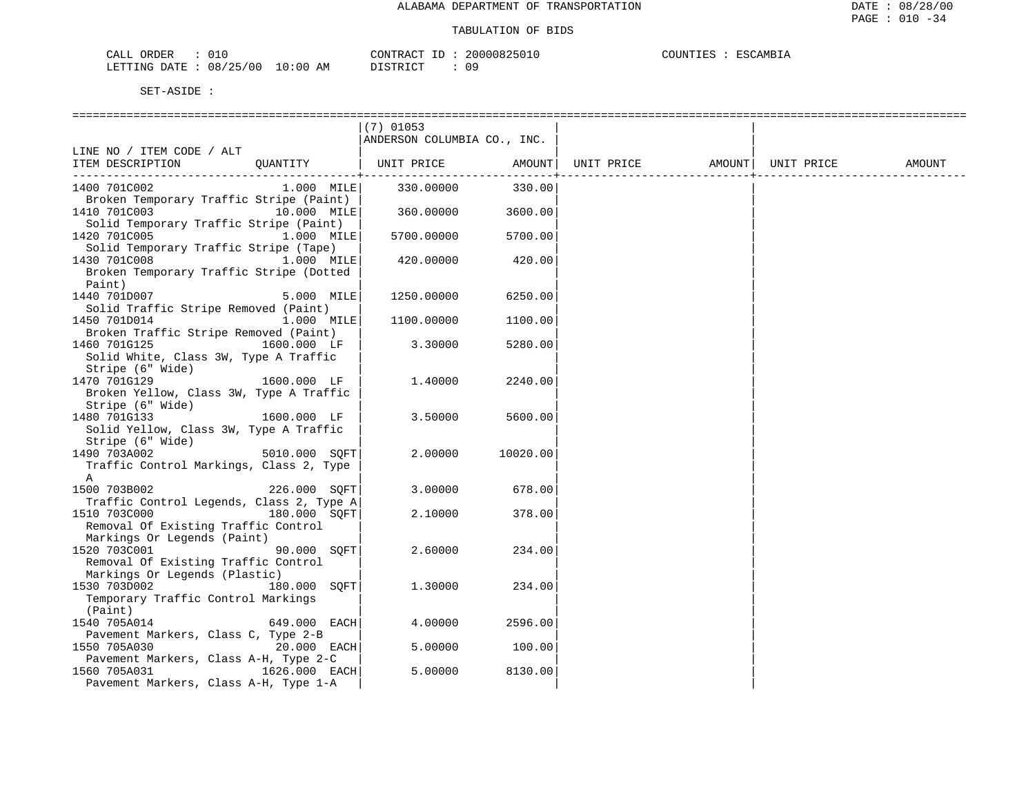ALABAMA DEPARTMENT OF TRANSPORTATION

TABULATION OF BIDS

CALL ORDER : 010 CONTRACT ID : 20000825010 COUNTIES : ESCAMBIA
LETTING DATE : 08/25/00 10:00 AM DISTRICT : 09

SET-ASIDE :

| LINE NO / ITEM CODE / ALT ITEM DESCRIPTION | QUANTITY | (7) 01053 ANDERSON COLUMBIA CO., INC. UNIT PRICE | AMOUNT | UNIT PRICE | AMOUNT | UNIT PRICE | AMOUNT |
|---|---|---|---|---|---|---|---|
| 1400 701C002 Broken Temporary Traffic Stripe (Paint) | 1.000 MILE | 330.00000 | 330.00 | | | | |
| 1410 701C003 Solid Temporary Traffic Stripe (Paint) | 10.000 MILE | 360.00000 | 3600.00 | | | | |
| 1420 701C005 Solid Temporary Traffic Stripe (Tape) | 1.000 MILE | 5700.00000 | 5700.00 | | | | |
| 1430 701C008 Broken Temporary Traffic Stripe (Dotted Paint) | 1.000 MILE | 420.00000 | 420.00 | | | | |
| 1440 701D007 Solid Traffic Stripe Removed (Paint) | 5.000 MILE | 1250.00000 | 6250.00 | | | | |
| 1450 701D014 Broken Traffic Stripe Removed (Paint) | 1.000 MILE | 1100.00000 | 1100.00 | | | | |
| 1460 701G125 Solid White, Class 3W, Type A Traffic Stripe (6" Wide) | 1600.000 LF | 3.30000 | 5280.00 | | | | |
| 1470 701G129 Broken Yellow, Class 3W, Type A Traffic Stripe (6" Wide) | 1600.000 LF | 1.40000 | 2240.00 | | | | |
| 1480 701G133 Solid Yellow, Class 3W, Type A Traffic Stripe (6" Wide) | 1600.000 LF | 3.50000 | 5600.00 | | | | |
| 1490 703A002 Traffic Control Markings, Class 2, Type A | 5010.000 SQFT | 2.00000 | 10020.00 | | | | |
| 1500 703B002 Traffic Control Legends, Class 2, Type A | 226.000 SQFT | 3.00000 | 678.00 | | | | |
| 1510 703C000 Removal Of Existing Traffic Control Markings Or Legends (Paint) | 180.000 SQFT | 2.10000 | 378.00 | | | | |
| 1520 703C001 Removal Of Existing Traffic Control Markings Or Legends (Plastic) | 90.000 SQFT | 2.60000 | 234.00 | | | | |
| 1530 703D002 Temporary Traffic Control Markings (Paint) | 180.000 SQFT | 1.30000 | 234.00 | | | | |
| 1540 705A014 Pavement Markers, Class C, Type 2-B | 649.000 EACH | 4.00000 | 2596.00 | | | | |
| 1550 705A030 Pavement Markers, Class A-H, Type 2-C | 20.000 EACH | 5.00000 | 100.00 | | | | |
| 1560 705A031 Pavement Markers, Class A-H, Type 1-A | 1626.000 EACH | 5.00000 | 8130.00 | | | | |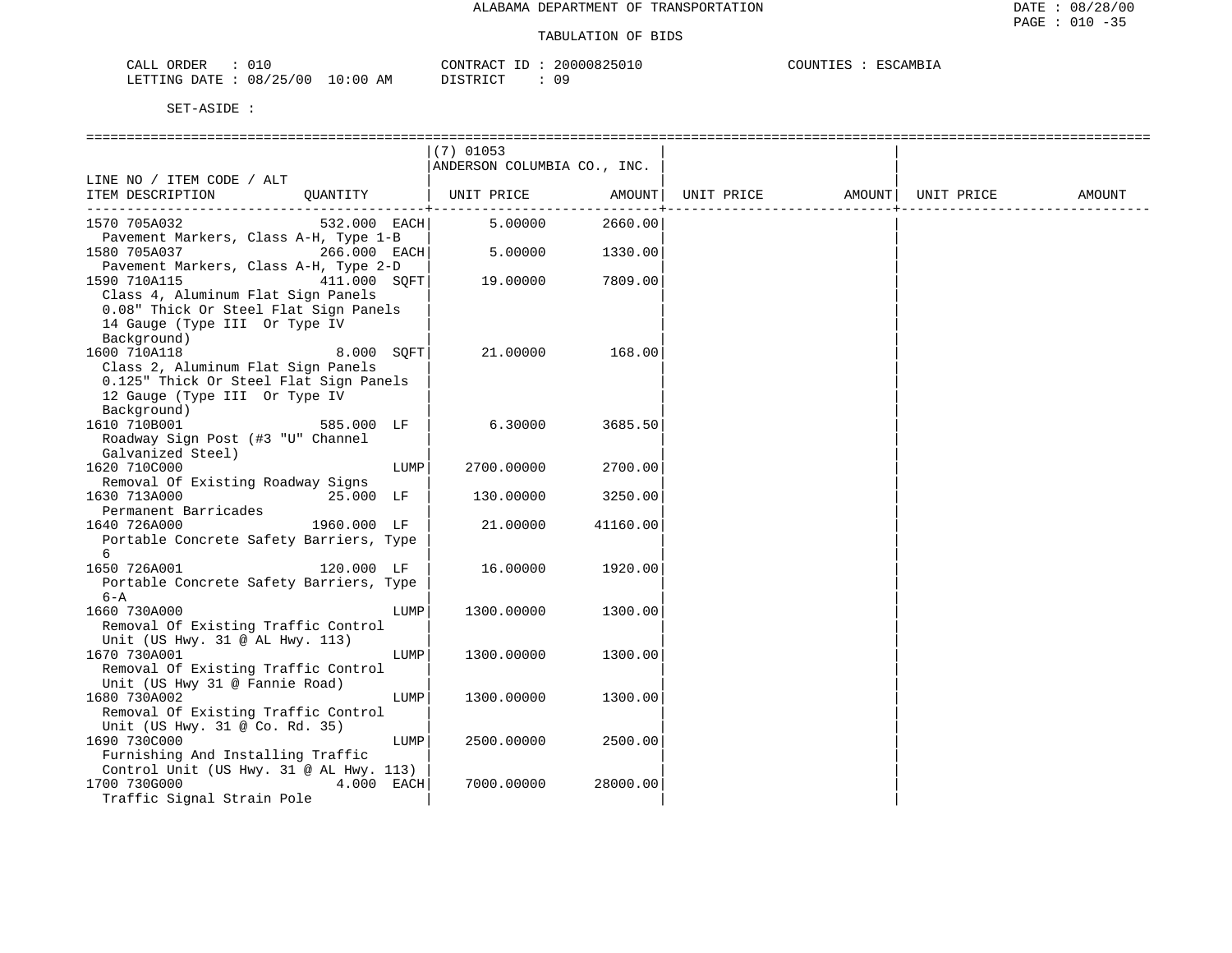ALABAMA DEPARTMENT OF TRANSPORTATION

TABULATION OF BIDS

CALL ORDER : 010 CONTRACT ID : 20000825010 COUNTIES : ESCAMBIA
LETTING DATE : 08/25/00 10:00 AM DISTRICT : 09

SET-ASIDE :

| LINE NO / ITEM CODE / ALT ITEM DESCRIPTION | QUANTITY | (7) 01053 ANDERSON COLUMBIA CO., INC. UNIT PRICE | AMOUNT | UNIT PRICE | AMOUNT | UNIT PRICE | AMOUNT |
|---|---|---|---|---|---|---|---|
| 1570 705A032 Pavement Markers, Class A-H, Type 1-B | 532.000 EACH | 5.00000 | 2660.00 | | | | |
| 1580 705A037 Pavement Markers, Class A-H, Type 2-D | 266.000 EACH | 5.00000 | 1330.00 | | | | |
| 1590 710A115 Class 4, Aluminum Flat Sign Panels 0.08" Thick Or Steel Flat Sign Panels 14 Gauge (Type III Or Type IV Background) | 411.000 SQFT | 19.00000 | 7809.00 | | | | |
| 1600 710A118 Class 2, Aluminum Flat Sign Panels 0.125" Thick Or Steel Flat Sign Panels 12 Gauge (Type III Or Type IV Background) | 8.000 SQFT | 21.00000 | 168.00 | | | | |
| 1610 710B001 Roadway Sign Post (#3 "U" Channel Galvanized Steel) | 585.000 LF | 6.30000 | 3685.50 | | | | |
| 1620 710C000 Removal Of Existing Roadway Signs | LUMP | 2700.00000 | 2700.00 | | | | |
| 1630 713A000 Permanent Barricades | 25.000 LF | 130.00000 | 3250.00 | | | | |
| 1640 726A000 Portable Concrete Safety Barriers, Type 6 | 1960.000 LF | 21.00000 | 41160.00 | | | | |
| 1650 726A001 Portable Concrete Safety Barriers, Type 6-A | 120.000 LF | 16.00000 | 1920.00 | | | | |
| 1660 730A000 Removal Of Existing Traffic Control Unit (US Hwy. 31 @ AL Hwy. 113) | LUMP | 1300.00000 | 1300.00 | | | | |
| 1670 730A001 Removal Of Existing Traffic Control Unit (US Hwy 31 @ Fannie Road) | LUMP | 1300.00000 | 1300.00 | | | | |
| 1680 730A002 Removal Of Existing Traffic Control Unit (US Hwy. 31 @ Co. Rd. 35) | LUMP | 1300.00000 | 1300.00 | | | | |
| 1690 730C000 Furnishing And Installing Traffic Control Unit (US Hwy. 31 @ AL Hwy. 113) | LUMP | 2500.00000 | 2500.00 | | | | |
| 1700 730G000 Traffic Signal Strain Pole | 4.000 EACH | 7000.00000 | 28000.00 | | | | |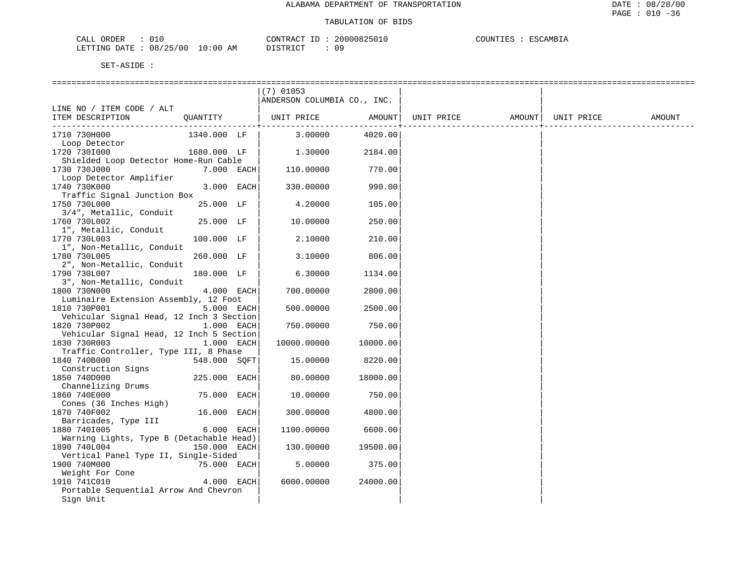ALABAMA DEPARTMENT OF TRANSPORTATION

TABULATION OF BIDS

CALL ORDER : 010 CONTRACT ID : 20000825010 COUNTIES : ESCAMBIA
LETTING DATE : 08/25/00 10:00 AM DISTRICT : 09

SET-ASIDE :

| LINE NO / ITEM CODE / ALT ITEM DESCRIPTION | QUANTITY | (7) 01053 ANDERSON COLUMBIA CO., INC. UNIT PRICE | AMOUNT | UNIT PRICE | AMOUNT | UNIT PRICE | AMOUNT |
|---|---|---|---|---|---|---|---|
| 1710 730H000 Loop Detector | 1340.000 LF | 3.00000 | 4020.00 | | | | |
| 1720 730I000 Shielded Loop Detector Home-Run Cable | 1680.000 LF | 1.30000 | 2184.00 | | | | |
| 1730 730J000 Loop Detector Amplifier | 7.000 EACH | 110.00000 | 770.00 | | | | |
| 1740 730K000 Traffic Signal Junction Box | 3.000 EACH | 330.00000 | 990.00 | | | | |
| 1750 730L000 3/4", Metallic, Conduit | 25.000 LF | 4.20000 | 105.00 | | | | |
| 1760 730L002 1", Metallic, Conduit | 25.000 LF | 10.00000 | 250.00 | | | | |
| 1770 730L003 1", Non-Metallic, Conduit | 100.000 LF | 2.10000 | 210.00 | | | | |
| 1780 730L005 2", Non-Metallic, Conduit | 260.000 LF | 3.10000 | 806.00 | | | | |
| 1790 730L007 3", Non-Metallic, Conduit | 180.000 LF | 6.30000 | 1134.00 | | | | |
| 1800 730N000 Luminaire Extension Assembly, 12 Foot | 4.000 EACH | 700.00000 | 2800.00 | | | | |
| 1810 730P001 Vehicular Signal Head, 12 Inch 3 Section | 5.000 EACH | 500.00000 | 2500.00 | | | | |
| 1820 730P002 Vehicular Signal Head, 12 Inch 5 Section | 1.000 EACH | 750.00000 | 750.00 | | | | |
| 1830 730R003 Traffic Controller, Type III, 8 Phase | 1.000 EACH | 10000.00000 | 10000.00 | | | | |
| 1840 740B000 Construction Signs | 548.000 SQFT | 15.00000 | 8220.00 | | | | |
| 1850 740D000 Channelizing Drums | 225.000 EACH | 80.00000 | 18000.00 | | | | |
| 1860 740E000 Cones (36 Inches High) | 75.000 EACH | 10.00000 | 750.00 | | | | |
| 1870 740F002 Barricades, Type III | 16.000 EACH | 300.00000 | 4800.00 | | | | |
| 1880 740I005 Warning Lights, Type B (Detachable Head) | 6.000 EACH | 1100.00000 | 6600.00 | | | | |
| 1890 740L004 Vertical Panel Type II, Single-Sided | 150.000 EACH | 130.00000 | 19500.00 | | | | |
| 1900 740M000 Weight For Cone | 75.000 EACH | 5.00000 | 375.00 | | | | |
| 1910 741C010 Portable Sequential Arrow And Chevron Sign Unit | 4.000 EACH | 6000.00000 | 24000.00 | | | | |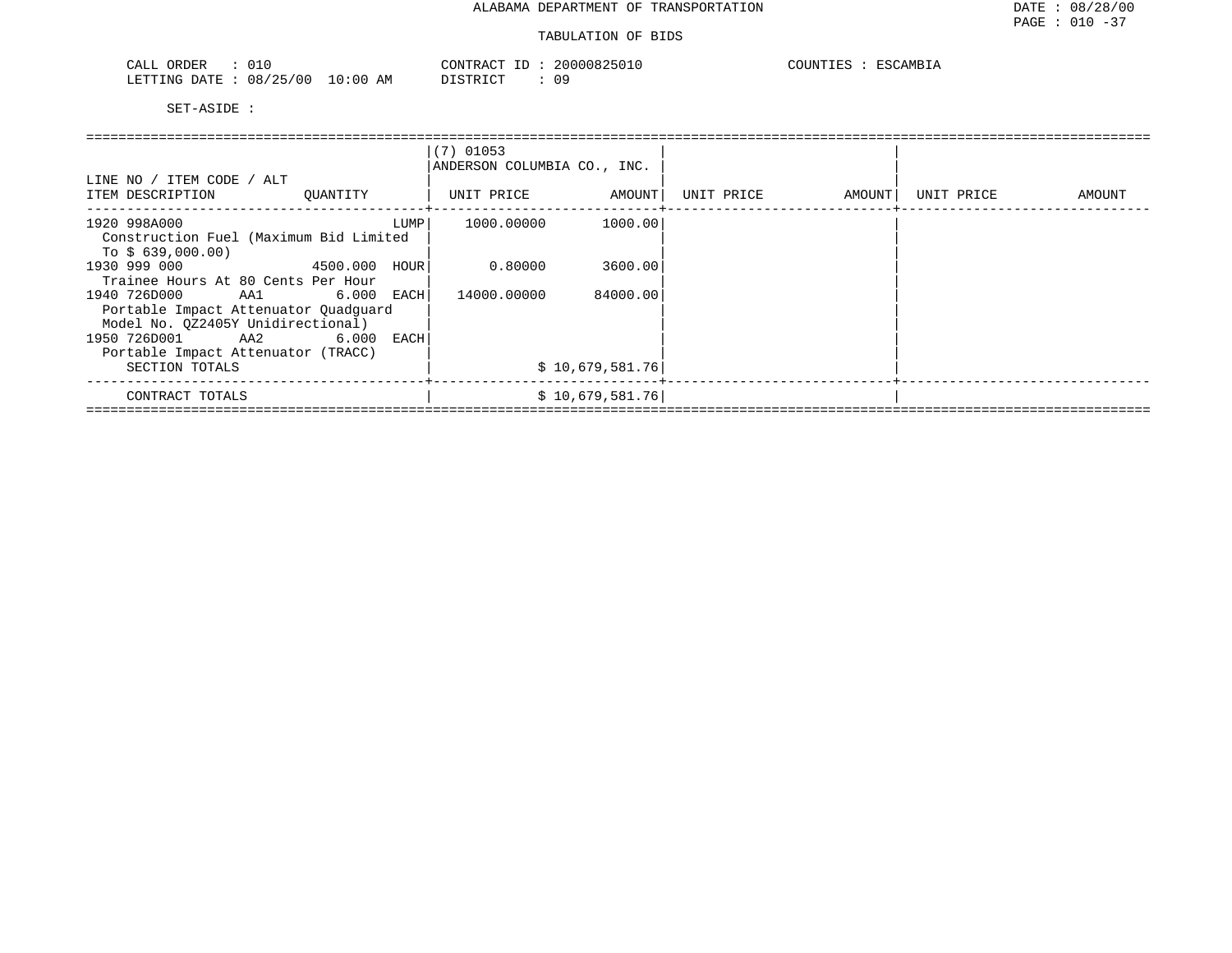ALABAMA DEPARTMENT OF TRANSPORTATION

TABULATION OF BIDS

CALL ORDER : 010 CONTRACT ID : 20000825010 COUNTIES : ESCAMBIA
LETTING DATE : 08/25/00 10:00 AM DISTRICT : 09

SET-ASIDE :

| LINE NO / ITEM CODE / ALT ITEM DESCRIPTION | QUANTITY | (7) 01053 ANDERSON COLUMBIA CO., INC. UNIT PRICE | AMOUNT | UNIT PRICE | AMOUNT | UNIT PRICE | AMOUNT |
|---|---|---|---|---|---|---|---|
| 1920 998A000 Construction Fuel (Maximum Bid Limited To $ 639,000.00) | LUMP | 1000.00000 | 1000.00 | | | | |
| 1930 999 000 Trainee Hours At 80 Cents Per Hour | 4500.000 HOUR | 0.80000 | 3600.00 | | | | |
| 1940 726D000 AA1 Portable Impact Attenuator Quadguard Model No. QZ2405Y Unidirectional) | 6.000 EACH | 14000.00000 | 84000.00 | | | | |
| 1950 726D001 AA2 Portable Impact Attenuator (TRACC) | 6.000 EACH | | | | | | |
| SECTION TOTALS | | | $ 10,679,581.76 | | | | |
| CONTRACT TOTALS | | | $ 10,679,581.76 | | | | |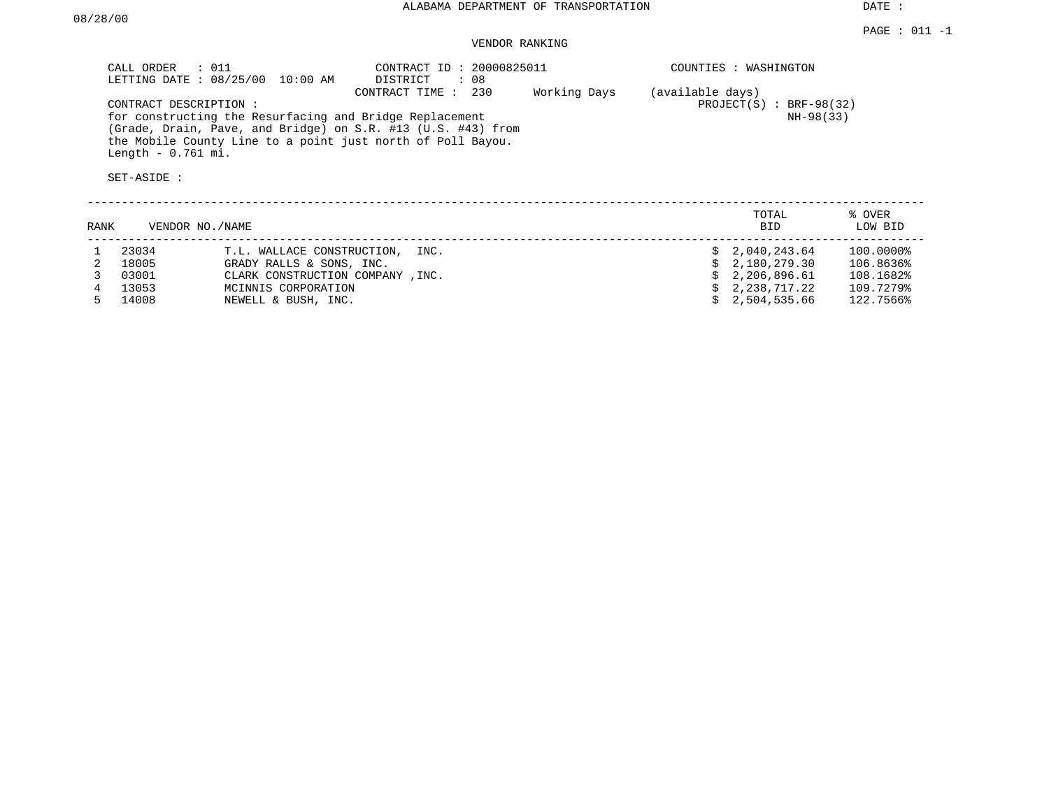ALABAMA DEPARTMENT OF TRANSPORTATION

DATE : 08/28/00

PAGE : 011 -1

VENDOR RANKING

CALL ORDER : 011
LETTING DATE : 08/25/00 10:00 AM

CONTRACT ID : 20000825011
DISTRICT : 08
CONTRACT TIME : 230 Working Days (available days)

COUNTIES : WASHINGTON

PROJECT(S) : BRF-98(32)
NH-98(33)

CONTRACT DESCRIPTION :
for constructing the Resurfacing and Bridge Replacement (Grade, Drain, Pave, and Bridge) on S.R. #13 (U.S. #43) from the Mobile County Line to a point just north of Poll Bayou.
Length - 0.761 mi.

SET-ASIDE :

| RANK | VENDOR NO./NAME | | TOTAL BID | % OVER LOW BID |
|---|---|---|---|---|
| 1 | 23034 | T.L. WALLACE CONSTRUCTION, INC. | $ 2,040,243.64 | 100.0000% |
| 2 | 18005 | GRADY RALLS & SONS, INC. | $ 2,180,279.30 | 106.8636% |
| 3 | 03001 | CLARK CONSTRUCTION COMPANY ,INC. | $ 2,206,896.61 | 108.1682% |
| 4 | 13053 | MCINNIS CORPORATION | $ 2,238,717.22 | 109.7279% |
| 5 | 14008 | NEWELL & BUSH, INC. | $ 2,504,535.66 | 122.7566% |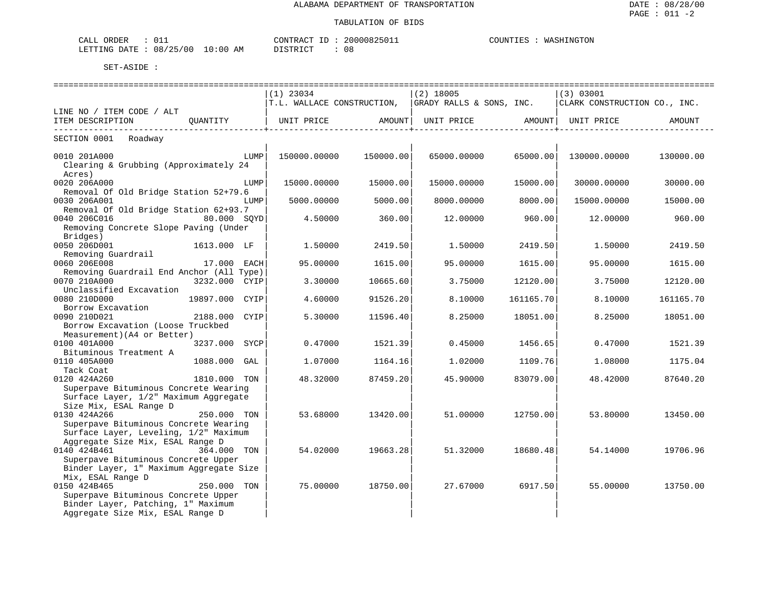ALABAMA DEPARTMENT OF TRANSPORTATION

TABULATION OF BIDS

CALL ORDER : 011　　CONTRACT ID : 20000825011　　COUNTIES : WASHINGTON
LETTING DATE : 08/25/00 10:00 AM　　DISTRICT : 08

SET-ASIDE :

| LINE NO / ITEM CODE / ALT<br>ITEM DESCRIPTION | QUANTITY | (1) 23034<br>T.L. WALLACE CONSTRUCTION,<br>UNIT PRICE | AMOUNT | (2) 18005<br>GRADY RALLS & SONS, INC.<br>UNIT PRICE | AMOUNT | (3) 03001<br>CLARK CONSTRUCTION CO., INC.<br>UNIT PRICE | AMOUNT |
|---|---|---|---|---|---|---|---|
| SECTION 0001 Roadway | | | | | | | |
| 0010 201A000<br>Clearing & Grubbing (Approximately 24 Acres) | LUMP | 150000.00000 | 150000.00 | 65000.00000 | 65000.00 | 130000.00000 | 130000.00 |
| 0020 206A000<br>Removal Of Old Bridge Station 52+79.6 | LUMP | 15000.00000 | 15000.00 | 15000.00000 | 15000.00 | 30000.00000 | 30000.00 |
| 0030 206A001<br>Removal Of Old Bridge Station 62+93.7 | LUMP | 5000.00000 | 5000.00 | 8000.00000 | 8000.00 | 15000.00000 | 15000.00 |
| 0040 206C016<br>Removing Concrete Slope Paving (Under Bridges) | 80.000 SQYD | 4.50000 | 360.00 | 12.00000 | 960.00 | 12.00000 | 960.00 |
| 0050 206D001<br>Removing Guardrail | 1613.000 LF | 1.50000 | 2419.50 | 1.50000 | 2419.50 | 1.50000 | 2419.50 |
| 0060 206E008<br>Removing Guardrail End Anchor (All Type) | 17.000 EACH | 95.00000 | 1615.00 | 95.00000 | 1615.00 | 95.00000 | 1615.00 |
| 0070 210A000<br>Unclassified Excavation | 3232.000 CYIP | 3.30000 | 10665.60 | 3.75000 | 12120.00 | 3.75000 | 12120.00 |
| 0080 210D000<br>Borrow Excavation | 19897.000 CYIP | 4.60000 | 91526.20 | 8.10000 | 161165.70 | 8.10000 | 161165.70 |
| 0090 210D021<br>Borrow Excavation (Loose Truckbed Measurement)(A4 or Better) | 2188.000 CYIP | 5.30000 | 11596.40 | 8.25000 | 18051.00 | 8.25000 | 18051.00 |
| 0100 401A000<br>Bituminous Treatment A | 3237.000 SYCP | 0.47000 | 1521.39 | 0.45000 | 1456.65 | 0.47000 | 1521.39 |
| 0110 405A000<br>Tack Coat | 1088.000 GAL | 1.07000 | 1164.16 | 1.02000 | 1109.76 | 1.08000 | 1175.04 |
| 0120 424A260<br>Superpave Bituminous Concrete Wearing Surface Layer, 1/2" Maximum Aggregate Size Mix, ESAL Range D | 1810.000 TON | 48.32000 | 87459.20 | 45.90000 | 83079.00 | 48.42000 | 87640.20 |
| 0130 424A266<br>Superpave Bituminous Concrete Wearing Surface Layer, Leveling, 1/2" Maximum Aggregate Size Mix, ESAL Range D | 250.000 TON | 53.68000 | 13420.00 | 51.00000 | 12750.00 | 53.80000 | 13450.00 |
| 0140 424B461<br>Superpave Bituminous Concrete Upper Binder Layer, 1" Maximum Aggregate Size Mix, ESAL Range D | 364.000 TON | 54.02000 | 19663.28 | 51.32000 | 18680.48 | 54.14000 | 19706.96 |
| 0150 424B465<br>Superpave Bituminous Concrete Upper Binder Layer, Patching, 1" Maximum Aggregate Size Mix, ESAL Range D | 250.000 TON | 75.00000 | 18750.00 | 27.67000 | 6917.50 | 55.00000 | 13750.00 |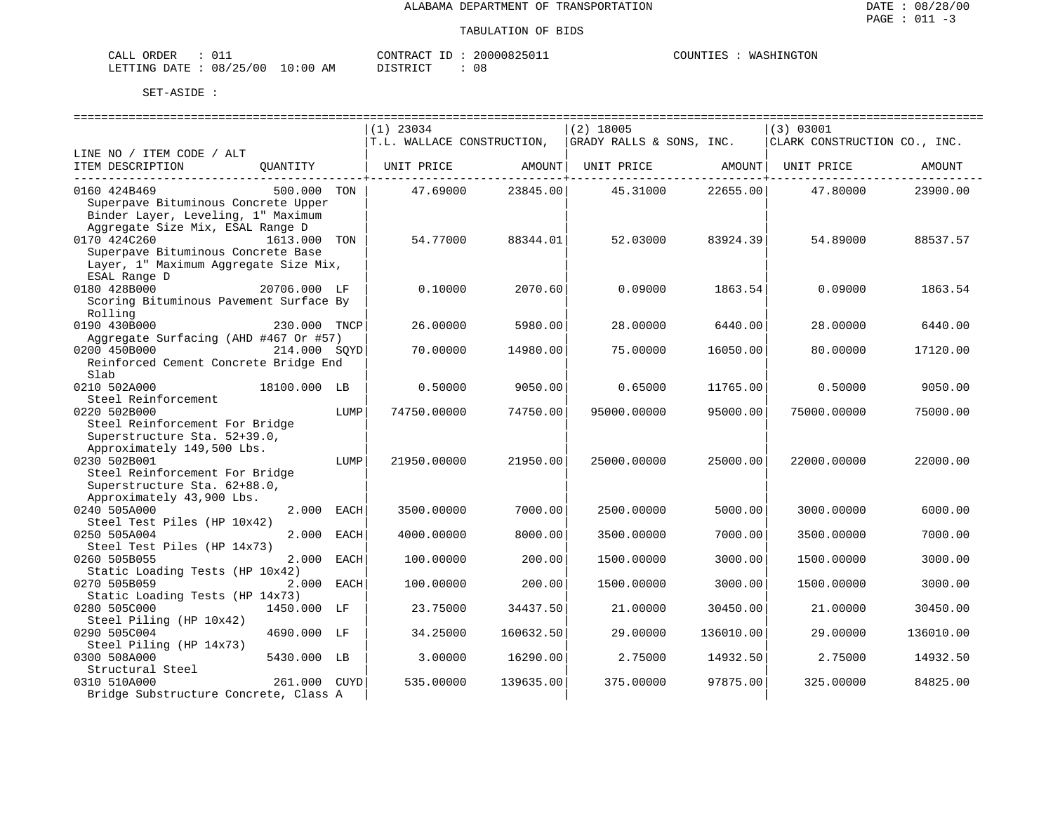ALABAMA DEPARTMENT OF TRANSPORTATION

TABULATION OF BIDS

CALL ORDER : 011 CONTRACT ID : 20000825011 COUNTIES : WASHINGTON
LETTING DATE : 08/25/00 10:00 AM DISTRICT : 08

SET-ASIDE :

| LINE NO / ITEM CODE / ALT ITEM DESCRIPTION | QUANTITY | | (1) 23034 T.L. WALLACE CONSTRUCTION, UNIT PRICE | AMOUNT | (2) 18005 GRADY RALLS & SONS, INC. UNIT PRICE | AMOUNT | (3) 03001 CLARK CONSTRUCTION CO., INC. UNIT PRICE | AMOUNT |
|---|---|---|---|---|---|---|---|---|
| 0160 424B469 Superpave Bituminous Concrete Upper Binder Layer, Leveling, 1" Maximum Aggregate Size Mix, ESAL Range D | 500.000 | TON | 47.69000 | 23845.00 | 45.31000 | 22655.00 | 47.80000 | 23900.00 |
| 0170 424C260 Superpave Bituminous Concrete Base Layer, 1" Maximum Aggregate Size Mix, ESAL Range D | 1613.000 | TON | 54.77000 | 88344.01 | 52.03000 | 83924.39 | 54.89000 | 88537.57 |
| 0180 428B000 Scoring Bituminous Pavement Surface By Rolling | 20706.000 | LF | 0.10000 | 2070.60 | 0.09000 | 1863.54 | 0.09000 | 1863.54 |
| 0190 430B000 Aggregate Surfacing (AHD #467 Or #57) | 230.000 | TNCP | 26.00000 | 5980.00 | 28.00000 | 6440.00 | 28.00000 | 6440.00 |
| 0200 450B000 Reinforced Cement Concrete Bridge End Slab | 214.000 | SQYD | 70.00000 | 14980.00 | 75.00000 | 16050.00 | 80.00000 | 17120.00 |
| 0210 502A000 Steel Reinforcement | 18100.000 | LB | 0.50000 | 9050.00 | 0.65000 | 11765.00 | 0.50000 | 9050.00 |
| 0220 502B000 Steel Reinforcement For Bridge Superstructure Sta. 52+39.0, Approximately 149,500 Lbs. | | LUMP | 74750.00000 | 74750.00 | 95000.00000 | 95000.00 | 75000.00000 | 75000.00 |
| 0230 502B001 Steel Reinforcement For Bridge Superstructure Sta. 62+88.0, Approximately 43,900 Lbs. | | LUMP | 21950.00000 | 21950.00 | 25000.00000 | 25000.00 | 22000.00000 | 22000.00 |
| 0240 505A000 Steel Test Piles (HP 10x42) | 2.000 | EACH | 3500.00000 | 7000.00 | 2500.00000 | 5000.00 | 3000.00000 | 6000.00 |
| 0250 505A004 Steel Test Piles (HP 14x73) | 2.000 | EACH | 4000.00000 | 8000.00 | 3500.00000 | 7000.00 | 3500.00000 | 7000.00 |
| 0260 505B055 Static Loading Tests (HP 10x42) | 2.000 | EACH | 100.00000 | 200.00 | 1500.00000 | 3000.00 | 1500.00000 | 3000.00 |
| 0270 505B059 Static Loading Tests (HP 14x73) | 2.000 | EACH | 100.00000 | 200.00 | 1500.00000 | 3000.00 | 1500.00000 | 3000.00 |
| 0280 505C000 Steel Piling (HP 10x42) | 1450.000 | LF | 23.75000 | 34437.50 | 21.00000 | 30450.00 | 21.00000 | 30450.00 |
| 0290 505C004 Steel Piling (HP 14x73) | 4690.000 | LF | 34.25000 | 160632.50 | 29.00000 | 136010.00 | 29.00000 | 136010.00 |
| 0300 508A000 Structural Steel | 5430.000 | LB | 3.00000 | 16290.00 | 2.75000 | 14932.50 | 2.75000 | 14932.50 |
| 0310 510A000 Bridge Substructure Concrete, Class A | 261.000 | CUYD | 535.00000 | 139635.00 | 375.00000 | 97875.00 | 325.00000 | 84825.00 |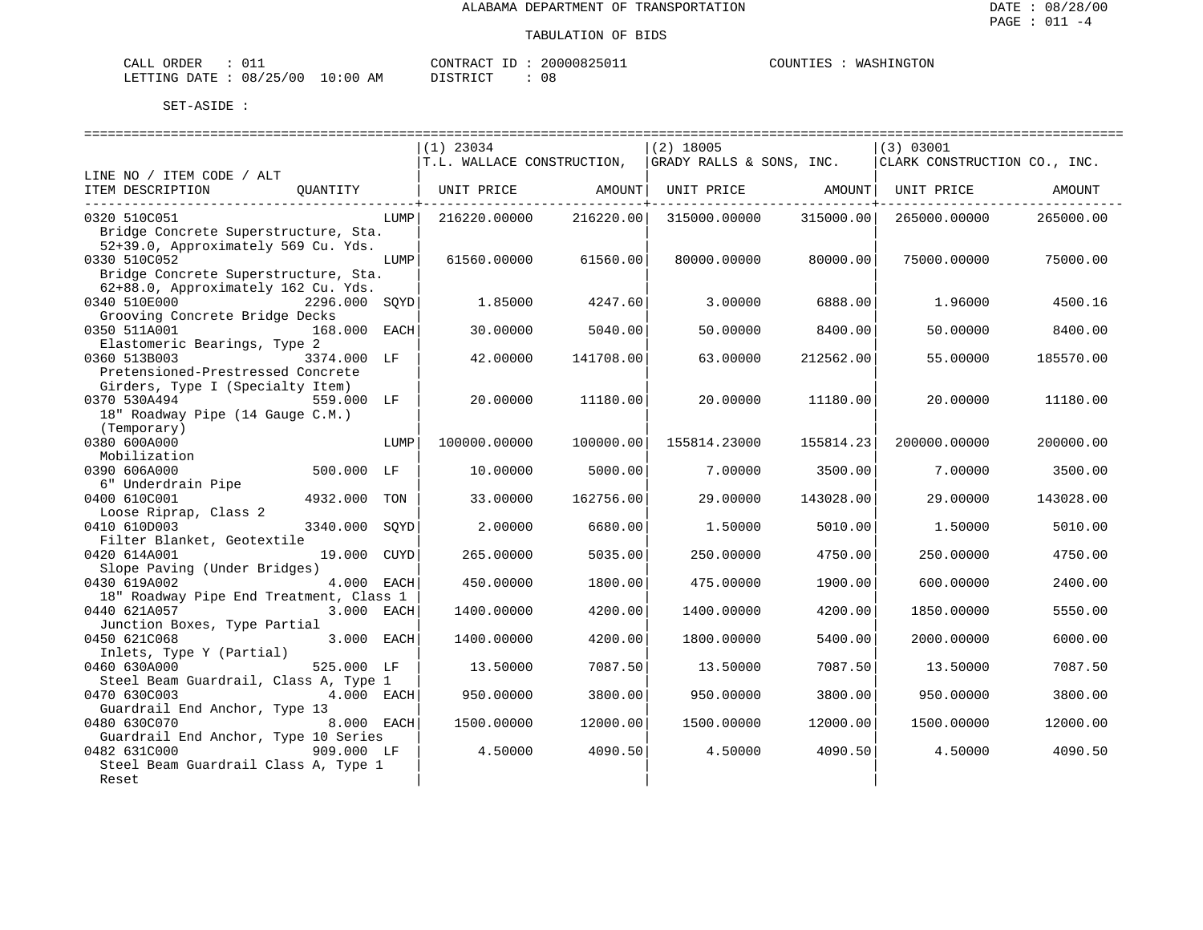ALABAMA DEPARTMENT OF TRANSPORTATION

TABULATION OF BIDS

CALL ORDER : 011 CONTRACT ID : 20000825011 COUNTIES : WASHINGTON
LETTING DATE : 08/25/00 10:00 AM DISTRICT : 08

SET-ASIDE :

| LINE NO / ITEM CODE / ALT ITEM DESCRIPTION | QUANTITY | (1) 23034 T.L. WALLACE CONSTRUCTION, UNIT PRICE | AMOUNT | (2) 18005 GRADY RALLS & SONS, INC. UNIT PRICE | AMOUNT | (3) 03001 CLARK CONSTRUCTION CO., INC. UNIT PRICE | AMOUNT |
|---|---|---|---|---|---|---|---|
| 0320 510C051 Bridge Concrete Superstructure, Sta. 52+39.0, Approximately 569 Cu. Yds. | LUMP | 216220.00000 | 216220.00 | 315000.00000 | 315000.00 | 265000.00000 | 265000.00 |
| 0330 510C052 Bridge Concrete Superstructure, Sta. 62+88.0, Approximately 162 Cu. Yds. | LUMP | 61560.00000 | 61560.00 | 80000.00000 | 80000.00 | 75000.00000 | 75000.00 |
| 0340 510E000 Grooving Concrete Bridge Decks | 2296.000 SQYD | 1.85000 | 4247.60 | 3.00000 | 6888.00 | 1.96000 | 4500.16 |
| 0350 511A001 Elastomeric Bearings, Type 2 | 168.000 EACH | 30.00000 | 5040.00 | 50.00000 | 8400.00 | 50.00000 | 8400.00 |
| 0360 513B003 Pretensioned-Prestressed Concrete Girders, Type I (Specialty Item) | 3374.000 LF | 42.00000 | 141708.00 | 63.00000 | 212562.00 | 55.00000 | 185570.00 |
| 0370 530A494 18" Roadway Pipe (14 Gauge C.M.) (Temporary) | 559.000 LF | 20.00000 | 11180.00 | 20.00000 | 11180.00 | 20.00000 | 11180.00 |
| 0380 600A000 Mobilization | LUMP | 100000.00000 | 100000.00 | 155814.23000 | 155814.23 | 200000.00000 | 200000.00 |
| 0390 606A000 6" Underdrain Pipe | 500.000 LF | 10.00000 | 5000.00 | 7.00000 | 3500.00 | 7.00000 | 3500.00 |
| 0400 610C001 Loose Riprap, Class 2 | 4932.000 TON | 33.00000 | 162756.00 | 29.00000 | 143028.00 | 29.00000 | 143028.00 |
| 0410 610D003 Filter Blanket, Geotextile | 3340.000 SQYD | 2.00000 | 6680.00 | 1.50000 | 5010.00 | 1.50000 | 5010.00 |
| 0420 614A001 Slope Paving (Under Bridges) | 19.000 CUYD | 265.00000 | 5035.00 | 250.00000 | 4750.00 | 250.00000 | 4750.00 |
| 0430 619A002 18" Roadway Pipe End Treatment, Class 1 | 4.000 EACH | 450.00000 | 1800.00 | 475.00000 | 1900.00 | 600.00000 | 2400.00 |
| 0440 621A057 Junction Boxes, Type Partial | 3.000 EACH | 1400.00000 | 4200.00 | 1400.00000 | 4200.00 | 1850.00000 | 5550.00 |
| 0450 621C068 Inlets, Type Y (Partial) | 3.000 EACH | 1400.00000 | 4200.00 | 1800.00000 | 5400.00 | 2000.00000 | 6000.00 |
| 0460 630A000 Steel Beam Guardrail, Class A, Type 1 | 525.000 LF | 13.50000 | 7087.50 | 13.50000 | 7087.50 | 13.50000 | 7087.50 |
| 0470 630C003 Guardrail End Anchor, Type 13 | 4.000 EACH | 950.00000 | 3800.00 | 950.00000 | 3800.00 | 950.00000 | 3800.00 |
| 0480 630C070 Guardrail End Anchor, Type 10 Series | 8.000 EACH | 1500.00000 | 12000.00 | 1500.00000 | 12000.00 | 1500.00000 | 12000.00 |
| 0482 631C000 Steel Beam Guardrail Class A, Type 1 Reset | 909.000 LF | 4.50000 | 4090.50 | 4.50000 | 4090.50 | 4.50000 | 4090.50 |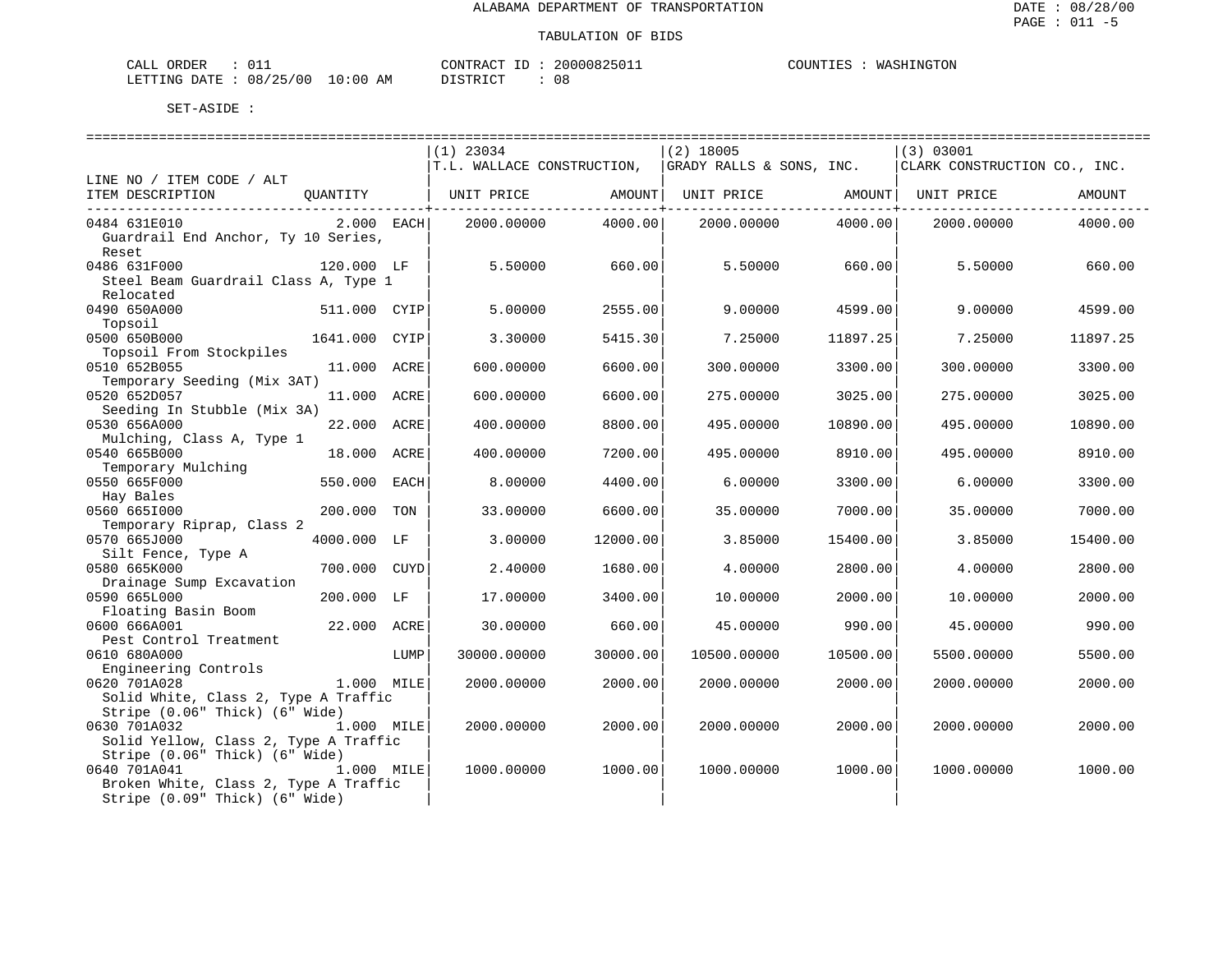ALABAMA DEPARTMENT OF TRANSPORTATION

TABULATION OF BIDS

CALL ORDER : 011 CONTRACT ID : 20000825011 COUNTIES : WASHINGTON
LETTING DATE : 08/25/00 10:00 AM DISTRICT : 08

SET-ASIDE :

| LINE NO / ITEM CODE / ALT ITEM DESCRIPTION | QUANTITY | (1) 23034 T.L. WALLACE CONSTRUCTION, UNIT PRICE | AMOUNT | (2) 18005 GRADY RALLS & SONS, INC. UNIT PRICE | AMOUNT | (3) 03001 CLARK CONSTRUCTION CO., INC. UNIT PRICE | AMOUNT |
|---|---|---|---|---|---|---|---|
| 0484 631E010 Guardrail End Anchor, Ty 10 Series, Reset | 2.000 EACH | 2000.00000 | 4000.00 | 2000.00000 | 4000.00 | 2000.00000 | 4000.00 |
| 0486 631F000 Steel Beam Guardrail Class A, Type 1 Relocated | 120.000 LF | 5.50000 | 660.00 | 5.50000 | 660.00 | 5.50000 | 660.00 |
| 0490 650A000 Topsoil | 511.000 CYIP | 5.00000 | 2555.00 | 9.00000 | 4599.00 | 9.00000 | 4599.00 |
| 0500 650B000 Topsoil From Stockpiles | 1641.000 CYIP | 3.30000 | 5415.30 | 7.25000 | 11897.25 | 7.25000 | 11897.25 |
| 0510 652B055 Temporary Seeding (Mix 3AT) | 11.000 ACRE | 600.00000 | 6600.00 | 300.00000 | 3300.00 | 300.00000 | 3300.00 |
| 0520 652D057 Seeding In Stubble (Mix 3A) | 11.000 ACRE | 600.00000 | 6600.00 | 275.00000 | 3025.00 | 275.00000 | 3025.00 |
| 0530 656A000 Mulching, Class A, Type 1 | 22.000 ACRE | 400.00000 | 8800.00 | 495.00000 | 10890.00 | 495.00000 | 10890.00 |
| 0540 665B000 Temporary Mulching | 18.000 ACRE | 400.00000 | 7200.00 | 495.00000 | 8910.00 | 495.00000 | 8910.00 |
| 0550 665F000 Hay Bales | 550.000 EACH | 8.00000 | 4400.00 | 6.00000 | 3300.00 | 6.00000 | 3300.00 |
| 0560 665I000 Temporary Riprap, Class 2 | 200.000 TON | 33.00000 | 6600.00 | 35.00000 | 7000.00 | 35.00000 | 7000.00 |
| 0570 665J000 Silt Fence, Type A | 4000.000 LF | 3.00000 | 12000.00 | 3.85000 | 15400.00 | 3.85000 | 15400.00 |
| 0580 665K000 Drainage Sump Excavation | 700.000 CUYD | 2.40000 | 1680.00 | 4.00000 | 2800.00 | 4.00000 | 2800.00 |
| 0590 665L000 Floating Basin Boom | 200.000 LF | 17.00000 | 3400.00 | 10.00000 | 2000.00 | 10.00000 | 2000.00 |
| 0600 666A001 Pest Control Treatment | 22.000 ACRE | 30.00000 | 660.00 | 45.00000 | 990.00 | 45.00000 | 990.00 |
| 0610 680A000 Engineering Controls | LUMP | 30000.00000 | 30000.00 | 10500.00000 | 10500.00 | 5500.00000 | 5500.00 |
| 0620 701A028 Solid White, Class 2, Type A Traffic Stripe (0.06" Thick) (6" Wide) | 1.000 MILE | 2000.00000 | 2000.00 | 2000.00000 | 2000.00 | 2000.00000 | 2000.00 |
| 0630 701A032 Solid Yellow, Class 2, Type A Traffic Stripe (0.06" Thick) (6" Wide) | 1.000 MILE | 2000.00000 | 2000.00 | 2000.00000 | 2000.00 | 2000.00000 | 2000.00 |
| 0640 701A041 Broken White, Class 2, Type A Traffic Stripe (0.09" Thick) (6" Wide) | 1.000 MILE | 1000.00000 | 1000.00 | 1000.00000 | 1000.00 | 1000.00000 | 1000.00 |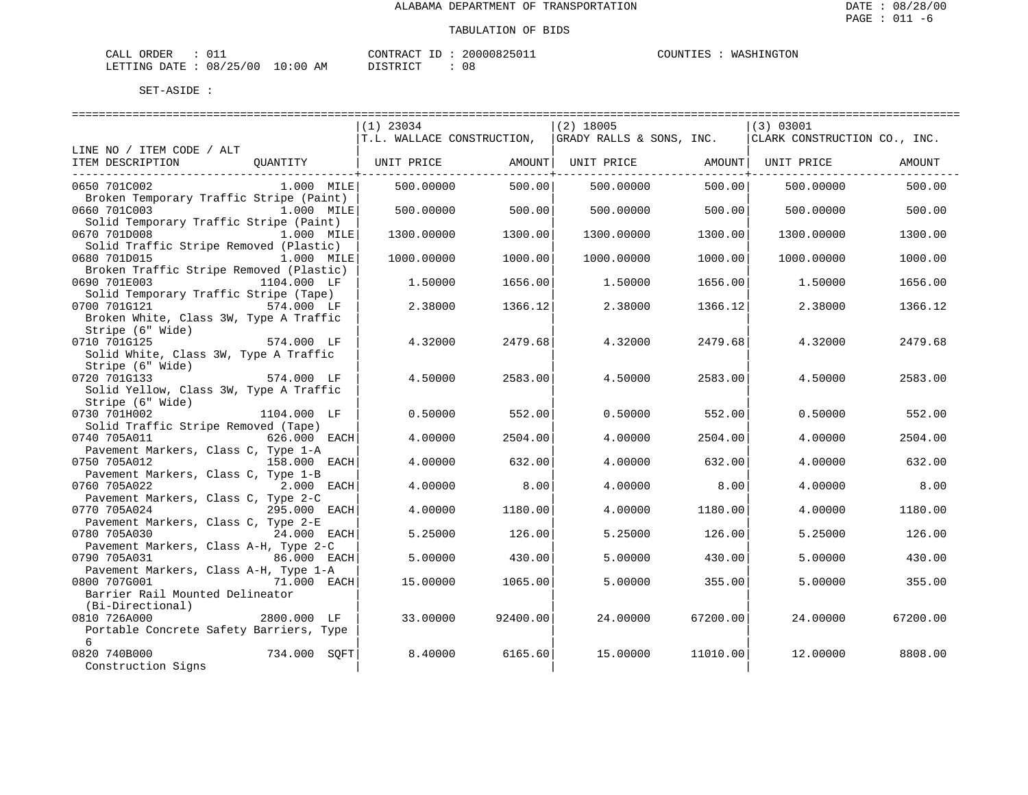ALABAMA DEPARTMENT OF TRANSPORTATION

TABULATION OF BIDS

CALL ORDER : 011　　CONTRACT ID : 20000825011　　COUNTIES : WASHINGTON
LETTING DATE : 08/25/00 10:00 AM　　DISTRICT : 08

SET-ASIDE :

| LINE NO / ITEM CODE / ALT ITEM DESCRIPTION | QUANTITY | (1) 23034 T.L. WALLACE CONSTRUCTION, UNIT PRICE | AMOUNT | (2) 18005 GRADY RALLS & SONS, INC. UNIT PRICE | AMOUNT | (3) 03001 CLARK CONSTRUCTION CO., INC. UNIT PRICE | AMOUNT |
|---|---|---|---|---|---|---|---|
| 0650 701C002 Broken Temporary Traffic Stripe (Paint) | 1.000 MILE | 500.00000 | 500.00 | 500.00000 | 500.00 | 500.00000 | 500.00 |
| 0660 701C003 Solid Temporary Traffic Stripe (Paint) | 1.000 MILE | 500.00000 | 500.00 | 500.00000 | 500.00 | 500.00000 | 500.00 |
| 0670 701D008 Solid Traffic Stripe Removed (Plastic) | 1.000 MILE | 1300.00000 | 1300.00 | 1300.00000 | 1300.00 | 1300.00000 | 1300.00 |
| 0680 701D015 Broken Traffic Stripe Removed (Plastic) | 1.000 MILE | 1000.00000 | 1000.00 | 1000.00000 | 1000.00 | 1000.00000 | 1000.00 |
| 0690 701E003 Solid Temporary Traffic Stripe (Tape) | 1104.000 LF | 1.50000 | 1656.00 | 1.50000 | 1656.00 | 1.50000 | 1656.00 |
| 0700 701G121 Broken White, Class 3W, Type A Traffic Stripe (6" Wide) | 574.000 LF | 2.38000 | 1366.12 | 2.38000 | 1366.12 | 2.38000 | 1366.12 |
| 0710 701G125 Solid White, Class 3W, Type A Traffic Stripe (6" Wide) | 574.000 LF | 4.32000 | 2479.68 | 4.32000 | 2479.68 | 4.32000 | 2479.68 |
| 0720 701G133 Solid Yellow, Class 3W, Type A Traffic Stripe (6" Wide) | 574.000 LF | 4.50000 | 2583.00 | 4.50000 | 2583.00 | 4.50000 | 2583.00 |
| 0730 701H002 Solid Traffic Stripe Removed (Tape) | 1104.000 LF | 0.50000 | 552.00 | 0.50000 | 552.00 | 0.50000 | 552.00 |
| 0740 705A011 Pavement Markers, Class C, Type 1-A | 626.000 EACH | 4.00000 | 2504.00 | 4.00000 | 2504.00 | 4.00000 | 2504.00 |
| 0750 705A012 Pavement Markers, Class C, Type 1-B | 158.000 EACH | 4.00000 | 632.00 | 4.00000 | 632.00 | 4.00000 | 632.00 |
| 0760 705A022 Pavement Markers, Class C, Type 2-C | 2.000 EACH | 4.00000 | 8.00 | 4.00000 | 8.00 | 4.00000 | 8.00 |
| 0770 705A024 Pavement Markers, Class C, Type 2-E | 295.000 EACH | 4.00000 | 1180.00 | 4.00000 | 1180.00 | 4.00000 | 1180.00 |
| 0780 705A030 Pavement Markers, Class A-H, Type 2-C | 24.000 EACH | 5.25000 | 126.00 | 5.25000 | 126.00 | 5.25000 | 126.00 |
| 0790 705A031 Pavement Markers, Class A-H, Type 1-A | 86.000 EACH | 5.00000 | 430.00 | 5.00000 | 430.00 | 5.00000 | 430.00 |
| 0800 707G001 Barrier Rail Mounted Delineator (Bi-Directional) | 71.000 EACH | 15.00000 | 1065.00 | 5.00000 | 355.00 | 5.00000 | 355.00 |
| 0810 726A000 Portable Concrete Safety Barriers, Type 6 | 2800.000 LF | 33.00000 | 92400.00 | 24.00000 | 67200.00 | 24.00000 | 67200.00 |
| 0820 740B000 Construction Signs | 734.000 SQFT | 8.40000 | 6165.60 | 15.00000 | 11010.00 | 12.00000 | 8808.00 |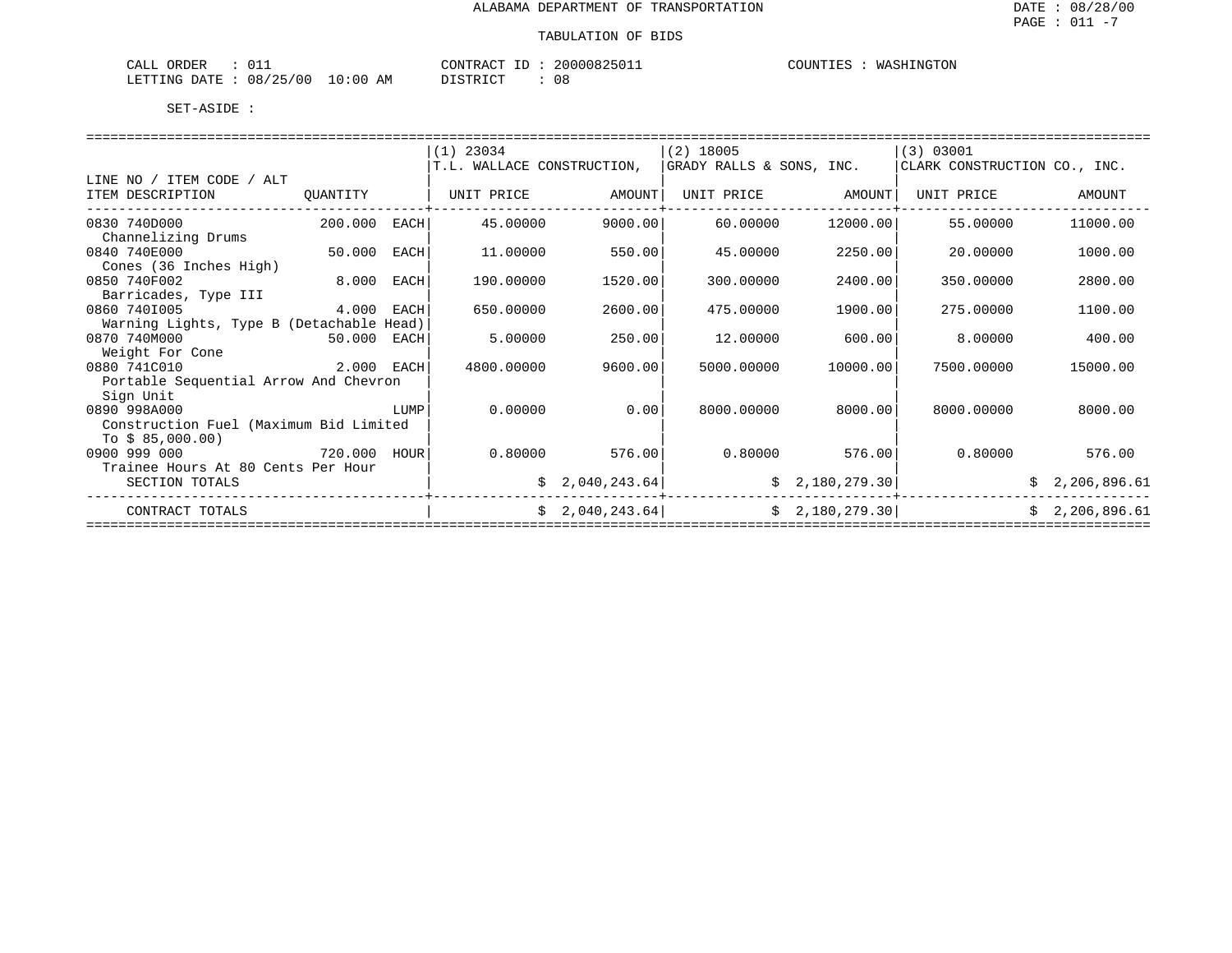ALABAMA DEPARTMENT OF TRANSPORTATION

DATE : 08/28/00

TABULATION OF BIDS

CALL ORDER : 011 CONTRACT ID : 20000825011 COUNTIES : WASHINGTON
LETTING DATE : 08/25/00 10:00 AM DISTRICT : 08

SET-ASIDE :

| LINE NO / ITEM CODE / ALT ITEM DESCRIPTION | QUANTITY | (1) 23034 T.L. WALLACE CONSTRUCTION, UNIT PRICE | AMOUNT | (2) 18005 GRADY RALLS & SONS, INC. UNIT PRICE | AMOUNT | (3) 03001 CLARK CONSTRUCTION CO., INC. UNIT PRICE | AMOUNT |
|---|---|---|---|---|---|---|---|
| 0830 740D000 Channelizing Drums | 200.000 EACH | 45.00000 | 9000.00 | 60.00000 | 12000.00 | 55.00000 | 11000.00 |
| 0840 740E000 Cones (36 Inches High) | 50.000 EACH | 11.00000 | 550.00 | 45.00000 | 2250.00 | 20.00000 | 1000.00 |
| 0850 740F002 Barricades, Type III | 8.000 EACH | 190.00000 | 1520.00 | 300.00000 | 2400.00 | 350.00000 | 2800.00 |
| 0860 740I005 Warning Lights, Type B (Detachable Head) | 4.000 EACH | 650.00000 | 2600.00 | 475.00000 | 1900.00 | 275.00000 | 1100.00 |
| 0870 740M000 Weight For Cone | 50.000 EACH | 5.00000 | 250.00 | 12.00000 | 600.00 | 8.00000 | 400.00 |
| 0880 741C010 Portable Sequential Arrow And Chevron Sign Unit | 2.000 EACH | 4800.00000 | 9600.00 | 5000.00000 | 10000.00 | 7500.00000 | 15000.00 |
| 0890 998A000 Construction Fuel (Maximum Bid Limited To $ 85,000.00) | LUMP | 0.00000 | 0.00 | 8000.00000 | 8000.00 | 8000.00000 | 8000.00 |
| 0900 999 000 Trainee Hours At 80 Cents Per Hour | 720.000 HOUR | 0.80000 | 576.00 | 0.80000 | 576.00 | 0.80000 | 576.00 |
| SECTION TOTALS | | | $ 2,040,243.64 | | $ 2,180,279.30 | | $ 2,206,896.61 |
| CONTRACT TOTALS | | | $ 2,040,243.64 | | $ 2,180,279.30 | | $ 2,206,896.61 |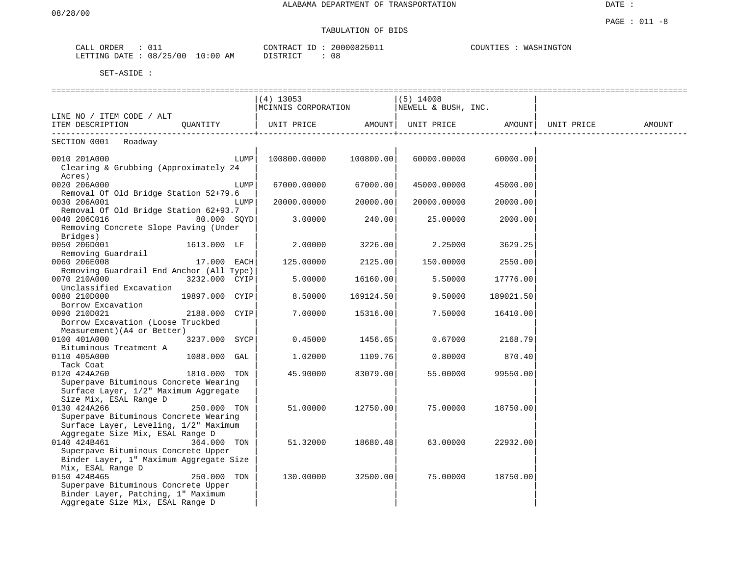ALABAMA DEPARTMENT OF TRANSPORTATION

08/28/00

DATE :

PAGE : 011 -8

TABULATION OF BIDS

CALL ORDER : 011 &nbsp;&nbsp;&nbsp;&nbsp; CONTRACT ID : 20000825011 &nbsp;&nbsp;&nbsp;&nbsp; COUNTIES : WASHINGTON
LETTING DATE : 08/25/00 10:00 AM &nbsp;&nbsp;&nbsp;&nbsp; DISTRICT : 08

SET-ASIDE :

| LINE NO / ITEM CODE / ALT ITEM DESCRIPTION | QUANTITY | (4) 13053 MCINNIS CORPORATION UNIT PRICE | AMOUNT | (5) 14008 NEWELL & BUSH, INC. UNIT PRICE | AMOUNT | UNIT PRICE | AMOUNT |
|---|---|---|---|---|---|---|---|
| SECTION 0001 Roadway | | | | | | | |
| 0010 201A000 Clearing & Grubbing (Approximately 24 Acres) | LUMP | 100800.00000 | 100800.00 | 60000.00000 | 60000.00 | | |
| 0020 206A000 Removal Of Old Bridge Station 52+79.6 | LUMP | 67000.00000 | 67000.00 | 45000.00000 | 45000.00 | | |
| 0030 206A001 Removal Of Old Bridge Station 62+93.7 | LUMP | 20000.00000 | 20000.00 | 20000.00000 | 20000.00 | | |
| 0040 206C016 Removing Concrete Slope Paving (Under Bridges) | 80.000 SQYD | 3.00000 | 240.00 | 25.00000 | 2000.00 | | |
| 0050 206D001 Removing Guardrail | 1613.000 LF | 2.00000 | 3226.00 | 2.25000 | 3629.25 | | |
| 0060 206E008 Removing Guardrail End Anchor (All Type) | 17.000 EACH | 125.00000 | 2125.00 | 150.00000 | 2550.00 | | |
| 0070 210A000 Unclassified Excavation | 3232.000 CYIP | 5.00000 | 16160.00 | 5.50000 | 17776.00 | | |
| 0080 210D000 Borrow Excavation | 19897.000 CYIP | 8.50000 | 169124.50 | 9.50000 | 189021.50 | | |
| 0090 210D021 Borrow Excavation (Loose Truckbed Measurement)(A4 or Better) | 2188.000 CYIP | 7.00000 | 15316.00 | 7.50000 | 16410.00 | | |
| 0100 401A000 Bituminous Treatment A | 3237.000 SYCP | 0.45000 | 1456.65 | 0.67000 | 2168.79 | | |
| 0110 405A000 Tack Coat | 1088.000 GAL | 1.02000 | 1109.76 | 0.80000 | 870.40 | | |
| 0120 424A260 Superpave Bituminous Concrete Wearing Surface Layer, 1/2" Maximum Aggregate Size Mix, ESAL Range D | 1810.000 TON | 45.90000 | 83079.00 | 55.00000 | 99550.00 | | |
| 0130 424A266 Superpave Bituminous Concrete Wearing Surface Layer, Leveling, 1/2" Maximum Aggregate Size Mix, ESAL Range D | 250.000 TON | 51.00000 | 12750.00 | 75.00000 | 18750.00 | | |
| 0140 424B461 Superpave Bituminous Concrete Upper Binder Layer, 1" Maximum Aggregate Size Mix, ESAL Range D | 364.000 TON | 51.32000 | 18680.48 | 63.00000 | 22932.00 | | |
| 0150 424B465 Superpave Bituminous Concrete Upper Binder Layer, Patching, 1" Maximum Aggregate Size Mix, ESAL Range D | 250.000 TON | 130.00000 | 32500.00 | 75.00000 | 18750.00 | | |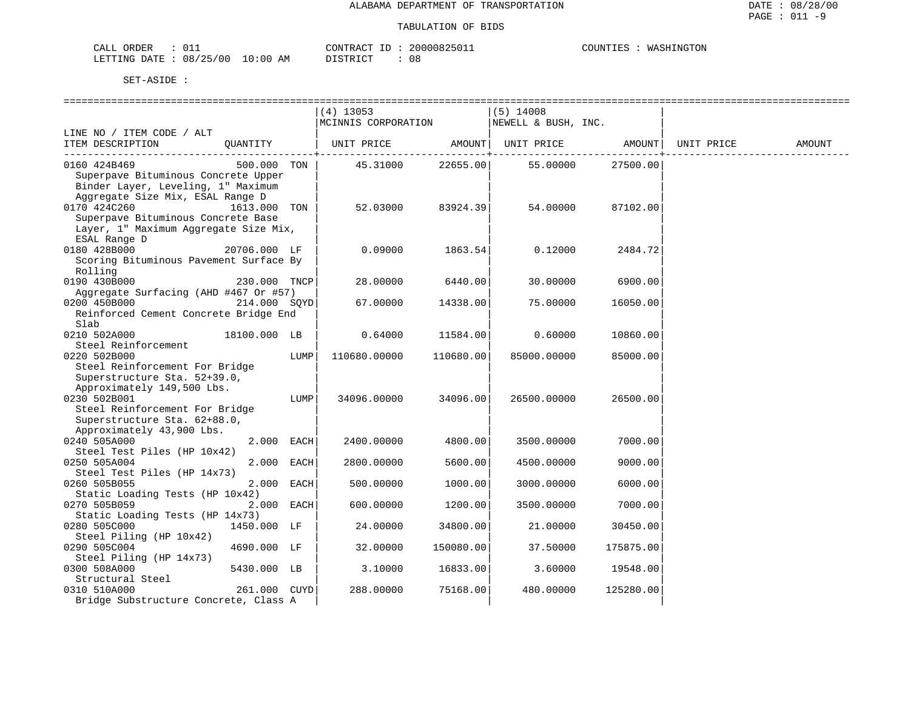ALABAMA DEPARTMENT OF TRANSPORTATION

TABULATION OF BIDS

CALL ORDER : 011  CONTRACT ID : 20000825011  COUNTIES : WASHINGTON
LETTING DATE : 08/25/00 10:00 AM  DISTRICT : 08

SET-ASIDE :

| LINE NO / ITEM CODE / ALT ITEM DESCRIPTION | QUANTITY | (4) 13053 MCINNIS CORPORATION UNIT PRICE | AMOUNT | (5) 14008 NEWELL & BUSH, INC. UNIT PRICE | AMOUNT | UNIT PRICE | AMOUNT |
|---|---|---|---|---|---|---|---|
| 0160 424B469 Superpave Bituminous Concrete Upper Binder Layer, Leveling, 1" Maximum Aggregate Size Mix, ESAL Range D | 500.000 TON | 45.31000 | 22655.00 | 55.00000 | 27500.00 | | |
| 0170 424C260 Superpave Bituminous Concrete Base Layer, 1" Maximum Aggregate Size Mix, ESAL Range D | 1613.000 TON | 52.03000 | 83924.39 | 54.00000 | 87102.00 | | |
| 0180 428B000 Scoring Bituminous Pavement Surface By Rolling | 20706.000 LF | 0.09000 | 1863.54 | 0.12000 | 2484.72 | | |
| 0190 430B000 Aggregate Surfacing (AHD #467 Or #57) | 230.000 TNCP | 28.00000 | 6440.00 | 30.00000 | 6900.00 | | |
| 0200 450B000 Reinforced Cement Concrete Bridge End Slab | 214.000 SQYD | 67.00000 | 14338.00 | 75.00000 | 16050.00 | | |
| 0210 502A000 Steel Reinforcement | 18100.000 LB | 0.64000 | 11584.00 | 0.60000 | 10860.00 | | |
| 0220 502B000 Steel Reinforcement For Bridge Superstructure Sta. 52+39.0, Approximately 149,500 Lbs. | LUMP | 110680.00000 | 110680.00 | 85000.00000 | 85000.00 | | |
| 0230 502B001 Steel Reinforcement For Bridge Superstructure Sta. 62+88.0, Approximately 43,900 Lbs. | LUMP | 34096.00000 | 34096.00 | 26500.00000 | 26500.00 | | |
| 0240 505A000 Steel Test Piles (HP 10x42) | 2.000 EACH | 2400.00000 | 4800.00 | 3500.00000 | 7000.00 | | |
| 0250 505A004 Steel Test Piles (HP 14x73) | 2.000 EACH | 2800.00000 | 5600.00 | 4500.00000 | 9000.00 | | |
| 0260 505B055 Static Loading Tests (HP 10x42) | 2.000 EACH | 500.00000 | 1000.00 | 3000.00000 | 6000.00 | | |
| 0270 505B059 Static Loading Tests (HP 14x73) | 2.000 EACH | 600.00000 | 1200.00 | 3500.00000 | 7000.00 | | |
| 0280 505C000 Steel Piling (HP 10x42) | 1450.000 LF | 24.00000 | 34800.00 | 21.00000 | 30450.00 | | |
| 0290 505C004 Steel Piling (HP 14x73) | 4690.000 LF | 32.00000 | 150080.00 | 37.50000 | 175875.00 | | |
| 0300 508A000 Structural Steel | 5430.000 LB | 3.10000 | 16833.00 | 3.60000 | 19548.00 | | |
| 0310 510A000 Bridge Substructure Concrete, Class A | 261.000 CUYD | 288.00000 | 75168.00 | 480.00000 | 125280.00 | | |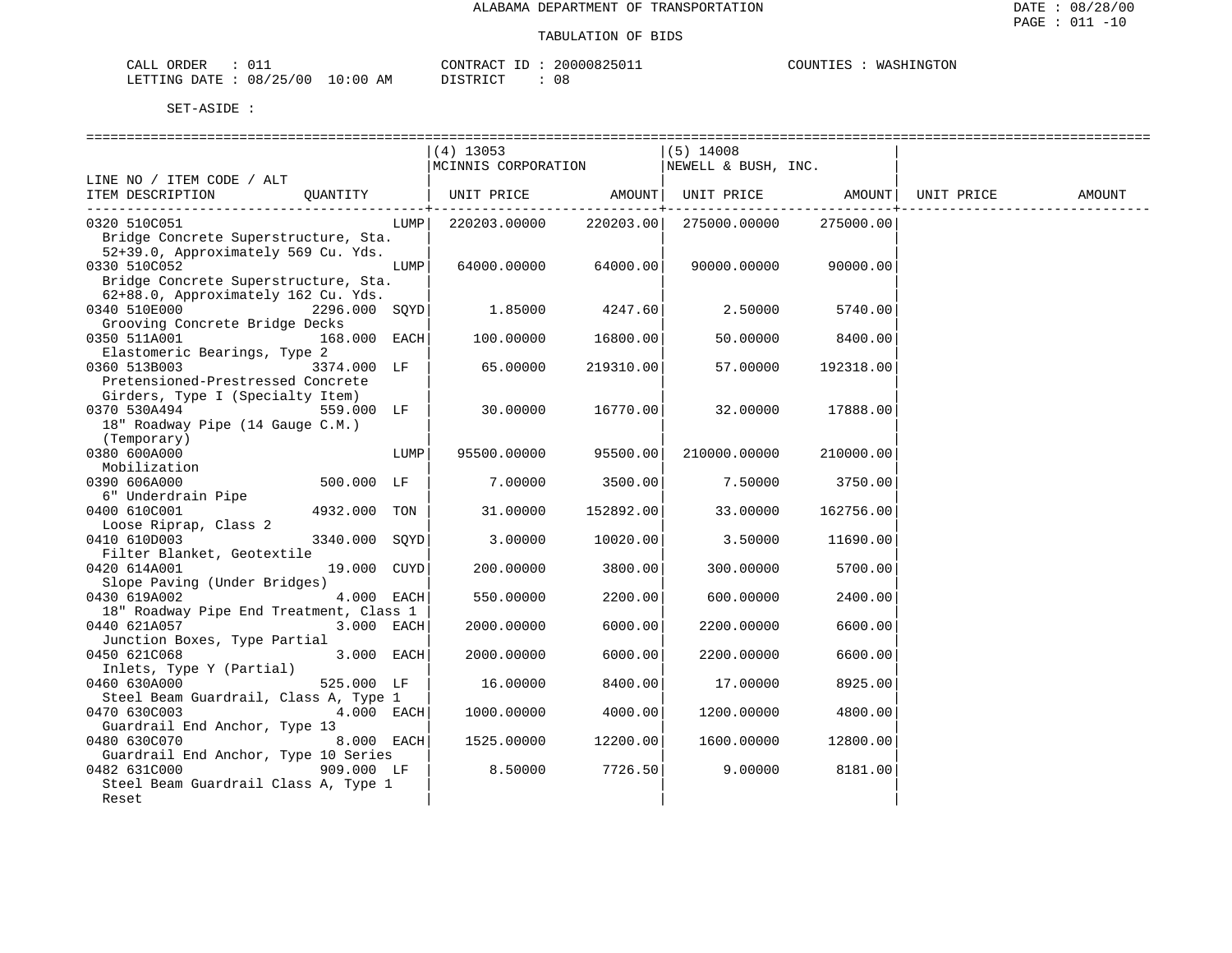ALABAMA DEPARTMENT OF TRANSPORTATION

TABULATION OF BIDS

DATE : 08/28/00
PAGE : 011 -10

CALL ORDER : 011 CONTRACT ID : 20000825011 COUNTIES : WASHINGTON
LETTING DATE : 08/25/00 10:00 AM DISTRICT : 08

SET-ASIDE :

| LINE NO / ITEM CODE / ALT ITEM DESCRIPTION | QUANTITY | (4) 13053 MCINNIS CORPORATION UNIT PRICE | AMOUNT | (5) 14008 NEWELL & BUSH, INC. UNIT PRICE | AMOUNT | UNIT PRICE | AMOUNT |
|---|---|---|---|---|---|---|---|
| 0320 510C051 Bridge Concrete Superstructure, Sta. 52+39.0, Approximately 569 Cu. Yds. | LUMP | 220203.00000 | 220203.00 | 275000.00000 | 275000.00 | | |
| 0330 510C052 Bridge Concrete Superstructure, Sta. 62+88.0, Approximately 162 Cu. Yds. | LUMP | 64000.00000 | 64000.00 | 90000.00000 | 90000.00 | | |
| 0340 510E000 Grooving Concrete Bridge Decks | 2296.000 SQYD | 1.85000 | 4247.60 | 2.50000 | 5740.00 | | |
| 0350 511A001 Elastomeric Bearings, Type 2 | 168.000 EACH | 100.00000 | 16800.00 | 50.00000 | 8400.00 | | |
| 0360 513B003 Pretensioned-Prestressed Concrete Girders, Type I (Specialty Item) | 3374.000 LF | 65.00000 | 219310.00 | 57.00000 | 192318.00 | | |
| 0370 530A494 18" Roadway Pipe (14 Gauge C.M.) (Temporary) | 559.000 LF | 30.00000 | 16770.00 | 32.00000 | 17888.00 | | |
| 0380 600A000 Mobilization | LUMP | 95500.00000 | 95500.00 | 210000.00000 | 210000.00 | | |
| 0390 606A000 6" Underdrain Pipe | 500.000 LF | 7.00000 | 3500.00 | 7.50000 | 3750.00 | | |
| 0400 610C001 Loose Riprap, Class 2 | 4932.000 TON | 31.00000 | 152892.00 | 33.00000 | 162756.00 | | |
| 0410 610D003 Filter Blanket, Geotextile | 3340.000 SQYD | 3.00000 | 10020.00 | 3.50000 | 11690.00 | | |
| 0420 614A001 Slope Paving (Under Bridges) | 19.000 CUYD | 200.00000 | 3800.00 | 300.00000 | 5700.00 | | |
| 0430 619A002 18" Roadway Pipe End Treatment, Class 1 | 4.000 EACH | 550.00000 | 2200.00 | 600.00000 | 2400.00 | | |
| 0440 621A057 Junction Boxes, Type Partial | 3.000 EACH | 2000.00000 | 6000.00 | 2200.00000 | 6600.00 | | |
| 0450 621C068 Inlets, Type Y (Partial) | 3.000 EACH | 2000.00000 | 6000.00 | 2200.00000 | 6600.00 | | |
| 0460 630A000 Steel Beam Guardrail, Class A, Type 1 | 525.000 LF | 16.00000 | 8400.00 | 17.00000 | 8925.00 | | |
| 0470 630C003 Guardrail End Anchor, Type 13 | 4.000 EACH | 1000.00000 | 4000.00 | 1200.00000 | 4800.00 | | |
| 0480 630C070 Guardrail End Anchor, Type 10 Series | 8.000 EACH | 1525.00000 | 12200.00 | 1600.00000 | 12800.00 | | |
| 0482 631C000 Steel Beam Guardrail Class A, Type 1 Reset | 909.000 LF | 8.50000 | 7726.50 | 9.00000 | 8181.00 | | |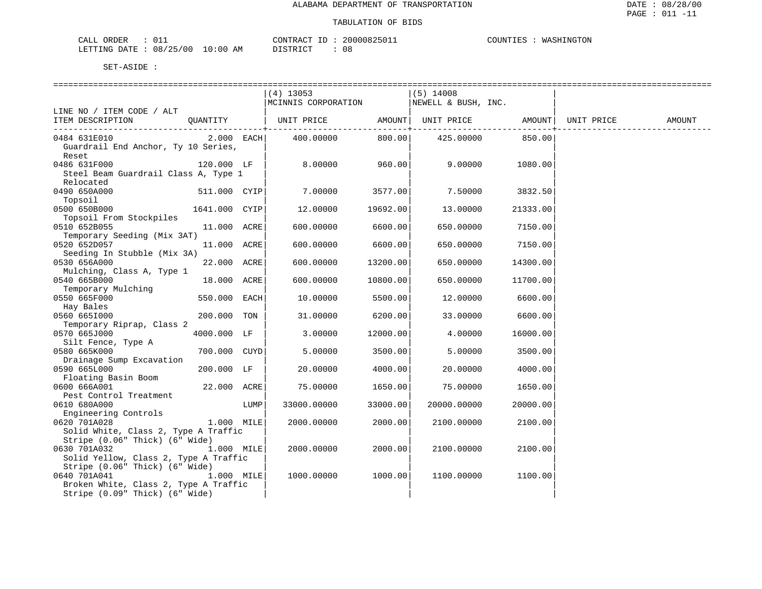ALABAMA DEPARTMENT OF TRANSPORTATION

TABULATION OF BIDS

CALL ORDER : 011 CONTRACT ID : 20000825011 COUNTIES : WASHINGTON
LETTING DATE : 08/25/00 10:00 AM DISTRICT : 08

SET-ASIDE :

| LINE NO / ITEM CODE / ALT ITEM DESCRIPTION | QUANTITY | (4) 13053 MCINNIS CORPORATION UNIT PRICE | AMOUNT | (5) 14008 NEWELL & BUSH, INC. UNIT PRICE | AMOUNT | UNIT PRICE | AMOUNT |
|---|---|---|---|---|---|---|---|
| 0484 631E010 Guardrail End Anchor, Ty 10 Series, Reset | 2.000 EACH | 400.00000 | 800.00 | 425.00000 | 850.00 | | |
| 0486 631F000 Steel Beam Guardrail Class A, Type 1 Relocated | 120.000 LF | 8.00000 | 960.00 | 9.00000 | 1080.00 | | |
| 0490 650A000 Topsoil | 511.000 CYIP | 7.00000 | 3577.00 | 7.50000 | 3832.50 | | |
| 0500 650B000 Topsoil From Stockpiles | 1641.000 CYIP | 12.00000 | 19692.00 | 13.00000 | 21333.00 | | |
| 0510 652B055 Temporary Seeding (Mix 3AT) | 11.000 ACRE | 600.00000 | 6600.00 | 650.00000 | 7150.00 | | |
| 0520 652D057 Seeding In Stubble (Mix 3A) | 11.000 ACRE | 600.00000 | 6600.00 | 650.00000 | 7150.00 | | |
| 0530 656A000 Mulching, Class A, Type 1 | 22.000 ACRE | 600.00000 | 13200.00 | 650.00000 | 14300.00 | | |
| 0540 665B000 Temporary Mulching | 18.000 ACRE | 600.00000 | 10800.00 | 650.00000 | 11700.00 | | |
| 0550 665F000 Hay Bales | 550.000 EACH | 10.00000 | 5500.00 | 12.00000 | 6600.00 | | |
| 0560 665I000 Temporary Riprap, Class 2 | 200.000 TON | 31.00000 | 6200.00 | 33.00000 | 6600.00 | | |
| 0570 665J000 Silt Fence, Type A | 4000.000 LF | 3.00000 | 12000.00 | 4.00000 | 16000.00 | | |
| 0580 665K000 Drainage Sump Excavation | 700.000 CUYD | 5.00000 | 3500.00 | 5.00000 | 3500.00 | | |
| 0590 665L000 Floating Basin Boom | 200.000 LF | 20.00000 | 4000.00 | 20.00000 | 4000.00 | | |
| 0600 666A001 Pest Control Treatment | 22.000 ACRE | 75.00000 | 1650.00 | 75.00000 | 1650.00 | | |
| 0610 680A000 Engineering Controls | LUMP | 33000.00000 | 33000.00 | 20000.00000 | 20000.00 | | |
| 0620 701A028 Solid White, Class 2, Type A Traffic Stripe (0.06" Thick) (6" Wide) | 1.000 MILE | 2000.00000 | 2000.00 | 2100.00000 | 2100.00 | | |
| 0630 701A032 Solid Yellow, Class 2, Type A Traffic Stripe (0.06" Thick) (6" Wide) | 1.000 MILE | 2000.00000 | 2000.00 | 2100.00000 | 2100.00 | | |
| 0640 701A041 Broken White, Class 2, Type A Traffic Stripe (0.09" Thick) (6" Wide) | 1.000 MILE | 1000.00000 | 1000.00 | 1100.00000 | 1100.00 | | |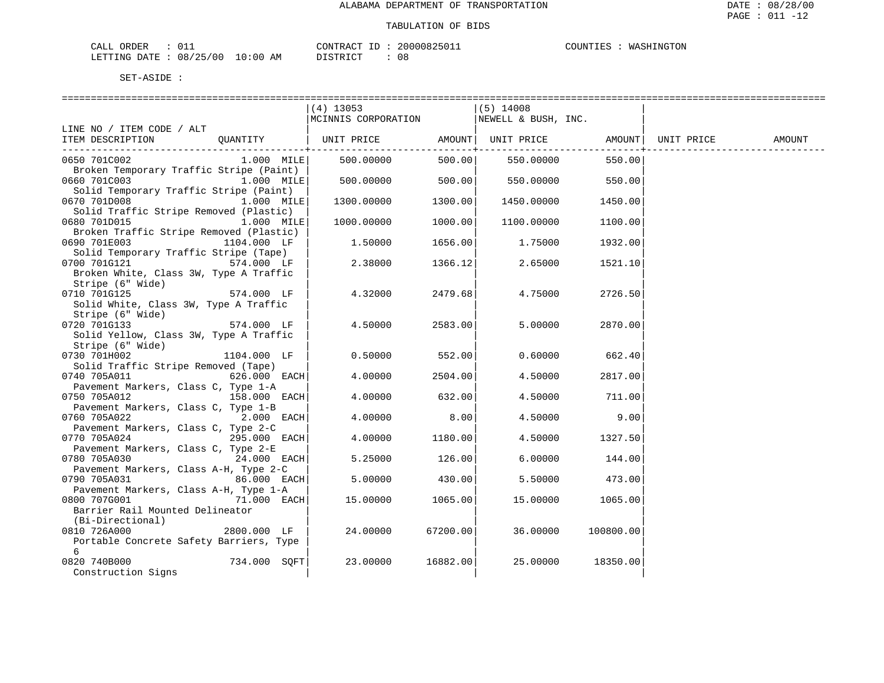ALABAMA DEPARTMENT OF TRANSPORTATION

TABULATION OF BIDS

CALL ORDER : 011 CONTRACT ID : 20000825011 COUNTIES : WASHINGTON
LETTING DATE : 08/25/00 10:00 AM DISTRICT : 08

SET-ASIDE :

| LINE NO / ITEM CODE / ALT ITEM DESCRIPTION | QUANTITY | (4) 13053 MCINNIS CORPORATION UNIT PRICE | AMOUNT | (5) 14008 NEWELL & BUSH, INC. UNIT PRICE | AMOUNT | UNIT PRICE | AMOUNT |
|---|---|---|---|---|---|---|---|
| 0650 701C002 Broken Temporary Traffic Stripe (Paint) | 1.000 MILE | 500.00000 | 500.00 | 550.00000 | 550.00 | | |
| 0660 701C003 Solid Temporary Traffic Stripe (Paint) | 1.000 MILE | 500.00000 | 500.00 | 550.00000 | 550.00 | | |
| 0670 701D008 Solid Traffic Stripe Removed (Plastic) | 1.000 MILE | 1300.00000 | 1300.00 | 1450.00000 | 1450.00 | | |
| 0680 701D015 Broken Traffic Stripe Removed (Plastic) | 1.000 MILE | 1000.00000 | 1000.00 | 1100.00000 | 1100.00 | | |
| 0690 701E003 Solid Temporary Traffic Stripe (Tape) | 1104.000 LF | 1.50000 | 1656.00 | 1.75000 | 1932.00 | | |
| 0700 701G121 Broken White, Class 3W, Type A Traffic Stripe (6" Wide) | 574.000 LF | 2.38000 | 1366.12 | 2.65000 | 1521.10 | | |
| 0710 701G125 Solid White, Class 3W, Type A Traffic Stripe (6" Wide) | 574.000 LF | 4.32000 | 2479.68 | 4.75000 | 2726.50 | | |
| 0720 701G133 Solid Yellow, Class 3W, Type A Traffic Stripe (6" Wide) | 574.000 LF | 4.50000 | 2583.00 | 5.00000 | 2870.00 | | |
| 0730 701H002 Solid Traffic Stripe Removed (Tape) | 1104.000 LF | 0.50000 | 552.00 | 0.60000 | 662.40 | | |
| 0740 705A011 Pavement Markers, Class C, Type 1-A | 626.000 EACH | 4.00000 | 2504.00 | 4.50000 | 2817.00 | | |
| 0750 705A012 Pavement Markers, Class C, Type 1-B | 158.000 EACH | 4.00000 | 632.00 | 4.50000 | 711.00 | | |
| 0760 705A022 Pavement Markers, Class C, Type 2-C | 2.000 EACH | 4.00000 | 8.00 | 4.50000 | 9.00 | | |
| 0770 705A024 Pavement Markers, Class C, Type 2-E | 295.000 EACH | 4.00000 | 1180.00 | 4.50000 | 1327.50 | | |
| 0780 705A030 Pavement Markers, Class A-H, Type 2-C | 24.000 EACH | 5.25000 | 126.00 | 6.00000 | 144.00 | | |
| 0790 705A031 Pavement Markers, Class A-H, Type 1-A | 86.000 EACH | 5.00000 | 430.00 | 5.50000 | 473.00 | | |
| 0800 707G001 Barrier Rail Mounted Delineator (Bi-Directional) | 71.000 EACH | 15.00000 | 1065.00 | 15.00000 | 1065.00 | | |
| 0810 726A000 Portable Concrete Safety Barriers, Type 6 | 2800.000 LF | 24.00000 | 67200.00 | 36.00000 | 100800.00 | | |
| 0820 740B000 Construction Signs | 734.000 SQFT | 23.00000 | 16882.00 | 25.00000 | 18350.00 | | |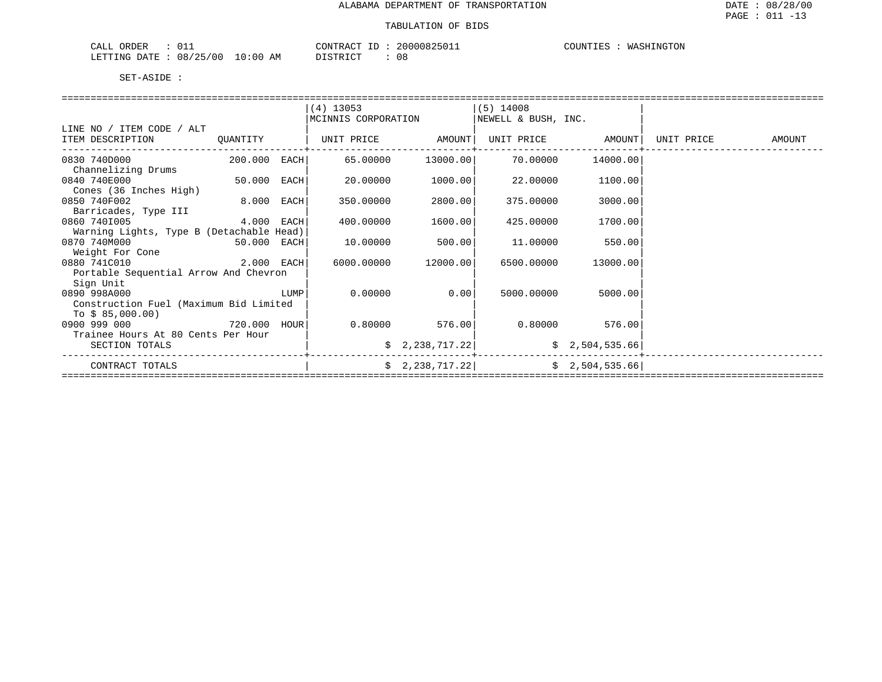ALABAMA DEPARTMENT OF TRANSPORTATION

TABULATION OF BIDS

CALL ORDER : 011 | CONTRACT ID : 20000825011 | COUNTIES : WASHINGTON
LETTING DATE : 08/25/00 10:00 AM | DISTRICT : 08

SET-ASIDE :

| LINE NO / ITEM CODE / ALT ITEM DESCRIPTION | QUANTITY | (4) 13053 MCINNIS CORPORATION UNIT PRICE | AMOUNT | (5) 14008 NEWELL & BUSH, INC. UNIT PRICE | AMOUNT | UNIT PRICE | AMOUNT |
|---|---|---|---|---|---|---|---|
| 0830 740D000 Channelizing Drums | 200.000 EACH | 65.00000 | 13000.00 | 70.00000 | 14000.00 | | |
| 0840 740E000 Cones (36 Inches High) | 50.000 EACH | 20.00000 | 1000.00 | 22.00000 | 1100.00 | | |
| 0850 740F002 Barricades, Type III | 8.000 EACH | 350.00000 | 2800.00 | 375.00000 | 3000.00 | | |
| 0860 740I005 Warning Lights, Type B (Detachable Head) | 4.000 EACH | 400.00000 | 1600.00 | 425.00000 | 1700.00 | | |
| 0870 740M000 Weight For Cone | 50.000 EACH | 10.00000 | 500.00 | 11.00000 | 550.00 | | |
| 0880 741C010 Portable Sequential Arrow And Chevron Sign Unit | 2.000 EACH | 6000.00000 | 12000.00 | 6500.00000 | 13000.00 | | |
| 0890 998A000 Construction Fuel (Maximum Bid Limited To $ 85,000.00) | LUMP | 0.00000 | 0.00 | 5000.00000 | 5000.00 | | |
| 0900 999 000 Trainee Hours At 80 Cents Per Hour | 720.000 HOUR | 0.80000 | 576.00 | 0.80000 | 576.00 | | |
| SECTION TOTALS | | | $ 2,238,717.22 | | $ 2,504,535.66 | | |
| CONTRACT TOTALS | | | $ 2,238,717.22 | | $ 2,504,535.66 | | |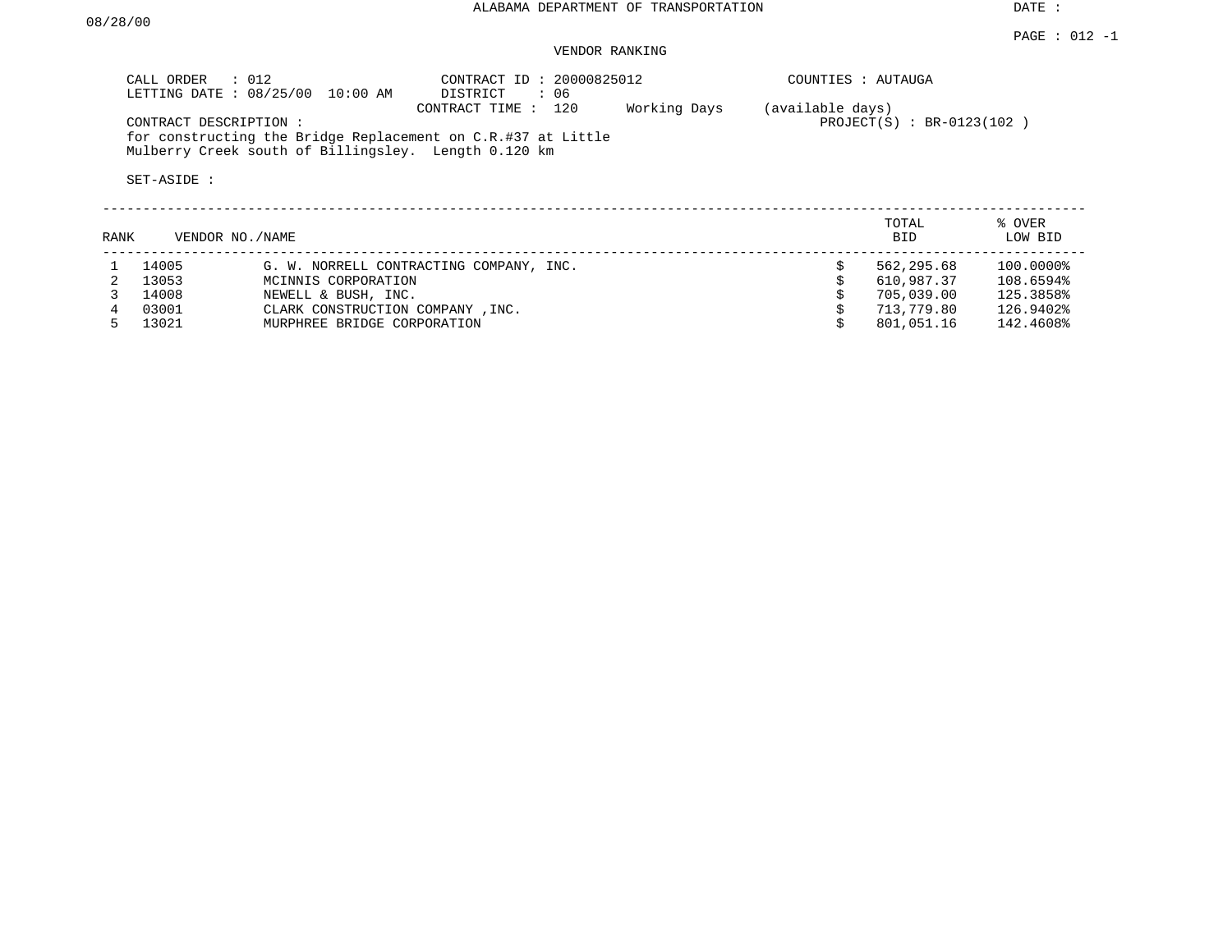ALABAMA DEPARTMENT OF TRANSPORTATION

DATE : 08/28/00

PAGE : 012 -1

VENDOR RANKING

CALL ORDER : 012
LETTING DATE : 08/25/00 10:00 AM

CONTRACT ID : 20000825012
DISTRICT : 06
CONTRACT TIME : 120 Working Days (available days)

COUNTIES : AUTAUGA

PROJECT(S) : BR-0123(102 )

CONTRACT DESCRIPTION :
for constructing the Bridge Replacement on C.R.#37 at Little Mulberry Creek south of Billingsley. Length 0.120 km

SET-ASIDE :

| RANK | VENDOR NO. | NAME | TOTAL BID | % OVER LOW BID |
|---|---|---|---|---|
| 1 | 14005 | G. W. NORRELL CONTRACTING COMPANY, INC. | $ 562,295.68 | 100.0000% |
| 2 | 13053 | MCINNIS CORPORATION | $ 610,987.37 | 108.6594% |
| 3 | 14008 | NEWELL & BUSH, INC. | $ 705,039.00 | 125.3858% |
| 4 | 03001 | CLARK CONSTRUCTION COMPANY ,INC. | $ 713,779.80 | 126.9402% |
| 5 | 13021 | MURPHREE BRIDGE CORPORATION | $ 801,051.16 | 142.4608% |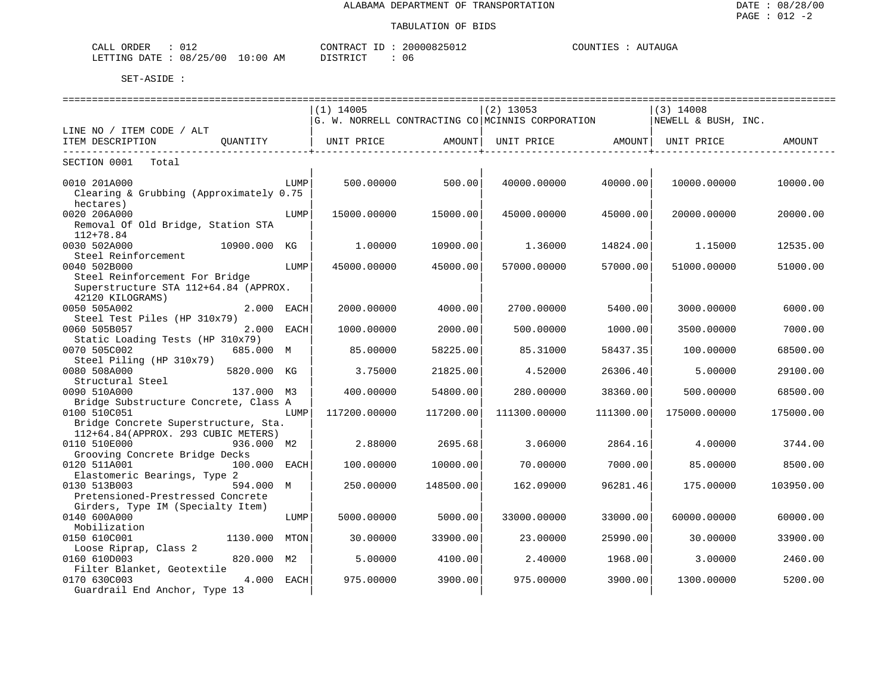ALABAMA DEPARTMENT OF TRANSPORTATION

TABULATION OF BIDS

CALL ORDER : 012 CONTRACT ID : 20000825012 COUNTIES : AUTAUGA
LETTING DATE : 08/25/00 10:00 AM DISTRICT : 06

SET-ASIDE :

| LINE NO / ITEM CODE / ALT ITEM DESCRIPTION | QUANTITY | (1) 14005 G. W. NORRELL CONTRACTING CO UNIT PRICE | AMOUNT | (2) 13053 MCINNIS CORPORATION UNIT PRICE | AMOUNT | (3) 14008 NEWELL & BUSH, INC. UNIT PRICE | AMOUNT |
|---|---|---|---|---|---|---|---|
| SECTION 0001 Total | | | | | | | |
| 0010 201A000 Clearing & Grubbing (Approximately 0.75 hectares) | LUMP | 500.00000 | 500.00 | 40000.00000 | 40000.00 | 10000.00000 | 10000.00 |
| 0020 206A000 Removal Of Old Bridge, Station STA 112+78.84 | LUMP | 15000.00000 | 15000.00 | 45000.00000 | 45000.00 | 20000.00000 | 20000.00 |
| 0030 502A000 Steel Reinforcement | 10900.000 KG | 1.00000 | 10900.00 | 1.36000 | 14824.00 | 1.15000 | 12535.00 |
| 0040 502B000 Steel Reinforcement For Bridge Superstructure STA 112+64.84 (APPROX. 42120 KILOGRAMS) | LUMP | 45000.00000 | 45000.00 | 57000.00000 | 57000.00 | 51000.00000 | 51000.00 |
| 0050 505A002 Steel Test Piles (HP 310x79) | 2.000 EACH | 2000.00000 | 4000.00 | 2700.00000 | 5400.00 | 3000.00000 | 6000.00 |
| 0060 505B057 Static Loading Tests (HP 310x79) | 2.000 EACH | 1000.00000 | 2000.00 | 500.00000 | 1000.00 | 3500.00000 | 7000.00 |
| 0070 505C002 Steel Piling (HP 310x79) | 685.000 M | 85.00000 | 58225.00 | 85.31000 | 58437.35 | 100.00000 | 68500.00 |
| 0080 508A000 Structural Steel | 5820.000 KG | 3.75000 | 21825.00 | 4.52000 | 26306.40 | 5.00000 | 29100.00 |
| 0090 510A000 Bridge Substructure Concrete, Class A | 137.000 M3 | 400.00000 | 54800.00 | 280.00000 | 38360.00 | 500.00000 | 68500.00 |
| 0100 510C051 Bridge Concrete Superstructure, Sta. 112+64.84(APPROX. 293 CUBIC METERS) | LUMP | 117200.00000 | 117200.00 | 111300.00000 | 111300.00 | 175000.00000 | 175000.00 |
| 0110 510E000 Grooving Concrete Bridge Decks | 936.000 M2 | 2.88000 | 2695.68 | 3.06000 | 2864.16 | 4.00000 | 3744.00 |
| 0120 511A001 Elastomeric Bearings, Type 2 | 100.000 EACH | 100.00000 | 10000.00 | 70.00000 | 7000.00 | 85.00000 | 8500.00 |
| 0130 513B003 Pretensioned-Prestressed Concrete Girders, Type IM (Specialty Item) | 594.000 M | 250.00000 | 148500.00 | 162.09000 | 96281.46 | 175.00000 | 103950.00 |
| 0140 600A000 Mobilization | LUMP | 5000.00000 | 5000.00 | 33000.00000 | 33000.00 | 60000.00000 | 60000.00 |
| 0150 610C001 Loose Riprap, Class 2 | 1130.000 MTON | 30.00000 | 33900.00 | 23.00000 | 25990.00 | 30.00000 | 33900.00 |
| 0160 610D003 Filter Blanket, Geotextile | 820.000 M2 | 5.00000 | 4100.00 | 2.40000 | 1968.00 | 3.00000 | 2460.00 |
| 0170 630C003 Guardrail End Anchor, Type 13 | 4.000 EACH | 975.00000 | 3900.00 | 975.00000 | 3900.00 | 1300.00000 | 5200.00 |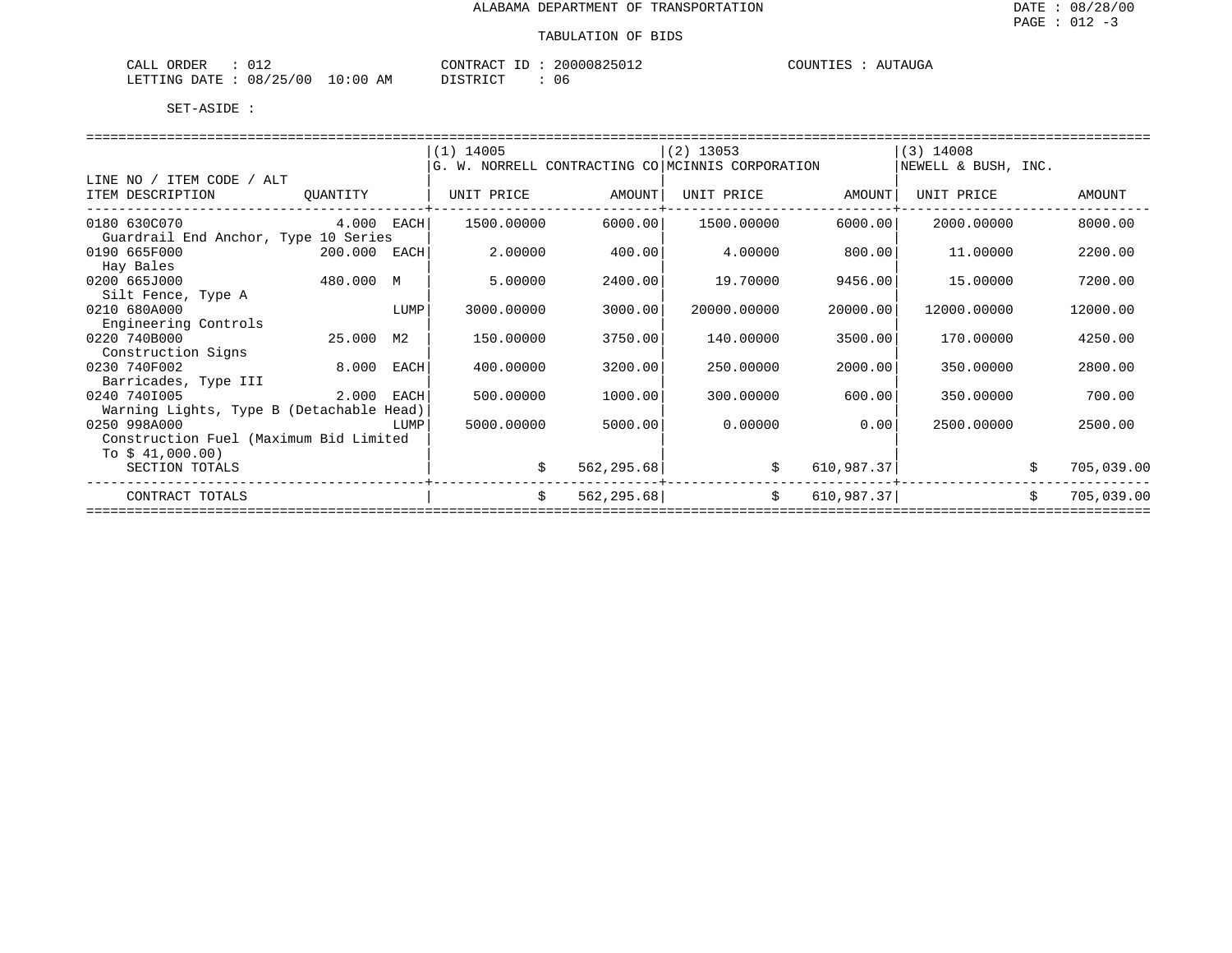# ALABAMA DEPARTMENT OF TRANSPORTATION

## TABULATION OF BIDS

DATE : 08/28/00
PAGE : 012 -3

CALL ORDER : 012 CONTRACT ID : 20000825012 COUNTIES : AUTAUGA
LETTING DATE : 08/25/00 10:00 AM DISTRICT : 06

SET-ASIDE :

| LINE NO / ITEM CODE / ALT<br>ITEM DESCRIPTION | QUANTITY | | (1) 14005<br>G. W. NORRELL CONTRACTING CO<br>UNIT PRICE | AMOUNT | (2) 13053<br>MCINNIS CORPORATION<br>UNIT PRICE | AMOUNT | (3) 14008<br>NEWELL & BUSH, INC.<br>UNIT PRICE | AMOUNT |
|---|---|---|---|---|---|---|---|---|
| 0180 630C070<br>Guardrail End Anchor, Type 10 Series | 4.000 | EACH | 1500.00000 | 6000.00 | 1500.00000 | 6000.00 | 2000.00000 | 8000.00 |
| 0190 665F000<br>Hay Bales | 200.000 | EACH | 2.00000 | 400.00 | 4.00000 | 800.00 | 11.00000 | 2200.00 |
| 0200 665J000<br>Silt Fence, Type A | 480.000 | M | 5.00000 | 2400.00 | 19.70000 | 9456.00 | 15.00000 | 7200.00 |
| 0210 680A000<br>Engineering Controls | | LUMP | 3000.00000 | 3000.00 | 20000.00000 | 20000.00 | 12000.00000 | 12000.00 |
| 0220 740B000<br>Construction Signs | 25.000 | M2 | 150.00000 | 3750.00 | 140.00000 | 3500.00 | 170.00000 | 4250.00 |
| 0230 740F002<br>Barricades, Type III | 8.000 | EACH | 400.00000 | 3200.00 | 250.00000 | 2000.00 | 350.00000 | 2800.00 |
| 0240 740I005<br>Warning Lights, Type B (Detachable Head) | 2.000 | EACH | 500.00000 | 1000.00 | 300.00000 | 600.00 | 350.00000 | 700.00 |
| 0250 998A000<br>Construction Fuel (Maximum Bid Limited To $ 41,000.00) | | LUMP | 5000.00000 | 5000.00 | 0.00000 | 0.00 | 2500.00000 | 2500.00 |
| SECTION TOTALS | | | | $ 562,295.68 | | $ 610,987.37 | | $ 705,039.00 |
| CONTRACT TOTALS | | | | $ 562,295.68 | | $ 610,987.37 | | $ 705,039.00 |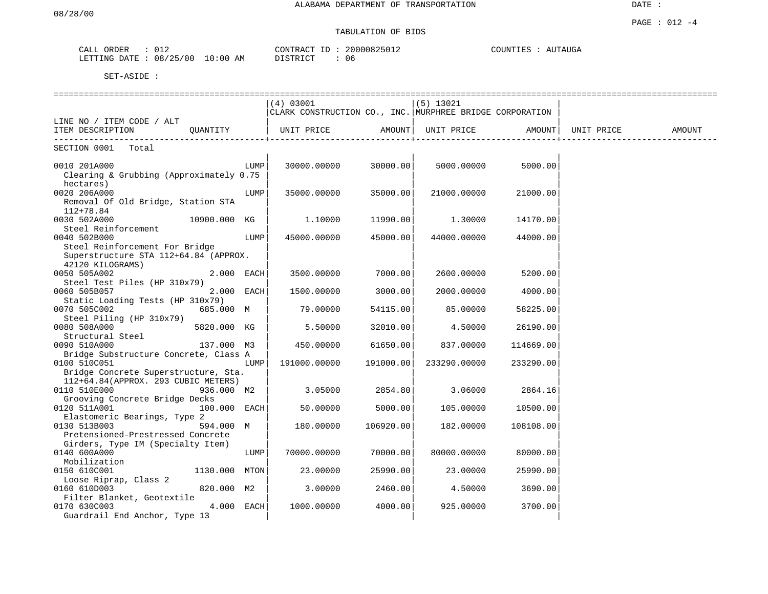ALABAMA DEPARTMENT OF TRANSPORTATION

TABULATION OF BIDS

CALL ORDER : 012 CONTRACT ID : 20000825012 COUNTIES : AUTAUGA
LETTING DATE : 08/25/00 10:00 AM DISTRICT : 06

SET-ASIDE :

| LINE NO / ITEM CODE / ALT ITEM DESCRIPTION | QUANTITY | (4) 03001 CLARK CONSTRUCTION CO., INC. UNIT PRICE | AMOUNT | (5) 13021 MURPHREE BRIDGE CORPORATION UNIT PRICE | AMOUNT | UNIT PRICE | AMOUNT |
|---|---|---|---|---|---|---|---|
| SECTION 0001 Total | | | | | | | |
| 0010 201A000 Clearing & Grubbing (Approximately 0.75 hectares) | LUMP | 30000.00000 | 30000.00 | 5000.00000 | 5000.00 | | |
| 0020 206A000 Removal Of Old Bridge, Station STA 112+78.84 | LUMP | 35000.00000 | 35000.00 | 21000.00000 | 21000.00 | | |
| 0030 502A000 Steel Reinforcement | 10900.000 KG | 1.10000 | 11990.00 | 1.30000 | 14170.00 | | |
| 0040 502B000 Steel Reinforcement For Bridge Superstructure STA 112+64.84 (APPROX. 42120 KILOGRAMS) | LUMP | 45000.00000 | 45000.00 | 44000.00000 | 44000.00 | | |
| 0050 505A002 Steel Test Piles (HP 310x79) | 2.000 EACH | 3500.00000 | 7000.00 | 2600.00000 | 5200.00 | | |
| 0060 505B057 Static Loading Tests (HP 310x79) | 2.000 EACH | 1500.00000 | 3000.00 | 2000.00000 | 4000.00 | | |
| 0070 505C002 Steel Piling (HP 310x79) | 685.000 M | 79.00000 | 54115.00 | 85.00000 | 58225.00 | | |
| 0080 508A000 Structural Steel | 5820.000 KG | 5.50000 | 32010.00 | 4.50000 | 26190.00 | | |
| 0090 510A000 Bridge Substructure Concrete, Class A | 137.000 M3 | 450.00000 | 61650.00 | 837.00000 | 114669.00 | | |
| 0100 510C051 Bridge Concrete Superstructure, Sta. 112+64.84(APPROX. 293 CUBIC METERS) | LUMP | 191000.00000 | 191000.00 | 233290.00000 | 233290.00 | | |
| 0110 510E000 Grooving Concrete Bridge Decks | 936.000 M2 | 3.05000 | 2854.80 | 3.06000 | 2864.16 | | |
| 0120 511A001 Elastomeric Bearings, Type 2 | 100.000 EACH | 50.00000 | 5000.00 | 105.00000 | 10500.00 | | |
| 0130 513B003 Pretensioned-Prestressed Concrete Girders, Type IM (Specialty Item) | 594.000 M | 180.00000 | 106920.00 | 182.00000 | 108108.00 | | |
| 0140 600A000 Mobilization | LUMP | 70000.00000 | 70000.00 | 80000.00000 | 80000.00 | | |
| 0150 610C001 Loose Riprap, Class 2 | 1130.000 MTON | 23.00000 | 25990.00 | 23.00000 | 25990.00 | | |
| 0160 610D003 Filter Blanket, Geotextile | 820.000 M2 | 3.00000 | 2460.00 | 4.50000 | 3690.00 | | |
| 0170 630C003 Guardrail End Anchor, Type 13 | 4.000 EACH | 1000.00000 | 4000.00 | 925.00000 | 3700.00 | | |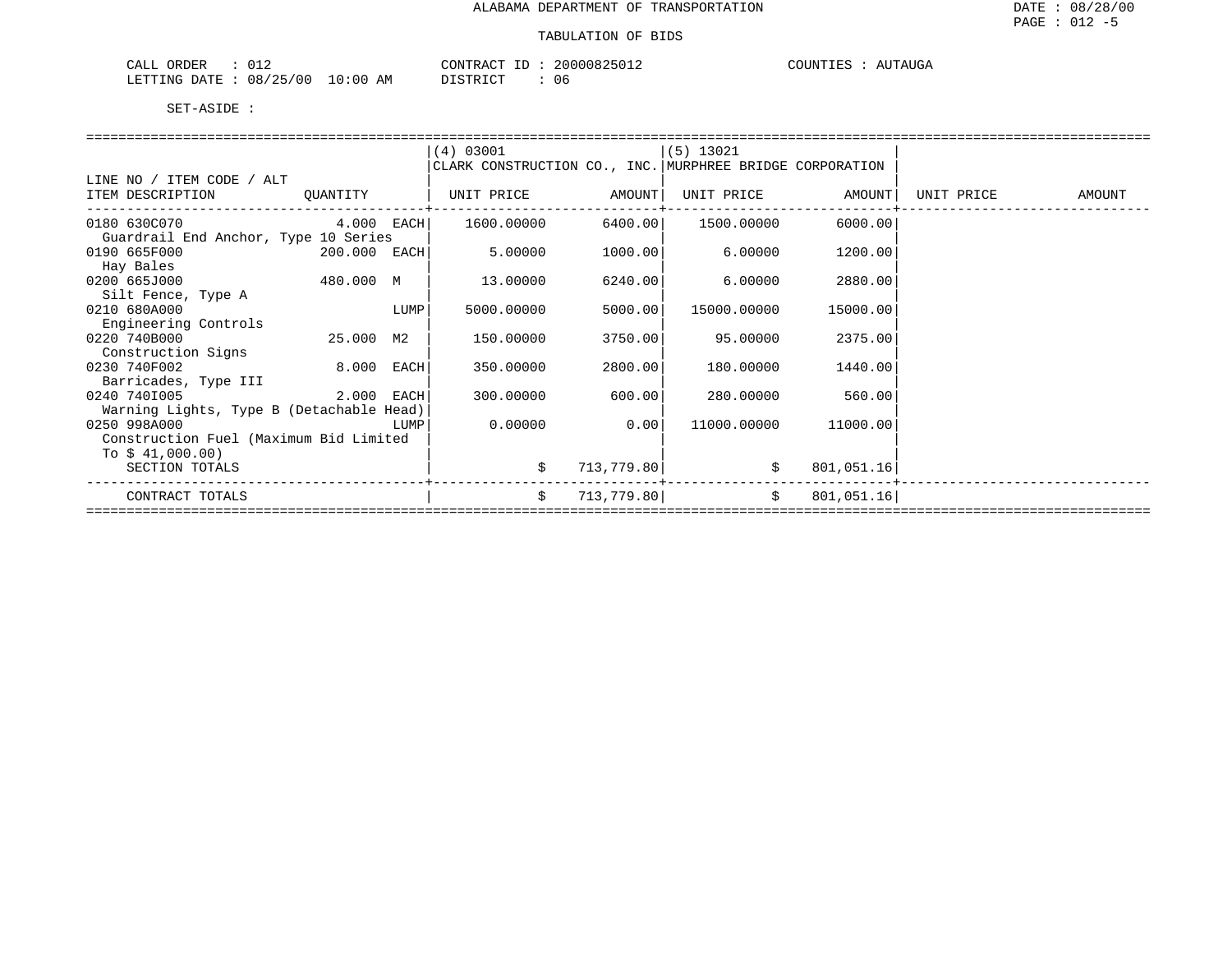ALABAMA DEPARTMENT OF TRANSPORTATION

TABULATION OF BIDS

CALL ORDER : 012 CONTRACT ID : 20000825012 COUNTIES : AUTAUGA
LETTING DATE : 08/25/00 10:00 AM DISTRICT : 06

SET-ASIDE :

| LINE NO / ITEM CODE / ALT ITEM DESCRIPTION | QUANTITY | (4) 03001 CLARK CONSTRUCTION CO., INC. UNIT PRICE | AMOUNT | (5) 13021 MURPHREE BRIDGE CORPORATION UNIT PRICE | AMOUNT | UNIT PRICE | AMOUNT |
|---|---|---|---|---|---|---|---|
| 0180 630C070 Guardrail End Anchor, Type 10 Series | 4.000 EACH | 1600.00000 | 6400.00 | 1500.00000 | 6000.00 | | |
| 0190 665F000 Hay Bales | 200.000 EACH | 5.00000 | 1000.00 | 6.00000 | 1200.00 | | |
| 0200 665J000 Silt Fence, Type A | 480.000 M | 13.00000 | 6240.00 | 6.00000 | 2880.00 | | |
| 0210 680A000 Engineering Controls | LUMP | 5000.00000 | 5000.00 | 15000.00000 | 15000.00 | | |
| 0220 740B000 Construction Signs | 25.000 M2 | 150.00000 | 3750.00 | 95.00000 | 2375.00 | | |
| 0230 740F002 Barricades, Type III | 8.000 EACH | 350.00000 | 2800.00 | 180.00000 | 1440.00 | | |
| 0240 740I005 Warning Lights, Type B (Detachable Head) | 2.000 EACH | 300.00000 | 600.00 | 280.00000 | 560.00 | | |
| 0250 998A000 Construction Fuel (Maximum Bid Limited To $ 41,000.00) | LUMP | 0.00000 | 0.00 | 11000.00000 | 11000.00 | | |
| SECTION TOTALS | | | $ 713,779.80 | | $ 801,051.16 | | |
| CONTRACT TOTALS | | | $ 713,779.80 | | $ 801,051.16 | | |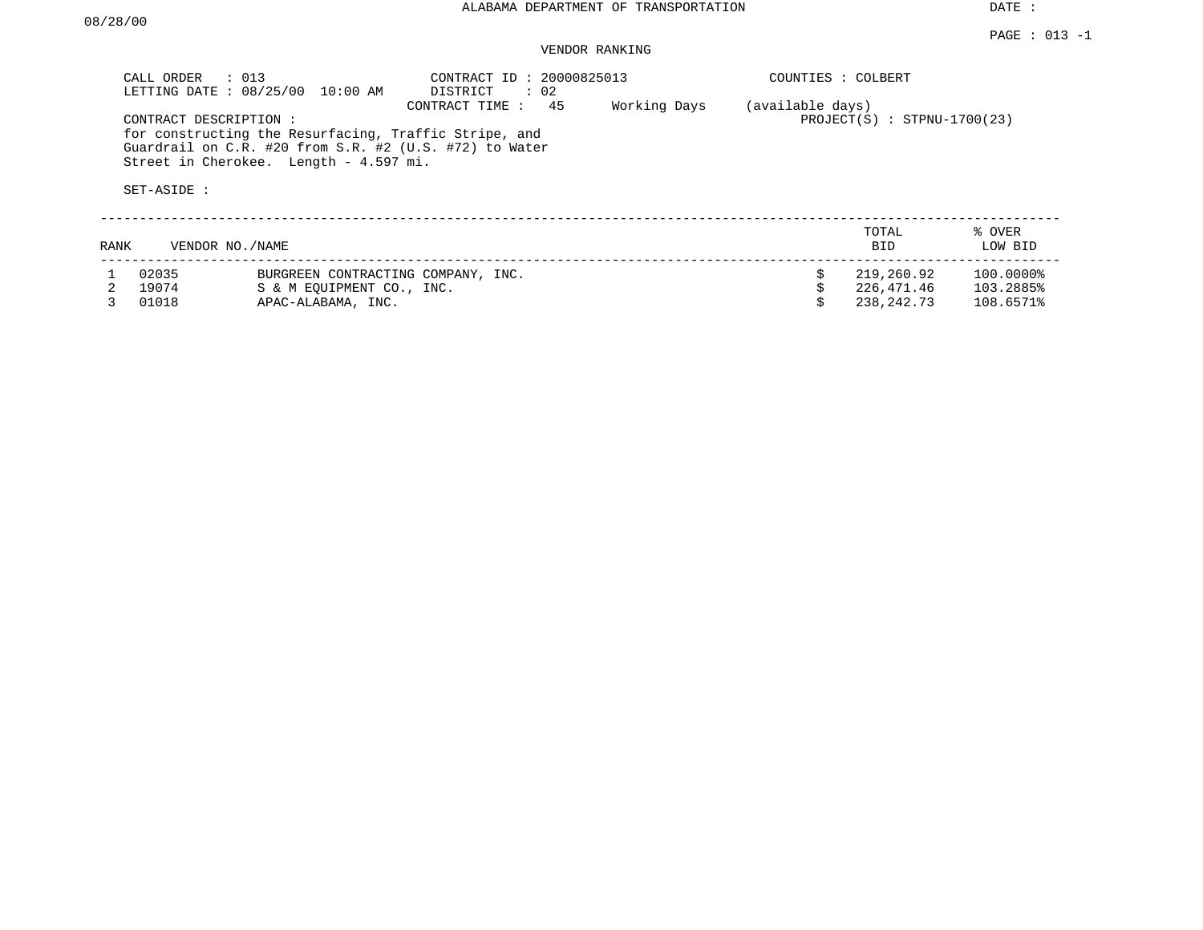ALABAMA DEPARTMENT OF TRANSPORTATION

DATE : 08/28/00

PAGE : 013 -1

VENDOR RANKING

CALL ORDER : 013
LETTING DATE : 08/25/00 10:00 AM

CONTRACT ID : 20000825013
DISTRICT : 02
CONTRACT TIME : 45 Working Days (available days)

COUNTIES : COLBERT

PROJECT(S) : STPNU-1700(23)

CONTRACT DESCRIPTION :
for constructing the Resurfacing, Traffic Stripe, and Guardrail on C.R. #20 from S.R. #2 (U.S. #72) to Water Street in Cherokee. Length - 4.597 mi.

SET-ASIDE :

| RANK | VENDOR NO./NAME | | TOTAL BID | % OVER LOW BID |
|---|---|---|---|---|
| 1 | 02035 | BURGREEN CONTRACTING COMPANY, INC. | $ 219,260.92 | 100.0000% |
| 2 | 19074 | S & M EQUIPMENT CO., INC. | $ 226,471.46 | 103.2885% |
| 3 | 01018 | APAC-ALABAMA, INC. | $ 238,242.73 | 108.6571% |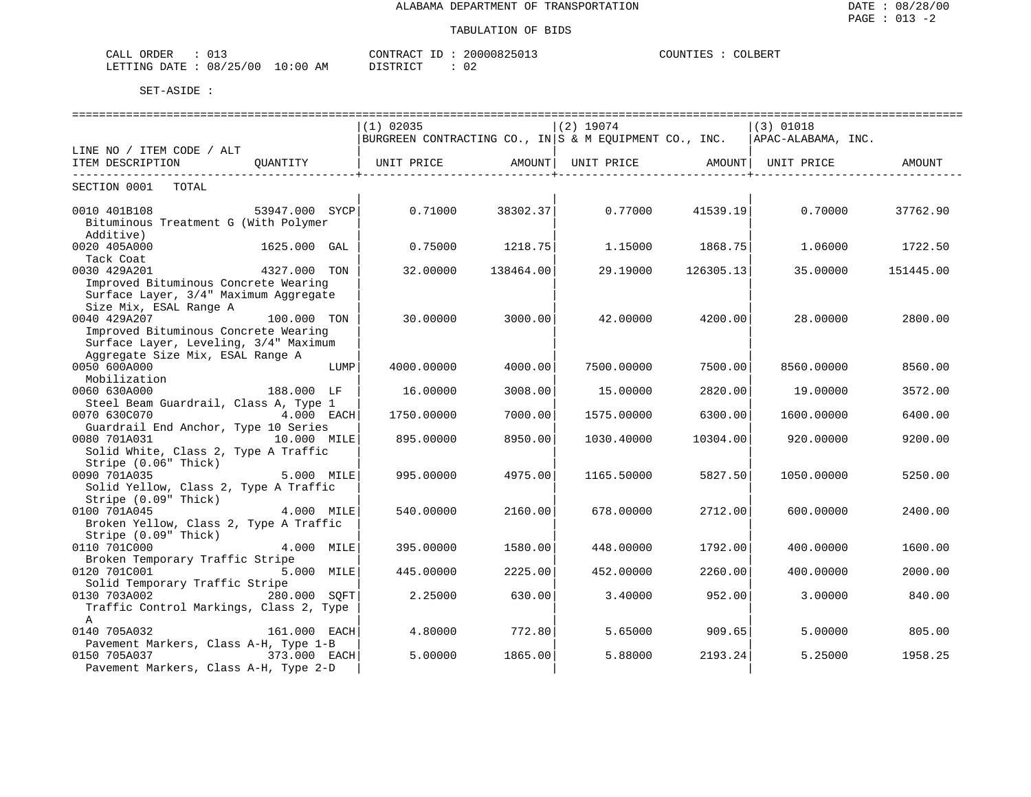ALABAMA DEPARTMENT OF TRANSPORTATION

TABULATION OF BIDS

DATE : 08/28/00
PAGE : 013 -2

CALL ORDER : 013
LETTING DATE : 08/25/00 10:00 AM

CONTRACT ID : 20000825013
DISTRICT : 02

COUNTIES : COLBERT

SET-ASIDE :

| LINE NO / ITEM CODE / ALT ITEM DESCRIPTION | QUANTITY | (1) 02035 BURGREEN CONTRACTING CO., IN UNIT PRICE | AMOUNT | (2) 19074 S & M EQUIPMENT CO., INC. UNIT PRICE | AMOUNT | (3) 01018 APAC-ALABAMA, INC. UNIT PRICE | AMOUNT |
|---|---|---|---|---|---|---|---|
| SECTION 0001 TOTAL | | | | | | | |
| 0010 401B108 Bituminous Treatment G (With Polymer Additive) | 53947.000 SYCP | 0.71000 | 38302.37 | 0.77000 | 41539.19 | 0.70000 | 37762.90 |
| 0020 405A000 Tack Coat | 1625.000 GAL | 0.75000 | 1218.75 | 1.15000 | 1868.75 | 1.06000 | 1722.50 |
| 0030 429A201 Improved Bituminous Concrete Wearing Surface Layer, 3/4" Maximum Aggregate Size Mix, ESAL Range A | 4327.000 TON | 32.00000 | 138464.00 | 29.19000 | 126305.13 | 35.00000 | 151445.00 |
| 0040 429A207 Improved Bituminous Concrete Wearing Surface Layer, Leveling, 3/4" Maximum Aggregate Size Mix, ESAL Range A | 100.000 TON | 30.00000 | 3000.00 | 42.00000 | 4200.00 | 28.00000 | 2800.00 |
| 0050 600A000 Mobilization | LUMP | 4000.00000 | 4000.00 | 7500.00000 | 7500.00 | 8560.00000 | 8560.00 |
| 0060 630A000 Steel Beam Guardrail, Class A, Type 1 | 188.000 LF | 16.00000 | 3008.00 | 15.00000 | 2820.00 | 19.00000 | 3572.00 |
| 0070 630C070 Guardrail End Anchor, Type 10 Series | 4.000 EACH | 1750.00000 | 7000.00 | 1575.00000 | 6300.00 | 1600.00000 | 6400.00 |
| 0080 701A031 Solid White, Class 2, Type A Traffic Stripe (0.06" Thick) | 10.000 MILE | 895.00000 | 8950.00 | 1030.40000 | 10304.00 | 920.00000 | 9200.00 |
| 0090 701A035 Solid Yellow, Class 2, Type A Traffic Stripe (0.09" Thick) | 5.000 MILE | 995.00000 | 4975.00 | 1165.50000 | 5827.50 | 1050.00000 | 5250.00 |
| 0100 701A045 Broken Yellow, Class 2, Type A Traffic Stripe (0.09" Thick) | 4.000 MILE | 540.00000 | 2160.00 | 678.00000 | 2712.00 | 600.00000 | 2400.00 |
| 0110 701C000 Broken Temporary Traffic Stripe | 4.000 MILE | 395.00000 | 1580.00 | 448.00000 | 1792.00 | 400.00000 | 1600.00 |
| 0120 701C001 Solid Temporary Traffic Stripe | 5.000 MILE | 445.00000 | 2225.00 | 452.00000 | 2260.00 | 400.00000 | 2000.00 |
| 0130 703A002 Traffic Control Markings, Class 2, Type A | 280.000 SQFT | 2.25000 | 630.00 | 3.40000 | 952.00 | 3.00000 | 840.00 |
| 0140 705A032 Pavement Markers, Class A-H, Type 1-B | 161.000 EACH | 4.80000 | 772.80 | 5.65000 | 909.65 | 5.00000 | 805.00 |
| 0150 705A037 Pavement Markers, Class A-H, Type 2-D | 373.000 EACH | 5.00000 | 1865.00 | 5.88000 | 2193.24 | 5.25000 | 1958.25 |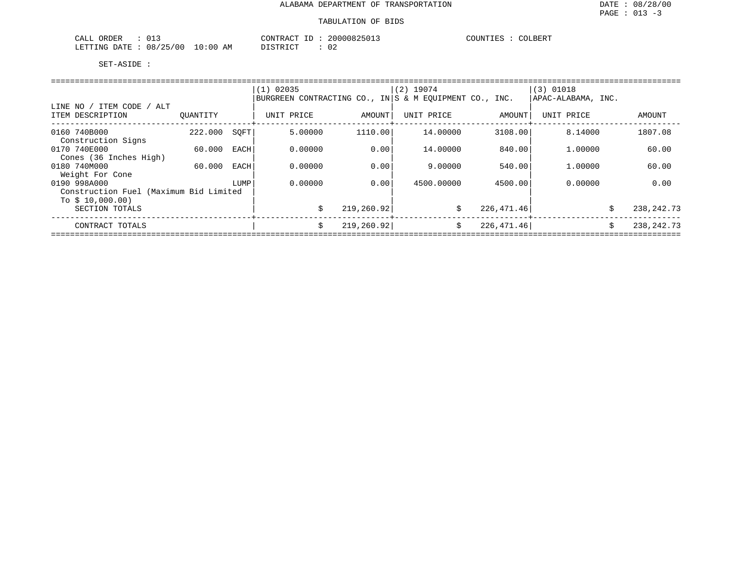ALABAMA DEPARTMENT OF TRANSPORTATION

TABULATION OF BIDS

CALL ORDER : 013
LETTING DATE : 08/25/00 10:00 AM

CONTRACT ID : 20000825013
DISTRICT : 02

COUNTIES : COLBERT

SET-ASIDE :

| LINE NO / ITEM CODE / ALT ITEM DESCRIPTION | QUANTITY | | (1) 02035 BURGREEN CONTRACTING CO., IN UNIT PRICE | AMOUNT | (2) 19074 S & M EQUIPMENT CO., INC. UNIT PRICE | AMOUNT | (3) 01018 APAC-ALABAMA, INC. UNIT PRICE | AMOUNT |
|---|---|---|---|---|---|---|---|---|
| 0160 740B000 Construction Signs | 222.000 | SQFT | 5.00000 | 1110.00 | 14.00000 | 3108.00 | 8.14000 | 1807.08 |
| 0170 740E000 Cones (36 Inches High) | 60.000 | EACH | 0.00000 | 0.00 | 14.00000 | 840.00 | 1.00000 | 60.00 |
| 0180 740M000 Weight For Cone | 60.000 | EACH | 0.00000 | 0.00 | 9.00000 | 540.00 | 1.00000 | 60.00 |
| 0190 998A000 Construction Fuel (Maximum Bid Limited To $ 10,000.00) | | LUMP | 0.00000 | 0.00 | 4500.00000 | 4500.00 | 0.00000 | 0.00 |
| SECTION TOTALS | | | $ | 219,260.92 | $ | 226,471.46 | $ | 238,242.73 |
| CONTRACT TOTALS | | | $ | 219,260.92 | $ | 226,471.46 | $ | 238,242.73 |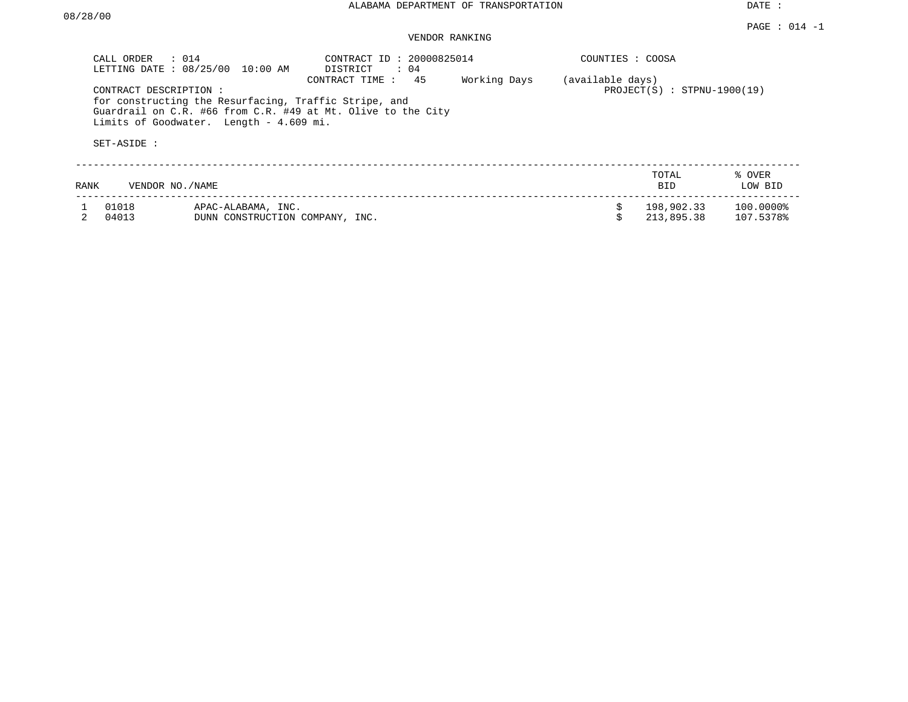# ALABAMA DEPARTMENT OF TRANSPORTATION

DATE : 08/28/00

PAGE : 014 -1

## VENDOR RANKING

CALL ORDER : 014
LETTING DATE : 08/25/00 10:00 AM

CONTRACT ID : 20000825014
DISTRICT : 04
CONTRACT TIME : 45 Working Days (available days)

COUNTIES : COOSA

PROJECT(S) : STPNU-1900(19)

CONTRACT DESCRIPTION :
for constructing the Resurfacing, Traffic Stripe, and Guardrail on C.R. #66 from C.R. #49 at Mt. Olive to the City Limits of Goodwater. Length - 4.609 mi.

SET-ASIDE :

| RANK | VENDOR NO. | NAME | TOTAL BID | % OVER LOW BID |
|---|---|---|---|---|
| 1 | 01018 | APAC-ALABAMA, INC. | $ 198,902.33 | 100.0000% |
| 2 | 04013 | DUNN CONSTRUCTION COMPANY, INC. | $ 213,895.38 | 107.5378% |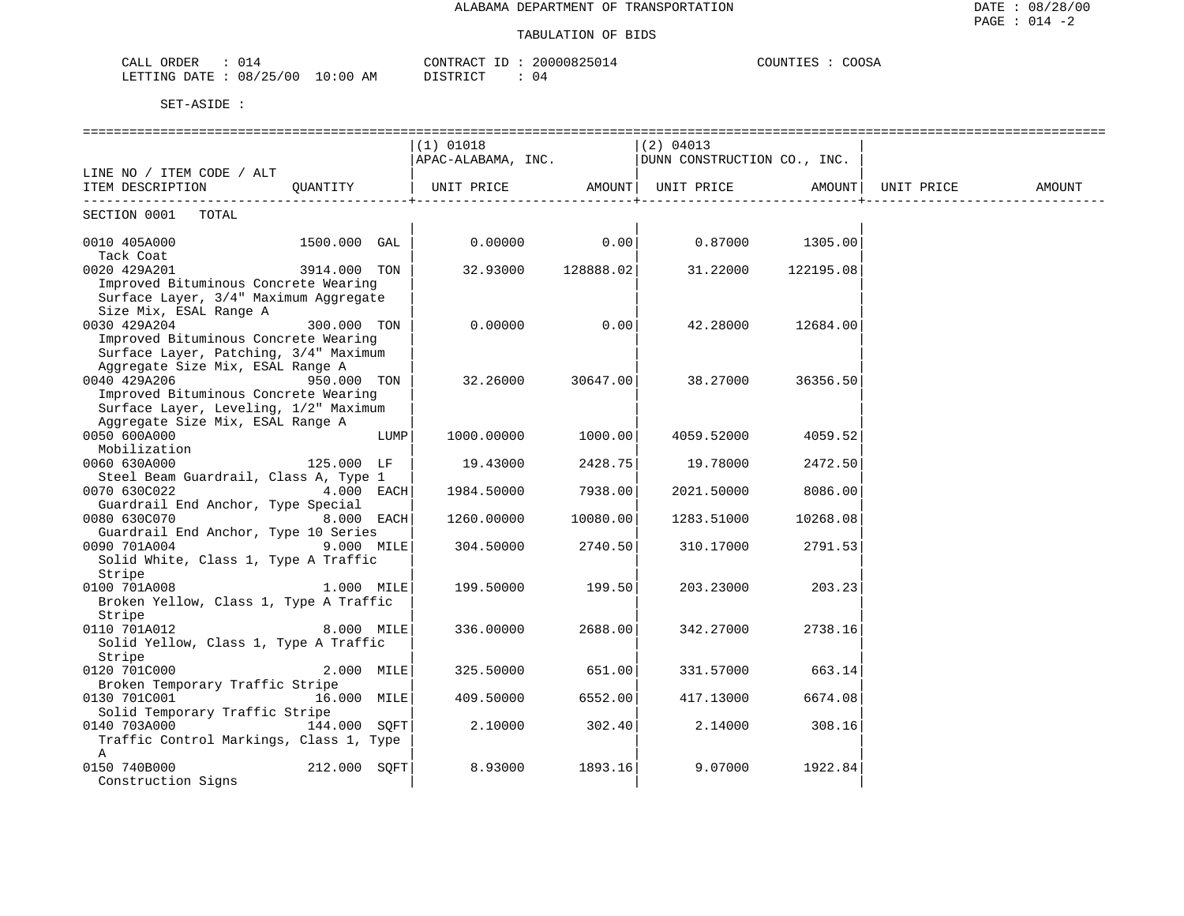ALABAMA DEPARTMENT OF TRANSPORTATION

TABULATION OF BIDS

CALL ORDER : 014    CONTRACT ID : 20000825014    COUNTIES : COOSA
LETTING DATE : 08/25/00 10:00 AM    DISTRICT : 04

SET-ASIDE :

| LINE NO / ITEM CODE / ALT ITEM DESCRIPTION | QUANTITY | (1) 01018 APAC-ALABAMA, INC. UNIT PRICE | AMOUNT | (2) 04013 DUNN CONSTRUCTION CO., INC. UNIT PRICE | AMOUNT | UNIT PRICE | AMOUNT |
|---|---|---|---|---|---|---|---|
| SECTION 0001 TOTAL | | | | | | | |
| 0010 405A000 Tack Coat | 1500.000 GAL | 0.00000 | 0.00 | 0.87000 | 1305.00 | | |
| 0020 429A201 Improved Bituminous Concrete Wearing Surface Layer, 3/4" Maximum Aggregate Size Mix, ESAL Range A | 3914.000 TON | 32.93000 | 128888.02 | 31.22000 | 122195.08 | | |
| 0030 429A204 Improved Bituminous Concrete Wearing Surface Layer, Patching, 3/4" Maximum Aggregate Size Mix, ESAL Range A | 300.000 TON | 0.00000 | 0.00 | 42.28000 | 12684.00 | | |
| 0040 429A206 Improved Bituminous Concrete Wearing Surface Layer, Leveling, 1/2" Maximum Aggregate Size Mix, ESAL Range A | 950.000 TON | 32.26000 | 30647.00 | 38.27000 | 36356.50 | | |
| 0050 600A000 Mobilization | LUMP | 1000.00000 | 1000.00 | 4059.52000 | 4059.52 | | |
| 0060 630A000 Steel Beam Guardrail, Class A, Type 1 | 125.000 LF | 19.43000 | 2428.75 | 19.78000 | 2472.50 | | |
| 0070 630C022 Guardrail End Anchor, Type Special | 4.000 EACH | 1984.50000 | 7938.00 | 2021.50000 | 8086.00 | | |
| 0080 630C070 Guardrail End Anchor, Type 10 Series | 8.000 EACH | 1260.00000 | 10080.00 | 1283.51000 | 10268.08 | | |
| 0090 701A004 Solid White, Class 1, Type A Traffic Stripe | 9.000 MILE | 304.50000 | 2740.50 | 310.17000 | 2791.53 | | |
| 0100 701A008 Broken Yellow, Class 1, Type A Traffic Stripe | 1.000 MILE | 199.50000 | 199.50 | 203.23000 | 203.23 | | |
| 0110 701A012 Solid Yellow, Class 1, Type A Traffic Stripe | 8.000 MILE | 336.00000 | 2688.00 | 342.27000 | 2738.16 | | |
| 0120 701C000 Broken Temporary Traffic Stripe | 2.000 MILE | 325.50000 | 651.00 | 331.57000 | 663.14 | | |
| 0130 701C001 Solid Temporary Traffic Stripe | 16.000 MILE | 409.50000 | 6552.00 | 417.13000 | 6674.08 | | |
| 0140 703A000 Traffic Control Markings, Class 1, Type A | 144.000 SQFT | 2.10000 | 302.40 | 2.14000 | 308.16 | | |
| 0150 740B000 Construction Signs | 212.000 SQFT | 8.93000 | 1893.16 | 9.07000 | 1922.84 | | |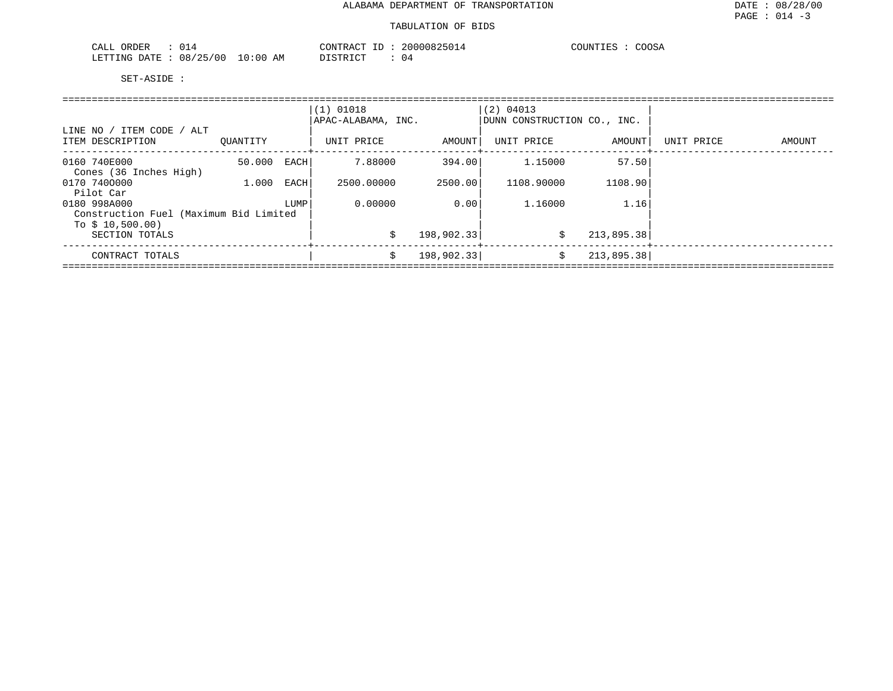ALABAMA DEPARTMENT OF TRANSPORTATION

TABULATION OF BIDS

CALL ORDER : 014 CONTRACT ID : 20000825014 COUNTIES : COOSA
LETTING DATE : 08/25/00 10:00 AM DISTRICT : 04

SET-ASIDE :

| LINE NO / ITEM CODE / ALT ITEM DESCRIPTION | QUANTITY | | (1) 01018 APAC-ALABAMA, INC. UNIT PRICE | AMOUNT | (2) 04013 DUNN CONSTRUCTION CO., INC. UNIT PRICE | AMOUNT | UNIT PRICE | AMOUNT |
|---|---|---|---|---|---|---|---|---|
| 0160 740E000 Cones (36 Inches High) | 50.000 | EACH | 7.88000 | 394.00 | 1.15000 | 57.50 | | |
| 0170 740O000 Pilot Car | 1.000 | EACH | 2500.00000 | 2500.00 | 1108.90000 | 1108.90 | | |
| 0180 998A000 Construction Fuel (Maximum Bid Limited To $ 10,500.00) | | LUMP | 0.00000 | 0.00 | 1.16000 | 1.16 | | |
| SECTION TOTALS | | | $ | 198,902.33 | $ | 213,895.38 | | |
| CONTRACT TOTALS | | | $ | 198,902.33 | $ | 213,895.38 | | |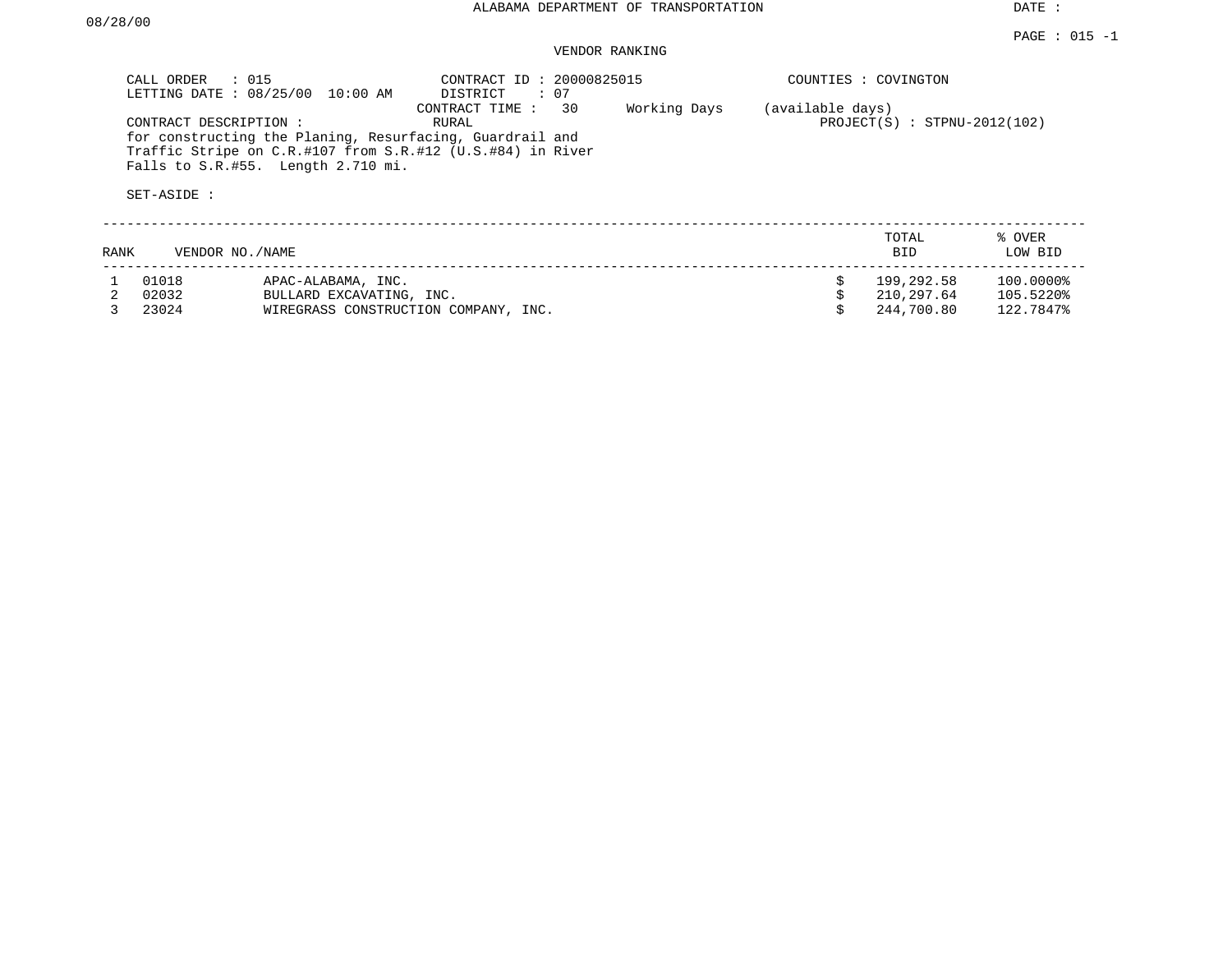ALABAMA DEPARTMENT OF TRANSPORTATION

DATE : 08/28/00

PAGE : 015 -1

VENDOR RANKING

CALL ORDER : 015
LETTING DATE : 08/25/00 10:00 AM

CONTRACT ID : 20000825015
DISTRICT : 07
CONTRACT TIME : 30 Working Days (available days)
RURAL

COUNTIES : COVINGTON
PROJECT(S) : STPNU-2012(102)

CONTRACT DESCRIPTION :
for constructing the Planing, Resurfacing, Guardrail and Traffic Stripe on C.R.#107 from S.R.#12 (U.S.#84) in River Falls to S.R.#55. Length 2.710 mi.

SET-ASIDE :

| RANK | VENDOR NO./NAME | | TOTAL BID | % OVER LOW BID |
|---|---|---|---|---|
| 1 | 01018 | APAC-ALABAMA, INC. | $ 199,292.58 | 100.0000% |
| 2 | 02032 | BULLARD EXCAVATING, INC. | $ 210,297.64 | 105.5220% |
| 3 | 23024 | WIREGRASS CONSTRUCTION COMPANY, INC. | $ 244,700.80 | 122.7847% |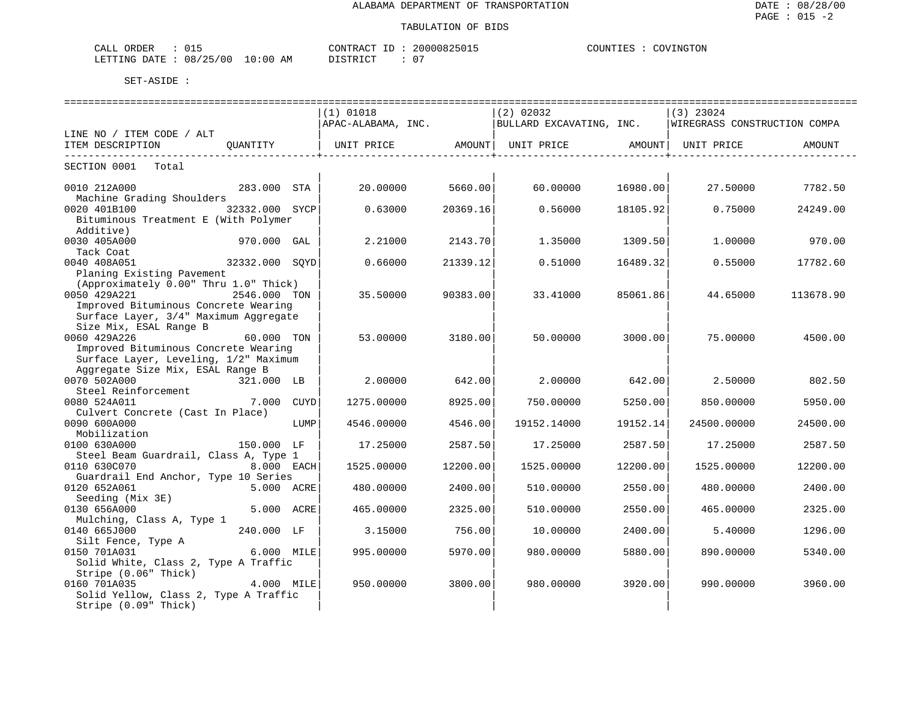ALABAMA DEPARTMENT OF TRANSPORTATION

TABULATION OF BIDS

CALL ORDER : 015 CONTRACT ID : 20000825015 COUNTIES : COVINGTON
LETTING DATE : 08/25/00 10:00 AM DISTRICT : 07

SET-ASIDE :

| LINE NO / ITEM CODE / ALT ITEM DESCRIPTION | QUANTITY | (1) 01018 APAC-ALABAMA, INC. UNIT PRICE | AMOUNT | (2) 02032 BULLARD EXCAVATING, INC. UNIT PRICE | AMOUNT | (3) 23024 WIREGRASS CONSTRUCTION COMPA UNIT PRICE | AMOUNT |
|---|---|---|---|---|---|---|---|
| SECTION 0001 Total | | | | | | | |
| 0010 212A000 Machine Grading Shoulders | 283.000 STA | 20.00000 | 5660.00 | 60.00000 | 16980.00 | 27.50000 | 7782.50 |
| 0020 401B100 Bituminous Treatment E (With Polymer Additive) | 32332.000 SYCP | 0.63000 | 20369.16 | 0.56000 | 18105.92 | 0.75000 | 24249.00 |
| 0030 405A000 Tack Coat | 970.000 GAL | 2.21000 | 2143.70 | 1.35000 | 1309.50 | 1.00000 | 970.00 |
| 0040 408A051 Planing Existing Pavement (Approximately 0.00" Thru 1.0" Thick) | 32332.000 SQYD | 0.66000 | 21339.12 | 0.51000 | 16489.32 | 0.55000 | 17782.60 |
| 0050 429A221 Improved Bituminous Concrete Wearing Surface Layer, 3/4" Maximum Aggregate Size Mix, ESAL Range B | 2546.000 TON | 35.50000 | 90383.00 | 33.41000 | 85061.86 | 44.65000 | 113678.90 |
| 0060 429A226 Improved Bituminous Concrete Wearing Surface Layer, Leveling, 1/2" Maximum Aggregate Size Mix, ESAL Range B | 60.000 TON | 53.00000 | 3180.00 | 50.00000 | 3000.00 | 75.00000 | 4500.00 |
| 0070 502A000 Steel Reinforcement | 321.000 LB | 2.00000 | 642.00 | 2.00000 | 642.00 | 2.50000 | 802.50 |
| 0080 524A011 Culvert Concrete (Cast In Place) | 7.000 CUYD | 1275.00000 | 8925.00 | 750.00000 | 5250.00 | 850.00000 | 5950.00 |
| 0090 600A000 Mobilization | LUMP | 4546.00000 | 4546.00 | 19152.14000 | 19152.14 | 24500.00000 | 24500.00 |
| 0100 630A000 Steel Beam Guardrail, Class A, Type 1 | 150.000 LF | 17.25000 | 2587.50 | 17.25000 | 2587.50 | 17.25000 | 2587.50 |
| 0110 630C070 Guardrail End Anchor, Type 10 Series | 8.000 EACH | 1525.00000 | 12200.00 | 1525.00000 | 12200.00 | 1525.00000 | 12200.00 |
| 0120 652A061 Seeding (Mix 3E) | 5.000 ACRE | 480.00000 | 2400.00 | 510.00000 | 2550.00 | 480.00000 | 2400.00 |
| 0130 656A000 Mulching, Class A, Type 1 | 5.000 ACRE | 465.00000 | 2325.00 | 510.00000 | 2550.00 | 465.00000 | 2325.00 |
| 0140 665J000 Silt Fence, Type A | 240.000 LF | 3.15000 | 756.00 | 10.00000 | 2400.00 | 5.40000 | 1296.00 |
| 0150 701A031 Solid White, Class 2, Type A Traffic Stripe (0.06" Thick) | 6.000 MILE | 995.00000 | 5970.00 | 980.00000 | 5880.00 | 890.00000 | 5340.00 |
| 0160 701A035 Solid Yellow, Class 2, Type A Traffic Stripe (0.09" Thick) | 4.000 MILE | 950.00000 | 3800.00 | 980.00000 | 3920.00 | 990.00000 | 3960.00 |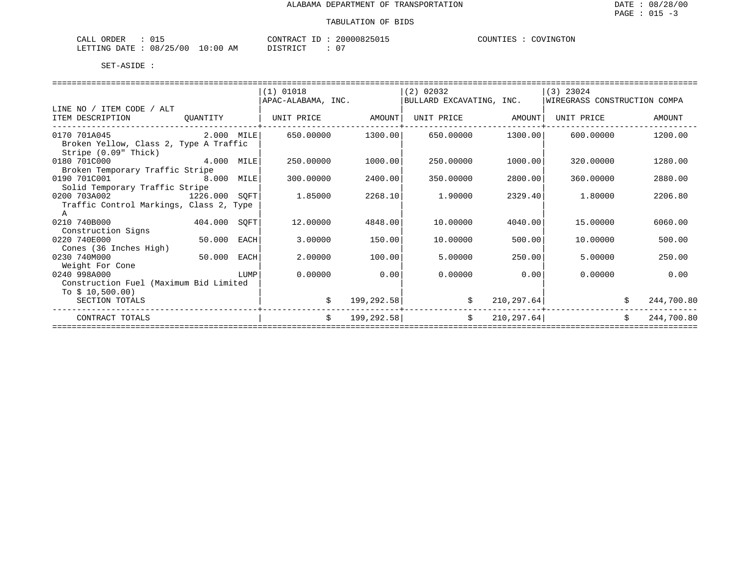ALABAMA DEPARTMENT OF TRANSPORTATION

TABULATION OF BIDS

CALL ORDER : 015 CONTRACT ID : 20000825015 COUNTIES : COVINGTON
LETTING DATE : 08/25/00 10:00 AM DISTRICT : 07

SET-ASIDE :

| LINE NO / ITEM CODE / ALT<br>ITEM DESCRIPTION | QUANTITY | (1) 01018<br>APAC-ALABAMA, INC.<br>UNIT PRICE | AMOUNT | (2) 02032<br>BULLARD EXCAVATING, INC.<br>UNIT PRICE | AMOUNT | (3) 23024<br>WIREGRASS CONSTRUCTION COMPA<br>UNIT PRICE | AMOUNT |
|---|---|---|---|---|---|---|---|
| 0170 701A045<br>Broken Yellow, Class 2, Type A Traffic Stripe (0.09" Thick) | 2.000 MILE | 650.00000 | 1300.00 | 650.00000 | 1300.00 | 600.00000 | 1200.00 |
| 0180 701C000<br>Broken Temporary Traffic Stripe | 4.000 MILE | 250.00000 | 1000.00 | 250.00000 | 1000.00 | 320.00000 | 1280.00 |
| 0190 701C001<br>Solid Temporary Traffic Stripe | 8.000 MILE | 300.00000 | 2400.00 | 350.00000 | 2800.00 | 360.00000 | 2880.00 |
| 0200 703A002<br>Traffic Control Markings, Class 2, Type A | 1226.000 SQFT | 1.85000 | 2268.10 | 1.90000 | 2329.40 | 1.80000 | 2206.80 |
| 0210 740B000<br>Construction Signs | 404.000 SQFT | 12.00000 | 4848.00 | 10.00000 | 4040.00 | 15.00000 | 6060.00 |
| 0220 740E000<br>Cones (36 Inches High) | 50.000 EACH | 3.00000 | 150.00 | 10.00000 | 500.00 | 10.00000 | 500.00 |
| 0230 740M000<br>Weight For Cone | 50.000 EACH | 2.00000 | 100.00 | 5.00000 | 250.00 | 5.00000 | 250.00 |
| 0240 998A000<br>Construction Fuel (Maximum Bid Limited To $ 10,500.00) | LUMP | 0.00000 | 0.00 | 0.00000 | 0.00 | 0.00000 | 0.00 |
| SECTION TOTALS | | | $ 199,292.58 | | $ 210,297.64 | | $ 244,700.80 |
| CONTRACT TOTALS | | | $ 199,292.58 | | $ 210,297.64 | | $ 244,700.80 |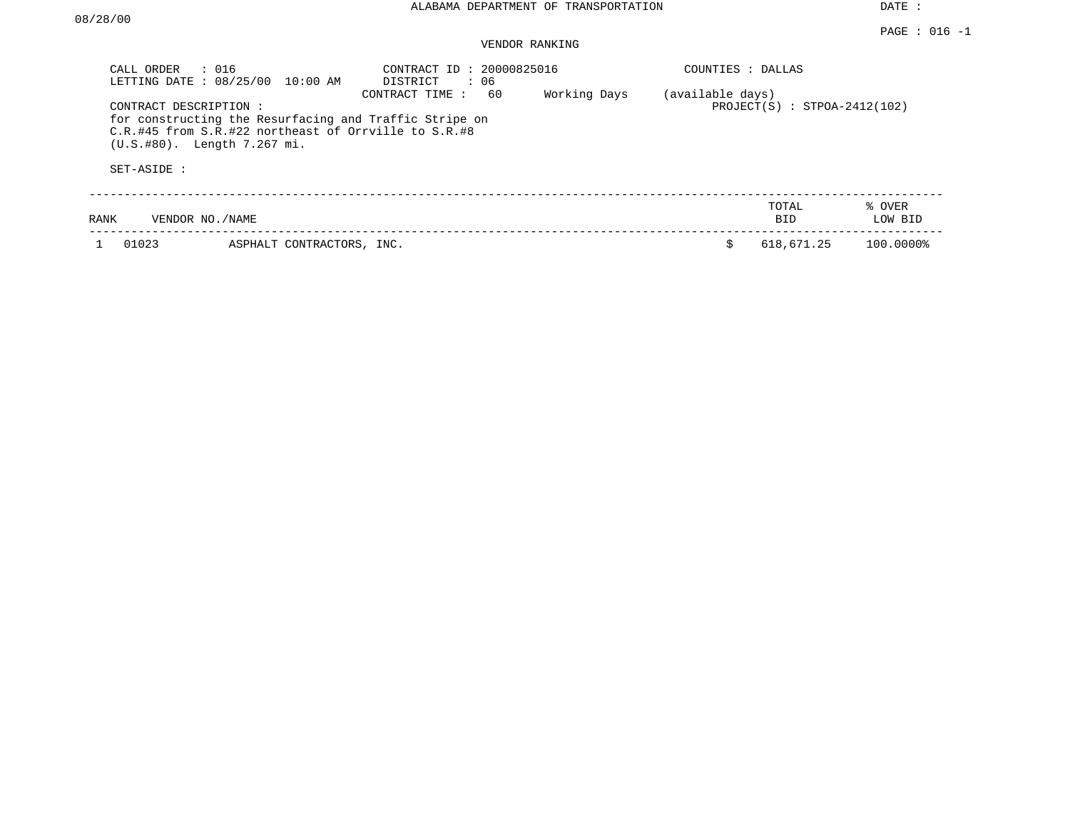ALABAMA DEPARTMENT OF TRANSPORTATION

DATE : 08/28/00

## VENDOR RANKING

CALL ORDER : 016
LETTING DATE : 08/25/00 10:00 AM

CONTRACT ID : 20000825016
DISTRICT : 06
CONTRACT TIME : 60 Working Days (available days)

COUNTIES : DALLAS

PROJECT(S) : STPOA-2412(102)

CONTRACT DESCRIPTION :
for constructing the Resurfacing and Traffic Stripe on C.R.#45 from S.R.#22 northeast of Orrville to S.R.#8 (U.S.#80). Length 7.267 mi.

SET-ASIDE :

| RANK | VENDOR NO./NAME | | TOTAL BID | % OVER LOW BID |
|---|---|---|---|---|
| 1 | 01023 | ASPHALT CONTRACTORS, INC. | $ 618,671.25 | 100.0000% |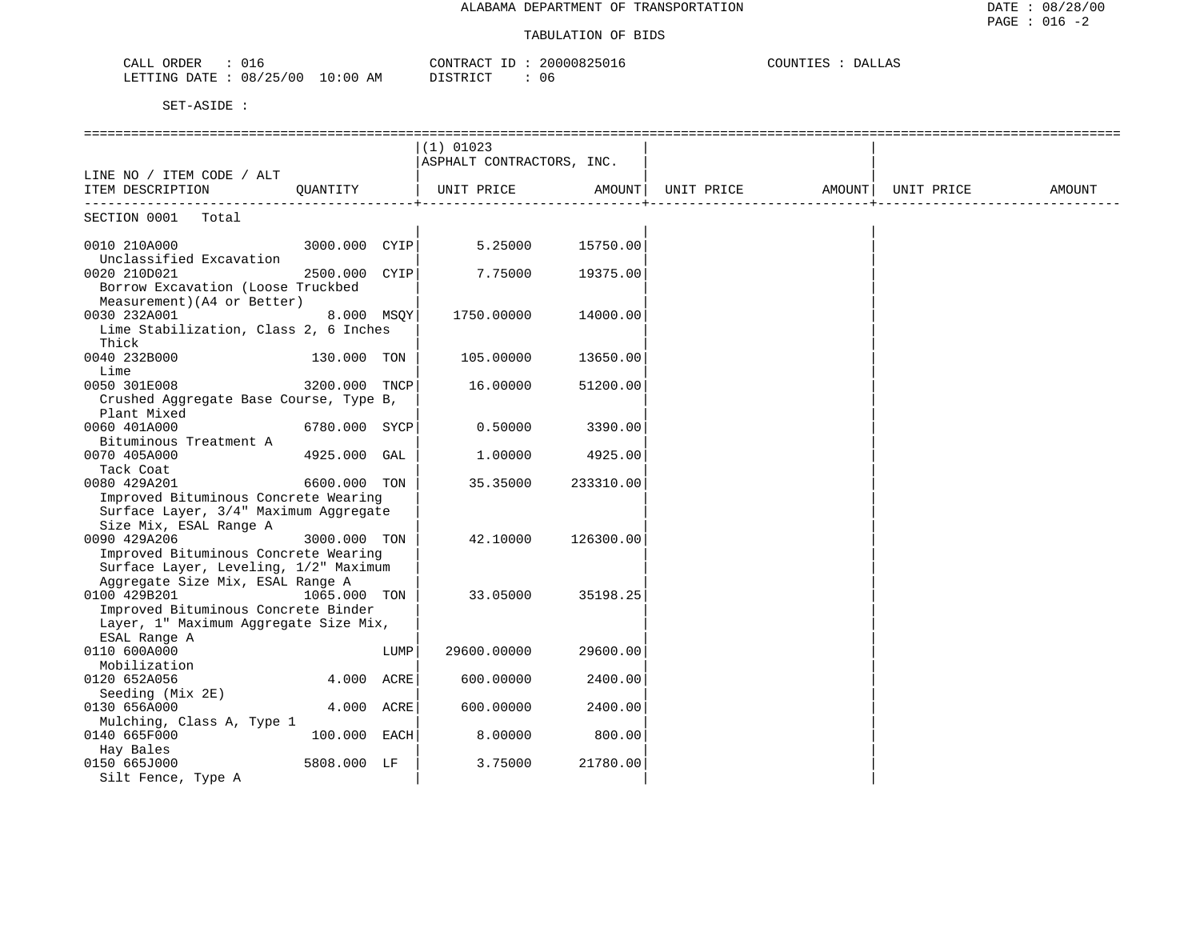# ALABAMA DEPARTMENT OF TRANSPORTATION

## TABULATION OF BIDS

CALL ORDER : 016  
LETTING DATE : 08/25/00 10:00 AM  
CONTRACT ID : 20000825016  
DISTRICT : 06  
COUNTIES : DALLAS

SET-ASIDE :

| LINE NO / ITEM CODE / ALT ITEM DESCRIPTION | QUANTITY | | (1) 01023 ASPHALT CONTRACTORS, INC. UNIT PRICE | AMOUNT | UNIT PRICE | AMOUNT | UNIT PRICE | AMOUNT |
|---|---|---|---|---|---|---|---|---|
| SECTION 0001 Total | | | | | | | | |
| 0010 210A000 Unclassified Excavation | 3000.000 | CYIP | 5.25000 | 15750.00 | | | | |
| 0020 210D021 Borrow Excavation (Loose Truckbed Measurement)(A4 or Better) | 2500.000 | CYIP | 7.75000 | 19375.00 | | | | |
| 0030 232A001 Lime Stabilization, Class 2, 6 Inches Thick | 8.000 | MSQY | 1750.00000 | 14000.00 | | | | |
| 0040 232B000 Lime | 130.000 | TON | 105.00000 | 13650.00 | | | | |
| 0050 301E008 Crushed Aggregate Base Course, Type B, Plant Mixed | 3200.000 | TNCP | 16.00000 | 51200.00 | | | | |
| 0060 401A000 Bituminous Treatment A | 6780.000 | SYCP | 0.50000 | 3390.00 | | | | |
| 0070 405A000 Tack Coat | 4925.000 | GAL | 1.00000 | 4925.00 | | | | |
| 0080 429A201 Improved Bituminous Concrete Wearing Surface Layer, 3/4" Maximum Aggregate Size Mix, ESAL Range A | 6600.000 | TON | 35.35000 | 233310.00 | | | | |
| 0090 429A206 Improved Bituminous Concrete Wearing Surface Layer, Leveling, 1/2" Maximum Aggregate Size Mix, ESAL Range A | 3000.000 | TON | 42.10000 | 126300.00 | | | | |
| 0100 429B201 Improved Bituminous Concrete Binder Layer, 1" Maximum Aggregate Size Mix, ESAL Range A | 1065.000 | TON | 33.05000 | 35198.25 | | | | |
| 0110 600A000 Mobilization | | LUMP | 29600.00000 | 29600.00 | | | | |
| 0120 652A056 Seeding (Mix 2E) | 4.000 | ACRE | 600.00000 | 2400.00 | | | | |
| 0130 656A000 Mulching, Class A, Type 1 | 4.000 | ACRE | 600.00000 | 2400.00 | | | | |
| 0140 665F000 Hay Bales | 100.000 | EACH | 8.00000 | 800.00 | | | | |
| 0150 665J000 Silt Fence, Type A | 5808.000 | LF | 3.75000 | 21780.00 | | | | |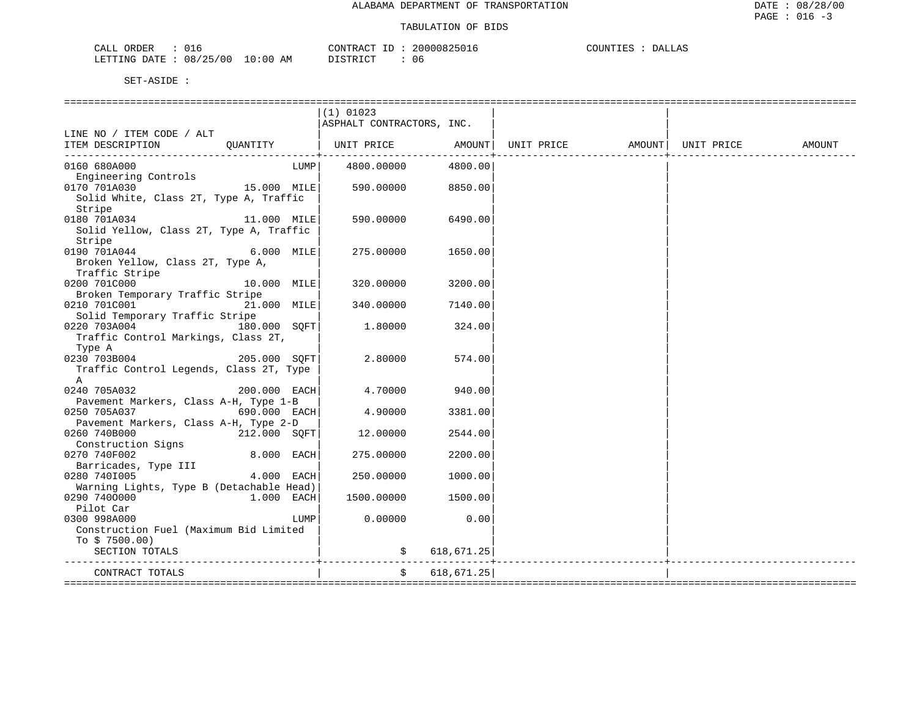ALABAMA DEPARTMENT OF TRANSPORTATION

TABULATION OF BIDS

CALL ORDER : 016 CONTRACT ID : 20000825016 COUNTIES : DALLAS
LETTING DATE : 08/25/00 10:00 AM DISTRICT : 06

SET-ASIDE :

| LINE NO / ITEM CODE / ALT ITEM DESCRIPTION | QUANTITY | (1) 01023 ASPHALT CONTRACTORS, INC. UNIT PRICE | AMOUNT | UNIT PRICE | AMOUNT | UNIT PRICE | AMOUNT |
|---|---|---|---|---|---|---|---|
| 0160 680A000 Engineering Controls | LUMP | 4800.00000 | 4800.00 | | | | |
| 0170 701A030 Solid White, Class 2T, Type A, Traffic Stripe | 15.000 MILE | 590.00000 | 8850.00 | | | | |
| 0180 701A034 Solid Yellow, Class 2T, Type A, Traffic Stripe | 11.000 MILE | 590.00000 | 6490.00 | | | | |
| 0190 701A044 Broken Yellow, Class 2T, Type A, Traffic Stripe | 6.000 MILE | 275.00000 | 1650.00 | | | | |
| 0200 701C000 Broken Temporary Traffic Stripe | 10.000 MILE | 320.00000 | 3200.00 | | | | |
| 0210 701C001 Solid Temporary Traffic Stripe | 21.000 MILE | 340.00000 | 7140.00 | | | | |
| 0220 703A004 Traffic Control Markings, Class 2T, Type A | 180.000 SQFT | 1.80000 | 324.00 | | | | |
| 0230 703B004 Traffic Control Legends, Class 2T, Type A | 205.000 SQFT | 2.80000 | 574.00 | | | | |
| 0240 705A032 Pavement Markers, Class A-H, Type 1-B | 200.000 EACH | 4.70000 | 940.00 | | | | |
| 0250 705A037 Pavement Markers, Class A-H, Type 2-D | 690.000 EACH | 4.90000 | 3381.00 | | | | |
| 0260 740B000 Construction Signs | 212.000 SQFT | 12.00000 | 2544.00 | | | | |
| 0270 740F002 Barricades, Type III | 8.000 EACH | 275.00000 | 2200.00 | | | | |
| 0280 740I005 Warning Lights, Type B (Detachable Head) | 4.000 EACH | 250.00000 | 1000.00 | | | | |
| 0290 740O000 Pilot Car | 1.000 EACH | 1500.00000 | 1500.00 | | | | |
| 0300 998A000 Construction Fuel (Maximum Bid Limited To $ 7500.00) | LUMP | 0.00000 | 0.00 | | | | |
| SECTION TOTALS | | $ | 618,671.25 | | | | |
| CONTRACT TOTALS | | $ | 618,671.25 | | | | |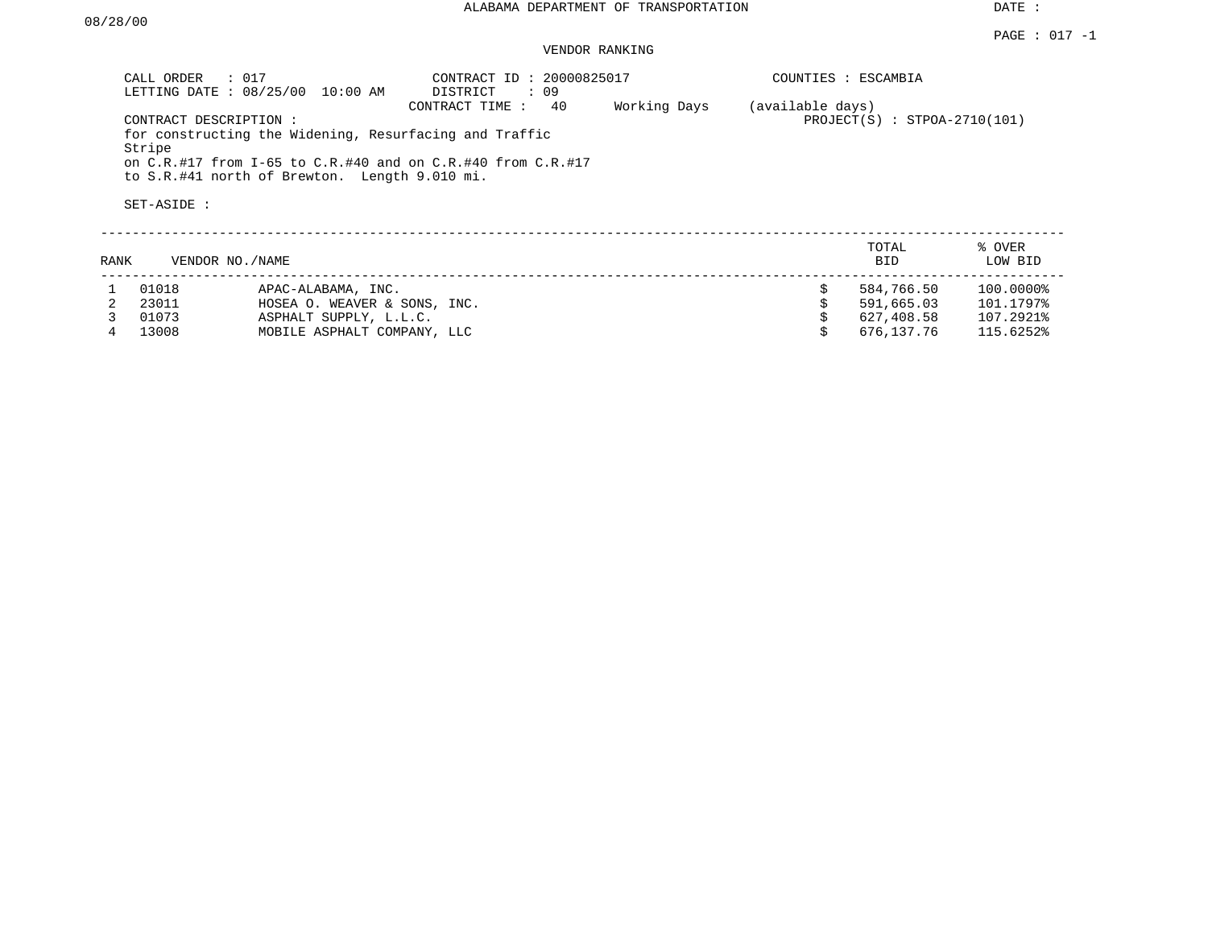ALABAMA DEPARTMENT OF TRANSPORTATION

DATE : 08/28/00

VENDOR RANKING

CALL ORDER : 017
LETTING DATE : 08/25/00 10:00 AM

CONTRACT ID : 20000825017
DISTRICT : 09
CONTRACT TIME : 40 Working Days (available days)

COUNTIES : ESCAMBIA

PROJECT(S) : STPOA-2710(101)

CONTRACT DESCRIPTION :
for constructing the Widening, Resurfacing and Traffic Stripe
on C.R.#17 from I-65 to C.R.#40 and on C.R.#40 from C.R.#17
to S.R.#41 north of Brewton. Length 9.010 mi.

SET-ASIDE :

| RANK | VENDOR NO. | NAME | TOTAL BID | % OVER LOW BID |
|---|---|---|---|---|
| 1 | 01018 | APAC-ALABAMA, INC. | $ 584,766.50 | 100.0000% |
| 2 | 23011 | HOSEA O. WEAVER & SONS, INC. | $ 591,665.03 | 101.1797% |
| 3 | 01073 | ASPHALT SUPPLY, L.L.C. | $ 627,408.58 | 107.2921% |
| 4 | 13008 | MOBILE ASPHALT COMPANY, LLC | $ 676,137.76 | 115.6252% |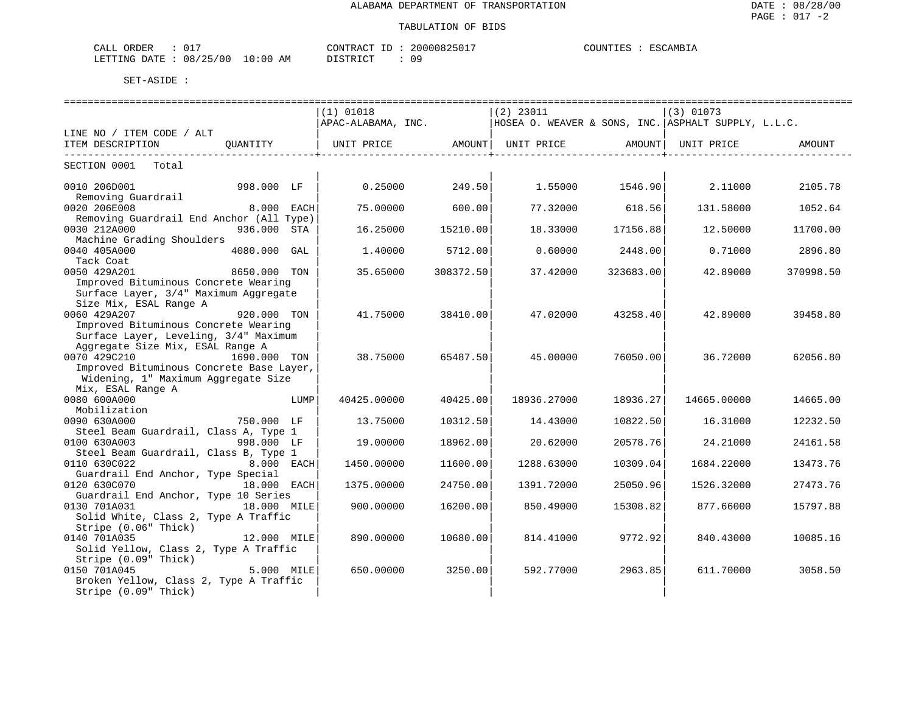ALABAMA DEPARTMENT OF TRANSPORTATION

TABULATION OF BIDS

CALL ORDER : 017 CONTRACT ID : 20000825017 COUNTIES : ESCAMBIA
LETTING DATE : 08/25/00 10:00 AM DISTRICT : 09

SET-ASIDE :

| LINE NO / ITEM CODE / ALT<br>ITEM DESCRIPTION | QUANTITY | (1) 01018<br>APAC-ALABAMA, INC.<br>UNIT PRICE | AMOUNT | (2) 23011<br>HOSEA O. WEAVER & SONS, INC.<br>UNIT PRICE | AMOUNT | (3) 01073<br>ASPHALT SUPPLY, L.L.C.<br>UNIT PRICE | AMOUNT |
|---|---|---|---|---|---|---|---|
| SECTION 0001 Total | | | | | | | |
| 0010 206D001<br>Removing Guardrail | 998.000 LF | 0.25000 | 249.50 | 1.55000 | 1546.90 | 2.11000 | 2105.78 |
| 0020 206E008<br>Removing Guardrail End Anchor (All Type) | 8.000 EACH | 75.00000 | 600.00 | 77.32000 | 618.56 | 131.58000 | 1052.64 |
| 0030 212A000<br>Machine Grading Shoulders | 936.000 STA | 16.25000 | 15210.00 | 18.33000 | 17156.88 | 12.50000 | 11700.00 |
| 0040 405A000<br>Tack Coat | 4080.000 GAL | 1.40000 | 5712.00 | 0.60000 | 2448.00 | 0.71000 | 2896.80 |
| 0050 429A201<br>Improved Bituminous Concrete Wearing Surface Layer, 3/4" Maximum Aggregate Size Mix, ESAL Range A | 8650.000 TON | 35.65000 | 308372.50 | 37.42000 | 323683.00 | 42.89000 | 370998.50 |
| 0060 429A207<br>Improved Bituminous Concrete Wearing Surface Layer, Leveling, 3/4" Maximum Aggregate Size Mix, ESAL Range A | 920.000 TON | 41.75000 | 38410.00 | 47.02000 | 43258.40 | 42.89000 | 39458.80 |
| 0070 429C210<br>Improved Bituminous Concrete Base Layer, Widening, 1" Maximum Aggregate Size Mix, ESAL Range A | 1690.000 TON | 38.75000 | 65487.50 | 45.00000 | 76050.00 | 36.72000 | 62056.80 |
| 0080 600A000<br>Mobilization | LUMP | 40425.00000 | 40425.00 | 18936.27000 | 18936.27 | 14665.00000 | 14665.00 |
| 0090 630A000<br>Steel Beam Guardrail, Class A, Type 1 | 750.000 LF | 13.75000 | 10312.50 | 14.43000 | 10822.50 | 16.31000 | 12232.50 |
| 0100 630A003<br>Steel Beam Guardrail, Class B, Type 1 | 998.000 LF | 19.00000 | 18962.00 | 20.62000 | 20578.76 | 24.21000 | 24161.58 |
| 0110 630C022<br>Guardrail End Anchor, Type Special | 8.000 EACH | 1450.00000 | 11600.00 | 1288.63000 | 10309.04 | 1684.22000 | 13473.76 |
| 0120 630C070<br>Guardrail End Anchor, Type 10 Series | 18.000 EACH | 1375.00000 | 24750.00 | 1391.72000 | 25050.96 | 1526.32000 | 27473.76 |
| 0130 701A031<br>Solid White, Class 2, Type A Traffic Stripe (0.06" Thick) | 18.000 MILE | 900.00000 | 16200.00 | 850.49000 | 15308.82 | 877.66000 | 15797.88 |
| 0140 701A035<br>Solid Yellow, Class 2, Type A Traffic Stripe (0.09" Thick) | 12.000 MILE | 890.00000 | 10680.00 | 814.41000 | 9772.92 | 840.43000 | 10085.16 |
| 0150 701A045<br>Broken Yellow, Class 2, Type A Traffic Stripe (0.09" Thick) | 5.000 MILE | 650.00000 | 3250.00 | 592.77000 | 2963.85 | 611.70000 | 3058.50 |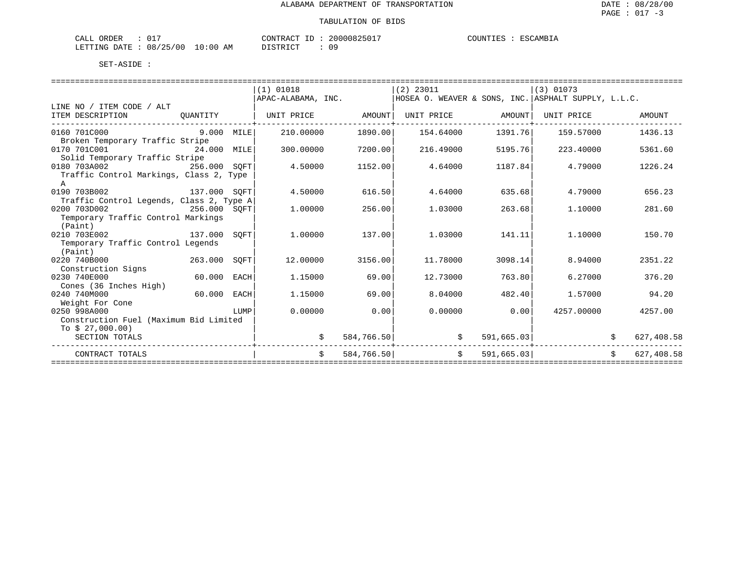ALABAMA DEPARTMENT OF TRANSPORTATION

TABULATION OF BIDS

DATE : 08/28/00
PAGE : 017 -3

CALL ORDER : 017
LETTING DATE : 08/25/00 10:00 AM

CONTRACT ID : 20000825017
DISTRICT : 09

COUNTIES : ESCAMBIA

SET-ASIDE :

| LINE NO / ITEM CODE / ALT ITEM DESCRIPTION | QUANTITY | (1) 01018 APAC-ALABAMA, INC. UNIT PRICE | AMOUNT | (2) 23011 HOSEA O. WEAVER & SONS, INC. UNIT PRICE | AMOUNT | (3) 01073 ASPHALT SUPPLY, L.L.C. UNIT PRICE | AMOUNT |
|---|---|---|---|---|---|---|---|
| 0160 701C000 Broken Temporary Traffic Stripe | 9.000 MILE | 210.00000 | 1890.00 | 154.64000 | 1391.76 | 159.57000 | 1436.13 |
| 0170 701C001 Solid Temporary Traffic Stripe | 24.000 MILE | 300.00000 | 7200.00 | 216.49000 | 5195.76 | 223.40000 | 5361.60 |
| 0180 703A002 Traffic Control Markings, Class 2, Type A | 256.000 SQFT | 4.50000 | 1152.00 | 4.64000 | 1187.84 | 4.79000 | 1226.24 |
| 0190 703B002 Traffic Control Legends, Class 2, Type A | 137.000 SQFT | 4.50000 | 616.50 | 4.64000 | 635.68 | 4.79000 | 656.23 |
| 0200 703D002 Temporary Traffic Control Markings (Paint) | 256.000 SQFT | 1.00000 | 256.00 | 1.03000 | 263.68 | 1.10000 | 281.60 |
| 0210 703E002 Temporary Traffic Control Legends (Paint) | 137.000 SQFT | 1.00000 | 137.00 | 1.03000 | 141.11 | 1.10000 | 150.70 |
| 0220 740B000 Construction Signs | 263.000 SQFT | 12.00000 | 3156.00 | 11.78000 | 3098.14 | 8.94000 | 2351.22 |
| 0230 740E000 Cones (36 Inches High) | 60.000 EACH | 1.15000 | 69.00 | 12.73000 | 763.80 | 6.27000 | 376.20 |
| 0240 740M000 Weight For Cone | 60.000 EACH | 1.15000 | 69.00 | 8.04000 | 482.40 | 1.57000 | 94.20 |
| 0250 998A000 Construction Fuel (Maximum Bid Limited To $ 27,000.00) | LUMP | 0.00000 | 0.00 | 0.00000 | 0.00 | 4257.00000 | 4257.00 |
| SECTION TOTALS | | | $ 584,766.50 | | $ 591,665.03 | | $ 627,408.58 |
| CONTRACT TOTALS | | | $ 584,766.50 | | $ 591,665.03 | | $ 627,408.58 |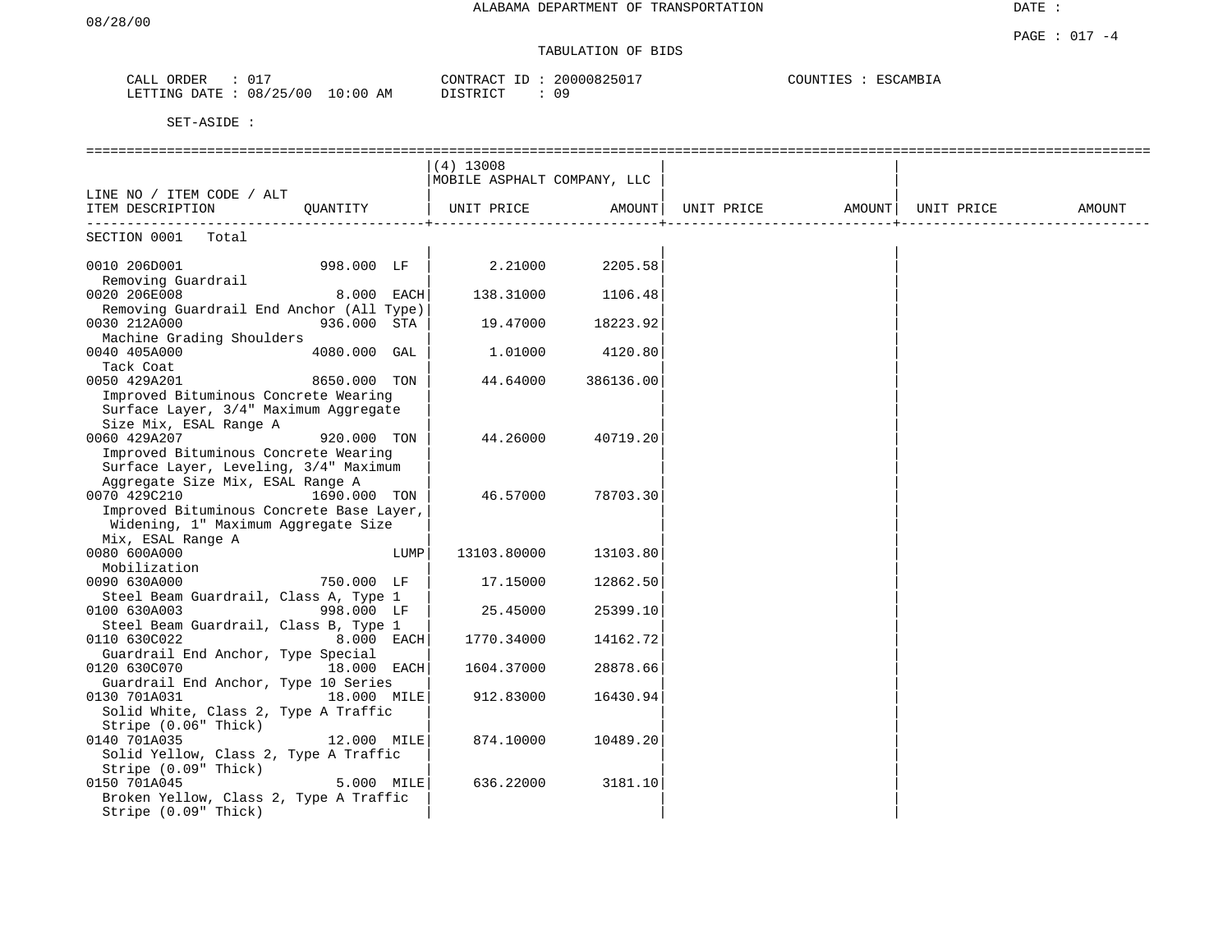ALABAMA DEPARTMENT OF TRANSPORTATION

08/28/00

DATE :

PAGE : 017 -4

TABULATION OF BIDS

CALL ORDER : 017    CONTRACT ID : 20000825017    COUNTIES : ESCAMBIA
LETTING DATE : 08/25/00 10:00 AM    DISTRICT : 09

SET-ASIDE :

| LINE NO / ITEM CODE / ALT ITEM DESCRIPTION | QUANTITY | (4) 13008 MOBILE ASPHALT COMPANY, LLC UNIT PRICE | AMOUNT | UNIT PRICE | AMOUNT | UNIT PRICE | AMOUNT |
|---|---|---|---|---|---|---|---|
| SECTION 0001 Total | | | | | | | |
| 0010 206D001 Removing Guardrail | 998.000 LF | 2.21000 | 2205.58 | | | | |
| 0020 206E008 Removing Guardrail End Anchor (All Type) | 8.000 EACH | 138.31000 | 1106.48 | | | | |
| 0030 212A000 Machine Grading Shoulders | 936.000 STA | 19.47000 | 18223.92 | | | | |
| 0040 405A000 Tack Coat | 4080.000 GAL | 1.01000 | 4120.80 | | | | |
| 0050 429A201 Improved Bituminous Concrete Wearing Surface Layer, 3/4" Maximum Aggregate Size Mix, ESAL Range A | 8650.000 TON | 44.64000 | 386136.00 | | | | |
| 0060 429A207 Improved Bituminous Concrete Wearing Surface Layer, Leveling, 3/4" Maximum Aggregate Size Mix, ESAL Range A | 920.000 TON | 44.26000 | 40719.20 | | | | |
| 0070 429C210 Improved Bituminous Concrete Base Layer, Widening, 1" Maximum Aggregate Size Mix, ESAL Range A | 1690.000 TON | 46.57000 | 78703.30 | | | | |
| 0080 600A000 Mobilization | LUMP | 13103.80000 | 13103.80 | | | | |
| 0090 630A000 Steel Beam Guardrail, Class A, Type 1 | 750.000 LF | 17.15000 | 12862.50 | | | | |
| 0100 630A003 Steel Beam Guardrail, Class B, Type 1 | 998.000 LF | 25.45000 | 25399.10 | | | | |
| 0110 630C022 Guardrail End Anchor, Type Special | 8.000 EACH | 1770.34000 | 14162.72 | | | | |
| 0120 630C070 Guardrail End Anchor, Type 10 Series | 18.000 EACH | 1604.37000 | 28878.66 | | | | |
| 0130 701A031 Solid White, Class 2, Type A Traffic Stripe (0.06" Thick) | 18.000 MILE | 912.83000 | 16430.94 | | | | |
| 0140 701A035 Solid Yellow, Class 2, Type A Traffic Stripe (0.09" Thick) | 12.000 MILE | 874.10000 | 10489.20 | | | | |
| 0150 701A045 Broken Yellow, Class 2, Type A Traffic Stripe (0.09" Thick) | 5.000 MILE | 636.22000 | 3181.10 | | | | |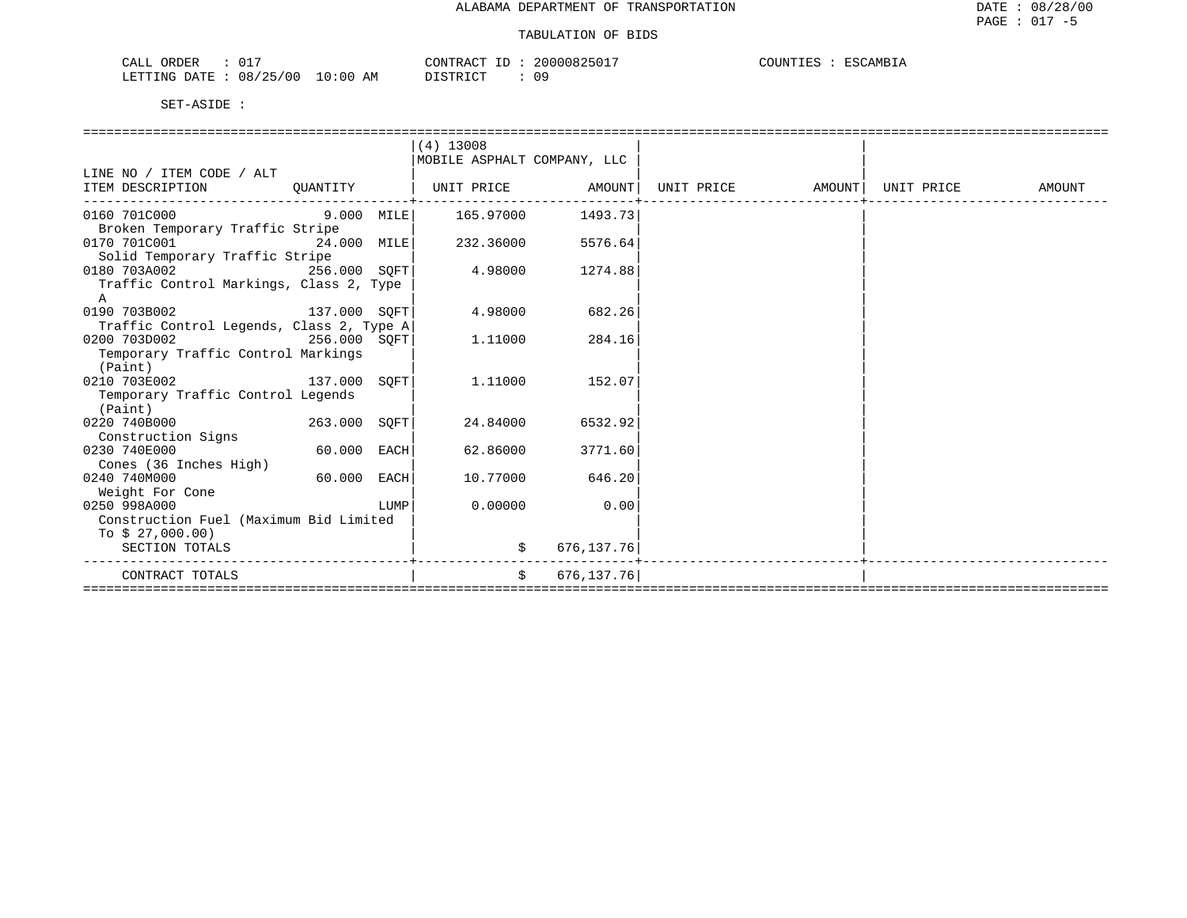# ALABAMA DEPARTMENT OF TRANSPORTATION

## TABULATION OF BIDS

CALL ORDER : 017 CONTRACT ID : 20000825017 COUNTIES : ESCAMBIA
LETTING DATE : 08/25/00 10:00 AM DISTRICT : 09

SET-ASIDE :

| LINE NO / ITEM CODE / ALT ITEM DESCRIPTION | QUANTITY | (4) 13008 MOBILE ASPHALT COMPANY, LLC UNIT PRICE | AMOUNT | UNIT PRICE | AMOUNT | UNIT PRICE | AMOUNT |
|---|---|---|---|---|---|---|---|
| 0160 701C000 Broken Temporary Traffic Stripe | 9.000 MILE | 165.97000 | 1493.73 | | | | |
| 0170 701C001 Solid Temporary Traffic Stripe | 24.000 MILE | 232.36000 | 5576.64 | | | | |
| 0180 703A002 Traffic Control Markings, Class 2, Type A | 256.000 SQFT | 4.98000 | 1274.88 | | | | |
| 0190 703B002 Traffic Control Legends, Class 2, Type A | 137.000 SQFT | 4.98000 | 682.26 | | | | |
| 0200 703D002 Temporary Traffic Control Markings (Paint) | 256.000 SQFT | 1.11000 | 284.16 | | | | |
| 0210 703E002 Temporary Traffic Control Legends (Paint) | 137.000 SQFT | 1.11000 | 152.07 | | | | |
| 0220 740B000 Construction Signs | 263.000 SQFT | 24.84000 | 6532.92 | | | | |
| 0230 740E000 Cones (36 Inches High) | 60.000 EACH | 62.86000 | 3771.60 | | | | |
| 0240 740M000 Weight For Cone | 60.000 EACH | 10.77000 | 646.20 | | | | |
| 0250 998A000 Construction Fuel (Maximum Bid Limited To $ 27,000.00) | LUMP | 0.00000 | 0.00 | | | | |
| SECTION TOTALS | | $ | 676,137.76 | | | | |
| CONTRACT TOTALS | | $ | 676,137.76 | | | | |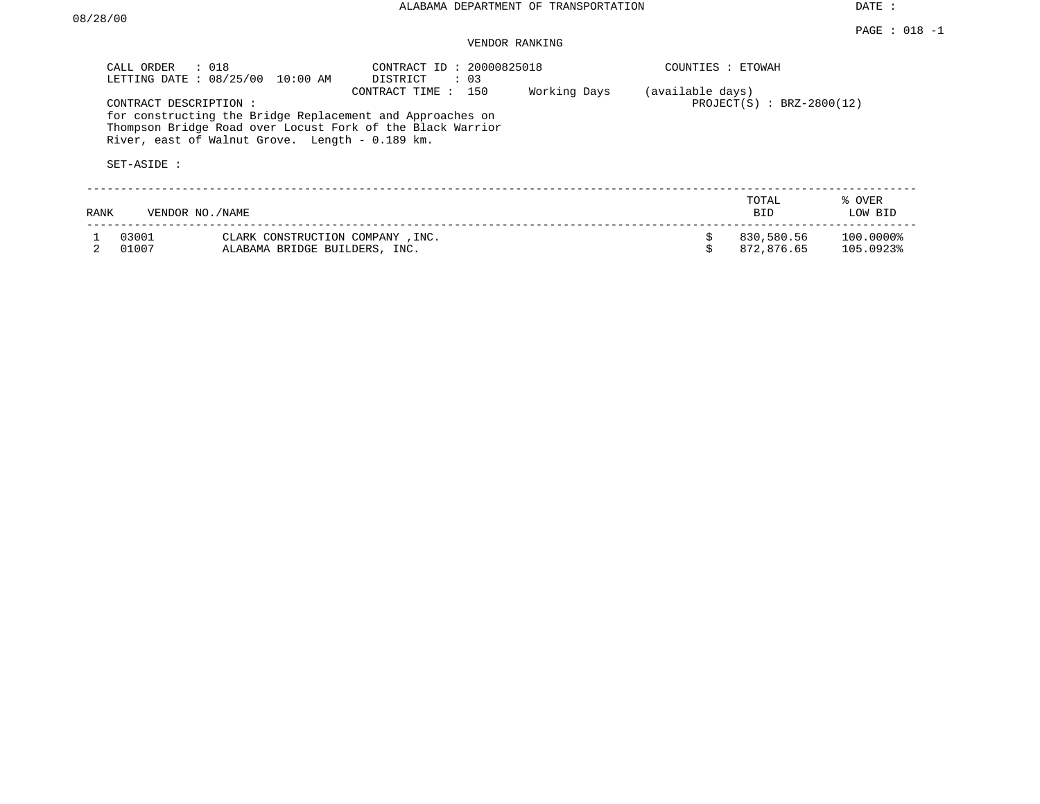ALABAMA DEPARTMENT OF TRANSPORTATION

DATE : 08/28/00

PAGE : 018 -1

VENDOR RANKING

CALL ORDER : 018
LETTING DATE : 08/25/00 10:00 AM

CONTRACT ID : 20000825018
DISTRICT : 03
CONTRACT TIME : 150 Working Days (available days)

COUNTIES : ETOWAH

PROJECT(S) : BRZ-2800(12)

CONTRACT DESCRIPTION :
for constructing the Bridge Replacement and Approaches on Thompson Bridge Road over Locust Fork of the Black Warrior River, east of Walnut Grove. Length - 0.189 km.

SET-ASIDE :

| RANK | VENDOR NO./NAME | | TOTAL BID | % OVER LOW BID |
|---|---|---|---|---|
| 1 | 03001 | CLARK CONSTRUCTION COMPANY ,INC. | $ 830,580.56 | 100.0000% |
| 2 | 01007 | ALABAMA BRIDGE BUILDERS, INC. | $ 872,876.65 | 105.0923% |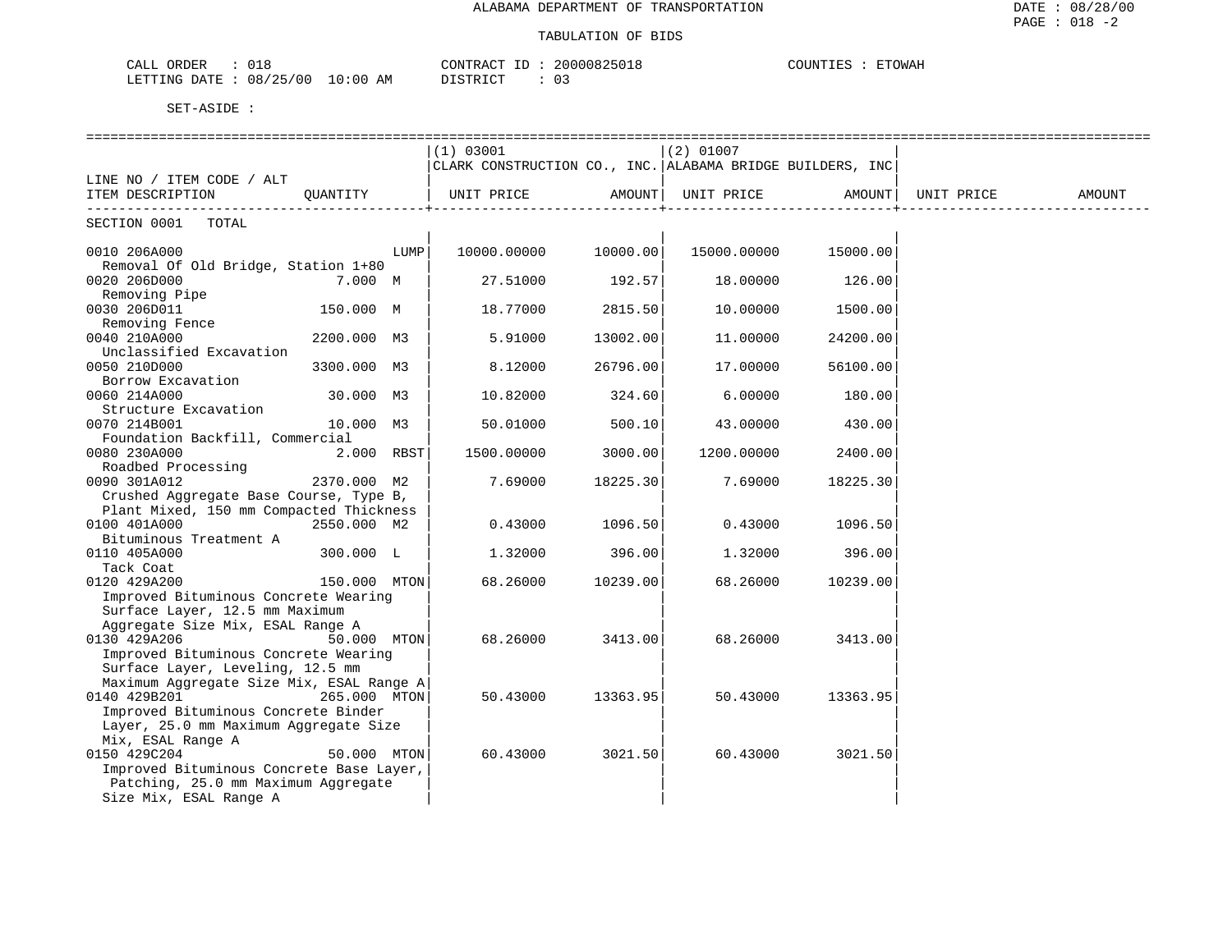ALABAMA DEPARTMENT OF TRANSPORTATION

TABULATION OF BIDS

CALL ORDER : 018 CONTRACT ID : 20000825018 COUNTIES : ETOWAH
LETTING DATE : 08/25/00 10:00 AM DISTRICT : 03

SET-ASIDE :

| LINE NO / ITEM CODE / ALT ITEM DESCRIPTION | QUANTITY | (1) 03001 CLARK CONSTRUCTION CO., INC. UNIT PRICE | AMOUNT | (2) 01007 ALABAMA BRIDGE BUILDERS, INC UNIT PRICE | AMOUNT | UNIT PRICE | AMOUNT |
|---|---|---|---|---|---|---|---|
| SECTION 0001 TOTAL | | | | | | | |
| 0010 206A000 Removal Of Old Bridge, Station 1+80 | LUMP | 10000.00000 | 10000.00 | 15000.00000 | 15000.00 | | |
| 0020 206D000 Removing Pipe | 7.000 M | 27.51000 | 192.57 | 18.00000 | 126.00 | | |
| 0030 206D011 Removing Fence | 150.000 M | 18.77000 | 2815.50 | 10.00000 | 1500.00 | | |
| 0040 210A000 Unclassified Excavation | 2200.000 M3 | 5.91000 | 13002.00 | 11.00000 | 24200.00 | | |
| 0050 210D000 Borrow Excavation | 3300.000 M3 | 8.12000 | 26796.00 | 17.00000 | 56100.00 | | |
| 0060 214A000 Structure Excavation | 30.000 M3 | 10.82000 | 324.60 | 6.00000 | 180.00 | | |
| 0070 214B001 Foundation Backfill, Commercial | 10.000 M3 | 50.01000 | 500.10 | 43.00000 | 430.00 | | |
| 0080 230A000 Roadbed Processing | 2.000 RBST | 1500.00000 | 3000.00 | 1200.00000 | 2400.00 | | |
| 0090 301A012 Crushed Aggregate Base Course, Type B, Plant Mixed, 150 mm Compacted Thickness | 2370.000 M2 | 7.69000 | 18225.30 | 7.69000 | 18225.30 | | |
| 0100 401A000 Bituminous Treatment A | 2550.000 M2 | 0.43000 | 1096.50 | 0.43000 | 1096.50 | | |
| 0110 405A000 Tack Coat | 300.000 L | 1.32000 | 396.00 | 1.32000 | 396.00 | | |
| 0120 429A200 Improved Bituminous Concrete Wearing Surface Layer, 12.5 mm Maximum Aggregate Size Mix, ESAL Range A | 150.000 MTON | 68.26000 | 10239.00 | 68.26000 | 10239.00 | | |
| 0130 429A206 Improved Bituminous Concrete Wearing Surface Layer, Leveling, 12.5 mm Maximum Aggregate Size Mix, ESAL Range A | 50.000 MTON | 68.26000 | 3413.00 | 68.26000 | 3413.00 | | |
| 0140 429B201 Improved Bituminous Concrete Binder Layer, 25.0 mm Maximum Aggregate Size Mix, ESAL Range A | 265.000 MTON | 50.43000 | 13363.95 | 50.43000 | 13363.95 | | |
| 0150 429C204 Improved Bituminous Concrete Base Layer, Patching, 25.0 mm Maximum Aggregate Size Mix, ESAL Range A | 50.000 MTON | 60.43000 | 3021.50 | 60.43000 | 3021.50 | | |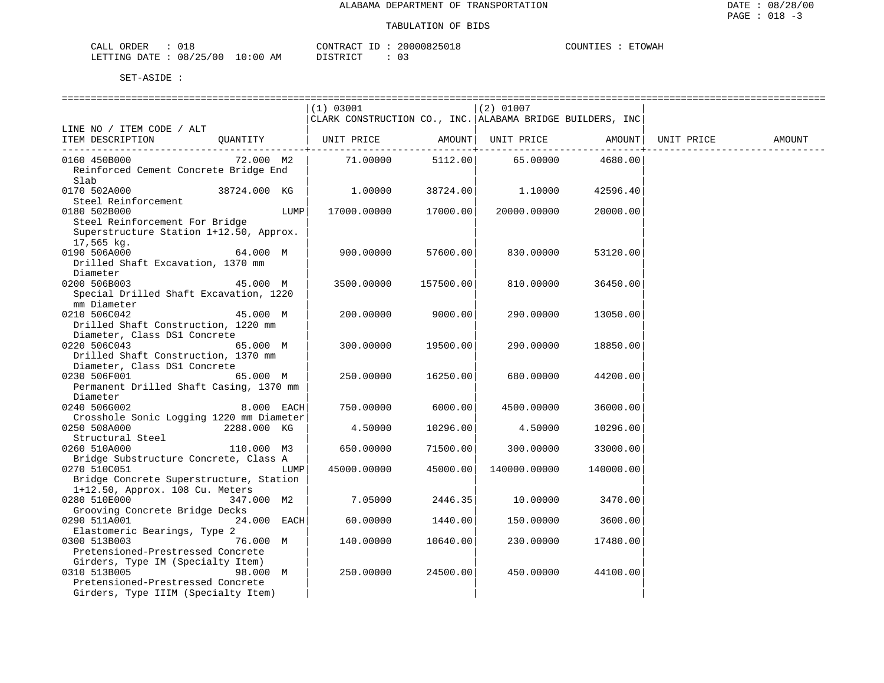ALABAMA DEPARTMENT OF TRANSPORTATION

TABULATION OF BIDS

CALL ORDER : 018 CONTRACT ID : 20000825018 COUNTIES : ETOWAH
LETTING DATE : 08/25/00 10:00 AM DISTRICT : 03

SET-ASIDE :

| LINE NO / ITEM CODE / ALT ITEM DESCRIPTION | QUANTITY | (1) 03001 CLARK CONSTRUCTION CO., INC. UNIT PRICE | AMOUNT | (2) 01007 ALABAMA BRIDGE BUILDERS, INC UNIT PRICE | AMOUNT | UNIT PRICE | AMOUNT |
|---|---|---|---|---|---|---|---|
| 0160 450B000 Reinforced Cement Concrete Bridge End Slab | 72.000 M2 | 71.00000 | 5112.00 | 65.00000 | 4680.00 | | |
| 0170 502A000 Steel Reinforcement | 38724.000 KG | 1.00000 | 38724.00 | 1.10000 | 42596.40 | | |
| 0180 502B000 Steel Reinforcement For Bridge Superstructure Station 1+12.50, Approx. 17,565 kg. | LUMP | 17000.00000 | 17000.00 | 20000.00000 | 20000.00 | | |
| 0190 506A000 Drilled Shaft Excavation, 1370 mm Diameter | 64.000 M | 900.00000 | 57600.00 | 830.00000 | 53120.00 | | |
| 0200 506B003 Special Drilled Shaft Excavation, 1220 mm Diameter | 45.000 M | 3500.00000 | 157500.00 | 810.00000 | 36450.00 | | |
| 0210 506C042 Drilled Shaft Construction, 1220 mm Diameter, Class DS1 Concrete | 45.000 M | 200.00000 | 9000.00 | 290.00000 | 13050.00 | | |
| 0220 506C043 Drilled Shaft Construction, 1370 mm Diameter, Class DS1 Concrete | 65.000 M | 300.00000 | 19500.00 | 290.00000 | 18850.00 | | |
| 0230 506F001 Permanent Drilled Shaft Casing, 1370 mm Diameter | 65.000 M | 250.00000 | 16250.00 | 680.00000 | 44200.00 | | |
| 0240 506G002 Crosshole Sonic Logging 1220 mm Diameter | 8.000 EACH | 750.00000 | 6000.00 | 4500.00000 | 36000.00 | | |
| 0250 508A000 Structural Steel | 2288.000 KG | 4.50000 | 10296.00 | 4.50000 | 10296.00 | | |
| 0260 510A000 Bridge Substructure Concrete, Class A | 110.000 M3 | 650.00000 | 71500.00 | 300.00000 | 33000.00 | | |
| 0270 510C051 Bridge Concrete Superstructure, Station 1+12.50, Approx. 108 Cu. Meters | LUMP | 45000.00000 | 45000.00 | 140000.00000 | 140000.00 | | |
| 0280 510E000 Grooving Concrete Bridge Decks | 347.000 M2 | 7.05000 | 2446.35 | 10.00000 | 3470.00 | | |
| 0290 511A001 Elastomeric Bearings, Type 2 | 24.000 EACH | 60.00000 | 1440.00 | 150.00000 | 3600.00 | | |
| 0300 513B003 Pretensioned-Prestressed Concrete Girders, Type IM (Specialty Item) | 76.000 M | 140.00000 | 10640.00 | 230.00000 | 17480.00 | | |
| 0310 513B005 Pretensioned-Prestressed Concrete Girders, Type IIIM (Specialty Item) | 98.000 M | 250.00000 | 24500.00 | 450.00000 | 44100.00 | | |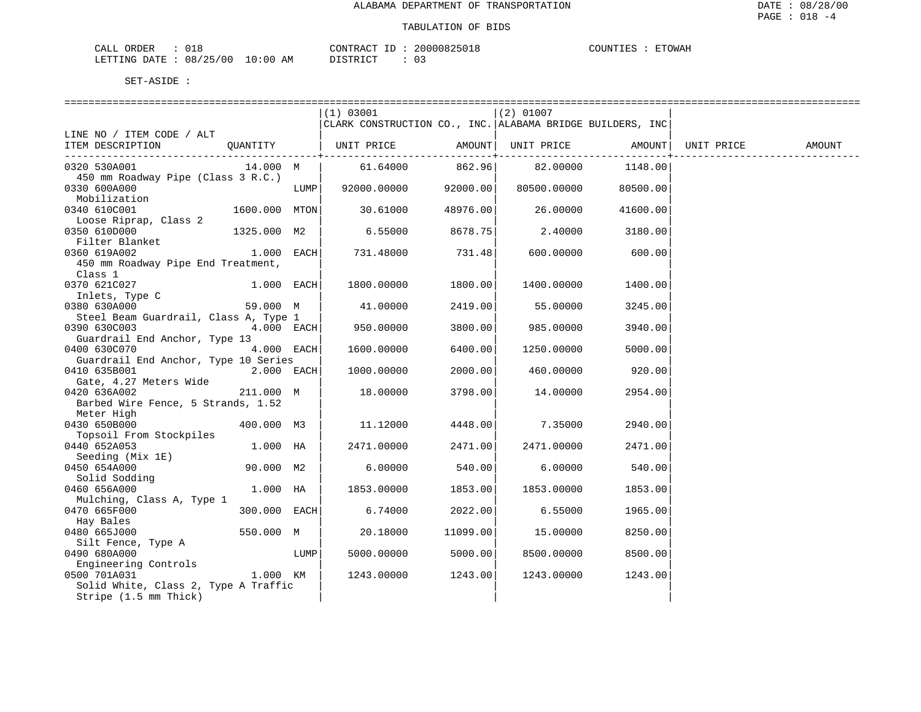ALABAMA DEPARTMENT OF TRANSPORTATION

TABULATION OF BIDS

CALL ORDER : 018 CONTRACT ID : 20000825018 COUNTIES : ETOWAH
LETTING DATE : 08/25/00 10:00 AM DISTRICT : 03

SET-ASIDE :

| LINE NO / ITEM CODE / ALT ITEM DESCRIPTION | QUANTITY | (1) 03001 CLARK CONSTRUCTION CO., INC. UNIT PRICE | AMOUNT | (2) 01007 ALABAMA BRIDGE BUILDERS, INC UNIT PRICE | AMOUNT | UNIT PRICE | AMOUNT |
|---|---|---|---|---|---|---|---|
| 0320 530A001 450 mm Roadway Pipe (Class 3 R.C.) | 14.000 M | 61.64000 | 862.96 | 82.00000 | 1148.00 | | |
| 0330 600A000 Mobilization | LUMP | 92000.00000 | 92000.00 | 80500.00000 | 80500.00 | | |
| 0340 610C001 Loose Riprap, Class 2 | 1600.000 MTON | 30.61000 | 48976.00 | 26.00000 | 41600.00 | | |
| 0350 610D000 Filter Blanket | 1325.000 M2 | 6.55000 | 8678.75 | 2.40000 | 3180.00 | | |
| 0360 619A002 450 mm Roadway Pipe End Treatment, Class 1 | 1.000 EACH | 731.48000 | 731.48 | 600.00000 | 600.00 | | |
| 0370 621C027 Inlets, Type C | 1.000 EACH | 1800.00000 | 1800.00 | 1400.00000 | 1400.00 | | |
| 0380 630A000 Steel Beam Guardrail, Class A, Type 1 | 59.000 M | 41.00000 | 2419.00 | 55.00000 | 3245.00 | | |
| 0390 630C003 Guardrail End Anchor, Type 13 | 4.000 EACH | 950.00000 | 3800.00 | 985.00000 | 3940.00 | | |
| 0400 630C070 Guardrail End Anchor, Type 10 Series | 4.000 EACH | 1600.00000 | 6400.00 | 1250.00000 | 5000.00 | | |
| 0410 635B001 Gate, 4.27 Meters Wide | 2.000 EACH | 1000.00000 | 2000.00 | 460.00000 | 920.00 | | |
| 0420 636A002 Barbed Wire Fence, 5 Strands, 1.52 Meter High | 211.000 M | 18.00000 | 3798.00 | 14.00000 | 2954.00 | | |
| 0430 650B000 Topsoil From Stockpiles | 400.000 M3 | 11.12000 | 4448.00 | 7.35000 | 2940.00 | | |
| 0440 652A053 Seeding (Mix 1E) | 1.000 HA | 2471.00000 | 2471.00 | 2471.00000 | 2471.00 | | |
| 0450 654A000 Solid Sodding | 90.000 M2 | 6.00000 | 540.00 | 6.00000 | 540.00 | | |
| 0460 656A000 Mulching, Class A, Type 1 | 1.000 HA | 1853.00000 | 1853.00 | 1853.00000 | 1853.00 | | |
| 0470 665F000 Hay Bales | 300.000 EACH | 6.74000 | 2022.00 | 6.55000 | 1965.00 | | |
| 0480 665J000 Silt Fence, Type A | 550.000 M | 20.18000 | 11099.00 | 15.00000 | 8250.00 | | |
| 0490 680A000 Engineering Controls | LUMP | 5000.00000 | 5000.00 | 8500.00000 | 8500.00 | | |
| 0500 701A031 Solid White, Class 2, Type A Traffic Stripe (1.5 mm Thick) | 1.000 KM | 1243.00000 | 1243.00 | 1243.00000 | 1243.00 | | |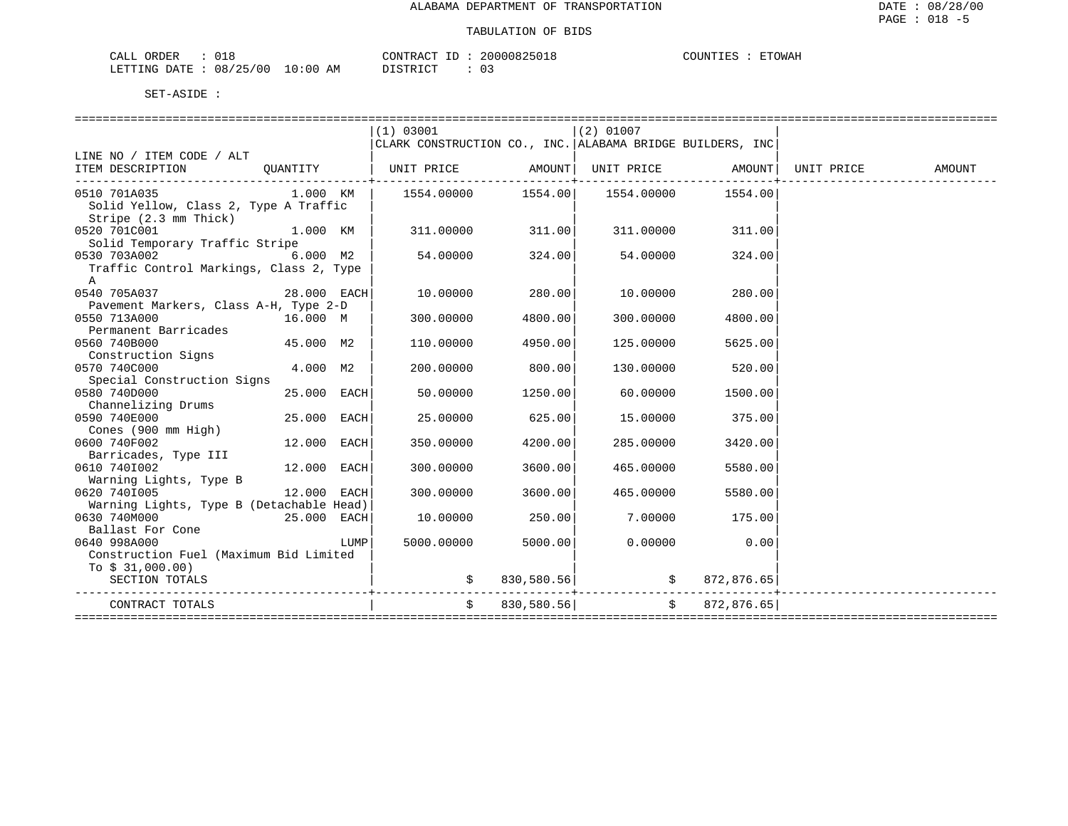ALABAMA DEPARTMENT OF TRANSPORTATION

TABULATION OF BIDS

CALL ORDER : 018    CONTRACT ID : 20000825018    COUNTIES : ETOWAH
LETTING DATE : 08/25/00 10:00 AM    DISTRICT : 03

SET-ASIDE :

| LINE NO / ITEM CODE / ALT ITEM DESCRIPTION | QUANTITY | (1) 03001 CLARK CONSTRUCTION CO., INC. UNIT PRICE | AMOUNT | (2) 01007 ALABAMA BRIDGE BUILDERS, INC UNIT PRICE | AMOUNT | UNIT PRICE | AMOUNT |
|---|---|---|---|---|---|---|---|
| 0510 701A035 Solid Yellow, Class 2, Type A Traffic Stripe (2.3 mm Thick) | 1.000 KM | 1554.00000 | 1554.00 | 1554.00000 | 1554.00 | | |
| 0520 701C001 Solid Temporary Traffic Stripe | 1.000 KM | 311.00000 | 311.00 | 311.00000 | 311.00 | | |
| 0530 703A002 Traffic Control Markings, Class 2, Type A | 6.000 M2 | 54.00000 | 324.00 | 54.00000 | 324.00 | | |
| 0540 705A037 Pavement Markers, Class A-H, Type 2-D | 28.000 EACH | 10.00000 | 280.00 | 10.00000 | 280.00 | | |
| 0550 713A000 Permanent Barricades | 16.000 M | 300.00000 | 4800.00 | 300.00000 | 4800.00 | | |
| 0560 740B000 Construction Signs | 45.000 M2 | 110.00000 | 4950.00 | 125.00000 | 5625.00 | | |
| 0570 740C000 Special Construction Signs | 4.000 M2 | 200.00000 | 800.00 | 130.00000 | 520.00 | | |
| 0580 740D000 Channelizing Drums | 25.000 EACH | 50.00000 | 1250.00 | 60.00000 | 1500.00 | | |
| 0590 740E000 Cones (900 mm High) | 25.000 EACH | 25.00000 | 625.00 | 15.00000 | 375.00 | | |
| 0600 740F002 Barricades, Type III | 12.000 EACH | 350.00000 | 4200.00 | 285.00000 | 3420.00 | | |
| 0610 740I002 Warning Lights, Type B | 12.000 EACH | 300.00000 | 3600.00 | 465.00000 | 5580.00 | | |
| 0620 740I005 Warning Lights, Type B (Detachable Head) | 12.000 EACH | 300.00000 | 3600.00 | 465.00000 | 5580.00 | | |
| 0630 740M000 Ballast For Cone | 25.000 EACH | 10.00000 | 250.00 | 7.00000 | 175.00 | | |
| 0640 998A000 Construction Fuel (Maximum Bid Limited To $ 31,000.00) | LUMP | 5000.00000 | 5000.00 | 0.00000 | 0.00 | | |
| SECTION TOTALS | | | $ 830,580.56 | | $ 872,876.65 | | |
| CONTRACT TOTALS | | | $ 830,580.56 | | $ 872,876.65 | | |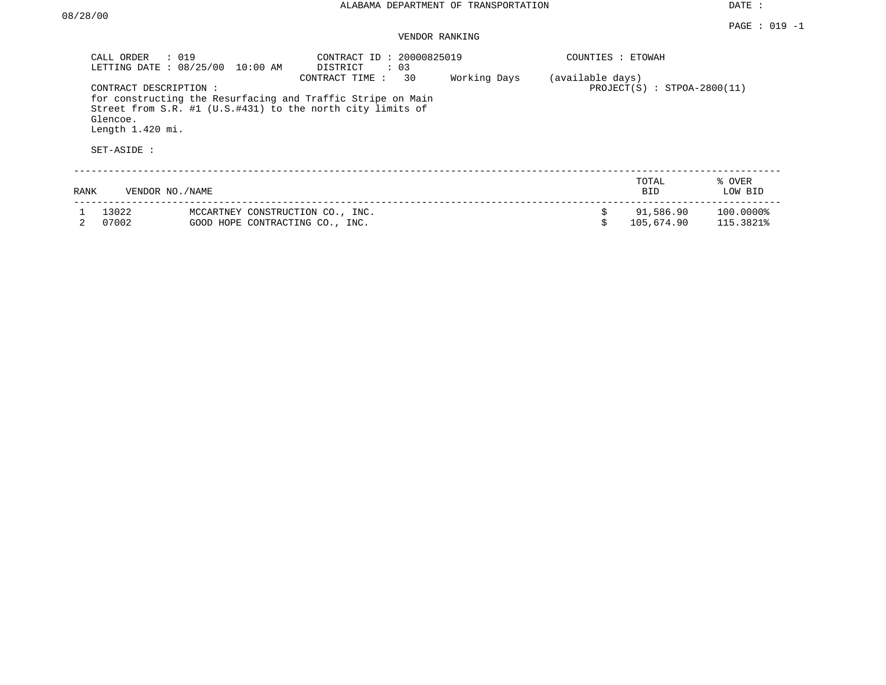ALABAMA DEPARTMENT OF TRANSPORTATION

DATE : 08/28/00

PAGE : 019 -1

VENDOR RANKING

CALL ORDER : 019
LETTING DATE : 08/25/00 10:00 AM

CONTRACT ID : 20000825019
DISTRICT : 03
CONTRACT TIME : 30 Working Days (available days)

COUNTIES : ETOWAH

PROJECT(S) : STPOA-2800(11)

CONTRACT DESCRIPTION :
for constructing the Resurfacing and Traffic Stripe on Main Street from S.R. #1 (U.S.#431) to the north city limits of Glencoe.
Length 1.420 mi.

SET-ASIDE :

| RANK | VENDOR NO./NAME | | TOTAL BID | % OVER LOW BID |
|---|---|---|---|---|
| 1 | 13022 | MCCARTNEY CONSTRUCTION CO., INC. | $ 91,586.90 | 100.0000% |
| 2 | 07002 | GOOD HOPE CONTRACTING CO., INC. | $ 105,674.90 | 115.3821% |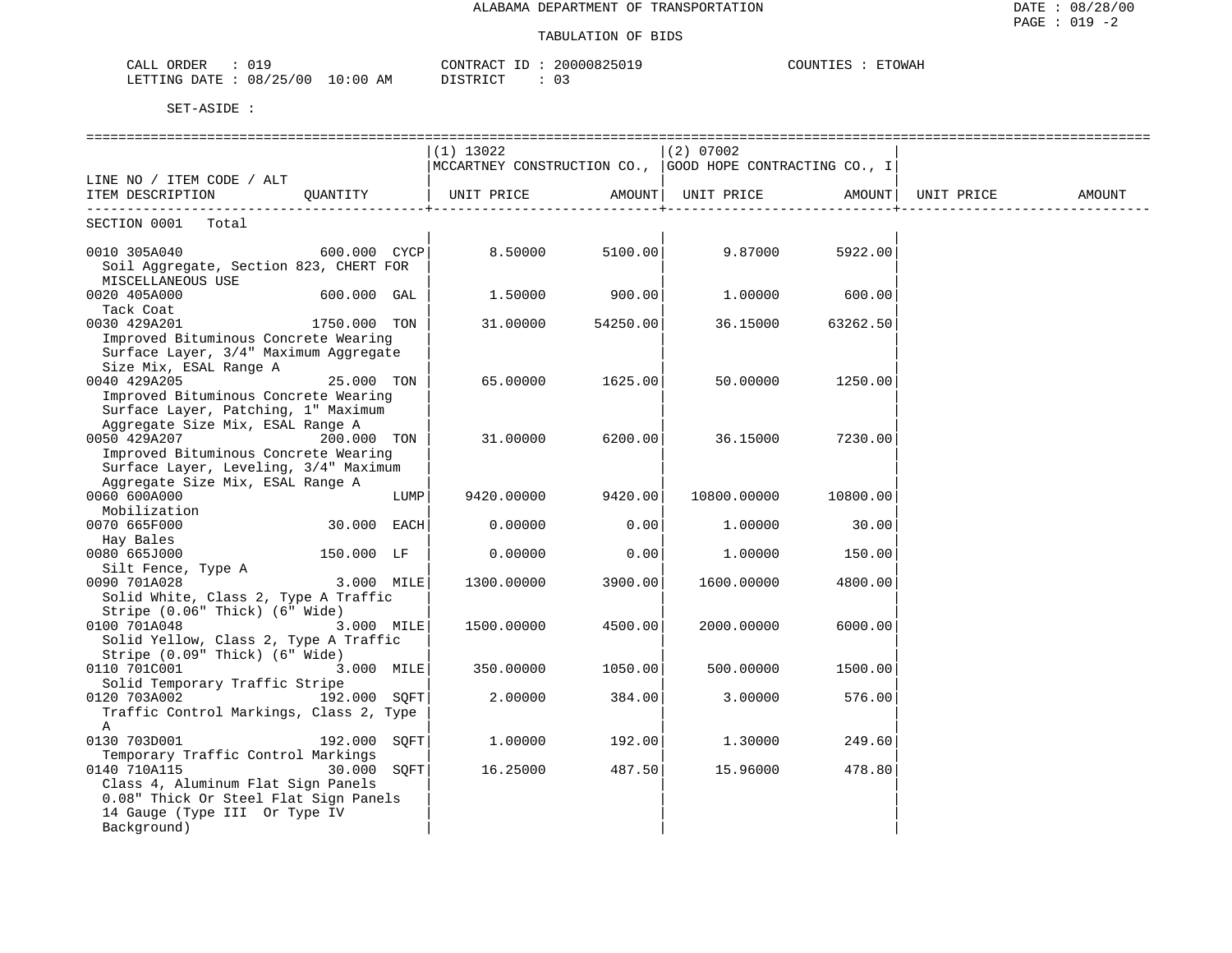ALABAMA DEPARTMENT OF TRANSPORTATION

TABULATION OF BIDS

DATE : 08/28/00
PAGE : 019 -2

CALL ORDER : 019 CONTRACT ID : 20000825019 COUNTIES : ETOWAH
LETTING DATE : 08/25/00 10:00 AM DISTRICT : 03

SET-ASIDE :

| LINE NO / ITEM CODE / ALT ITEM DESCRIPTION | QUANTITY | (1) 13022 MCCARTNEY CONSTRUCTION CO., UNIT PRICE | AMOUNT | (2) 07002 GOOD HOPE CONTRACTING CO., I UNIT PRICE | AMOUNT | UNIT PRICE | AMOUNT |
|---|---|---|---|---|---|---|---|
| SECTION 0001 Total | | | | | | | |
| 0010 305A040 Soil Aggregate, Section 823, CHERT FOR MISCELLANEOUS USE | 600.000 CYCP | 8.50000 | 5100.00 | 9.87000 | 5922.00 | | |
| 0020 405A000 Tack Coat | 600.000 GAL | 1.50000 | 900.00 | 1.00000 | 600.00 | | |
| 0030 429A201 Improved Bituminous Concrete Wearing Surface Layer, 3/4" Maximum Aggregate Size Mix, ESAL Range A | 1750.000 TON | 31.00000 | 54250.00 | 36.15000 | 63262.50 | | |
| 0040 429A205 Improved Bituminous Concrete Wearing Surface Layer, Patching, 1" Maximum Aggregate Size Mix, ESAL Range A | 25.000 TON | 65.00000 | 1625.00 | 50.00000 | 1250.00 | | |
| 0050 429A207 Improved Bituminous Concrete Wearing Surface Layer, Leveling, 3/4" Maximum Aggregate Size Mix, ESAL Range A | 200.000 TON | 31.00000 | 6200.00 | 36.15000 | 7230.00 | | |
| 0060 600A000 Mobilization | LUMP | 9420.00000 | 9420.00 | 10800.00000 | 10800.00 | | |
| 0070 665F000 Hay Bales | 30.000 EACH | 0.00000 | 0.00 | 1.00000 | 30.00 | | |
| 0080 665J000 Silt Fence, Type A | 150.000 LF | 0.00000 | 0.00 | 1.00000 | 150.00 | | |
| 0090 701A028 Solid White, Class 2, Type A Traffic Stripe (0.06" Thick) (6" Wide) | 3.000 MILE | 1300.00000 | 3900.00 | 1600.00000 | 4800.00 | | |
| 0100 701A048 Solid Yellow, Class 2, Type A Traffic Stripe (0.09" Thick) (6" Wide) | 3.000 MILE | 1500.00000 | 4500.00 | 2000.00000 | 6000.00 | | |
| 0110 701C001 Solid Temporary Traffic Stripe | 3.000 MILE | 350.00000 | 1050.00 | 500.00000 | 1500.00 | | |
| 0120 703A002 Traffic Control Markings, Class 2, Type A | 192.000 SQFT | 2.00000 | 384.00 | 3.00000 | 576.00 | | |
| 0130 703D001 Temporary Traffic Control Markings | 192.000 SQFT | 1.00000 | 192.00 | 1.30000 | 249.60 | | |
| 0140 710A115 Class 4, Aluminum Flat Sign Panels 0.08" Thick Or Steel Flat Sign Panels 14 Gauge (Type III Or Type IV Background) | 30.000 SQFT | 16.25000 | 487.50 | 15.96000 | 478.80 | | |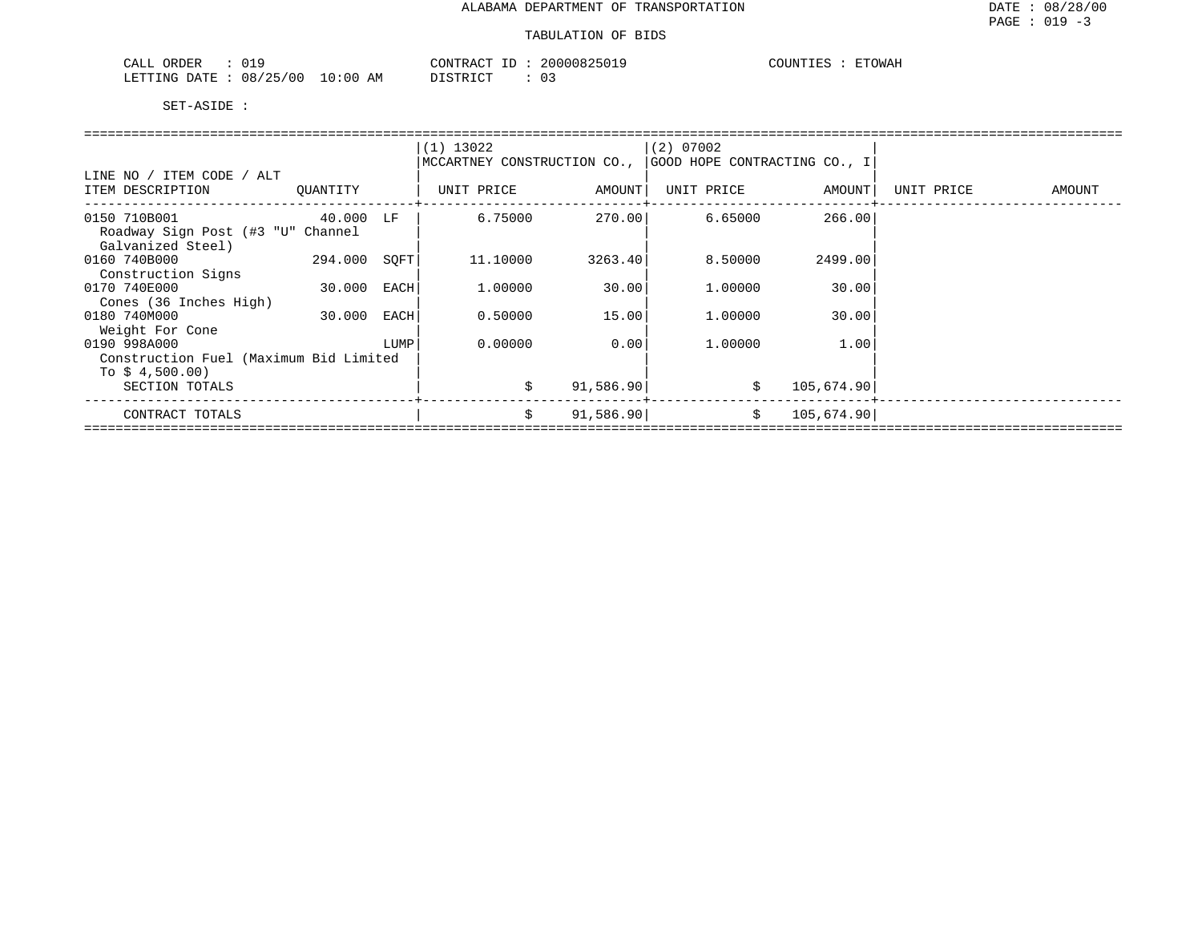# ALABAMA DEPARTMENT OF TRANSPORTATION

## TABULATION OF BIDS

DATE : 08/28/00
PAGE : 019 -3

CALL ORDER : 019
LETTING DATE : 08/25/00 10:00 AM

CONTRACT ID : 20000825019
DISTRICT : 03

COUNTIES : ETOWAH

SET-ASIDE :

| LINE NO / ITEM CODE / ALT<br>ITEM DESCRIPTION | QUANTITY | | (1) 13022<br>MCCARTNEY CONSTRUCTION CO.,<br>UNIT PRICE | AMOUNT | (2) 07002<br>GOOD HOPE CONTRACTING CO., I<br>UNIT PRICE | AMOUNT | UNIT PRICE | AMOUNT |
|---|---|---|---|---|---|---|---|---|
| 0150 710B001<br>Roadway Sign Post (#3 "U" Channel Galvanized Steel) | 40.000 | LF | 6.75000 | 270.00 | 6.65000 | 266.00 | | |
| 0160 740B000<br>Construction Signs | 294.000 | SQFT | 11.10000 | 3263.40 | 8.50000 | 2499.00 | | |
| 0170 740E000<br>Cones (36 Inches High) | 30.000 | EACH | 1.00000 | 30.00 | 1.00000 | 30.00 | | |
| 0180 740M000<br>Weight For Cone | 30.000 | EACH | 0.50000 | 15.00 | 1.00000 | 30.00 | | |
| 0190 998A000<br>Construction Fuel (Maximum Bid Limited To $ 4,500.00) | | LUMP | 0.00000 | 0.00 | 1.00000 | 1.00 | | |
| SECTION TOTALS | | | $ | 91,586.90 | $ | 105,674.90 | | |
| CONTRACT TOTALS | | | $ | 91,586.90 | $ | 105,674.90 | | |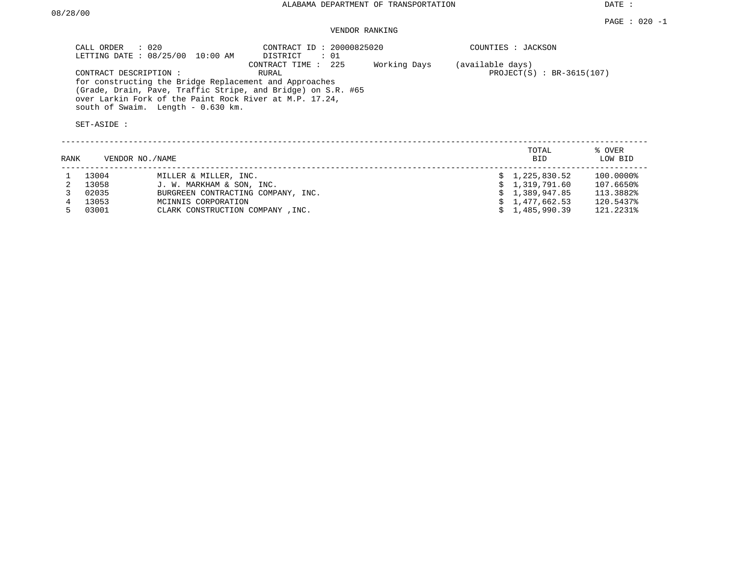ALABAMA DEPARTMENT OF TRANSPORTATION

DATE : 08/28/00

VENDOR RANKING

CALL ORDER : 020
LETTING DATE : 08/25/00 10:00 AM

CONTRACT ID : 20000825020
DISTRICT : 01
CONTRACT TIME : 225 Working Days (available days)
RURAL

COUNTIES : JACKSON

PROJECT(S) : BR-3615(107)

CONTRACT DESCRIPTION :
for constructing the Bridge Replacement and Approaches (Grade, Drain, Pave, Traffic Stripe, and Bridge) on S.R. #65 over Larkin Fork of the Paint Rock River at M.P. 17.24, south of Swaim. Length - 0.630 km.

SET-ASIDE :

| RANK | VENDOR NO. | NAME | TOTAL BID | % OVER LOW BID |
|---|---|---|---|---|
| 1 | 13004 | MILLER & MILLER, INC. | $ 1,225,830.52 | 100.0000% |
| 2 | 13058 | J. W. MARKHAM & SON, INC. | $ 1,319,791.60 | 107.6650% |
| 3 | 02035 | BURGREEN CONTRACTING COMPANY, INC. | $ 1,389,947.85 | 113.3882% |
| 4 | 13053 | MCINNIS CORPORATION | $ 1,477,662.53 | 120.5437% |
| 5 | 03001 | CLARK CONSTRUCTION COMPANY ,INC. | $ 1,485,990.39 | 121.2231% |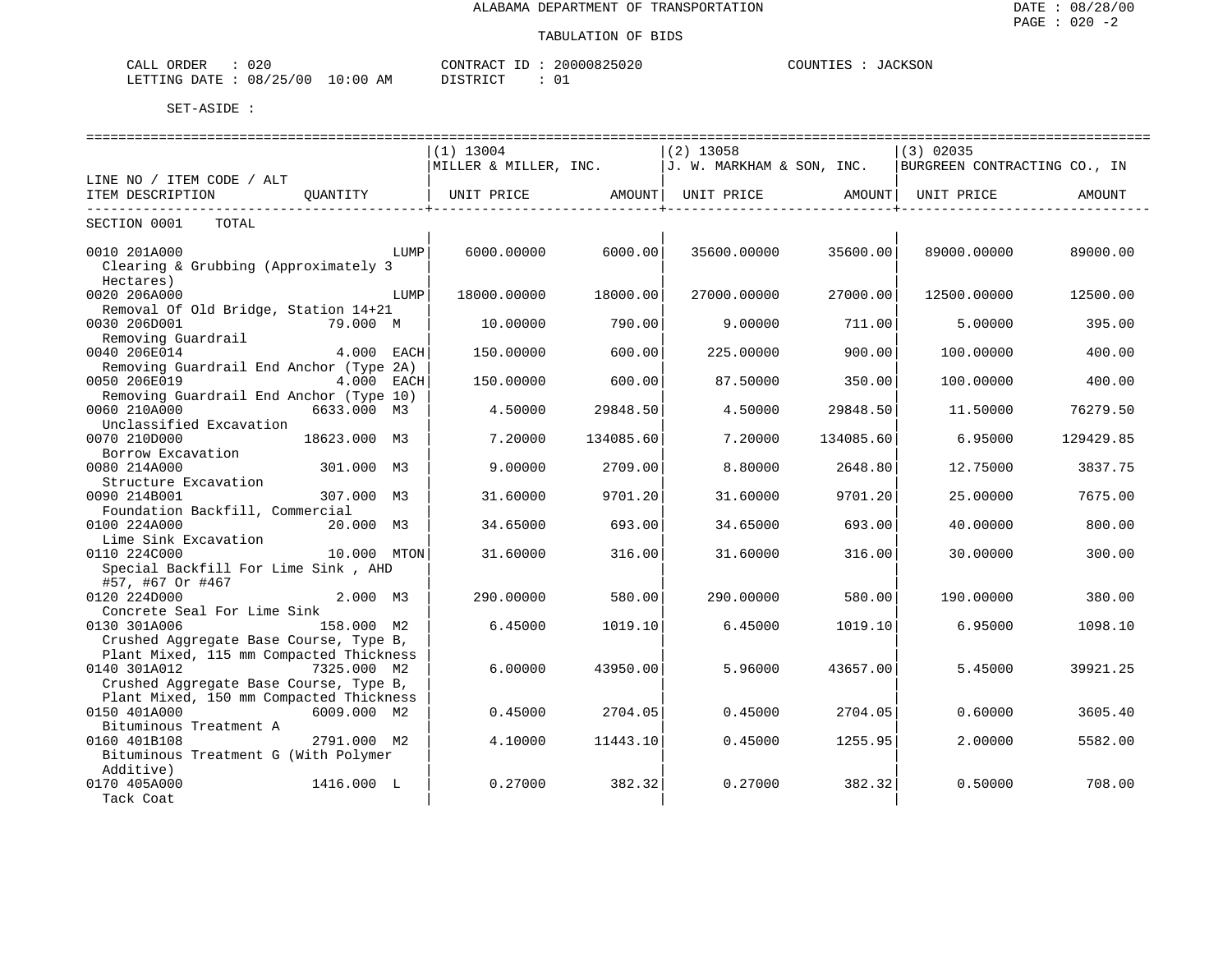ALABAMA DEPARTMENT OF TRANSPORTATION

TABULATION OF BIDS

CALL ORDER : 020 CONTRACT ID : 20000825020 COUNTIES : JACKSON
LETTING DATE : 08/25/00 10:00 AM DISTRICT : 01

SET-ASIDE :

| LINE NO / ITEM CODE / ALT ITEM DESCRIPTION | QUANTITY | (1) 13004 MILLER & MILLER, INC. UNIT PRICE | AMOUNT | (2) 13058 J. W. MARKHAM & SON, INC. UNIT PRICE | AMOUNT | (3) 02035 BURGREEN CONTRACTING CO., IN UNIT PRICE | AMOUNT |
|---|---|---|---|---|---|---|---|
| SECTION 0001 TOTAL | | | | | | | |
| 0010 201A000 Clearing & Grubbing (Approximately 3 Hectares) | LUMP | 6000.00000 | 6000.00 | 35600.00000 | 35600.00 | 89000.00000 | 89000.00 |
| 0020 206A000 Removal Of Old Bridge, Station 14+21 | LUMP | 18000.00000 | 18000.00 | 27000.00000 | 27000.00 | 12500.00000 | 12500.00 |
| 0030 206D001 Removing Guardrail | 79.000 M | 10.00000 | 790.00 | 9.00000 | 711.00 | 5.00000 | 395.00 |
| 0040 206E014 Removing Guardrail End Anchor (Type 2A) | 4.000 EACH | 150.00000 | 600.00 | 225.00000 | 900.00 | 100.00000 | 400.00 |
| 0050 206E019 Removing Guardrail End Anchor (Type 10) | 4.000 EACH | 150.00000 | 600.00 | 87.50000 | 350.00 | 100.00000 | 400.00 |
| 0060 210A000 Unclassified Excavation | 6633.000 M3 | 4.50000 | 29848.50 | 4.50000 | 29848.50 | 11.50000 | 76279.50 |
| 0070 210D000 Borrow Excavation | 18623.000 M3 | 7.20000 | 134085.60 | 7.20000 | 134085.60 | 6.95000 | 129429.85 |
| 0080 214A000 Structure Excavation | 301.000 M3 | 9.00000 | 2709.00 | 8.80000 | 2648.80 | 12.75000 | 3837.75 |
| 0090 214B001 Foundation Backfill, Commercial | 307.000 M3 | 31.60000 | 9701.20 | 31.60000 | 9701.20 | 25.00000 | 7675.00 |
| 0100 224A000 Lime Sink Excavation | 20.000 M3 | 34.65000 | 693.00 | 34.65000 | 693.00 | 40.00000 | 800.00 |
| 0110 224C000 Special Backfill For Lime Sink , AHD #57, #67 Or #467 | 10.000 MTON | 31.60000 | 316.00 | 31.60000 | 316.00 | 30.00000 | 300.00 |
| 0120 224D000 Concrete Seal For Lime Sink | 2.000 M3 | 290.00000 | 580.00 | 290.00000 | 580.00 | 190.00000 | 380.00 |
| 0130 301A006 Crushed Aggregate Base Course, Type B, Plant Mixed, 115 mm Compacted Thickness | 158.000 M2 | 6.45000 | 1019.10 | 6.45000 | 1019.10 | 6.95000 | 1098.10 |
| 0140 301A012 Crushed Aggregate Base Course, Type B, Plant Mixed, 150 mm Compacted Thickness | 7325.000 M2 | 6.00000 | 43950.00 | 5.96000 | 43657.00 | 5.45000 | 39921.25 |
| 0150 401A000 Bituminous Treatment A | 6009.000 M2 | 0.45000 | 2704.05 | 0.45000 | 2704.05 | 0.60000 | 3605.40 |
| 0160 401B108 Bituminous Treatment G (With Polymer Additive) | 2791.000 M2 | 4.10000 | 11443.10 | 0.45000 | 1255.95 | 2.00000 | 5582.00 |
| 0170 405A000 Tack Coat | 1416.000 L | 0.27000 | 382.32 | 0.27000 | 382.32 | 0.50000 | 708.00 |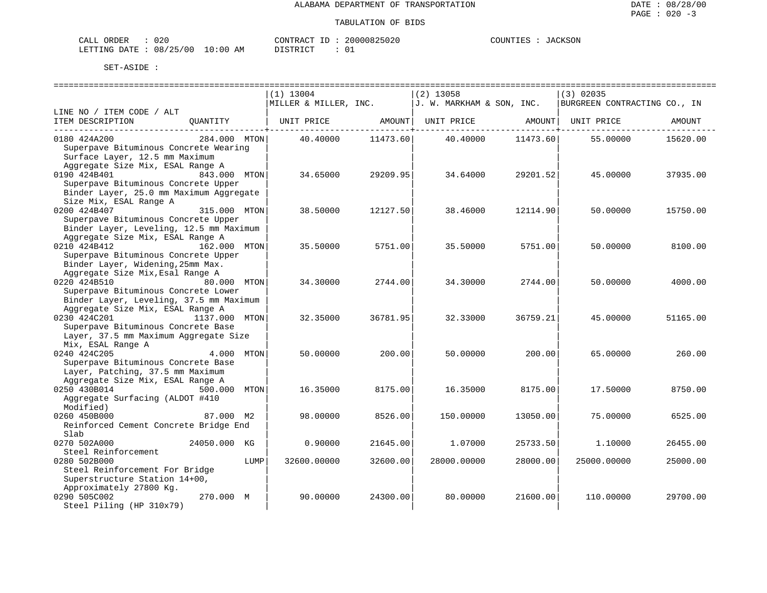ALABAMA DEPARTMENT OF TRANSPORTATION

TABULATION OF BIDS

CALL ORDER : 020 CONTRACT ID : 20000825020 COUNTIES : JACKSON
LETTING DATE : 08/25/00 10:00 AM DISTRICT : 01

SET-ASIDE :

| LINE NO / ITEM CODE / ALT ITEM DESCRIPTION | QUANTITY | (1) 13004 MILLER & MILLER, INC. UNIT PRICE | AMOUNT | (2) 13058 J. W. MARKHAM & SON, INC. UNIT PRICE | AMOUNT | (3) 02035 BURGREEN CONTRACTING CO., IN UNIT PRICE | AMOUNT |
|---|---|---|---|---|---|---|---|
| 0180 424A200 Superpave Bituminous Concrete Wearing Surface Layer, 12.5 mm Maximum Aggregate Size Mix, ESAL Range A | 284.000 MTON | 40.40000 | 11473.60 | 40.40000 | 11473.60 | 55.00000 | 15620.00 |
| 0190 424B401 Superpave Bituminous Concrete Upper Binder Layer, 25.0 mm Maximum Aggregate Size Mix, ESAL Range A | 843.000 MTON | 34.65000 | 29209.95 | 34.64000 | 29201.52 | 45.00000 | 37935.00 |
| 0200 424B407 Superpave Bituminous Concrete Upper Binder Layer, Leveling, 12.5 mm Maximum Aggregate Size Mix, ESAL Range A | 315.000 MTON | 38.50000 | 12127.50 | 38.46000 | 12114.90 | 50.00000 | 15750.00 |
| 0210 424B412 Superpave Bituminous Concrete Upper Binder Layer, Widening,25mm Max. Aggregate Size Mix,Esal Range A | 162.000 MTON | 35.50000 | 5751.00 | 35.50000 | 5751.00 | 50.00000 | 8100.00 |
| 0220 424B510 Superpave Bituminous Concrete Lower Binder Layer, Leveling, 37.5 mm Maximum Aggregate Size Mix, ESAL Range A | 80.000 MTON | 34.30000 | 2744.00 | 34.30000 | 2744.00 | 50.00000 | 4000.00 |
| 0230 424C201 Superpave Bituminous Concrete Base Layer, 37.5 mm Maximum Aggregate Size Mix, ESAL Range A | 1137.000 MTON | 32.35000 | 36781.95 | 32.33000 | 36759.21 | 45.00000 | 51165.00 |
| 0240 424C205 Superpave Bituminous Concrete Base Layer, Patching, 37.5 mm Maximum Aggregate Size Mix, ESAL Range A | 4.000 MTON | 50.00000 | 200.00 | 50.00000 | 200.00 | 65.00000 | 260.00 |
| 0250 430B014 Aggregate Surfacing (ALDOT #410 Modified) | 500.000 MTON | 16.35000 | 8175.00 | 16.35000 | 8175.00 | 17.50000 | 8750.00 |
| 0260 450B000 Reinforced Cement Concrete Bridge End Slab | 87.000 M2 | 98.00000 | 8526.00 | 150.00000 | 13050.00 | 75.00000 | 6525.00 |
| 0270 502A000 Steel Reinforcement | 24050.000 KG | 0.90000 | 21645.00 | 1.07000 | 25733.50 | 1.10000 | 26455.00 |
| 0280 502B000 Steel Reinforcement For Bridge Superstructure Station 14+00, Approximately 27800 Kg. | LUMP | 32600.00000 | 32600.00 | 28000.00000 | 28000.00 | 25000.00000 | 25000.00 |
| 0290 505C002 Steel Piling (HP 310x79) | 270.000 M | 90.00000 | 24300.00 | 80.00000 | 21600.00 | 110.00000 | 29700.00 |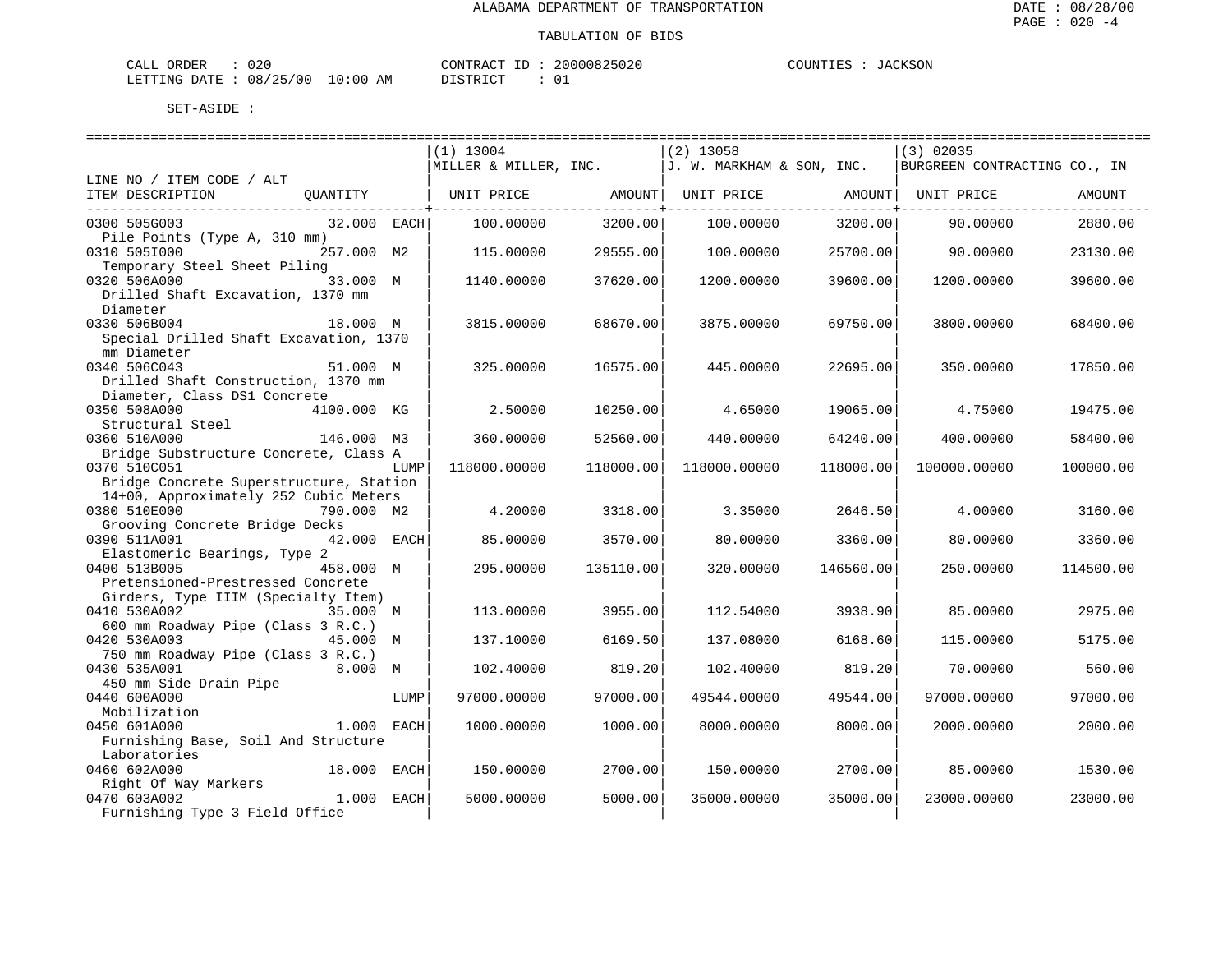ALABAMA DEPARTMENT OF TRANSPORTATION

TABULATION OF BIDS

CALL ORDER : 020 CONTRACT ID : 20000825020 COUNTIES : JACKSON
LETTING DATE : 08/25/00 10:00 AM DISTRICT : 01

SET-ASIDE :

| LINE NO / ITEM CODE / ALT ITEM DESCRIPTION | QUANTITY | (1) 13004 MILLER & MILLER, INC. UNIT PRICE | AMOUNT | (2) 13058 J. W. MARKHAM & SON, INC. UNIT PRICE | AMOUNT | (3) 02035 BURGREEN CONTRACTING CO., IN UNIT PRICE | AMOUNT |
|---|---|---|---|---|---|---|---|
| 0300 505G003 Pile Points (Type A, 310 mm) | 32.000 EACH | 100.00000 | 3200.00 | 100.00000 | 3200.00 | 90.00000 | 2880.00 |
| 0310 505I000 Temporary Steel Sheet Piling | 257.000 M2 | 115.00000 | 29555.00 | 100.00000 | 25700.00 | 90.00000 | 23130.00 |
| 0320 506A000 Drilled Shaft Excavation, 1370 mm Diameter | 33.000 M | 1140.00000 | 37620.00 | 1200.00000 | 39600.00 | 1200.00000 | 39600.00 |
| 0330 506B004 Special Drilled Shaft Excavation, 1370 mm Diameter | 18.000 M | 3815.00000 | 68670.00 | 3875.00000 | 69750.00 | 3800.00000 | 68400.00 |
| 0340 506C043 Drilled Shaft Construction, 1370 mm Diameter, Class DS1 Concrete | 51.000 M | 325.00000 | 16575.00 | 445.00000 | 22695.00 | 350.00000 | 17850.00 |
| 0350 508A000 Structural Steel | 4100.000 KG | 2.50000 | 10250.00 | 4.65000 | 19065.00 | 4.75000 | 19475.00 |
| 0360 510A000 Bridge Substructure Concrete, Class A | 146.000 M3 | 360.00000 | 52560.00 | 440.00000 | 64240.00 | 400.00000 | 58400.00 |
| 0370 510C051 Bridge Concrete Superstructure, Station 14+00, Approximately 252 Cubic Meters | LUMP | 118000.00000 | 118000.00 | 118000.00000 | 118000.00 | 100000.00000 | 100000.00 |
| 0380 510E000 Grooving Concrete Bridge Decks | 790.000 M2 | 4.20000 | 3318.00 | 3.35000 | 2646.50 | 4.00000 | 3160.00 |
| 0390 511A001 Elastomeric Bearings, Type 2 | 42.000 EACH | 85.00000 | 3570.00 | 80.00000 | 3360.00 | 80.00000 | 3360.00 |
| 0400 513B005 Pretensioned-Prestressed Concrete Girders, Type IIIM (Specialty Item) | 458.000 M | 295.00000 | 135110.00 | 320.00000 | 146560.00 | 250.00000 | 114500.00 |
| 0410 530A002 600 mm Roadway Pipe (Class 3 R.C.) | 35.000 M | 113.00000 | 3955.00 | 112.54000 | 3938.90 | 85.00000 | 2975.00 |
| 0420 530A003 750 mm Roadway Pipe (Class 3 R.C.) | 45.000 M | 137.10000 | 6169.50 | 137.08000 | 6168.60 | 115.00000 | 5175.00 |
| 0430 535A001 450 mm Side Drain Pipe | 8.000 M | 102.40000 | 819.20 | 102.40000 | 819.20 | 70.00000 | 560.00 |
| 0440 600A000 Mobilization | LUMP | 97000.00000 | 97000.00 | 49544.00000 | 49544.00 | 97000.00000 | 97000.00 |
| 0450 601A000 Furnishing Base, Soil And Structure Laboratories | 1.000 EACH | 1000.00000 | 1000.00 | 8000.00000 | 8000.00 | 2000.00000 | 2000.00 |
| 0460 602A000 Right Of Way Markers | 18.000 EACH | 150.00000 | 2700.00 | 150.00000 | 2700.00 | 85.00000 | 1530.00 |
| 0470 603A002 Furnishing Type 3 Field Office | 1.000 EACH | 5000.00000 | 5000.00 | 35000.00000 | 35000.00 | 23000.00000 | 23000.00 |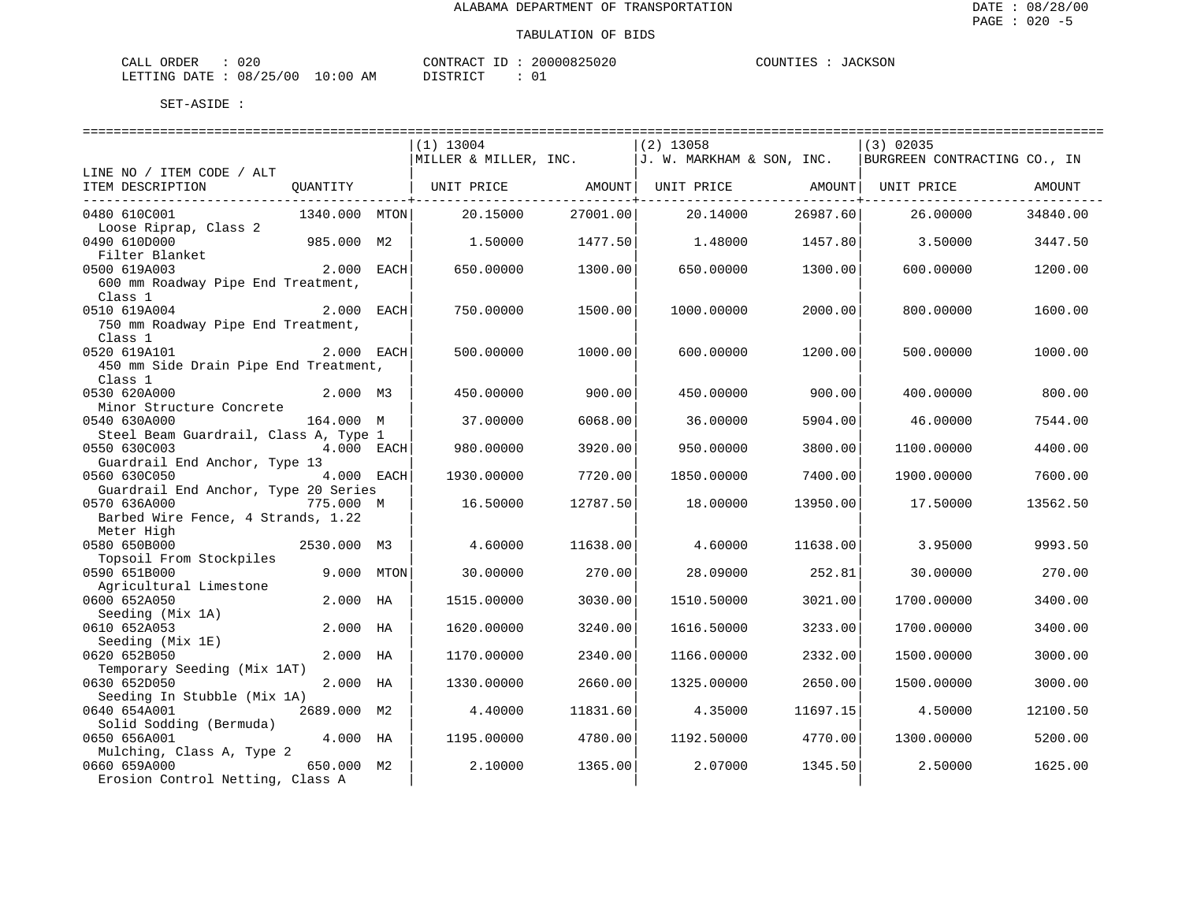ALABAMA DEPARTMENT OF TRANSPORTATION

TABULATION OF BIDS

CALL ORDER : 020  CONTRACT ID : 20000825020  COUNTIES : JACKSON
LETTING DATE : 08/25/00 10:00 AM  DISTRICT : 01

SET-ASIDE :

| LINE NO / ITEM CODE / ALT ITEM DESCRIPTION | QUANTITY | | (1) 13004 MILLER & MILLER, INC. UNIT PRICE | AMOUNT | (2) 13058 J. W. MARKHAM & SON, INC. UNIT PRICE | AMOUNT | (3) 02035 BURGREEN CONTRACTING CO., IN UNIT PRICE | AMOUNT |
|---|---|---|---|---|---|---|---|---|
| 0480 610C001 Loose Riprap, Class 2 | 1340.000 | MTON | 20.15000 | 27001.00 | 20.14000 | 26987.60 | 26.00000 | 34840.00 |
| 0490 610D000 Filter Blanket | 985.000 | M2 | 1.50000 | 1477.50 | 1.48000 | 1457.80 | 3.50000 | 3447.50 |
| 0500 619A003 600 mm Roadway Pipe End Treatment, Class 1 | 2.000 | EACH | 650.00000 | 1300.00 | 650.00000 | 1300.00 | 600.00000 | 1200.00 |
| 0510 619A004 750 mm Roadway Pipe End Treatment, Class 1 | 2.000 | EACH | 750.00000 | 1500.00 | 1000.00000 | 2000.00 | 800.00000 | 1600.00 |
| 0520 619A101 450 mm Side Drain Pipe End Treatment, Class 1 | 2.000 | EACH | 500.00000 | 1000.00 | 600.00000 | 1200.00 | 500.00000 | 1000.00 |
| 0530 620A000 Minor Structure Concrete | 2.000 | M3 | 450.00000 | 900.00 | 450.00000 | 900.00 | 400.00000 | 800.00 |
| 0540 630A000 Steel Beam Guardrail, Class A, Type 1 | 164.000 | M | 37.00000 | 6068.00 | 36.00000 | 5904.00 | 46.00000 | 7544.00 |
| 0550 630C003 Guardrail End Anchor, Type 13 | 4.000 | EACH | 980.00000 | 3920.00 | 950.00000 | 3800.00 | 1100.00000 | 4400.00 |
| 0560 630C050 Guardrail End Anchor, Type 20 Series | 4.000 | EACH | 1930.00000 | 7720.00 | 1850.00000 | 7400.00 | 1900.00000 | 7600.00 |
| 0570 636A000 Barbed Wire Fence, 4 Strands, 1.22 Meter High | 775.000 | M | 16.50000 | 12787.50 | 18.00000 | 13950.00 | 17.50000 | 13562.50 |
| 0580 650B000 Topsoil From Stockpiles | 2530.000 | M3 | 4.60000 | 11638.00 | 4.60000 | 11638.00 | 3.95000 | 9993.50 |
| 0590 651B000 Agricultural Limestone | 9.000 | MTON | 30.00000 | 270.00 | 28.09000 | 252.81 | 30.00000 | 270.00 |
| 0600 652A050 Seeding (Mix 1A) | 2.000 | HA | 1515.00000 | 3030.00 | 1510.50000 | 3021.00 | 1700.00000 | 3400.00 |
| 0610 652A053 Seeding (Mix 1E) | 2.000 | HA | 1620.00000 | 3240.00 | 1616.50000 | 3233.00 | 1700.00000 | 3400.00 |
| 0620 652B050 Temporary Seeding (Mix 1AT) | 2.000 | HA | 1170.00000 | 2340.00 | 1166.00000 | 2332.00 | 1500.00000 | 3000.00 |
| 0630 652D050 Seeding In Stubble (Mix 1A) | 2.000 | HA | 1330.00000 | 2660.00 | 1325.00000 | 2650.00 | 1500.00000 | 3000.00 |
| 0640 654A001 Solid Sodding (Bermuda) | 2689.000 | M2 | 4.40000 | 11831.60 | 4.35000 | 11697.15 | 4.50000 | 12100.50 |
| 0650 656A001 Mulching, Class A, Type 2 | 4.000 | HA | 1195.00000 | 4780.00 | 1192.50000 | 4770.00 | 1300.00000 | 5200.00 |
| 0660 659A000 Erosion Control Netting, Class A | 650.000 | M2 | 2.10000 | 1365.00 | 2.07000 | 1345.50 | 2.50000 | 1625.00 |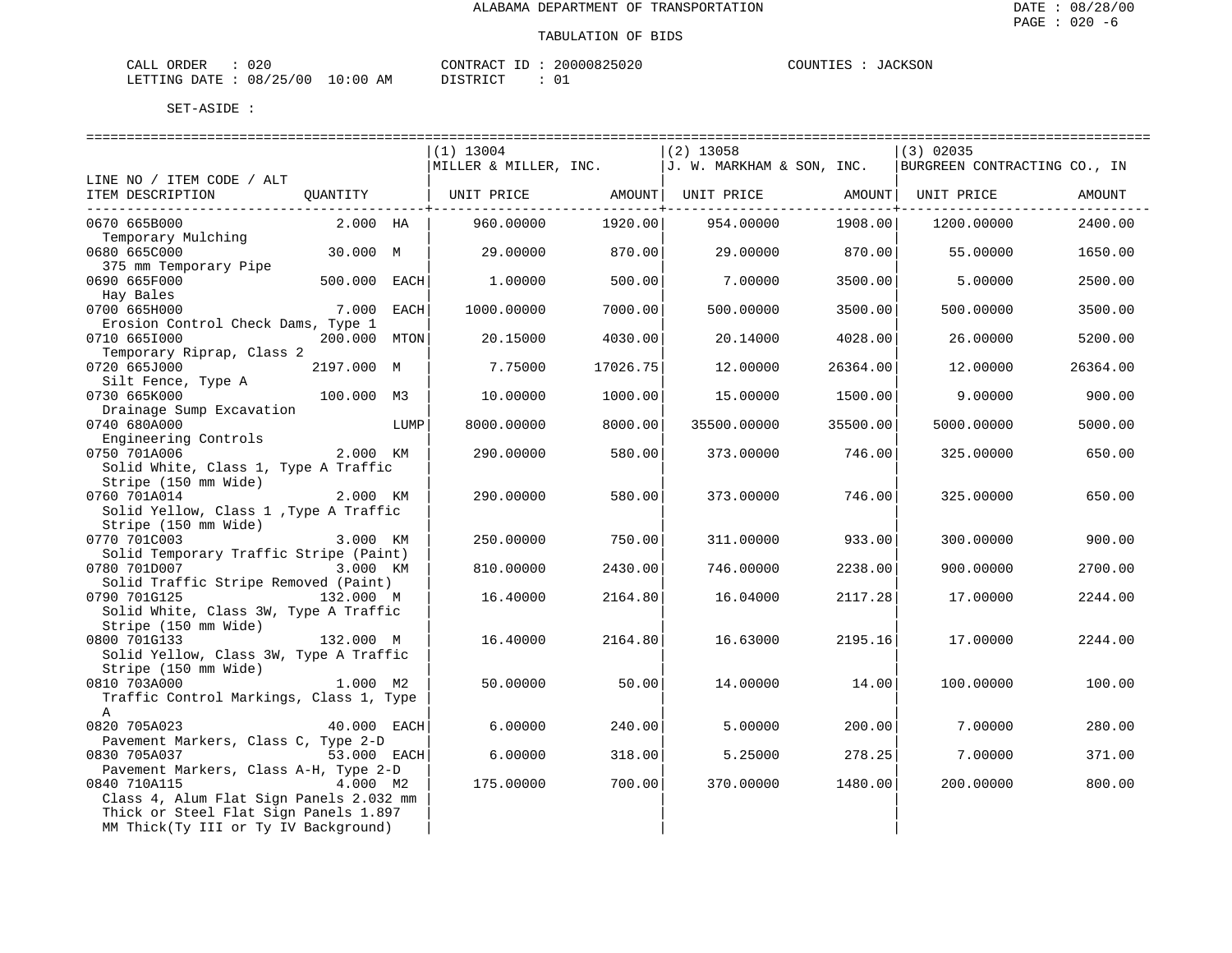ALABAMA DEPARTMENT OF TRANSPORTATION

TABULATION OF BIDS

CALL ORDER : 020 &nbsp;&nbsp;&nbsp; CONTRACT ID : 20000825020 &nbsp;&nbsp;&nbsp; COUNTIES : JACKSON
LETTING DATE : 08/25/00 10:00 AM &nbsp;&nbsp;&nbsp; DISTRICT : 01

SET-ASIDE :

| LINE NO / ITEM CODE / ALT ITEM DESCRIPTION | QUANTITY | (1) 13004 MILLER & MILLER, INC. UNIT PRICE | AMOUNT | (2) 13058 J. W. MARKHAM & SON, INC. UNIT PRICE | AMOUNT | (3) 02035 BURGREEN CONTRACTING CO., IN UNIT PRICE | AMOUNT |
|---|---|---|---|---|---|---|---|
| 0670 665B000 Temporary Mulching | 2.000 HA | 960.00000 | 1920.00 | 954.00000 | 1908.00 | 1200.00000 | 2400.00 |
| 0680 665C000 375 mm Temporary Pipe | 30.000 M | 29.00000 | 870.00 | 29.00000 | 870.00 | 55.00000 | 1650.00 |
| 0690 665F000 Hay Bales | 500.000 EACH | 1.00000 | 500.00 | 7.00000 | 3500.00 | 5.00000 | 2500.00 |
| 0700 665H000 Erosion Control Check Dams, Type 1 | 7.000 EACH | 1000.00000 | 7000.00 | 500.00000 | 3500.00 | 500.00000 | 3500.00 |
| 0710 665I000 Temporary Riprap, Class 2 | 200.000 MTON | 20.15000 | 4030.00 | 20.14000 | 4028.00 | 26.00000 | 5200.00 |
| 0720 665J000 Silt Fence, Type A | 2197.000 M | 7.75000 | 17026.75 | 12.00000 | 26364.00 | 12.00000 | 26364.00 |
| 0730 665K000 Drainage Sump Excavation | 100.000 M3 | 10.00000 | 1000.00 | 15.00000 | 1500.00 | 9.00000 | 900.00 |
| 0740 680A000 Engineering Controls | LUMP | 8000.00000 | 8000.00 | 35500.00000 | 35500.00 | 5000.00000 | 5000.00 |
| 0750 701A006 Solid White, Class 1, Type A Traffic Stripe (150 mm Wide) | 2.000 KM | 290.00000 | 580.00 | 373.00000 | 746.00 | 325.00000 | 650.00 |
| 0760 701A014 Solid Yellow, Class 1 ,Type A Traffic Stripe (150 mm Wide) | 2.000 KM | 290.00000 | 580.00 | 373.00000 | 746.00 | 325.00000 | 650.00 |
| 0770 701C003 Solid Temporary Traffic Stripe (Paint) | 3.000 KM | 250.00000 | 750.00 | 311.00000 | 933.00 | 300.00000 | 900.00 |
| 0780 701D007 Solid Traffic Stripe Removed (Paint) | 3.000 KM | 810.00000 | 2430.00 | 746.00000 | 2238.00 | 900.00000 | 2700.00 |
| 0790 701G125 Solid White, Class 3W, Type A Traffic Stripe (150 mm Wide) | 132.000 M | 16.40000 | 2164.80 | 16.04000 | 2117.28 | 17.00000 | 2244.00 |
| 0800 701G133 Solid Yellow, Class 3W, Type A Traffic Stripe (150 mm Wide) | 132.000 M | 16.40000 | 2164.80 | 16.63000 | 2195.16 | 17.00000 | 2244.00 |
| 0810 703A000 Traffic Control Markings, Class 1, Type A | 1.000 M2 | 50.00000 | 50.00 | 14.00000 | 14.00 | 100.00000 | 100.00 |
| 0820 705A023 Pavement Markers, Class C, Type 2-D | 40.000 EACH | 6.00000 | 240.00 | 5.00000 | 200.00 | 7.00000 | 280.00 |
| 0830 705A037 Pavement Markers, Class A-H, Type 2-D | 53.000 EACH | 6.00000 | 318.00 | 5.25000 | 278.25 | 7.00000 | 371.00 |
| 0840 710A115 Class 4, Alum Flat Sign Panels 2.032 mm Thick or Steel Flat Sign Panels 1.897 MM Thick(Ty III or Ty IV Background) | 4.000 M2 | 175.00000 | 700.00 | 370.00000 | 1480.00 | 200.00000 | 800.00 |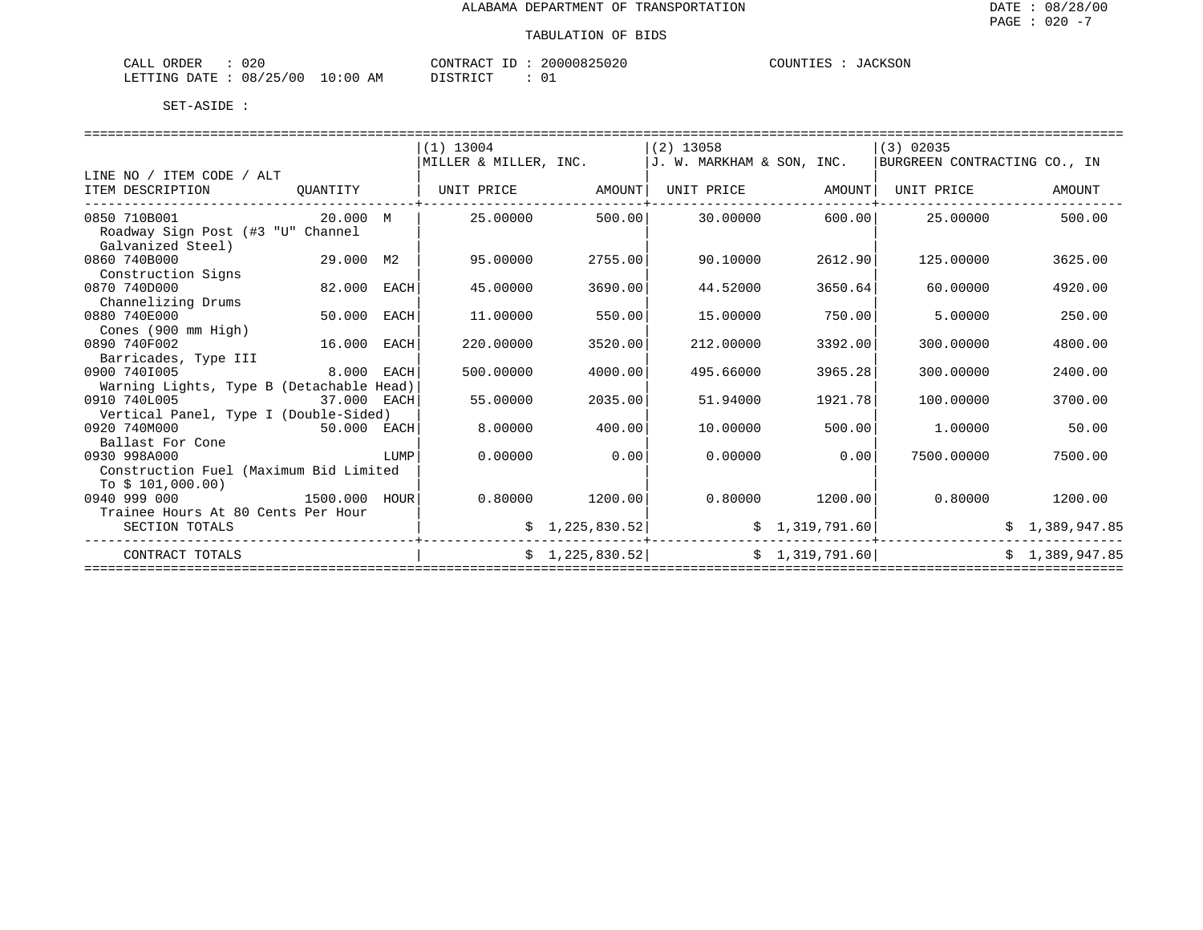ALABAMA DEPARTMENT OF TRANSPORTATION

TABULATION OF BIDS

CALL ORDER : 020 CONTRACT ID : 20000825020 COUNTIES : JACKSON
LETTING DATE : 08/25/00 10:00 AM DISTRICT : 01

SET-ASIDE :

| LINE NO / ITEM CODE / ALT ITEM DESCRIPTION | QUANTITY | (1) 13004 MILLER & MILLER, INC. UNIT PRICE | AMOUNT | (2) 13058 J. W. MARKHAM & SON, INC. UNIT PRICE | AMOUNT | (3) 02035 BURGREEN CONTRACTING CO., IN UNIT PRICE | AMOUNT |
|---|---|---|---|---|---|---|---|
| 0850 710B001 Roadway Sign Post (#3 "U" Channel Galvanized Steel) | 20.000 M | 25.00000 | 500.00 | 30.00000 | 600.00 | 25.00000 | 500.00 |
| 0860 740B000 Construction Signs | 29.000 M2 | 95.00000 | 2755.00 | 90.10000 | 2612.90 | 125.00000 | 3625.00 |
| 0870 740D000 Channelizing Drums | 82.000 EACH | 45.00000 | 3690.00 | 44.52000 | 3650.64 | 60.00000 | 4920.00 |
| 0880 740E000 Cones (900 mm High) | 50.000 EACH | 11.00000 | 550.00 | 15.00000 | 750.00 | 5.00000 | 250.00 |
| 0890 740F002 Barricades, Type III | 16.000 EACH | 220.00000 | 3520.00 | 212.00000 | 3392.00 | 300.00000 | 4800.00 |
| 0900 740I005 Warning Lights, Type B (Detachable Head) | 8.000 EACH | 500.00000 | 4000.00 | 495.66000 | 3965.28 | 300.00000 | 2400.00 |
| 0910 740L005 Vertical Panel, Type I (Double-Sided) | 37.000 EACH | 55.00000 | 2035.00 | 51.94000 | 1921.78 | 100.00000 | 3700.00 |
| 0920 740M000 Ballast For Cone | 50.000 EACH | 8.00000 | 400.00 | 10.00000 | 500.00 | 1.00000 | 50.00 |
| 0930 998A000 Construction Fuel (Maximum Bid Limited To $ 101,000.00) | LUMP | 0.00000 | 0.00 | 0.00000 | 0.00 | 7500.00000 | 7500.00 |
| 0940 999 000 Trainee Hours At 80 Cents Per Hour | 1500.000 HOUR | 0.80000 | 1200.00 | 0.80000 | 1200.00 | 0.80000 | 1200.00 |
| SECTION TOTALS | | | $ 1,225,830.52 | | $ 1,319,791.60 | | $ 1,389,947.85 |
| CONTRACT TOTALS | | | $ 1,225,830.52 | | $ 1,319,791.60 | | $ 1,389,947.85 |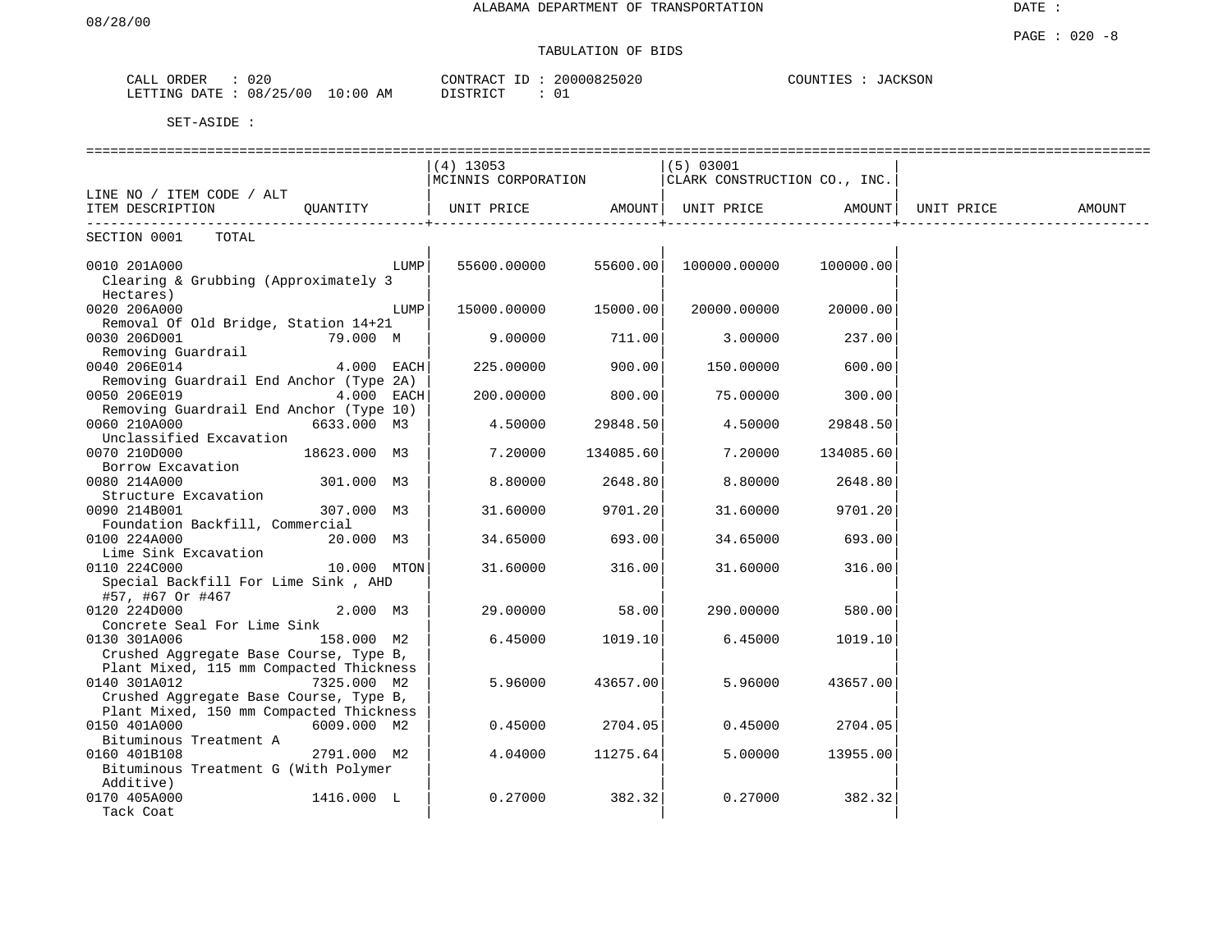ALABAMA DEPARTMENT OF TRANSPORTATION

08/28/00

DATE :

PAGE : 020 -8

TABULATION OF BIDS

CALL ORDER : 020 &nbsp;&nbsp;&nbsp;&nbsp; CONTRACT ID : 20000825020 &nbsp;&nbsp;&nbsp;&nbsp; COUNTIES : JACKSON
LETTING DATE : 08/25/00 10:00 AM &nbsp;&nbsp;&nbsp;&nbsp; DISTRICT : 01

SET-ASIDE :

| LINE NO / ITEM CODE / ALT ITEM DESCRIPTION | QUANTITY | (4) 13053 MCINNIS CORPORATION UNIT PRICE | AMOUNT | (5) 03001 CLARK CONSTRUCTION CO., INC. UNIT PRICE | AMOUNT | UNIT PRICE | AMOUNT |
|---|---|---|---|---|---|---|---|
| SECTION 0001 TOTAL | | | | | | | |
| 0010 201A000 Clearing & Grubbing (Approximately 3 Hectares) | LUMP | 55600.00000 | 55600.00 | 100000.00000 | 100000.00 | | |
| 0020 206A000 Removal Of Old Bridge, Station 14+21 | LUMP | 15000.00000 | 15000.00 | 20000.00000 | 20000.00 | | |
| 0030 206D001 Removing Guardrail | 79.000 M | 9.00000 | 711.00 | 3.00000 | 237.00 | | |
| 0040 206E014 Removing Guardrail End Anchor (Type 2A) | 4.000 EACH | 225.00000 | 900.00 | 150.00000 | 600.00 | | |
| 0050 206E019 Removing Guardrail End Anchor (Type 10) | 4.000 EACH | 200.00000 | 800.00 | 75.00000 | 300.00 | | |
| 0060 210A000 Unclassified Excavation | 6633.000 M3 | 4.50000 | 29848.50 | 4.50000 | 29848.50 | | |
| 0070 210D000 Borrow Excavation | 18623.000 M3 | 7.20000 | 134085.60 | 7.20000 | 134085.60 | | |
| 0080 214A000 Structure Excavation | 301.000 M3 | 8.80000 | 2648.80 | 8.80000 | 2648.80 | | |
| 0090 214B001 Foundation Backfill, Commercial | 307.000 M3 | 31.60000 | 9701.20 | 31.60000 | 9701.20 | | |
| 0100 224A000 Lime Sink Excavation | 20.000 M3 | 34.65000 | 693.00 | 34.65000 | 693.00 | | |
| 0110 224C000 Special Backfill For Lime Sink , AHD #57, #67 Or #467 | 10.000 MTON | 31.60000 | 316.00 | 31.60000 | 316.00 | | |
| 0120 224D000 Concrete Seal For Lime Sink | 2.000 M3 | 29.00000 | 58.00 | 290.00000 | 580.00 | | |
| 0130 301A006 Crushed Aggregate Base Course, Type B, Plant Mixed, 115 mm Compacted Thickness | 158.000 M2 | 6.45000 | 1019.10 | 6.45000 | 1019.10 | | |
| 0140 301A012 Crushed Aggregate Base Course, Type B, Plant Mixed, 150 mm Compacted Thickness | 7325.000 M2 | 5.96000 | 43657.00 | 5.96000 | 43657.00 | | |
| 0150 401A000 Bituminous Treatment A | 6009.000 M2 | 0.45000 | 2704.05 | 0.45000 | 2704.05 | | |
| 0160 401B108 Bituminous Treatment G (With Polymer Additive) | 2791.000 M2 | 4.04000 | 11275.64 | 5.00000 | 13955.00 | | |
| 0170 405A000 Tack Coat | 1416.000 L | 0.27000 | 382.32 | 0.27000 | 382.32 | | |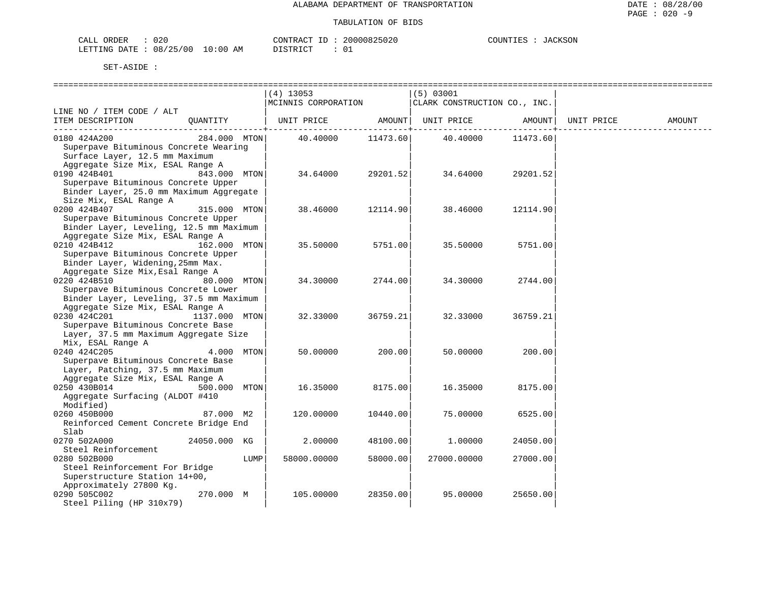ALABAMA DEPARTMENT OF TRANSPORTATION

TABULATION OF BIDS

CALL ORDER : 020 CONTRACT ID : 20000825020 COUNTIES : JACKSON
LETTING DATE : 08/25/00 10:00 AM DISTRICT : 01

SET-ASIDE :

| LINE NO / ITEM CODE / ALT ITEM DESCRIPTION | QUANTITY | (4) 13053 MCINNIS CORPORATION UNIT PRICE | AMOUNT | (5) 03001 CLARK CONSTRUCTION CO., INC. UNIT PRICE | AMOUNT | UNIT PRICE | AMOUNT |
|---|---|---|---|---|---|---|---|
| 0180 424A200 Superpave Bituminous Concrete Wearing Surface Layer, 12.5 mm Maximum Aggregate Size Mix, ESAL Range A | 284.000 MTON | 40.40000 | 11473.60 | 40.40000 | 11473.60 | | |
| 0190 424B401 Superpave Bituminous Concrete Upper Binder Layer, 25.0 mm Maximum Aggregate Size Mix, ESAL Range A | 843.000 MTON | 34.64000 | 29201.52 | 34.64000 | 29201.52 | | |
| 0200 424B407 Superpave Bituminous Concrete Upper Binder Layer, Leveling, 12.5 mm Maximum Aggregate Size Mix, ESAL Range A | 315.000 MTON | 38.46000 | 12114.90 | 38.46000 | 12114.90 | | |
| 0210 424B412 Superpave Bituminous Concrete Upper Binder Layer, Widening,25mm Max. Aggregate Size Mix,Esal Range A | 162.000 MTON | 35.50000 | 5751.00 | 35.50000 | 5751.00 | | |
| 0220 424B510 Superpave Bituminous Concrete Lower Binder Layer, Leveling, 37.5 mm Maximum Aggregate Size Mix, ESAL Range A | 80.000 MTON | 34.30000 | 2744.00 | 34.30000 | 2744.00 | | |
| 0230 424C201 Superpave Bituminous Concrete Base Layer, 37.5 mm Maximum Aggregate Size Mix, ESAL Range A | 1137.000 MTON | 32.33000 | 36759.21 | 32.33000 | 36759.21 | | |
| 0240 424C205 Superpave Bituminous Concrete Base Layer, Patching, 37.5 mm Maximum Aggregate Size Mix, ESAL Range A | 4.000 MTON | 50.00000 | 200.00 | 50.00000 | 200.00 | | |
| 0250 430B014 Aggregate Surfacing (ALDOT #410 Modified) | 500.000 MTON | 16.35000 | 8175.00 | 16.35000 | 8175.00 | | |
| 0260 450B000 Reinforced Cement Concrete Bridge End Slab | 87.000 M2 | 120.00000 | 10440.00 | 75.00000 | 6525.00 | | |
| 0270 502A000 Steel Reinforcement | 24050.000 KG | 2.00000 | 48100.00 | 1.00000 | 24050.00 | | |
| 0280 502B000 Steel Reinforcement For Bridge Superstructure Station 14+00, Approximately 27800 Kg. | LUMP | 58000.00000 | 58000.00 | 27000.00000 | 27000.00 | | |
| 0290 505C002 Steel Piling (HP 310x79) | 270.000 M | 105.00000 | 28350.00 | 95.00000 | 25650.00 | | |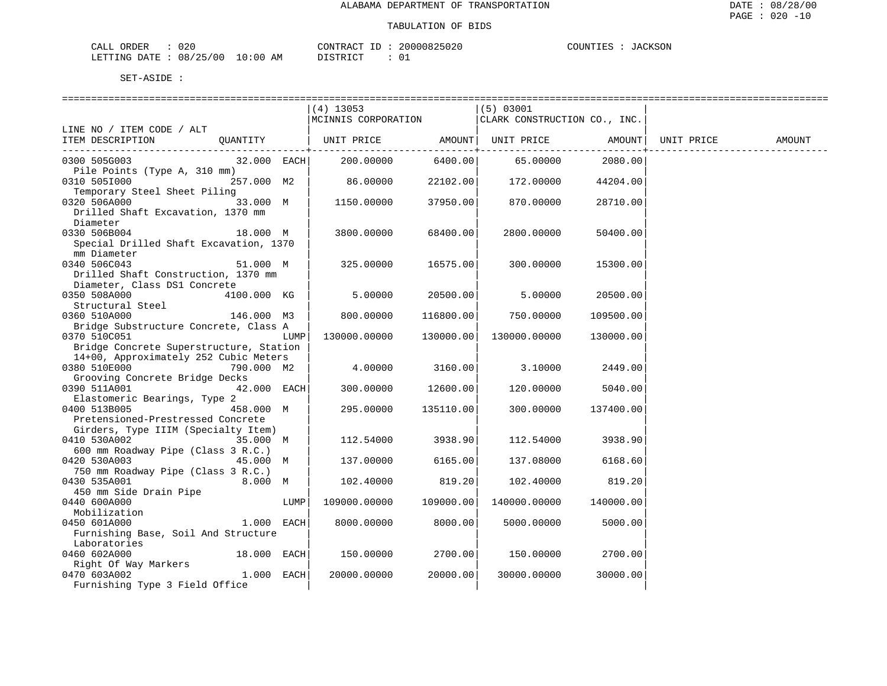ALABAMA DEPARTMENT OF TRANSPORTATION

TABULATION OF BIDS

CALL ORDER : 020 CONTRACT ID : 20000825020 COUNTIES : JACKSON
LETTING DATE : 08/25/00 10:00 AM DISTRICT : 01

SET-ASIDE :

| LINE NO / ITEM CODE / ALT ITEM DESCRIPTION | QUANTITY | (4) 13053 MCINNIS CORPORATION UNIT PRICE | AMOUNT | (5) 03001 CLARK CONSTRUCTION CO., INC. UNIT PRICE | AMOUNT | UNIT PRICE | AMOUNT |
|---|---|---|---|---|---|---|---|
| 0300 505G003 Pile Points (Type A, 310 mm) | 32.000 EACH | 200.00000 | 6400.00 | 65.00000 | 2080.00 | | |
| 0310 505I000 Temporary Steel Sheet Piling | 257.000 M2 | 86.00000 | 22102.00 | 172.00000 | 44204.00 | | |
| 0320 506A000 Drilled Shaft Excavation, 1370 mm Diameter | 33.000 M | 1150.00000 | 37950.00 | 870.00000 | 28710.00 | | |
| 0330 506B004 Special Drilled Shaft Excavation, 1370 mm Diameter | 18.000 M | 3800.00000 | 68400.00 | 2800.00000 | 50400.00 | | |
| 0340 506C043 Drilled Shaft Construction, 1370 mm Diameter, Class DS1 Concrete | 51.000 M | 325.00000 | 16575.00 | 300.00000 | 15300.00 | | |
| 0350 508A000 Structural Steel | 4100.000 KG | 5.00000 | 20500.00 | 5.00000 | 20500.00 | | |
| 0360 510A000 Bridge Substructure Concrete, Class A | 146.000 M3 | 800.00000 | 116800.00 | 750.00000 | 109500.00 | | |
| 0370 510C051 Bridge Concrete Superstructure, Station 14+00, Approximately 252 Cubic Meters | LUMP | 130000.00000 | 130000.00 | 130000.00000 | 130000.00 | | |
| 0380 510E000 Grooving Concrete Bridge Decks | 790.000 M2 | 4.00000 | 3160.00 | 3.10000 | 2449.00 | | |
| 0390 511A001 Elastomeric Bearings, Type 2 | 42.000 EACH | 300.00000 | 12600.00 | 120.00000 | 5040.00 | | |
| 0400 513B005 Pretensioned-Prestressed Concrete Girders, Type IIIM (Specialty Item) | 458.000 M | 295.00000 | 135110.00 | 300.00000 | 137400.00 | | |
| 0410 530A002 600 mm Roadway Pipe (Class 3 R.C.) | 35.000 M | 112.54000 | 3938.90 | 112.54000 | 3938.90 | | |
| 0420 530A003 750 mm Roadway Pipe (Class 3 R.C.) | 45.000 M | 137.00000 | 6165.00 | 137.08000 | 6168.60 | | |
| 0430 535A001 450 mm Side Drain Pipe | 8.000 M | 102.40000 | 819.20 | 102.40000 | 819.20 | | |
| 0440 600A000 Mobilization | LUMP | 109000.00000 | 109000.00 | 140000.00000 | 140000.00 | | |
| 0450 601A000 Furnishing Base, Soil And Structure Laboratories | 1.000 EACH | 8000.00000 | 8000.00 | 5000.00000 | 5000.00 | | |
| 0460 602A000 Right Of Way Markers | 18.000 EACH | 150.00000 | 2700.00 | 150.00000 | 2700.00 | | |
| 0470 603A002 Furnishing Type 3 Field Office | 1.000 EACH | 20000.00000 | 20000.00 | 30000.00000 | 30000.00 | | |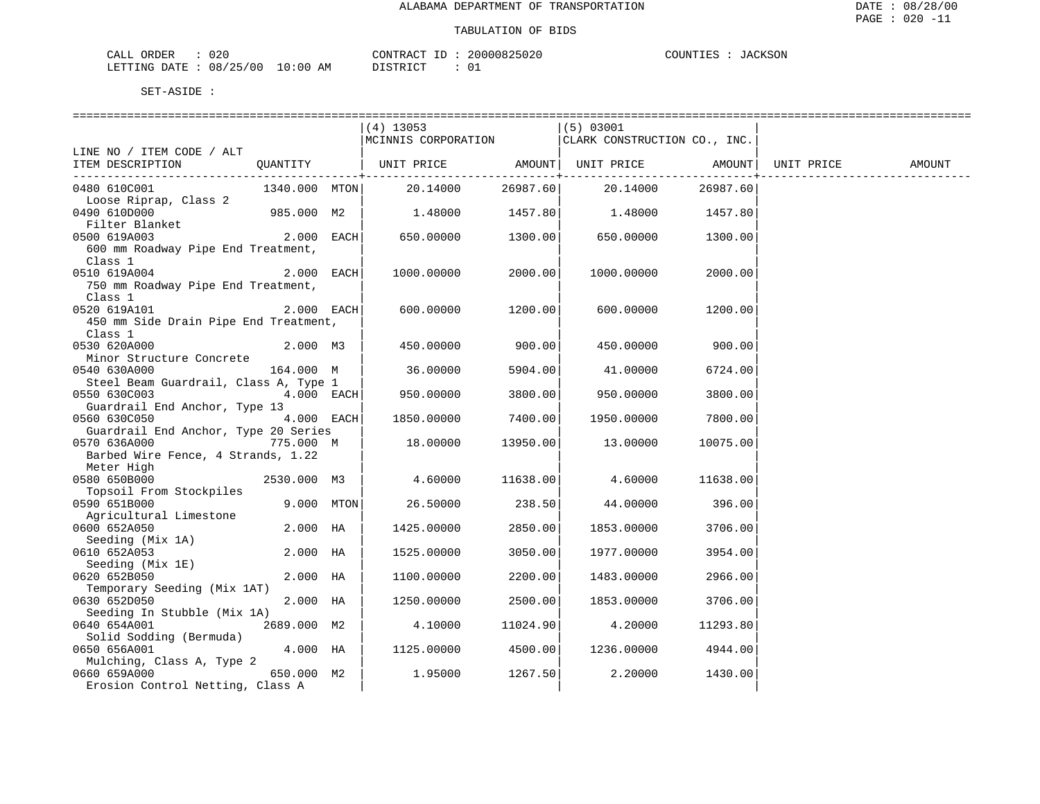ALABAMA DEPARTMENT OF TRANSPORTATION

TABULATION OF BIDS

CALL ORDER : 020 &nbsp;&nbsp;&nbsp;&nbsp; CONTRACT ID : 20000825020 &nbsp;&nbsp;&nbsp;&nbsp; COUNTIES : JACKSON
LETTING DATE : 08/25/00 10:00 AM &nbsp;&nbsp;&nbsp;&nbsp; DISTRICT : 01

SET-ASIDE :

| LINE NO / ITEM CODE / ALT ITEM DESCRIPTION | QUANTITY | (4) 13053 MCINNIS CORPORATION UNIT PRICE | AMOUNT | (5) 03001 CLARK CONSTRUCTION CO., INC. UNIT PRICE | AMOUNT | UNIT PRICE | AMOUNT |
|---|---|---|---|---|---|---|---|
| 0480 610C001 Loose Riprap, Class 2 | 1340.000 MTON | 20.14000 | 26987.60 | 20.14000 | 26987.60 | | |
| 0490 610D000 Filter Blanket | 985.000 M2 | 1.48000 | 1457.80 | 1.48000 | 1457.80 | | |
| 0500 619A003 600 mm Roadway Pipe End Treatment, Class 1 | 2.000 EACH | 650.00000 | 1300.00 | 650.00000 | 1300.00 | | |
| 0510 619A004 750 mm Roadway Pipe End Treatment, Class 1 | 2.000 EACH | 1000.00000 | 2000.00 | 1000.00000 | 2000.00 | | |
| 0520 619A101 450 mm Side Drain Pipe End Treatment, Class 1 | 2.000 EACH | 600.00000 | 1200.00 | 600.00000 | 1200.00 | | |
| 0530 620A000 Minor Structure Concrete | 2.000 M3 | 450.00000 | 900.00 | 450.00000 | 900.00 | | |
| 0540 630A000 Steel Beam Guardrail, Class A, Type 1 | 164.000 M | 36.00000 | 5904.00 | 41.00000 | 6724.00 | | |
| 0550 630C003 Guardrail End Anchor, Type 13 | 4.000 EACH | 950.00000 | 3800.00 | 950.00000 | 3800.00 | | |
| 0560 630C050 Guardrail End Anchor, Type 20 Series | 4.000 EACH | 1850.00000 | 7400.00 | 1950.00000 | 7800.00 | | |
| 0570 636A000 Barbed Wire Fence, 4 Strands, 1.22 Meter High | 775.000 M | 18.00000 | 13950.00 | 13.00000 | 10075.00 | | |
| 0580 650B000 Topsoil From Stockpiles | 2530.000 M3 | 4.60000 | 11638.00 | 4.60000 | 11638.00 | | |
| 0590 651B000 Agricultural Limestone | 9.000 MTON | 26.50000 | 238.50 | 44.00000 | 396.00 | | |
| 0600 652A050 Seeding (Mix 1A) | 2.000 HA | 1425.00000 | 2850.00 | 1853.00000 | 3706.00 | | |
| 0610 652A053 Seeding (Mix 1E) | 2.000 HA | 1525.00000 | 3050.00 | 1977.00000 | 3954.00 | | |
| 0620 652B050 Temporary Seeding (Mix 1AT) | 2.000 HA | 1100.00000 | 2200.00 | 1483.00000 | 2966.00 | | |
| 0630 652D050 Seeding In Stubble (Mix 1A) | 2.000 HA | 1250.00000 | 2500.00 | 1853.00000 | 3706.00 | | |
| 0640 654A001 Solid Sodding (Bermuda) | 2689.000 M2 | 4.10000 | 11024.90 | 4.20000 | 11293.80 | | |
| 0650 656A001 Mulching, Class A, Type 2 | 4.000 HA | 1125.00000 | 4500.00 | 1236.00000 | 4944.00 | | |
| 0660 659A000 Erosion Control Netting, Class A | 650.000 M2 | 1.95000 | 1267.50 | 2.20000 | 1430.00 | | |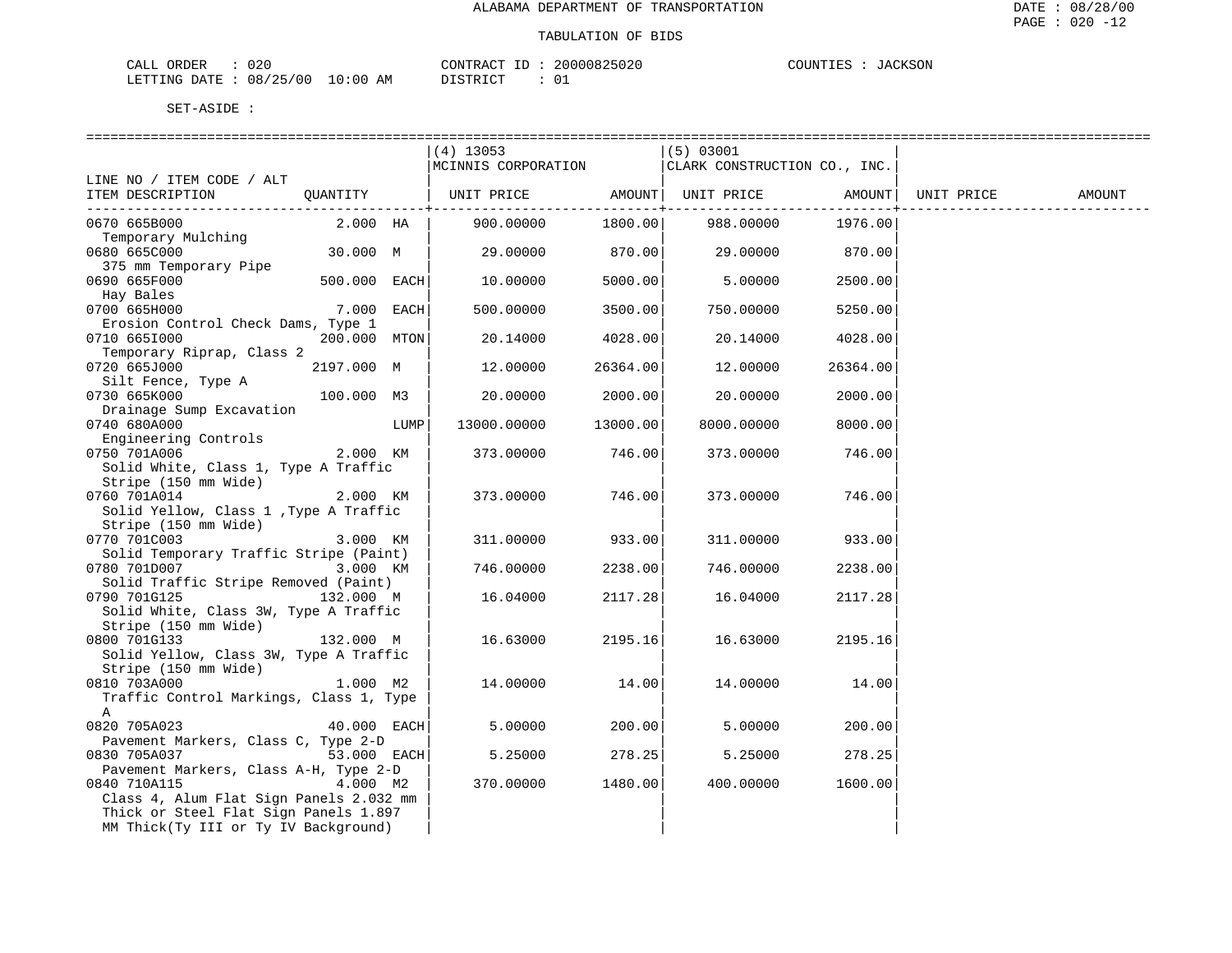ALABAMA DEPARTMENT OF TRANSPORTATION

TABULATION OF BIDS

CALL ORDER : 020  CONTRACT ID : 20000825020  COUNTIES : JACKSON
LETTING DATE : 08/25/00 10:00 AM  DISTRICT : 01

SET-ASIDE :

| LINE NO / ITEM CODE / ALT ITEM DESCRIPTION | QUANTITY | (4) 13053 MCINNIS CORPORATION UNIT PRICE | AMOUNT | (5) 03001 CLARK CONSTRUCTION CO., INC. UNIT PRICE | AMOUNT | UNIT PRICE | AMOUNT |
|---|---|---|---|---|---|---|---|
| 0670 665B000 Temporary Mulching | 2.000 HA | 900.00000 | 1800.00 | 988.00000 | 1976.00 | | |
| 0680 665C000 375 mm Temporary Pipe | 30.000 M | 29.00000 | 870.00 | 29.00000 | 870.00 | | |
| 0690 665F000 Hay Bales | 500.000 EACH | 10.00000 | 5000.00 | 5.00000 | 2500.00 | | |
| 0700 665H000 Erosion Control Check Dams, Type 1 | 7.000 EACH | 500.00000 | 3500.00 | 750.00000 | 5250.00 | | |
| 0710 665I000 Temporary Riprap, Class 2 | 200.000 MTON | 20.14000 | 4028.00 | 20.14000 | 4028.00 | | |
| 0720 665J000 Silt Fence, Type A | 2197.000 M | 12.00000 | 26364.00 | 12.00000 | 26364.00 | | |
| 0730 665K000 Drainage Sump Excavation | 100.000 M3 | 20.00000 | 2000.00 | 20.00000 | 2000.00 | | |
| 0740 680A000 Engineering Controls | LUMP | 13000.00000 | 13000.00 | 8000.00000 | 8000.00 | | |
| 0750 701A006 Solid White, Class 1, Type A Traffic Stripe (150 mm Wide) | 2.000 KM | 373.00000 | 746.00 | 373.00000 | 746.00 | | |
| 0760 701A014 Solid Yellow, Class 1 ,Type A Traffic Stripe (150 mm Wide) | 2.000 KM | 373.00000 | 746.00 | 373.00000 | 746.00 | | |
| 0770 701C003 Solid Temporary Traffic Stripe (Paint) | 3.000 KM | 311.00000 | 933.00 | 311.00000 | 933.00 | | |
| 0780 701D007 Solid Traffic Stripe Removed (Paint) | 3.000 KM | 746.00000 | 2238.00 | 746.00000 | 2238.00 | | |
| 0790 701G125 Solid White, Class 3W, Type A Traffic Stripe (150 mm Wide) | 132.000 M | 16.04000 | 2117.28 | 16.04000 | 2117.28 | | |
| 0800 701G133 Solid Yellow, Class 3W, Type A Traffic Stripe (150 mm Wide) | 132.000 M | 16.63000 | 2195.16 | 16.63000 | 2195.16 | | |
| 0810 703A000 Traffic Control Markings, Class 1, Type A | 1.000 M2 | 14.00000 | 14.00 | 14.00000 | 14.00 | | |
| 0820 705A023 Pavement Markers, Class C, Type 2-D | 40.000 EACH | 5.00000 | 200.00 | 5.00000 | 200.00 | | |
| 0830 705A037 Pavement Markers, Class A-H, Type 2-D | 53.000 EACH | 5.25000 | 278.25 | 5.25000 | 278.25 | | |
| 0840 710A115 Class 4, Alum Flat Sign Panels 2.032 mm Thick or Steel Flat Sign Panels 1.897 MM Thick(Ty III or Ty IV Background) | 4.000 M2 | 370.00000 | 1480.00 | 400.00000 | 1600.00 | | |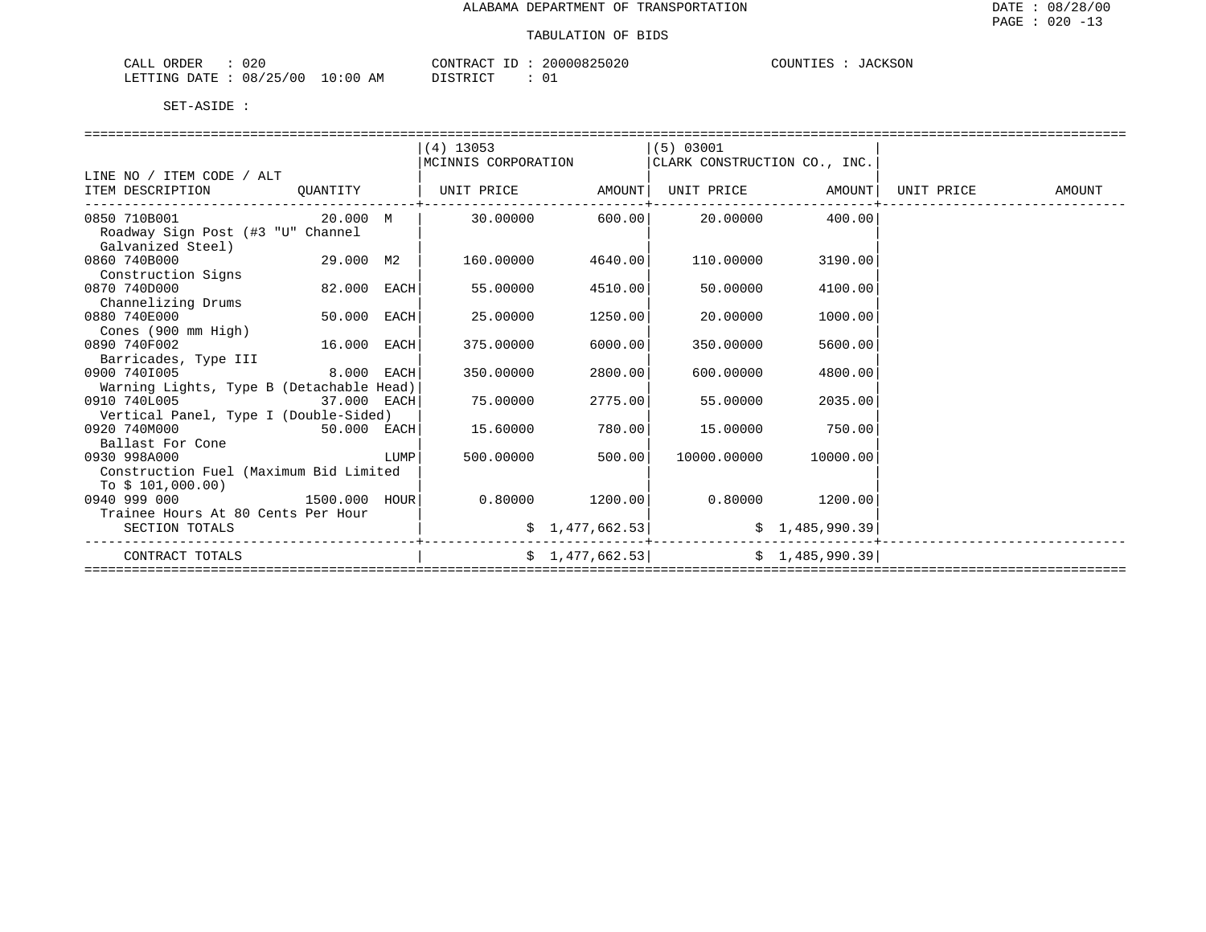ALABAMA DEPARTMENT OF TRANSPORTATION

TABULATION OF BIDS

CALL ORDER : 020 CONTRACT ID : 20000825020 COUNTIES : JACKSON
LETTING DATE : 08/25/00 10:00 AM DISTRICT : 01

SET-ASIDE :

| LINE NO / ITEM CODE / ALT ITEM DESCRIPTION | QUANTITY | (4) 13053 MCINNIS CORPORATION UNIT PRICE | AMOUNT | (5) 03001 CLARK CONSTRUCTION CO., INC. UNIT PRICE | AMOUNT | UNIT PRICE | AMOUNT |
|---|---|---|---|---|---|---|---|
| 0850 710B001 Roadway Sign Post (#3 "U" Channel Galvanized Steel) | 20.000 M | 30.00000 | 600.00 | 20.00000 | 400.00 | | |
| 0860 740B000 Construction Signs | 29.000 M2 | 160.00000 | 4640.00 | 110.00000 | 3190.00 | | |
| 0870 740D000 Channelizing Drums | 82.000 EACH | 55.00000 | 4510.00 | 50.00000 | 4100.00 | | |
| 0880 740E000 Cones (900 mm High) | 50.000 EACH | 25.00000 | 1250.00 | 20.00000 | 1000.00 | | |
| 0890 740F002 Barricades, Type III | 16.000 EACH | 375.00000 | 6000.00 | 350.00000 | 5600.00 | | |
| 0900 740I005 Warning Lights, Type B (Detachable Head) | 8.000 EACH | 350.00000 | 2800.00 | 600.00000 | 4800.00 | | |
| 0910 740L005 Vertical Panel, Type I (Double-Sided) | 37.000 EACH | 75.00000 | 2775.00 | 55.00000 | 2035.00 | | |
| 0920 740M000 Ballast For Cone | 50.000 EACH | 15.60000 | 780.00 | 15.00000 | 750.00 | | |
| 0930 998A000 Construction Fuel (Maximum Bid Limited To $ 101,000.00) | LUMP | 500.00000 | 500.00 | 10000.00000 | 10000.00 | | |
| 0940 999 000 Trainee Hours At 80 Cents Per Hour | 1500.000 HOUR | 0.80000 | 1200.00 | 0.80000 | 1200.00 | | |
| SECTION TOTALS | | | $ 1,477,662.53 | | $ 1,485,990.39 | | |
| CONTRACT TOTALS | | | $ 1,477,662.53 | | $ 1,485,990.39 | | |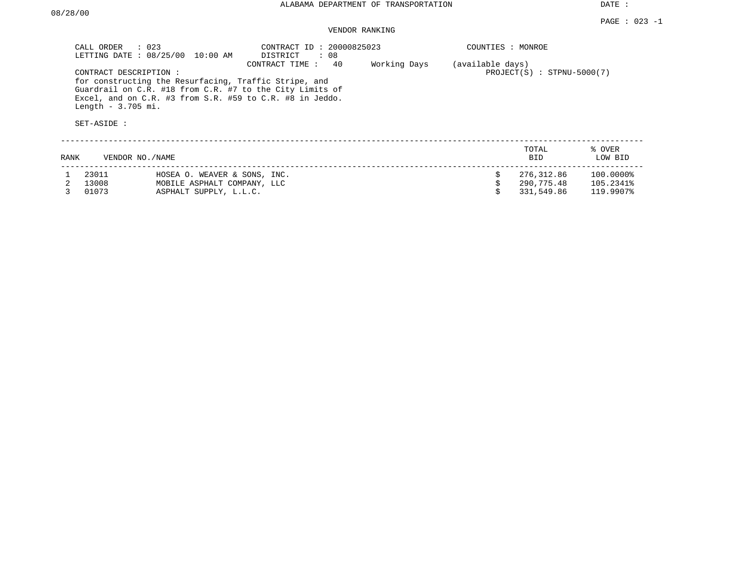ALABAMA DEPARTMENT OF TRANSPORTATION

DATE : 08/28/00

PAGE : 023 -1

VENDOR RANKING

CALL ORDER : 023
LETTING DATE : 08/25/00 10:00 AM

CONTRACT ID : 20000825023
DISTRICT : 08
CONTRACT TIME : 40 Working Days (available days)

COUNTIES : MONROE

PROJECT(S) : STPNU-5000(7)

CONTRACT DESCRIPTION :
for constructing the Resurfacing, Traffic Stripe, and Guardrail on C.R. #18 from C.R. #7 to the City Limits of Excel, and on C.R. #3 from S.R. #59 to C.R. #8 in Jeddo. Length - 3.705 mi.

SET-ASIDE :

| RANK | VENDOR NO./NAME | | TOTAL BID | % OVER LOW BID |
|---|---|---|---|---|
| 1 | 23011 | HOSEA O. WEAVER & SONS, INC. | $ 276,312.86 | 100.0000% |
| 2 | 13008 | MOBILE ASPHALT COMPANY, LLC | $ 290,775.48 | 105.2341% |
| 3 | 01073 | ASPHALT SUPPLY, L.L.C. | $ 331,549.86 | 119.9907% |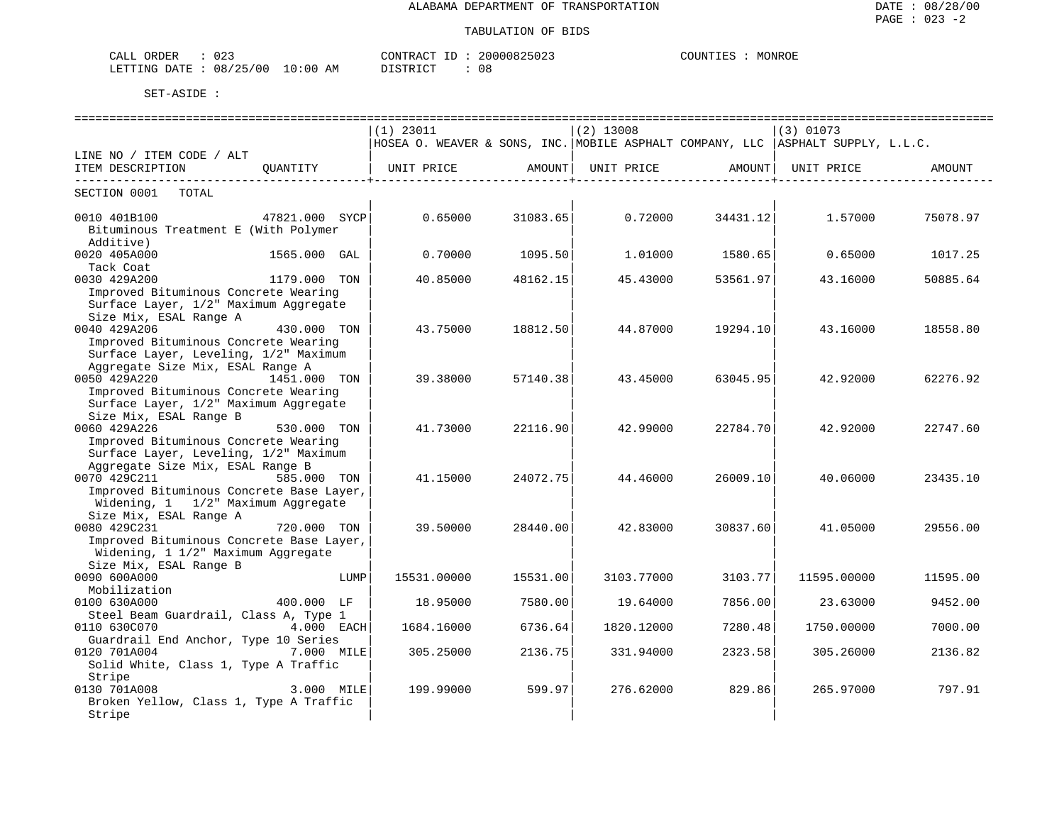ALABAMA DEPARTMENT OF TRANSPORTATION

TABULATION OF BIDS

DATE : 08/28/00
PAGE : 023 -2

CALL ORDER : 023
LETTING DATE : 08/25/00 10:00 AM

CONTRACT ID : 20000825023
DISTRICT : 08

COUNTIES : MONROE

SET-ASIDE :

| LINE NO / ITEM CODE / ALT ITEM DESCRIPTION | QUANTITY | (1) 23011 HOSEA O. WEAVER & SONS, INC. UNIT PRICE | AMOUNT | (2) 13008 MOBILE ASPHALT COMPANY, LLC UNIT PRICE | AMOUNT | (3) 01073 ASPHALT SUPPLY, L.L.C. UNIT PRICE | AMOUNT |
|---|---|---|---|---|---|---|---|
| SECTION 0001 TOTAL | | | | | | | |
| 0010 401B100 Bituminous Treatment E (With Polymer Additive) | 47821.000 SYCP | 0.65000 | 31083.65 | 0.72000 | 34431.12 | 1.57000 | 75078.97 |
| 0020 405A000 Tack Coat | 1565.000 GAL | 0.70000 | 1095.50 | 1.01000 | 1580.65 | 0.65000 | 1017.25 |
| 0030 429A200 Improved Bituminous Concrete Wearing Surface Layer, 1/2" Maximum Aggregate Size Mix, ESAL Range A | 1179.000 TON | 40.85000 | 48162.15 | 45.43000 | 53561.97 | 43.16000 | 50885.64 |
| 0040 429A206 Improved Bituminous Concrete Wearing Surface Layer, Leveling, 1/2" Maximum Aggregate Size Mix, ESAL Range A | 430.000 TON | 43.75000 | 18812.50 | 44.87000 | 19294.10 | 43.16000 | 18558.80 |
| 0050 429A220 Improved Bituminous Concrete Wearing Surface Layer, 1/2" Maximum Aggregate Size Mix, ESAL Range B | 1451.000 TON | 39.38000 | 57140.38 | 43.45000 | 63045.95 | 42.92000 | 62276.92 |
| 0060 429A226 Improved Bituminous Concrete Wearing Surface Layer, Leveling, 1/2" Maximum Aggregate Size Mix, ESAL Range B | 530.000 TON | 41.73000 | 22116.90 | 42.99000 | 22784.70 | 42.92000 | 22747.60 |
| 0070 429C211 Improved Bituminous Concrete Base Layer, Widening, 1 1/2" Maximum Aggregate Size Mix, ESAL Range A | 585.000 TON | 41.15000 | 24072.75 | 44.46000 | 26009.10 | 40.06000 | 23435.10 |
| 0080 429C231 Improved Bituminous Concrete Base Layer, Widening, 1 1/2" Maximum Aggregate Size Mix, ESAL Range B | 720.000 TON | 39.50000 | 28440.00 | 42.83000 | 30837.60 | 41.05000 | 29556.00 |
| 0090 600A000 Mobilization | LUMP | 15531.00000 | 15531.00 | 3103.77000 | 3103.77 | 11595.00000 | 11595.00 |
| 0100 630A000 Steel Beam Guardrail, Class A, Type 1 | 400.000 LF | 18.95000 | 7580.00 | 19.64000 | 7856.00 | 23.63000 | 9452.00 |
| 0110 630C070 Guardrail End Anchor, Type 10 Series | 4.000 EACH | 1684.16000 | 6736.64 | 1820.12000 | 7280.48 | 1750.00000 | 7000.00 |
| 0120 701A004 Solid White, Class 1, Type A Traffic Stripe | 7.000 MILE | 305.25000 | 2136.75 | 331.94000 | 2323.58 | 305.26000 | 2136.82 |
| 0130 701A008 Broken Yellow, Class 1, Type A Traffic Stripe | 3.000 MILE | 199.99000 | 599.97 | 276.62000 | 829.86 | 265.97000 | 797.91 |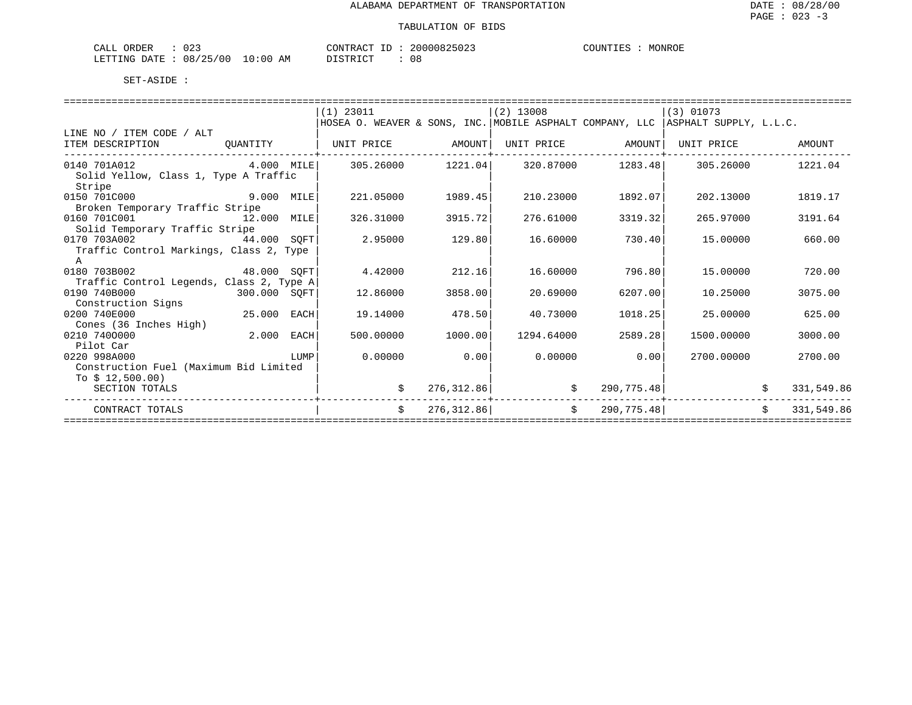ALABAMA DEPARTMENT OF TRANSPORTATION

TABULATION OF BIDS

CALL ORDER : 023 CONTRACT ID : 20000825023 COUNTIES : MONROE
LETTING DATE : 08/25/00 10:00 AM DISTRICT : 08

SET-ASIDE :

| LINE NO / ITEM CODE / ALT ITEM DESCRIPTION | QUANTITY | (1) 23011 HOSEA O. WEAVER & SONS, INC. UNIT PRICE | AMOUNT | (2) 13008 MOBILE ASPHALT COMPANY, LLC UNIT PRICE | AMOUNT | (3) 01073 ASPHALT SUPPLY, L.L.C. UNIT PRICE | AMOUNT |
|---|---|---|---|---|---|---|---|
| 0140 701A012 Solid Yellow, Class 1, Type A Traffic Stripe | 4.000 MILE | 305.26000 | 1221.04 | 320.87000 | 1283.48 | 305.26000 | 1221.04 |
| 0150 701C000 Broken Temporary Traffic Stripe | 9.000 MILE | 221.05000 | 1989.45 | 210.23000 | 1892.07 | 202.13000 | 1819.17 |
| 0160 701C001 Solid Temporary Traffic Stripe | 12.000 MILE | 326.31000 | 3915.72 | 276.61000 | 3319.32 | 265.97000 | 3191.64 |
| 0170 703A002 Traffic Control Markings, Class 2, Type A | 44.000 SQFT | 2.95000 | 129.80 | 16.60000 | 730.40 | 15.00000 | 660.00 |
| 0180 703B002 Traffic Control Legends, Class 2, Type A | 48.000 SQFT | 4.42000 | 212.16 | 16.60000 | 796.80 | 15.00000 | 720.00 |
| 0190 740B000 Construction Signs | 300.000 SQFT | 12.86000 | 3858.00 | 20.69000 | 6207.00 | 10.25000 | 3075.00 |
| 0200 740E000 Cones (36 Inches High) | 25.000 EACH | 19.14000 | 478.50 | 40.73000 | 1018.25 | 25.00000 | 625.00 |
| 0210 740O000 Pilot Car | 2.000 EACH | 500.00000 | 1000.00 | 1294.64000 | 2589.28 | 1500.00000 | 3000.00 |
| 0220 998A000 Construction Fuel (Maximum Bid Limited To $ 12,500.00) | LUMP | 0.00000 | 0.00 | 0.00000 | 0.00 | 2700.00000 | 2700.00 |
| SECTION TOTALS | | | $ 276,312.86 | | $ 290,775.48 | | $ 331,549.86 |
| CONTRACT TOTALS | | | $ 276,312.86 | | $ 290,775.48 | | $ 331,549.86 |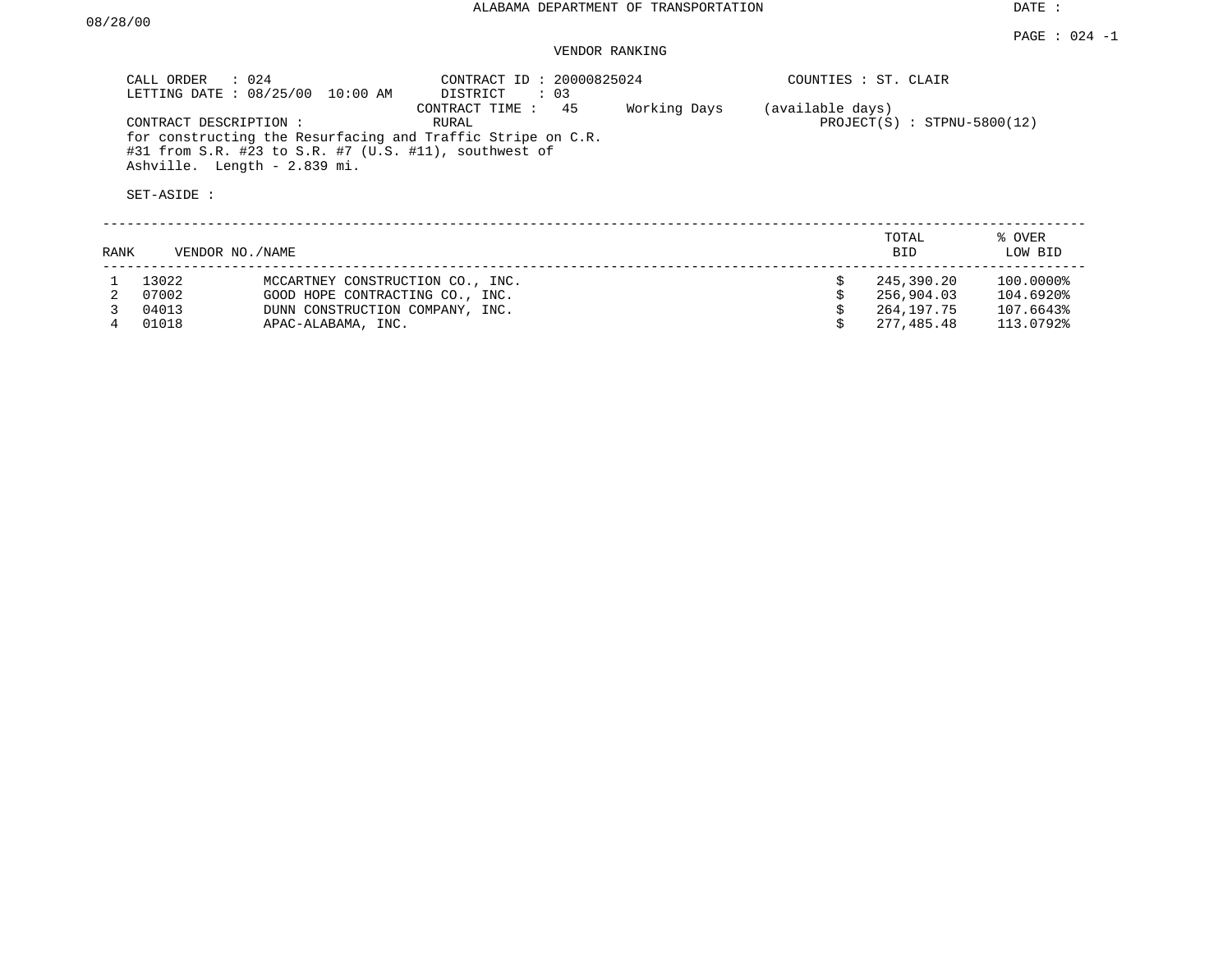ALABAMA DEPARTMENT OF TRANSPORTATION

DATE : 08/28/00

PAGE : 024 -1

VENDOR RANKING

CALL ORDER : 024
LETTING DATE : 08/25/00 10:00 AM

CONTRACT ID : 20000825024
DISTRICT : 03
CONTRACT TIME : 45 Working Days (available days)
RURAL

COUNTIES : ST. CLAIR
PROJECT(S) : STPNU-5800(12)

CONTRACT DESCRIPTION :
for constructing the Resurfacing and Traffic Stripe on C.R. #31 from S.R. #23 to S.R. #7 (U.S. #11), southwest of Ashville. Length - 2.839 mi.

SET-ASIDE :

| RANK | VENDOR NO./NAME | | TOTAL BID | % OVER LOW BID |
|---|---|---|---|---|
| 1 | 13022 | MCCARTNEY CONSTRUCTION CO., INC. | $ 245,390.20 | 100.0000% |
| 2 | 07002 | GOOD HOPE CONTRACTING CO., INC. | $ 256,904.03 | 104.6920% |
| 3 | 04013 | DUNN CONSTRUCTION COMPANY, INC. | $ 264,197.75 | 107.6643% |
| 4 | 01018 | APAC-ALABAMA, INC. | $ 277,485.48 | 113.0792% |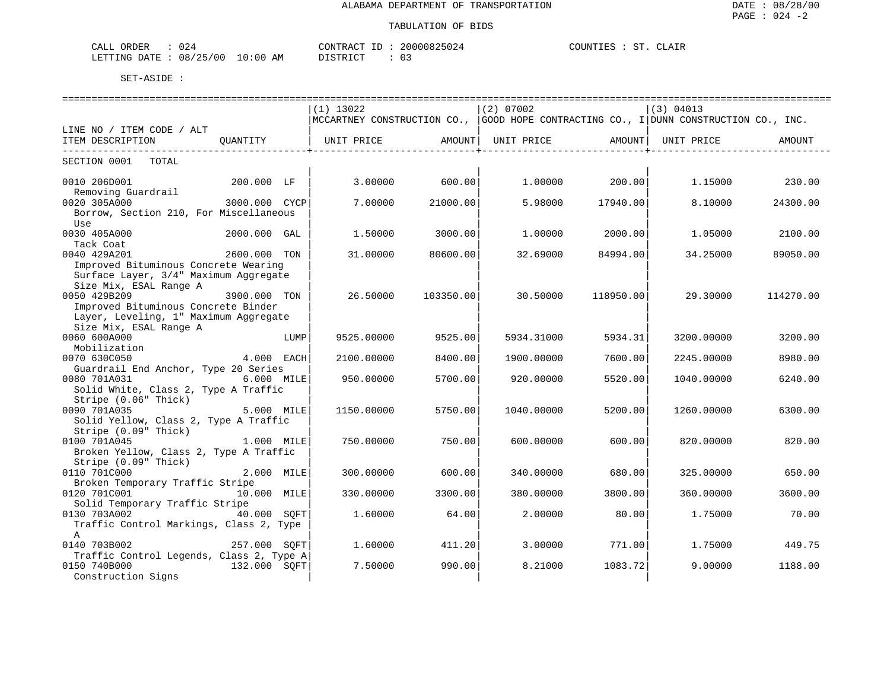ALABAMA DEPARTMENT OF TRANSPORTATION

TABULATION OF BIDS

CALL ORDER : 024　　CONTRACT ID : 20000825024　　COUNTIES : ST. CLAIR
LETTING DATE : 08/25/00 10:00 AM　　DISTRICT : 03

SET-ASIDE :

| LINE NO / ITEM CODE / ALT ITEM DESCRIPTION | QUANTITY | (1) 13022 MCCARTNEY CONSTRUCTION CO., UNIT PRICE | AMOUNT | (2) 07002 GOOD HOPE CONTRACTING CO., I UNIT PRICE | AMOUNT | (3) 04013 DUNN CONSTRUCTION CO., INC. UNIT PRICE | AMOUNT |
|---|---|---|---|---|---|---|---|
| SECTION 0001 TOTAL | | | | | | | |
| 0010 206D001 Removing Guardrail | 200.000 LF | 3.00000 | 600.00 | 1.00000 | 200.00 | 1.15000 | 230.00 |
| 0020 305A000 Borrow, Section 210, For Miscellaneous Use | 3000.000 CYCP | 7.00000 | 21000.00 | 5.98000 | 17940.00 | 8.10000 | 24300.00 |
| 0030 405A000 Tack Coat | 2000.000 GAL | 1.50000 | 3000.00 | 1.00000 | 2000.00 | 1.05000 | 2100.00 |
| 0040 429A201 Improved Bituminous Concrete Wearing Surface Layer, 3/4" Maximum Aggregate Size Mix, ESAL Range A | 2600.000 TON | 31.00000 | 80600.00 | 32.69000 | 84994.00 | 34.25000 | 89050.00 |
| 0050 429B209 Improved Bituminous Concrete Binder Layer, Leveling, 1" Maximum Aggregate Size Mix, ESAL Range A | 3900.000 TON | 26.50000 | 103350.00 | 30.50000 | 118950.00 | 29.30000 | 114270.00 |
| 0060 600A000 Mobilization | LUMP | 9525.00000 | 9525.00 | 5934.31000 | 5934.31 | 3200.00000 | 3200.00 |
| 0070 630C050 Guardrail End Anchor, Type 20 Series | 4.000 EACH | 2100.00000 | 8400.00 | 1900.00000 | 7600.00 | 2245.00000 | 8980.00 |
| 0080 701A031 Solid White, Class 2, Type A Traffic Stripe (0.06" Thick) | 6.000 MILE | 950.00000 | 5700.00 | 920.00000 | 5520.00 | 1040.00000 | 6240.00 |
| 0090 701A035 Solid Yellow, Class 2, Type A Traffic Stripe (0.09" Thick) | 5.000 MILE | 1150.00000 | 5750.00 | 1040.00000 | 5200.00 | 1260.00000 | 6300.00 |
| 0100 701A045 Broken Yellow, Class 2, Type A Traffic Stripe (0.09" Thick) | 1.000 MILE | 750.00000 | 750.00 | 600.00000 | 600.00 | 820.00000 | 820.00 |
| 0110 701C000 Broken Temporary Traffic Stripe | 2.000 MILE | 300.00000 | 600.00 | 340.00000 | 680.00 | 325.00000 | 650.00 |
| 0120 701C001 Solid Temporary Traffic Stripe | 10.000 MILE | 330.00000 | 3300.00 | 380.00000 | 3800.00 | 360.00000 | 3600.00 |
| 0130 703A002 Traffic Control Markings, Class 2, Type A | 40.000 SQFT | 1.60000 | 64.00 | 2.00000 | 80.00 | 1.75000 | 70.00 |
| 0140 703B002 Traffic Control Legends, Class 2, Type A | 257.000 SQFT | 1.60000 | 411.20 | 3.00000 | 771.00 | 1.75000 | 449.75 |
| 0150 740B000 Construction Signs | 132.000 SQFT | 7.50000 | 990.00 | 8.21000 | 1083.72 | 9.00000 | 1188.00 |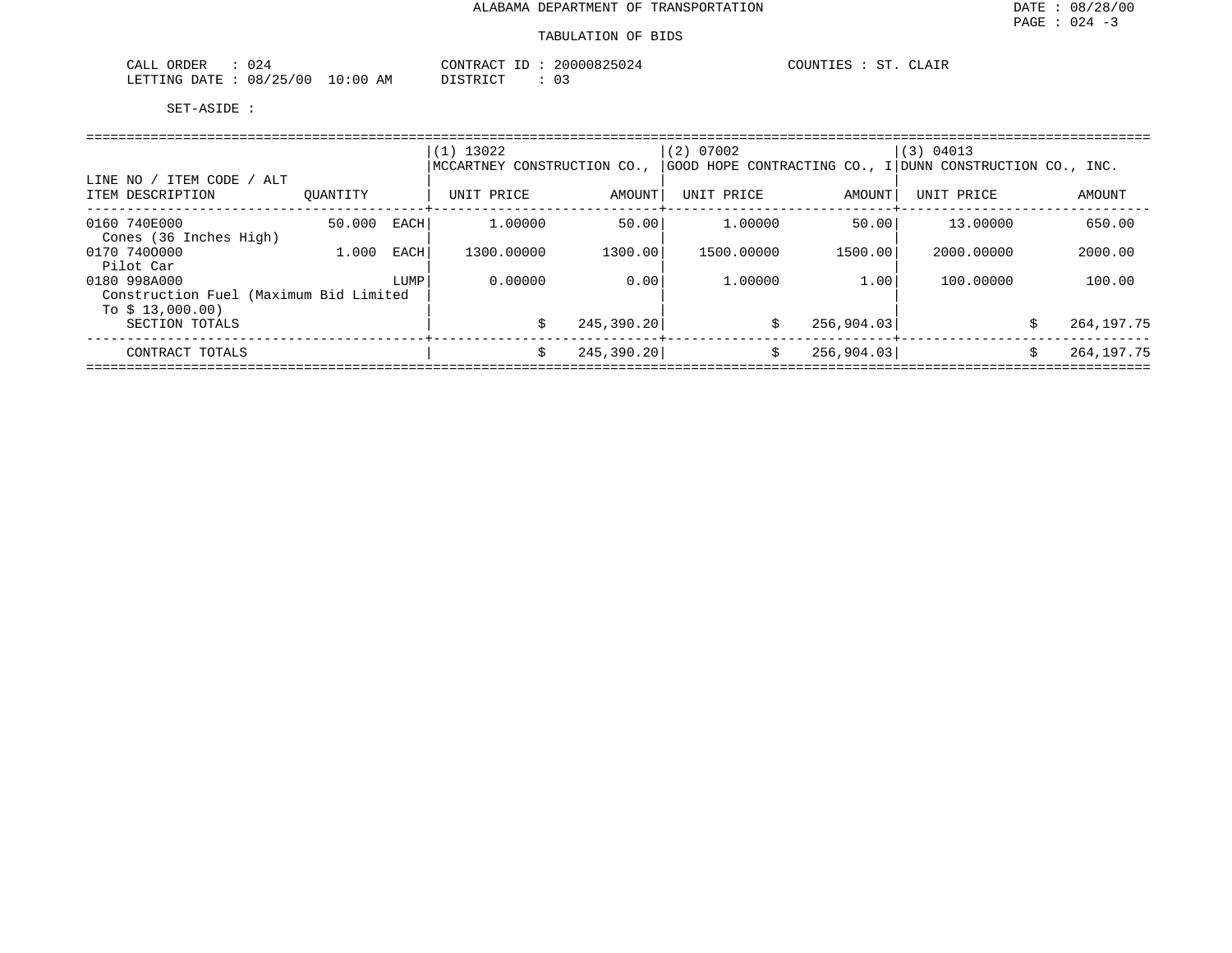# ALABAMA DEPARTMENT OF TRANSPORTATION

## TABULATION OF BIDS

DATE : 08/28/00
PAGE : 024 -3

CALL ORDER : 024
LETTING DATE : 08/25/00 10:00 AM

CONTRACT ID : 20000825024
DISTRICT : 03

COUNTIES : ST. CLAIR

SET-ASIDE :

| LINE NO / ITEM CODE / ALT ITEM DESCRIPTION | QUANTITY | | (1) 13022 MCCARTNEY CONSTRUCTION CO., UNIT PRICE | AMOUNT | (2) 07002 GOOD HOPE CONTRACTING CO., I UNIT PRICE | AMOUNT | (3) 04013 DUNN CONSTRUCTION CO., INC. UNIT PRICE | AMOUNT |
|---|---|---|---|---|---|---|---|---|
| 0160 740E000 Cones (36 Inches High) | 50.000 | EACH | 1.00000 | 50.00 | 1.00000 | 50.00 | 13.00000 | 650.00 |
| 0170 740O000 Pilot Car | 1.000 | EACH | 1300.00000 | 1300.00 | 1500.00000 | 1500.00 | 2000.00000 | 2000.00 |
| 0180 998A000 Construction Fuel (Maximum Bid Limited To $ 13,000.00) | | LUMP | 0.00000 | 0.00 | 1.00000 | 1.00 | 100.00000 | 100.00 |
| SECTION TOTALS | | | | $ 245,390.20 | | $ 256,904.03 | | $ 264,197.75 |
| CONTRACT TOTALS | | | | $ 245,390.20 | | $ 256,904.03 | | $ 264,197.75 |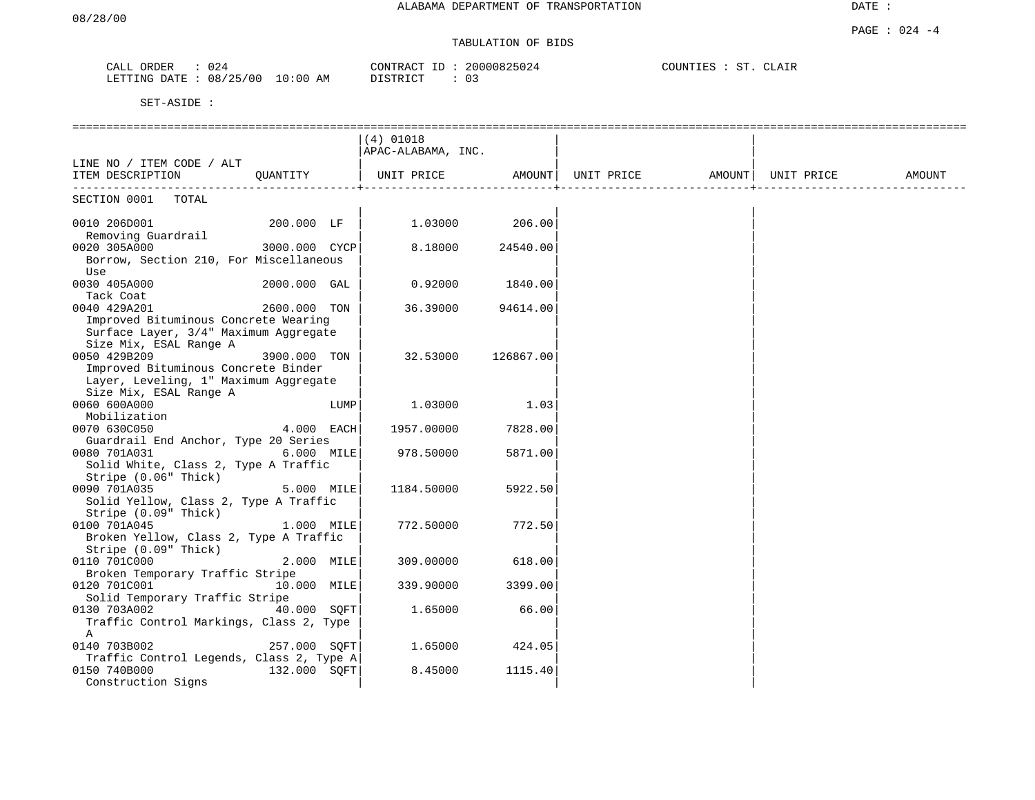ALABAMA DEPARTMENT OF TRANSPORTATION

08/28/00

DATE :

PAGE : 024 -4

TABULATION OF BIDS

CALL ORDER : 024
LETTING DATE : 08/25/00 10:00 AM

CONTRACT ID : 20000825024
DISTRICT : 03

COUNTIES : ST. CLAIR

SET-ASIDE :

| LINE NO / ITEM CODE / ALT ITEM DESCRIPTION | QUANTITY | (4) 01018 APAC-ALABAMA, INC. UNIT PRICE | AMOUNT | UNIT PRICE | AMOUNT | UNIT PRICE | AMOUNT |
|---|---|---|---|---|---|---|---|
| SECTION 0001 TOTAL | | | | | | | |
| 0010 206D001 Removing Guardrail | 200.000 LF | 1.03000 | 206.00 | | | | |
| 0020 305A000 Borrow, Section 210, For Miscellaneous Use | 3000.000 CYCP | 8.18000 | 24540.00 | | | | |
| 0030 405A000 Tack Coat | 2000.000 GAL | 0.92000 | 1840.00 | | | | |
| 0040 429A201 Improved Bituminous Concrete Wearing Surface Layer, 3/4" Maximum Aggregate Size Mix, ESAL Range A | 2600.000 TON | 36.39000 | 94614.00 | | | | |
| 0050 429B209 Improved Bituminous Concrete Binder Layer, Leveling, 1" Maximum Aggregate Size Mix, ESAL Range A | 3900.000 TON | 32.53000 | 126867.00 | | | | |
| 0060 600A000 Mobilization | LUMP | 1.03000 | 1.03 | | | | |
| 0070 630C050 Guardrail End Anchor, Type 20 Series | 4.000 EACH | 1957.00000 | 7828.00 | | | | |
| 0080 701A031 Solid White, Class 2, Type A Traffic Stripe (0.06" Thick) | 6.000 MILE | 978.50000 | 5871.00 | | | | |
| 0090 701A035 Solid Yellow, Class 2, Type A Traffic Stripe (0.09" Thick) | 5.000 MILE | 1184.50000 | 5922.50 | | | | |
| 0100 701A045 Broken Yellow, Class 2, Type A Traffic Stripe (0.09" Thick) | 1.000 MILE | 772.50000 | 772.50 | | | | |
| 0110 701C000 Broken Temporary Traffic Stripe | 2.000 MILE | 309.00000 | 618.00 | | | | |
| 0120 701C001 Solid Temporary Traffic Stripe | 10.000 MILE | 339.90000 | 3399.00 | | | | |
| 0130 703A002 Traffic Control Markings, Class 2, Type A | 40.000 SQFT | 1.65000 | 66.00 | | | | |
| 0140 703B002 Traffic Control Legends, Class 2, Type A | 257.000 SQFT | 1.65000 | 424.05 | | | | |
| 0150 740B000 Construction Signs | 132.000 SQFT | 8.45000 | 1115.40 | | | | |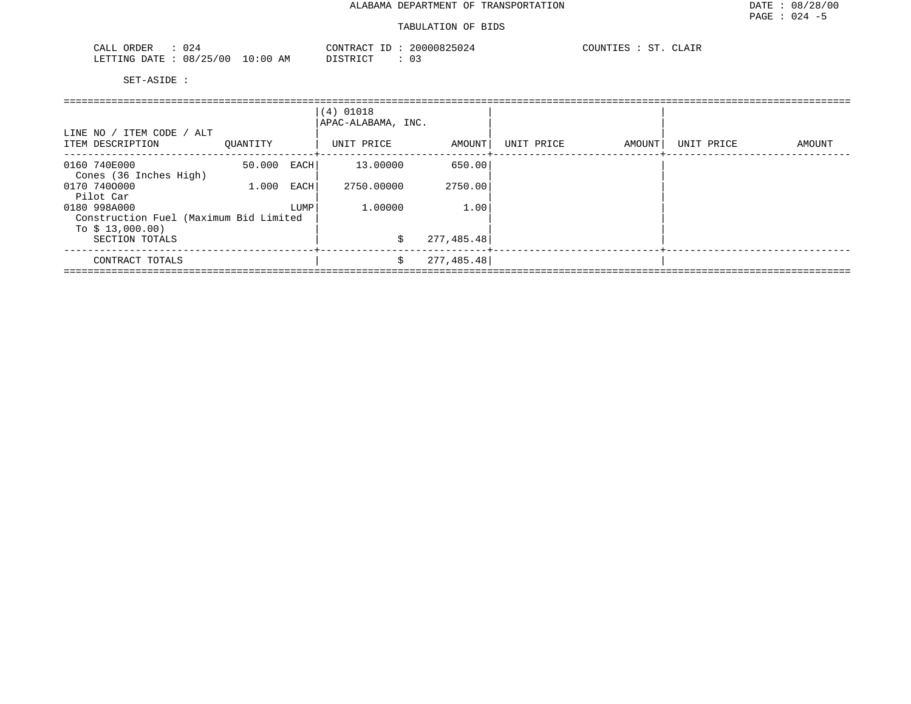ALABAMA DEPARTMENT OF TRANSPORTATION

TABULATION OF BIDS

CALL ORDER : 024
LETTING DATE : 08/25/00 10:00 AM

CONTRACT ID : 20000825024
DISTRICT : 03

COUNTIES : ST. CLAIR

SET-ASIDE :

| LINE NO / ITEM CODE / ALT ITEM DESCRIPTION | QUANTITY | | (4) 01018 APAC-ALABAMA, INC. UNIT PRICE | AMOUNT | UNIT PRICE | AMOUNT | UNIT PRICE | AMOUNT |
|---|---|---|---|---|---|---|---|---|
| 0160 740E000 Cones (36 Inches High) | 50.000 | EACH | 13.00000 | 650.00 | | | | |
| 0170 740O000 Pilot Car | 1.000 | EACH | 2750.00000 | 2750.00 | | | | |
| 0180 998A000 Construction Fuel (Maximum Bid Limited To $ 13,000.00) | | LUMP | 1.00000 | 1.00 | | | | |
| SECTION TOTALS | | | $ | 277,485.48 | | | | |
| CONTRACT TOTALS | | | $ | 277,485.48 | | | | |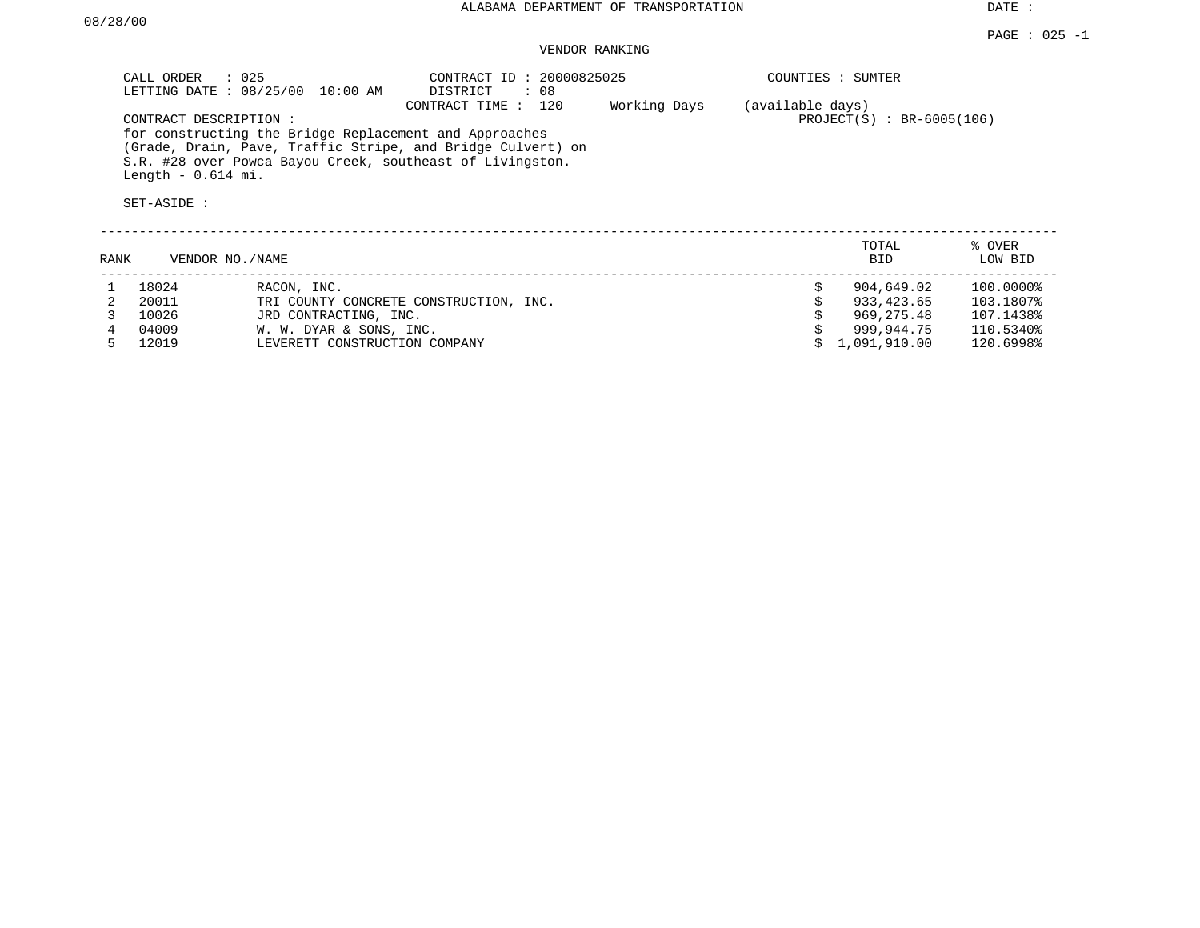ALABAMA DEPARTMENT OF TRANSPORTATION

DATE : 08/28/00

PAGE : 025 -1

VENDOR RANKING

CALL ORDER : 025
LETTING DATE : 08/25/00 10:00 AM

CONTRACT ID : 20000825025
DISTRICT : 08
CONTRACT TIME : 120 Working Days (available days)

COUNTIES : SUMTER
PROJECT(S) : BR-6005(106)

CONTRACT DESCRIPTION :
for constructing the Bridge Replacement and Approaches (Grade, Drain, Pave, Traffic Stripe, and Bridge Culvert) on S.R. #28 over Powca Bayou Creek, southeast of Livingston. Length - 0.614 mi.

SET-ASIDE :

| RANK | VENDOR NO. | NAME | TOTAL BID | % OVER LOW BID |
|---|---|---|---|---|
| 1 | 18024 | RACON, INC. | $ 904,649.02 | 100.0000% |
| 2 | 20011 | TRI COUNTY CONCRETE CONSTRUCTION, INC. | $ 933,423.65 | 103.1807% |
| 3 | 10026 | JRD CONTRACTING, INC. | $ 969,275.48 | 107.1438% |
| 4 | 04009 | W. W. DYAR & SONS, INC. | $ 999,944.75 | 110.5340% |
| 5 | 12019 | LEVERETT CONSTRUCTION COMPANY | $ 1,091,910.00 | 120.6998% |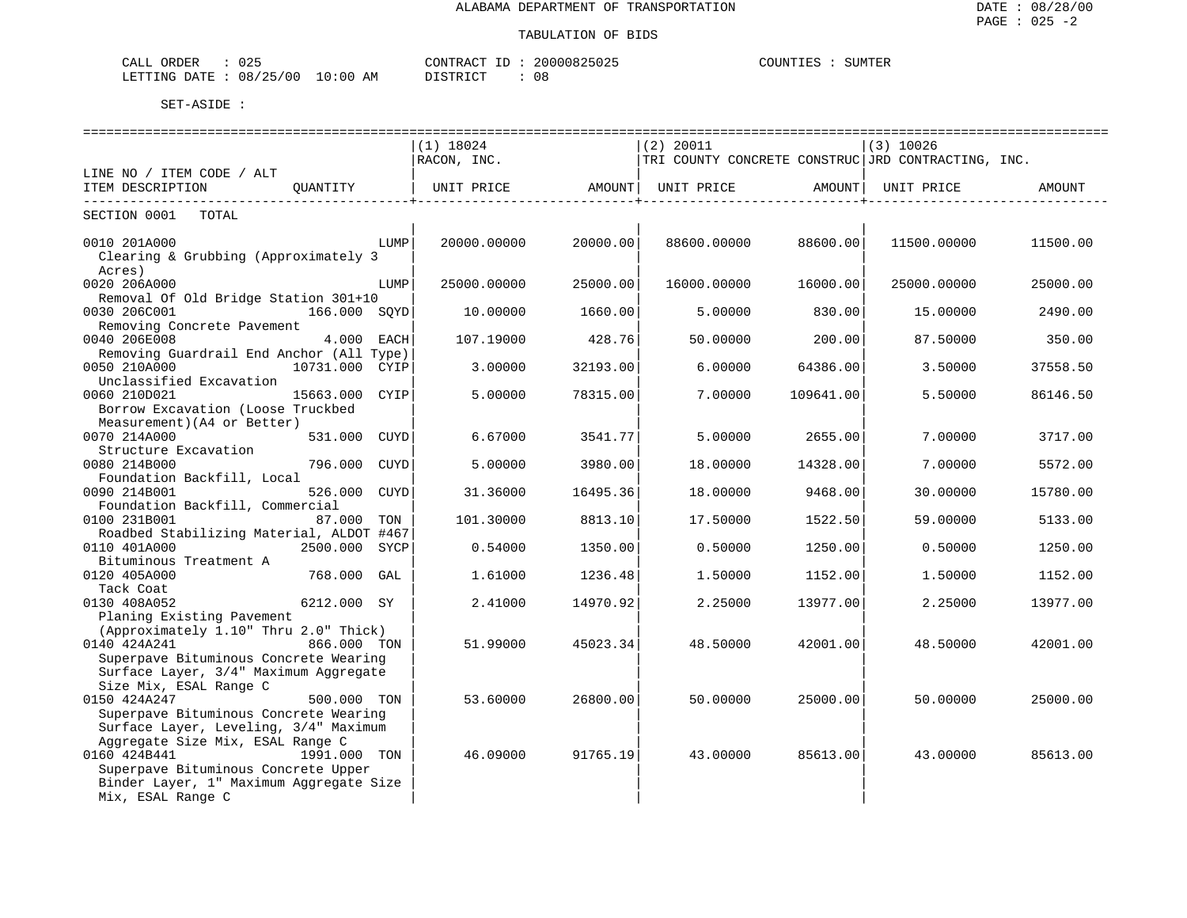ALABAMA DEPARTMENT OF TRANSPORTATION

TABULATION OF BIDS

CALL ORDER : 025 CONTRACT ID : 20000825025 COUNTIES : SUMTER
LETTING DATE : 08/25/00 10:00 AM DISTRICT : 08

SET-ASIDE :

| LINE NO / ITEM CODE / ALT ITEM DESCRIPTION | QUANTITY | (1) 18024 RACON, INC. UNIT PRICE | AMOUNT | (2) 20011 TRI COUNTY CONCRETE CONSTRUC UNIT PRICE | AMOUNT | (3) 10026 JRD CONTRACTING, INC. UNIT PRICE | AMOUNT |
|---|---|---|---|---|---|---|---|
| SECTION 0001 TOTAL | | | | | | | |
| 0010 201A000 Clearing & Grubbing (Approximately 3 Acres) | LUMP | 20000.00000 | 20000.00 | 88600.00000 | 88600.00 | 11500.00000 | 11500.00 |
| 0020 206A000 Removal Of Old Bridge Station 301+10 | LUMP | 25000.00000 | 25000.00 | 16000.00000 | 16000.00 | 25000.00000 | 25000.00 |
| 0030 206C001 Removing Concrete Pavement | 166.000 SQYD | 10.00000 | 1660.00 | 5.00000 | 830.00 | 15.00000 | 2490.00 |
| 0040 206E008 Removing Guardrail End Anchor (All Type) | 4.000 EACH | 107.19000 | 428.76 | 50.00000 | 200.00 | 87.50000 | 350.00 |
| 0050 210A000 Unclassified Excavation | 10731.000 CYIP | 3.00000 | 32193.00 | 6.00000 | 64386.00 | 3.50000 | 37558.50 |
| 0060 210D021 Borrow Excavation (Loose Truckbed Measurement)(A4 or Better) | 15663.000 CYIP | 5.00000 | 78315.00 | 7.00000 | 109641.00 | 5.50000 | 86146.50 |
| 0070 214A000 Structure Excavation | 531.000 CUYD | 6.67000 | 3541.77 | 5.00000 | 2655.00 | 7.00000 | 3717.00 |
| 0080 214B000 Foundation Backfill, Local | 796.000 CUYD | 5.00000 | 3980.00 | 18.00000 | 14328.00 | 7.00000 | 5572.00 |
| 0090 214B001 Foundation Backfill, Commercial | 526.000 CUYD | 31.36000 | 16495.36 | 18.00000 | 9468.00 | 30.00000 | 15780.00 |
| 0100 231B001 Roadbed Stabilizing Material, ALDOT #467 | 87.000 TON | 101.30000 | 8813.10 | 17.50000 | 1522.50 | 59.00000 | 5133.00 |
| 0110 401A000 Bituminous Treatment A | 2500.000 SYCP | 0.54000 | 1350.00 | 0.50000 | 1250.00 | 0.50000 | 1250.00 |
| 0120 405A000 Tack Coat | 768.000 GAL | 1.61000 | 1236.48 | 1.50000 | 1152.00 | 1.50000 | 1152.00 |
| 0130 408A052 Planing Existing Pavement (Approximately 1.10" Thru 2.0" Thick) | 6212.000 SY | 2.41000 | 14970.92 | 2.25000 | 13977.00 | 2.25000 | 13977.00 |
| 0140 424A241 Superpave Bituminous Concrete Wearing Surface Layer, 3/4" Maximum Aggregate Size Mix, ESAL Range C | 866.000 TON | 51.99000 | 45023.34 | 48.50000 | 42001.00 | 48.50000 | 42001.00 |
| 0150 424A247 Superpave Bituminous Concrete Wearing Surface Layer, Leveling, 3/4" Maximum Aggregate Size Mix, ESAL Range C | 500.000 TON | 53.60000 | 26800.00 | 50.00000 | 25000.00 | 50.00000 | 25000.00 |
| 0160 424B441 Superpave Bituminous Concrete Upper Binder Layer, 1" Maximum Aggregate Size Mix, ESAL Range C | 1991.000 TON | 46.09000 | 91765.19 | 43.00000 | 85613.00 | 43.00000 | 85613.00 |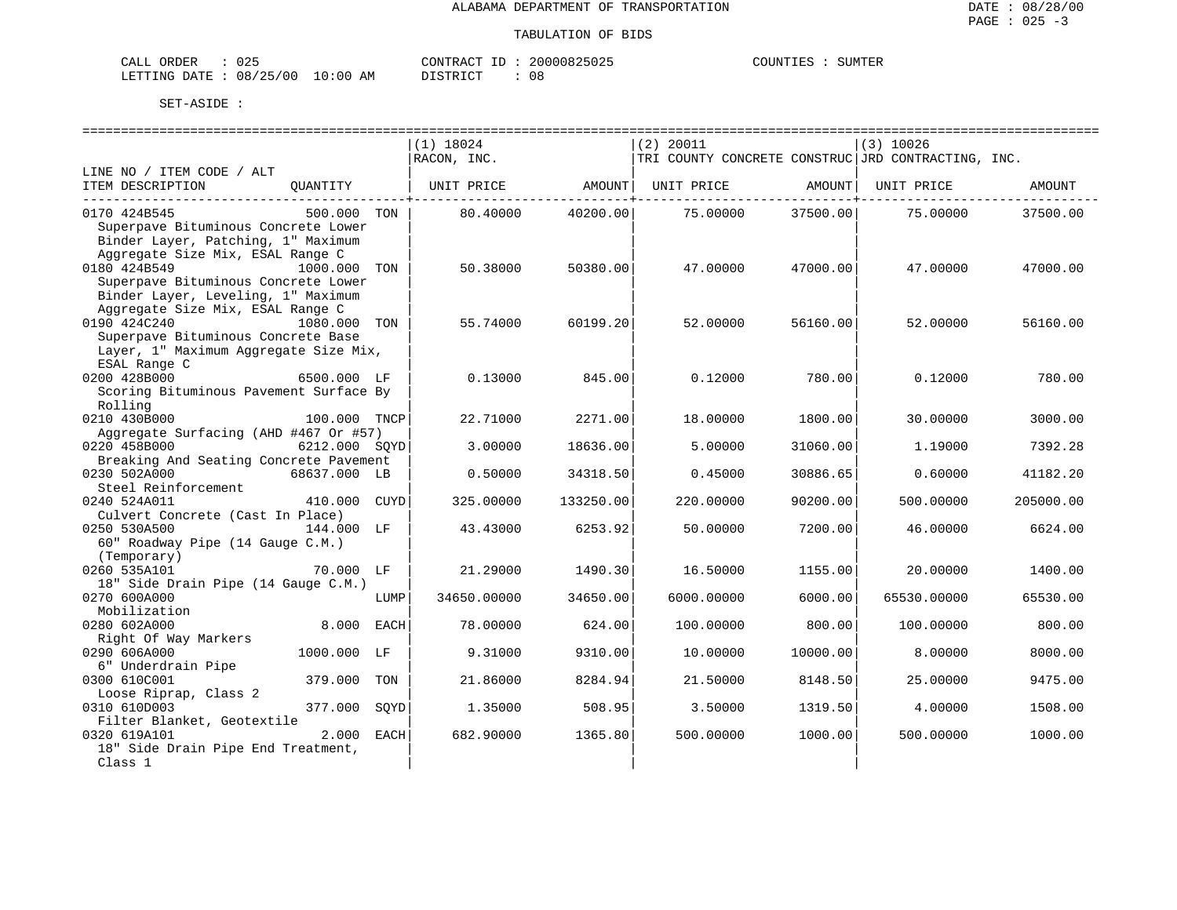ALABAMA DEPARTMENT OF TRANSPORTATION

TABULATION OF BIDS

CALL ORDER : 025 CONTRACT ID : 20000825025 COUNTIES : SUMTER
LETTING DATE : 08/25/00 10:00 AM DISTRICT : 08

SET-ASIDE :

| LINE NO / ITEM CODE / ALT ITEM DESCRIPTION | QUANTITY | | (1) 18024 RACON, INC. UNIT PRICE | AMOUNT | (2) 20011 TRI COUNTY CONCRETE CONSTRUC UNIT PRICE | AMOUNT | (3) 10026 JRD CONTRACTING, INC. UNIT PRICE | AMOUNT |
|---|---|---|---|---|---|---|---|---|
| 0170 424B545 Superpave Bituminous Concrete Lower Binder Layer, Patching, 1" Maximum Aggregate Size Mix, ESAL Range C | 500.000 | TON | 80.40000 | 40200.00 | 75.00000 | 37500.00 | 75.00000 | 37500.00 |
| 0180 424B549 Superpave Bituminous Concrete Lower Binder Layer, Leveling, 1" Maximum Aggregate Size Mix, ESAL Range C | 1000.000 | TON | 50.38000 | 50380.00 | 47.00000 | 47000.00 | 47.00000 | 47000.00 |
| 0190 424C240 Superpave Bituminous Concrete Base Layer, 1" Maximum Aggregate Size Mix, ESAL Range C | 1080.000 | TON | 55.74000 | 60199.20 | 52.00000 | 56160.00 | 52.00000 | 56160.00 |
| 0200 428B000 Scoring Bituminous Pavement Surface By Rolling | 6500.000 | LF | 0.13000 | 845.00 | 0.12000 | 780.00 | 0.12000 | 780.00 |
| 0210 430B000 Aggregate Surfacing (AHD #467 Or #57) | 100.000 | TNCP | 22.71000 | 2271.00 | 18.00000 | 1800.00 | 30.00000 | 3000.00 |
| 0220 458B000 Breaking And Seating Concrete Pavement | 6212.000 | SQYD | 3.00000 | 18636.00 | 5.00000 | 31060.00 | 1.19000 | 7392.28 |
| 0230 502A000 Steel Reinforcement | 68637.000 | LB | 0.50000 | 34318.50 | 0.45000 | 30886.65 | 0.60000 | 41182.20 |
| 0240 524A011 Culvert Concrete (Cast In Place) | 410.000 | CUYD | 325.00000 | 133250.00 | 220.00000 | 90200.00 | 500.00000 | 205000.00 |
| 0250 530A500 60" Roadway Pipe (14 Gauge C.M.) (Temporary) | 144.000 | LF | 43.43000 | 6253.92 | 50.00000 | 7200.00 | 46.00000 | 6624.00 |
| 0260 535A101 18" Side Drain Pipe (14 Gauge C.M.) | 70.000 | LF | 21.29000 | 1490.30 | 16.50000 | 1155.00 | 20.00000 | 1400.00 |
| 0270 600A000 Mobilization | | LUMP | 34650.00000 | 34650.00 | 6000.00000 | 6000.00 | 65530.00000 | 65530.00 |
| 0280 602A000 Right Of Way Markers | 8.000 | EACH | 78.00000 | 624.00 | 100.00000 | 800.00 | 100.00000 | 800.00 |
| 0290 606A000 6" Underdrain Pipe | 1000.000 | LF | 9.31000 | 9310.00 | 10.00000 | 10000.00 | 8.00000 | 8000.00 |
| 0300 610C001 Loose Riprap, Class 2 | 379.000 | TON | 21.86000 | 8284.94 | 21.50000 | 8148.50 | 25.00000 | 9475.00 |
| 0310 610D003 Filter Blanket, Geotextile | 377.000 | SQYD | 1.35000 | 508.95 | 3.50000 | 1319.50 | 4.00000 | 1508.00 |
| 0320 619A101 18" Side Drain Pipe End Treatment, Class 1 | 2.000 | EACH | 682.90000 | 1365.80 | 500.00000 | 1000.00 | 500.00000 | 1000.00 |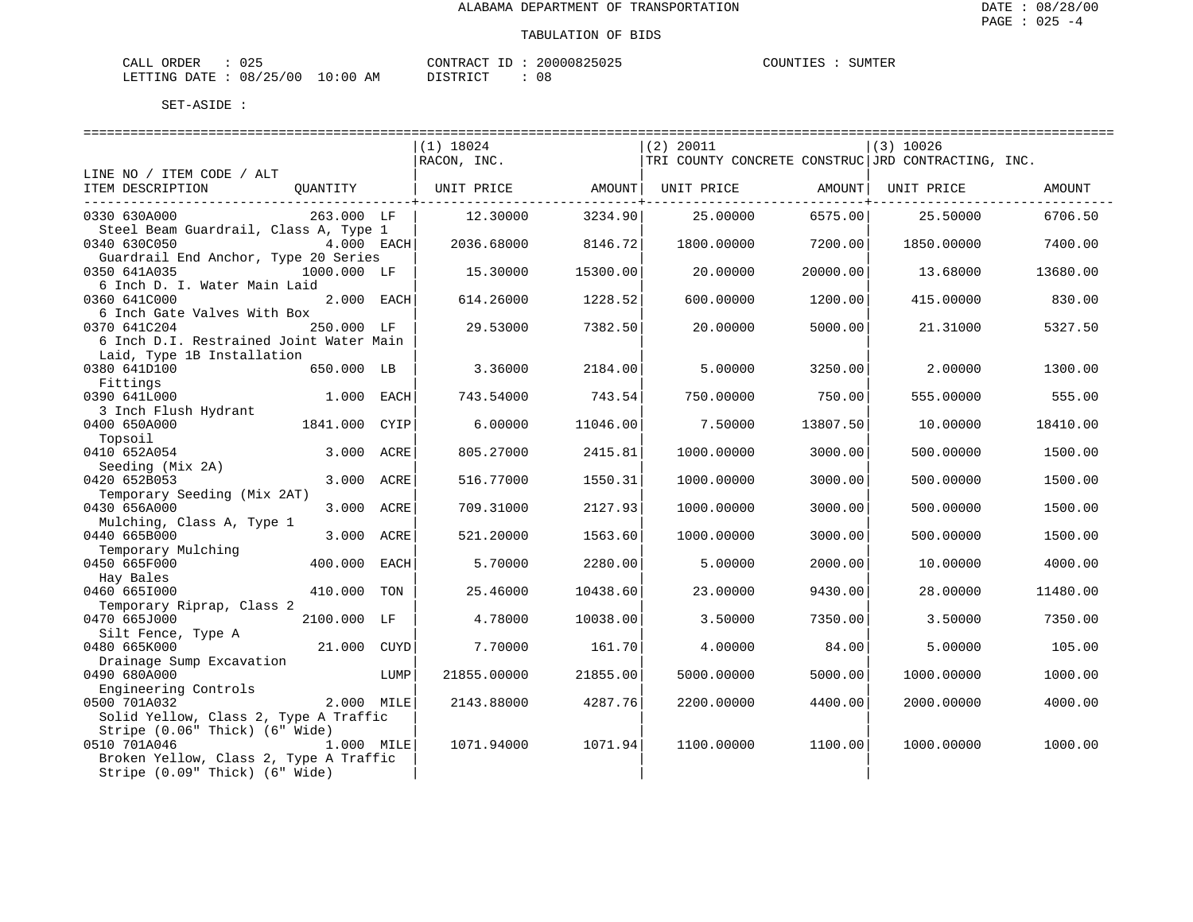ALABAMA DEPARTMENT OF TRANSPORTATION

TABULATION OF BIDS

CALL ORDER : 025 CONTRACT ID : 20000825025 COUNTIES : SUMTER
LETTING DATE : 08/25/00 10:00 AM DISTRICT : 08

SET-ASIDE :

| LINE NO / ITEM CODE / ALT ITEM DESCRIPTION | QUANTITY | (1) 18024 RACON, INC. UNIT PRICE | AMOUNT | (2) 20011 TRI COUNTY CONCRETE CONSTRUC UNIT PRICE | AMOUNT | (3) 10026 JRD CONTRACTING, INC. UNIT PRICE | AMOUNT |
|---|---|---|---|---|---|---|---|
| 0330 630A000 Steel Beam Guardrail, Class A, Type 1 | 263.000 LF | 12.30000 | 3234.90 | 25.00000 | 6575.00 | 25.50000 | 6706.50 |
| 0340 630C050 Guardrail End Anchor, Type 20 Series | 4.000 EACH | 2036.68000 | 8146.72 | 1800.00000 | 7200.00 | 1850.00000 | 7400.00 |
| 0350 641A035 6 Inch D. I. Water Main Laid | 1000.000 LF | 15.30000 | 15300.00 | 20.00000 | 20000.00 | 13.68000 | 13680.00 |
| 0360 641C000 6 Inch Gate Valves With Box | 2.000 EACH | 614.26000 | 1228.52 | 600.00000 | 1200.00 | 415.00000 | 830.00 |
| 0370 641C204 6 Inch D.I. Restrained Joint Water Main Laid, Type 1B Installation | 250.000 LF | 29.53000 | 7382.50 | 20.00000 | 5000.00 | 21.31000 | 5327.50 |
| 0380 641D100 Fittings | 650.000 LB | 3.36000 | 2184.00 | 5.00000 | 3250.00 | 2.00000 | 1300.00 |
| 0390 641L000 3 Inch Flush Hydrant | 1.000 EACH | 743.54000 | 743.54 | 750.00000 | 750.00 | 555.00000 | 555.00 |
| 0400 650A000 Topsoil | 1841.000 CYIP | 6.00000 | 11046.00 | 7.50000 | 13807.50 | 10.00000 | 18410.00 |
| 0410 652A054 Seeding (Mix 2A) | 3.000 ACRE | 805.27000 | 2415.81 | 1000.00000 | 3000.00 | 500.00000 | 1500.00 |
| 0420 652B053 Temporary Seeding (Mix 2AT) | 3.000 ACRE | 516.77000 | 1550.31 | 1000.00000 | 3000.00 | 500.00000 | 1500.00 |
| 0430 656A000 Mulching, Class A, Type 1 | 3.000 ACRE | 709.31000 | 2127.93 | 1000.00000 | 3000.00 | 500.00000 | 1500.00 |
| 0440 665B000 Temporary Mulching | 3.000 ACRE | 521.20000 | 1563.60 | 1000.00000 | 3000.00 | 500.00000 | 1500.00 |
| 0450 665F000 Hay Bales | 400.000 EACH | 5.70000 | 2280.00 | 5.00000 | 2000.00 | 10.00000 | 4000.00 |
| 0460 665I000 Temporary Riprap, Class 2 | 410.000 TON | 25.46000 | 10438.60 | 23.00000 | 9430.00 | 28.00000 | 11480.00 |
| 0470 665J000 Silt Fence, Type A | 2100.000 LF | 4.78000 | 10038.00 | 3.50000 | 7350.00 | 3.50000 | 7350.00 |
| 0480 665K000 Drainage Sump Excavation | 21.000 CUYD | 7.70000 | 161.70 | 4.00000 | 84.00 | 5.00000 | 105.00 |
| 0490 680A000 Engineering Controls | LUMP | 21855.00000 | 21855.00 | 5000.00000 | 5000.00 | 1000.00000 | 1000.00 |
| 0500 701A032 Solid Yellow, Class 2, Type A Traffic Stripe (0.06" Thick) (6" Wide) | 2.000 MILE | 2143.88000 | 4287.76 | 2200.00000 | 4400.00 | 2000.00000 | 4000.00 |
| 0510 701A046 Broken Yellow, Class 2, Type A Traffic Stripe (0.09" Thick) (6" Wide) | 1.000 MILE | 1071.94000 | 1071.94 | 1100.00000 | 1100.00 | 1000.00000 | 1000.00 |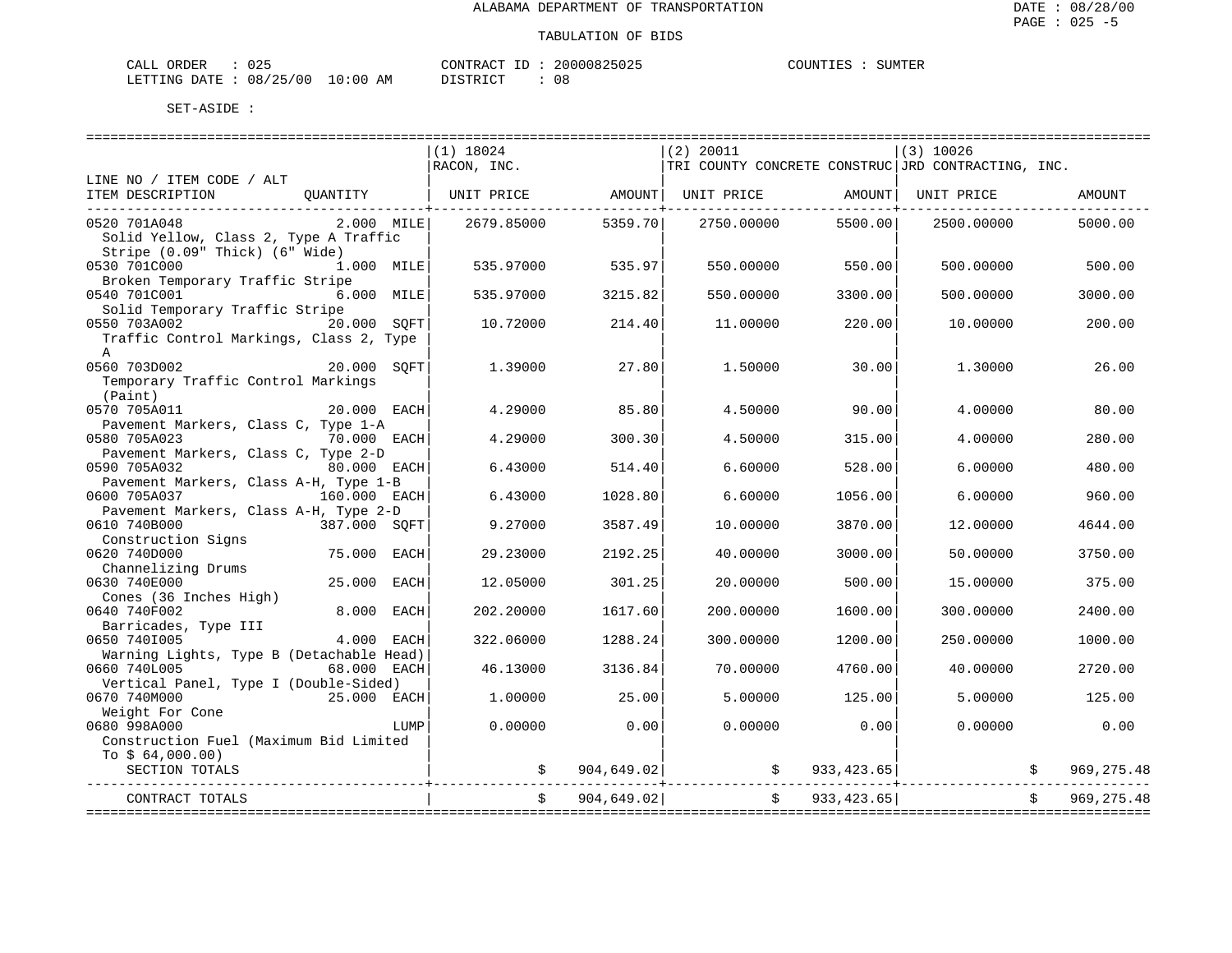ALABAMA DEPARTMENT OF TRANSPORTATION

TABULATION OF BIDS

CALL ORDER : 025  
LETTING DATE : 08/25/00 10:00 AM  
CONTRACT ID : 20000825025  
DISTRICT : 08  
COUNTIES : SUMTER

SET-ASIDE :

| LINE NO / ITEM CODE / ALT ITEM DESCRIPTION | QUANTITY | (1) 18024 RACON, INC. UNIT PRICE | AMOUNT | (2) 20011 TRI COUNTY CONCRETE CONSTRUC UNIT PRICE | AMOUNT | (3) 10026 JRD CONTRACTING, INC. UNIT PRICE | AMOUNT |
|---|---|---|---|---|---|---|---|
| 0520 701A048 Solid Yellow, Class 2, Type A Traffic Stripe (0.09" Thick) (6" Wide) | 2.000 MILE | 2679.85000 | 5359.70 | 2750.00000 | 5500.00 | 2500.00000 | 5000.00 |
| 0530 701C000 Broken Temporary Traffic Stripe | 1.000 MILE | 535.97000 | 535.97 | 550.00000 | 550.00 | 500.00000 | 500.00 |
| 0540 701C001 Solid Temporary Traffic Stripe | 6.000 MILE | 535.97000 | 3215.82 | 550.00000 | 3300.00 | 500.00000 | 3000.00 |
| 0550 703A002 Traffic Control Markings, Class 2, Type A | 20.000 SQFT | 10.72000 | 214.40 | 11.00000 | 220.00 | 10.00000 | 200.00 |
| 0560 703D002 Temporary Traffic Control Markings (Paint) | 20.000 SQFT | 1.39000 | 27.80 | 1.50000 | 30.00 | 1.30000 | 26.00 |
| 0570 705A011 Pavement Markers, Class C, Type 1-A | 20.000 EACH | 4.29000 | 85.80 | 4.50000 | 90.00 | 4.00000 | 80.00 |
| 0580 705A023 Pavement Markers, Class C, Type 2-D | 70.000 EACH | 4.29000 | 300.30 | 4.50000 | 315.00 | 4.00000 | 280.00 |
| 0590 705A032 Pavement Markers, Class A-H, Type 1-B | 80.000 EACH | 6.43000 | 514.40 | 6.60000 | 528.00 | 6.00000 | 480.00 |
| 0600 705A037 Pavement Markers, Class A-H, Type 2-D | 160.000 EACH | 6.43000 | 1028.80 | 6.60000 | 1056.00 | 6.00000 | 960.00 |
| 0610 740B000 Construction Signs | 387.000 SQFT | 9.27000 | 3587.49 | 10.00000 | 3870.00 | 12.00000 | 4644.00 |
| 0620 740D000 Channelizing Drums | 75.000 EACH | 29.23000 | 2192.25 | 40.00000 | 3000.00 | 50.00000 | 3750.00 |
| 0630 740E000 Cones (36 Inches High) | 25.000 EACH | 12.05000 | 301.25 | 20.00000 | 500.00 | 15.00000 | 375.00 |
| 0640 740F002 Barricades, Type III | 8.000 EACH | 202.20000 | 1617.60 | 200.00000 | 1600.00 | 300.00000 | 2400.00 |
| 0650 740I005 Warning Lights, Type B (Detachable Head) | 4.000 EACH | 322.06000 | 1288.24 | 300.00000 | 1200.00 | 250.00000 | 1000.00 |
| 0660 740L005 Vertical Panel, Type I (Double-Sided) | 68.000 EACH | 46.13000 | 3136.84 | 70.00000 | 4760.00 | 40.00000 | 2720.00 |
| 0670 740M000 Weight For Cone | 25.000 EACH | 1.00000 | 25.00 | 5.00000 | 125.00 | 5.00000 | 125.00 |
| 0680 998A000 Construction Fuel (Maximum Bid Limited To $ 64,000.00) | LUMP | 0.00000 | 0.00 | 0.00000 | 0.00 | 0.00000 | 0.00 |
| SECTION TOTALS | | | $ 904,649.02 | | $ 933,423.65 | | $ 969,275.48 |
| CONTRACT TOTALS | | | $ 904,649.02 | | $ 933,423.65 | | $ 969,275.48 |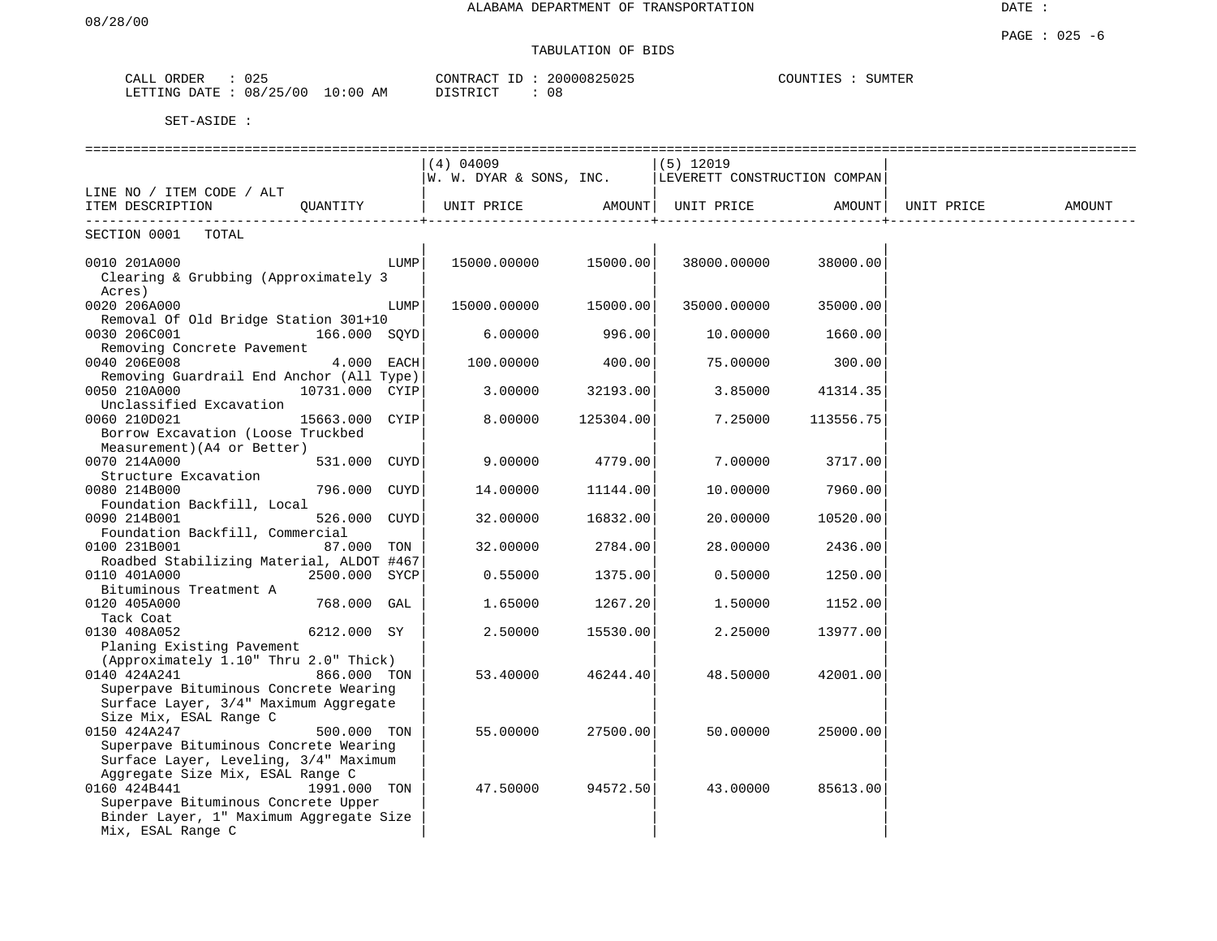ALABAMA DEPARTMENT OF TRANSPORTATION

08/28/00

DATE :

PAGE : 025 -6

TABULATION OF BIDS

CALL ORDER : 025 CONTRACT ID : 20000825025 COUNTIES : SUMTER
LETTING DATE : 08/25/00 10:00 AM DISTRICT : 08

SET-ASIDE :

| LINE NO / ITEM CODE / ALT ITEM DESCRIPTION | QUANTITY | (4) 04009 W. W. DYAR & SONS, INC. UNIT PRICE | AMOUNT | (5) 12019 LEVERETT CONSTRUCTION COMPAN UNIT PRICE | AMOUNT | UNIT PRICE | AMOUNT |
|---|---|---|---|---|---|---|---|
| SECTION 0001 TOTAL | | | | | | | |
| 0010 201A000 Clearing & Grubbing (Approximately 3 Acres) | LUMP | 15000.00000 | 15000.00 | 38000.00000 | 38000.00 | | |
| 0020 206A000 Removal Of Old Bridge Station 301+10 | LUMP | 15000.00000 | 15000.00 | 35000.00000 | 35000.00 | | |
| 0030 206C001 Removing Concrete Pavement | 166.000 SQYD | 6.00000 | 996.00 | 10.00000 | 1660.00 | | |
| 0040 206E008 Removing Guardrail End Anchor (All Type) | 4.000 EACH | 100.00000 | 400.00 | 75.00000 | 300.00 | | |
| 0050 210A000 Unclassified Excavation | 10731.000 CYIP | 3.00000 | 32193.00 | 3.85000 | 41314.35 | | |
| 0060 210D021 Borrow Excavation (Loose Truckbed Measurement)(A4 or Better) | 15663.000 CYIP | 8.00000 | 125304.00 | 7.25000 | 113556.75 | | |
| 0070 214A000 Structure Excavation | 531.000 CUYD | 9.00000 | 4779.00 | 7.00000 | 3717.00 | | |
| 0080 214B000 Foundation Backfill, Local | 796.000 CUYD | 14.00000 | 11144.00 | 10.00000 | 7960.00 | | |
| 0090 214B001 Foundation Backfill, Commercial | 526.000 CUYD | 32.00000 | 16832.00 | 20.00000 | 10520.00 | | |
| 0100 231B001 Roadbed Stabilizing Material, ALDOT #467 | 87.000 TON | 32.00000 | 2784.00 | 28.00000 | 2436.00 | | |
| 0110 401A000 Bituminous Treatment A | 2500.000 SYCP | 0.55000 | 1375.00 | 0.50000 | 1250.00 | | |
| 0120 405A000 Tack Coat | 768.000 GAL | 1.65000 | 1267.20 | 1.50000 | 1152.00 | | |
| 0130 408A052 Planing Existing Pavement (Approximately 1.10" Thru 2.0" Thick) | 6212.000 SY | 2.50000 | 15530.00 | 2.25000 | 13977.00 | | |
| 0140 424A241 Superpave Bituminous Concrete Wearing Surface Layer, 3/4" Maximum Aggregate Size Mix, ESAL Range C | 866.000 TON | 53.40000 | 46244.40 | 48.50000 | 42001.00 | | |
| 0150 424A247 Superpave Bituminous Concrete Wearing Surface Layer, Leveling, 3/4" Maximum Aggregate Size Mix, ESAL Range C | 500.000 TON | 55.00000 | 27500.00 | 50.00000 | 25000.00 | | |
| 0160 424B441 Superpave Bituminous Concrete Upper Binder Layer, 1" Maximum Aggregate Size Mix, ESAL Range C | 1991.000 TON | 47.50000 | 94572.50 | 43.00000 | 85613.00 | | |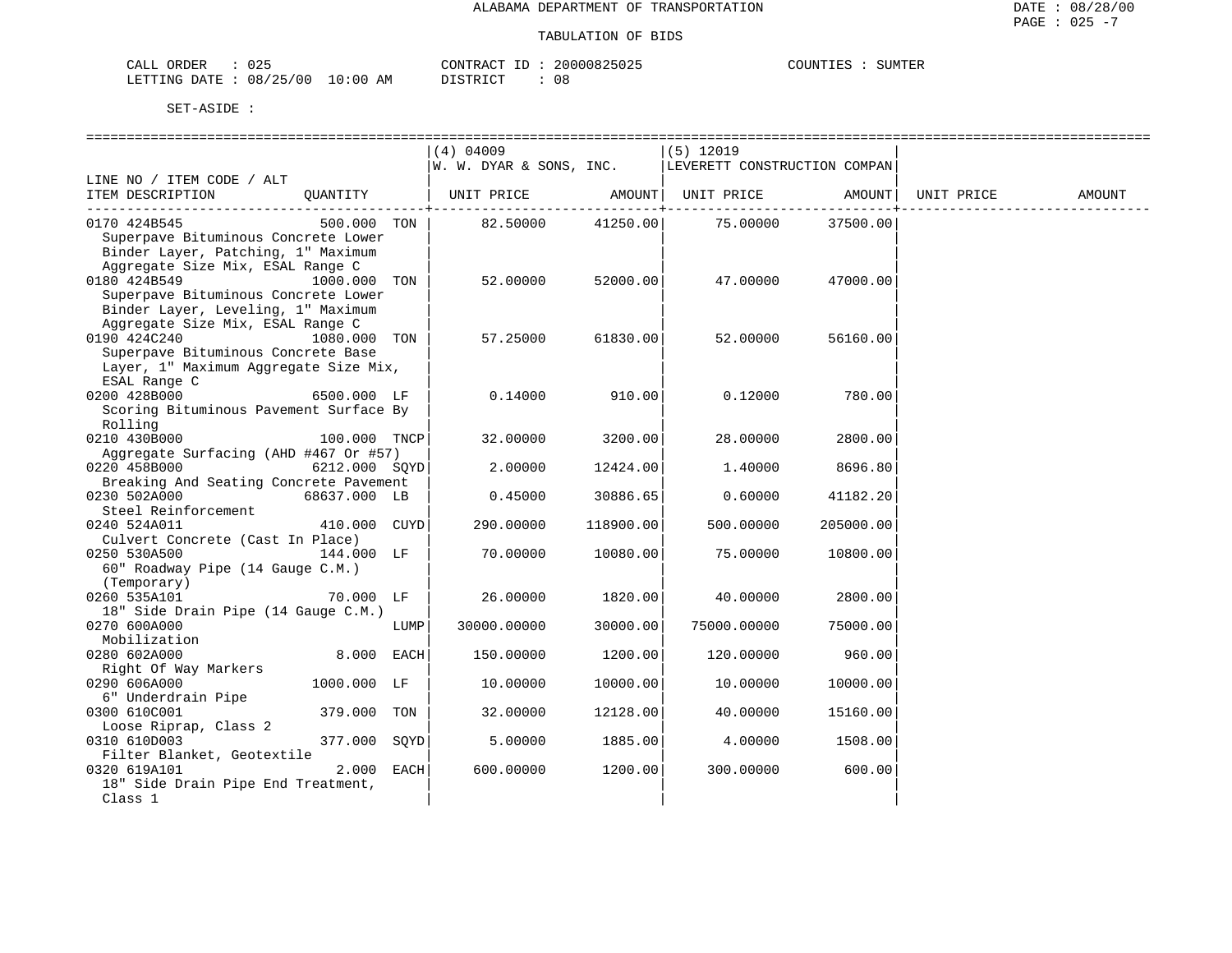ALABAMA DEPARTMENT OF TRANSPORTATION

TABULATION OF BIDS

CALL ORDER : 025 CONTRACT ID : 20000825025 COUNTIES : SUMTER
LETTING DATE : 08/25/00 10:00 AM DISTRICT : 08

SET-ASIDE :

| LINE NO / ITEM CODE / ALT ITEM DESCRIPTION | QUANTITY | | (4) 04009 W. W. DYAR & SONS, INC. UNIT PRICE | AMOUNT | (5) 12019 LEVERETT CONSTRUCTION COMPAN UNIT PRICE | AMOUNT | UNIT PRICE | AMOUNT |
|---|---|---|---|---|---|---|---|---|
| 0170 424B545 Superpave Bituminous Concrete Lower Binder Layer, Patching, 1" Maximum Aggregate Size Mix, ESAL Range C | 500.000 | TON | 82.50000 | 41250.00 | 75.00000 | 37500.00 | | |
| 0180 424B549 Superpave Bituminous Concrete Lower Binder Layer, Leveling, 1" Maximum Aggregate Size Mix, ESAL Range C | 1000.000 | TON | 52.00000 | 52000.00 | 47.00000 | 47000.00 | | |
| 0190 424C240 Superpave Bituminous Concrete Base Layer, 1" Maximum Aggregate Size Mix, ESAL Range C | 1080.000 | TON | 57.25000 | 61830.00 | 52.00000 | 56160.00 | | |
| 0200 428B000 Scoring Bituminous Pavement Surface By Rolling | 6500.000 | LF | 0.14000 | 910.00 | 0.12000 | 780.00 | | |
| 0210 430B000 Aggregate Surfacing (AHD #467 Or #57) | 100.000 | TNCP | 32.00000 | 3200.00 | 28.00000 | 2800.00 | | |
| 0220 458B000 Breaking And Seating Concrete Pavement | 6212.000 | SQYD | 2.00000 | 12424.00 | 1.40000 | 8696.80 | | |
| 0230 502A000 Steel Reinforcement | 68637.000 | LB | 0.45000 | 30886.65 | 0.60000 | 41182.20 | | |
| 0240 524A011 Culvert Concrete (Cast In Place) | 410.000 | CUYD | 290.00000 | 118900.00 | 500.00000 | 205000.00 | | |
| 0250 530A500 60" Roadway Pipe (14 Gauge C.M.) (Temporary) | 144.000 | LF | 70.00000 | 10080.00 | 75.00000 | 10800.00 | | |
| 0260 535A101 18" Side Drain Pipe (14 Gauge C.M.) | 70.000 | LF | 26.00000 | 1820.00 | 40.00000 | 2800.00 | | |
| 0270 600A000 Mobilization | | LUMP | 30000.00000 | 30000.00 | 75000.00000 | 75000.00 | | |
| 0280 602A000 Right Of Way Markers | 8.000 | EACH | 150.00000 | 1200.00 | 120.00000 | 960.00 | | |
| 0290 606A000 6" Underdrain Pipe | 1000.000 | LF | 10.00000 | 10000.00 | 10.00000 | 10000.00 | | |
| 0300 610C001 Loose Riprap, Class 2 | 379.000 | TON | 32.00000 | 12128.00 | 40.00000 | 15160.00 | | |
| 0310 610D003 Filter Blanket, Geotextile | 377.000 | SQYD | 5.00000 | 1885.00 | 4.00000 | 1508.00 | | |
| 0320 619A101 18" Side Drain Pipe End Treatment, Class 1 | 2.000 | EACH | 600.00000 | 1200.00 | 300.00000 | 600.00 | | |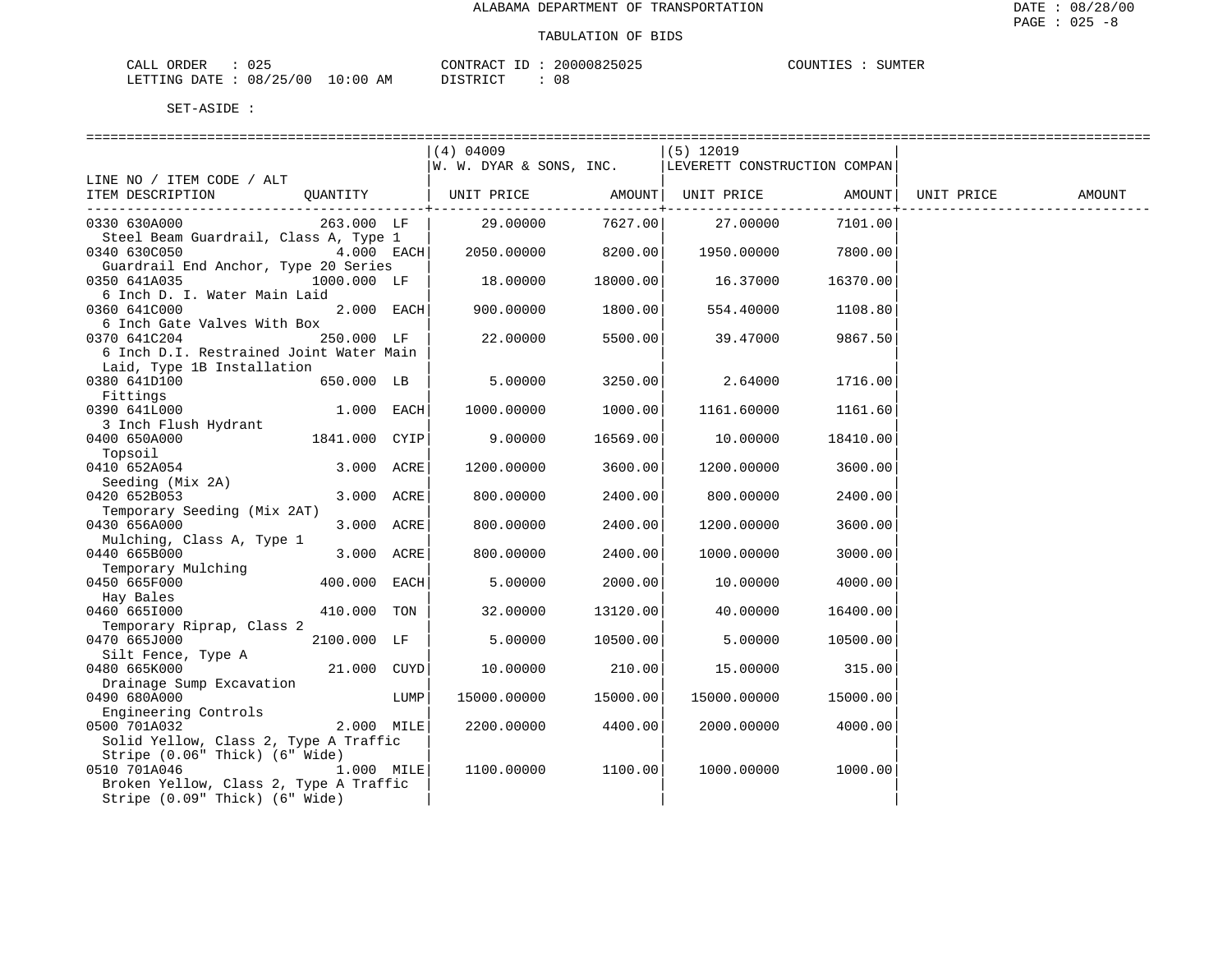ALABAMA DEPARTMENT OF TRANSPORTATION

TABULATION OF BIDS

CALL ORDER : 025  CONTRACT ID : 20000825025  COUNTIES : SUMTER
LETTING DATE : 08/25/00 10:00 AM  DISTRICT : 08

SET-ASIDE :

| LINE NO / ITEM CODE / ALT ITEM DESCRIPTION | QUANTITY | (4) 04009 W. W. DYAR & SONS, INC. UNIT PRICE | AMOUNT | (5) 12019 LEVERETT CONSTRUCTION COMPAN UNIT PRICE | AMOUNT | UNIT PRICE | AMOUNT |
|---|---|---|---|---|---|---|---|
| 0330 630A000 Steel Beam Guardrail, Class A, Type 1 | 263.000 LF | 29.00000 | 7627.00 | 27.00000 | 7101.00 | | |
| 0340 630C050 Guardrail End Anchor, Type 20 Series | 4.000 EACH | 2050.00000 | 8200.00 | 1950.00000 | 7800.00 | | |
| 0350 641A035 6 Inch D. I. Water Main Laid | 1000.000 LF | 18.00000 | 18000.00 | 16.37000 | 16370.00 | | |
| 0360 641C000 6 Inch Gate Valves With Box | 2.000 EACH | 900.00000 | 1800.00 | 554.40000 | 1108.80 | | |
| 0370 641C204 6 Inch D.I. Restrained Joint Water Main Laid, Type 1B Installation | 250.000 LF | 22.00000 | 5500.00 | 39.47000 | 9867.50 | | |
| 0380 641D100 Fittings | 650.000 LB | 5.00000 | 3250.00 | 2.64000 | 1716.00 | | |
| 0390 641L000 3 Inch Flush Hydrant | 1.000 EACH | 1000.00000 | 1000.00 | 1161.60000 | 1161.60 | | |
| 0400 650A000 Topsoil | 1841.000 CYIP | 9.00000 | 16569.00 | 10.00000 | 18410.00 | | |
| 0410 652A054 Seeding (Mix 2A) | 3.000 ACRE | 1200.00000 | 3600.00 | 1200.00000 | 3600.00 | | |
| 0420 652B053 Temporary Seeding (Mix 2AT) | 3.000 ACRE | 800.00000 | 2400.00 | 800.00000 | 2400.00 | | |
| 0430 656A000 Mulching, Class A, Type 1 | 3.000 ACRE | 800.00000 | 2400.00 | 1200.00000 | 3600.00 | | |
| 0440 665B000 Temporary Mulching | 3.000 ACRE | 800.00000 | 2400.00 | 1000.00000 | 3000.00 | | |
| 0450 665F000 Hay Bales | 400.000 EACH | 5.00000 | 2000.00 | 10.00000 | 4000.00 | | |
| 0460 665I000 Temporary Riprap, Class 2 | 410.000 TON | 32.00000 | 13120.00 | 40.00000 | 16400.00 | | |
| 0470 665J000 Silt Fence, Type A | 2100.000 LF | 5.00000 | 10500.00 | 5.00000 | 10500.00 | | |
| 0480 665K000 Drainage Sump Excavation | 21.000 CUYD | 10.00000 | 210.00 | 15.00000 | 315.00 | | |
| 0490 680A000 Engineering Controls | LUMP | 15000.00000 | 15000.00 | 15000.00000 | 15000.00 | | |
| 0500 701A032 Solid Yellow, Class 2, Type A Traffic Stripe (0.06" Thick) (6" Wide) | 2.000 MILE | 2200.00000 | 4400.00 | 2000.00000 | 4000.00 | | |
| 0510 701A046 Broken Yellow, Class 2, Type A Traffic Stripe (0.09" Thick) (6" Wide) | 1.000 MILE | 1100.00000 | 1100.00 | 1000.00000 | 1000.00 | | |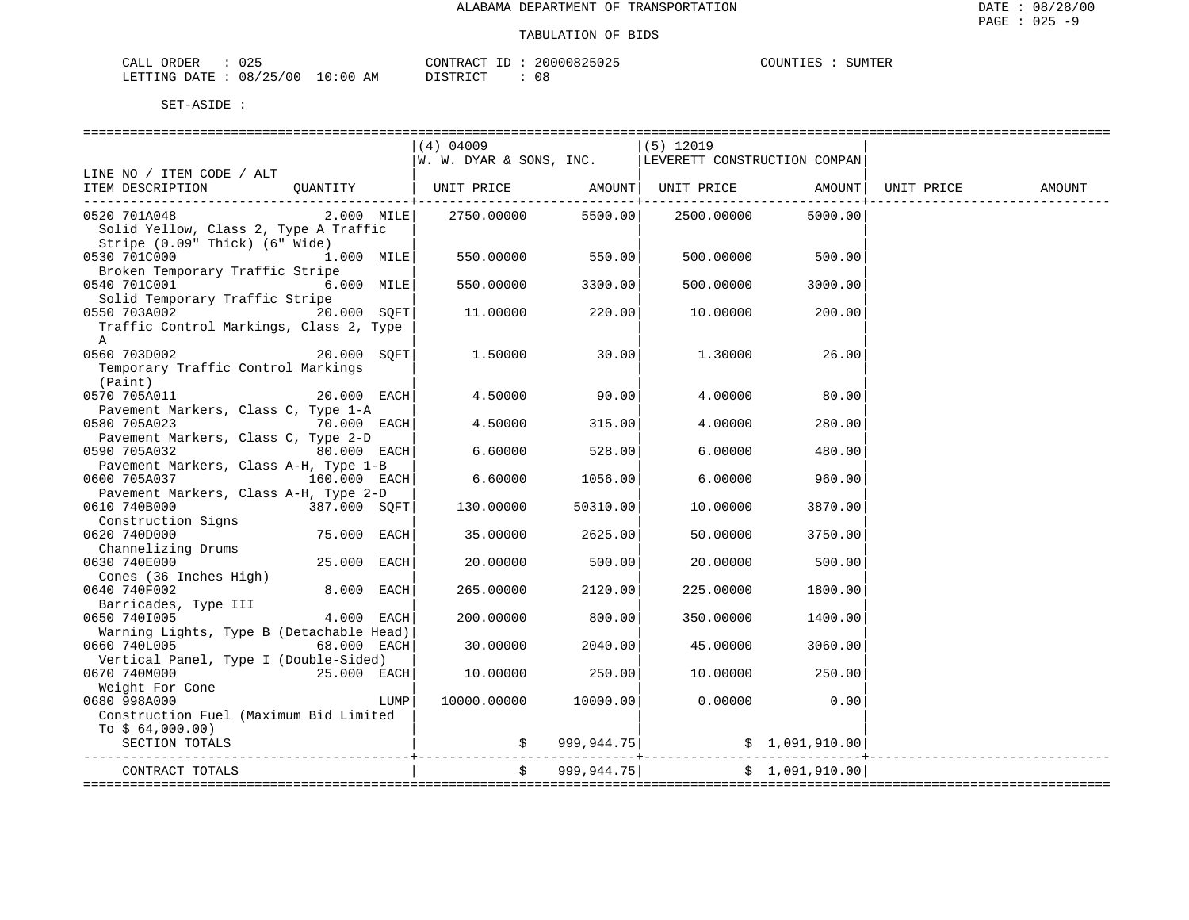ALABAMA DEPARTMENT OF TRANSPORTATION

TABULATION OF BIDS

CALL ORDER : 025 CONTRACT ID : 20000825025 COUNTIES : SUMTER
LETTING DATE : 08/25/00 10:00 AM DISTRICT : 08

SET-ASIDE :

| LINE NO / ITEM CODE / ALT ITEM DESCRIPTION | QUANTITY | (4) 04009 W. W. DYAR & SONS, INC. UNIT PRICE | AMOUNT | (5) 12019 LEVERETT CONSTRUCTION COMPAN UNIT PRICE | AMOUNT | UNIT PRICE | AMOUNT |
|---|---|---|---|---|---|---|---|
| 0520 701A048 Solid Yellow, Class 2, Type A Traffic Stripe (0.09" Thick) (6" Wide) | 2.000 MILE | 2750.00000 | 5500.00 | 2500.00000 | 5000.00 | | |
| 0530 701C000 Broken Temporary Traffic Stripe | 1.000 MILE | 550.00000 | 550.00 | 500.00000 | 500.00 | | |
| 0540 701C001 Solid Temporary Traffic Stripe | 6.000 MILE | 550.00000 | 3300.00 | 500.00000 | 3000.00 | | |
| 0550 703A002 Traffic Control Markings, Class 2, Type A | 20.000 SQFT | 11.00000 | 220.00 | 10.00000 | 200.00 | | |
| 0560 703D002 Temporary Traffic Control Markings (Paint) | 20.000 SQFT | 1.50000 | 30.00 | 1.30000 | 26.00 | | |
| 0570 705A011 Pavement Markers, Class C, Type 1-A | 20.000 EACH | 4.50000 | 90.00 | 4.00000 | 80.00 | | |
| 0580 705A023 Pavement Markers, Class C, Type 2-D | 70.000 EACH | 4.50000 | 315.00 | 4.00000 | 280.00 | | |
| 0590 705A032 Pavement Markers, Class A-H, Type 1-B | 80.000 EACH | 6.60000 | 528.00 | 6.00000 | 480.00 | | |
| 0600 705A037 Pavement Markers, Class A-H, Type 2-D | 160.000 EACH | 6.60000 | 1056.00 | 6.00000 | 960.00 | | |
| 0610 740B000 Construction Signs | 387.000 SQFT | 130.00000 | 50310.00 | 10.00000 | 3870.00 | | |
| 0620 740D000 Channelizing Drums | 75.000 EACH | 35.00000 | 2625.00 | 50.00000 | 3750.00 | | |
| 0630 740E000 Cones (36 Inches High) | 25.000 EACH | 20.00000 | 500.00 | 20.00000 | 500.00 | | |
| 0640 740F002 Barricades, Type III | 8.000 EACH | 265.00000 | 2120.00 | 225.00000 | 1800.00 | | |
| 0650 740I005 Warning Lights, Type B (Detachable Head) | 4.000 EACH | 200.00000 | 800.00 | 350.00000 | 1400.00 | | |
| 0660 740L005 Vertical Panel, Type I (Double-Sided) | 68.000 EACH | 30.00000 | 2040.00 | 45.00000 | 3060.00 | | |
| 0670 740M000 Weight For Cone | 25.000 EACH | 10.00000 | 250.00 | 10.00000 | 250.00 | | |
| 0680 998A000 Construction Fuel (Maximum Bid Limited To $ 64,000.00) | LUMP | 10000.00000 | 10000.00 | 0.00000 | 0.00 | | |
| SECTION TOTALS | | | $ 999,944.75 | | $ 1,091,910.00 | | |
| CONTRACT TOTALS | | | $ 999,944.75 | | $ 1,091,910.00 | | |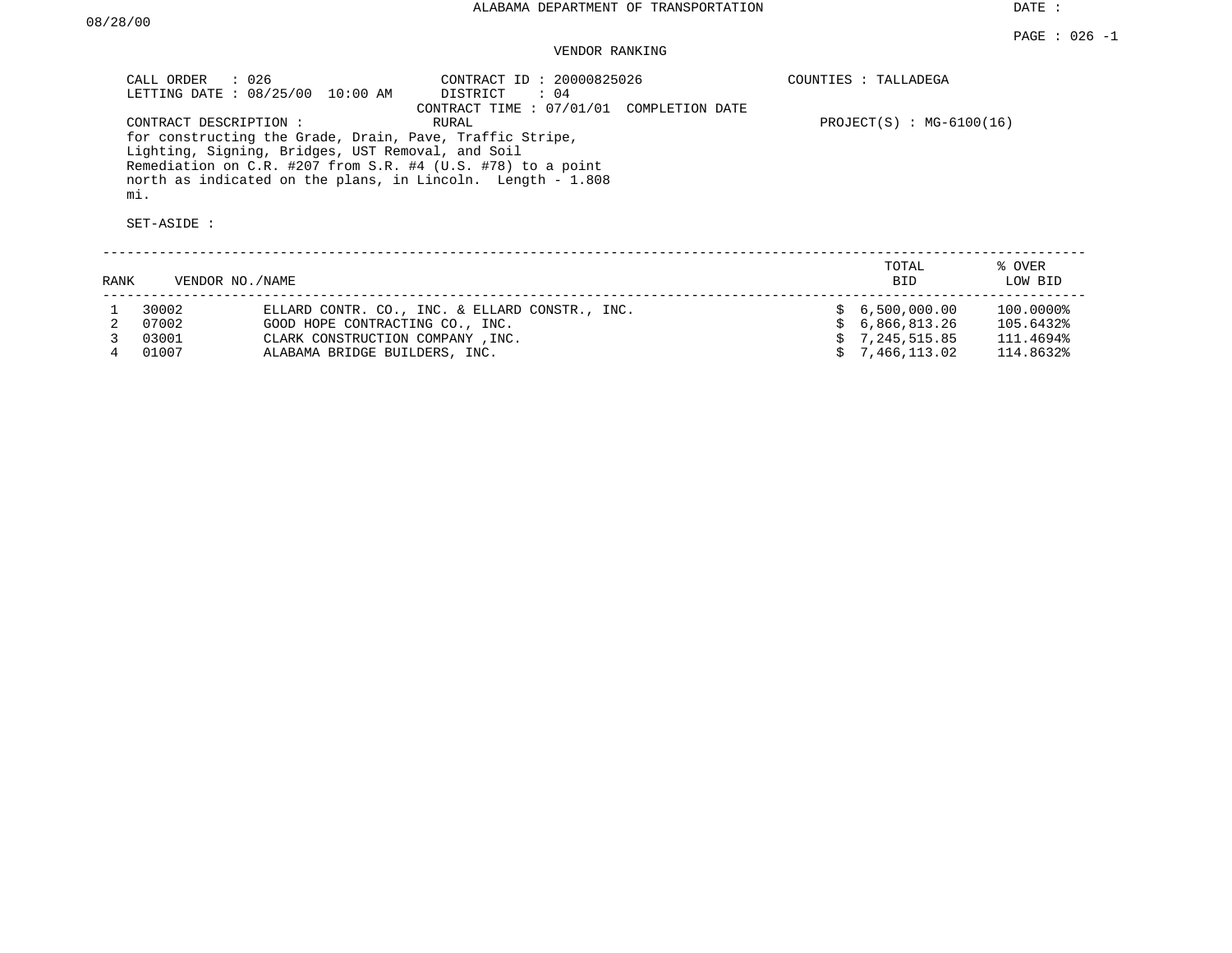ALABAMA DEPARTMENT OF TRANSPORTATION

DATE : 08/28/00

PAGE : 026 -1

## VENDOR RANKING

CALL ORDER : 026
LETTING DATE : 08/25/00 10:00 AM

CONTRACT ID : 20000825026
DISTRICT : 04
CONTRACT TIME : 07/01/01 COMPLETION DATE

COUNTIES : TALLADEGA

CONTRACT DESCRIPTION : RURAL

PROJECT(S) : MG-6100(16)

for constructing the Grade, Drain, Pave, Traffic Stripe, Lighting, Signing, Bridges, UST Removal, and Soil Remediation on C.R. #207 from S.R. #4 (U.S. #78) to a point north as indicated on the plans, in Lincoln. Length - 1.808 mi.

SET-ASIDE :

| RANK | VENDOR NO. | NAME | TOTAL BID | % OVER LOW BID |
|---|---|---|---|---|
| 1 | 30002 | ELLARD CONTR. CO., INC. & ELLARD CONSTR., INC. | $ 6,500,000.00 | 100.0000% |
| 2 | 07002 | GOOD HOPE CONTRACTING CO., INC. | $ 6,866,813.26 | 105.6432% |
| 3 | 03001 | CLARK CONSTRUCTION COMPANY ,INC. | $ 7,245,515.85 | 111.4694% |
| 4 | 01007 | ALABAMA BRIDGE BUILDERS, INC. | $ 7,466,113.02 | 114.8632% |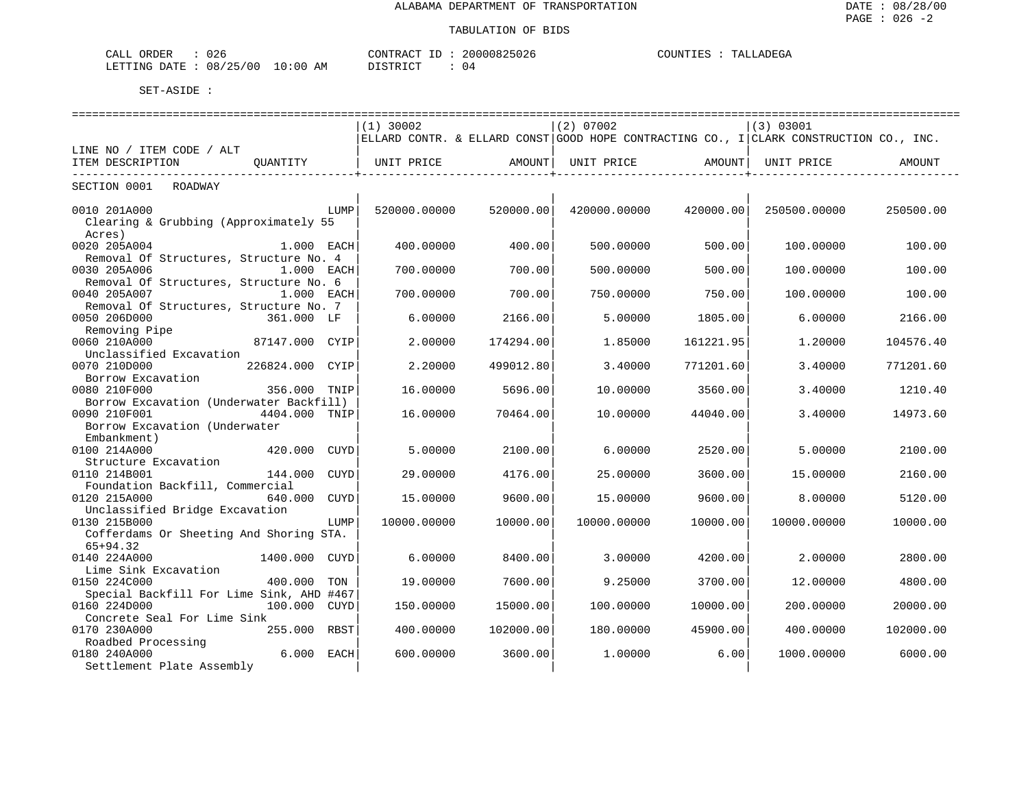ALABAMA DEPARTMENT OF TRANSPORTATION

TABULATION OF BIDS

DATE : 08/28/00
PAGE : 026 -2

CALL ORDER : 026　　CONTRACT ID : 20000825026　　COUNTIES : TALLADEGA
LETTING DATE : 08/25/00 10:00 AM　　DISTRICT : 04

SET-ASIDE :

| LINE NO / ITEM CODE / ALT ITEM DESCRIPTION | QUANTITY | (1) 30002 ELLARD CONTR. & ELLARD CONST UNIT PRICE | AMOUNT | (2) 07002 GOOD HOPE CONTRACTING CO., I UNIT PRICE | AMOUNT | (3) 03001 CLARK CONSTRUCTION CO., INC. UNIT PRICE | AMOUNT |
|---|---|---|---|---|---|---|---|
| SECTION 0001 ROADWAY | | | | | | | |
| 0010 201A000 Clearing & Grubbing (Approximately 55 Acres) | LUMP | 520000.00000 | 520000.00 | 420000.00000 | 420000.00 | 250500.00000 | 250500.00 |
| 0020 205A004 Removal Of Structures, Structure No. 4 | 1.000 EACH | 400.00000 | 400.00 | 500.00000 | 500.00 | 100.00000 | 100.00 |
| 0030 205A006 Removal Of Structures, Structure No. 6 | 1.000 EACH | 700.00000 | 700.00 | 500.00000 | 500.00 | 100.00000 | 100.00 |
| 0040 205A007 Removal Of Structures, Structure No. 7 | 1.000 EACH | 700.00000 | 700.00 | 750.00000 | 750.00 | 100.00000 | 100.00 |
| 0050 206D000 Removing Pipe | 361.000 LF | 6.00000 | 2166.00 | 5.00000 | 1805.00 | 6.00000 | 2166.00 |
| 0060 210A000 Unclassified Excavation | 87147.000 CYIP | 2.00000 | 174294.00 | 1.85000 | 161221.95 | 1.20000 | 104576.40 |
| 0070 210D000 Borrow Excavation | 226824.000 CYIP | 2.20000 | 499012.80 | 3.40000 | 771201.60 | 3.40000 | 771201.60 |
| 0080 210F000 Borrow Excavation (Underwater Backfill) | 356.000 TNIP | 16.00000 | 5696.00 | 10.00000 | 3560.00 | 3.40000 | 1210.40 |
| 0090 210F001 Borrow Excavation (Underwater Embankment) | 4404.000 TNIP | 16.00000 | 70464.00 | 10.00000 | 44040.00 | 3.40000 | 14973.60 |
| 0100 214A000 Structure Excavation | 420.000 CUYD | 5.00000 | 2100.00 | 6.00000 | 2520.00 | 5.00000 | 2100.00 |
| 0110 214B001 Foundation Backfill, Commercial | 144.000 CUYD | 29.00000 | 4176.00 | 25.00000 | 3600.00 | 15.00000 | 2160.00 |
| 0120 215A000 Unclassified Bridge Excavation | 640.000 CUYD | 15.00000 | 9600.00 | 15.00000 | 9600.00 | 8.00000 | 5120.00 |
| 0130 215B000 Cofferdams Or Sheeting And Shoring STA. 65+94.32 | LUMP | 10000.00000 | 10000.00 | 10000.00000 | 10000.00 | 10000.00000 | 10000.00 |
| 0140 224A000 Lime Sink Excavation | 1400.000 CUYD | 6.00000 | 8400.00 | 3.00000 | 4200.00 | 2.00000 | 2800.00 |
| 0150 224C000 Special Backfill For Lime Sink, AHD #467 | 400.000 TON | 19.00000 | 7600.00 | 9.25000 | 3700.00 | 12.00000 | 4800.00 |
| 0160 224D000 Concrete Seal For Lime Sink | 100.000 CUYD | 150.00000 | 15000.00 | 100.00000 | 10000.00 | 200.00000 | 20000.00 |
| 0170 230A000 Roadbed Processing | 255.000 RBST | 400.00000 | 102000.00 | 180.00000 | 45900.00 | 400.00000 | 102000.00 |
| 0180 240A000 Settlement Plate Assembly | 6.000 EACH | 600.00000 | 3600.00 | 1.00000 | 6.00 | 1000.00000 | 6000.00 |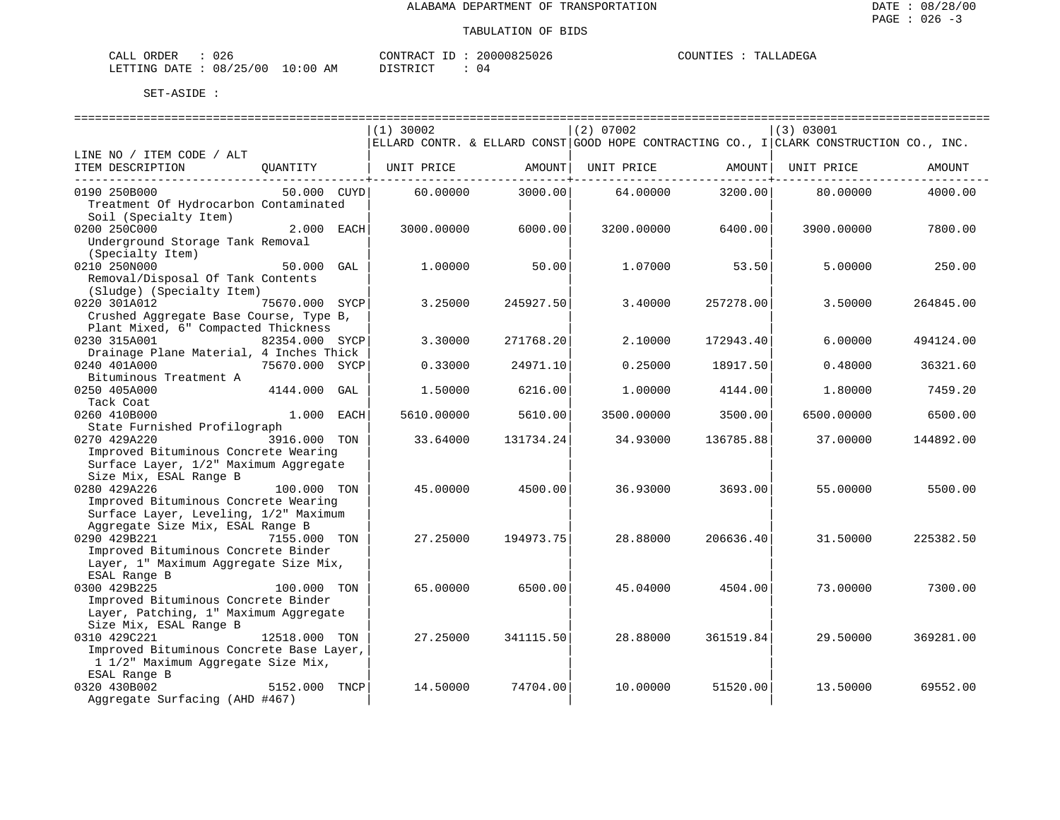ALABAMA DEPARTMENT OF TRANSPORTATION

TABULATION OF BIDS

CALL ORDER : 026 CONTRACT ID : 20000825026 COUNTIES : TALLADEGA
LETTING DATE : 08/25/00 10:00 AM DISTRICT : 04

SET-ASIDE :

| LINE NO / ITEM CODE / ALT ITEM DESCRIPTION | QUANTITY | (1) 30002 ELLARD CONTR. & ELLARD CONST UNIT PRICE | AMOUNT | (2) 07002 GOOD HOPE CONTRACTING CO., I UNIT PRICE | AMOUNT | (3) 03001 CLARK CONSTRUCTION CO., INC. UNIT PRICE | AMOUNT |
|---|---|---|---|---|---|---|---|
| 0190 250B000 Treatment Of Hydrocarbon Contaminated Soil (Specialty Item) | 50.000 CUYD | 60.00000 | 3000.00 | 64.00000 | 3200.00 | 80.00000 | 4000.00 |
| 0200 250C000 Underground Storage Tank Removal (Specialty Item) | 2.000 EACH | 3000.00000 | 6000.00 | 3200.00000 | 6400.00 | 3900.00000 | 7800.00 |
| 0210 250N000 Removal/Disposal Of Tank Contents (Sludge) (Specialty Item) | 50.000 GAL | 1.00000 | 50.00 | 1.07000 | 53.50 | 5.00000 | 250.00 |
| 0220 301A012 Crushed Aggregate Base Course, Type B, Plant Mixed, 6" Compacted Thickness | 75670.000 SYCP | 3.25000 | 245927.50 | 3.40000 | 257278.00 | 3.50000 | 264845.00 |
| 0230 315A001 Drainage Plane Material, 4 Inches Thick | 82354.000 SYCP | 3.30000 | 271768.20 | 2.10000 | 172943.40 | 6.00000 | 494124.00 |
| 0240 401A000 Bituminous Treatment A | 75670.000 SYCP | 0.33000 | 24971.10 | 0.25000 | 18917.50 | 0.48000 | 36321.60 |
| 0250 405A000 Tack Coat | 4144.000 GAL | 1.50000 | 6216.00 | 1.00000 | 4144.00 | 1.80000 | 7459.20 |
| 0260 410B000 State Furnished Profilograph | 1.000 EACH | 5610.00000 | 5610.00 | 3500.00000 | 3500.00 | 6500.00000 | 6500.00 |
| 0270 429A220 Improved Bituminous Concrete Wearing Surface Layer, 1/2" Maximum Aggregate Size Mix, ESAL Range B | 3916.000 TON | 33.64000 | 131734.24 | 34.93000 | 136785.88 | 37.00000 | 144892.00 |
| 0280 429A226 Improved Bituminous Concrete Wearing Surface Layer, Leveling, 1/2" Maximum Aggregate Size Mix, ESAL Range B | 100.000 TON | 45.00000 | 4500.00 | 36.93000 | 3693.00 | 55.00000 | 5500.00 |
| 0290 429B221 Improved Bituminous Concrete Binder Layer, 1" Maximum Aggregate Size Mix, ESAL Range B | 7155.000 TON | 27.25000 | 194973.75 | 28.88000 | 206636.40 | 31.50000 | 225382.50 |
| 0300 429B225 Improved Bituminous Concrete Binder Layer, Patching, 1" Maximum Aggregate Size Mix, ESAL Range B | 100.000 TON | 65.00000 | 6500.00 | 45.04000 | 4504.00 | 73.00000 | 7300.00 |
| 0310 429C221 Improved Bituminous Concrete Base Layer, 1 1/2" Maximum Aggregate Size Mix, ESAL Range B | 12518.000 TON | 27.25000 | 341115.50 | 28.88000 | 361519.84 | 29.50000 | 369281.00 |
| 0320 430B002 Aggregate Surfacing (AHD #467) | 5152.000 TNCP | 14.50000 | 74704.00 | 10.00000 | 51520.00 | 13.50000 | 69552.00 |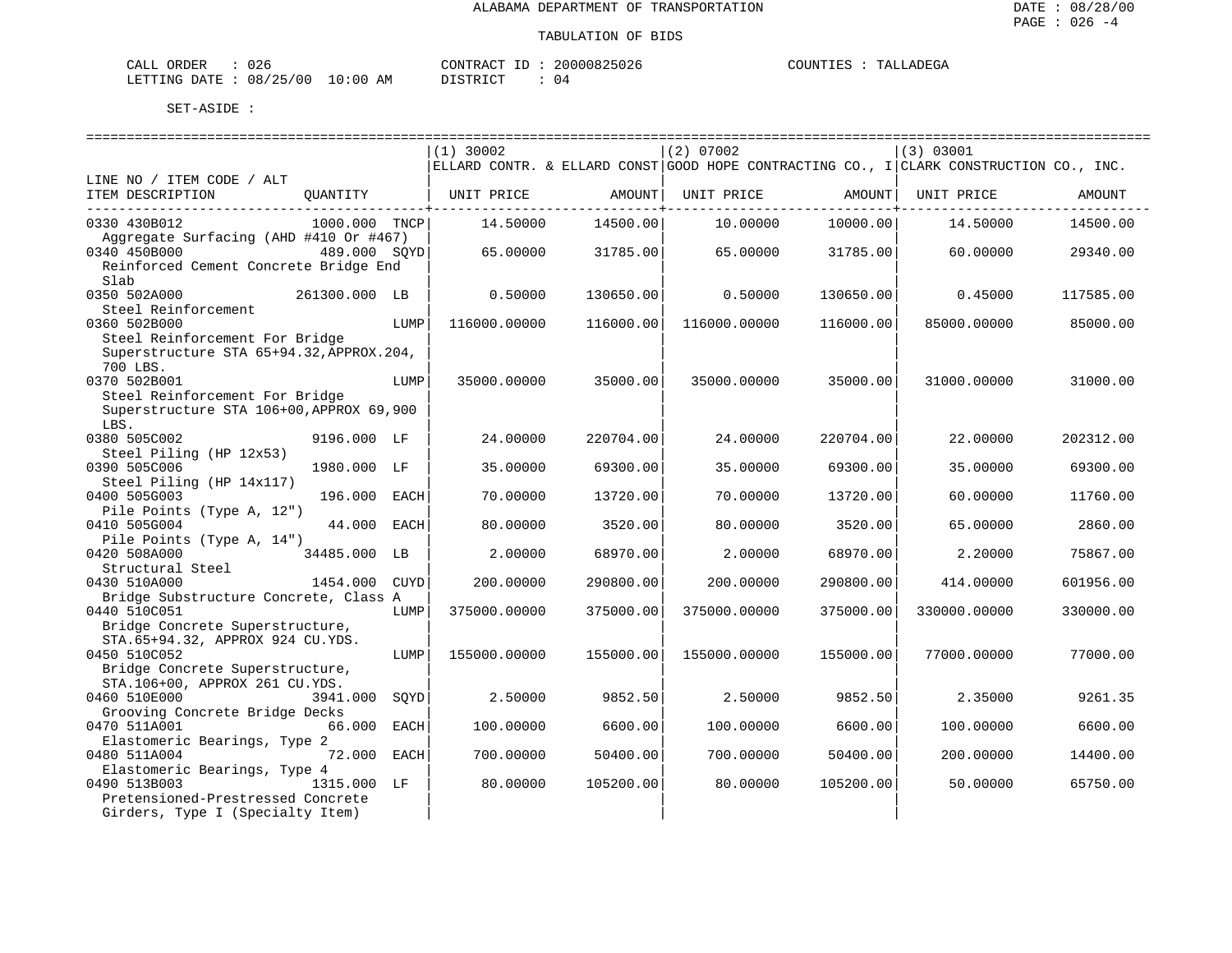ALABAMA DEPARTMENT OF TRANSPORTATION

DATE : 08/28/00

TABULATION OF BIDS

CALL ORDER : 026  CONTRACT ID : 20000825026  COUNTIES : TALLADEGA
LETTING DATE : 08/25/00 10:00 AM  DISTRICT : 04

SET-ASIDE :

| LINE NO / ITEM CODE / ALT ITEM DESCRIPTION | QUANTITY | (1) 30002 ELLARD CONTR. & ELLARD CONST UNIT PRICE | AMOUNT | (2) 07002 GOOD HOPE CONTRACTING CO., I UNIT PRICE | AMOUNT | (3) 03001 CLARK CONSTRUCTION CO., INC. UNIT PRICE | AMOUNT |
|---|---|---|---|---|---|---|---|
| 0330 430B012 Aggregate Surfacing (AHD #410 Or #467) | 1000.000 TNCP | 14.50000 | 14500.00 | 10.00000 | 10000.00 | 14.50000 | 14500.00 |
| 0340 450B000 Reinforced Cement Concrete Bridge End Slab | 489.000 SQYD | 65.00000 | 31785.00 | 65.00000 | 31785.00 | 60.00000 | 29340.00 |
| 0350 502A000 Steel Reinforcement | 261300.000 LB | 0.50000 | 130650.00 | 0.50000 | 130650.00 | 0.45000 | 117585.00 |
| 0360 502B000 Steel Reinforcement For Bridge Superstructure STA 65+94.32,APPROX.204, 700 LBS. | LUMP | 116000.00000 | 116000.00 | 116000.00000 | 116000.00 | 85000.00000 | 85000.00 |
| 0370 502B001 Steel Reinforcement For Bridge Superstructure STA 106+00,APPROX 69,900 LBS. | LUMP | 35000.00000 | 35000.00 | 35000.00000 | 35000.00 | 31000.00000 | 31000.00 |
| 0380 505C002 Steel Piling (HP 12x53) | 9196.000 LF | 24.00000 | 220704.00 | 24.00000 | 220704.00 | 22.00000 | 202312.00 |
| 0390 505C006 Steel Piling (HP 14x117) | 1980.000 LF | 35.00000 | 69300.00 | 35.00000 | 69300.00 | 35.00000 | 69300.00 |
| 0400 505G003 Pile Points (Type A, 12") | 196.000 EACH | 70.00000 | 13720.00 | 70.00000 | 13720.00 | 60.00000 | 11760.00 |
| 0410 505G004 Pile Points (Type A, 14") | 44.000 EACH | 80.00000 | 3520.00 | 80.00000 | 3520.00 | 65.00000 | 2860.00 |
| 0420 508A000 Structural Steel | 34485.000 LB | 2.00000 | 68970.00 | 2.00000 | 68970.00 | 2.20000 | 75867.00 |
| 0430 510A000 Bridge Substructure Concrete, Class A | 1454.000 CUYD | 200.00000 | 290800.00 | 200.00000 | 290800.00 | 414.00000 | 601956.00 |
| 0440 510C051 Bridge Concrete Superstructure, STA.65+94.32, APPROX 924 CU.YDS. | LUMP | 375000.00000 | 375000.00 | 375000.00000 | 375000.00 | 330000.00000 | 330000.00 |
| 0450 510C052 Bridge Concrete Superstructure, STA.106+00, APPROX 261 CU.YDS. | LUMP | 155000.00000 | 155000.00 | 155000.00000 | 155000.00 | 77000.00000 | 77000.00 |
| 0460 510E000 Grooving Concrete Bridge Decks | 3941.000 SQYD | 2.50000 | 9852.50 | 2.50000 | 9852.50 | 2.35000 | 9261.35 |
| 0470 511A001 Elastomeric Bearings, Type 2 | 66.000 EACH | 100.00000 | 6600.00 | 100.00000 | 6600.00 | 100.00000 | 6600.00 |
| 0480 511A004 Elastomeric Bearings, Type 4 | 72.000 EACH | 700.00000 | 50400.00 | 700.00000 | 50400.00 | 200.00000 | 14400.00 |
| 0490 513B003 Pretensioned-Prestressed Concrete Girders, Type I (Specialty Item) | 1315.000 LF | 80.00000 | 105200.00 | 80.00000 | 105200.00 | 50.00000 | 65750.00 |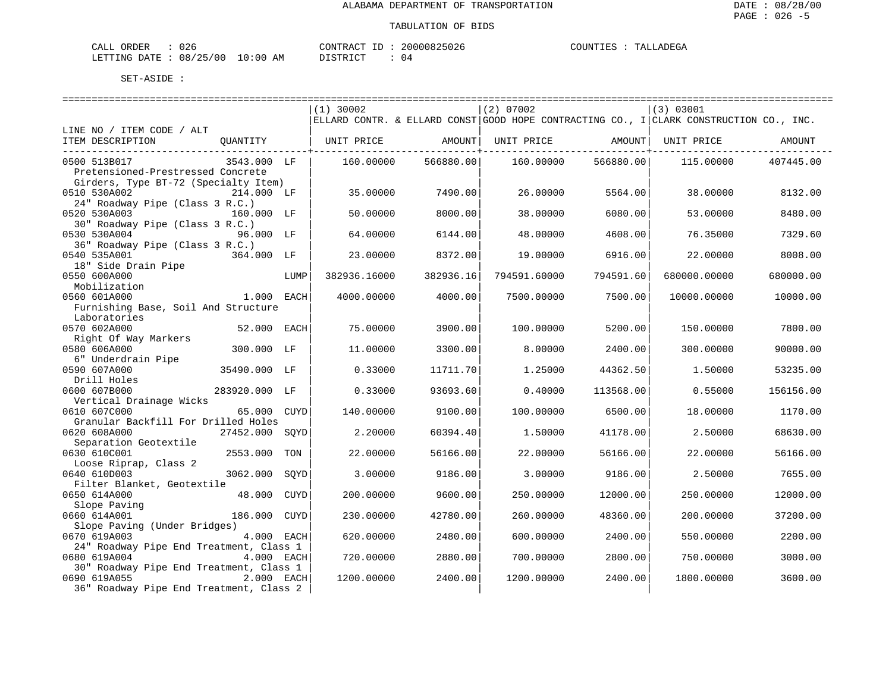ALABAMA DEPARTMENT OF TRANSPORTATION

TABULATION OF BIDS

CALL ORDER : 026 CONTRACT ID : 20000825026 COUNTIES : TALLADEGA
LETTING DATE : 08/25/00 10:00 AM DISTRICT : 04

SET-ASIDE :

| LINE NO / ITEM CODE / ALT ITEM DESCRIPTION | QUANTITY | (1) 30002 ELLARD CONTR. & ELLARD CONST UNIT PRICE | AMOUNT | (2) 07002 GOOD HOPE CONTRACTING CO., I UNIT PRICE | AMOUNT | (3) 03001 CLARK CONSTRUCTION CO., INC. UNIT PRICE | AMOUNT |
|---|---|---|---|---|---|---|---|
| 0500 513B017 Pretensioned-Prestressed Concrete Girders, Type BT-72 (Specialty Item) | 3543.000 LF | 160.00000 | 566880.00 | 160.00000 | 566880.00 | 115.00000 | 407445.00 |
| 0510 530A002 24" Roadway Pipe (Class 3 R.C.) | 214.000 LF | 35.00000 | 7490.00 | 26.00000 | 5564.00 | 38.00000 | 8132.00 |
| 0520 530A003 30" Roadway Pipe (Class 3 R.C.) | 160.000 LF | 50.00000 | 8000.00 | 38.00000 | 6080.00 | 53.00000 | 8480.00 |
| 0530 530A004 36" Roadway Pipe (Class 3 R.C.) | 96.000 LF | 64.00000 | 6144.00 | 48.00000 | 4608.00 | 76.35000 | 7329.60 |
| 0540 535A001 18" Side Drain Pipe | 364.000 LF | 23.00000 | 8372.00 | 19.00000 | 6916.00 | 22.00000 | 8008.00 |
| 0550 600A000 Mobilization | LUMP | 382936.16000 | 382936.16 | 794591.60000 | 794591.60 | 680000.00000 | 680000.00 |
| 0560 601A000 Furnishing Base, Soil And Structure Laboratories | 1.000 EACH | 4000.00000 | 4000.00 | 7500.00000 | 7500.00 | 10000.00000 | 10000.00 |
| 0570 602A000 Right Of Way Markers | 52.000 EACH | 75.00000 | 3900.00 | 100.00000 | 5200.00 | 150.00000 | 7800.00 |
| 0580 606A000 6" Underdrain Pipe | 300.000 LF | 11.00000 | 3300.00 | 8.00000 | 2400.00 | 300.00000 | 90000.00 |
| 0590 607A000 Drill Holes | 35490.000 LF | 0.33000 | 11711.70 | 1.25000 | 44362.50 | 1.50000 | 53235.00 |
| 0600 607B000 Vertical Drainage Wicks | 283920.000 LF | 0.33000 | 93693.60 | 0.40000 | 113568.00 | 0.55000 | 156156.00 |
| 0610 607C000 Granular Backfill For Drilled Holes | 65.000 CUYD | 140.00000 | 9100.00 | 100.00000 | 6500.00 | 18.00000 | 1170.00 |
| 0620 608A000 Separation Geotextile | 27452.000 SQYD | 2.20000 | 60394.40 | 1.50000 | 41178.00 | 2.50000 | 68630.00 |
| 0630 610C001 Loose Riprap, Class 2 | 2553.000 TON | 22.00000 | 56166.00 | 22.00000 | 56166.00 | 22.00000 | 56166.00 |
| 0640 610D003 Filter Blanket, Geotextile | 3062.000 SQYD | 3.00000 | 9186.00 | 3.00000 | 9186.00 | 2.50000 | 7655.00 |
| 0650 614A000 Slope Paving | 48.000 CUYD | 200.00000 | 9600.00 | 250.00000 | 12000.00 | 250.00000 | 12000.00 |
| 0660 614A001 Slope Paving (Under Bridges) | 186.000 CUYD | 230.00000 | 42780.00 | 260.00000 | 48360.00 | 200.00000 | 37200.00 |
| 0670 619A003 24" Roadway Pipe End Treatment, Class 1 | 4.000 EACH | 620.00000 | 2480.00 | 600.00000 | 2400.00 | 550.00000 | 2200.00 |
| 0680 619A004 30" Roadway Pipe End Treatment, Class 1 | 4.000 EACH | 720.00000 | 2880.00 | 700.00000 | 2800.00 | 750.00000 | 3000.00 |
| 0690 619A055 36" Roadway Pipe End Treatment, Class 2 | 2.000 EACH | 1200.00000 | 2400.00 | 1200.00000 | 2400.00 | 1800.00000 | 3600.00 |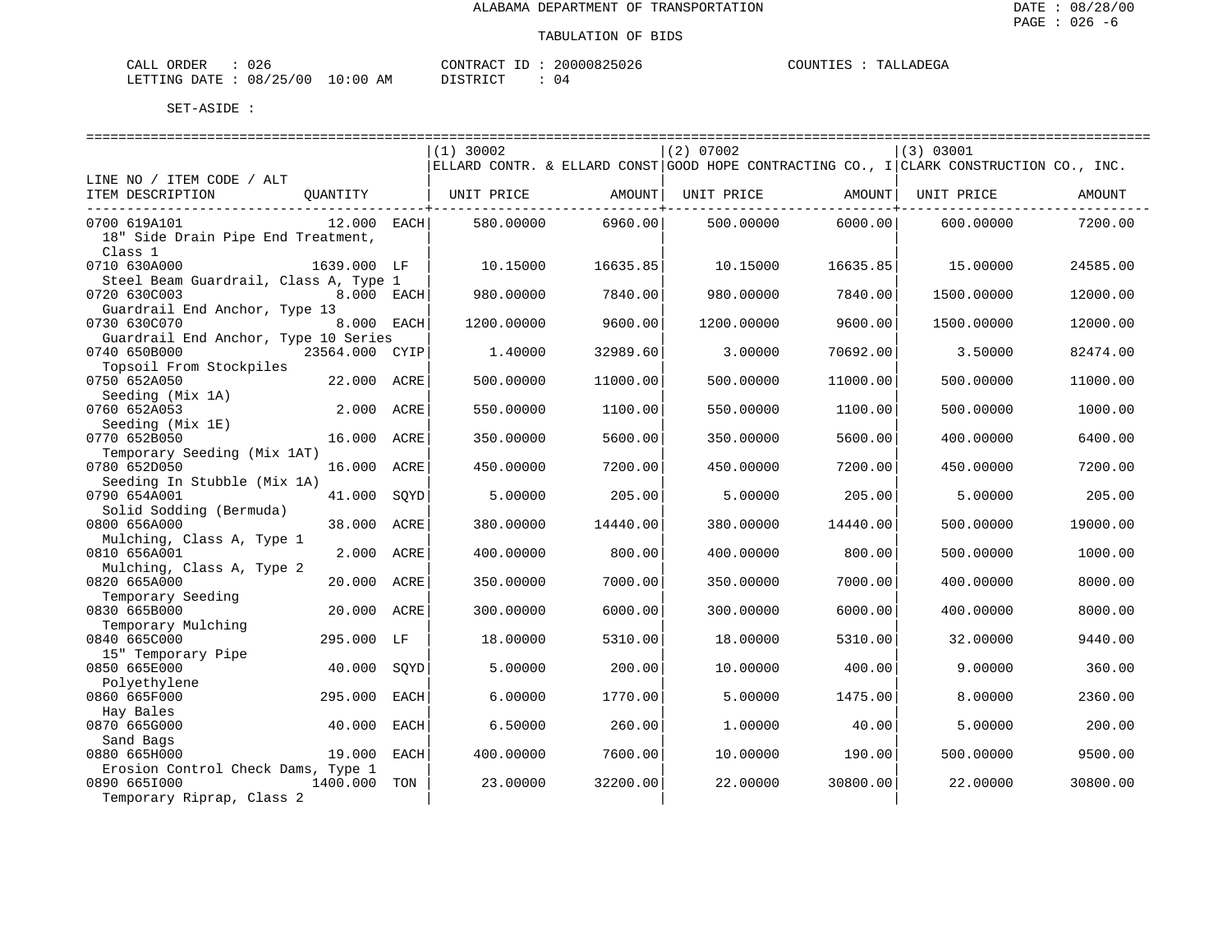ALABAMA DEPARTMENT OF TRANSPORTATION

TABULATION OF BIDS

CALL ORDER : 026 CONTRACT ID : 20000825026 COUNTIES : TALLADEGA
LETTING DATE : 08/25/00 10:00 AM DISTRICT : 04

SET-ASIDE :

| LINE NO / ITEM CODE / ALT ITEM DESCRIPTION | QUANTITY | (1) 30002 ELLARD CONTR. & ELLARD CONST UNIT PRICE | AMOUNT | (2) 07002 GOOD HOPE CONTRACTING CO., I UNIT PRICE | AMOUNT | (3) 03001 CLARK CONSTRUCTION CO., INC. UNIT PRICE | AMOUNT |
|---|---|---|---|---|---|---|---|
| 0700 619A101 18" Side Drain Pipe End Treatment, Class 1 | 12.000 EACH | 580.00000 | 6960.00 | 500.00000 | 6000.00 | 600.00000 | 7200.00 |
| 0710 630A000 Steel Beam Guardrail, Class A, Type 1 | 1639.000 LF | 10.15000 | 16635.85 | 10.15000 | 16635.85 | 15.00000 | 24585.00 |
| 0720 630C003 Guardrail End Anchor, Type 13 | 8.000 EACH | 980.00000 | 7840.00 | 980.00000 | 7840.00 | 1500.00000 | 12000.00 |
| 0730 630C070 Guardrail End Anchor, Type 10 Series | 8.000 EACH | 1200.00000 | 9600.00 | 1200.00000 | 9600.00 | 1500.00000 | 12000.00 |
| 0740 650B000 Topsoil From Stockpiles | 23564.000 CYIP | 1.40000 | 32989.60 | 3.00000 | 70692.00 | 3.50000 | 82474.00 |
| 0750 652A050 Seeding (Mix 1A) | 22.000 ACRE | 500.00000 | 11000.00 | 500.00000 | 11000.00 | 500.00000 | 11000.00 |
| 0760 652A053 Seeding (Mix 1E) | 2.000 ACRE | 550.00000 | 1100.00 | 550.00000 | 1100.00 | 500.00000 | 1000.00 |
| 0770 652B050 Temporary Seeding (Mix 1AT) | 16.000 ACRE | 350.00000 | 5600.00 | 350.00000 | 5600.00 | 400.00000 | 6400.00 |
| 0780 652D050 Seeding In Stubble (Mix 1A) | 16.000 ACRE | 450.00000 | 7200.00 | 450.00000 | 7200.00 | 450.00000 | 7200.00 |
| 0790 654A001 Solid Sodding (Bermuda) | 41.000 SQYD | 5.00000 | 205.00 | 5.00000 | 205.00 | 5.00000 | 205.00 |
| 0800 656A000 Mulching, Class A, Type 1 | 38.000 ACRE | 380.00000 | 14440.00 | 380.00000 | 14440.00 | 500.00000 | 19000.00 |
| 0810 656A001 Mulching, Class A, Type 2 | 2.000 ACRE | 400.00000 | 800.00 | 400.00000 | 800.00 | 500.00000 | 1000.00 |
| 0820 665A000 Temporary Seeding | 20.000 ACRE | 350.00000 | 7000.00 | 350.00000 | 7000.00 | 400.00000 | 8000.00 |
| 0830 665B000 Temporary Mulching | 20.000 ACRE | 300.00000 | 6000.00 | 300.00000 | 6000.00 | 400.00000 | 8000.00 |
| 0840 665C000 15" Temporary Pipe | 295.000 LF | 18.00000 | 5310.00 | 18.00000 | 5310.00 | 32.00000 | 9440.00 |
| 0850 665E000 Polyethylene | 40.000 SQYD | 5.00000 | 200.00 | 10.00000 | 400.00 | 9.00000 | 360.00 |
| 0860 665F000 Hay Bales | 295.000 EACH | 6.00000 | 1770.00 | 5.00000 | 1475.00 | 8.00000 | 2360.00 |
| 0870 665G000 Sand Bags | 40.000 EACH | 6.50000 | 260.00 | 1.00000 | 40.00 | 5.00000 | 200.00 |
| 0880 665H000 Erosion Control Check Dams, Type 1 | 19.000 EACH | 400.00000 | 7600.00 | 10.00000 | 190.00 | 500.00000 | 9500.00 |
| 0890 665I000 Temporary Riprap, Class 2 | 1400.000 TON | 23.00000 | 32200.00 | 22.00000 | 30800.00 | 22.00000 | 30800.00 |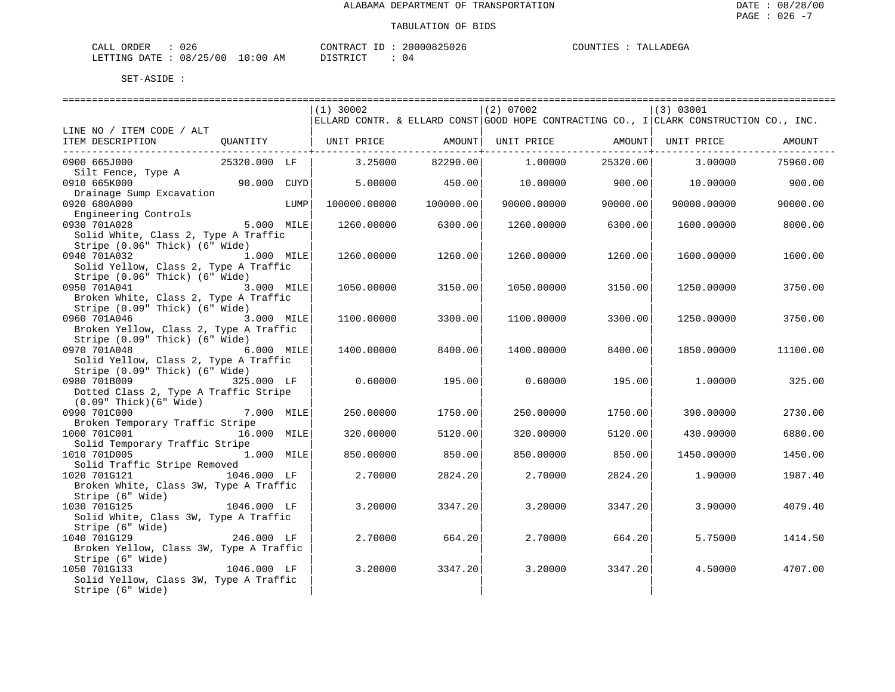ALABAMA DEPARTMENT OF TRANSPORTATION

TABULATION OF BIDS

CALL ORDER : 026 CONTRACT ID : 20000825026 COUNTIES : TALLADEGA
LETTING DATE : 08/25/00 10:00 AM DISTRICT : 04

SET-ASIDE :

| LINE NO / ITEM CODE / ALT ITEM DESCRIPTION | QUANTITY | (1) 30002 ELLARD CONTR. & ELLARD CONST UNIT PRICE | AMOUNT | (2) 07002 GOOD HOPE CONTRACTING CO., I UNIT PRICE | AMOUNT | (3) 03001 CLARK CONSTRUCTION CO., INC. UNIT PRICE | AMOUNT |
|---|---|---|---|---|---|---|---|
| 0900 665J000 Silt Fence, Type A | 25320.000 LF | 3.25000 | 82290.00 | 1.00000 | 25320.00 | 3.00000 | 75960.00 |
| 0910 665K000 Drainage Sump Excavation | 90.000 CUYD | 5.00000 | 450.00 | 10.00000 | 900.00 | 10.00000 | 900.00 |
| 0920 680A000 Engineering Controls | LUMP | 100000.00000 | 100000.00 | 90000.00000 | 90000.00 | 90000.00000 | 90000.00 |
| 0930 701A028 Solid White, Class 2, Type A Traffic Stripe (0.06" Thick) (6" Wide) | 5.000 MILE | 1260.00000 | 6300.00 | 1260.00000 | 6300.00 | 1600.00000 | 8000.00 |
| 0940 701A032 Solid Yellow, Class 2, Type A Traffic Stripe (0.06" Thick) (6" Wide) | 1.000 MILE | 1260.00000 | 1260.00 | 1260.00000 | 1260.00 | 1600.00000 | 1600.00 |
| 0950 701A041 Broken White, Class 2, Type A Traffic Stripe (0.09" Thick) (6" Wide) | 3.000 MILE | 1050.00000 | 3150.00 | 1050.00000 | 3150.00 | 1250.00000 | 3750.00 |
| 0960 701A046 Broken Yellow, Class 2, Type A Traffic Stripe (0.09" Thick) (6" Wide) | 3.000 MILE | 1100.00000 | 3300.00 | 1100.00000 | 3300.00 | 1250.00000 | 3750.00 |
| 0970 701A048 Solid Yellow, Class 2, Type A Traffic Stripe (0.09" Thick) (6" Wide) | 6.000 MILE | 1400.00000 | 8400.00 | 1400.00000 | 8400.00 | 1850.00000 | 11100.00 |
| 0980 701B009 Dotted Class 2, Type A Traffic Stripe (0.09" Thick)(6" Wide) | 325.000 LF | 0.60000 | 195.00 | 0.60000 | 195.00 | 1.00000 | 325.00 |
| 0990 701C000 Broken Temporary Traffic Stripe | 7.000 MILE | 250.00000 | 1750.00 | 250.00000 | 1750.00 | 390.00000 | 2730.00 |
| 1000 701C001 Solid Temporary Traffic Stripe | 16.000 MILE | 320.00000 | 5120.00 | 320.00000 | 5120.00 | 430.00000 | 6880.00 |
| 1010 701D005 Solid Traffic Stripe Removed | 1.000 MILE | 850.00000 | 850.00 | 850.00000 | 850.00 | 1450.00000 | 1450.00 |
| 1020 701G121 Broken White, Class 3W, Type A Traffic Stripe (6" Wide) | 1046.000 LF | 2.70000 | 2824.20 | 2.70000 | 2824.20 | 1.90000 | 1987.40 |
| 1030 701G125 Solid White, Class 3W, Type A Traffic Stripe (6" Wide) | 1046.000 LF | 3.20000 | 3347.20 | 3.20000 | 3347.20 | 3.90000 | 4079.40 |
| 1040 701G129 Broken Yellow, Class 3W, Type A Traffic Stripe (6" Wide) | 246.000 LF | 2.70000 | 664.20 | 2.70000 | 664.20 | 5.75000 | 1414.50 |
| 1050 701G133 Solid Yellow, Class 3W, Type A Traffic Stripe (6" Wide) | 1046.000 LF | 3.20000 | 3347.20 | 3.20000 | 3347.20 | 4.50000 | 4707.00 |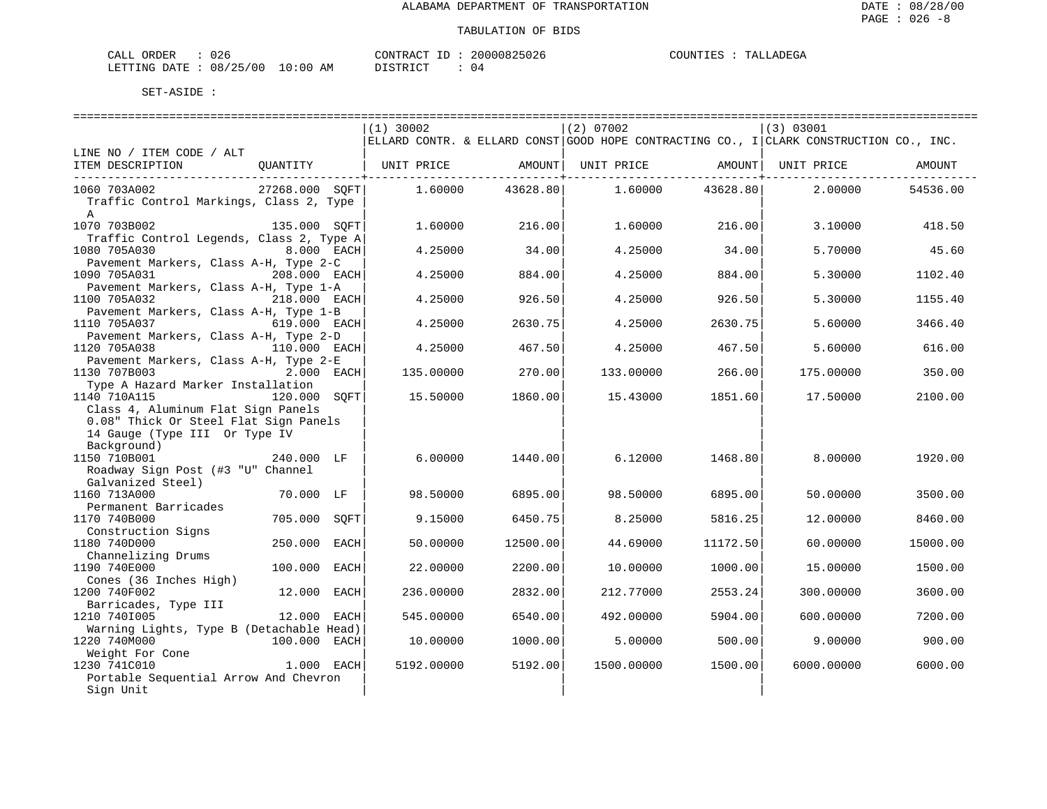ALABAMA DEPARTMENT OF TRANSPORTATION

TABULATION OF BIDS

CALL ORDER : 026 CONTRACT ID : 20000825026 COUNTIES : TALLADEGA
LETTING DATE : 08/25/00 10:00 AM DISTRICT : 04

SET-ASIDE :

| LINE NO / ITEM CODE / ALT ITEM DESCRIPTION | QUANTITY | (1) 30002 ELLARD CONTR. & ELLARD CONST UNIT PRICE | AMOUNT | (2) 07002 GOOD HOPE CONTRACTING CO., I UNIT PRICE | AMOUNT | (3) 03001 CLARK CONSTRUCTION CO., INC. UNIT PRICE | AMOUNT |
|---|---|---|---|---|---|---|---|
| 1060 703A002 Traffic Control Markings, Class 2, Type A | 27268.000 SQFT | 1.60000 | 43628.80 | 1.60000 | 43628.80 | 2.00000 | 54536.00 |
| 1070 703B002 Traffic Control Legends, Class 2, Type A | 135.000 SQFT | 1.60000 | 216.00 | 1.60000 | 216.00 | 3.10000 | 418.50 |
| 1080 705A030 Pavement Markers, Class A-H, Type 2-C | 8.000 EACH | 4.25000 | 34.00 | 4.25000 | 34.00 | 5.70000 | 45.60 |
| 1090 705A031 Pavement Markers, Class A-H, Type 1-A | 208.000 EACH | 4.25000 | 884.00 | 4.25000 | 884.00 | 5.30000 | 1102.40 |
| 1100 705A032 Pavement Markers, Class A-H, Type 1-B | 218.000 EACH | 4.25000 | 926.50 | 4.25000 | 926.50 | 5.30000 | 1155.40 |
| 1110 705A037 Pavement Markers, Class A-H, Type 2-D | 619.000 EACH | 4.25000 | 2630.75 | 4.25000 | 2630.75 | 5.60000 | 3466.40 |
| 1120 705A038 Pavement Markers, Class A-H, Type 2-E | 110.000 EACH | 4.25000 | 467.50 | 4.25000 | 467.50 | 5.60000 | 616.00 |
| 1130 707B003 Type A Hazard Marker Installation | 2.000 EACH | 135.00000 | 270.00 | 133.00000 | 266.00 | 175.00000 | 350.00 |
| 1140 710A115 Class 4, Aluminum Flat Sign Panels 0.08" Thick Or Steel Flat Sign Panels 14 Gauge (Type III Or Type IV Background) | 120.000 SQFT | 15.50000 | 1860.00 | 15.43000 | 1851.60 | 17.50000 | 2100.00 |
| 1150 710B001 Roadway Sign Post (#3 "U" Channel Galvanized Steel) | 240.000 LF | 6.00000 | 1440.00 | 6.12000 | 1468.80 | 8.00000 | 1920.00 |
| 1160 713A000 Permanent Barricades | 70.000 LF | 98.50000 | 6895.00 | 98.50000 | 6895.00 | 50.00000 | 3500.00 |
| 1170 740B000 Construction Signs | 705.000 SQFT | 9.15000 | 6450.75 | 8.25000 | 5816.25 | 12.00000 | 8460.00 |
| 1180 740D000 Channelizing Drums | 250.000 EACH | 50.00000 | 12500.00 | 44.69000 | 11172.50 | 60.00000 | 15000.00 |
| 1190 740E000 Cones (36 Inches High) | 100.000 EACH | 22.00000 | 2200.00 | 10.00000 | 1000.00 | 15.00000 | 1500.00 |
| 1200 740F002 Barricades, Type III | 12.000 EACH | 236.00000 | 2832.00 | 212.77000 | 2553.24 | 300.00000 | 3600.00 |
| 1210 740I005 Warning Lights, Type B (Detachable Head) | 12.000 EACH | 545.00000 | 6540.00 | 492.00000 | 5904.00 | 600.00000 | 7200.00 |
| 1220 740M000 Weight For Cone | 100.000 EACH | 10.00000 | 1000.00 | 5.00000 | 500.00 | 9.00000 | 900.00 |
| 1230 741C010 Portable Sequential Arrow And Chevron Sign Unit | 1.000 EACH | 5192.00000 | 5192.00 | 1500.00000 | 1500.00 | 6000.00000 | 6000.00 |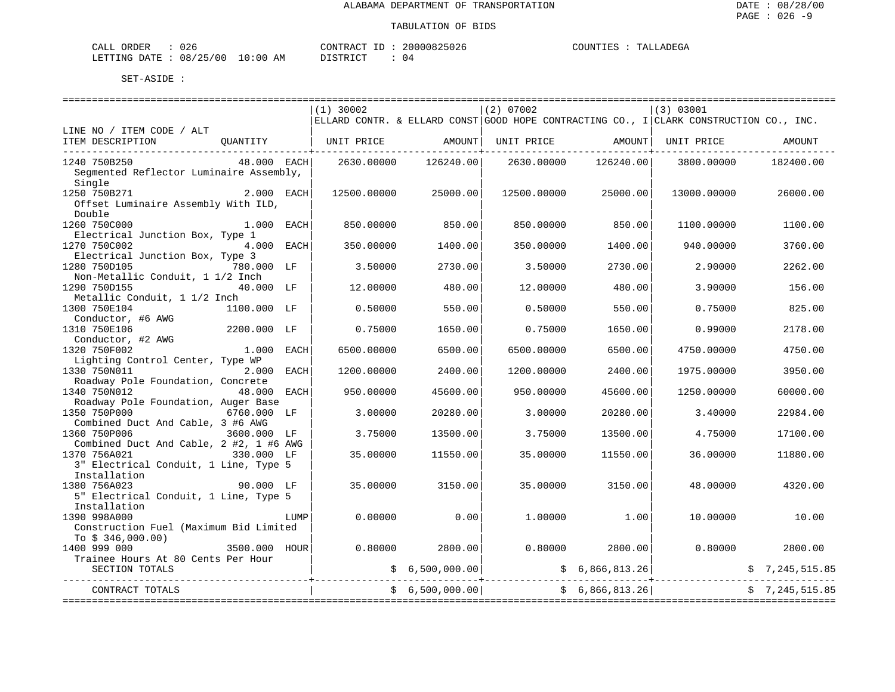ALABAMA DEPARTMENT OF TRANSPORTATION

TABULATION OF BIDS

CALL ORDER : 026
LETTING DATE : 08/25/00 10:00 AM

CONTRACT ID : 20000825026
DISTRICT : 04

COUNTIES : TALLADEGA

SET-ASIDE :

| LINE NO / ITEM CODE / ALT | | (1) 30002 ELLARD CONTR. & ELLARD CONST | | (2) 07002 GOOD HOPE CONTRACTING CO., I | | (3) 03001 CLARK CONSTRUCTION CO., INC. | |
|---|---|---|---|---|---|---|---|
| ITEM DESCRIPTION | QUANTITY | UNIT PRICE | AMOUNT | UNIT PRICE | AMOUNT | UNIT PRICE | AMOUNT |
| 1240 750B250 Segmented Reflector Luminaire Assembly, Single | 48.000 EACH | 2630.00000 | 126240.00 | 2630.00000 | 126240.00 | 3800.00000 | 182400.00 |
| 1250 750B271 Offset Luminaire Assembly With ILD, Double | 2.000 EACH | 12500.00000 | 25000.00 | 12500.00000 | 25000.00 | 13000.00000 | 26000.00 |
| 1260 750C000 Electrical Junction Box, Type 1 | 1.000 EACH | 850.00000 | 850.00 | 850.00000 | 850.00 | 1100.00000 | 1100.00 |
| 1270 750C002 Electrical Junction Box, Type 3 | 4.000 EACH | 350.00000 | 1400.00 | 350.00000 | 1400.00 | 940.00000 | 3760.00 |
| 1280 750D105 Non-Metallic Conduit, 1 1/2 Inch | 780.000 LF | 3.50000 | 2730.00 | 3.50000 | 2730.00 | 2.90000 | 2262.00 |
| 1290 750D155 Metallic Conduit, 1 1/2 Inch | 40.000 LF | 12.00000 | 480.00 | 12.00000 | 480.00 | 3.90000 | 156.00 |
| 1300 750E104 Conductor, #6 AWG | 1100.000 LF | 0.50000 | 550.00 | 0.50000 | 550.00 | 0.75000 | 825.00 |
| 1310 750E106 Conductor, #2 AWG | 2200.000 LF | 0.75000 | 1650.00 | 0.75000 | 1650.00 | 0.99000 | 2178.00 |
| 1320 750F002 Lighting Control Center, Type WP | 1.000 EACH | 6500.00000 | 6500.00 | 6500.00000 | 6500.00 | 4750.00000 | 4750.00 |
| 1330 750N011 Roadway Pole Foundation, Concrete | 2.000 EACH | 1200.00000 | 2400.00 | 1200.00000 | 2400.00 | 1975.00000 | 3950.00 |
| 1340 750N012 Roadway Pole Foundation, Auger Base | 48.000 EACH | 950.00000 | 45600.00 | 950.00000 | 45600.00 | 1250.00000 | 60000.00 |
| 1350 750P000 Combined Duct And Cable, 3 #6 AWG | 6760.000 LF | 3.00000 | 20280.00 | 3.00000 | 20280.00 | 3.40000 | 22984.00 |
| 1360 750P006 Combined Duct And Cable, 2 #2, 1 #6 AWG | 3600.000 LF | 3.75000 | 13500.00 | 3.75000 | 13500.00 | 4.75000 | 17100.00 |
| 1370 756A021 3" Electrical Conduit, 1 Line, Type 5 Installation | 330.000 LF | 35.00000 | 11550.00 | 35.00000 | 11550.00 | 36.00000 | 11880.00 |
| 1380 756A023 5" Electrical Conduit, 1 Line, Type 5 Installation | 90.000 LF | 35.00000 | 3150.00 | 35.00000 | 3150.00 | 48.00000 | 4320.00 |
| 1390 998A000 Construction Fuel (Maximum Bid Limited To $ 346,000.00) | LUMP | 0.00000 | 0.00 | 1.00000 | 1.00 | 10.00000 | 10.00 |
| 1400 999 000 Trainee Hours At 80 Cents Per Hour | 3500.000 HOUR | 0.80000 | 2800.00 | 0.80000 | 2800.00 | 0.80000 | 2800.00 |
| SECTION TOTALS | | | $ 6,500,000.00 | | $ 6,866,813.26 | | $ 7,245,515.85 |
| CONTRACT TOTALS | | | $ 6,500,000.00 | | $ 6,866,813.26 | | $ 7,245,515.85 |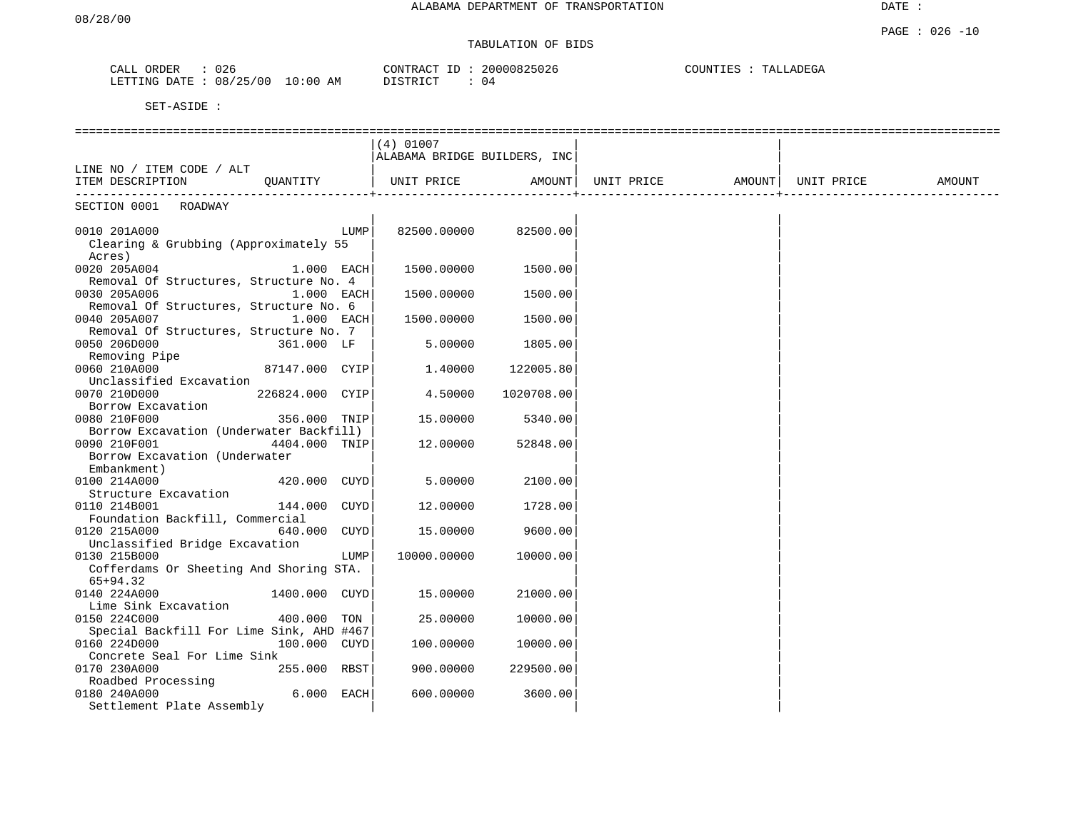ALABAMA DEPARTMENT OF TRANSPORTATION

08/28/00

DATE :

PAGE : 026 -10

TABULATION OF BIDS

CALL ORDER : 026　　CONTRACT ID : 20000825026　　COUNTIES : TALLADEGA

LETTING DATE : 08/25/00 10:00 AM　　DISTRICT : 04

SET-ASIDE :

| LINE NO / ITEM CODE / ALT ITEM DESCRIPTION | QUANTITY | (4) 01007 ALABAMA BRIDGE BUILDERS, INC UNIT PRICE | AMOUNT | UNIT PRICE | AMOUNT | UNIT PRICE | AMOUNT |
|---|---|---|---|---|---|---|---|
| SECTION 0001 ROADWAY | | | | | | | |
| 0010 201A000 Clearing & Grubbing (Approximately 55 Acres) | LUMP | 82500.00000 | 82500.00 | | | | |
| 0020 205A004 Removal Of Structures, Structure No. 4 | 1.000 EACH | 1500.00000 | 1500.00 | | | | |
| 0030 205A006 Removal Of Structures, Structure No. 6 | 1.000 EACH | 1500.00000 | 1500.00 | | | | |
| 0040 205A007 Removal Of Structures, Structure No. 7 | 1.000 EACH | 1500.00000 | 1500.00 | | | | |
| 0050 206D000 Removing Pipe | 361.000 LF | 5.00000 | 1805.00 | | | | |
| 0060 210A000 Unclassified Excavation | 87147.000 CYIP | 1.40000 | 122005.80 | | | | |
| 0070 210D000 Borrow Excavation | 226824.000 CYIP | 4.50000 | 1020708.00 | | | | |
| 0080 210F000 Borrow Excavation (Underwater Backfill) | 356.000 TNIP | 15.00000 | 5340.00 | | | | |
| 0090 210F001 Borrow Excavation (Underwater Embankment) | 4404.000 TNIP | 12.00000 | 52848.00 | | | | |
| 0100 214A000 Structure Excavation | 420.000 CUYD | 5.00000 | 2100.00 | | | | |
| 0110 214B001 Foundation Backfill, Commercial | 144.000 CUYD | 12.00000 | 1728.00 | | | | |
| 0120 215A000 Unclassified Bridge Excavation | 640.000 CUYD | 15.00000 | 9600.00 | | | | |
| 0130 215B000 Cofferdams Or Sheeting And Shoring STA. 65+94.32 | LUMP | 10000.00000 | 10000.00 | | | | |
| 0140 224A000 Lime Sink Excavation | 1400.000 CUYD | 15.00000 | 21000.00 | | | | |
| 0150 224C000 Special Backfill For Lime Sink, AHD #467 | 400.000 TON | 25.00000 | 10000.00 | | | | |
| 0160 224D000 Concrete Seal For Lime Sink | 100.000 CUYD | 100.00000 | 10000.00 | | | | |
| 0170 230A000 Roadbed Processing | 255.000 RBST | 900.00000 | 229500.00 | | | | |
| 0180 240A000 Settlement Plate Assembly | 6.000 EACH | 600.00000 | 3600.00 | | | | |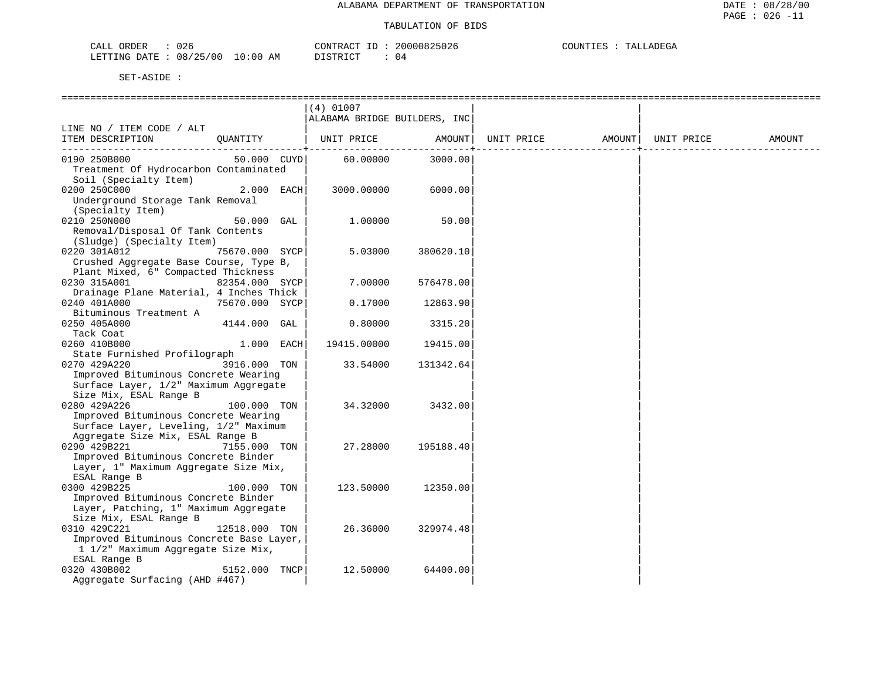ALABAMA DEPARTMENT OF TRANSPORTATION

TABULATION OF BIDS

CALL ORDER : 026 CONTRACT ID : 20000825026 COUNTIES : TALLADEGA
LETTING DATE : 08/25/00 10:00 AM DISTRICT : 04

SET-ASIDE :

| LINE NO / ITEM CODE / ALT ITEM DESCRIPTION | QUANTITY | (4) 01007 ALABAMA BRIDGE BUILDERS, INC UNIT PRICE | AMOUNT | UNIT PRICE | AMOUNT | UNIT PRICE | AMOUNT |
|---|---|---|---|---|---|---|---|
| 0190 250B000 Treatment Of Hydrocarbon Contaminated Soil (Specialty Item) | 50.000 CUYD | 60.00000 | 3000.00 | | | | |
| 0200 250C000 Underground Storage Tank Removal (Specialty Item) | 2.000 EACH | 3000.00000 | 6000.00 | | | | |
| 0210 250N000 Removal/Disposal Of Tank Contents (Sludge) (Specialty Item) | 50.000 GAL | 1.00000 | 50.00 | | | | |
| 0220 301A012 Crushed Aggregate Base Course, Type B, Plant Mixed, 6" Compacted Thickness | 75670.000 SYCP | 5.03000 | 380620.10 | | | | |
| 0230 315A001 Drainage Plane Material, 4 Inches Thick | 82354.000 SYCP | 7.00000 | 576478.00 | | | | |
| 0240 401A000 Bituminous Treatment A | 75670.000 SYCP | 0.17000 | 12863.90 | | | | |
| 0250 405A000 Tack Coat | 4144.000 GAL | 0.80000 | 3315.20 | | | | |
| 0260 410B000 State Furnished Profilograph | 1.000 EACH | 19415.00000 | 19415.00 | | | | |
| 0270 429A220 Improved Bituminous Concrete Wearing Surface Layer, 1/2" Maximum Aggregate Size Mix, ESAL Range B | 3916.000 TON | 33.54000 | 131342.64 | | | | |
| 0280 429A226 Improved Bituminous Concrete Wearing Surface Layer, Leveling, 1/2" Maximum Aggregate Size Mix, ESAL Range B | 100.000 TON | 34.32000 | 3432.00 | | | | |
| 0290 429B221 Improved Bituminous Concrete Binder Layer, 1" Maximum Aggregate Size Mix, ESAL Range B | 7155.000 TON | 27.28000 | 195188.40 | | | | |
| 0300 429B225 Improved Bituminous Concrete Binder Layer, Patching, 1" Maximum Aggregate Size Mix, ESAL Range B | 100.000 TON | 123.50000 | 12350.00 | | | | |
| 0310 429C221 Improved Bituminous Concrete Base Layer, 1 1/2" Maximum Aggregate Size Mix, ESAL Range B | 12518.000 TON | 26.36000 | 329974.48 | | | | |
| 0320 430B002 Aggregate Surfacing (AHD #467) | 5152.000 TNCP | 12.50000 | 64400.00 | | | | |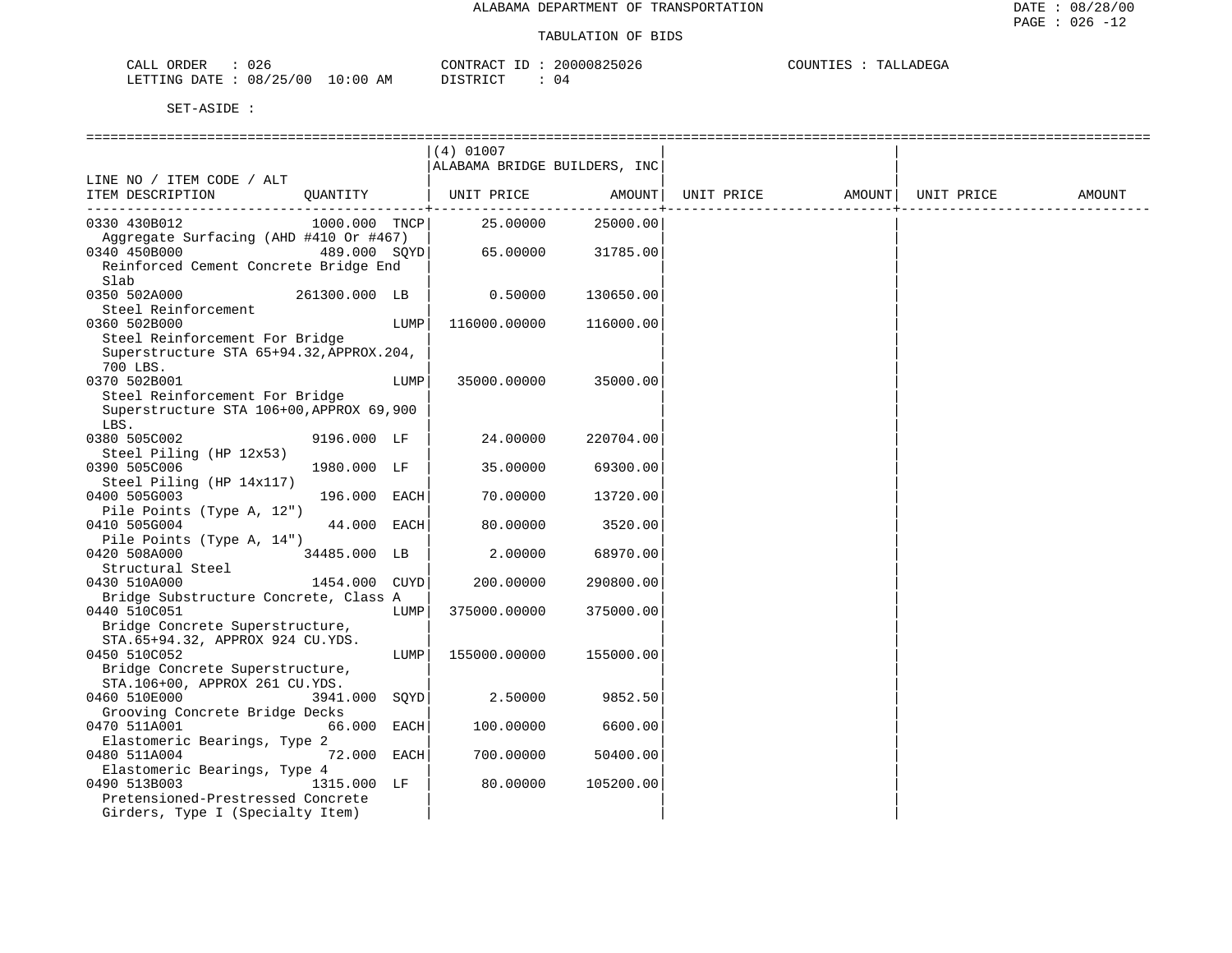ALABAMA DEPARTMENT OF TRANSPORTATION

TABULATION OF BIDS

CALL ORDER : 026 CONTRACT ID : 20000825026 COUNTIES : TALLADEGA
LETTING DATE : 08/25/00 10:00 AM DISTRICT : 04

SET-ASIDE :

| LINE NO / ITEM CODE / ALT ITEM DESCRIPTION | QUANTITY | | (4) 01007 ALABAMA BRIDGE BUILDERS, INC UNIT PRICE | AMOUNT | UNIT PRICE | AMOUNT | UNIT PRICE | AMOUNT |
|---|---|---|---|---|---|---|---|---|
| 0330 430B012 Aggregate Surfacing (AHD #410 Or #467) | 1000.000 | TNCP | 25.00000 | 25000.00 | | | | |
| 0340 450B000 Reinforced Cement Concrete Bridge End Slab | 489.000 | SQYD | 65.00000 | 31785.00 | | | | |
| 0350 502A000 Steel Reinforcement | 261300.000 | LB | 0.50000 | 130650.00 | | | | |
| 0360 502B000 Steel Reinforcement For Bridge Superstructure STA 65+94.32,APPROX.204, 700 LBS. | | LUMP | 116000.00000 | 116000.00 | | | | |
| 0370 502B001 Steel Reinforcement For Bridge Superstructure STA 106+00,APPROX 69,900 LBS. | | LUMP | 35000.00000 | 35000.00 | | | | |
| 0380 505C002 Steel Piling (HP 12x53) | 9196.000 | LF | 24.00000 | 220704.00 | | | | |
| 0390 505C006 Steel Piling (HP 14x117) | 1980.000 | LF | 35.00000 | 69300.00 | | | | |
| 0400 505G003 Pile Points (Type A, 12") | 196.000 | EACH | 70.00000 | 13720.00 | | | | |
| 0410 505G004 Pile Points (Type A, 14") | 44.000 | EACH | 80.00000 | 3520.00 | | | | |
| 0420 508A000 Structural Steel | 34485.000 | LB | 2.00000 | 68970.00 | | | | |
| 0430 510A000 Bridge Substructure Concrete, Class A | 1454.000 | CUYD | 200.00000 | 290800.00 | | | | |
| 0440 510C051 Bridge Concrete Superstructure, STA.65+94.32, APPROX 924 CU.YDS. | | LUMP | 375000.00000 | 375000.00 | | | | |
| 0450 510C052 Bridge Concrete Superstructure, STA.106+00, APPROX 261 CU.YDS. | | LUMP | 155000.00000 | 155000.00 | | | | |
| 0460 510E000 Grooving Concrete Bridge Decks | 3941.000 | SQYD | 2.50000 | 9852.50 | | | | |
| 0470 511A001 Elastomeric Bearings, Type 2 | 66.000 | EACH | 100.00000 | 6600.00 | | | | |
| 0480 511A004 Elastomeric Bearings, Type 4 | 72.000 | EACH | 700.00000 | 50400.00 | | | | |
| 0490 513B003 Pretensioned-Prestressed Concrete Girders, Type I (Specialty Item) | 1315.000 | LF | 80.00000 | 105200.00 | | | | |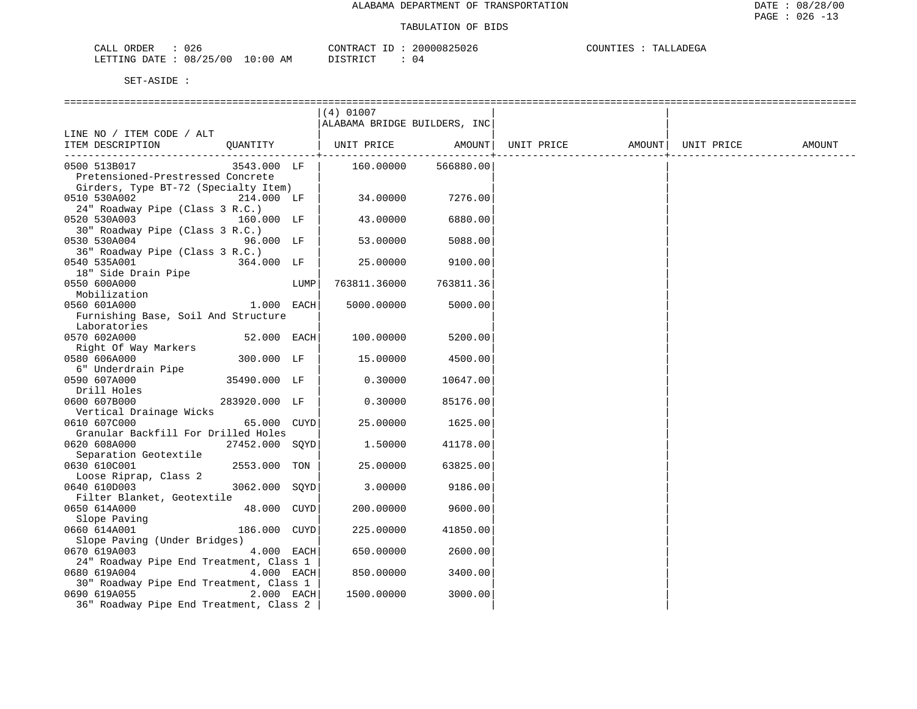ALABAMA DEPARTMENT OF TRANSPORTATION

TABULATION OF BIDS

CALL ORDER : 026 CONTRACT ID : 20000825026 COUNTIES : TALLADEGA
LETTING DATE : 08/25/00 10:00 AM DISTRICT : 04

SET-ASIDE :

| LINE NO / ITEM CODE / ALT ITEM DESCRIPTION | QUANTITY | | (4) 01007 ALABAMA BRIDGE BUILDERS, INC UNIT PRICE | AMOUNT | UNIT PRICE | AMOUNT | UNIT PRICE | AMOUNT |
|---|---|---|---|---|---|---|---|---|
| 0500 513B017 Pretensioned-Prestressed Concrete Girders, Type BT-72 (Specialty Item) | 3543.000 | LF | 160.00000 | 566880.00 | | | | |
| 0510 530A002 24" Roadway Pipe (Class 3 R.C.) | 214.000 | LF | 34.00000 | 7276.00 | | | | |
| 0520 530A003 30" Roadway Pipe (Class 3 R.C.) | 160.000 | LF | 43.00000 | 6880.00 | | | | |
| 0530 530A004 36" Roadway Pipe (Class 3 R.C.) | 96.000 | LF | 53.00000 | 5088.00 | | | | |
| 0540 535A001 18" Side Drain Pipe | 364.000 | LF | 25.00000 | 9100.00 | | | | |
| 0550 600A000 Mobilization | | LUMP | 763811.36000 | 763811.36 | | | | |
| 0560 601A000 Furnishing Base, Soil And Structure Laboratories | 1.000 | EACH | 5000.00000 | 5000.00 | | | | |
| 0570 602A000 Right Of Way Markers | 52.000 | EACH | 100.00000 | 5200.00 | | | | |
| 0580 606A000 6" Underdrain Pipe | 300.000 | LF | 15.00000 | 4500.00 | | | | |
| 0590 607A000 Drill Holes | 35490.000 | LF | 0.30000 | 10647.00 | | | | |
| 0600 607B000 Vertical Drainage Wicks | 283920.000 | LF | 0.30000 | 85176.00 | | | | |
| 0610 607C000 Granular Backfill For Drilled Holes | 65.000 | CUYD | 25.00000 | 1625.00 | | | | |
| 0620 608A000 Separation Geotextile | 27452.000 | SQYD | 1.50000 | 41178.00 | | | | |
| 0630 610C001 Loose Riprap, Class 2 | 2553.000 | TON | 25.00000 | 63825.00 | | | | |
| 0640 610D003 Filter Blanket, Geotextile | 3062.000 | SQYD | 3.00000 | 9186.00 | | | | |
| 0650 614A000 Slope Paving | 48.000 | CUYD | 200.00000 | 9600.00 | | | | |
| 0660 614A001 Slope Paving (Under Bridges) | 186.000 | CUYD | 225.00000 | 41850.00 | | | | |
| 0670 619A003 24" Roadway Pipe End Treatment, Class 1 | 4.000 | EACH | 650.00000 | 2600.00 | | | | |
| 0680 619A004 30" Roadway Pipe End Treatment, Class 1 | 4.000 | EACH | 850.00000 | 3400.00 | | | | |
| 0690 619A055 36" Roadway Pipe End Treatment, Class 2 | 2.000 | EACH | 1500.00000 | 3000.00 | | | | |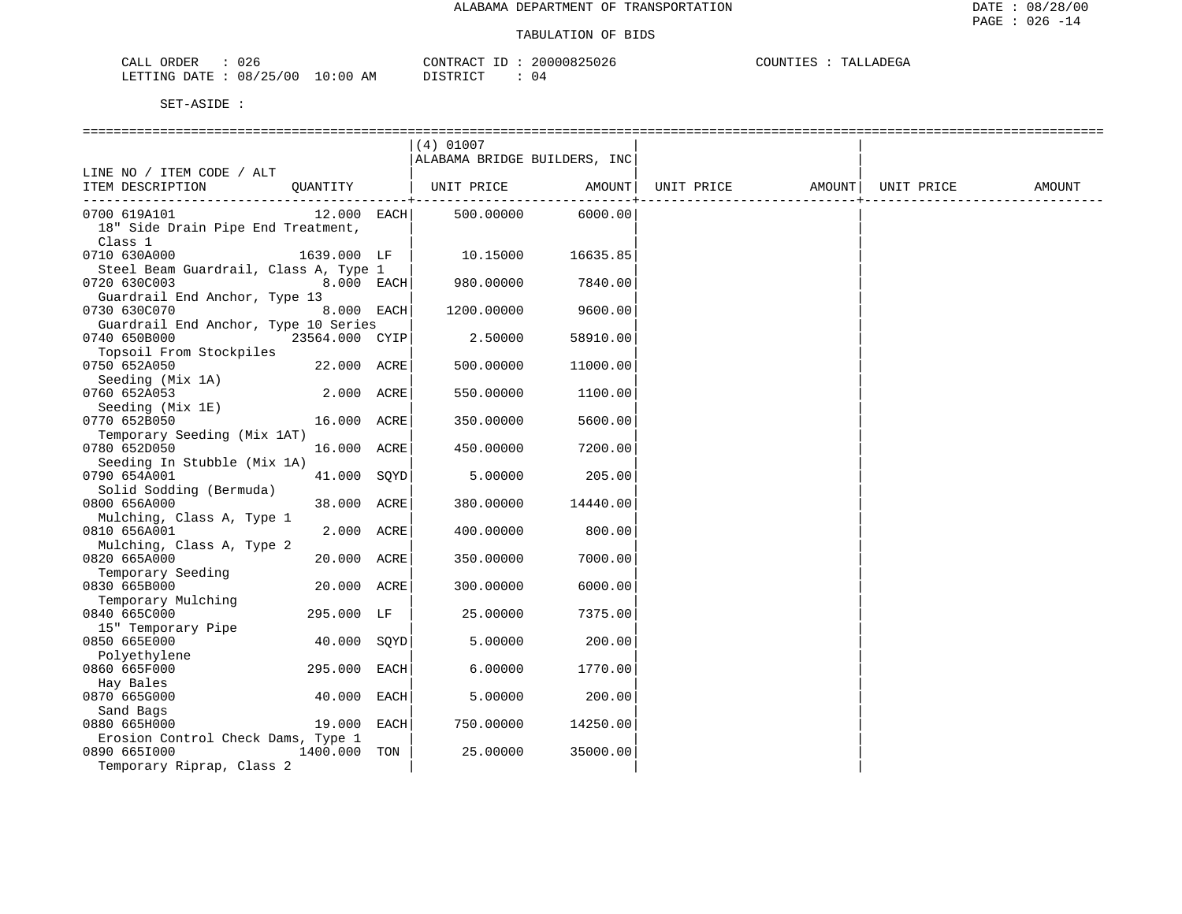ALABAMA DEPARTMENT OF TRANSPORTATION

TABULATION OF BIDS

CALL ORDER : 026 CONTRACT ID : 20000825026 COUNTIES : TALLADEGA
LETTING DATE : 08/25/00 10:00 AM DISTRICT : 04

SET-ASIDE :

| LINE NO / ITEM CODE / ALT ITEM DESCRIPTION | QUANTITY | (4) 01007 ALABAMA BRIDGE BUILDERS, INC UNIT PRICE | AMOUNT | UNIT PRICE | AMOUNT | UNIT PRICE | AMOUNT |
|---|---|---|---|---|---|---|---|
| 0700 619A101 18" Side Drain Pipe End Treatment, Class 1 | 12.000 EACH | 500.00000 | 6000.00 | | | | |
| 0710 630A000 Steel Beam Guardrail, Class A, Type 1 | 1639.000 LF | 10.15000 | 16635.85 | | | | |
| 0720 630C003 Guardrail End Anchor, Type 13 | 8.000 EACH | 980.00000 | 7840.00 | | | | |
| 0730 630C070 Guardrail End Anchor, Type 10 Series | 8.000 EACH | 1200.00000 | 9600.00 | | | | |
| 0740 650B000 Topsoil From Stockpiles | 23564.000 CYIP | 2.50000 | 58910.00 | | | | |
| 0750 652A050 Seeding (Mix 1A) | 22.000 ACRE | 500.00000 | 11000.00 | | | | |
| 0760 652A053 Seeding (Mix 1E) | 2.000 ACRE | 550.00000 | 1100.00 | | | | |
| 0770 652B050 Temporary Seeding (Mix 1AT) | 16.000 ACRE | 350.00000 | 5600.00 | | | | |
| 0780 652D050 Seeding In Stubble (Mix 1A) | 16.000 ACRE | 450.00000 | 7200.00 | | | | |
| 0790 654A001 Solid Sodding (Bermuda) | 41.000 SQYD | 5.00000 | 205.00 | | | | |
| 0800 656A000 Mulching, Class A, Type 1 | 38.000 ACRE | 380.00000 | 14440.00 | | | | |
| 0810 656A001 Mulching, Class A, Type 2 | 2.000 ACRE | 400.00000 | 800.00 | | | | |
| 0820 665A000 Temporary Seeding | 20.000 ACRE | 350.00000 | 7000.00 | | | | |
| 0830 665B000 Temporary Mulching | 20.000 ACRE | 300.00000 | 6000.00 | | | | |
| 0840 665C000 15" Temporary Pipe | 295.000 LF | 25.00000 | 7375.00 | | | | |
| 0850 665E000 Polyethylene | 40.000 SQYD | 5.00000 | 200.00 | | | | |
| 0860 665F000 Hay Bales | 295.000 EACH | 6.00000 | 1770.00 | | | | |
| 0870 665G000 Sand Bags | 40.000 EACH | 5.00000 | 200.00 | | | | |
| 0880 665H000 Erosion Control Check Dams, Type 1 | 19.000 EACH | 750.00000 | 14250.00 | | | | |
| 0890 665I000 Temporary Riprap, Class 2 | 1400.000 TON | 25.00000 | 35000.00 | | | | |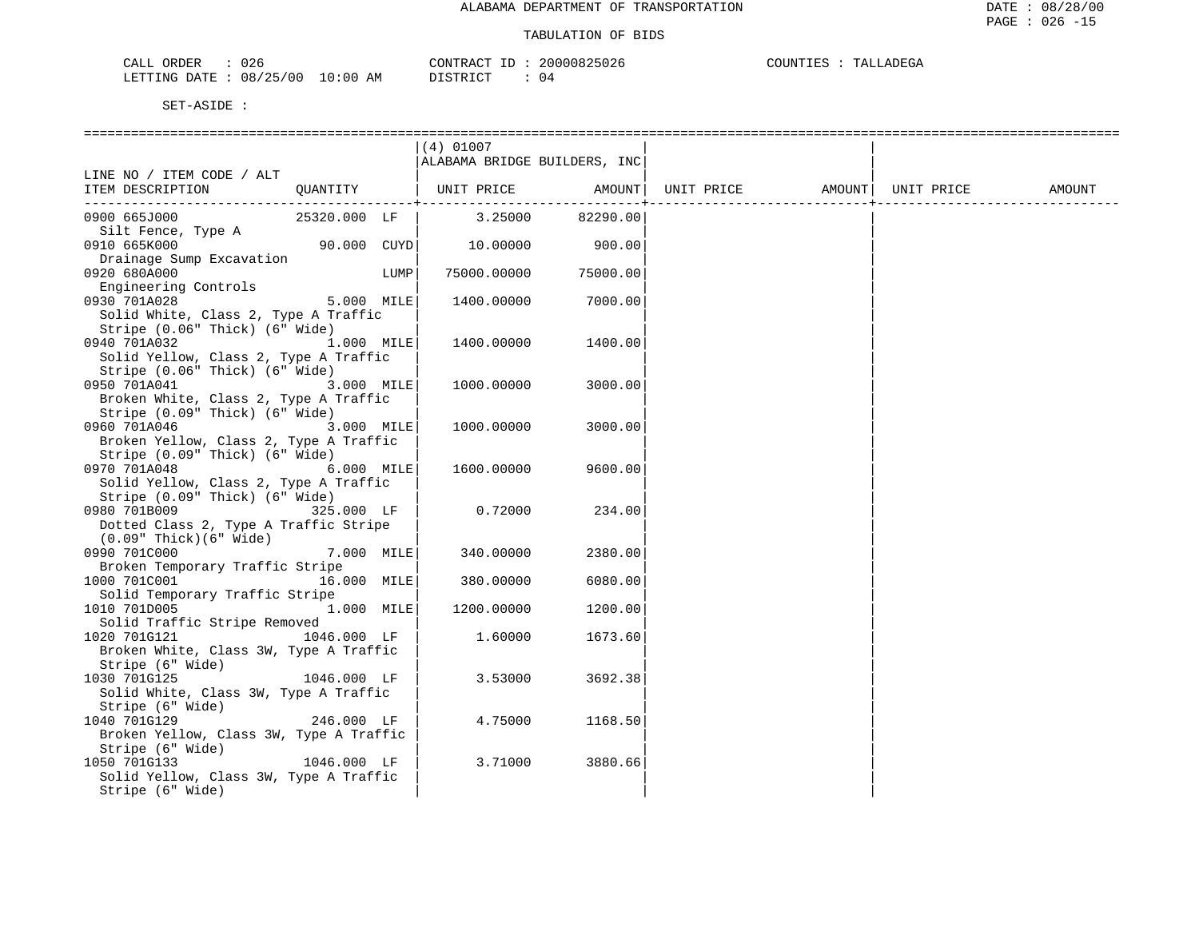ALABAMA DEPARTMENT OF TRANSPORTATION

TABULATION OF BIDS

CALL ORDER : 026    CONTRACT ID : 20000825026    COUNTIES : TALLADEGA
LETTING DATE : 08/25/00 10:00 AM    DISTRICT : 04

SET-ASIDE :

| LINE NO / ITEM CODE / ALT ITEM DESCRIPTION | QUANTITY | (4) 01007 ALABAMA BRIDGE BUILDERS, INC UNIT PRICE | AMOUNT | UNIT PRICE | AMOUNT | UNIT PRICE | AMOUNT |
|---|---|---|---|---|---|---|---|
| 0900 665J000 Silt Fence, Type A | 25320.000 LF | 3.25000 | 82290.00 | | | | |
| 0910 665K000 Drainage Sump Excavation | 90.000 CUYD | 10.00000 | 900.00 | | | | |
| 0920 680A000 Engineering Controls | LUMP | 75000.00000 | 75000.00 | | | | |
| 0930 701A028 Solid White, Class 2, Type A Traffic Stripe (0.06" Thick) (6" Wide) | 5.000 MILE | 1400.00000 | 7000.00 | | | | |
| 0940 701A032 Solid Yellow, Class 2, Type A Traffic Stripe (0.06" Thick) (6" Wide) | 1.000 MILE | 1400.00000 | 1400.00 | | | | |
| 0950 701A041 Broken White, Class 2, Type A Traffic Stripe (0.09" Thick) (6" Wide) | 3.000 MILE | 1000.00000 | 3000.00 | | | | |
| 0960 701A046 Broken Yellow, Class 2, Type A Traffic Stripe (0.09" Thick) (6" Wide) | 3.000 MILE | 1000.00000 | 3000.00 | | | | |
| 0970 701A048 Solid Yellow, Class 2, Type A Traffic Stripe (0.09" Thick) (6" Wide) | 6.000 MILE | 1600.00000 | 9600.00 | | | | |
| 0980 701B009 Dotted Class 2, Type A Traffic Stripe (0.09" Thick)(6" Wide) | 325.000 LF | 0.72000 | 234.00 | | | | |
| 0990 701C000 Broken Temporary Traffic Stripe | 7.000 MILE | 340.00000 | 2380.00 | | | | |
| 1000 701C001 Solid Temporary Traffic Stripe | 16.000 MILE | 380.00000 | 6080.00 | | | | |
| 1010 701D005 Solid Traffic Stripe Removed | 1.000 MILE | 1200.00000 | 1200.00 | | | | |
| 1020 701G121 Broken White, Class 3W, Type A Traffic Stripe (6" Wide) | 1046.000 LF | 1.60000 | 1673.60 | | | | |
| 1030 701G125 Solid White, Class 3W, Type A Traffic Stripe (6" Wide) | 1046.000 LF | 3.53000 | 3692.38 | | | | |
| 1040 701G129 Broken Yellow, Class 3W, Type A Traffic Stripe (6" Wide) | 246.000 LF | 4.75000 | 1168.50 | | | | |
| 1050 701G133 Solid Yellow, Class 3W, Type A Traffic Stripe (6" Wide) | 1046.000 LF | 3.71000 | 3880.66 | | | | |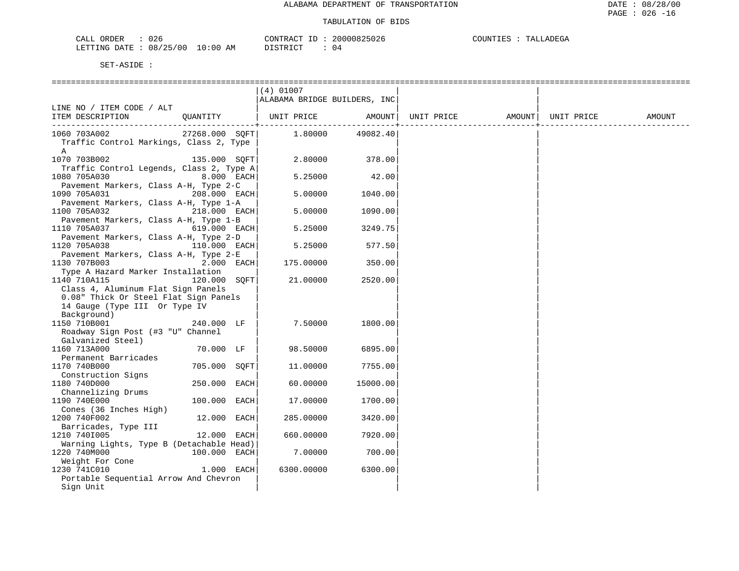ALABAMA DEPARTMENT OF TRANSPORTATION

TABULATION OF BIDS

CALL ORDER : 026 CONTRACT ID : 20000825026 COUNTIES : TALLADEGA
LETTING DATE : 08/25/00 10:00 AM DISTRICT : 04

SET-ASIDE :

| LINE NO / ITEM CODE / ALT ITEM DESCRIPTION | QUANTITY | (4) 01007 ALABAMA BRIDGE BUILDERS, INC UNIT PRICE | AMOUNT | UNIT PRICE | AMOUNT | UNIT PRICE | AMOUNT |
|---|---|---|---|---|---|---|---|
| 1060 703A002 Traffic Control Markings, Class 2, Type A | 27268.000 SQFT | 1.80000 | 49082.40 | | | | |
| 1070 703B002 Traffic Control Legends, Class 2, Type A | 135.000 SQFT | 2.80000 | 378.00 | | | | |
| 1080 705A030 Pavement Markers, Class A-H, Type 2-C | 8.000 EACH | 5.25000 | 42.00 | | | | |
| 1090 705A031 Pavement Markers, Class A-H, Type 1-A | 208.000 EACH | 5.00000 | 1040.00 | | | | |
| 1100 705A032 Pavement Markers, Class A-H, Type 1-B | 218.000 EACH | 5.00000 | 1090.00 | | | | |
| 1110 705A037 Pavement Markers, Class A-H, Type 2-D | 619.000 EACH | 5.25000 | 3249.75 | | | | |
| 1120 705A038 Pavement Markers, Class A-H, Type 2-E | 110.000 EACH | 5.25000 | 577.50 | | | | |
| 1130 707B003 Type A Hazard Marker Installation | 2.000 EACH | 175.00000 | 350.00 | | | | |
| 1140 710A115 Class 4, Aluminum Flat Sign Panels 0.08" Thick Or Steel Flat Sign Panels 14 Gauge (Type III Or Type IV Background) | 120.000 SQFT | 21.00000 | 2520.00 | | | | |
| 1150 710B001 Roadway Sign Post (#3 "U" Channel Galvanized Steel) | 240.000 LF | 7.50000 | 1800.00 | | | | |
| 1160 713A000 Permanent Barricades | 70.000 LF | 98.50000 | 6895.00 | | | | |
| 1170 740B000 Construction Signs | 705.000 SQFT | 11.00000 | 7755.00 | | | | |
| 1180 740D000 Channelizing Drums | 250.000 EACH | 60.00000 | 15000.00 | | | | |
| 1190 740E000 Cones (36 Inches High) | 100.000 EACH | 17.00000 | 1700.00 | | | | |
| 1200 740F002 Barricades, Type III | 12.000 EACH | 285.00000 | 3420.00 | | | | |
| 1210 740I005 Warning Lights, Type B (Detachable Head) | 12.000 EACH | 660.00000 | 7920.00 | | | | |
| 1220 740M000 Weight For Cone | 100.000 EACH | 7.00000 | 700.00 | | | | |
| 1230 741C010 Portable Sequential Arrow And Chevron Sign Unit | 1.000 EACH | 6300.00000 | 6300.00 | | | | |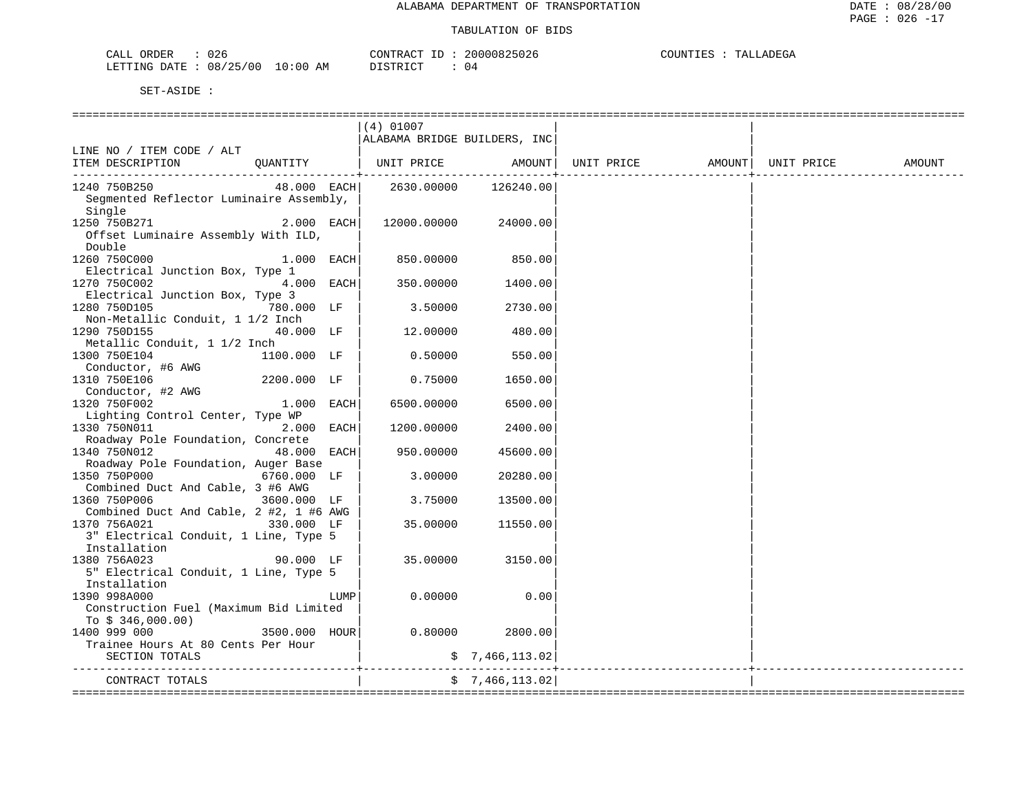ALABAMA DEPARTMENT OF TRANSPORTATION

TABULATION OF BIDS

CALL ORDER : 026 CONTRACT ID : 20000825026 COUNTIES : TALLADEGA
LETTING DATE : 08/25/00 10:00 AM DISTRICT : 04

SET-ASIDE :

| LINE NO / ITEM CODE / ALT ITEM DESCRIPTION | QUANTITY | (4) 01007 ALABAMA BRIDGE BUILDERS, INC UNIT PRICE | AMOUNT | UNIT PRICE | AMOUNT | UNIT PRICE | AMOUNT |
|---|---|---|---|---|---|---|---|
| 1240 750B250 Segmented Reflector Luminaire Assembly, Single | 48.000 EACH | 2630.00000 | 126240.00 | | | | |
| 1250 750B271 Offset Luminaire Assembly With ILD, Double | 2.000 EACH | 12000.00000 | 24000.00 | | | | |
| 1260 750C000 Electrical Junction Box, Type 1 | 1.000 EACH | 850.00000 | 850.00 | | | | |
| 1270 750C002 Electrical Junction Box, Type 3 | 4.000 EACH | 350.00000 | 1400.00 | | | | |
| 1280 750D105 Non-Metallic Conduit, 1 1/2 Inch | 780.000 LF | 3.50000 | 2730.00 | | | | |
| 1290 750D155 Metallic Conduit, 1 1/2 Inch | 40.000 LF | 12.00000 | 480.00 | | | | |
| 1300 750E104 Conductor, #6 AWG | 1100.000 LF | 0.50000 | 550.00 | | | | |
| 1310 750E106 Conductor, #2 AWG | 2200.000 LF | 0.75000 | 1650.00 | | | | |
| 1320 750F002 Lighting Control Center, Type WP | 1.000 EACH | 6500.00000 | 6500.00 | | | | |
| 1330 750N011 Roadway Pole Foundation, Concrete | 2.000 EACH | 1200.00000 | 2400.00 | | | | |
| 1340 750N012 Roadway Pole Foundation, Auger Base | 48.000 EACH | 950.00000 | 45600.00 | | | | |
| 1350 750P000 Combined Duct And Cable, 3 #6 AWG | 6760.000 LF | 3.00000 | 20280.00 | | | | |
| 1360 750P006 Combined Duct And Cable, 2 #2, 1 #6 AWG | 3600.000 LF | 3.75000 | 13500.00 | | | | |
| 1370 756A021 3" Electrical Conduit, 1 Line, Type 5 Installation | 330.000 LF | 35.00000 | 11550.00 | | | | |
| 1380 756A023 5" Electrical Conduit, 1 Line, Type 5 Installation | 90.000 LF | 35.00000 | 3150.00 | | | | |
| 1390 998A000 Construction Fuel (Maximum Bid Limited To $ 346,000.00) | LUMP | 0.00000 | 0.00 | | | | |
| 1400 999 000 Trainee Hours At 80 Cents Per Hour | 3500.000 HOUR | 0.80000 | 2800.00 | | | | |
| SECTION TOTALS | | | $ 7,466,113.02 | | | | |
| CONTRACT TOTALS | | | $ 7,466,113.02 | | | | |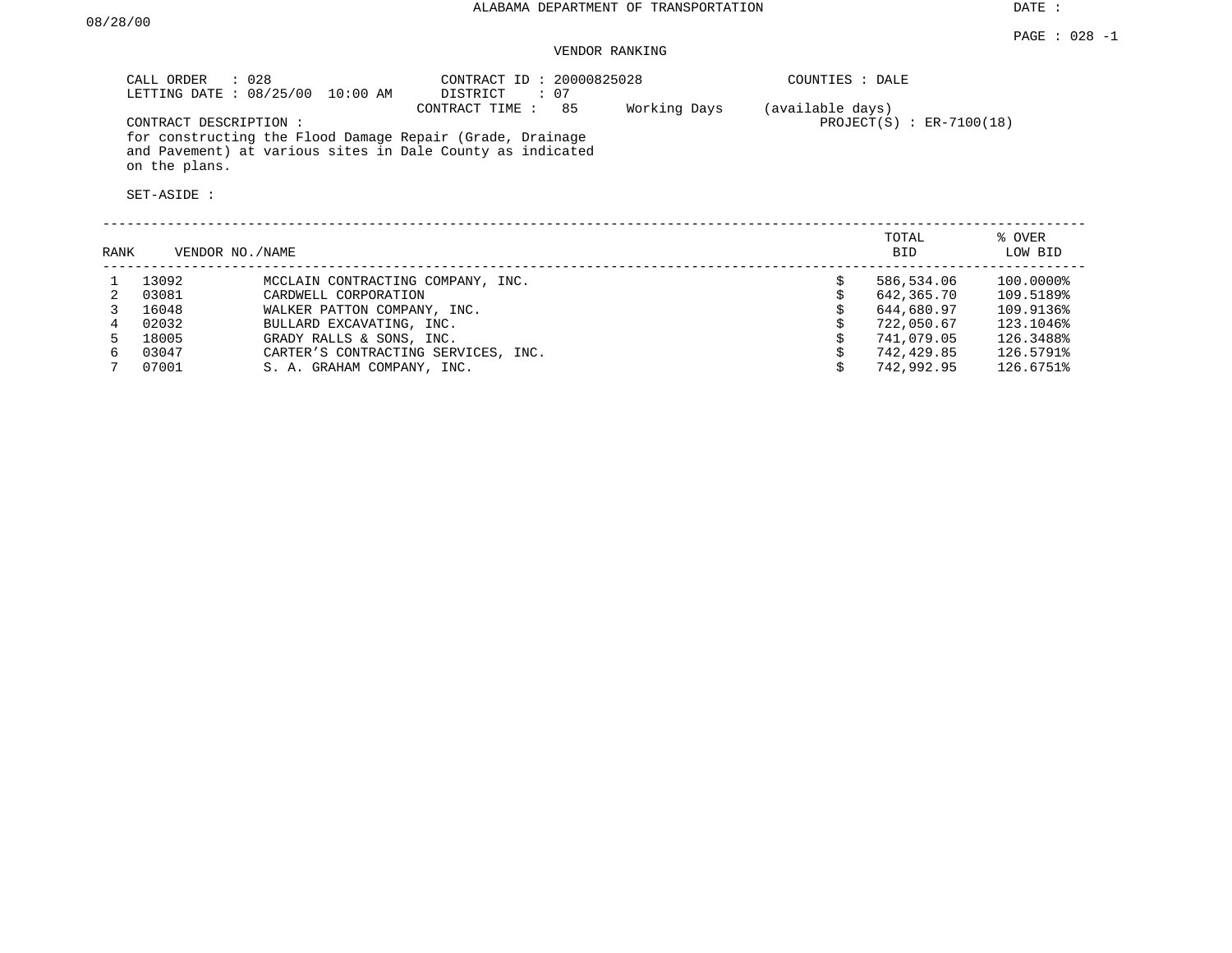ALABAMA DEPARTMENT OF TRANSPORTATION

DATE : 08/28/00

PAGE : 028 -1

VENDOR RANKING

CALL ORDER : 028
LETTING DATE : 08/25/00 10:00 AM

CONTRACT ID : 20000825028
DISTRICT : 07
CONTRACT TIME : 85 Working Days (available days)

COUNTIES : DALE
PROJECT(S) : ER-7100(18)

CONTRACT DESCRIPTION :
for constructing the Flood Damage Repair (Grade, Drainage and Pavement) at various sites in Dale County as indicated on the plans.

SET-ASIDE :

| RANK | VENDOR NO./NAME | | TOTAL BID | % OVER LOW BID |
|---|---|---|---|---|
| 1 | 13092 | MCCLAIN CONTRACTING COMPANY, INC. | $ 586,534.06 | 100.0000% |
| 2 | 03081 | CARDWELL CORPORATION | $ 642,365.70 | 109.5189% |
| 3 | 16048 | WALKER PATTON COMPANY, INC. | $ 644,680.97 | 109.9136% |
| 4 | 02032 | BULLARD EXCAVATING, INC. | $ 722,050.67 | 123.1046% |
| 5 | 18005 | GRADY RALLS & SONS, INC. | $ 741,079.05 | 126.3488% |
| 6 | 03047 | CARTER'S CONTRACTING SERVICES, INC. | $ 742,429.85 | 126.5791% |
| 7 | 07001 | S. A. GRAHAM COMPANY, INC. | $ 742,992.95 | 126.6751% |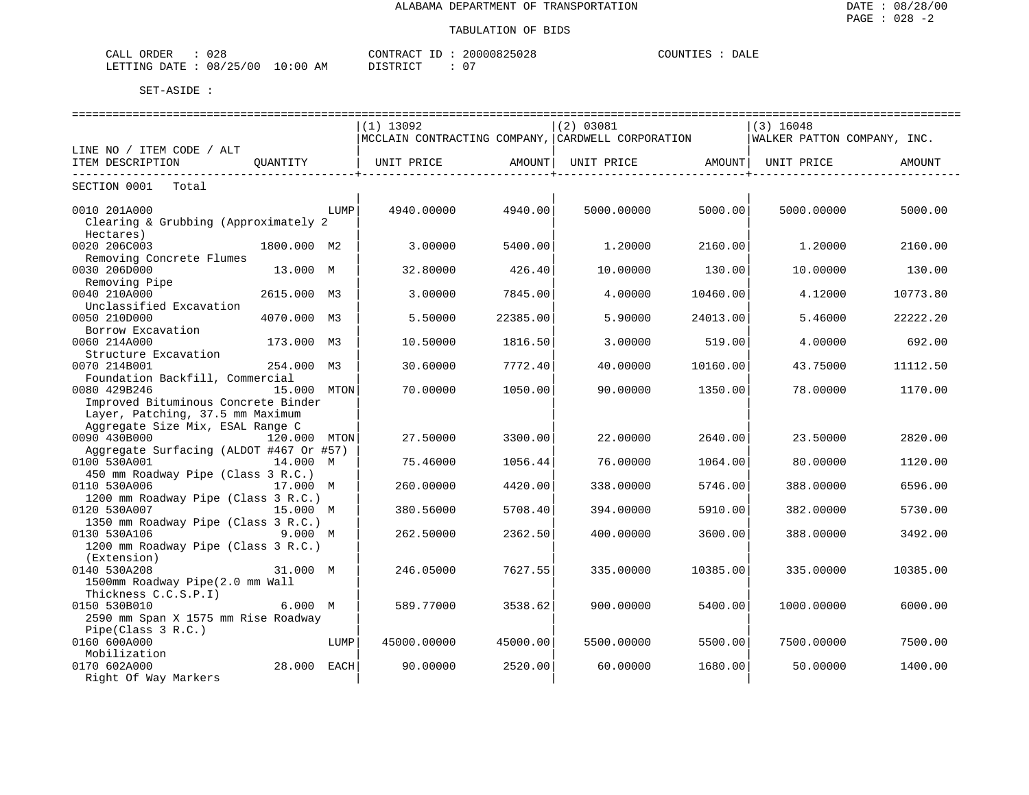ALABAMA DEPARTMENT OF TRANSPORTATION

TABULATION OF BIDS

CALL ORDER : 028 CONTRACT ID : 20000825028 COUNTIES : DALE
LETTING DATE : 08/25/00 10:00 AM DISTRICT : 07

SET-ASIDE :

| LINE NO / ITEM CODE / ALT ITEM DESCRIPTION | QUANTITY | (1) 13092 MCCLAIN CONTRACTING COMPANY, UNIT PRICE | AMOUNT | (2) 03081 CARDWELL CORPORATION UNIT PRICE | AMOUNT | (3) 16048 WALKER PATTON COMPANY, INC. UNIT PRICE | AMOUNT |
|---|---|---|---|---|---|---|---|
| SECTION 0001 Total | | | | | | | |
| 0010 201A000 Clearing & Grubbing (Approximately 2 Hectares) | LUMP | 4940.00000 | 4940.00 | 5000.00000 | 5000.00 | 5000.00000 | 5000.00 |
| 0020 206C003 Removing Concrete Flumes | 1800.000 M2 | 3.00000 | 5400.00 | 1.20000 | 2160.00 | 1.20000 | 2160.00 |
| 0030 206D000 Removing Pipe | 13.000 M | 32.80000 | 426.40 | 10.00000 | 130.00 | 10.00000 | 130.00 |
| 0040 210A000 Unclassified Excavation | 2615.000 M3 | 3.00000 | 7845.00 | 4.00000 | 10460.00 | 4.12000 | 10773.80 |
| 0050 210D000 Borrow Excavation | 4070.000 M3 | 5.50000 | 22385.00 | 5.90000 | 24013.00 | 5.46000 | 22222.20 |
| 0060 214A000 Structure Excavation | 173.000 M3 | 10.50000 | 1816.50 | 3.00000 | 519.00 | 4.00000 | 692.00 |
| 0070 214B001 Foundation Backfill, Commercial | 254.000 M3 | 30.60000 | 7772.40 | 40.00000 | 10160.00 | 43.75000 | 11112.50 |
| 0080 429B246 Improved Bituminous Concrete Binder Layer, Patching, 37.5 mm Maximum Aggregate Size Mix, ESAL Range C | 15.000 MTON | 70.00000 | 1050.00 | 90.00000 | 1350.00 | 78.00000 | 1170.00 |
| 0090 430B000 Aggregate Surfacing (ALDOT #467 Or #57) | 120.000 MTON | 27.50000 | 3300.00 | 22.00000 | 2640.00 | 23.50000 | 2820.00 |
| 0100 530A001 450 mm Roadway Pipe (Class 3 R.C.) | 14.000 M | 75.46000 | 1056.44 | 76.00000 | 1064.00 | 80.00000 | 1120.00 |
| 0110 530A006 1200 mm Roadway Pipe (Class 3 R.C.) | 17.000 M | 260.00000 | 4420.00 | 338.00000 | 5746.00 | 388.00000 | 6596.00 |
| 0120 530A007 1350 mm Roadway Pipe (Class 3 R.C.) | 15.000 M | 380.56000 | 5708.40 | 394.00000 | 5910.00 | 382.00000 | 5730.00 |
| 0130 530A106 1200 mm Roadway Pipe (Class 3 R.C.) (Extension) | 9.000 M | 262.50000 | 2362.50 | 400.00000 | 3600.00 | 388.00000 | 3492.00 |
| 0140 530A208 1500mm Roadway Pipe(2.0 mm Wall Thickness C.C.S.P.I) | 31.000 M | 246.05000 | 7627.55 | 335.00000 | 10385.00 | 335.00000 | 10385.00 |
| 0150 530B010 2590 mm Span X 1575 mm Rise Roadway Pipe(Class 3 R.C.) | 6.000 M | 589.77000 | 3538.62 | 900.00000 | 5400.00 | 1000.00000 | 6000.00 |
| 0160 600A000 Mobilization | LUMP | 45000.00000 | 45000.00 | 5500.00000 | 5500.00 | 7500.00000 | 7500.00 |
| 0170 602A000 Right Of Way Markers | 28.000 EACH | 90.00000 | 2520.00 | 60.00000 | 1680.00 | 50.00000 | 1400.00 |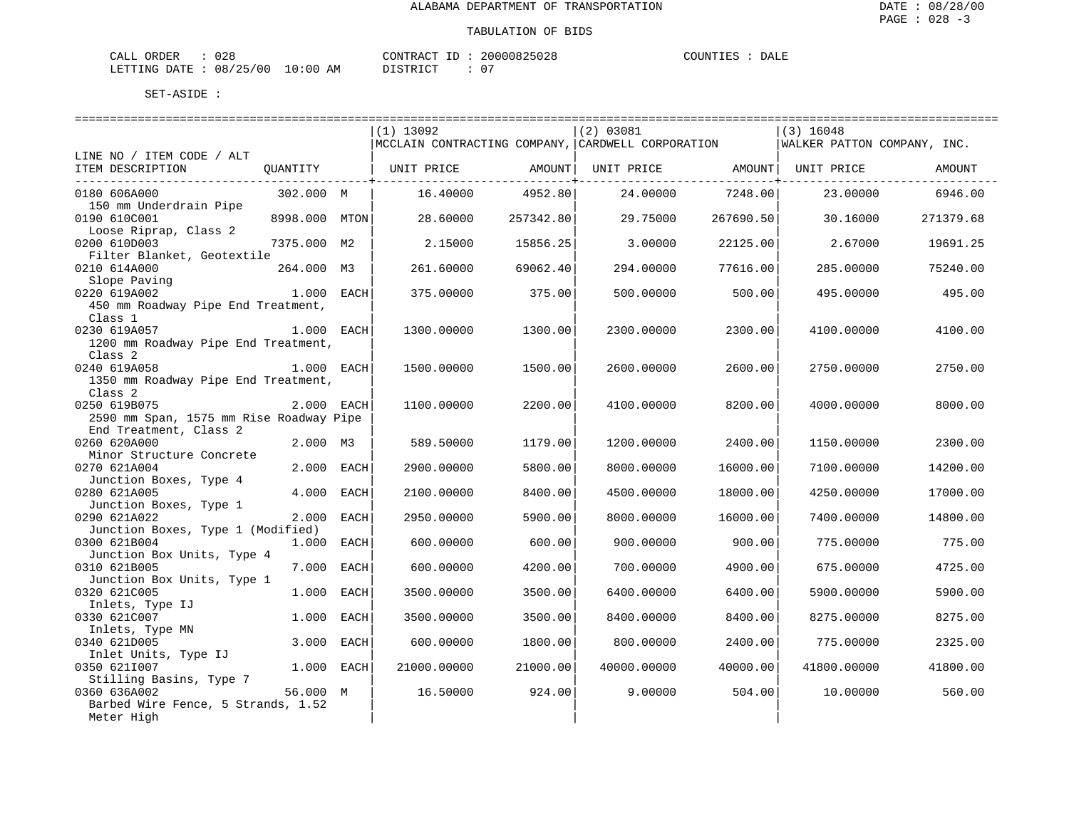ALABAMA DEPARTMENT OF TRANSPORTATION

TABULATION OF BIDS

CALL ORDER : 028 CONTRACT ID : 20000825028 COUNTIES : DALE
LETTING DATE : 08/25/00 10:00 AM DISTRICT : 07

SET-ASIDE :

| LINE NO / ITEM CODE / ALT ITEM DESCRIPTION | QUANTITY | | (1) 13092 MCCLAIN CONTRACTING COMPANY, UNIT PRICE | AMOUNT | (2) 03081 CARDWELL CORPORATION UNIT PRICE | AMOUNT | (3) 16048 WALKER PATTON COMPANY, INC. UNIT PRICE | AMOUNT |
|---|---|---|---|---|---|---|---|---|
| 0180 606A000 150 mm Underdrain Pipe | 302.000 | M | 16.40000 | 4952.80 | 24.00000 | 7248.00 | 23.00000 | 6946.00 |
| 0190 610C001 Loose Riprap, Class 2 | 8998.000 | MTON | 28.60000 | 257342.80 | 29.75000 | 267690.50 | 30.16000 | 271379.68 |
| 0200 610D003 Filter Blanket, Geotextile | 7375.000 | M2 | 2.15000 | 15856.25 | 3.00000 | 22125.00 | 2.67000 | 19691.25 |
| 0210 614A000 Slope Paving | 264.000 | M3 | 261.60000 | 69062.40 | 294.00000 | 77616.00 | 285.00000 | 75240.00 |
| 0220 619A002 450 mm Roadway Pipe End Treatment, Class 1 | 1.000 | EACH | 375.00000 | 375.00 | 500.00000 | 500.00 | 495.00000 | 495.00 |
| 0230 619A057 1200 mm Roadway Pipe End Treatment, Class 2 | 1.000 | EACH | 1300.00000 | 1300.00 | 2300.00000 | 2300.00 | 4100.00000 | 4100.00 |
| 0240 619A058 1350 mm Roadway Pipe End Treatment, Class 2 | 1.000 | EACH | 1500.00000 | 1500.00 | 2600.00000 | 2600.00 | 2750.00000 | 2750.00 |
| 0250 619B075 2590 mm Span, 1575 mm Rise Roadway Pipe End Treatment, Class 2 | 2.000 | EACH | 1100.00000 | 2200.00 | 4100.00000 | 8200.00 | 4000.00000 | 8000.00 |
| 0260 620A000 Minor Structure Concrete | 2.000 | M3 | 589.50000 | 1179.00 | 1200.00000 | 2400.00 | 1150.00000 | 2300.00 |
| 0270 621A004 Junction Boxes, Type 4 | 2.000 | EACH | 2900.00000 | 5800.00 | 8000.00000 | 16000.00 | 7100.00000 | 14200.00 |
| 0280 621A005 Junction Boxes, Type 1 | 4.000 | EACH | 2100.00000 | 8400.00 | 4500.00000 | 18000.00 | 4250.00000 | 17000.00 |
| 0290 621A022 Junction Boxes, Type 1 (Modified) | 2.000 | EACH | 2950.00000 | 5900.00 | 8000.00000 | 16000.00 | 7400.00000 | 14800.00 |
| 0300 621B004 Junction Box Units, Type 4 | 1.000 | EACH | 600.00000 | 600.00 | 900.00000 | 900.00 | 775.00000 | 775.00 |
| 0310 621B005 Junction Box Units, Type 1 | 7.000 | EACH | 600.00000 | 4200.00 | 700.00000 | 4900.00 | 675.00000 | 4725.00 |
| 0320 621C005 Inlets, Type IJ | 1.000 | EACH | 3500.00000 | 3500.00 | 6400.00000 | 6400.00 | 5900.00000 | 5900.00 |
| 0330 621C007 Inlets, Type MN | 1.000 | EACH | 3500.00000 | 3500.00 | 8400.00000 | 8400.00 | 8275.00000 | 8275.00 |
| 0340 621D005 Inlet Units, Type IJ | 3.000 | EACH | 600.00000 | 1800.00 | 800.00000 | 2400.00 | 775.00000 | 2325.00 |
| 0350 621I007 Stilling Basins, Type 7 | 1.000 | EACH | 21000.00000 | 21000.00 | 40000.00000 | 40000.00 | 41800.00000 | 41800.00 |
| 0360 636A002 Barbed Wire Fence, 5 Strands, 1.52 Meter High | 56.000 | M | 16.50000 | 924.00 | 9.00000 | 504.00 | 10.00000 | 560.00 |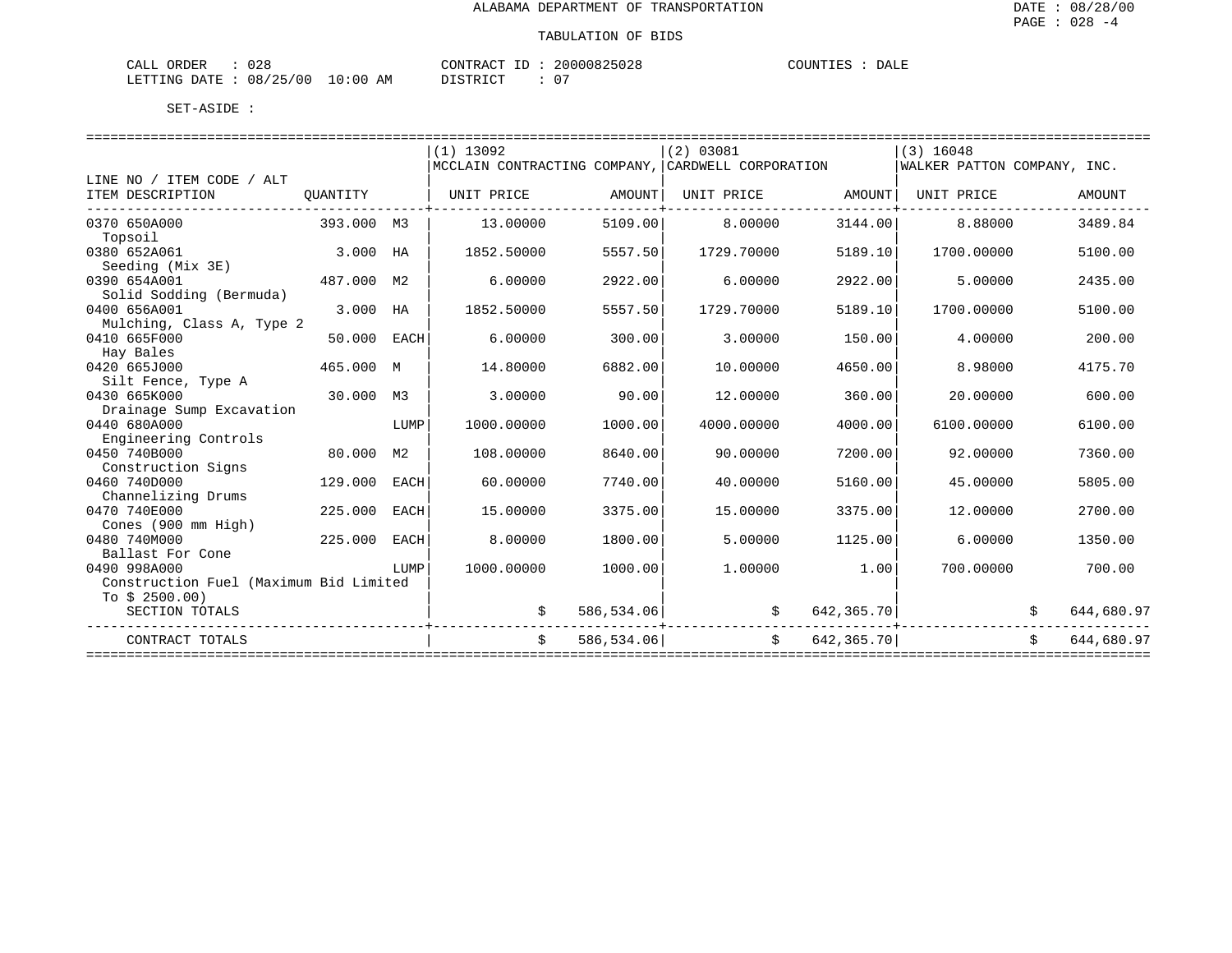ALABAMA DEPARTMENT OF TRANSPORTATION

TABULATION OF BIDS

CALL ORDER : 028　　CONTRACT ID : 20000825028　　COUNTIES : DALE
LETTING DATE : 08/25/00 10:00 AM　　DISTRICT : 07

SET-ASIDE :

| LINE NO / ITEM CODE / ALT ITEM DESCRIPTION | QUANTITY | | (1) 13092 MCCLAIN CONTRACTING COMPANY, UNIT PRICE | AMOUNT | (2) 03081 CARDWELL CORPORATION UNIT PRICE | AMOUNT | (3) 16048 WALKER PATTON COMPANY, INC. UNIT PRICE | AMOUNT |
|---|---|---|---|---|---|---|---|---|
| 0370 650A000 Topsoil | 393.000 | M3 | 13.00000 | 5109.00 | 8.00000 | 3144.00 | 8.88000 | 3489.84 |
| 0380 652A061 Seeding (Mix 3E) | 3.000 | HA | 1852.50000 | 5557.50 | 1729.70000 | 5189.10 | 1700.00000 | 5100.00 |
| 0390 654A001 Solid Sodding (Bermuda) | 487.000 | M2 | 6.00000 | 2922.00 | 6.00000 | 2922.00 | 5.00000 | 2435.00 |
| 0400 656A001 Mulching, Class A, Type 2 | 3.000 | HA | 1852.50000 | 5557.50 | 1729.70000 | 5189.10 | 1700.00000 | 5100.00 |
| 0410 665F000 Hay Bales | 50.000 | EACH | 6.00000 | 300.00 | 3.00000 | 150.00 | 4.00000 | 200.00 |
| 0420 665J000 Silt Fence, Type A | 465.000 | M | 14.80000 | 6882.00 | 10.00000 | 4650.00 | 8.98000 | 4175.70 |
| 0430 665K000 Drainage Sump Excavation | 30.000 | M3 | 3.00000 | 90.00 | 12.00000 | 360.00 | 20.00000 | 600.00 |
| 0440 680A000 Engineering Controls | | LUMP | 1000.00000 | 1000.00 | 4000.00000 | 4000.00 | 6100.00000 | 6100.00 |
| 0450 740B000 Construction Signs | 80.000 | M2 | 108.00000 | 8640.00 | 90.00000 | 7200.00 | 92.00000 | 7360.00 |
| 0460 740D000 Channelizing Drums | 129.000 | EACH | 60.00000 | 7740.00 | 40.00000 | 5160.00 | 45.00000 | 5805.00 |
| 0470 740E000 Cones (900 mm High) | 225.000 | EACH | 15.00000 | 3375.00 | 15.00000 | 3375.00 | 12.00000 | 2700.00 |
| 0480 740M000 Ballast For Cone | 225.000 | EACH | 8.00000 | 1800.00 | 5.00000 | 1125.00 | 6.00000 | 1350.00 |
| 0490 998A000 Construction Fuel (Maximum Bid Limited To $ 2500.00) | | LUMP | 1000.00000 | 1000.00 | 1.00000 | 1.00 | 700.00000 | 700.00 |
| SECTION TOTALS | | | | $ 586,534.06 | | $ 642,365.70 | | $ 644,680.97 |
| CONTRACT TOTALS | | | | $ 586,534.06 | | $ 642,365.70 | | $ 644,680.97 |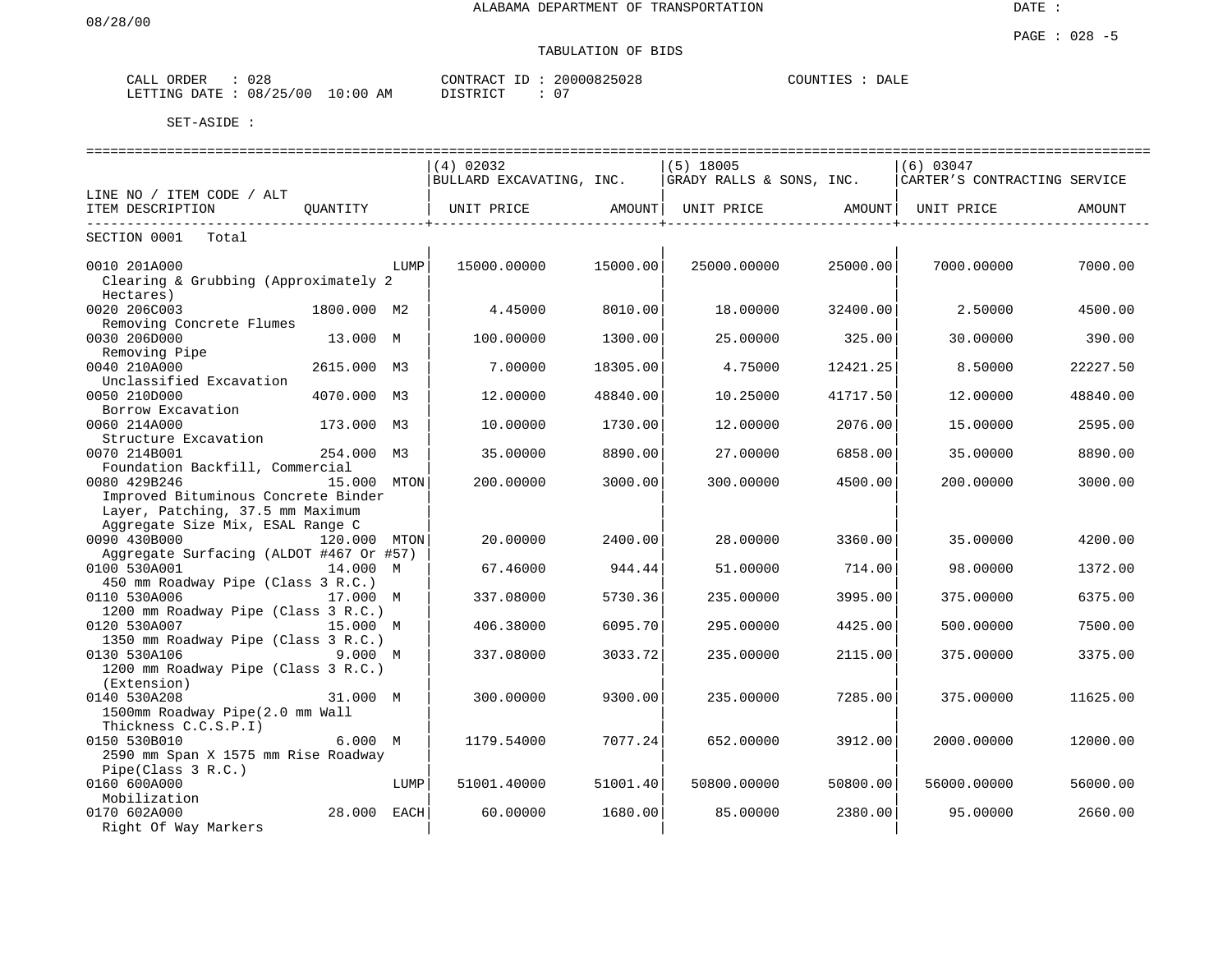ALABAMA DEPARTMENT OF TRANSPORTATION

08/28/00

DATE :

PAGE : 028 -5

TABULATION OF BIDS

CALL ORDER : 028
LETTING DATE : 08/25/00 10:00 AM

CONTRACT ID : 20000825028
DISTRICT : 07

COUNTIES : DALE

SET-ASIDE :

| LINE NO / ITEM CODE / ALT ITEM DESCRIPTION | QUANTITY | | (4) 02032 BULLARD EXCAVATING, INC. UNIT PRICE | AMOUNT | (5) 18005 GRADY RALLS & SONS, INC. UNIT PRICE | AMOUNT | (6) 03047 CARTER'S CONTRACTING SERVICE UNIT PRICE | AMOUNT |
|---|---|---|---|---|---|---|---|---|
| SECTION 0001 Total | | | | | | | | |
| 0010 201A000 Clearing & Grubbing (Approximately 2 Hectares) | | LUMP | 15000.00000 | 15000.00 | 25000.00000 | 25000.00 | 7000.00000 | 7000.00 |
| 0020 206C003 Removing Concrete Flumes | 1800.000 | M2 | 4.45000 | 8010.00 | 18.00000 | 32400.00 | 2.50000 | 4500.00 |
| 0030 206D000 Removing Pipe | 13.000 | M | 100.00000 | 1300.00 | 25.00000 | 325.00 | 30.00000 | 390.00 |
| 0040 210A000 Unclassified Excavation | 2615.000 | M3 | 7.00000 | 18305.00 | 4.75000 | 12421.25 | 8.50000 | 22227.50 |
| 0050 210D000 Borrow Excavation | 4070.000 | M3 | 12.00000 | 48840.00 | 10.25000 | 41717.50 | 12.00000 | 48840.00 |
| 0060 214A000 Structure Excavation | 173.000 | M3 | 10.00000 | 1730.00 | 12.00000 | 2076.00 | 15.00000 | 2595.00 |
| 0070 214B001 Foundation Backfill, Commercial | 254.000 | M3 | 35.00000 | 8890.00 | 27.00000 | 6858.00 | 35.00000 | 8890.00 |
| 0080 429B246 Improved Bituminous Concrete Binder Layer, Patching, 37.5 mm Maximum Aggregate Size Mix, ESAL Range C | 15.000 | MTON | 200.00000 | 3000.00 | 300.00000 | 4500.00 | 200.00000 | 3000.00 |
| 0090 430B000 Aggregate Surfacing (ALDOT #467 Or #57) | 120.000 | MTON | 20.00000 | 2400.00 | 28.00000 | 3360.00 | 35.00000 | 4200.00 |
| 0100 530A001 450 mm Roadway Pipe (Class 3 R.C.) | 14.000 | M | 67.46000 | 944.44 | 51.00000 | 714.00 | 98.00000 | 1372.00 |
| 0110 530A006 1200 mm Roadway Pipe (Class 3 R.C.) | 17.000 | M | 337.08000 | 5730.36 | 235.00000 | 3995.00 | 375.00000 | 6375.00 |
| 0120 530A007 1350 mm Roadway Pipe (Class 3 R.C.) | 15.000 | M | 406.38000 | 6095.70 | 295.00000 | 4425.00 | 500.00000 | 7500.00 |
| 0130 530A106 1200 mm Roadway Pipe (Class 3 R.C.) (Extension) | 9.000 | M | 337.08000 | 3033.72 | 235.00000 | 2115.00 | 375.00000 | 3375.00 |
| 0140 530A208 1500mm Roadway Pipe(2.0 mm Wall Thickness C.C.S.P.I) | 31.000 | M | 300.00000 | 9300.00 | 235.00000 | 7285.00 | 375.00000 | 11625.00 |
| 0150 530B010 2590 mm Span X 1575 mm Rise Roadway Pipe(Class 3 R.C.) | 6.000 | M | 1179.54000 | 7077.24 | 652.00000 | 3912.00 | 2000.00000 | 12000.00 |
| 0160 600A000 Mobilization | | LUMP | 51001.40000 | 51001.40 | 50800.00000 | 50800.00 | 56000.00000 | 56000.00 |
| 0170 602A000 Right Of Way Markers | 28.000 | EACH | 60.00000 | 1680.00 | 85.00000 | 2380.00 | 95.00000 | 2660.00 |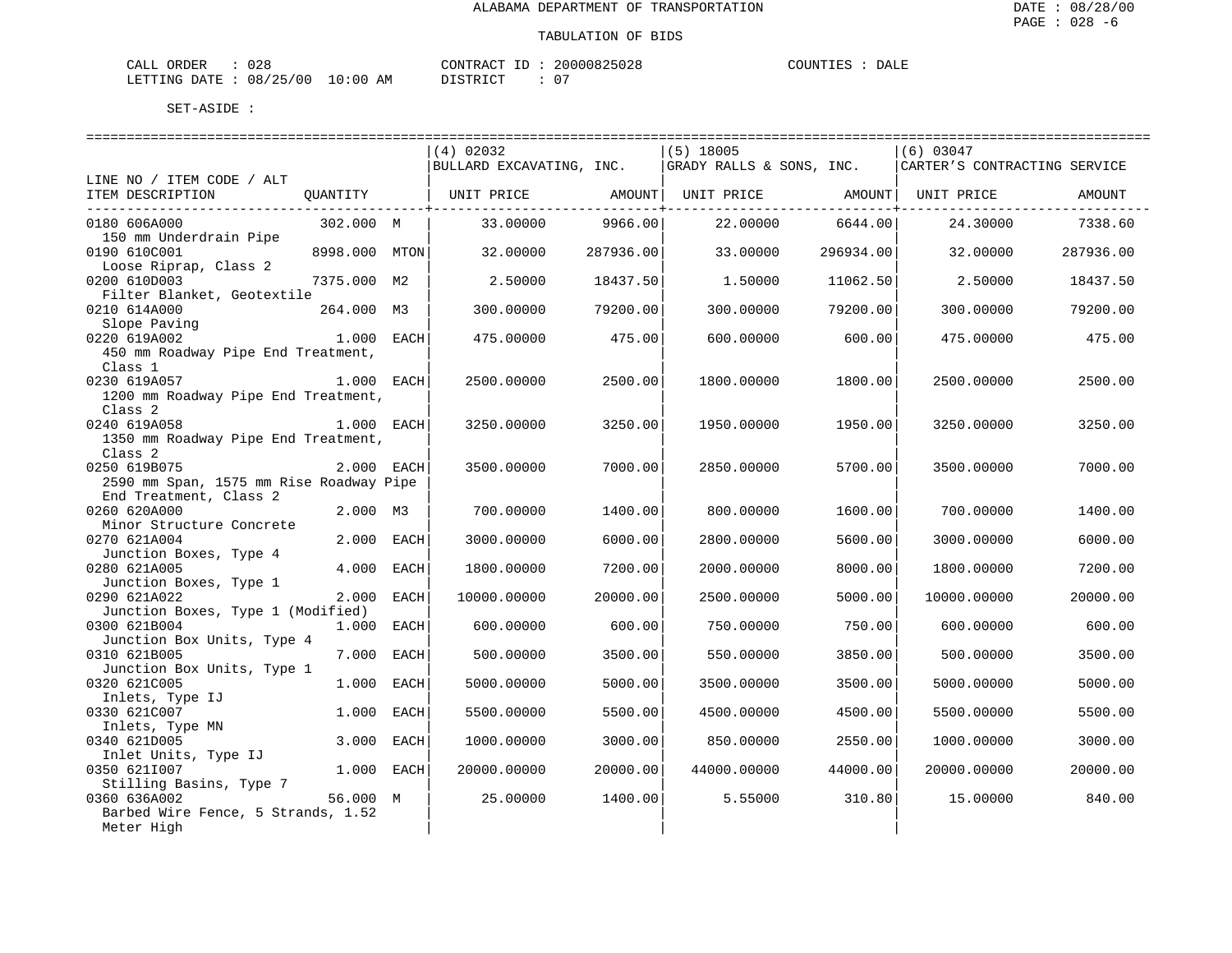ALABAMA DEPARTMENT OF TRANSPORTATION

TABULATION OF BIDS

DATE : 08/28/00
PAGE : 028 -6

CALL ORDER : 028    CONTRACT ID : 20000825028    COUNTIES : DALE
LETTING DATE : 08/25/00 10:00 AM    DISTRICT : 07

SET-ASIDE :

| LINE NO / ITEM CODE / ALT ITEM DESCRIPTION | QUANTITY | (4) 02032 BULLARD EXCAVATING, INC. UNIT PRICE | AMOUNT | (5) 18005 GRADY RALLS & SONS, INC. UNIT PRICE | AMOUNT | (6) 03047 CARTER'S CONTRACTING SERVICE UNIT PRICE | AMOUNT |
|---|---|---|---|---|---|---|---|
| 0180 606A000 150 mm Underdrain Pipe | 302.000 M | 33.00000 | 9966.00 | 22.00000 | 6644.00 | 24.30000 | 7338.60 |
| 0190 610C001 Loose Riprap, Class 2 | 8998.000 MTON | 32.00000 | 287936.00 | 33.00000 | 296934.00 | 32.00000 | 287936.00 |
| 0200 610D003 Filter Blanket, Geotextile | 7375.000 M2 | 2.50000 | 18437.50 | 1.50000 | 11062.50 | 2.50000 | 18437.50 |
| 0210 614A000 Slope Paving | 264.000 M3 | 300.00000 | 79200.00 | 300.00000 | 79200.00 | 300.00000 | 79200.00 |
| 0220 619A002 450 mm Roadway Pipe End Treatment, Class 1 | 1.000 EACH | 475.00000 | 475.00 | 600.00000 | 600.00 | 475.00000 | 475.00 |
| 0230 619A057 1200 mm Roadway Pipe End Treatment, Class 2 | 1.000 EACH | 2500.00000 | 2500.00 | 1800.00000 | 1800.00 | 2500.00000 | 2500.00 |
| 0240 619A058 1350 mm Roadway Pipe End Treatment, Class 2 | 1.000 EACH | 3250.00000 | 3250.00 | 1950.00000 | 1950.00 | 3250.00000 | 3250.00 |
| 0250 619B075 2590 mm Span, 1575 mm Rise Roadway Pipe End Treatment, Class 2 | 2.000 EACH | 3500.00000 | 7000.00 | 2850.00000 | 5700.00 | 3500.00000 | 7000.00 |
| 0260 620A000 Minor Structure Concrete | 2.000 M3 | 700.00000 | 1400.00 | 800.00000 | 1600.00 | 700.00000 | 1400.00 |
| 0270 621A004 Junction Boxes, Type 4 | 2.000 EACH | 3000.00000 | 6000.00 | 2800.00000 | 5600.00 | 3000.00000 | 6000.00 |
| 0280 621A005 Junction Boxes, Type 1 | 4.000 EACH | 1800.00000 | 7200.00 | 2000.00000 | 8000.00 | 1800.00000 | 7200.00 |
| 0290 621A022 Junction Boxes, Type 1 (Modified) | 2.000 EACH | 10000.00000 | 20000.00 | 2500.00000 | 5000.00 | 10000.00000 | 20000.00 |
| 0300 621B004 Junction Box Units, Type 4 | 1.000 EACH | 600.00000 | 600.00 | 750.00000 | 750.00 | 600.00000 | 600.00 |
| 0310 621B005 Junction Box Units, Type 1 | 7.000 EACH | 500.00000 | 3500.00 | 550.00000 | 3850.00 | 500.00000 | 3500.00 |
| 0320 621C005 Inlets, Type IJ | 1.000 EACH | 5000.00000 | 5000.00 | 3500.00000 | 3500.00 | 5000.00000 | 5000.00 |
| 0330 621C007 Inlets, Type MN | 1.000 EACH | 5500.00000 | 5500.00 | 4500.00000 | 4500.00 | 5500.00000 | 5500.00 |
| 0340 621D005 Inlet Units, Type IJ | 3.000 EACH | 1000.00000 | 3000.00 | 850.00000 | 2550.00 | 1000.00000 | 3000.00 |
| 0350 621I007 Stilling Basins, Type 7 | 1.000 EACH | 20000.00000 | 20000.00 | 44000.00000 | 44000.00 | 20000.00000 | 20000.00 |
| 0360 636A002 Barbed Wire Fence, 5 Strands, 1.52 Meter High | 56.000 M | 25.00000 | 1400.00 | 5.55000 | 310.80 | 15.00000 | 840.00 |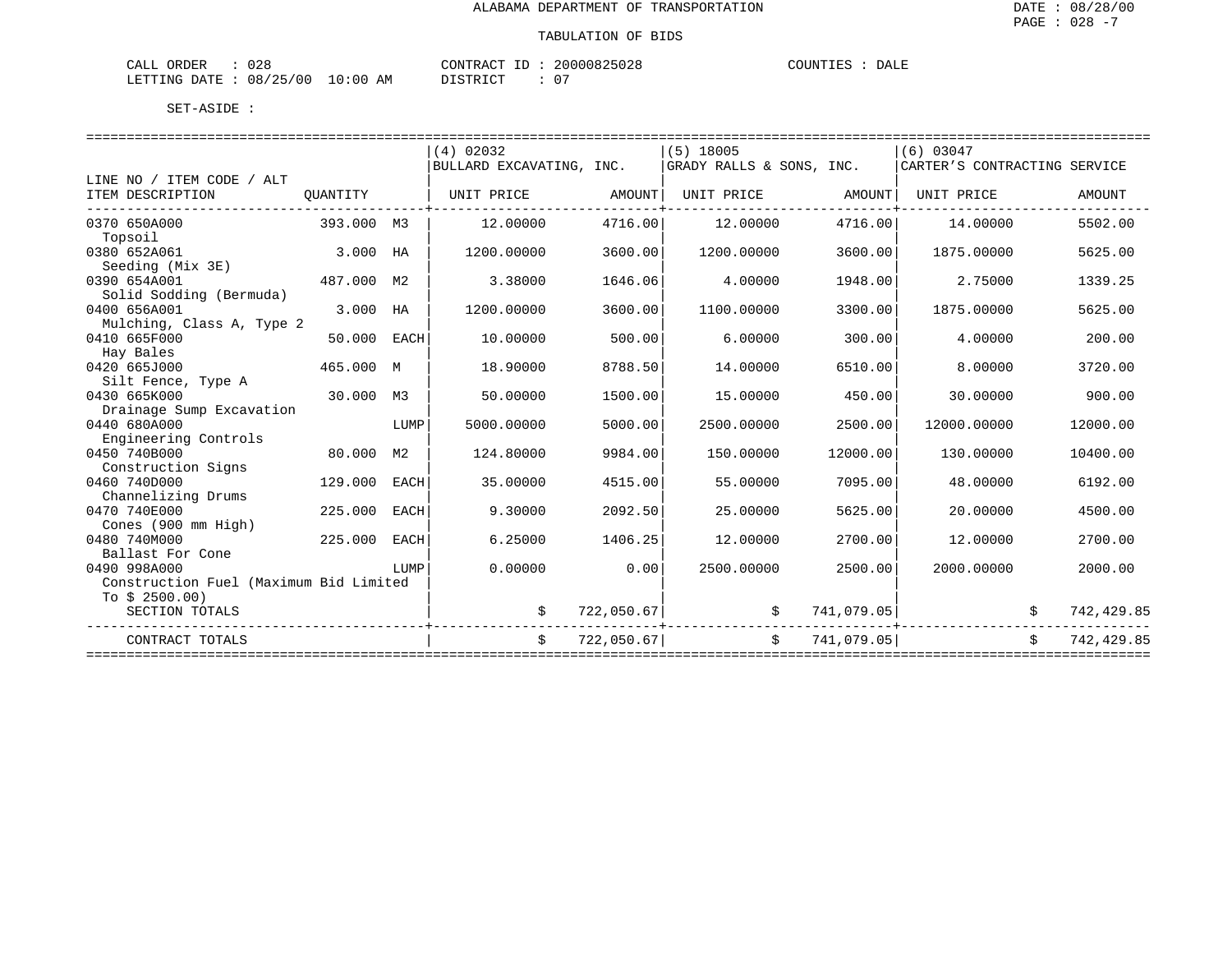ALABAMA DEPARTMENT OF TRANSPORTATION

TABULATION OF BIDS

CALL ORDER : 028　　CONTRACT ID : 20000825028　　COUNTIES : DALE
LETTING DATE : 08/25/00 10:00 AM　　DISTRICT : 07

SET-ASIDE :

| LINE NO / ITEM CODE / ALT ITEM DESCRIPTION | QUANTITY | | (4) 02032 BULLARD EXCAVATING, INC. UNIT PRICE | AMOUNT | (5) 18005 GRADY RALLS & SONS, INC. UNIT PRICE | AMOUNT | (6) 03047 CARTER'S CONTRACTING SERVICE UNIT PRICE | AMOUNT |
|---|---|---|---|---|---|---|---|---|
| 0370 650A000 Topsoil | 393.000 | M3 | 12.00000 | 4716.00 | 12.00000 | 4716.00 | 14.00000 | 5502.00 |
| 0380 652A061 Seeding (Mix 3E) | 3.000 | HA | 1200.00000 | 3600.00 | 1200.00000 | 3600.00 | 1875.00000 | 5625.00 |
| 0390 654A001 Solid Sodding (Bermuda) | 487.000 | M2 | 3.38000 | 1646.06 | 4.00000 | 1948.00 | 2.75000 | 1339.25 |
| 0400 656A001 Mulching, Class A, Type 2 | 3.000 | HA | 1200.00000 | 3600.00 | 1100.00000 | 3300.00 | 1875.00000 | 5625.00 |
| 0410 665F000 Hay Bales | 50.000 | EACH | 10.00000 | 500.00 | 6.00000 | 300.00 | 4.00000 | 200.00 |
| 0420 665J000 Silt Fence, Type A | 465.000 | M | 18.90000 | 8788.50 | 14.00000 | 6510.00 | 8.00000 | 3720.00 |
| 0430 665K000 Drainage Sump Excavation | 30.000 | M3 | 50.00000 | 1500.00 | 15.00000 | 450.00 | 30.00000 | 900.00 |
| 0440 680A000 Engineering Controls | | LUMP | 5000.00000 | 5000.00 | 2500.00000 | 2500.00 | 12000.00000 | 12000.00 |
| 0450 740B000 Construction Signs | 80.000 | M2 | 124.80000 | 9984.00 | 150.00000 | 12000.00 | 130.00000 | 10400.00 |
| 0460 740D000 Channelizing Drums | 129.000 | EACH | 35.00000 | 4515.00 | 55.00000 | 7095.00 | 48.00000 | 6192.00 |
| 0470 740E000 Cones (900 mm High) | 225.000 | EACH | 9.30000 | 2092.50 | 25.00000 | 5625.00 | 20.00000 | 4500.00 |
| 0480 740M000 Ballast For Cone | 225.000 | EACH | 6.25000 | 1406.25 | 12.00000 | 2700.00 | 12.00000 | 2700.00 |
| 0490 998A000 Construction Fuel (Maximum Bid Limited To $ 2500.00) | | LUMP | 0.00000 | 0.00 | 2500.00000 | 2500.00 | 2000.00000 | 2000.00 |
| SECTION TOTALS | | | | $ 722,050.67 | | $ 741,079.05 | | $ 742,429.85 |
| CONTRACT TOTALS | | | | $ 722,050.67 | | $ 741,079.05 | | $ 742,429.85 |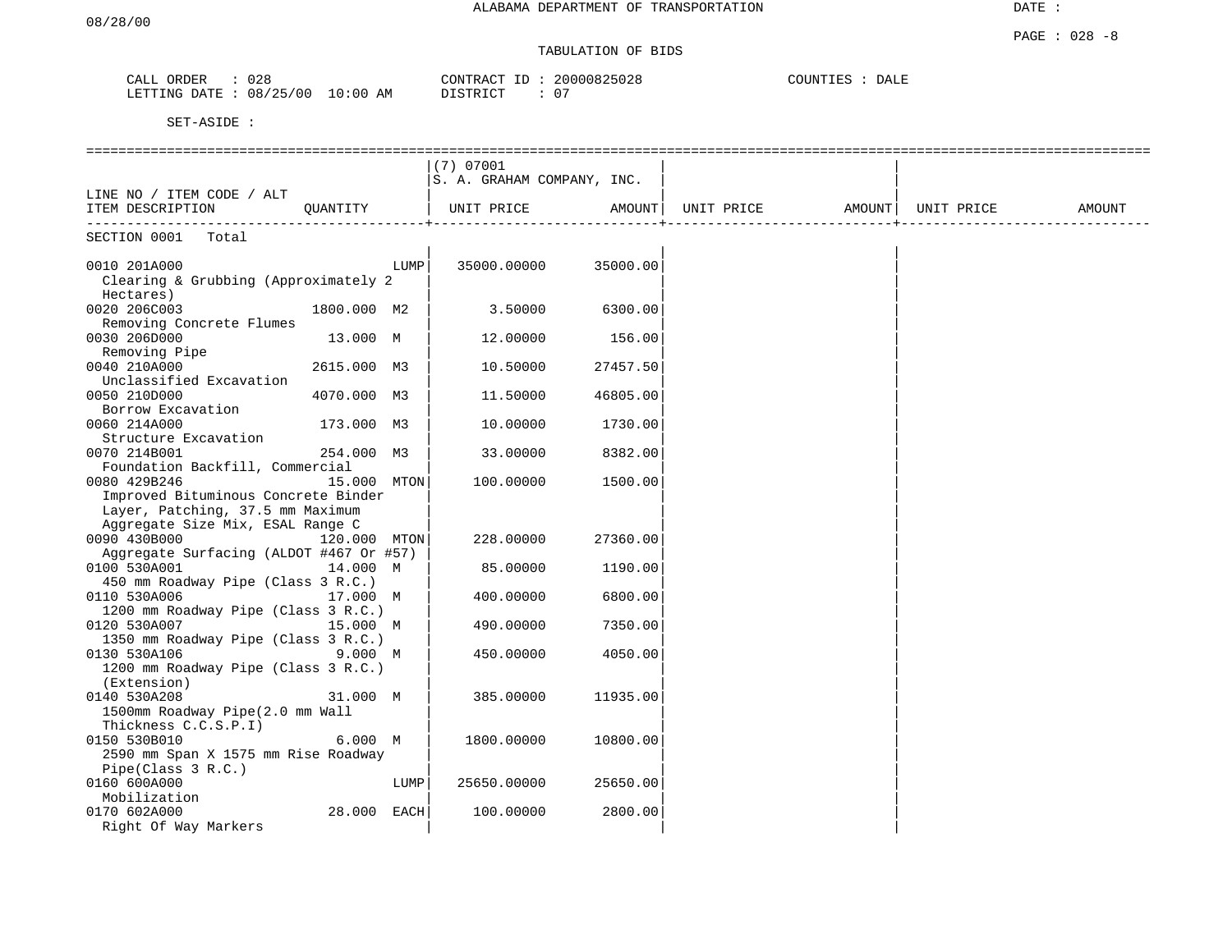ALABAMA DEPARTMENT OF TRANSPORTATION

08/28/00

DATE :

PAGE : 028 -8

TABULATION OF BIDS

CALL ORDER : 028　　CONTRACT ID : 20000825028　　COUNTIES : DALE
LETTING DATE : 08/25/00 10:00 AM　　DISTRICT : 07

SET-ASIDE :

| LINE NO / ITEM CODE / ALT ITEM DESCRIPTION | QUANTITY | | (7) 07001 S. A. GRAHAM COMPANY, INC. UNIT PRICE | AMOUNT | UNIT PRICE | AMOUNT | UNIT PRICE | AMOUNT |
|---|---|---|---|---|---|---|---|---|
| SECTION 0001 Total | | | | | | | | |
| 0010 201A000 Clearing & Grubbing (Approximately 2 Hectares) | | LUMP | 35000.00000 | 35000.00 | | | | |
| 0020 206C003 Removing Concrete Flumes | 1800.000 | M2 | 3.50000 | 6300.00 | | | | |
| 0030 206D000 Removing Pipe | 13.000 | M | 12.00000 | 156.00 | | | | |
| 0040 210A000 Unclassified Excavation | 2615.000 | M3 | 10.50000 | 27457.50 | | | | |
| 0050 210D000 Borrow Excavation | 4070.000 | M3 | 11.50000 | 46805.00 | | | | |
| 0060 214A000 Structure Excavation | 173.000 | M3 | 10.00000 | 1730.00 | | | | |
| 0070 214B001 Foundation Backfill, Commercial | 254.000 | M3 | 33.00000 | 8382.00 | | | | |
| 0080 429B246 Improved Bituminous Concrete Binder Layer, Patching, 37.5 mm Maximum Aggregate Size Mix, ESAL Range C | 15.000 | MTON | 100.00000 | 1500.00 | | | | |
| 0090 430B000 Aggregate Surfacing (ALDOT #467 Or #57) | 120.000 | MTON | 228.00000 | 27360.00 | | | | |
| 0100 530A001 450 mm Roadway Pipe (Class 3 R.C.) | 14.000 | M | 85.00000 | 1190.00 | | | | |
| 0110 530A006 1200 mm Roadway Pipe (Class 3 R.C.) | 17.000 | M | 400.00000 | 6800.00 | | | | |
| 0120 530A007 1350 mm Roadway Pipe (Class 3 R.C.) | 15.000 | M | 490.00000 | 7350.00 | | | | |
| 0130 530A106 1200 mm Roadway Pipe (Class 3 R.C.) (Extension) | 9.000 | M | 450.00000 | 4050.00 | | | | |
| 0140 530A208 1500mm Roadway Pipe(2.0 mm Wall Thickness C.C.S.P.I) | 31.000 | M | 385.00000 | 11935.00 | | | | |
| 0150 530B010 2590 mm Span X 1575 mm Rise Roadway Pipe(Class 3 R.C.) | 6.000 | M | 1800.00000 | 10800.00 | | | | |
| 0160 600A000 Mobilization | | LUMP | 25650.00000 | 25650.00 | | | | |
| 0170 602A000 Right Of Way Markers | 28.000 | EACH | 100.00000 | 2800.00 | | | | |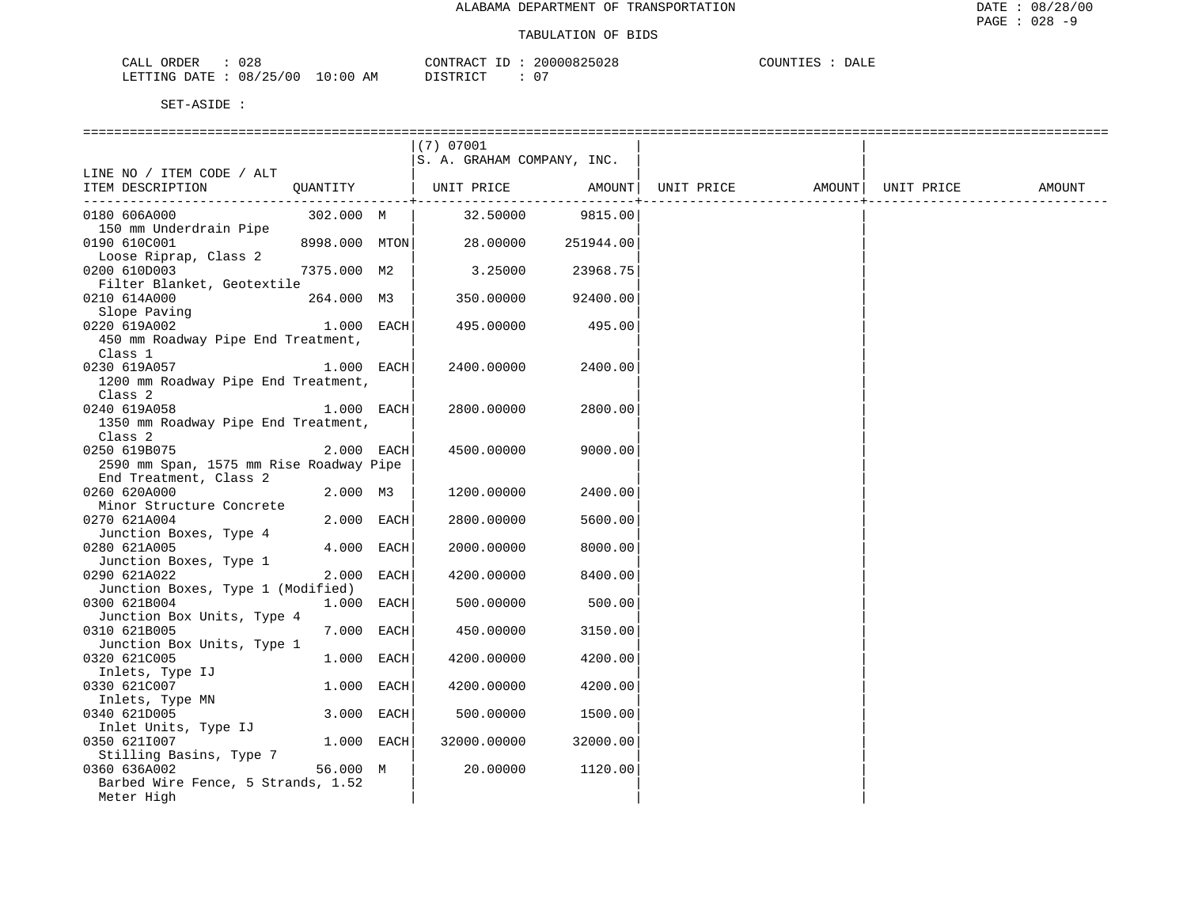ALABAMA DEPARTMENT OF TRANSPORTATION

TABULATION OF BIDS

CALL ORDER : 028 CONTRACT ID : 20000825028 COUNTIES : DALE
LETTING DATE : 08/25/00 10:00 AM DISTRICT : 07

SET-ASIDE :

| LINE NO / ITEM CODE / ALT ITEM DESCRIPTION | QUANTITY | (7) 07001 S. A. GRAHAM COMPANY, INC. UNIT PRICE | AMOUNT | UNIT PRICE | AMOUNT | UNIT PRICE | AMOUNT |
|---|---|---|---|---|---|---|---|
| 0180 606A000 150 mm Underdrain Pipe | 302.000 M | 32.50000 | 9815.00 | | | | |
| 0190 610C001 Loose Riprap, Class 2 | 8998.000 MTON | 28.00000 | 251944.00 | | | | |
| 0200 610D003 Filter Blanket, Geotextile | 7375.000 M2 | 3.25000 | 23968.75 | | | | |
| 0210 614A000 Slope Paving | 264.000 M3 | 350.00000 | 92400.00 | | | | |
| 0220 619A002 450 mm Roadway Pipe End Treatment, Class 1 | 1.000 EACH | 495.00000 | 495.00 | | | | |
| 0230 619A057 1200 mm Roadway Pipe End Treatment, Class 2 | 1.000 EACH | 2400.00000 | 2400.00 | | | | |
| 0240 619A058 1350 mm Roadway Pipe End Treatment, Class 2 | 1.000 EACH | 2800.00000 | 2800.00 | | | | |
| 0250 619B075 2590 mm Span, 1575 mm Rise Roadway Pipe End Treatment, Class 2 | 2.000 EACH | 4500.00000 | 9000.00 | | | | |
| 0260 620A000 Minor Structure Concrete | 2.000 M3 | 1200.00000 | 2400.00 | | | | |
| 0270 621A004 Junction Boxes, Type 4 | 2.000 EACH | 2800.00000 | 5600.00 | | | | |
| 0280 621A005 Junction Boxes, Type 1 | 4.000 EACH | 2000.00000 | 8000.00 | | | | |
| 0290 621A022 Junction Boxes, Type 1 (Modified) | 2.000 EACH | 4200.00000 | 8400.00 | | | | |
| 0300 621B004 Junction Box Units, Type 4 | 1.000 EACH | 500.00000 | 500.00 | | | | |
| 0310 621B005 Junction Box Units, Type 1 | 7.000 EACH | 450.00000 | 3150.00 | | | | |
| 0320 621C005 Inlets, Type IJ | 1.000 EACH | 4200.00000 | 4200.00 | | | | |
| 0330 621C007 Inlets, Type MN | 1.000 EACH | 4200.00000 | 4200.00 | | | | |
| 0340 621D005 Inlet Units, Type IJ | 3.000 EACH | 500.00000 | 1500.00 | | | | |
| 0350 621I007 Stilling Basins, Type 7 | 1.000 EACH | 32000.00000 | 32000.00 | | | | |
| 0360 636A002 Barbed Wire Fence, 5 Strands, 1.52 Meter High | 56.000 M | 20.00000 | 1120.00 | | | | |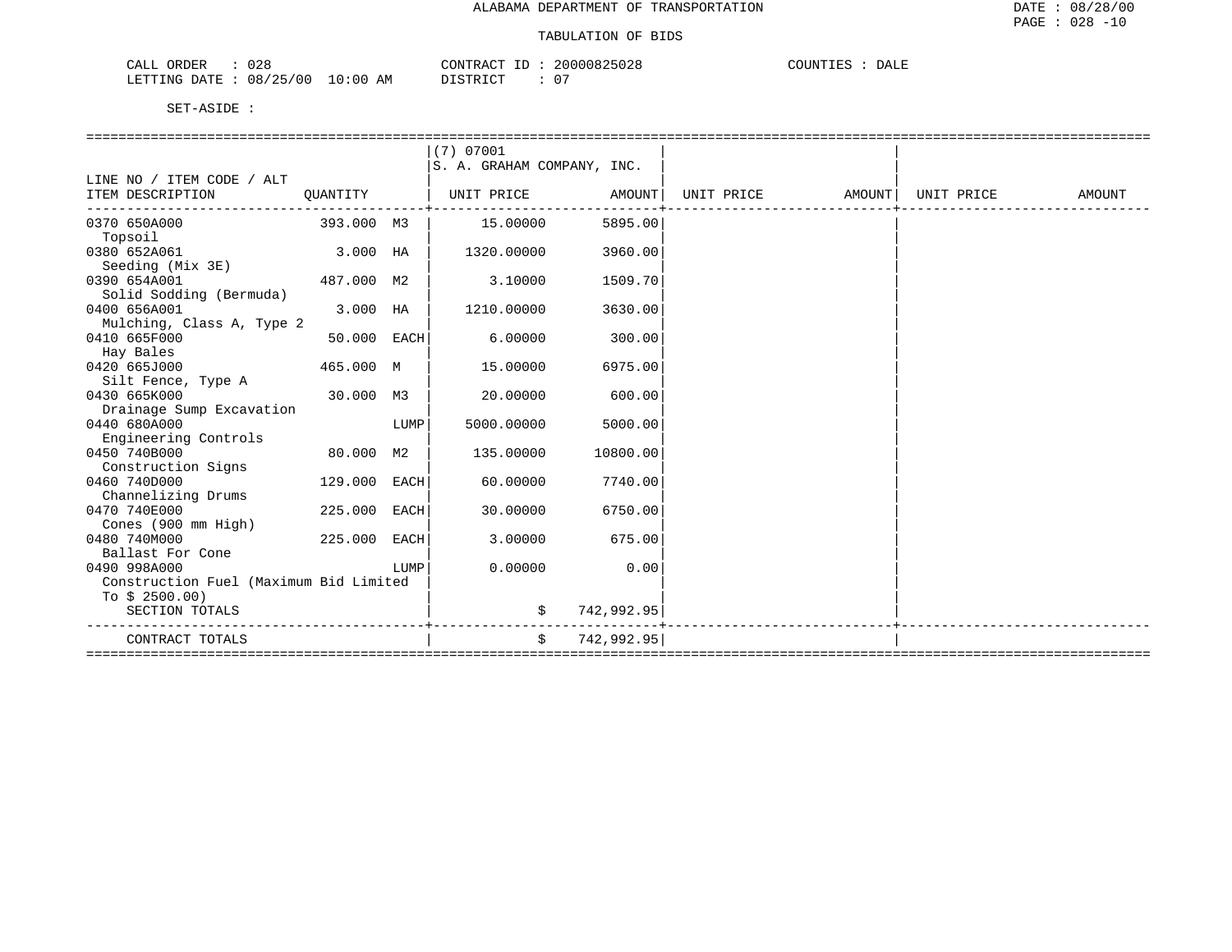ALABAMA DEPARTMENT OF TRANSPORTATION

TABULATION OF BIDS

CALL ORDER : 028 CONTRACT ID : 20000825028 COUNTIES : DALE
LETTING DATE : 08/25/00 10:00 AM DISTRICT : 07

SET-ASIDE :

| LINE NO / ITEM CODE / ALT ITEM DESCRIPTION | QUANTITY | | (7) 07001 S. A. GRAHAM COMPANY, INC. UNIT PRICE | AMOUNT | UNIT PRICE | AMOUNT | UNIT PRICE | AMOUNT |
|---|---|---|---|---|---|---|---|---|
| 0370 650A000 Topsoil | 393.000 | M3 | 15.00000 | 5895.00 | | | | |
| 0380 652A061 Seeding (Mix 3E) | 3.000 | HA | 1320.00000 | 3960.00 | | | | |
| 0390 654A001 Solid Sodding (Bermuda) | 487.000 | M2 | 3.10000 | 1509.70 | | | | |
| 0400 656A001 Mulching, Class A, Type 2 | 3.000 | HA | 1210.00000 | 3630.00 | | | | |
| 0410 665F000 Hay Bales | 50.000 | EACH | 6.00000 | 300.00 | | | | |
| 0420 665J000 Silt Fence, Type A | 465.000 | M | 15.00000 | 6975.00 | | | | |
| 0430 665K000 Drainage Sump Excavation | 30.000 | M3 | 20.00000 | 600.00 | | | | |
| 0440 680A000 Engineering Controls | | LUMP | 5000.00000 | 5000.00 | | | | |
| 0450 740B000 Construction Signs | 80.000 | M2 | 135.00000 | 10800.00 | | | | |
| 0460 740D000 Channelizing Drums | 129.000 | EACH | 60.00000 | 7740.00 | | | | |
| 0470 740E000 Cones (900 mm High) | 225.000 | EACH | 30.00000 | 6750.00 | | | | |
| 0480 740M000 Ballast For Cone | 225.000 | EACH | 3.00000 | 675.00 | | | | |
| 0490 998A000 Construction Fuel (Maximum Bid Limited To $ 2500.00) | | LUMP | 0.00000 | 0.00 | | | | |
| SECTION TOTALS | | | $ | 742,992.95 | | | | |
| CONTRACT TOTALS | | | $ | 742,992.95 | | | | |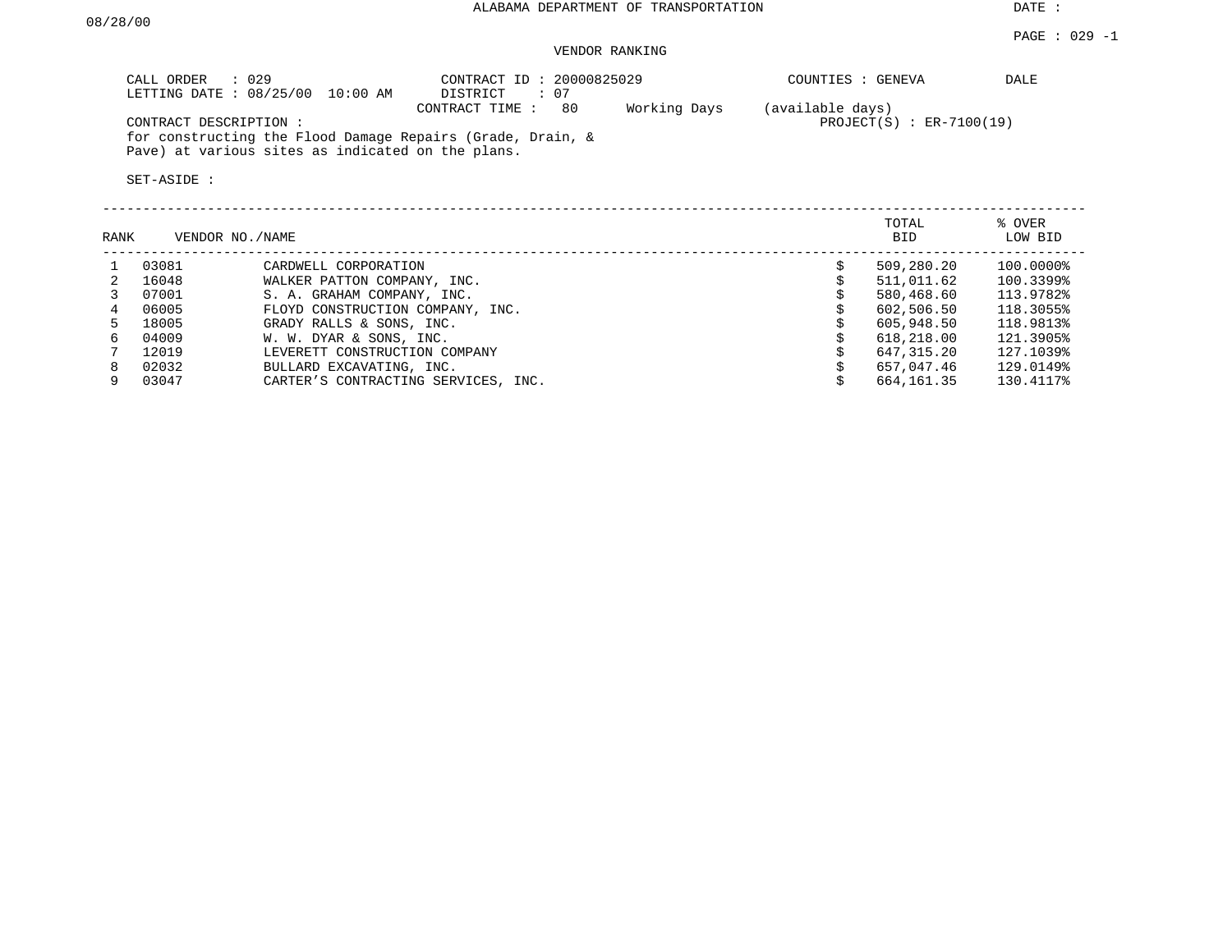ALABAMA DEPARTMENT OF TRANSPORTATION

DATE : 08/28/00

PAGE : 029 -1

VENDOR RANKING

CALL ORDER : 029
LETTING DATE : 08/25/00 10:00 AM

CONTRACT ID : 20000825029
DISTRICT : 07
CONTRACT TIME : 80 Working Days (available days)

COUNTIES : GENEVA DALE

PROJECT(S) : ER-7100(19)

CONTRACT DESCRIPTION :
for constructing the Flood Damage Repairs (Grade, Drain, & Pave) at various sites as indicated on the plans.

SET-ASIDE :

| RANK | VENDOR NO./NAME | | TOTAL BID | % OVER LOW BID |
|---|---|---|---|---|
| 1 | 03081 | CARDWELL CORPORATION | $ 509,280.20 | 100.0000% |
| 2 | 16048 | WALKER PATTON COMPANY, INC. | $ 511,011.62 | 100.3399% |
| 3 | 07001 | S. A. GRAHAM COMPANY, INC. | $ 580,468.60 | 113.9782% |
| 4 | 06005 | FLOYD CONSTRUCTION COMPANY, INC. | $ 602,506.50 | 118.3055% |
| 5 | 18005 | GRADY RALLS & SONS, INC. | $ 605,948.50 | 118.9813% |
| 6 | 04009 | W. W. DYAR & SONS, INC. | $ 618,218.00 | 121.3905% |
| 7 | 12019 | LEVERETT CONSTRUCTION COMPANY | $ 647,315.20 | 127.1039% |
| 8 | 02032 | BULLARD EXCAVATING, INC. | $ 657,047.46 | 129.0149% |
| 9 | 03047 | CARTER'S CONTRACTING SERVICES, INC. | $ 664,161.35 | 130.4117% |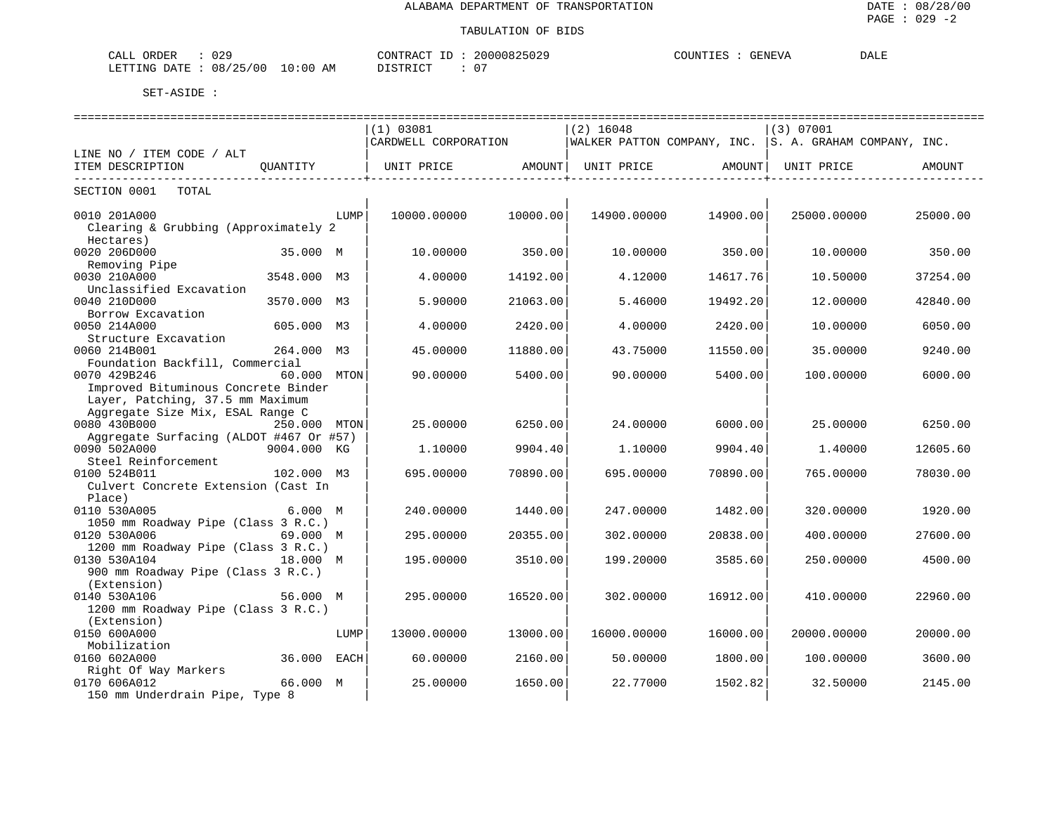ALABAMA DEPARTMENT OF TRANSPORTATION

TABULATION OF BIDS

DATE : 08/28/00
PAGE : 029 -2

CALL ORDER : 029  CONTRACT ID : 20000825029  COUNTIES : GENEVA  DALE
LETTING DATE : 08/25/00 10:00 AM  DISTRICT : 07

SET-ASIDE :

| LINE NO / ITEM CODE / ALT<br>ITEM DESCRIPTION | QUANTITY | (1) 03081<br>CARDWELL CORPORATION<br>UNIT PRICE | AMOUNT | (2) 16048<br>WALKER PATTON COMPANY, INC.<br>UNIT PRICE | AMOUNT | (3) 07001<br>S. A. GRAHAM COMPANY, INC.<br>UNIT PRICE | AMOUNT |
|---|---|---|---|---|---|---|---|
| SECTION 0001 TOTAL | | | | | | | |
| 0010 201A000<br>Clearing & Grubbing (Approximately 2 Hectares) | LUMP | 10000.00000 | 10000.00 | 14900.00000 | 14900.00 | 25000.00000 | 25000.00 |
| 0020 206D000<br>Removing Pipe | 35.000 M | 10.00000 | 350.00 | 10.00000 | 350.00 | 10.00000 | 350.00 |
| 0030 210A000<br>Unclassified Excavation | 3548.000 M3 | 4.00000 | 14192.00 | 4.12000 | 14617.76 | 10.50000 | 37254.00 |
| 0040 210D000<br>Borrow Excavation | 3570.000 M3 | 5.90000 | 21063.00 | 5.46000 | 19492.20 | 12.00000 | 42840.00 |
| 0050 214A000<br>Structure Excavation | 605.000 M3 | 4.00000 | 2420.00 | 4.00000 | 2420.00 | 10.00000 | 6050.00 |
| 0060 214B001<br>Foundation Backfill, Commercial | 264.000 M3 | 45.00000 | 11880.00 | 43.75000 | 11550.00 | 35.00000 | 9240.00 |
| 0070 429B246<br>Improved Bituminous Concrete Binder Layer, Patching, 37.5 mm Maximum Aggregate Size Mix, ESAL Range C | 60.000 MTON | 90.00000 | 5400.00 | 90.00000 | 5400.00 | 100.00000 | 6000.00 |
| 0080 430B000<br>Aggregate Surfacing (ALDOT #467 Or #57) | 250.000 MTON | 25.00000 | 6250.00 | 24.00000 | 6000.00 | 25.00000 | 6250.00 |
| 0090 502A000<br>Steel Reinforcement | 9004.000 KG | 1.10000 | 9904.40 | 1.10000 | 9904.40 | 1.40000 | 12605.60 |
| 0100 524B011<br>Culvert Concrete Extension (Cast In Place) | 102.000 M3 | 695.00000 | 70890.00 | 695.00000 | 70890.00 | 765.00000 | 78030.00 |
| 0110 530A005<br>1050 mm Roadway Pipe (Class 3 R.C.) | 6.000 M | 240.00000 | 1440.00 | 247.00000 | 1482.00 | 320.00000 | 1920.00 |
| 0120 530A006<br>1200 mm Roadway Pipe (Class 3 R.C.) | 69.000 M | 295.00000 | 20355.00 | 302.00000 | 20838.00 | 400.00000 | 27600.00 |
| 0130 530A104<br>900 mm Roadway Pipe (Class 3 R.C.) (Extension) | 18.000 M | 195.00000 | 3510.00 | 199.20000 | 3585.60 | 250.00000 | 4500.00 |
| 0140 530A106<br>1200 mm Roadway Pipe (Class 3 R.C.) (Extension) | 56.000 M | 295.00000 | 16520.00 | 302.00000 | 16912.00 | 410.00000 | 22960.00 |
| 0150 600A000<br>Mobilization | LUMP | 13000.00000 | 13000.00 | 16000.00000 | 16000.00 | 20000.00000 | 20000.00 |
| 0160 602A000<br>Right Of Way Markers | 36.000 EACH | 60.00000 | 2160.00 | 50.00000 | 1800.00 | 100.00000 | 3600.00 |
| 0170 606A012<br>150 mm Underdrain Pipe, Type 8 | 66.000 M | 25.00000 | 1650.00 | 22.77000 | 1502.82 | 32.50000 | 2145.00 |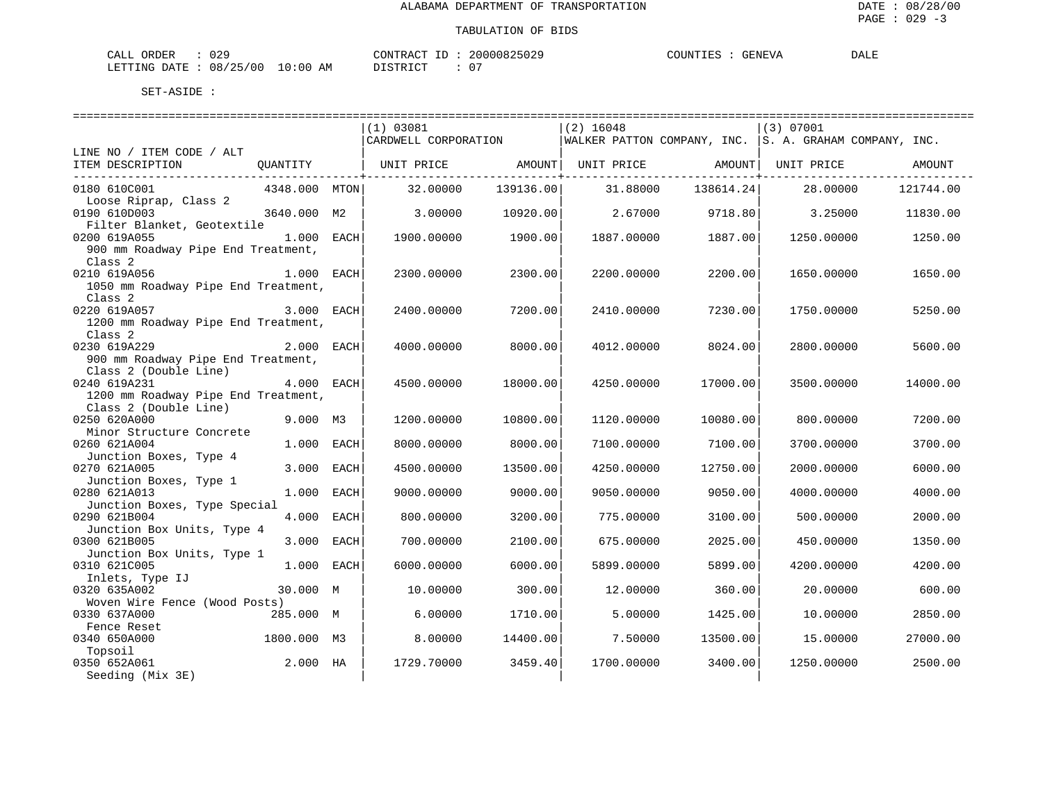ALABAMA DEPARTMENT OF TRANSPORTATION

TABULATION OF BIDS

CALL ORDER : 029 &nbsp;&nbsp;&nbsp; CONTRACT ID : 20000825029 &nbsp;&nbsp;&nbsp; COUNTIES : GENEVA &nbsp;&nbsp;&nbsp; DALE

LETTING DATE : 08/25/00 10:00 AM &nbsp;&nbsp;&nbsp; DISTRICT : 07

SET-ASIDE :

| LINE NO / ITEM CODE / ALT ITEM DESCRIPTION | QUANTITY | | (1) 03081 CARDWELL CORPORATION UNIT PRICE | AMOUNT | (2) 16048 WALKER PATTON COMPANY, INC. UNIT PRICE | AMOUNT | (3) 07001 S. A. GRAHAM COMPANY, INC. UNIT PRICE | AMOUNT |
|---|---|---|---|---|---|---|---|---|
| 0180 610C001 Loose Riprap, Class 2 | 4348.000 | MTON | 32.00000 | 139136.00 | 31.88000 | 138614.24 | 28.00000 | 121744.00 |
| 0190 610D003 Filter Blanket, Geotextile | 3640.000 | M2 | 3.00000 | 10920.00 | 2.67000 | 9718.80 | 3.25000 | 11830.00 |
| 0200 619A055 900 mm Roadway Pipe End Treatment, Class 2 | 1.000 | EACH | 1900.00000 | 1900.00 | 1887.00000 | 1887.00 | 1250.00000 | 1250.00 |
| 0210 619A056 1050 mm Roadway Pipe End Treatment, Class 2 | 1.000 | EACH | 2300.00000 | 2300.00 | 2200.00000 | 2200.00 | 1650.00000 | 1650.00 |
| 0220 619A057 1200 mm Roadway Pipe End Treatment, Class 2 | 3.000 | EACH | 2400.00000 | 7200.00 | 2410.00000 | 7230.00 | 1750.00000 | 5250.00 |
| 0230 619A229 900 mm Roadway Pipe End Treatment, Class 2 (Double Line) | 2.000 | EACH | 4000.00000 | 8000.00 | 4012.00000 | 8024.00 | 2800.00000 | 5600.00 |
| 0240 619A231 1200 mm Roadway Pipe End Treatment, Class 2 (Double Line) | 4.000 | EACH | 4500.00000 | 18000.00 | 4250.00000 | 17000.00 | 3500.00000 | 14000.00 |
| 0250 620A000 Minor Structure Concrete | 9.000 | M3 | 1200.00000 | 10800.00 | 1120.00000 | 10080.00 | 800.00000 | 7200.00 |
| 0260 621A004 Junction Boxes, Type 4 | 1.000 | EACH | 8000.00000 | 8000.00 | 7100.00000 | 7100.00 | 3700.00000 | 3700.00 |
| 0270 621A005 Junction Boxes, Type 1 | 3.000 | EACH | 4500.00000 | 13500.00 | 4250.00000 | 12750.00 | 2000.00000 | 6000.00 |
| 0280 621A013 Junction Boxes, Type Special | 1.000 | EACH | 9000.00000 | 9000.00 | 9050.00000 | 9050.00 | 4000.00000 | 4000.00 |
| 0290 621B004 Junction Box Units, Type 4 | 4.000 | EACH | 800.00000 | 3200.00 | 775.00000 | 3100.00 | 500.00000 | 2000.00 |
| 0300 621B005 Junction Box Units, Type 1 | 3.000 | EACH | 700.00000 | 2100.00 | 675.00000 | 2025.00 | 450.00000 | 1350.00 |
| 0310 621C005 Inlets, Type IJ | 1.000 | EACH | 6000.00000 | 6000.00 | 5899.00000 | 5899.00 | 4200.00000 | 4200.00 |
| 0320 635A002 Woven Wire Fence (Wood Posts) | 30.000 | M | 10.00000 | 300.00 | 12.00000 | 360.00 | 20.00000 | 600.00 |
| 0330 637A000 Fence Reset | 285.000 | M | 6.00000 | 1710.00 | 5.00000 | 1425.00 | 10.00000 | 2850.00 |
| 0340 650A000 Topsoil | 1800.000 | M3 | 8.00000 | 14400.00 | 7.50000 | 13500.00 | 15.00000 | 27000.00 |
| 0350 652A061 Seeding (Mix 3E) | 2.000 | HA | 1729.70000 | 3459.40 | 1700.00000 | 3400.00 | 1250.00000 | 2500.00 |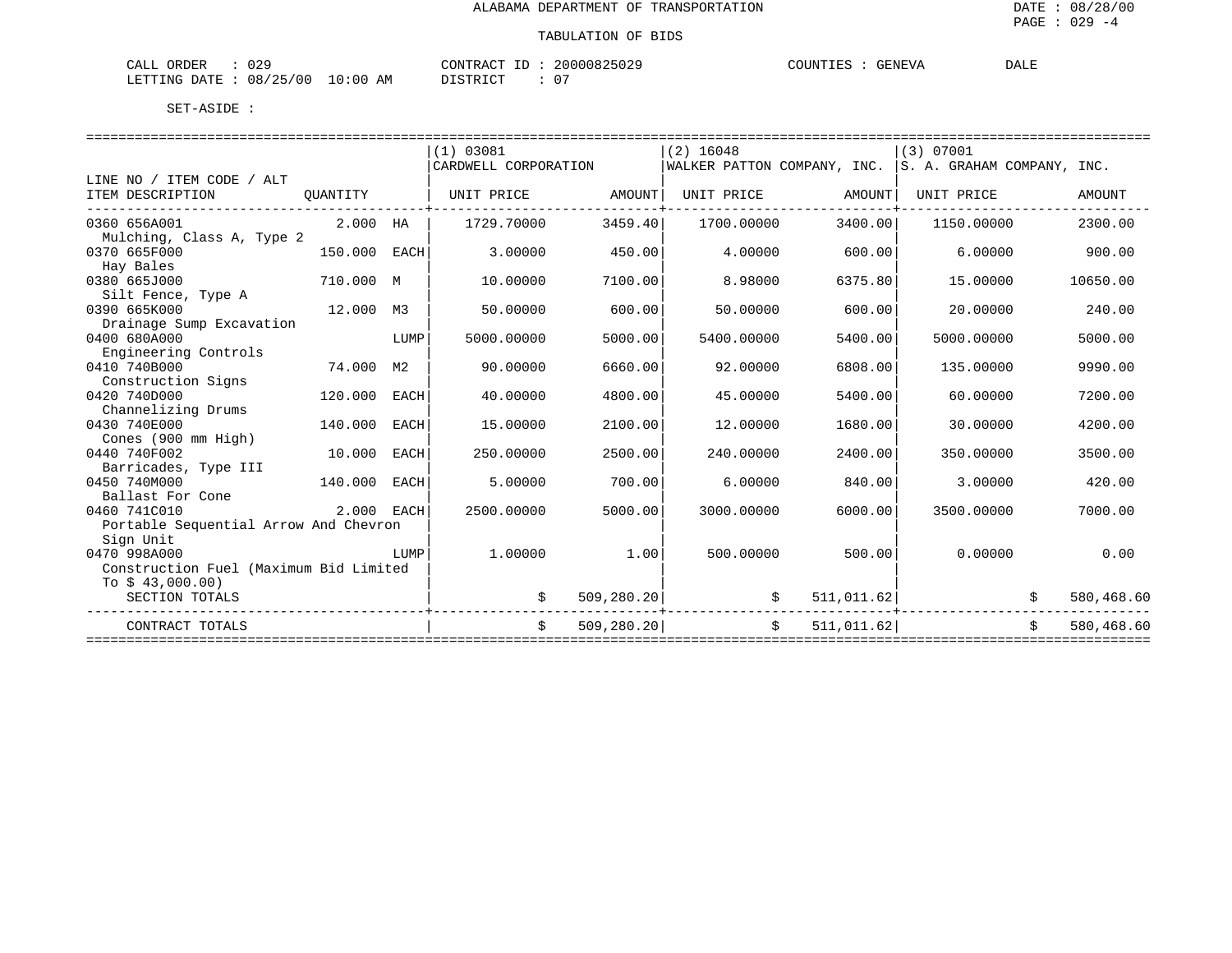ALABAMA DEPARTMENT OF TRANSPORTATION

TABULATION OF BIDS

CALL ORDER : 029
LETTING DATE : 08/25/00 10:00 AM

CONTRACT ID : 20000825029
DISTRICT : 07

COUNTIES : GENEVA DALE

SET-ASIDE :

| LINE NO / ITEM CODE / ALT<br>ITEM DESCRIPTION | QUANTITY | | (1) 03081<br>CARDWELL CORPORATION<br>UNIT PRICE | AMOUNT | (2) 16048<br>WALKER PATTON COMPANY, INC.<br>UNIT PRICE | AMOUNT | (3) 07001<br>S. A. GRAHAM COMPANY, INC.<br>UNIT PRICE | AMOUNT |
|---|---|---|---|---|---|---|---|---|
| 0360 656A001<br>Mulching, Class A, Type 2 | 2.000 | HA | 1729.70000 | 3459.40 | 1700.00000 | 3400.00 | 1150.00000 | 2300.00 |
| 0370 665F000<br>Hay Bales | 150.000 | EACH | 3.00000 | 450.00 | 4.00000 | 600.00 | 6.00000 | 900.00 |
| 0380 665J000<br>Silt Fence, Type A | 710.000 | M | 10.00000 | 7100.00 | 8.98000 | 6375.80 | 15.00000 | 10650.00 |
| 0390 665K000<br>Drainage Sump Excavation | 12.000 | M3 | 50.00000 | 600.00 | 50.00000 | 600.00 | 20.00000 | 240.00 |
| 0400 680A000<br>Engineering Controls | | LUMP | 5000.00000 | 5000.00 | 5400.00000 | 5400.00 | 5000.00000 | 5000.00 |
| 0410 740B000<br>Construction Signs | 74.000 | M2 | 90.00000 | 6660.00 | 92.00000 | 6808.00 | 135.00000 | 9990.00 |
| 0420 740D000<br>Channelizing Drums | 120.000 | EACH | 40.00000 | 4800.00 | 45.00000 | 5400.00 | 60.00000 | 7200.00 |
| 0430 740E000<br>Cones (900 mm High) | 140.000 | EACH | 15.00000 | 2100.00 | 12.00000 | 1680.00 | 30.00000 | 4200.00 |
| 0440 740F002<br>Barricades, Type III | 10.000 | EACH | 250.00000 | 2500.00 | 240.00000 | 2400.00 | 350.00000 | 3500.00 |
| 0450 740M000<br>Ballast For Cone | 140.000 | EACH | 5.00000 | 700.00 | 6.00000 | 840.00 | 3.00000 | 420.00 |
| 0460 741C010<br>Portable Sequential Arrow And Chevron Sign Unit | 2.000 | EACH | 2500.00000 | 5000.00 | 3000.00000 | 6000.00 | 3500.00000 | 7000.00 |
| 0470 998A000<br>Construction Fuel (Maximum Bid Limited To $ 43,000.00) | | LUMP | 1.00000 | 1.00 | 500.00000 | 500.00 | 0.00000 | 0.00 |
| SECTION TOTALS | | | $ | 509,280.20 | $ | 511,011.62 | $ | 580,468.60 |
| CONTRACT TOTALS | | | $ | 509,280.20 | $ | 511,011.62 | $ | 580,468.60 |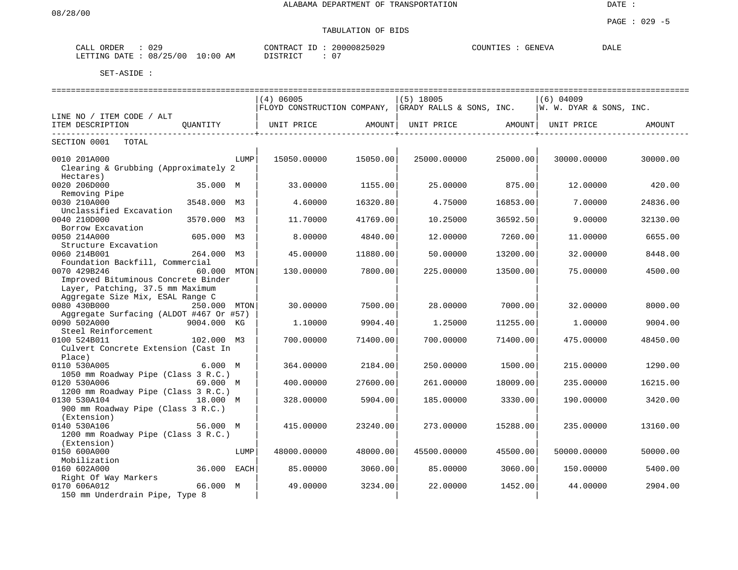ALABAMA DEPARTMENT OF TRANSPORTATION

DATE : 08/28/00

PAGE : 029 -5

TABULATION OF BIDS

CALL ORDER : 029 &nbsp;&nbsp;&nbsp; CONTRACT ID : 20000825029 &nbsp;&nbsp;&nbsp; COUNTIES : GENEVA &nbsp;&nbsp;&nbsp; DALE
LETTING DATE : 08/25/00 10:00 AM &nbsp;&nbsp;&nbsp; DISTRICT : 07

SET-ASIDE :

| LINE NO / ITEM CODE / ALT<br>ITEM DESCRIPTION | QUANTITY | (4) 06005<br>FLOYD CONSTRUCTION COMPANY,<br>UNIT PRICE | AMOUNT | (5) 18005<br>GRADY RALLS & SONS, INC.<br>UNIT PRICE | AMOUNT | (6) 04009<br>W. W. DYAR & SONS, INC.<br>UNIT PRICE | AMOUNT |
|---|---|---|---|---|---|---|---|
| SECTION 0001 TOTAL | | | | | | | |
| 0010 201A000<br>Clearing & Grubbing (Approximately 2 Hectares) | LUMP | 15050.00000 | 15050.00 | 25000.00000 | 25000.00 | 30000.00000 | 30000.00 |
| 0020 206D000<br>Removing Pipe | 35.000 M | 33.00000 | 1155.00 | 25.00000 | 875.00 | 12.00000 | 420.00 |
| 0030 210A000<br>Unclassified Excavation | 3548.000 M3 | 4.60000 | 16320.80 | 4.75000 | 16853.00 | 7.00000 | 24836.00 |
| 0040 210D000<br>Borrow Excavation | 3570.000 M3 | 11.70000 | 41769.00 | 10.25000 | 36592.50 | 9.00000 | 32130.00 |
| 0050 214A000<br>Structure Excavation | 605.000 M3 | 8.00000 | 4840.00 | 12.00000 | 7260.00 | 11.00000 | 6655.00 |
| 0060 214B001<br>Foundation Backfill, Commercial | 264.000 M3 | 45.00000 | 11880.00 | 50.00000 | 13200.00 | 32.00000 | 8448.00 |
| 0070 429B246<br>Improved Bituminous Concrete Binder Layer, Patching, 37.5 mm Maximum Aggregate Size Mix, ESAL Range C | 60.000 MTON | 130.00000 | 7800.00 | 225.00000 | 13500.00 | 75.00000 | 4500.00 |
| 0080 430B000<br>Aggregate Surfacing (ALDOT #467 Or #57) | 250.000 MTON | 30.00000 | 7500.00 | 28.00000 | 7000.00 | 32.00000 | 8000.00 |
| 0090 502A000<br>Steel Reinforcement | 9004.000 KG | 1.10000 | 9904.40 | 1.25000 | 11255.00 | 1.00000 | 9004.00 |
| 0100 524B011<br>Culvert Concrete Extension (Cast In Place) | 102.000 M3 | 700.00000 | 71400.00 | 700.00000 | 71400.00 | 475.00000 | 48450.00 |
| 0110 530A005<br>1050 mm Roadway Pipe (Class 3 R.C.) | 6.000 M | 364.00000 | 2184.00 | 250.00000 | 1500.00 | 215.00000 | 1290.00 |
| 0120 530A006<br>1200 mm Roadway Pipe (Class 3 R.C.) | 69.000 M | 400.00000 | 27600.00 | 261.00000 | 18009.00 | 235.00000 | 16215.00 |
| 0130 530A104<br>900 mm Roadway Pipe (Class 3 R.C.) (Extension) | 18.000 M | 328.00000 | 5904.00 | 185.00000 | 3330.00 | 190.00000 | 3420.00 |
| 0140 530A106<br>1200 mm Roadway Pipe (Class 3 R.C.) (Extension) | 56.000 M | 415.00000 | 23240.00 | 273.00000 | 15288.00 | 235.00000 | 13160.00 |
| 0150 600A000<br>Mobilization | LUMP | 48000.00000 | 48000.00 | 45500.00000 | 45500.00 | 50000.00000 | 50000.00 |
| 0160 602A000<br>Right Of Way Markers | 36.000 EACH | 85.00000 | 3060.00 | 85.00000 | 3060.00 | 150.00000 | 5400.00 |
| 0170 606A012<br>150 mm Underdrain Pipe, Type 8 | 66.000 M | 49.00000 | 3234.00 | 22.00000 | 1452.00 | 44.00000 | 2904.00 |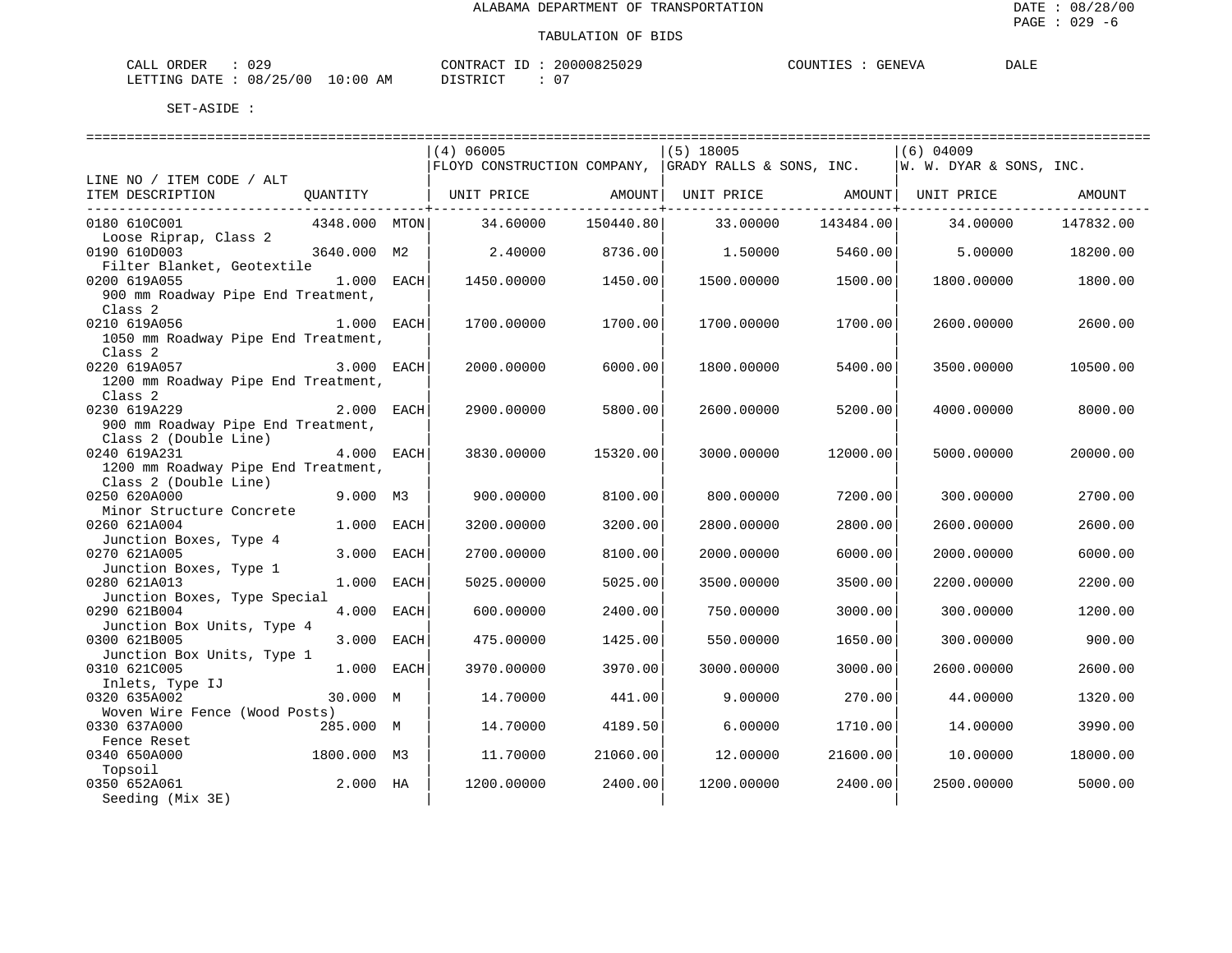ALABAMA DEPARTMENT OF TRANSPORTATION

TABULATION OF BIDS

CALL ORDER : 029    CONTRACT ID : 20000825029    COUNTIES : GENEVA    DALE
LETTING DATE : 08/25/00 10:00 AM    DISTRICT : 07

SET-ASIDE :

| LINE NO / ITEM CODE / ALT ITEM DESCRIPTION | QUANTITY | | (4) 06005 FLOYD CONSTRUCTION COMPANY, UNIT PRICE | AMOUNT | (5) 18005 GRADY RALLS & SONS, INC. UNIT PRICE | AMOUNT | (6) 04009 W. W. DYAR & SONS, INC. UNIT PRICE | AMOUNT |
|---|---|---|---|---|---|---|---|---|
| 0180 610C001 Loose Riprap, Class 2 | 4348.000 | MTON | 34.60000 | 150440.80 | 33.00000 | 143484.00 | 34.00000 | 147832.00 |
| 0190 610D003 Filter Blanket, Geotextile | 3640.000 | M2 | 2.40000 | 8736.00 | 1.50000 | 5460.00 | 5.00000 | 18200.00 |
| 0200 619A055 900 mm Roadway Pipe End Treatment, Class 2 | 1.000 | EACH | 1450.00000 | 1450.00 | 1500.00000 | 1500.00 | 1800.00000 | 1800.00 |
| 0210 619A056 1050 mm Roadway Pipe End Treatment, Class 2 | 1.000 | EACH | 1700.00000 | 1700.00 | 1700.00000 | 1700.00 | 2600.00000 | 2600.00 |
| 0220 619A057 1200 mm Roadway Pipe End Treatment, Class 2 | 3.000 | EACH | 2000.00000 | 6000.00 | 1800.00000 | 5400.00 | 3500.00000 | 10500.00 |
| 0230 619A229 900 mm Roadway Pipe End Treatment, Class 2 (Double Line) | 2.000 | EACH | 2900.00000 | 5800.00 | 2600.00000 | 5200.00 | 4000.00000 | 8000.00 |
| 0240 619A231 1200 mm Roadway Pipe End Treatment, Class 2 (Double Line) | 4.000 | EACH | 3830.00000 | 15320.00 | 3000.00000 | 12000.00 | 5000.00000 | 20000.00 |
| 0250 620A000 Minor Structure Concrete | 9.000 | M3 | 900.00000 | 8100.00 | 800.00000 | 7200.00 | 300.00000 | 2700.00 |
| 0260 621A004 Junction Boxes, Type 4 | 1.000 | EACH | 3200.00000 | 3200.00 | 2800.00000 | 2800.00 | 2600.00000 | 2600.00 |
| 0270 621A005 Junction Boxes, Type 1 | 3.000 | EACH | 2700.00000 | 8100.00 | 2000.00000 | 6000.00 | 2000.00000 | 6000.00 |
| 0280 621A013 Junction Boxes, Type Special | 1.000 | EACH | 5025.00000 | 5025.00 | 3500.00000 | 3500.00 | 2200.00000 | 2200.00 |
| 0290 621B004 Junction Box Units, Type 4 | 4.000 | EACH | 600.00000 | 2400.00 | 750.00000 | 3000.00 | 300.00000 | 1200.00 |
| 0300 621B005 Junction Box Units, Type 1 | 3.000 | EACH | 475.00000 | 1425.00 | 550.00000 | 1650.00 | 300.00000 | 900.00 |
| 0310 621C005 Inlets, Type IJ | 1.000 | EACH | 3970.00000 | 3970.00 | 3000.00000 | 3000.00 | 2600.00000 | 2600.00 |
| 0320 635A002 Woven Wire Fence (Wood Posts) | 30.000 | M | 14.70000 | 441.00 | 9.00000 | 270.00 | 44.00000 | 1320.00 |
| 0330 637A000 Fence Reset | 285.000 | M | 14.70000 | 4189.50 | 6.00000 | 1710.00 | 14.00000 | 3990.00 |
| 0340 650A000 Topsoil | 1800.000 | M3 | 11.70000 | 21060.00 | 12.00000 | 21600.00 | 10.00000 | 18000.00 |
| 0350 652A061 Seeding (Mix 3E) | 2.000 | HA | 1200.00000 | 2400.00 | 1200.00000 | 2400.00 | 2500.00000 | 5000.00 |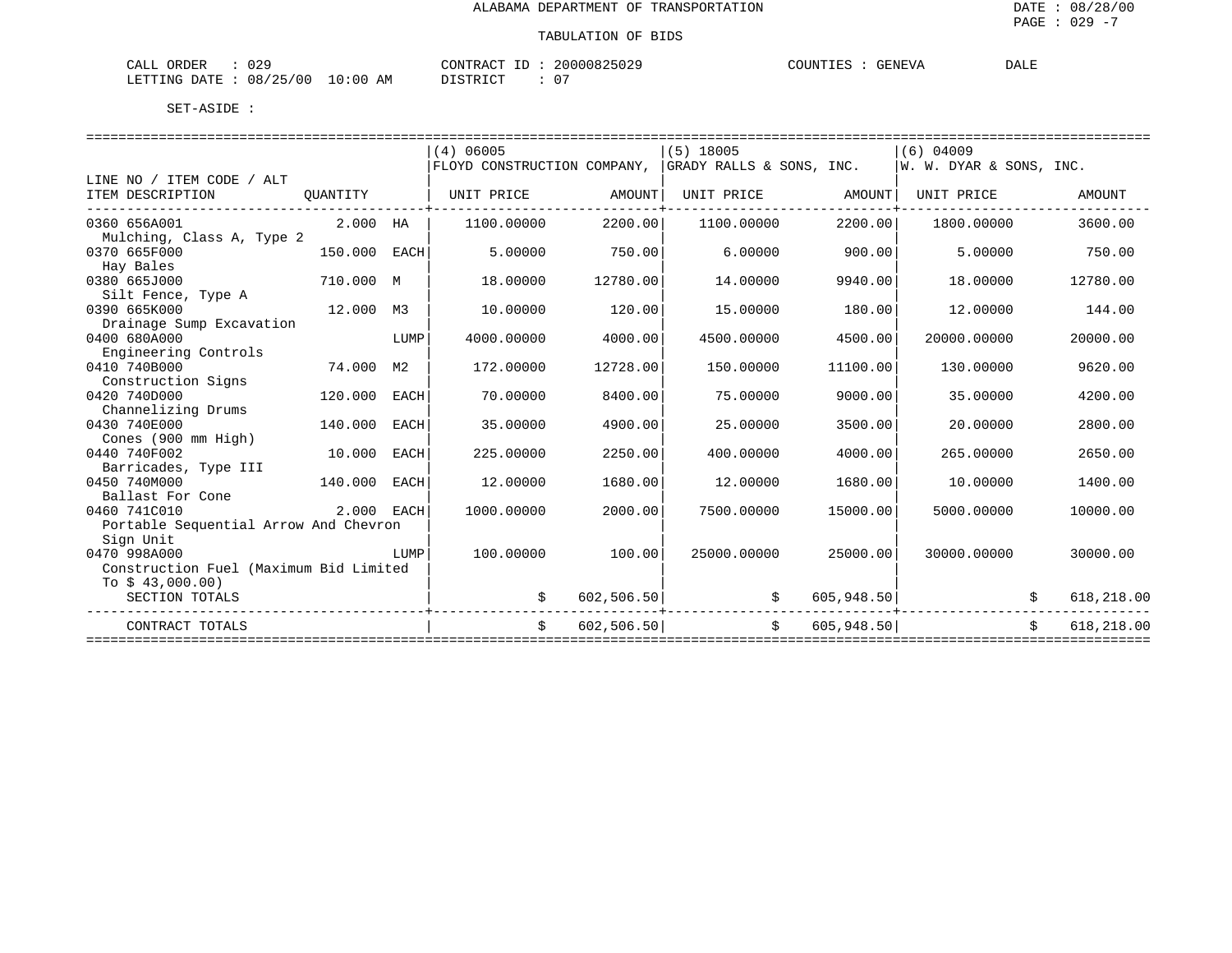ALABAMA DEPARTMENT OF TRANSPORTATION

DATE : 08/28/00

PAGE : 029 -7

TABULATION OF BIDS

CALL ORDER : 029 CONTRACT ID : 20000825029 COUNTIES : GENEVA DALE

LETTING DATE : 08/25/00 10:00 AM DISTRICT : 07

SET-ASIDE :

| LINE NO / ITEM CODE / ALT ITEM DESCRIPTION | QUANTITY | | (4) 06005 FLOYD CONSTRUCTION COMPANY, UNIT PRICE | AMOUNT | (5) 18005 GRADY RALLS & SONS, INC. UNIT PRICE | AMOUNT | (6) 04009 W. W. DYAR & SONS, INC. UNIT PRICE | AMOUNT |
|---|---|---|---|---|---|---|---|---|
| 0360 656A001 Mulching, Class A, Type 2 | 2.000 | HA | 1100.00000 | 2200.00 | 1100.00000 | 2200.00 | 1800.00000 | 3600.00 |
| 0370 665F000 Hay Bales | 150.000 | EACH | 5.00000 | 750.00 | 6.00000 | 900.00 | 5.00000 | 750.00 |
| 0380 665J000 Silt Fence, Type A | 710.000 | M | 18.00000 | 12780.00 | 14.00000 | 9940.00 | 18.00000 | 12780.00 |
| 0390 665K000 Drainage Sump Excavation | 12.000 | M3 | 10.00000 | 120.00 | 15.00000 | 180.00 | 12.00000 | 144.00 |
| 0400 680A000 Engineering Controls | | LUMP | 4000.00000 | 4000.00 | 4500.00000 | 4500.00 | 20000.00000 | 20000.00 |
| 0410 740B000 Construction Signs | 74.000 | M2 | 172.00000 | 12728.00 | 150.00000 | 11100.00 | 130.00000 | 9620.00 |
| 0420 740D000 Channelizing Drums | 120.000 | EACH | 70.00000 | 8400.00 | 75.00000 | 9000.00 | 35.00000 | 4200.00 |
| 0430 740E000 Cones (900 mm High) | 140.000 | EACH | 35.00000 | 4900.00 | 25.00000 | 3500.00 | 20.00000 | 2800.00 |
| 0440 740F002 Barricades, Type III | 10.000 | EACH | 225.00000 | 2250.00 | 400.00000 | 4000.00 | 265.00000 | 2650.00 |
| 0450 740M000 Ballast For Cone | 140.000 | EACH | 12.00000 | 1680.00 | 12.00000 | 1680.00 | 10.00000 | 1400.00 |
| 0460 741C010 Portable Sequential Arrow And Chevron Sign Unit | 2.000 | EACH | 1000.00000 | 2000.00 | 7500.00000 | 15000.00 | 5000.00000 | 10000.00 |
| 0470 998A000 Construction Fuel (Maximum Bid Limited To $ 43,000.00) | | LUMP | 100.00000 | 100.00 | 25000.00000 | 25000.00 | 30000.00000 | 30000.00 |
| SECTION TOTALS | | | | $ 602,506.50 | | $ 605,948.50 | | $ 618,218.00 |
| CONTRACT TOTALS | | | | $ 602,506.50 | | $ 605,948.50 | | $ 618,218.00 |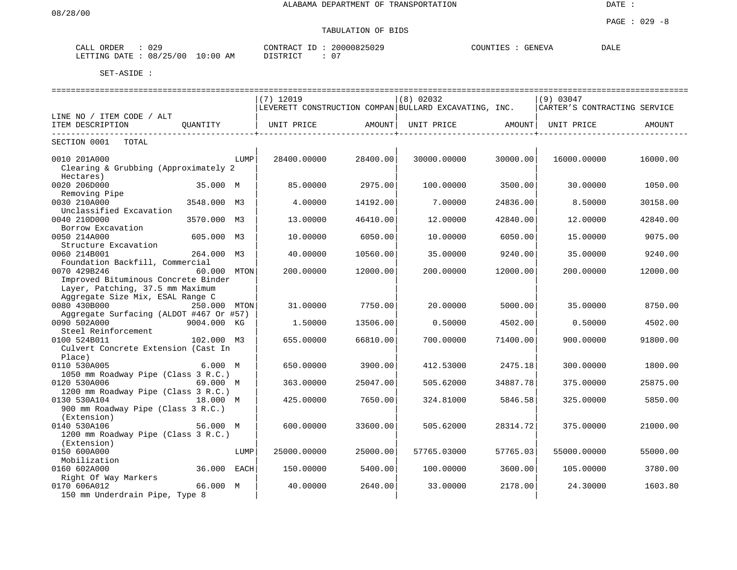ALABAMA DEPARTMENT OF TRANSPORTATION

DATE :

08/28/00

PAGE : 029 -8

TABULATION OF BIDS

CALL ORDER : 029
LETTING DATE : 08/25/00 10:00 AM

CONTRACT ID : 20000825029
DISTRICT : 07

COUNTIES : GENEVA DALE

SET-ASIDE :

| LINE NO / ITEM CODE / ALT<br>ITEM DESCRIPTION | QUANTITY | (7) 12019<br>LEVERETT CONSTRUCTION COMPAN<br>UNIT PRICE | AMOUNT | (8) 02032<br>BULLARD EXCAVATING, INC.<br>UNIT PRICE | AMOUNT | (9) 03047<br>CARTER'S CONTRACTING SERVICE<br>UNIT PRICE | AMOUNT |
|---|---|---|---|---|---|---|---|
| SECTION 0001 TOTAL | | | | | | | |
| 0010 201A000<br>Clearing & Grubbing (Approximately 2 Hectares) | LUMP | 28400.00000 | 28400.00 | 30000.00000 | 30000.00 | 16000.00000 | 16000.00 |
| 0020 206D000<br>Removing Pipe | 35.000 M | 85.00000 | 2975.00 | 100.00000 | 3500.00 | 30.00000 | 1050.00 |
| 0030 210A000<br>Unclassified Excavation | 3548.000 M3 | 4.00000 | 14192.00 | 7.00000 | 24836.00 | 8.50000 | 30158.00 |
| 0040 210D000<br>Borrow Excavation | 3570.000 M3 | 13.00000 | 46410.00 | 12.00000 | 42840.00 | 12.00000 | 42840.00 |
| 0050 214A000<br>Structure Excavation | 605.000 M3 | 10.00000 | 6050.00 | 10.00000 | 6050.00 | 15.00000 | 9075.00 |
| 0060 214B001<br>Foundation Backfill, Commercial | 264.000 M3 | 40.00000 | 10560.00 | 35.00000 | 9240.00 | 35.00000 | 9240.00 |
| 0070 429B246<br>Improved Bituminous Concrete Binder Layer, Patching, 37.5 mm Maximum Aggregate Size Mix, ESAL Range C | 60.000 MTON | 200.00000 | 12000.00 | 200.00000 | 12000.00 | 200.00000 | 12000.00 |
| 0080 430B000<br>Aggregate Surfacing (ALDOT #467 Or #57) | 250.000 MTON | 31.00000 | 7750.00 | 20.00000 | 5000.00 | 35.00000 | 8750.00 |
| 0090 502A000<br>Steel Reinforcement | 9004.000 KG | 1.50000 | 13506.00 | 0.50000 | 4502.00 | 0.50000 | 4502.00 |
| 0100 524B011<br>Culvert Concrete Extension (Cast In Place) | 102.000 M3 | 655.00000 | 66810.00 | 700.00000 | 71400.00 | 900.00000 | 91800.00 |
| 0110 530A005<br>1050 mm Roadway Pipe (Class 3 R.C.) | 6.000 M | 650.00000 | 3900.00 | 412.53000 | 2475.18 | 300.00000 | 1800.00 |
| 0120 530A006<br>1200 mm Roadway Pipe (Class 3 R.C.) | 69.000 M | 363.00000 | 25047.00 | 505.62000 | 34887.78 | 375.00000 | 25875.00 |
| 0130 530A104<br>900 mm Roadway Pipe (Class 3 R.C.) (Extension) | 18.000 M | 425.00000 | 7650.00 | 324.81000 | 5846.58 | 325.00000 | 5850.00 |
| 0140 530A106<br>1200 mm Roadway Pipe (Class 3 R.C.) (Extension) | 56.000 M | 600.00000 | 33600.00 | 505.62000 | 28314.72 | 375.00000 | 21000.00 |
| 0150 600A000<br>Mobilization | LUMP | 25000.00000 | 25000.00 | 57765.03000 | 57765.03 | 55000.00000 | 55000.00 |
| 0160 602A000<br>Right Of Way Markers | 36.000 EACH | 150.00000 | 5400.00 | 100.00000 | 3600.00 | 105.00000 | 3780.00 |
| 0170 606A012<br>150 mm Underdrain Pipe, Type 8 | 66.000 M | 40.00000 | 2640.00 | 33.00000 | 2178.00 | 24.30000 | 1603.80 |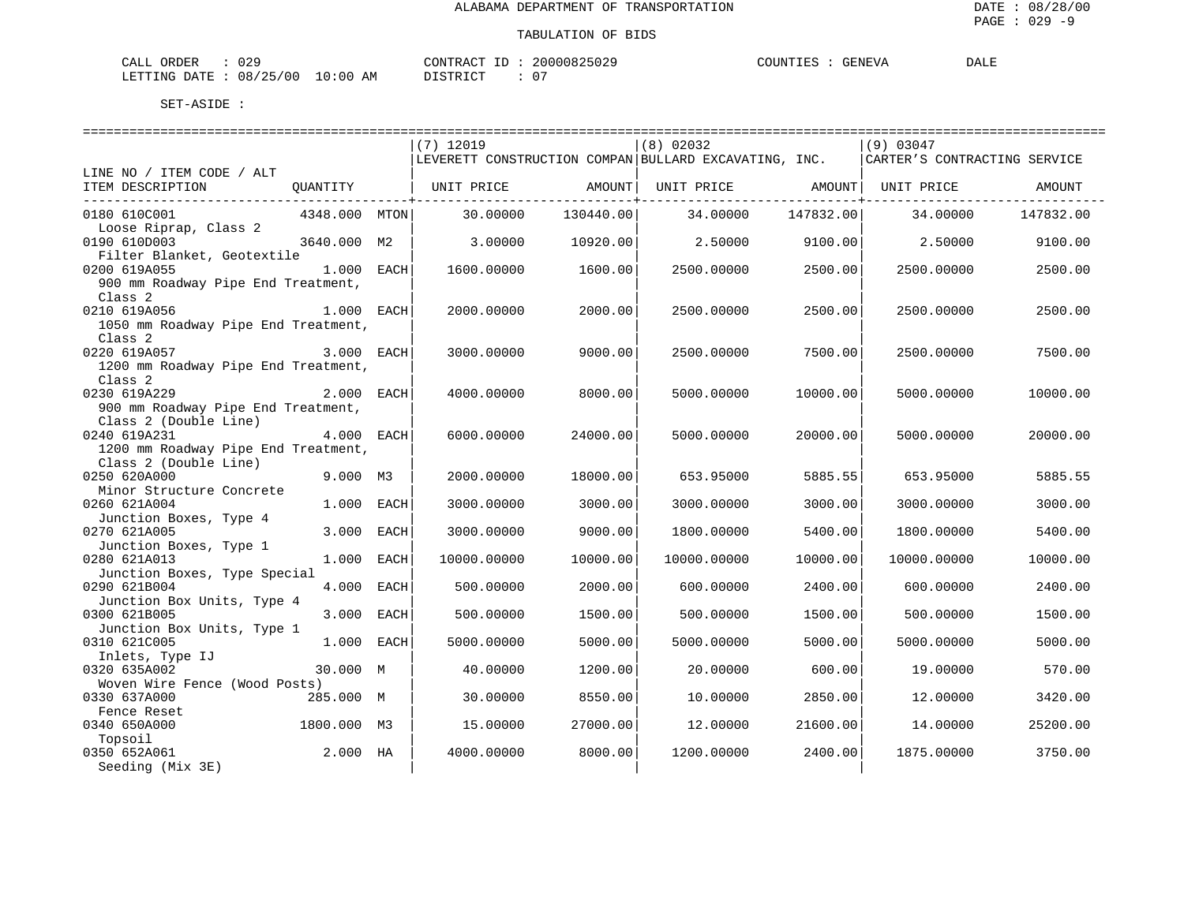ALABAMA DEPARTMENT OF TRANSPORTATION

TABULATION OF BIDS

CALL ORDER : 029 CONTRACT ID : 20000825029 COUNTIES : GENEVA DALE
LETTING DATE : 08/25/00 10:00 AM DISTRICT : 07

SET-ASIDE :

| LINE NO / ITEM CODE / ALT ITEM DESCRIPTION | QUANTITY | | (7) 12019 LEVERETT CONSTRUCTION COMPAN UNIT PRICE | AMOUNT | (8) 02032 BULLARD EXCAVATING, INC. UNIT PRICE | AMOUNT | (9) 03047 CARTER'S CONTRACTING SERVICE UNIT PRICE | AMOUNT |
|---|---|---|---|---|---|---|---|---|
| 0180 610C001 Loose Riprap, Class 2 | 4348.000 | MTON | 30.00000 | 130440.00 | 34.00000 | 147832.00 | 34.00000 | 147832.00 |
| 0190 610D003 Filter Blanket, Geotextile | 3640.000 | M2 | 3.00000 | 10920.00 | 2.50000 | 9100.00 | 2.50000 | 9100.00 |
| 0200 619A055 900 mm Roadway Pipe End Treatment, Class 2 | 1.000 | EACH | 1600.00000 | 1600.00 | 2500.00000 | 2500.00 | 2500.00000 | 2500.00 |
| 0210 619A056 1050 mm Roadway Pipe End Treatment, Class 2 | 1.000 | EACH | 2000.00000 | 2000.00 | 2500.00000 | 2500.00 | 2500.00000 | 2500.00 |
| 0220 619A057 1200 mm Roadway Pipe End Treatment, Class 2 | 3.000 | EACH | 3000.00000 | 9000.00 | 2500.00000 | 7500.00 | 2500.00000 | 7500.00 |
| 0230 619A229 900 mm Roadway Pipe End Treatment, Class 2 (Double Line) | 2.000 | EACH | 4000.00000 | 8000.00 | 5000.00000 | 10000.00 | 5000.00000 | 10000.00 |
| 0240 619A231 1200 mm Roadway Pipe End Treatment, Class 2 (Double Line) | 4.000 | EACH | 6000.00000 | 24000.00 | 5000.00000 | 20000.00 | 5000.00000 | 20000.00 |
| 0250 620A000 Minor Structure Concrete | 9.000 | M3 | 2000.00000 | 18000.00 | 653.95000 | 5885.55 | 653.95000 | 5885.55 |
| 0260 621A004 Junction Boxes, Type 4 | 1.000 | EACH | 3000.00000 | 3000.00 | 3000.00000 | 3000.00 | 3000.00000 | 3000.00 |
| 0270 621A005 Junction Boxes, Type 1 | 3.000 | EACH | 3000.00000 | 9000.00 | 1800.00000 | 5400.00 | 1800.00000 | 5400.00 |
| 0280 621A013 Junction Boxes, Type Special | 1.000 | EACH | 10000.00000 | 10000.00 | 10000.00000 | 10000.00 | 10000.00000 | 10000.00 |
| 0290 621B004 Junction Box Units, Type 4 | 4.000 | EACH | 500.00000 | 2000.00 | 600.00000 | 2400.00 | 600.00000 | 2400.00 |
| 0300 621B005 Junction Box Units, Type 1 | 3.000 | EACH | 500.00000 | 1500.00 | 500.00000 | 1500.00 | 500.00000 | 1500.00 |
| 0310 621C005 Inlets, Type IJ | 1.000 | EACH | 5000.00000 | 5000.00 | 5000.00000 | 5000.00 | 5000.00000 | 5000.00 |
| 0320 635A002 Woven Wire Fence (Wood Posts) | 30.000 | M | 40.00000 | 1200.00 | 20.00000 | 600.00 | 19.00000 | 570.00 |
| 0330 637A000 Fence Reset | 285.000 | M | 30.00000 | 8550.00 | 10.00000 | 2850.00 | 12.00000 | 3420.00 |
| 0340 650A000 Topsoil | 1800.000 | M3 | 15.00000 | 27000.00 | 12.00000 | 21600.00 | 14.00000 | 25200.00 |
| 0350 652A061 Seeding (Mix 3E) | 2.000 | HA | 4000.00000 | 8000.00 | 1200.00000 | 2400.00 | 1875.00000 | 3750.00 |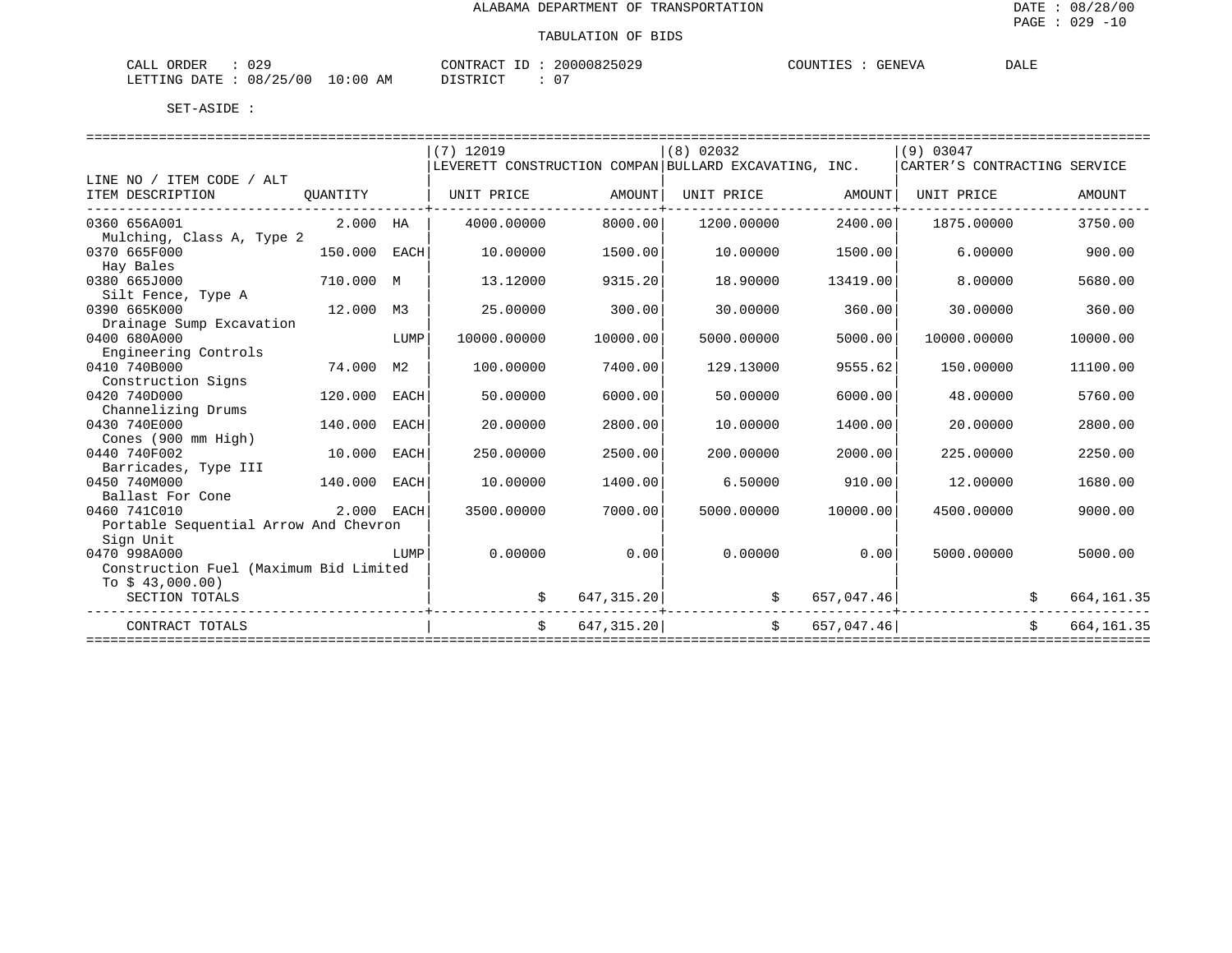ALABAMA DEPARTMENT OF TRANSPORTATION

TABULATION OF BIDS

CALL ORDER : 029 CONTRACT ID : 20000825029 COUNTIES : GENEVA DALE
LETTING DATE : 08/25/00 10:00 AM DISTRICT : 07

SET-ASIDE :

| LINE NO / ITEM CODE / ALT ITEM DESCRIPTION | QUANTITY | | (7) 12019 LEVERETT CONSTRUCTION COMPAN UNIT PRICE | AMOUNT | (8) 02032 BULLARD EXCAVATING, INC. UNIT PRICE | AMOUNT | (9) 03047 CARTER'S CONTRACTING SERVICE UNIT PRICE | AMOUNT |
|---|---|---|---|---|---|---|---|---|
| 0360 656A001 Mulching, Class A, Type 2 | 2.000 | HA | 4000.00000 | 8000.00 | 1200.00000 | 2400.00 | 1875.00000 | 3750.00 |
| 0370 665F000 Hay Bales | 150.000 | EACH | 10.00000 | 1500.00 | 10.00000 | 1500.00 | 6.00000 | 900.00 |
| 0380 665J000 Silt Fence, Type A | 710.000 | M | 13.12000 | 9315.20 | 18.90000 | 13419.00 | 8.00000 | 5680.00 |
| 0390 665K000 Drainage Sump Excavation | 12.000 | M3 | 25.00000 | 300.00 | 30.00000 | 360.00 | 30.00000 | 360.00 |
| 0400 680A000 Engineering Controls | | LUMP | 10000.00000 | 10000.00 | 5000.00000 | 5000.00 | 10000.00000 | 10000.00 |
| 0410 740B000 Construction Signs | 74.000 | M2 | 100.00000 | 7400.00 | 129.13000 | 9555.62 | 150.00000 | 11100.00 |
| 0420 740D000 Channelizing Drums | 120.000 | EACH | 50.00000 | 6000.00 | 50.00000 | 6000.00 | 48.00000 | 5760.00 |
| 0430 740E000 Cones (900 mm High) | 140.000 | EACH | 20.00000 | 2800.00 | 10.00000 | 1400.00 | 20.00000 | 2800.00 |
| 0440 740F002 Barricades, Type III | 10.000 | EACH | 250.00000 | 2500.00 | 200.00000 | 2000.00 | 225.00000 | 2250.00 |
| 0450 740M000 Ballast For Cone | 140.000 | EACH | 10.00000 | 1400.00 | 6.50000 | 910.00 | 12.00000 | 1680.00 |
| 0460 741C010 Portable Sequential Arrow And Chevron Sign Unit | 2.000 | EACH | 3500.00000 | 7000.00 | 5000.00000 | 10000.00 | 4500.00000 | 9000.00 |
| 0470 998A000 Construction Fuel (Maximum Bid Limited To $ 43,000.00) | | LUMP | 0.00000 | 0.00 | 0.00000 | 0.00 | 5000.00000 | 5000.00 |
| SECTION TOTALS | | | $ | 647,315.20 | $ | 657,047.46 | $ | 664,161.35 |
| CONTRACT TOTALS | | | $ | 647,315.20 | $ | 657,047.46 | $ | 664,161.35 |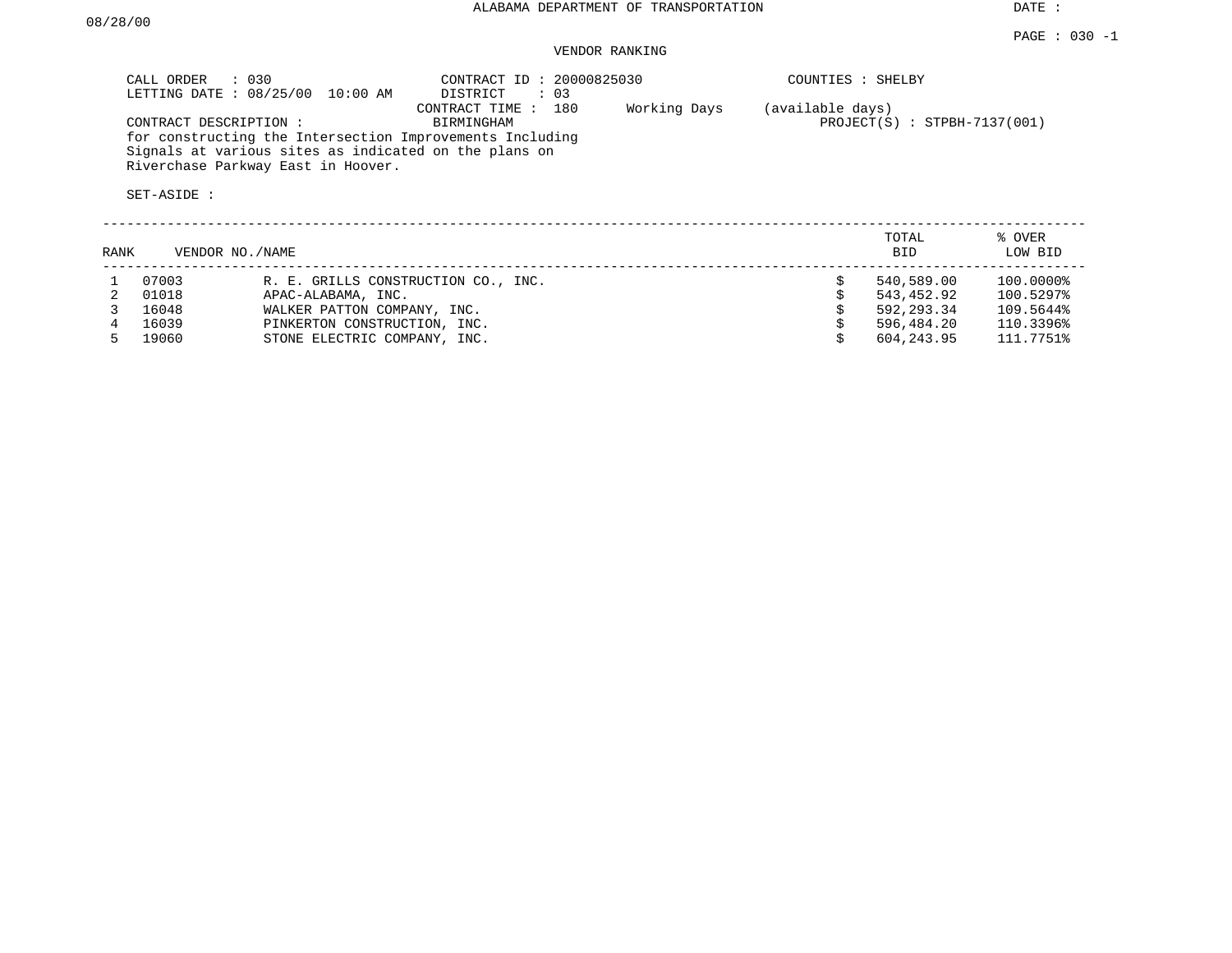ALABAMA DEPARTMENT OF TRANSPORTATION

DATE : 08/28/00

PAGE : 030 -1

VENDOR RANKING

CALL ORDER : 030
LETTING DATE : 08/25/00 10:00 AM

CONTRACT ID : 20000825030
DISTRICT : 03
CONTRACT TIME : 180 Working Days (available days)

COUNTIES : SHELBY

CONTRACT DESCRIPTION : BIRMINGHAM
for constructing the Intersection Improvements Including Signals at various sites as indicated on the plans on Riverchase Parkway East in Hoover.

PROJECT(S) : STPBH-7137(001)

SET-ASIDE :

| RANK | VENDOR NO./NAME | | TOTAL BID | % OVER LOW BID |
|---|---|---|---|---|
| 1 | 07003 | R. E. GRILLS CONSTRUCTION CO., INC. | $ 540,589.00 | 100.0000% |
| 2 | 01018 | APAC-ALABAMA, INC. | $ 543,452.92 | 100.5297% |
| 3 | 16048 | WALKER PATTON COMPANY, INC. | $ 592,293.34 | 109.5644% |
| 4 | 16039 | PINKERTON CONSTRUCTION, INC. | $ 596,484.20 | 110.3396% |
| 5 | 19060 | STONE ELECTRIC COMPANY, INC. | $ 604,243.95 | 111.7751% |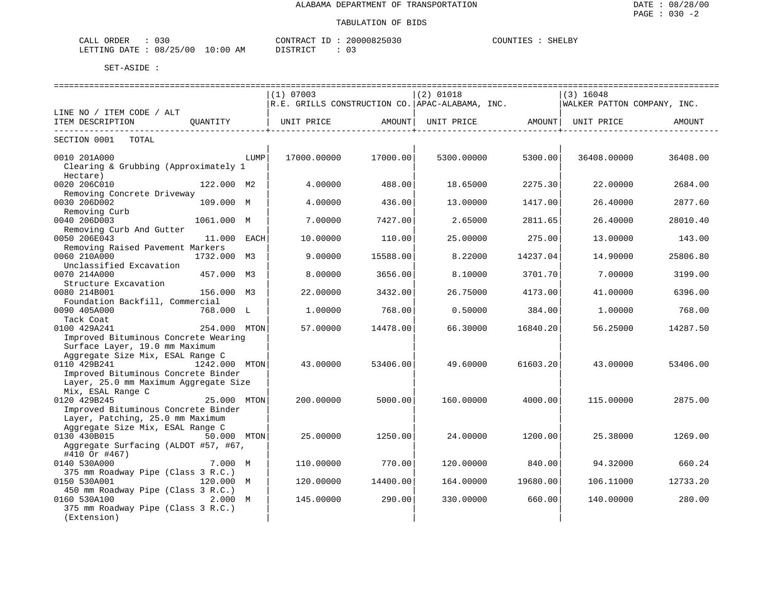ALABAMA DEPARTMENT OF TRANSPORTATION

TABULATION OF BIDS

CALL ORDER : 030 &nbsp;&nbsp;&nbsp;&nbsp; CONTRACT ID : 20000825030 &nbsp;&nbsp;&nbsp;&nbsp; COUNTIES : SHELBY
LETTING DATE : 08/25/00 10:00 AM &nbsp;&nbsp;&nbsp;&nbsp; DISTRICT : 03

SET-ASIDE :

| LINE NO / ITEM CODE / ALT ITEM DESCRIPTION | QUANTITY | (1) 07003 R.E. GRILLS CONSTRUCTION CO. UNIT PRICE | AMOUNT | (2) 01018 APAC-ALABAMA, INC. UNIT PRICE | AMOUNT | (3) 16048 WALKER PATTON COMPANY, INC. UNIT PRICE | AMOUNT |
|---|---|---|---|---|---|---|---|
| SECTION 0001 TOTAL | | | | | | | |
| 0010 201A000 Clearing & Grubbing (Approximately 1 Hectare) | LUMP | 17000.00000 | 17000.00 | 5300.00000 | 5300.00 | 36408.00000 | 36408.00 |
| 0020 206C010 Removing Concrete Driveway | 122.000 M2 | 4.00000 | 488.00 | 18.65000 | 2275.30 | 22.00000 | 2684.00 |
| 0030 206D002 Removing Curb | 109.000 M | 4.00000 | 436.00 | 13.00000 | 1417.00 | 26.40000 | 2877.60 |
| 0040 206D003 Removing Curb And Gutter | 1061.000 M | 7.00000 | 7427.00 | 2.65000 | 2811.65 | 26.40000 | 28010.40 |
| 0050 206E043 Removing Raised Pavement Markers | 11.000 EACH | 10.00000 | 110.00 | 25.00000 | 275.00 | 13.00000 | 143.00 |
| 0060 210A000 Unclassified Excavation | 1732.000 M3 | 9.00000 | 15588.00 | 8.22000 | 14237.04 | 14.90000 | 25806.80 |
| 0070 214A000 Structure Excavation | 457.000 M3 | 8.00000 | 3656.00 | 8.10000 | 3701.70 | 7.00000 | 3199.00 |
| 0080 214B001 Foundation Backfill, Commercial | 156.000 M3 | 22.00000 | 3432.00 | 26.75000 | 4173.00 | 41.00000 | 6396.00 |
| 0090 405A000 Tack Coat | 768.000 L | 1.00000 | 768.00 | 0.50000 | 384.00 | 1.00000 | 768.00 |
| 0100 429A241 Improved Bituminous Concrete Wearing Surface Layer, 19.0 mm Maximum Aggregate Size Mix, ESAL Range C | 254.000 MTON | 57.00000 | 14478.00 | 66.30000 | 16840.20 | 56.25000 | 14287.50 |
| 0110 429B241 Improved Bituminous Concrete Binder Layer, 25.0 mm Maximum Aggregate Size Mix, ESAL Range C | 1242.000 MTON | 43.00000 | 53406.00 | 49.60000 | 61603.20 | 43.00000 | 53406.00 |
| 0120 429B245 Improved Bituminous Concrete Binder Layer, Patching, 25.0 mm Maximum Aggregate Size Mix, ESAL Range C | 25.000 MTON | 200.00000 | 5000.00 | 160.00000 | 4000.00 | 115.00000 | 2875.00 |
| 0130 430B015 Aggregate Surfacing (ALDOT #57, #67, #410 Or #467) | 50.000 MTON | 25.00000 | 1250.00 | 24.00000 | 1200.00 | 25.38000 | 1269.00 |
| 0140 530A000 375 mm Roadway Pipe (Class 3 R.C.) | 7.000 M | 110.00000 | 770.00 | 120.00000 | 840.00 | 94.32000 | 660.24 |
| 0150 530A001 450 mm Roadway Pipe (Class 3 R.C.) | 120.000 M | 120.00000 | 14400.00 | 164.00000 | 19680.00 | 106.11000 | 12733.20 |
| 0160 530A100 375 mm Roadway Pipe (Class 3 R.C.) (Extension) | 2.000 M | 145.00000 | 290.00 | 330.00000 | 660.00 | 140.00000 | 280.00 |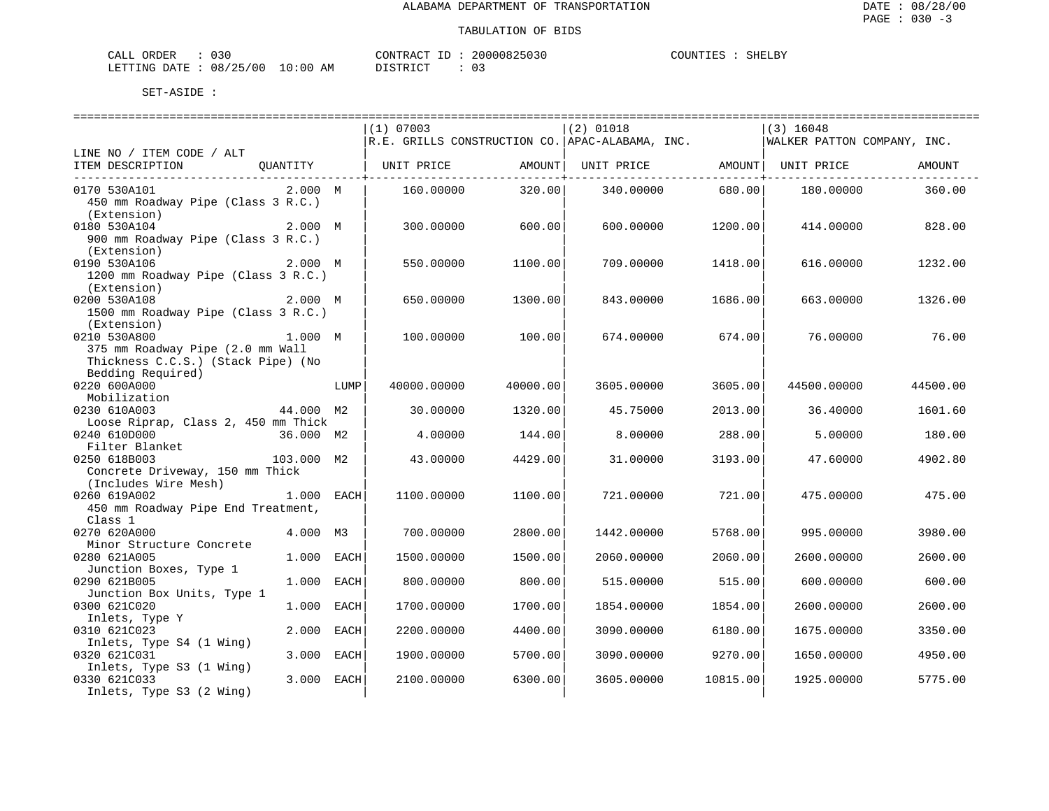ALABAMA DEPARTMENT OF TRANSPORTATION

TABULATION OF BIDS

CALL ORDER : 030 CONTRACT ID : 20000825030 COUNTIES : SHELBY
LETTING DATE : 08/25/00 10:00 AM DISTRICT : 03

SET-ASIDE :

| LINE NO / ITEM CODE / ALT ITEM DESCRIPTION | QUANTITY | | (1) 07003 R.E. GRILLS CONSTRUCTION CO. UNIT PRICE | AMOUNT | (2) 01018 APAC-ALABAMA, INC. UNIT PRICE | AMOUNT | (3) 16048 WALKER PATTON COMPANY, INC. UNIT PRICE | AMOUNT |
|---|---|---|---|---|---|---|---|---|
| 0170 530A101 450 mm Roadway Pipe (Class 3 R.C.) (Extension) | 2.000 | M | 160.00000 | 320.00 | 340.00000 | 680.00 | 180.00000 | 360.00 |
| 0180 530A104 900 mm Roadway Pipe (Class 3 R.C.) (Extension) | 2.000 | M | 300.00000 | 600.00 | 600.00000 | 1200.00 | 414.00000 | 828.00 |
| 0190 530A106 1200 mm Roadway Pipe (Class 3 R.C.) (Extension) | 2.000 | M | 550.00000 | 1100.00 | 709.00000 | 1418.00 | 616.00000 | 1232.00 |
| 0200 530A108 1500 mm Roadway Pipe (Class 3 R.C.) (Extension) | 2.000 | M | 650.00000 | 1300.00 | 843.00000 | 1686.00 | 663.00000 | 1326.00 |
| 0210 530A800 375 mm Roadway Pipe (2.0 mm Wall Thickness C.C.S.) (Stack Pipe) (No Bedding Required) | 1.000 | M | 100.00000 | 100.00 | 674.00000 | 674.00 | 76.00000 | 76.00 |
| 0220 600A000 Mobilization | | LUMP | 40000.00000 | 40000.00 | 3605.00000 | 3605.00 | 44500.00000 | 44500.00 |
| 0230 610A003 Loose Riprap, Class 2, 450 mm Thick | 44.000 | M2 | 30.00000 | 1320.00 | 45.75000 | 2013.00 | 36.40000 | 1601.60 |
| 0240 610D000 Filter Blanket | 36.000 | M2 | 4.00000 | 144.00 | 8.00000 | 288.00 | 5.00000 | 180.00 |
| 0250 618B003 Concrete Driveway, 150 mm Thick (Includes Wire Mesh) | 103.000 | M2 | 43.00000 | 4429.00 | 31.00000 | 3193.00 | 47.60000 | 4902.80 |
| 0260 619A002 450 mm Roadway Pipe End Treatment, Class 1 | 1.000 | EACH | 1100.00000 | 1100.00 | 721.00000 | 721.00 | 475.00000 | 475.00 |
| 0270 620A000 Minor Structure Concrete | 4.000 | M3 | 700.00000 | 2800.00 | 1442.00000 | 5768.00 | 995.00000 | 3980.00 |
| 0280 621A005 Junction Boxes, Type 1 | 1.000 | EACH | 1500.00000 | 1500.00 | 2060.00000 | 2060.00 | 2600.00000 | 2600.00 |
| 0290 621B005 Junction Box Units, Type 1 | 1.000 | EACH | 800.00000 | 800.00 | 515.00000 | 515.00 | 600.00000 | 600.00 |
| 0300 621C020 Inlets, Type Y | 1.000 | EACH | 1700.00000 | 1700.00 | 1854.00000 | 1854.00 | 2600.00000 | 2600.00 |
| 0310 621C023 Inlets, Type S4 (1 Wing) | 2.000 | EACH | 2200.00000 | 4400.00 | 3090.00000 | 6180.00 | 1675.00000 | 3350.00 |
| 0320 621C031 Inlets, Type S3 (1 Wing) | 3.000 | EACH | 1900.00000 | 5700.00 | 3090.00000 | 9270.00 | 1650.00000 | 4950.00 |
| 0330 621C033 Inlets, Type S3 (2 Wing) | 3.000 | EACH | 2100.00000 | 6300.00 | 3605.00000 | 10815.00 | 1925.00000 | 5775.00 |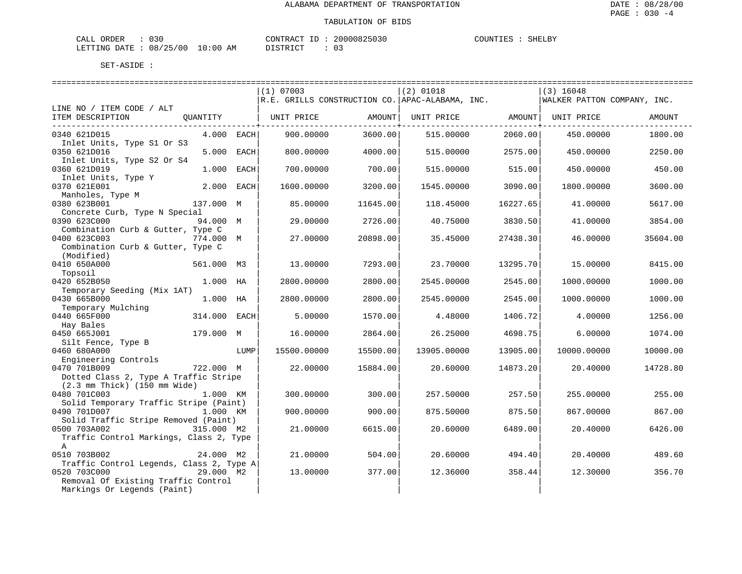ALABAMA DEPARTMENT OF TRANSPORTATION

TABULATION OF BIDS

CALL ORDER : 030 &nbsp;&nbsp;&nbsp;&nbsp; CONTRACT ID : 20000825030 &nbsp;&nbsp;&nbsp;&nbsp; COUNTIES : SHELBY
LETTING DATE : 08/25/00 10:00 AM &nbsp;&nbsp;&nbsp;&nbsp; DISTRICT : 03

SET-ASIDE :

| LINE NO / ITEM CODE / ALT ITEM DESCRIPTION | QUANTITY | | (1) 07003 R.E. GRILLS CONSTRUCTION CO. UNIT PRICE | AMOUNT | (2) 01018 APAC-ALABAMA, INC. UNIT PRICE | AMOUNT | (3) 16048 WALKER PATTON COMPANY, INC. UNIT PRICE | AMOUNT |
|---|---|---|---|---|---|---|---|---|
| 0340 621D015 Inlet Units, Type S1 Or S3 | 4.000 | EACH | 900.00000 | 3600.00 | 515.00000 | 2060.00 | 450.00000 | 1800.00 |
| 0350 621D016 Inlet Units, Type S2 Or S4 | 5.000 | EACH | 800.00000 | 4000.00 | 515.00000 | 2575.00 | 450.00000 | 2250.00 |
| 0360 621D019 Inlet Units, Type Y | 1.000 | EACH | 700.00000 | 700.00 | 515.00000 | 515.00 | 450.00000 | 450.00 |
| 0370 621E001 Manholes, Type M | 2.000 | EACH | 1600.00000 | 3200.00 | 1545.00000 | 3090.00 | 1800.00000 | 3600.00 |
| 0380 623B001 Concrete Curb, Type N Special | 137.000 | M | 85.00000 | 11645.00 | 118.45000 | 16227.65 | 41.00000 | 5617.00 |
| 0390 623C000 Combination Curb & Gutter, Type C | 94.000 | M | 29.00000 | 2726.00 | 40.75000 | 3830.50 | 41.00000 | 3854.00 |
| 0400 623C003 Combination Curb & Gutter, Type C (Modified) | 774.000 | M | 27.00000 | 20898.00 | 35.45000 | 27438.30 | 46.00000 | 35604.00 |
| 0410 650A000 Topsoil | 561.000 | M3 | 13.00000 | 7293.00 | 23.70000 | 13295.70 | 15.00000 | 8415.00 |
| 0420 652B050 Temporary Seeding (Mix 1AT) | 1.000 | HA | 2800.00000 | 2800.00 | 2545.00000 | 2545.00 | 1000.00000 | 1000.00 |
| 0430 665B000 Temporary Mulching | 1.000 | HA | 2800.00000 | 2800.00 | 2545.00000 | 2545.00 | 1000.00000 | 1000.00 |
| 0440 665F000 Hay Bales | 314.000 | EACH | 5.00000 | 1570.00 | 4.48000 | 1406.72 | 4.00000 | 1256.00 |
| 0450 665J001 Silt Fence, Type B | 179.000 | M | 16.00000 | 2864.00 | 26.25000 | 4698.75 | 6.00000 | 1074.00 |
| 0460 680A000 Engineering Controls | | LUMP | 15500.00000 | 15500.00 | 13905.00000 | 13905.00 | 10000.00000 | 10000.00 |
| 0470 701B009 Dotted Class 2, Type A Traffic Stripe (2.3 mm Thick) (150 mm Wide) | 722.000 | M | 22.00000 | 15884.00 | 20.60000 | 14873.20 | 20.40000 | 14728.80 |
| 0480 701C003 Solid Temporary Traffic Stripe (Paint) | 1.000 | KM | 300.00000 | 300.00 | 257.50000 | 257.50 | 255.00000 | 255.00 |
| 0490 701D007 Solid Traffic Stripe Removed (Paint) | 1.000 | KM | 900.00000 | 900.00 | 875.50000 | 875.50 | 867.00000 | 867.00 |
| 0500 703A002 Traffic Control Markings, Class 2, Type A | 315.000 | M2 | 21.00000 | 6615.00 | 20.60000 | 6489.00 | 20.40000 | 6426.00 |
| 0510 703B002 Traffic Control Legends, Class 2, Type A | 24.000 | M2 | 21.00000 | 504.00 | 20.60000 | 494.40 | 20.40000 | 489.60 |
| 0520 703C000 Removal Of Existing Traffic Control Markings Or Legends (Paint) | 29.000 | M2 | 13.00000 | 377.00 | 12.36000 | 358.44 | 12.30000 | 356.70 |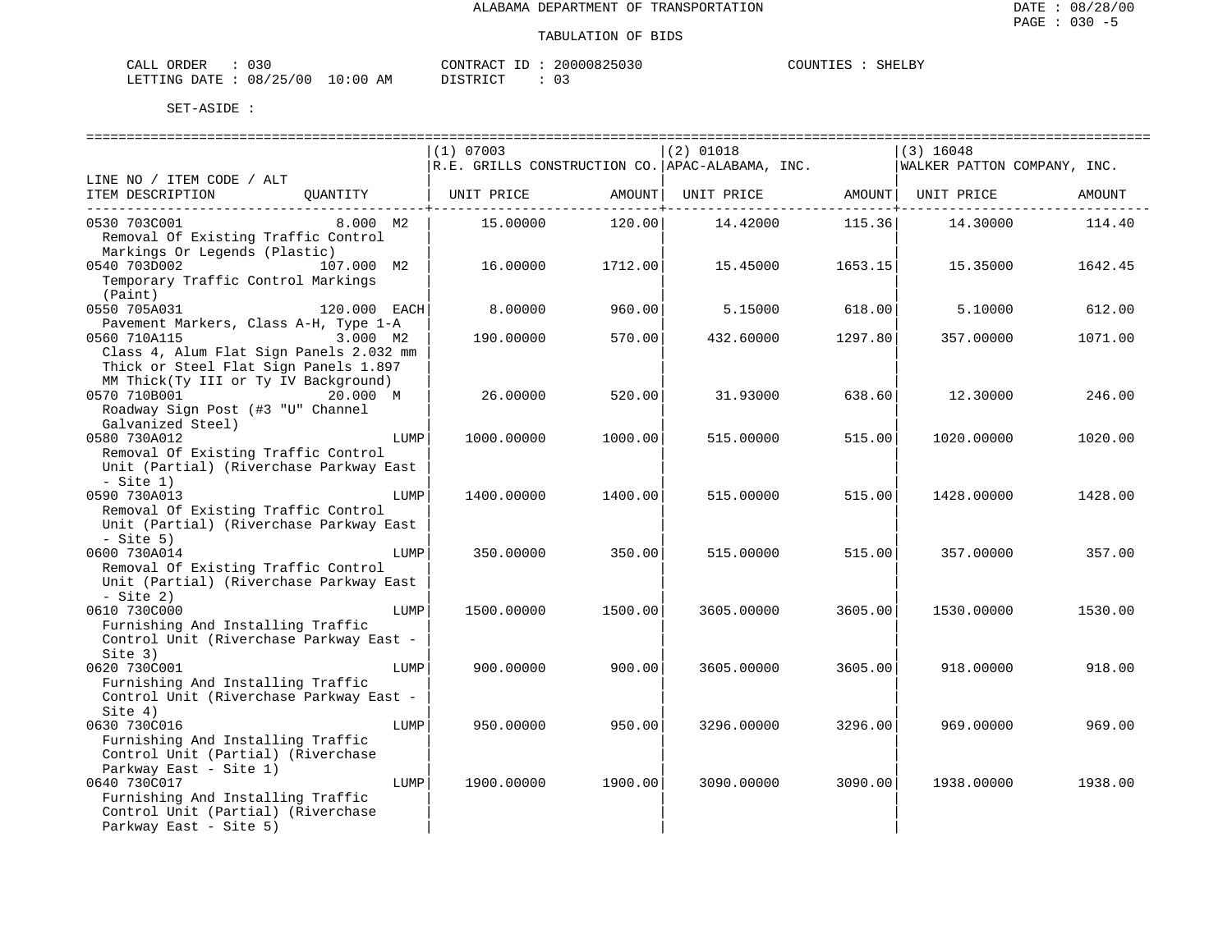ALABAMA DEPARTMENT OF TRANSPORTATION

TABULATION OF BIDS

CALL ORDER : 030 CONTRACT ID : 20000825030 COUNTIES : SHELBY
LETTING DATE : 08/25/00 10:00 AM DISTRICT : 03

SET-ASIDE :

| LINE NO / ITEM CODE / ALT ITEM DESCRIPTION | QUANTITY | (1) 07003 R.E. GRILLS CONSTRUCTION CO. UNIT PRICE | AMOUNT | (2) 01018 APAC-ALABAMA, INC. UNIT PRICE | AMOUNT | (3) 16048 WALKER PATTON COMPANY, INC. UNIT PRICE | AMOUNT |
|---|---|---|---|---|---|---|---|
| 0530 703C001 Removal Of Existing Traffic Control Markings Or Legends (Plastic) | 8.000 M2 | 15.00000 | 120.00 | 14.42000 | 115.36 | 14.30000 | 114.40 |
| 0540 703D002 Temporary Traffic Control Markings (Paint) | 107.000 M2 | 16.00000 | 1712.00 | 15.45000 | 1653.15 | 15.35000 | 1642.45 |
| 0550 705A031 Pavement Markers, Class A-H, Type 1-A | 120.000 EACH | 8.00000 | 960.00 | 5.15000 | 618.00 | 5.10000 | 612.00 |
| 0560 710A115 Class 4, Alum Flat Sign Panels 2.032 mm Thick or Steel Flat Sign Panels 1.897 MM Thick(Ty III or Ty IV Background) | 3.000 M2 | 190.00000 | 570.00 | 432.60000 | 1297.80 | 357.00000 | 1071.00 |
| 0570 710B001 Roadway Sign Post (#3 "U" Channel Galvanized Steel) | 20.000 M | 26.00000 | 520.00 | 31.93000 | 638.60 | 12.30000 | 246.00 |
| 0580 730A012 Removal Of Existing Traffic Control Unit (Partial) (Riverchase Parkway East - Site 1) | LUMP | 1000.00000 | 1000.00 | 515.00000 | 515.00 | 1020.00000 | 1020.00 |
| 0590 730A013 Removal Of Existing Traffic Control Unit (Partial) (Riverchase Parkway East - Site 5) | LUMP | 1400.00000 | 1400.00 | 515.00000 | 515.00 | 1428.00000 | 1428.00 |
| 0600 730A014 Removal Of Existing Traffic Control Unit (Partial) (Riverchase Parkway East - Site 2) | LUMP | 350.00000 | 350.00 | 515.00000 | 515.00 | 357.00000 | 357.00 |
| 0610 730C000 Furnishing And Installing Traffic Control Unit (Riverchase Parkway East - Site 3) | LUMP | 1500.00000 | 1500.00 | 3605.00000 | 3605.00 | 1530.00000 | 1530.00 |
| 0620 730C001 Furnishing And Installing Traffic Control Unit (Riverchase Parkway East - Site 4) | LUMP | 900.00000 | 900.00 | 3605.00000 | 3605.00 | 918.00000 | 918.00 |
| 0630 730C016 Furnishing And Installing Traffic Control Unit (Partial) (Riverchase Parkway East - Site 1) | LUMP | 950.00000 | 950.00 | 3296.00000 | 3296.00 | 969.00000 | 969.00 |
| 0640 730C017 Furnishing And Installing Traffic Control Unit (Partial) (Riverchase Parkway East - Site 5) | LUMP | 1900.00000 | 1900.00 | 3090.00000 | 3090.00 | 1938.00000 | 1938.00 |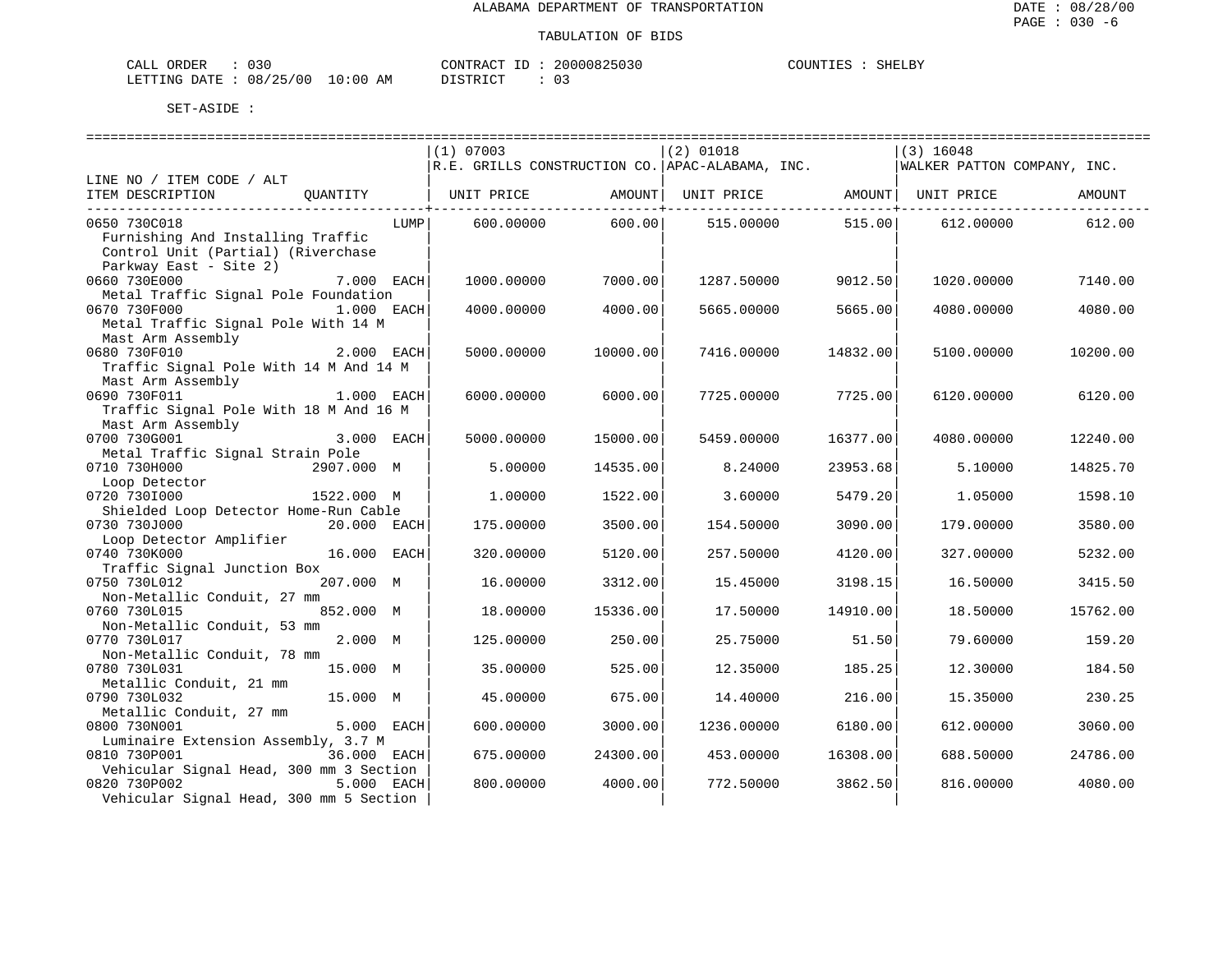ALABAMA DEPARTMENT OF TRANSPORTATION

DATE : 08/28/00

TABULATION OF BIDS

CALL ORDER : 030 CONTRACT ID : 20000825030 COUNTIES : SHELBY
LETTING DATE : 08/25/00 10:00 AM DISTRICT : 03

SET-ASIDE :

| LINE NO / ITEM CODE / ALT ITEM DESCRIPTION | QUANTITY | (1) 07003 R.E. GRILLS CONSTRUCTION CO. UNIT PRICE | AMOUNT | (2) 01018 APAC-ALABAMA, INC. UNIT PRICE | AMOUNT | (3) 16048 WALKER PATTON COMPANY, INC. UNIT PRICE | AMOUNT |
|---|---|---|---|---|---|---|---|
| 0650 730C018 Furnishing And Installing Traffic Control Unit (Partial) (Riverchase Parkway East - Site 2) | LUMP | 600.00000 | 600.00 | 515.00000 | 515.00 | 612.00000 | 612.00 |
| 0660 730E000 Metal Traffic Signal Pole Foundation | 7.000 EACH | 1000.00000 | 7000.00 | 1287.50000 | 9012.50 | 1020.00000 | 7140.00 |
| 0670 730F000 Metal Traffic Signal Pole With 14 M Mast Arm Assembly | 1.000 EACH | 4000.00000 | 4000.00 | 5665.00000 | 5665.00 | 4080.00000 | 4080.00 |
| 0680 730F010 Traffic Signal Pole With 14 M And 14 M Mast Arm Assembly | 2.000 EACH | 5000.00000 | 10000.00 | 7416.00000 | 14832.00 | 5100.00000 | 10200.00 |
| 0690 730F011 Traffic Signal Pole With 18 M And 16 M Mast Arm Assembly | 1.000 EACH | 6000.00000 | 6000.00 | 7725.00000 | 7725.00 | 6120.00000 | 6120.00 |
| 0700 730G001 Metal Traffic Signal Strain Pole | 3.000 EACH | 5000.00000 | 15000.00 | 5459.00000 | 16377.00 | 4080.00000 | 12240.00 |
| 0710 730H000 Loop Detector | 2907.000 M | 5.00000 | 14535.00 | 8.24000 | 23953.68 | 5.10000 | 14825.70 |
| 0720 730I000 Shielded Loop Detector Home-Run Cable | 1522.000 M | 1.00000 | 1522.00 | 3.60000 | 5479.20 | 1.05000 | 1598.10 |
| 0730 730J000 Loop Detector Amplifier | 20.000 EACH | 175.00000 | 3500.00 | 154.50000 | 3090.00 | 179.00000 | 3580.00 |
| 0740 730K000 Traffic Signal Junction Box | 16.000 EACH | 320.00000 | 5120.00 | 257.50000 | 4120.00 | 327.00000 | 5232.00 |
| 0750 730L012 Non-Metallic Conduit, 27 mm | 207.000 M | 16.00000 | 3312.00 | 15.45000 | 3198.15 | 16.50000 | 3415.50 |
| 0760 730L015 Non-Metallic Conduit, 53 mm | 852.000 M | 18.00000 | 15336.00 | 17.50000 | 14910.00 | 18.50000 | 15762.00 |
| 0770 730L017 Non-Metallic Conduit, 78 mm | 2.000 M | 125.00000 | 250.00 | 25.75000 | 51.50 | 79.60000 | 159.20 |
| 0780 730L031 Metallic Conduit, 21 mm | 15.000 M | 35.00000 | 525.00 | 12.35000 | 185.25 | 12.30000 | 184.50 |
| 0790 730L032 Metallic Conduit, 27 mm | 15.000 M | 45.00000 | 675.00 | 14.40000 | 216.00 | 15.35000 | 230.25 |
| 0800 730N001 Luminaire Extension Assembly, 3.7 M | 5.000 EACH | 600.00000 | 3000.00 | 1236.00000 | 6180.00 | 612.00000 | 3060.00 |
| 0810 730P001 Vehicular Signal Head, 300 mm 3 Section | 36.000 EACH | 675.00000 | 24300.00 | 453.00000 | 16308.00 | 688.50000 | 24786.00 |
| 0820 730P002 Vehicular Signal Head, 300 mm 5 Section | 5.000 EACH | 800.00000 | 4000.00 | 772.50000 | 3862.50 | 816.00000 | 4080.00 |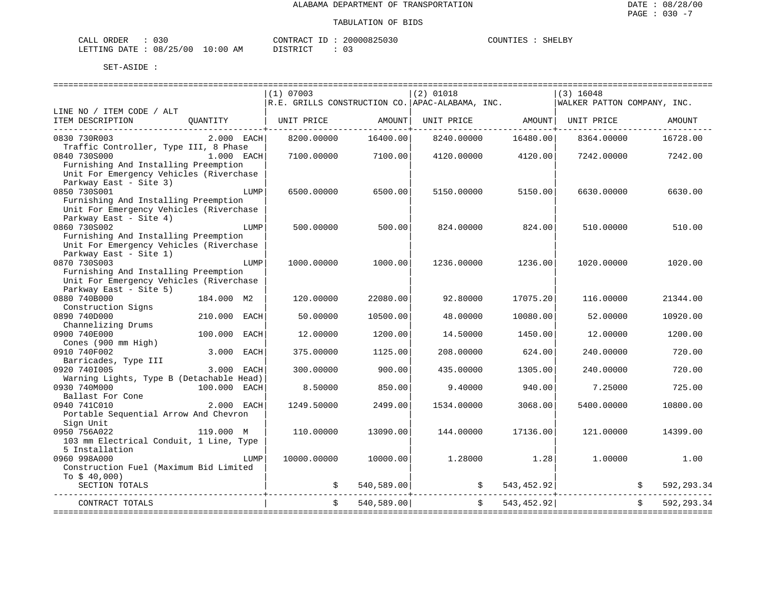ALABAMA DEPARTMENT OF TRANSPORTATION

TABULATION OF BIDS

CALL ORDER : 030　　CONTRACT ID : 20000825030　　COUNTIES : SHELBY
LETTING DATE : 08/25/00 10:00 AM　　DISTRICT : 03

SET-ASIDE :

| LINE NO / ITEM CODE / ALT ITEM DESCRIPTION | QUANTITY | (1) 07003 R.E. GRILLS CONSTRUCTION CO. UNIT PRICE | AMOUNT | (2) 01018 APAC-ALABAMA, INC. UNIT PRICE | AMOUNT | (3) 16048 WALKER PATTON COMPANY, INC. UNIT PRICE | AMOUNT |
|---|---|---|---|---|---|---|---|
| 0830 730R003 Traffic Controller, Type III, 8 Phase | 2.000 EACH | 8200.00000 | 16400.00 | 8240.00000 | 16480.00 | 8364.00000 | 16728.00 |
| 0840 730S000 Furnishing And Installing Preemption Unit For Emergency Vehicles (Riverchase Parkway East - Site 3) | 1.000 EACH | 7100.00000 | 7100.00 | 4120.00000 | 4120.00 | 7242.00000 | 7242.00 |
| 0850 730S001 Furnishing And Installing Preemption Unit For Emergency Vehicles (Riverchase Parkway East - Site 4) | LUMP | 6500.00000 | 6500.00 | 5150.00000 | 5150.00 | 6630.00000 | 6630.00 |
| 0860 730S002 Furnishing And Installing Preemption Unit For Emergency Vehicles (Riverchase Parkway East - Site 1) | LUMP | 500.00000 | 500.00 | 824.00000 | 824.00 | 510.00000 | 510.00 |
| 0870 730S003 Furnishing And Installing Preemption Unit For Emergency Vehicles (Riverchase Parkway East - Site 5) | LUMP | 1000.00000 | 1000.00 | 1236.00000 | 1236.00 | 1020.00000 | 1020.00 |
| 0880 740B000 Construction Signs | 184.000 M2 | 120.00000 | 22080.00 | 92.80000 | 17075.20 | 116.00000 | 21344.00 |
| 0890 740D000 Channelizing Drums | 210.000 EACH | 50.00000 | 10500.00 | 48.00000 | 10080.00 | 52.00000 | 10920.00 |
| 0900 740E000 Cones (900 mm High) | 100.000 EACH | 12.00000 | 1200.00 | 14.50000 | 1450.00 | 12.00000 | 1200.00 |
| 0910 740F002 Barricades, Type III | 3.000 EACH | 375.00000 | 1125.00 | 208.00000 | 624.00 | 240.00000 | 720.00 |
| 0920 740I005 Warning Lights, Type B (Detachable Head) | 3.000 EACH | 300.00000 | 900.00 | 435.00000 | 1305.00 | 240.00000 | 720.00 |
| 0930 740M000 Ballast For Cone | 100.000 EACH | 8.50000 | 850.00 | 9.40000 | 940.00 | 7.25000 | 725.00 |
| 0940 741C010 Portable Sequential Arrow And Chevron Sign Unit | 2.000 EACH | 1249.50000 | 2499.00 | 1534.00000 | 3068.00 | 5400.00000 | 10800.00 |
| 0950 756A022 103 mm Electrical Conduit, 1 Line, Type 5 Installation | 119.000 M | 110.00000 | 13090.00 | 144.00000 | 17136.00 | 121.00000 | 14399.00 |
| 0960 998A000 Construction Fuel (Maximum Bid Limited To $ 40,000) | LUMP | 10000.00000 | 10000.00 | 1.28000 | 1.28 | 1.00000 | 1.00 |
| SECTION TOTALS | | | $ 540,589.00 | | $ 543,452.92 | | $ 592,293.34 |
| CONTRACT TOTALS | | | $ 540,589.00 | | $ 543,452.92 | | $ 592,293.34 |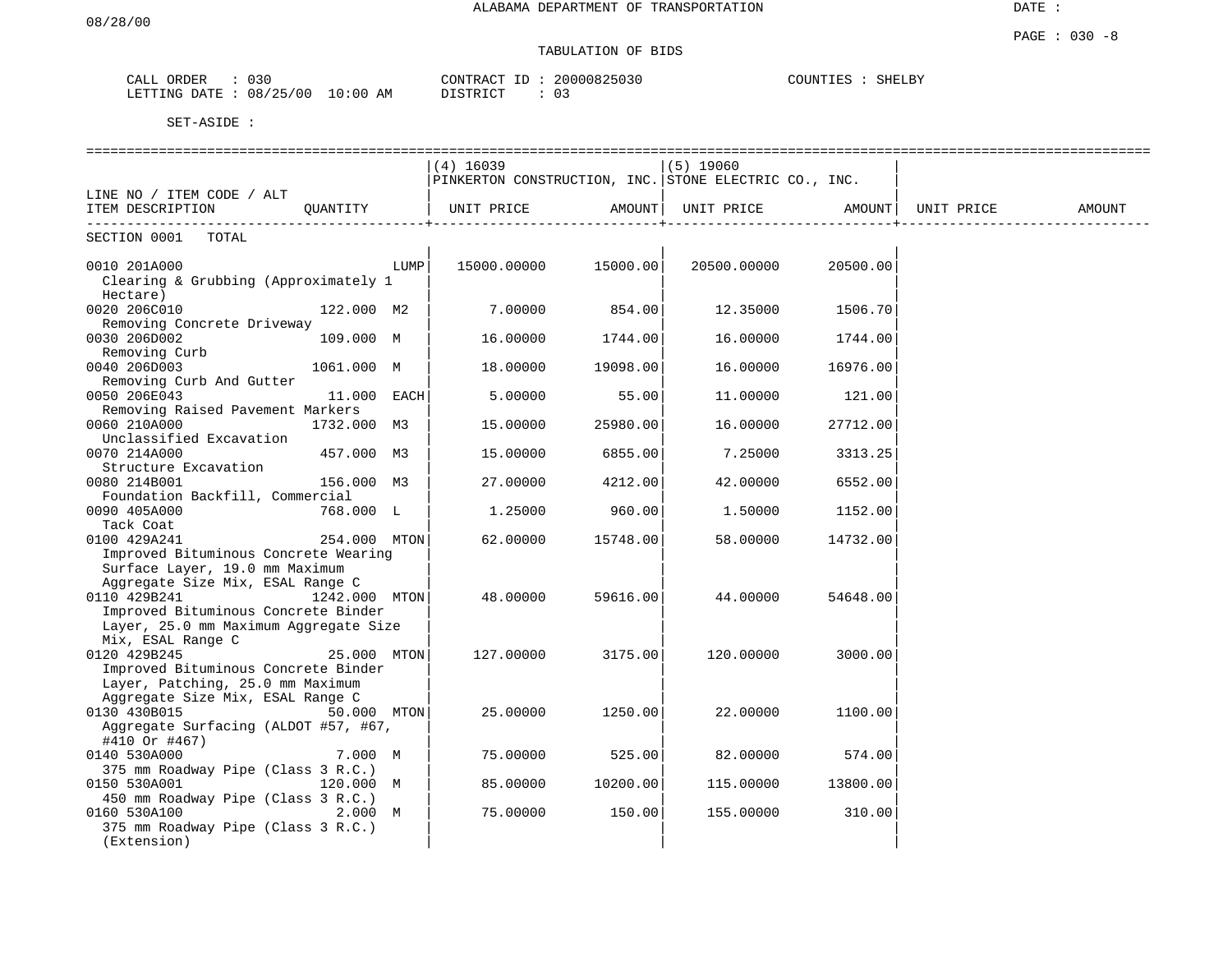ALABAMA DEPARTMENT OF TRANSPORTATION

08/28/00

DATE :

PAGE : 030 -8

TABULATION OF BIDS

CALL ORDER : 030
LETTING DATE : 08/25/00 10:00 AM

CONTRACT ID : 20000825030
DISTRICT : 03

COUNTIES : SHELBY

SET-ASIDE :

| LINE NO / ITEM CODE / ALT ITEM DESCRIPTION | QUANTITY | (4) 16039 PINKERTON CONSTRUCTION, INC. UNIT PRICE | AMOUNT | (5) 19060 STONE ELECTRIC CO., INC. UNIT PRICE | AMOUNT | UNIT PRICE | AMOUNT |
|---|---|---|---|---|---|---|---|
| SECTION 0001 TOTAL | | | | | | | |
| 0010 201A000 Clearing & Grubbing (Approximately 1 Hectare) | LUMP | 15000.00000 | 15000.00 | 20500.00000 | 20500.00 | | |
| 0020 206C010 Removing Concrete Driveway | 122.000 M2 | 7.00000 | 854.00 | 12.35000 | 1506.70 | | |
| 0030 206D002 Removing Curb | 109.000 M | 16.00000 | 1744.00 | 16.00000 | 1744.00 | | |
| 0040 206D003 Removing Curb And Gutter | 1061.000 M | 18.00000 | 19098.00 | 16.00000 | 16976.00 | | |
| 0050 206E043 Removing Raised Pavement Markers | 11.000 EACH | 5.00000 | 55.00 | 11.00000 | 121.00 | | |
| 0060 210A000 Unclassified Excavation | 1732.000 M3 | 15.00000 | 25980.00 | 16.00000 | 27712.00 | | |
| 0070 214A000 Structure Excavation | 457.000 M3 | 15.00000 | 6855.00 | 7.25000 | 3313.25 | | |
| 0080 214B001 Foundation Backfill, Commercial | 156.000 M3 | 27.00000 | 4212.00 | 42.00000 | 6552.00 | | |
| 0090 405A000 Tack Coat | 768.000 L | 1.25000 | 960.00 | 1.50000 | 1152.00 | | |
| 0100 429A241 Improved Bituminous Concrete Wearing Surface Layer, 19.0 mm Maximum Aggregate Size Mix, ESAL Range C | 254.000 MTON | 62.00000 | 15748.00 | 58.00000 | 14732.00 | | |
| 0110 429B241 Improved Bituminous Concrete Binder Layer, 25.0 mm Maximum Aggregate Size Mix, ESAL Range C | 1242.000 MTON | 48.00000 | 59616.00 | 44.00000 | 54648.00 | | |
| 0120 429B245 Improved Bituminous Concrete Binder Layer, Patching, 25.0 mm Maximum Aggregate Size Mix, ESAL Range C | 25.000 MTON | 127.00000 | 3175.00 | 120.00000 | 3000.00 | | |
| 0130 430B015 Aggregate Surfacing (ALDOT #57, #67, #410 Or #467) | 50.000 MTON | 25.00000 | 1250.00 | 22.00000 | 1100.00 | | |
| 0140 530A000 375 mm Roadway Pipe (Class 3 R.C.) | 7.000 M | 75.00000 | 525.00 | 82.00000 | 574.00 | | |
| 0150 530A001 450 mm Roadway Pipe (Class 3 R.C.) | 120.000 M | 85.00000 | 10200.00 | 115.00000 | 13800.00 | | |
| 0160 530A100 375 mm Roadway Pipe (Class 3 R.C.) (Extension) | 2.000 M | 75.00000 | 150.00 | 155.00000 | 310.00 | | |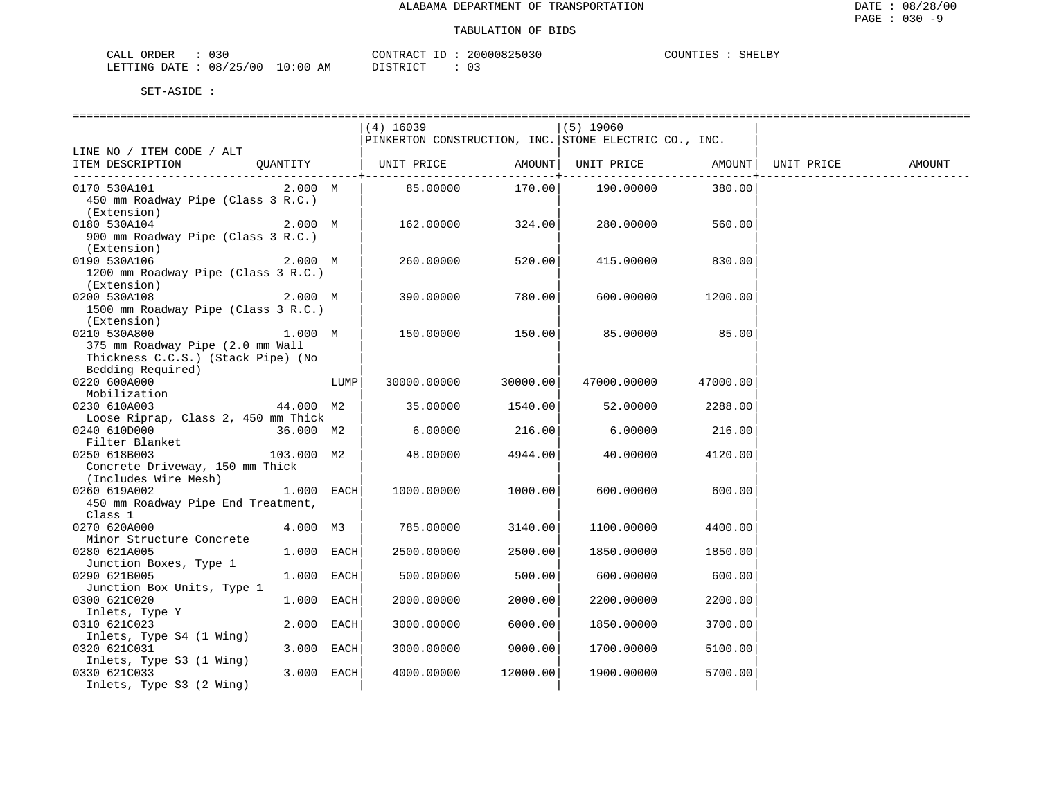ALABAMA DEPARTMENT OF TRANSPORTATION

TABULATION OF BIDS

CALL ORDER : 030 CONTRACT ID : 20000825030 COUNTIES : SHELBY
LETTING DATE : 08/25/00 10:00 AM DISTRICT : 03

SET-ASIDE :

| LINE NO / ITEM CODE / ALT ITEM DESCRIPTION | QUANTITY | | (4) 16039 PINKERTON CONSTRUCTION, INC. UNIT PRICE | AMOUNT | (5) 19060 STONE ELECTRIC CO., INC. UNIT PRICE | AMOUNT | UNIT PRICE | AMOUNT |
|---|---|---|---|---|---|---|---|---|
| 0170 530A101 450 mm Roadway Pipe (Class 3 R.C.) (Extension) | 2.000 | M | 85.00000 | 170.00 | 190.00000 | 380.00 | | |
| 0180 530A104 900 mm Roadway Pipe (Class 3 R.C.) (Extension) | 2.000 | M | 162.00000 | 324.00 | 280.00000 | 560.00 | | |
| 0190 530A106 1200 mm Roadway Pipe (Class 3 R.C.) (Extension) | 2.000 | M | 260.00000 | 520.00 | 415.00000 | 830.00 | | |
| 0200 530A108 1500 mm Roadway Pipe (Class 3 R.C.) (Extension) | 2.000 | M | 390.00000 | 780.00 | 600.00000 | 1200.00 | | |
| 0210 530A800 375 mm Roadway Pipe (2.0 mm Wall Thickness C.C.S.) (Stack Pipe) (No Bedding Required) | 1.000 | M | 150.00000 | 150.00 | 85.00000 | 85.00 | | |
| 0220 600A000 Mobilization | | LUMP | 30000.00000 | 30000.00 | 47000.00000 | 47000.00 | | |
| 0230 610A003 Loose Riprap, Class 2, 450 mm Thick | 44.000 | M2 | 35.00000 | 1540.00 | 52.00000 | 2288.00 | | |
| 0240 610D000 Filter Blanket | 36.000 | M2 | 6.00000 | 216.00 | 6.00000 | 216.00 | | |
| 0250 618B003 Concrete Driveway, 150 mm Thick (Includes Wire Mesh) | 103.000 | M2 | 48.00000 | 4944.00 | 40.00000 | 4120.00 | | |
| 0260 619A002 450 mm Roadway Pipe End Treatment, Class 1 | 1.000 | EACH | 1000.00000 | 1000.00 | 600.00000 | 600.00 | | |
| 0270 620A000 Minor Structure Concrete | 4.000 | M3 | 785.00000 | 3140.00 | 1100.00000 | 4400.00 | | |
| 0280 621A005 Junction Boxes, Type 1 | 1.000 | EACH | 2500.00000 | 2500.00 | 1850.00000 | 1850.00 | | |
| 0290 621B005 Junction Box Units, Type 1 | 1.000 | EACH | 500.00000 | 500.00 | 600.00000 | 600.00 | | |
| 0300 621C020 Inlets, Type Y | 1.000 | EACH | 2000.00000 | 2000.00 | 2200.00000 | 2200.00 | | |
| 0310 621C023 Inlets, Type S4 (1 Wing) | 2.000 | EACH | 3000.00000 | 6000.00 | 1850.00000 | 3700.00 | | |
| 0320 621C031 Inlets, Type S3 (1 Wing) | 3.000 | EACH | 3000.00000 | 9000.00 | 1700.00000 | 5100.00 | | |
| 0330 621C033 Inlets, Type S3 (2 Wing) | 3.000 | EACH | 4000.00000 | 12000.00 | 1900.00000 | 5700.00 | | |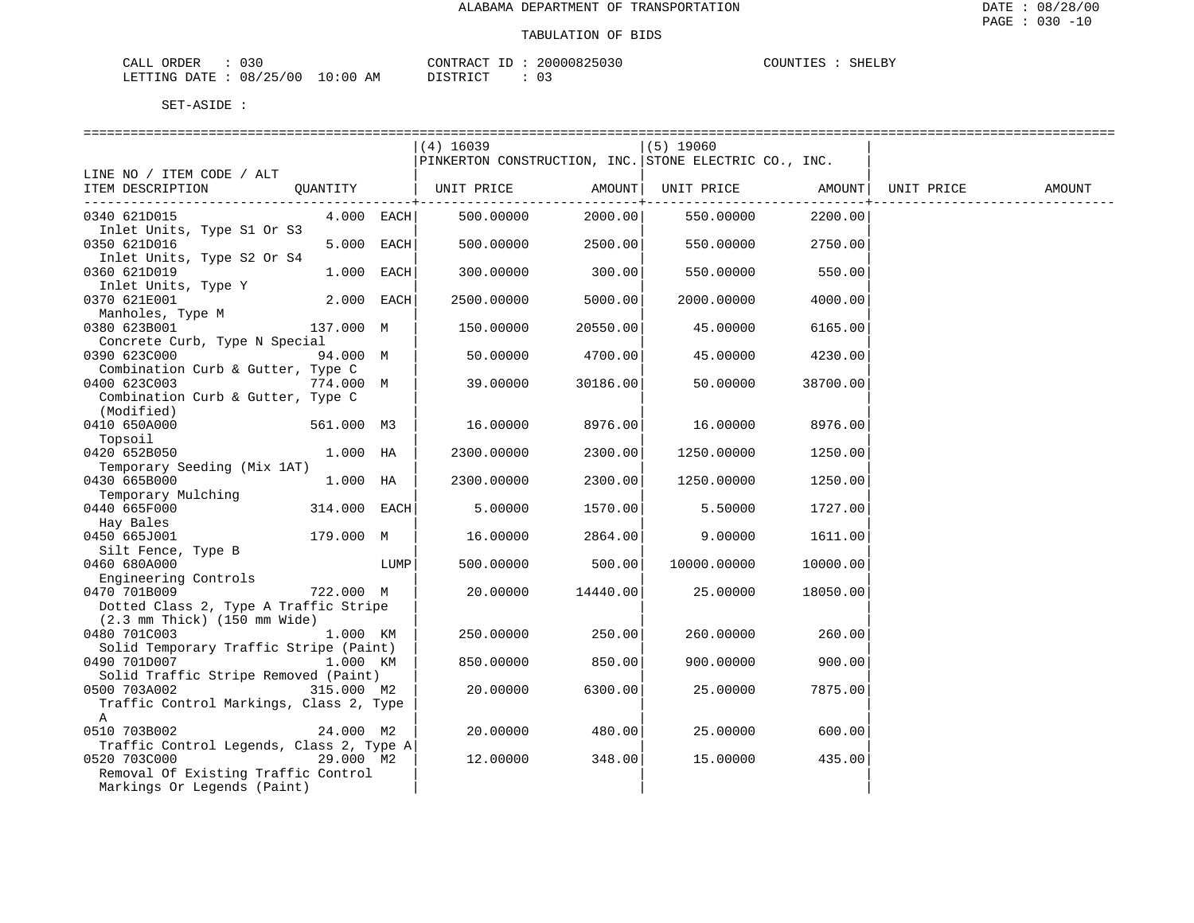ALABAMA DEPARTMENT OF TRANSPORTATION

TABULATION OF BIDS

CALL ORDER : 030 CONTRACT ID : 20000825030 COUNTIES : SHELBY
LETTING DATE : 08/25/00 10:00 AM DISTRICT : 03

SET-ASIDE :

| LINE NO / ITEM CODE / ALT ITEM DESCRIPTION | QUANTITY | (4) 16039 PINKERTON CONSTRUCTION, INC. UNIT PRICE | AMOUNT | (5) 19060 STONE ELECTRIC CO., INC. UNIT PRICE | AMOUNT | UNIT PRICE | AMOUNT |
|---|---|---|---|---|---|---|---|
| 0340 621D015 Inlet Units, Type S1 Or S3 | 4.000 EACH | 500.00000 | 2000.00 | 550.00000 | 2200.00 | | |
| 0350 621D016 Inlet Units, Type S2 Or S4 | 5.000 EACH | 500.00000 | 2500.00 | 550.00000 | 2750.00 | | |
| 0360 621D019 Inlet Units, Type Y | 1.000 EACH | 300.00000 | 300.00 | 550.00000 | 550.00 | | |
| 0370 621E001 Manholes, Type M | 2.000 EACH | 2500.00000 | 5000.00 | 2000.00000 | 4000.00 | | |
| 0380 623B001 Concrete Curb, Type N Special | 137.000 M | 150.00000 | 20550.00 | 45.00000 | 6165.00 | | |
| 0390 623C000 Combination Curb & Gutter, Type C | 94.000 M | 50.00000 | 4700.00 | 45.00000 | 4230.00 | | |
| 0400 623C003 Combination Curb & Gutter, Type C (Modified) | 774.000 M | 39.00000 | 30186.00 | 50.00000 | 38700.00 | | |
| 0410 650A000 Topsoil | 561.000 M3 | 16.00000 | 8976.00 | 16.00000 | 8976.00 | | |
| 0420 652B050 Temporary Seeding (Mix 1AT) | 1.000 HA | 2300.00000 | 2300.00 | 1250.00000 | 1250.00 | | |
| 0430 665B000 Temporary Mulching | 1.000 HA | 2300.00000 | 2300.00 | 1250.00000 | 1250.00 | | |
| 0440 665F000 Hay Bales | 314.000 EACH | 5.00000 | 1570.00 | 5.50000 | 1727.00 | | |
| 0450 665J001 Silt Fence, Type B | 179.000 M | 16.00000 | 2864.00 | 9.00000 | 1611.00 | | |
| 0460 680A000 Engineering Controls | LUMP | 500.00000 | 500.00 | 10000.00000 | 10000.00 | | |
| 0470 701B009 Dotted Class 2, Type A Traffic Stripe (2.3 mm Thick) (150 mm Wide) | 722.000 M | 20.00000 | 14440.00 | 25.00000 | 18050.00 | | |
| 0480 701C003 Solid Temporary Traffic Stripe (Paint) | 1.000 KM | 250.00000 | 250.00 | 260.00000 | 260.00 | | |
| 0490 701D007 Solid Traffic Stripe Removed (Paint) | 1.000 KM | 850.00000 | 850.00 | 900.00000 | 900.00 | | |
| 0500 703A002 Traffic Control Markings, Class 2, Type A | 315.000 M2 | 20.00000 | 6300.00 | 25.00000 | 7875.00 | | |
| 0510 703B002 Traffic Control Legends, Class 2, Type A | 24.000 M2 | 20.00000 | 480.00 | 25.00000 | 600.00 | | |
| 0520 703C000 Removal Of Existing Traffic Control Markings Or Legends (Paint) | 29.000 M2 | 12.00000 | 348.00 | 15.00000 | 435.00 | | |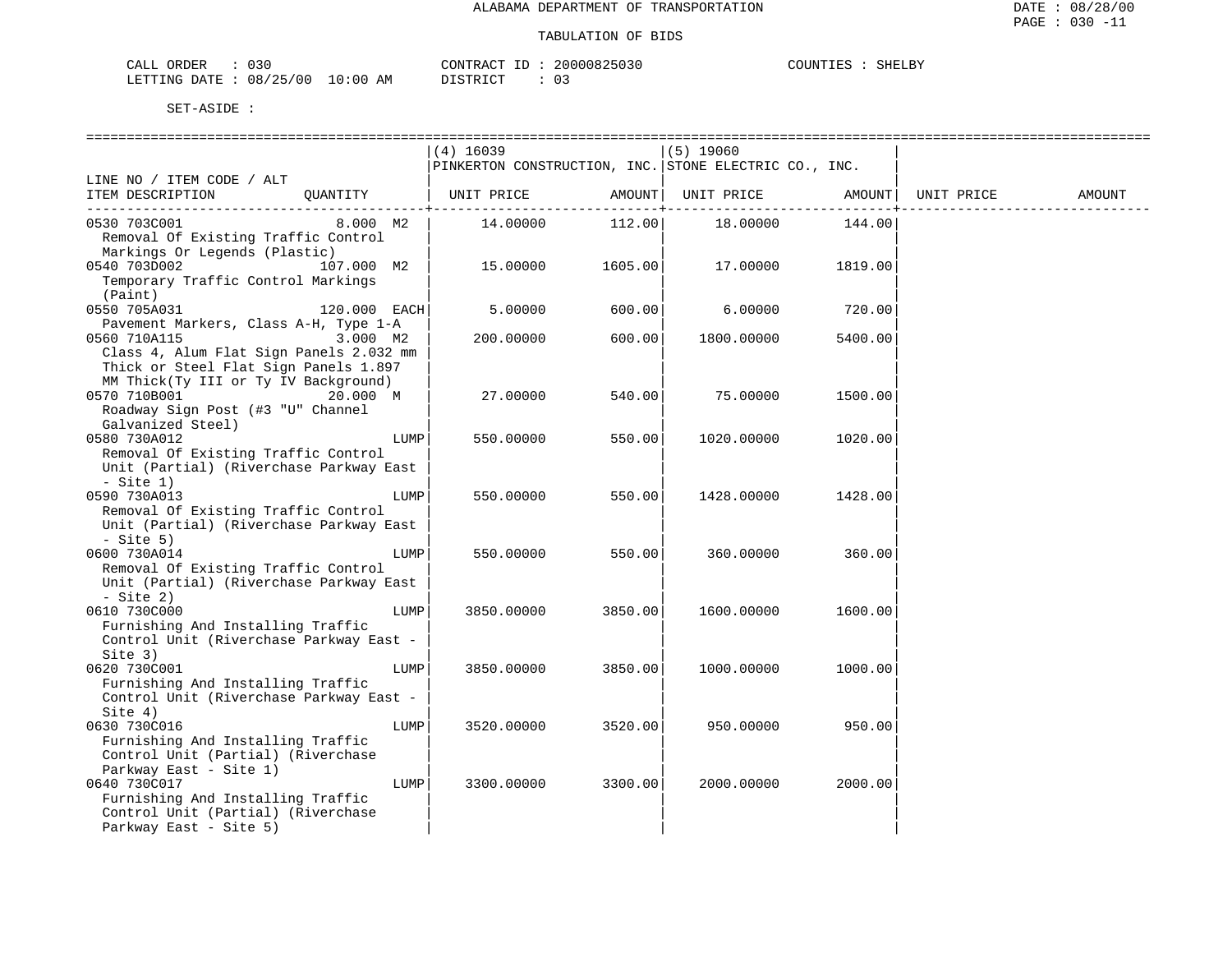ALABAMA DEPARTMENT OF TRANSPORTATION

TABULATION OF BIDS

CALL ORDER : 030 CONTRACT ID : 20000825030 COUNTIES : SHELBY
LETTING DATE : 08/25/00 10:00 AM DISTRICT : 03

SET-ASIDE :

| LINE NO / ITEM CODE / ALT ITEM DESCRIPTION | QUANTITY | (4) 16039 PINKERTON CONSTRUCTION, INC. UNIT PRICE | AMOUNT | (5) 19060 STONE ELECTRIC CO., INC. UNIT PRICE | AMOUNT | UNIT PRICE | AMOUNT |
|---|---|---|---|---|---|---|---|
| 0530 703C001 Removal Of Existing Traffic Control Markings Or Legends (Plastic) | 8.000 M2 | 14.00000 | 112.00 | 18.00000 | 144.00 | | |
| 0540 703D002 Temporary Traffic Control Markings (Paint) | 107.000 M2 | 15.00000 | 1605.00 | 17.00000 | 1819.00 | | |
| 0550 705A031 Pavement Markers, Class A-H, Type 1-A | 120.000 EACH | 5.00000 | 600.00 | 6.00000 | 720.00 | | |
| 0560 710A115 Class 4, Alum Flat Sign Panels 2.032 mm Thick or Steel Flat Sign Panels 1.897 MM Thick(Ty III or Ty IV Background) | 3.000 M2 | 200.00000 | 600.00 | 1800.00000 | 5400.00 | | |
| 0570 710B001 Roadway Sign Post (#3 "U" Channel Galvanized Steel) | 20.000 M | 27.00000 | 540.00 | 75.00000 | 1500.00 | | |
| 0580 730A012 Removal Of Existing Traffic Control Unit (Partial) (Riverchase Parkway East - Site 1) | LUMP | 550.00000 | 550.00 | 1020.00000 | 1020.00 | | |
| 0590 730A013 Removal Of Existing Traffic Control Unit (Partial) (Riverchase Parkway East - Site 5) | LUMP | 550.00000 | 550.00 | 1428.00000 | 1428.00 | | |
| 0600 730A014 Removal Of Existing Traffic Control Unit (Partial) (Riverchase Parkway East - Site 2) | LUMP | 550.00000 | 550.00 | 360.00000 | 360.00 | | |
| 0610 730C000 Furnishing And Installing Traffic Control Unit (Riverchase Parkway East - Site 3) | LUMP | 3850.00000 | 3850.00 | 1600.00000 | 1600.00 | | |
| 0620 730C001 Furnishing And Installing Traffic Control Unit (Riverchase Parkway East - Site 4) | LUMP | 3850.00000 | 3850.00 | 1000.00000 | 1000.00 | | |
| 0630 730C016 Furnishing And Installing Traffic Control Unit (Partial) (Riverchase Parkway East - Site 1) | LUMP | 3520.00000 | 3520.00 | 950.00000 | 950.00 | | |
| 0640 730C017 Furnishing And Installing Traffic Control Unit (Partial) (Riverchase Parkway East - Site 5) | LUMP | 3300.00000 | 3300.00 | 2000.00000 | 2000.00 | | |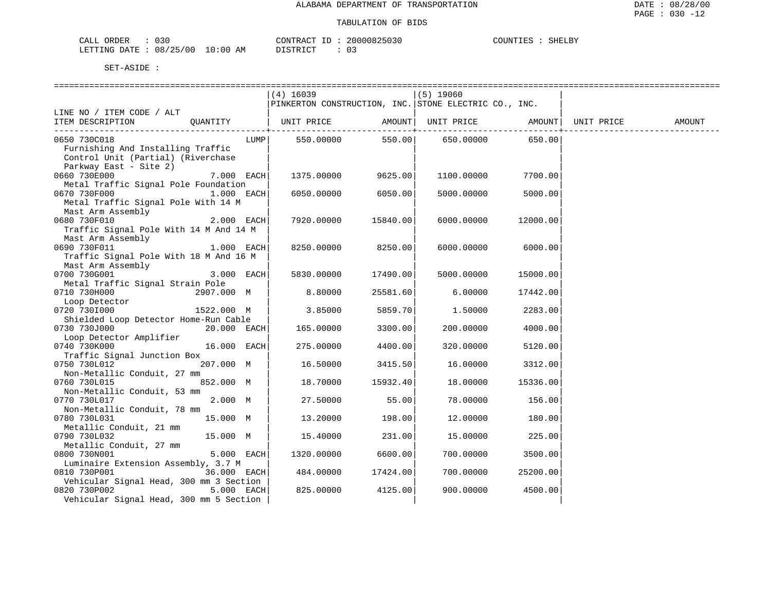ALABAMA DEPARTMENT OF TRANSPORTATION

TABULATION OF BIDS

CALL ORDER : 030 CONTRACT ID : 20000825030 COUNTIES : SHELBY
LETTING DATE : 08/25/00 10:00 AM DISTRICT : 03

SET-ASIDE :

| LINE NO / ITEM CODE / ALT ITEM DESCRIPTION | QUANTITY | (4) 16039 PINKERTON CONSTRUCTION, INC. UNIT PRICE | AMOUNT | (5) 19060 STONE ELECTRIC CO., INC. UNIT PRICE | AMOUNT | UNIT PRICE | AMOUNT |
|---|---|---|---|---|---|---|---|
| 0650 730C018 Furnishing And Installing Traffic Control Unit (Partial) (Riverchase Parkway East - Site 2) | LUMP | 550.00000 | 550.00 | 650.00000 | 650.00 | | |
| 0660 730E000 Metal Traffic Signal Pole Foundation | 7.000 EACH | 1375.00000 | 9625.00 | 1100.00000 | 7700.00 | | |
| 0670 730F000 Metal Traffic Signal Pole With 14 M Mast Arm Assembly | 1.000 EACH | 6050.00000 | 6050.00 | 5000.00000 | 5000.00 | | |
| 0680 730F010 Traffic Signal Pole With 14 M And 14 M Mast Arm Assembly | 2.000 EACH | 7920.00000 | 15840.00 | 6000.00000 | 12000.00 | | |
| 0690 730F011 Traffic Signal Pole With 18 M And 16 M Mast Arm Assembly | 1.000 EACH | 8250.00000 | 8250.00 | 6000.00000 | 6000.00 | | |
| 0700 730G001 Metal Traffic Signal Strain Pole | 3.000 EACH | 5830.00000 | 17490.00 | 5000.00000 | 15000.00 | | |
| 0710 730H000 Loop Detector | 2907.000 M | 8.80000 | 25581.60 | 6.00000 | 17442.00 | | |
| 0720 730I000 Shielded Loop Detector Home-Run Cable | 1522.000 M | 3.85000 | 5859.70 | 1.50000 | 2283.00 | | |
| 0730 730J000 Loop Detector Amplifier | 20.000 EACH | 165.00000 | 3300.00 | 200.00000 | 4000.00 | | |
| 0740 730K000 Traffic Signal Junction Box | 16.000 EACH | 275.00000 | 4400.00 | 320.00000 | 5120.00 | | |
| 0750 730L012 Non-Metallic Conduit, 27 mm | 207.000 M | 16.50000 | 3415.50 | 16.00000 | 3312.00 | | |
| 0760 730L015 Non-Metallic Conduit, 53 mm | 852.000 M | 18.70000 | 15932.40 | 18.00000 | 15336.00 | | |
| 0770 730L017 Non-Metallic Conduit, 78 mm | 2.000 M | 27.50000 | 55.00 | 78.00000 | 156.00 | | |
| 0780 730L031 Metallic Conduit, 21 mm | 15.000 M | 13.20000 | 198.00 | 12.00000 | 180.00 | | |
| 0790 730L032 Metallic Conduit, 27 mm | 15.000 M | 15.40000 | 231.00 | 15.00000 | 225.00 | | |
| 0800 730N001 Luminaire Extension Assembly, 3.7 M | 5.000 EACH | 1320.00000 | 6600.00 | 700.00000 | 3500.00 | | |
| 0810 730P001 Vehicular Signal Head, 300 mm 3 Section | 36.000 EACH | 484.00000 | 17424.00 | 700.00000 | 25200.00 | | |
| 0820 730P002 Vehicular Signal Head, 300 mm 5 Section | 5.000 EACH | 825.00000 | 4125.00 | 900.00000 | 4500.00 | | |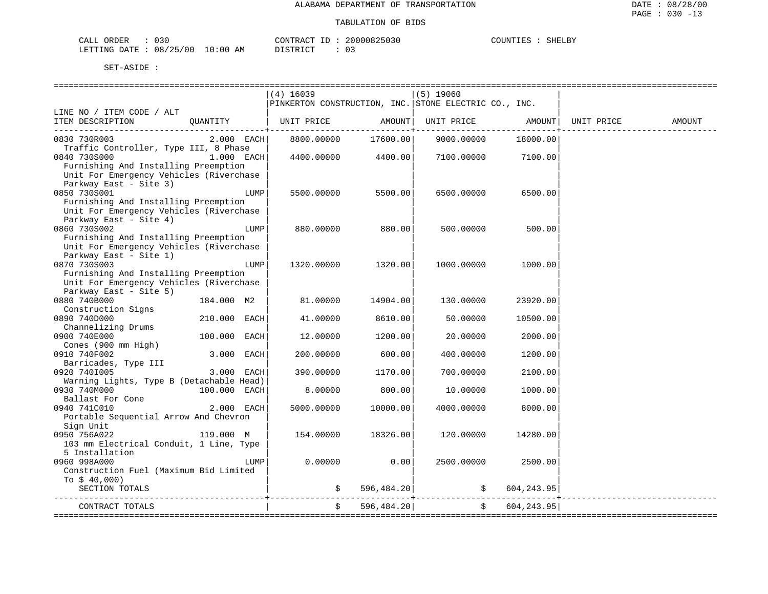ALABAMA DEPARTMENT OF TRANSPORTATION

TABULATION OF BIDS

CALL ORDER : 030 CONTRACT ID : 20000825030 COUNTIES : SHELBY
LETTING DATE : 08/25/00 10:00 AM DISTRICT : 03

SET-ASIDE :

| LINE NO / ITEM CODE / ALT ITEM DESCRIPTION | QUANTITY | (4) 16039 PINKERTON CONSTRUCTION, INC. UNIT PRICE | AMOUNT | (5) 19060 STONE ELECTRIC CO., INC. UNIT PRICE | AMOUNT | UNIT PRICE | AMOUNT |
|---|---|---|---|---|---|---|---|
| 0830 730R003 Traffic Controller, Type III, 8 Phase | 2.000 EACH | 8800.00000 | 17600.00 | 9000.00000 | 18000.00 | | |
| 0840 730S000 Furnishing And Installing Preemption Unit For Emergency Vehicles (Riverchase Parkway East - Site 3) | 1.000 EACH | 4400.00000 | 4400.00 | 7100.00000 | 7100.00 | | |
| 0850 730S001 Furnishing And Installing Preemption Unit For Emergency Vehicles (Riverchase Parkway East - Site 4) | LUMP | 5500.00000 | 5500.00 | 6500.00000 | 6500.00 | | |
| 0860 730S002 Furnishing And Installing Preemption Unit For Emergency Vehicles (Riverchase Parkway East - Site 1) | LUMP | 880.00000 | 880.00 | 500.00000 | 500.00 | | |
| 0870 730S003 Furnishing And Installing Preemption Unit For Emergency Vehicles (Riverchase Parkway East - Site 5) | LUMP | 1320.00000 | 1320.00 | 1000.00000 | 1000.00 | | |
| 0880 740B000 Construction Signs | 184.000 M2 | 81.00000 | 14904.00 | 130.00000 | 23920.00 | | |
| 0890 740D000 Channelizing Drums | 210.000 EACH | 41.00000 | 8610.00 | 50.00000 | 10500.00 | | |
| 0900 740E000 Cones (900 mm High) | 100.000 EACH | 12.00000 | 1200.00 | 20.00000 | 2000.00 | | |
| 0910 740F002 Barricades, Type III | 3.000 EACH | 200.00000 | 600.00 | 400.00000 | 1200.00 | | |
| 0920 740I005 Warning Lights, Type B (Detachable Head) | 3.000 EACH | 390.00000 | 1170.00 | 700.00000 | 2100.00 | | |
| 0930 740M000 Ballast For Cone | 100.000 EACH | 8.00000 | 800.00 | 10.00000 | 1000.00 | | |
| 0940 741C010 Portable Sequential Arrow And Chevron Sign Unit | 2.000 EACH | 5000.00000 | 10000.00 | 4000.00000 | 8000.00 | | |
| 0950 756A022 103 mm Electrical Conduit, 1 Line, Type 5 Installation | 119.000 M | 154.00000 | 18326.00 | 120.00000 | 14280.00 | | |
| 0960 998A000 Construction Fuel (Maximum Bid Limited To $ 40,000) | LUMP | 0.00000 | 0.00 | 2500.00000 | 2500.00 | | |
| SECTION TOTALS | | | $ 596,484.20 | | $ 604,243.95 | | |
| CONTRACT TOTALS | | | $ 596,484.20 | | $ 604,243.95 | | |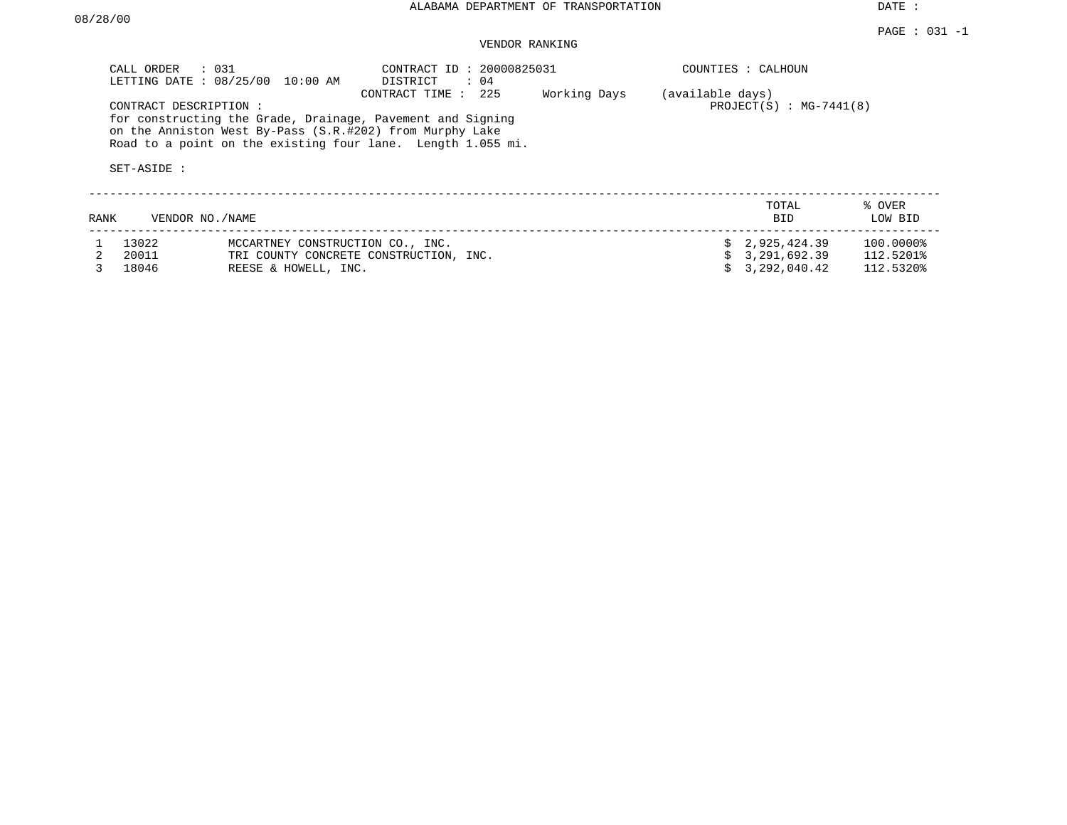ALABAMA DEPARTMENT OF TRANSPORTATION

DATE : 08/28/00

PAGE : 031 -1

VENDOR RANKING

CALL ORDER : 031
LETTING DATE : 08/25/00 10:00 AM

CONTRACT ID : 20000825031
DISTRICT : 04
CONTRACT TIME : 225 Working Days (available days)

COUNTIES : CALHOUN

PROJECT(S) : MG-7441(8)

CONTRACT DESCRIPTION :
for constructing the Grade, Drainage, Pavement and Signing on the Anniston West By-Pass (S.R.#202) from Murphy Lake Road to a point on the existing four lane. Length 1.055 mi.

SET-ASIDE :

| RANK | VENDOR NO./NAME | | TOTAL BID | % OVER LOW BID |
|---|---|---|---|---|
| 1 | 13022 | MCCARTNEY CONSTRUCTION CO., INC. | $ 2,925,424.39 | 100.0000% |
| 2 | 20011 | TRI COUNTY CONCRETE CONSTRUCTION, INC. | $ 3,291,692.39 | 112.5201% |
| 3 | 18046 | REESE & HOWELL, INC. | $ 3,292,040.42 | 112.5320% |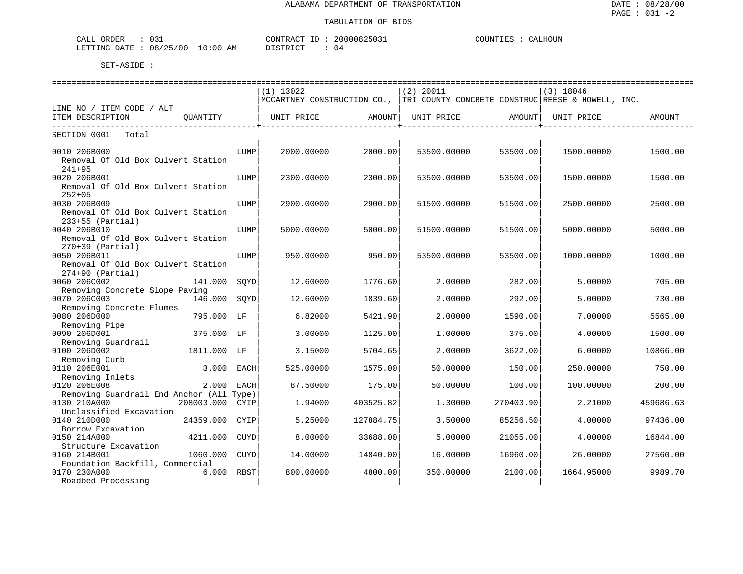ALABAMA DEPARTMENT OF TRANSPORTATION

TABULATION OF BIDS

CALL ORDER : 031 CONTRACT ID : 20000825031 COUNTIES : CALHOUN
LETTING DATE : 08/25/00 10:00 AM DISTRICT : 04

SET-ASIDE :

| LINE NO / ITEM CODE / ALT ITEM DESCRIPTION | QUANTITY | | (1) 13022 MCCARTNEY CONSTRUCTION CO., UNIT PRICE | AMOUNT | (2) 20011 TRI COUNTY CONCRETE CONSTRUC UNIT PRICE | AMOUNT | (3) 18046 REESE & HOWELL, INC. UNIT PRICE | AMOUNT |
|---|---|---|---|---|---|---|---|---|
| SECTION 0001 Total | | | | | | | | |
| 0010 206B000 Removal Of Old Box Culvert Station 241+95 | | LUMP | 2000.00000 | 2000.00 | 53500.00000 | 53500.00 | 1500.00000 | 1500.00 |
| 0020 206B001 Removal Of Old Box Culvert Station 252+05 | | LUMP | 2300.00000 | 2300.00 | 53500.00000 | 53500.00 | 1500.00000 | 1500.00 |
| 0030 206B009 Removal Of Old Box Culvert Station 233+55 (Partial) | | LUMP | 2900.00000 | 2900.00 | 51500.00000 | 51500.00 | 2500.00000 | 2500.00 |
| 0040 206B010 Removal Of Old Box Culvert Station 270+39 (Partial) | | LUMP | 5000.00000 | 5000.00 | 51500.00000 | 51500.00 | 5000.00000 | 5000.00 |
| 0050 206B011 Removal Of Old Box Culvert Station 274+90 (Partial) | | LUMP | 950.00000 | 950.00 | 53500.00000 | 53500.00 | 1000.00000 | 1000.00 |
| 0060 206C002 Removing Concrete Slope Paving | 141.000 | SQYD | 12.60000 | 1776.60 | 2.00000 | 282.00 | 5.00000 | 705.00 |
| 0070 206C003 Removing Concrete Flumes | 146.000 | SQYD | 12.60000 | 1839.60 | 2.00000 | 292.00 | 5.00000 | 730.00 |
| 0080 206D000 Removing Pipe | 795.000 | LF | 6.82000 | 5421.90 | 2.00000 | 1590.00 | 7.00000 | 5565.00 |
| 0090 206D001 Removing Guardrail | 375.000 | LF | 3.00000 | 1125.00 | 1.00000 | 375.00 | 4.00000 | 1500.00 |
| 0100 206D002 Removing Curb | 1811.000 | LF | 3.15000 | 5704.65 | 2.00000 | 3622.00 | 6.00000 | 10866.00 |
| 0110 206E001 Removing Inlets | 3.000 | EACH | 525.00000 | 1575.00 | 50.00000 | 150.00 | 250.00000 | 750.00 |
| 0120 206E008 Removing Guardrail End Anchor (All Type) | 2.000 | EACH | 87.50000 | 175.00 | 50.00000 | 100.00 | 100.00000 | 200.00 |
| 0130 210A000 Unclassified Excavation | 208003.000 | CYIP | 1.94000 | 403525.82 | 1.30000 | 270403.90 | 2.21000 | 459686.63 |
| 0140 210D000 Borrow Excavation | 24359.000 | CYIP | 5.25000 | 127884.75 | 3.50000 | 85256.50 | 4.00000 | 97436.00 |
| 0150 214A000 Structure Excavation | 4211.000 | CUYD | 8.00000 | 33688.00 | 5.00000 | 21055.00 | 4.00000 | 16844.00 |
| 0160 214B001 Foundation Backfill, Commercial | 1060.000 | CUYD | 14.00000 | 14840.00 | 16.00000 | 16960.00 | 26.00000 | 27560.00 |
| 0170 230A000 Roadbed Processing | 6.000 | RBST | 800.00000 | 4800.00 | 350.00000 | 2100.00 | 1664.95000 | 9989.70 |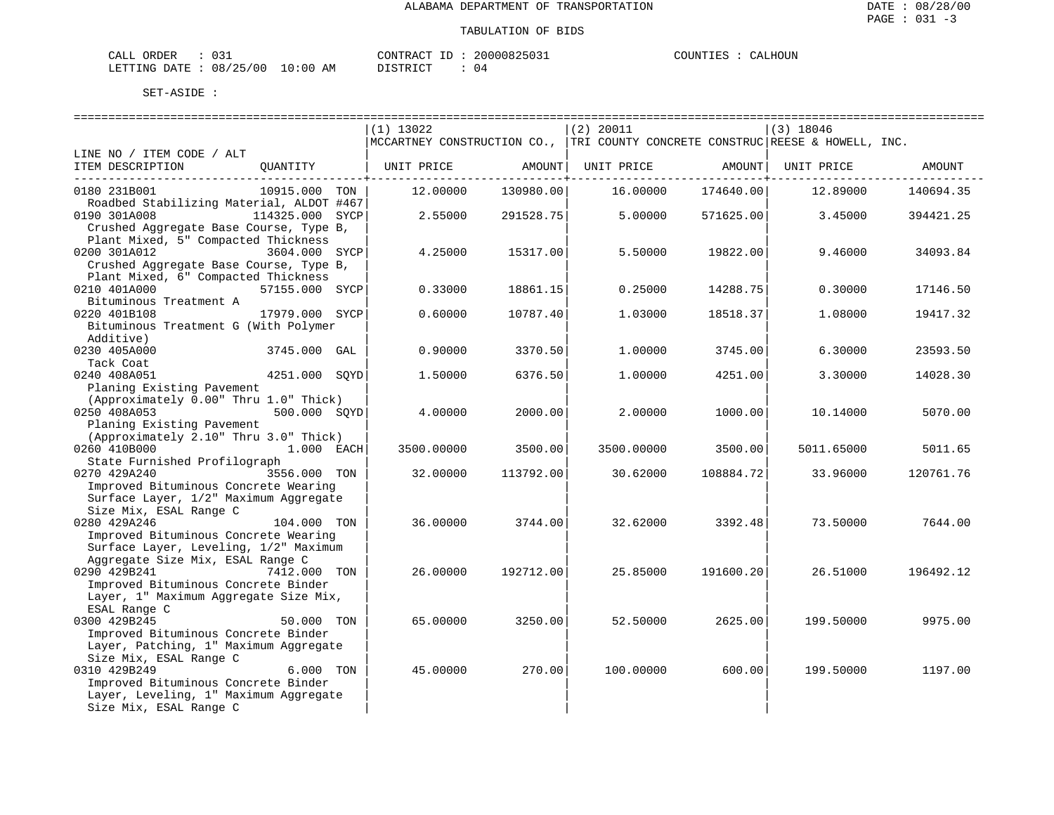ALABAMA DEPARTMENT OF TRANSPORTATION

TABULATION OF BIDS

CALL ORDER : 031 CONTRACT ID : 20000825031 COUNTIES : CALHOUN
LETTING DATE : 08/25/00 10:00 AM DISTRICT : 04

SET-ASIDE :

| LINE NO / ITEM CODE / ALT ITEM DESCRIPTION | QUANTITY | (1) 13022 MCCARTNEY CONSTRUCTION CO., UNIT PRICE | AMOUNT | (2) 20011 TRI COUNTY CONCRETE CONSTRUC UNIT PRICE | AMOUNT | (3) 18046 REESE & HOWELL, INC. UNIT PRICE | AMOUNT |
|---|---|---|---|---|---|---|---|
| 0180 231B001 Roadbed Stabilizing Material, ALDOT #467 | 10915.000 TON | 12.00000 | 130980.00 | 16.00000 | 174640.00 | 12.89000 | 140694.35 |
| 0190 301A008 Crushed Aggregate Base Course, Type B, Plant Mixed, 5" Compacted Thickness | 114325.000 SYCP | 2.55000 | 291528.75 | 5.00000 | 571625.00 | 3.45000 | 394421.25 |
| 0200 301A012 Crushed Aggregate Base Course, Type B, Plant Mixed, 6" Compacted Thickness | 3604.000 SYCP | 4.25000 | 15317.00 | 5.50000 | 19822.00 | 9.46000 | 34093.84 |
| 0210 401A000 Bituminous Treatment A | 57155.000 SYCP | 0.33000 | 18861.15 | 0.25000 | 14288.75 | 0.30000 | 17146.50 |
| 0220 401B108 Bituminous Treatment G (With Polymer Additive) | 17979.000 SYCP | 0.60000 | 10787.40 | 1.03000 | 18518.37 | 1.08000 | 19417.32 |
| 0230 405A000 Tack Coat | 3745.000 GAL | 0.90000 | 3370.50 | 1.00000 | 3745.00 | 6.30000 | 23593.50 |
| 0240 408A051 Planing Existing Pavement (Approximately 0.00" Thru 1.0" Thick) | 4251.000 SQYD | 1.50000 | 6376.50 | 1.00000 | 4251.00 | 3.30000 | 14028.30 |
| 0250 408A053 Planing Existing Pavement (Approximately 2.10" Thru 3.0" Thick) | 500.000 SQYD | 4.00000 | 2000.00 | 2.00000 | 1000.00 | 10.14000 | 5070.00 |
| 0260 410B000 State Furnished Profilograph | 1.000 EACH | 3500.00000 | 3500.00 | 3500.00000 | 3500.00 | 5011.65000 | 5011.65 |
| 0270 429A240 Improved Bituminous Concrete Wearing Surface Layer, 1/2" Maximum Aggregate Size Mix, ESAL Range C | 3556.000 TON | 32.00000 | 113792.00 | 30.62000 | 108884.72 | 33.96000 | 120761.76 |
| 0280 429A246 Improved Bituminous Concrete Wearing Surface Layer, Leveling, 1/2" Maximum Aggregate Size Mix, ESAL Range C | 104.000 TON | 36.00000 | 3744.00 | 32.62000 | 3392.48 | 73.50000 | 7644.00 |
| 0290 429B241 Improved Bituminous Concrete Binder Layer, 1" Maximum Aggregate Size Mix, ESAL Range C | 7412.000 TON | 26.00000 | 192712.00 | 25.85000 | 191600.20 | 26.51000 | 196492.12 |
| 0300 429B245 Improved Bituminous Concrete Binder Layer, Patching, 1" Maximum Aggregate Size Mix, ESAL Range C | 50.000 TON | 65.00000 | 3250.00 | 52.50000 | 2625.00 | 199.50000 | 9975.00 |
| 0310 429B249 Improved Bituminous Concrete Binder Layer, Leveling, 1" Maximum Aggregate Size Mix, ESAL Range C | 6.000 TON | 45.00000 | 270.00 | 100.00000 | 600.00 | 199.50000 | 1197.00 |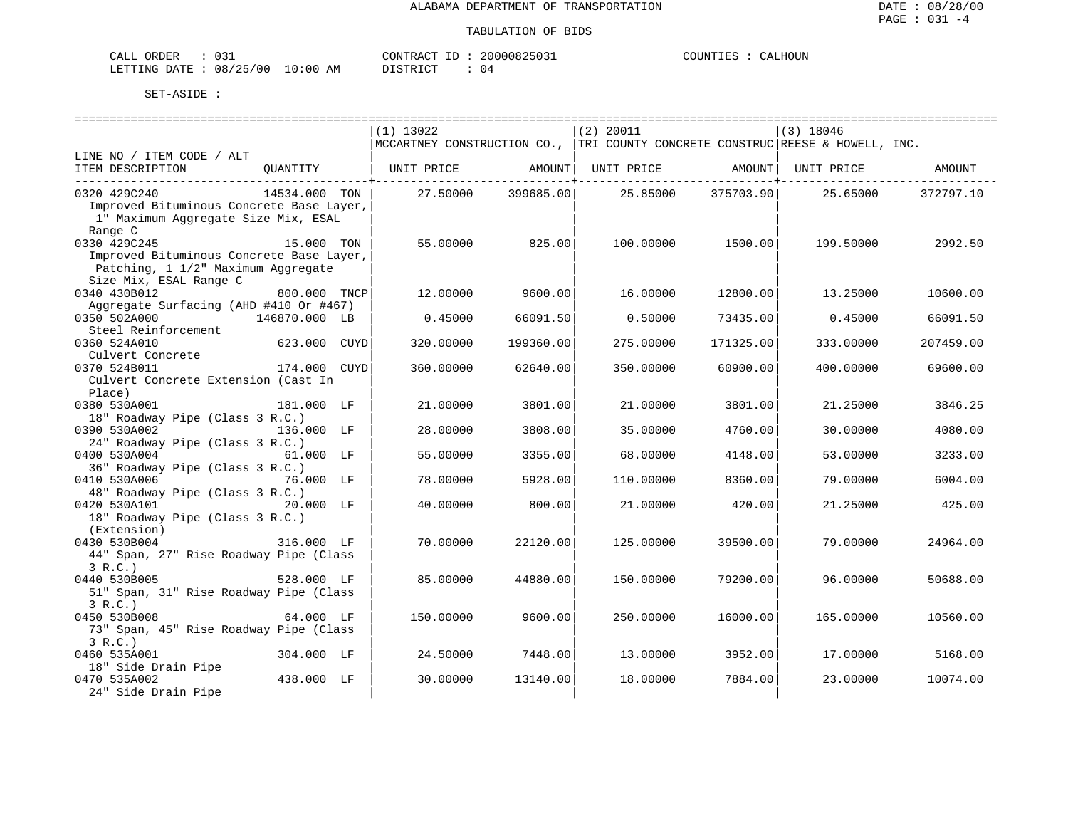ALABAMA DEPARTMENT OF TRANSPORTATION

TABULATION OF BIDS

CALL ORDER : 031  CONTRACT ID : 20000825031  COUNTIES : CALHOUN
LETTING DATE : 08/25/00 10:00 AM  DISTRICT : 04

SET-ASIDE :

| LINE NO / ITEM CODE / ALT ITEM DESCRIPTION | QUANTITY | (1) 13022 MCCARTNEY CONSTRUCTION CO., UNIT PRICE | AMOUNT | (2) 20011 TRI COUNTY CONCRETE CONSTRUC UNIT PRICE | AMOUNT | (3) 18046 REESE & HOWELL, INC. UNIT PRICE | AMOUNT |
|---|---|---|---|---|---|---|---|
| 0320 429C240 Improved Bituminous Concrete Base Layer, 1" Maximum Aggregate Size Mix, ESAL Range C | 14534.000 TON | 27.50000 | 399685.00 | 25.85000 | 375703.90 | 25.65000 | 372797.10 |
| 0330 429C245 Improved Bituminous Concrete Base Layer, Patching, 1 1/2" Maximum Aggregate Size Mix, ESAL Range C | 15.000 TON | 55.00000 | 825.00 | 100.00000 | 1500.00 | 199.50000 | 2992.50 |
| 0340 430B012 Aggregate Surfacing (AHD #410 Or #467) | 800.000 TNCP | 12.00000 | 9600.00 | 16.00000 | 12800.00 | 13.25000 | 10600.00 |
| 0350 502A000 Steel Reinforcement | 146870.000 LB | 0.45000 | 66091.50 | 0.50000 | 73435.00 | 0.45000 | 66091.50 |
| 0360 524A010 Culvert Concrete | 623.000 CUYD | 320.00000 | 199360.00 | 275.00000 | 171325.00 | 333.00000 | 207459.00 |
| 0370 524B011 Culvert Concrete Extension (Cast In Place) | 174.000 CUYD | 360.00000 | 62640.00 | 350.00000 | 60900.00 | 400.00000 | 69600.00 |
| 0380 530A001 18" Roadway Pipe (Class 3 R.C.) | 181.000 LF | 21.00000 | 3801.00 | 21.00000 | 3801.00 | 21.25000 | 3846.25 |
| 0390 530A002 24" Roadway Pipe (Class 3 R.C.) | 136.000 LF | 28.00000 | 3808.00 | 35.00000 | 4760.00 | 30.00000 | 4080.00 |
| 0400 530A004 36" Roadway Pipe (Class 3 R.C.) | 61.000 LF | 55.00000 | 3355.00 | 68.00000 | 4148.00 | 53.00000 | 3233.00 |
| 0410 530A006 48" Roadway Pipe (Class 3 R.C.) | 76.000 LF | 78.00000 | 5928.00 | 110.00000 | 8360.00 | 79.00000 | 6004.00 |
| 0420 530A101 18" Roadway Pipe (Class 3 R.C.) (Extension) | 20.000 LF | 40.00000 | 800.00 | 21.00000 | 420.00 | 21.25000 | 425.00 |
| 0430 530B004 44" Span, 27" Rise Roadway Pipe (Class 3 R.C.) | 316.000 LF | 70.00000 | 22120.00 | 125.00000 | 39500.00 | 79.00000 | 24964.00 |
| 0440 530B005 51" Span, 31" Rise Roadway Pipe (Class 3 R.C.) | 528.000 LF | 85.00000 | 44880.00 | 150.00000 | 79200.00 | 96.00000 | 50688.00 |
| 0450 530B008 73" Span, 45" Rise Roadway Pipe (Class 3 R.C.) | 64.000 LF | 150.00000 | 9600.00 | 250.00000 | 16000.00 | 165.00000 | 10560.00 |
| 0460 535A001 18" Side Drain Pipe | 304.000 LF | 24.50000 | 7448.00 | 13.00000 | 3952.00 | 17.00000 | 5168.00 |
| 0470 535A002 24" Side Drain Pipe | 438.000 LF | 30.00000 | 13140.00 | 18.00000 | 7884.00 | 23.00000 | 10074.00 |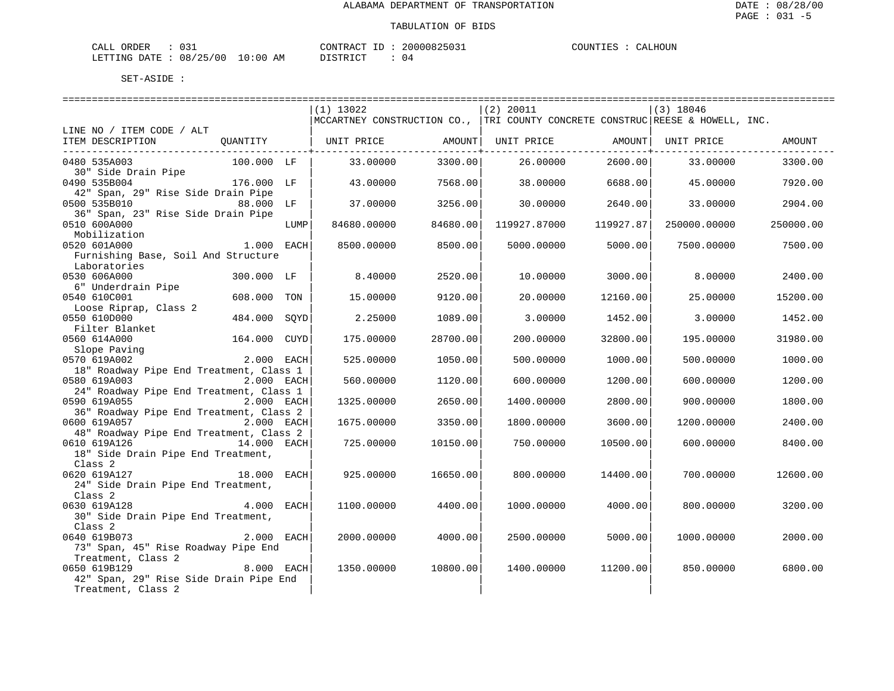ALABAMA DEPARTMENT OF TRANSPORTATION

TABULATION OF BIDS

CALL ORDER : 031 CONTRACT ID : 20000825031 COUNTIES : CALHOUN
LETTING DATE : 08/25/00 10:00 AM DISTRICT : 04

SET-ASIDE :

| LINE NO / ITEM CODE / ALT ITEM DESCRIPTION | QUANTITY | | (1) 13022 MCCARTNEY CONSTRUCTION CO., UNIT PRICE | AMOUNT | (2) 20011 TRI COUNTY CONCRETE CONSTRUC UNIT PRICE | AMOUNT | (3) 18046 REESE & HOWELL, INC. UNIT PRICE | AMOUNT |
|---|---|---|---|---|---|---|---|---|
| 0480 535A003 30" Side Drain Pipe | 100.000 | LF | 33.00000 | 3300.00 | 26.00000 | 2600.00 | 33.00000 | 3300.00 |
| 0490 535B004 42" Span, 29" Rise Side Drain Pipe | 176.000 | LF | 43.00000 | 7568.00 | 38.00000 | 6688.00 | 45.00000 | 7920.00 |
| 0500 535B010 36" Span, 23" Rise Side Drain Pipe | 88.000 | LF | 37.00000 | 3256.00 | 30.00000 | 2640.00 | 33.00000 | 2904.00 |
| 0510 600A000 Mobilization | | LUMP | 84680.00000 | 84680.00 | 119927.87000 | 119927.87 | 250000.00000 | 250000.00 |
| 0520 601A000 Furnishing Base, Soil And Structure Laboratories | 1.000 | EACH | 8500.00000 | 8500.00 | 5000.00000 | 5000.00 | 7500.00000 | 7500.00 |
| 0530 606A000 6" Underdrain Pipe | 300.000 | LF | 8.40000 | 2520.00 | 10.00000 | 3000.00 | 8.00000 | 2400.00 |
| 0540 610C001 Loose Riprap, Class 2 | 608.000 | TON | 15.00000 | 9120.00 | 20.00000 | 12160.00 | 25.00000 | 15200.00 |
| 0550 610D000 Filter Blanket | 484.000 | SQYD | 2.25000 | 1089.00 | 3.00000 | 1452.00 | 3.00000 | 1452.00 |
| 0560 614A000 Slope Paving | 164.000 | CUYD | 175.00000 | 28700.00 | 200.00000 | 32800.00 | 195.00000 | 31980.00 |
| 0570 619A002 18" Roadway Pipe End Treatment, Class 1 | 2.000 | EACH | 525.00000 | 1050.00 | 500.00000 | 1000.00 | 500.00000 | 1000.00 |
| 0580 619A003 24" Roadway Pipe End Treatment, Class 1 | 2.000 | EACH | 560.00000 | 1120.00 | 600.00000 | 1200.00 | 600.00000 | 1200.00 |
| 0590 619A055 36" Roadway Pipe End Treatment, Class 2 | 2.000 | EACH | 1325.00000 | 2650.00 | 1400.00000 | 2800.00 | 900.00000 | 1800.00 |
| 0600 619A057 48" Roadway Pipe End Treatment, Class 2 | 2.000 | EACH | 1675.00000 | 3350.00 | 1800.00000 | 3600.00 | 1200.00000 | 2400.00 |
| 0610 619A126 18" Side Drain Pipe End Treatment, Class 2 | 14.000 | EACH | 725.00000 | 10150.00 | 750.00000 | 10500.00 | 600.00000 | 8400.00 |
| 0620 619A127 24" Side Drain Pipe End Treatment, Class 2 | 18.000 | EACH | 925.00000 | 16650.00 | 800.00000 | 14400.00 | 700.00000 | 12600.00 |
| 0630 619A128 30" Side Drain Pipe End Treatment, Class 2 | 4.000 | EACH | 1100.00000 | 4400.00 | 1000.00000 | 4000.00 | 800.00000 | 3200.00 |
| 0640 619B073 73" Span, 45" Rise Roadway Pipe End Treatment, Class 2 | 2.000 | EACH | 2000.00000 | 4000.00 | 2500.00000 | 5000.00 | 1000.00000 | 2000.00 |
| 0650 619B129 42" Span, 29" Rise Side Drain Pipe End Treatment, Class 2 | 8.000 | EACH | 1350.00000 | 10800.00 | 1400.00000 | 11200.00 | 850.00000 | 6800.00 |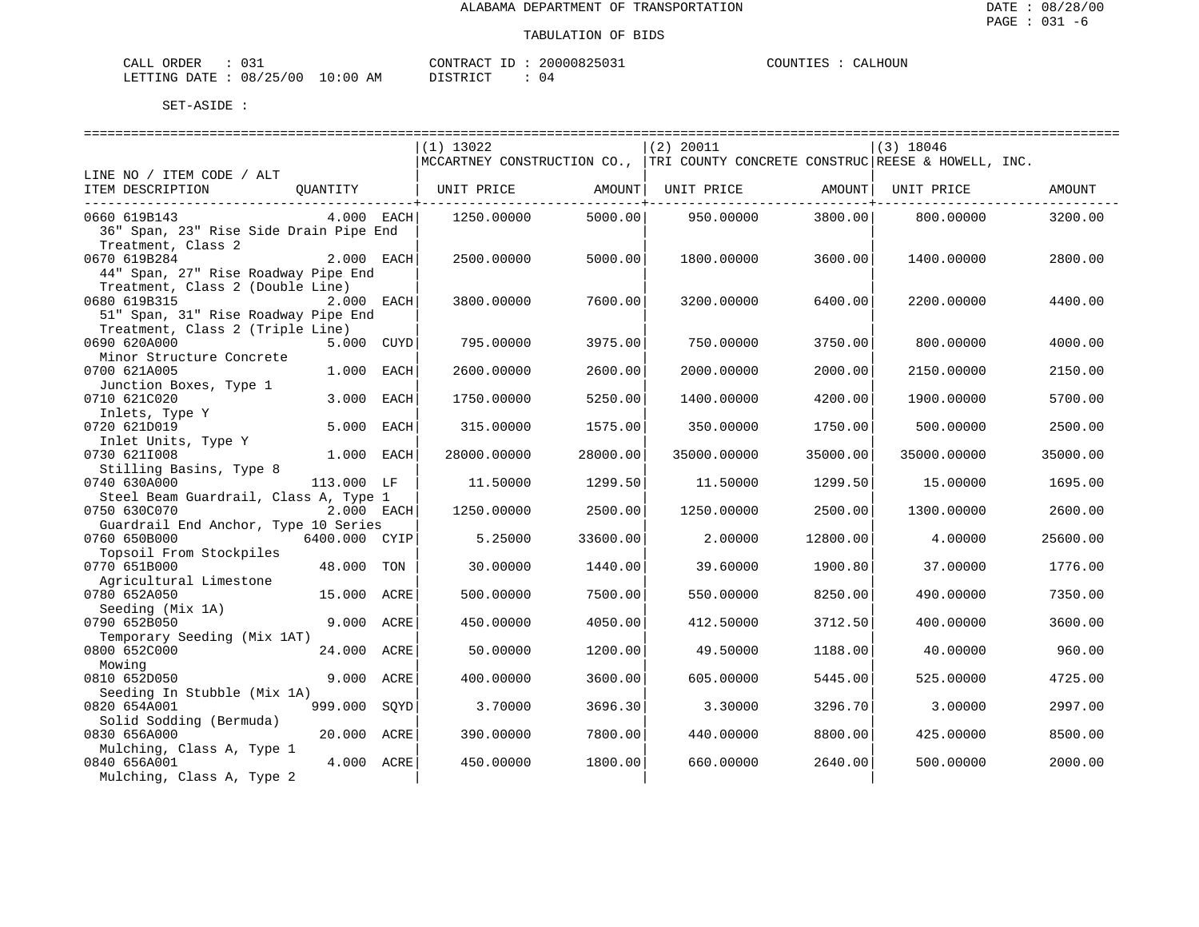# ALABAMA DEPARTMENT OF TRANSPORTATION

## TABULATION OF BIDS

CALL ORDER : 031 CONTRACT ID : 20000825031 COUNTIES : CALHOUN
LETTING DATE : 08/25/00 10:00 AM DISTRICT : 04

SET-ASIDE :

| LINE NO / ITEM CODE / ALT ITEM DESCRIPTION | QUANTITY | (1) 13022 MCCARTNEY CONSTRUCTION CO., UNIT PRICE | AMOUNT | (2) 20011 TRI COUNTY CONCRETE CONSTRUC UNIT PRICE | AMOUNT | (3) 18046 REESE & HOWELL, INC. UNIT PRICE | AMOUNT |
|---|---|---|---|---|---|---|---|
| 0660 619B143 36" Span, 23" Rise Side Drain Pipe End Treatment, Class 2 | 4.000 EACH | 1250.00000 | 5000.00 | 950.00000 | 3800.00 | 800.00000 | 3200.00 |
| 0670 619B284 44" Span, 27" Rise Roadway Pipe End Treatment, Class 2 (Double Line) | 2.000 EACH | 2500.00000 | 5000.00 | 1800.00000 | 3600.00 | 1400.00000 | 2800.00 |
| 0680 619B315 51" Span, 31" Rise Roadway Pipe End Treatment, Class 2 (Triple Line) | 2.000 EACH | 3800.00000 | 7600.00 | 3200.00000 | 6400.00 | 2200.00000 | 4400.00 |
| 0690 620A000 Minor Structure Concrete | 5.000 CUYD | 795.00000 | 3975.00 | 750.00000 | 3750.00 | 800.00000 | 4000.00 |
| 0700 621A005 Junction Boxes, Type 1 | 1.000 EACH | 2600.00000 | 2600.00 | 2000.00000 | 2000.00 | 2150.00000 | 2150.00 |
| 0710 621C020 Inlets, Type Y | 3.000 EACH | 1750.00000 | 5250.00 | 1400.00000 | 4200.00 | 1900.00000 | 5700.00 |
| 0720 621D019 Inlet Units, Type Y | 5.000 EACH | 315.00000 | 1575.00 | 350.00000 | 1750.00 | 500.00000 | 2500.00 |
| 0730 621I008 Stilling Basins, Type 8 | 1.000 EACH | 28000.00000 | 28000.00 | 35000.00000 | 35000.00 | 35000.00000 | 35000.00 |
| 0740 630A000 Steel Beam Guardrail, Class A, Type 1 | 113.000 LF | 11.50000 | 1299.50 | 11.50000 | 1299.50 | 15.00000 | 1695.00 |
| 0750 630C070 Guardrail End Anchor, Type 10 Series | 2.000 EACH | 1250.00000 | 2500.00 | 1250.00000 | 2500.00 | 1300.00000 | 2600.00 |
| 0760 650B000 Topsoil From Stockpiles | 6400.000 CYIP | 5.25000 | 33600.00 | 2.00000 | 12800.00 | 4.00000 | 25600.00 |
| 0770 651B000 Agricultural Limestone | 48.000 TON | 30.00000 | 1440.00 | 39.60000 | 1900.80 | 37.00000 | 1776.00 |
| 0780 652A050 Seeding (Mix 1A) | 15.000 ACRE | 500.00000 | 7500.00 | 550.00000 | 8250.00 | 490.00000 | 7350.00 |
| 0790 652B050 Temporary Seeding (Mix 1AT) | 9.000 ACRE | 450.00000 | 4050.00 | 412.50000 | 3712.50 | 400.00000 | 3600.00 |
| 0800 652C000 Mowing | 24.000 ACRE | 50.00000 | 1200.00 | 49.50000 | 1188.00 | 40.00000 | 960.00 |
| 0810 652D050 Seeding In Stubble (Mix 1A) | 9.000 ACRE | 400.00000 | 3600.00 | 605.00000 | 5445.00 | 525.00000 | 4725.00 |
| 0820 654A001 Solid Sodding (Bermuda) | 999.000 SQYD | 3.70000 | 3696.30 | 3.30000 | 3296.70 | 3.00000 | 2997.00 |
| 0830 656A000 Mulching, Class A, Type 1 | 20.000 ACRE | 390.00000 | 7800.00 | 440.00000 | 8800.00 | 425.00000 | 8500.00 |
| 0840 656A001 Mulching, Class A, Type 2 | 4.000 ACRE | 450.00000 | 1800.00 | 660.00000 | 2640.00 | 500.00000 | 2000.00 |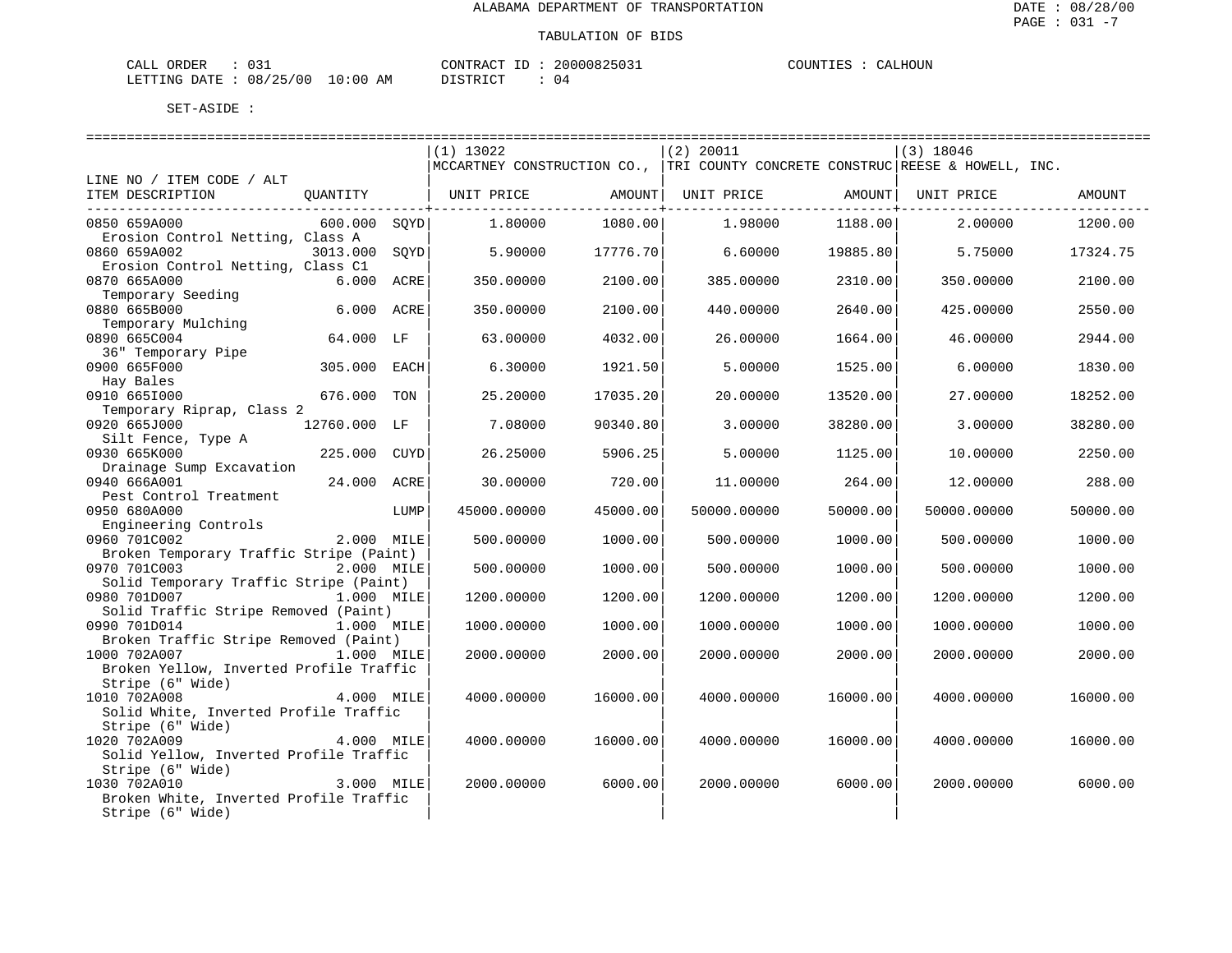ALABAMA DEPARTMENT OF TRANSPORTATION

TABULATION OF BIDS

CALL ORDER : 031 CONTRACT ID : 20000825031 COUNTIES : CALHOUN
LETTING DATE : 08/25/00 10:00 AM DISTRICT : 04

SET-ASIDE :

| LINE NO / ITEM CODE / ALT ITEM DESCRIPTION | QUANTITY | (1) 13022 MCCARTNEY CONSTRUCTION CO., UNIT PRICE | AMOUNT | (2) 20011 TRI COUNTY CONCRETE CONSTRUC UNIT PRICE | AMOUNT | (3) 18046 REESE & HOWELL, INC. UNIT PRICE | AMOUNT |
|---|---|---|---|---|---|---|---|
| 0850 659A000 Erosion Control Netting, Class A | 600.000 SQYD | 1.80000 | 1080.00 | 1.98000 | 1188.00 | 2.00000 | 1200.00 |
| 0860 659A002 Erosion Control Netting, Class C1 | 3013.000 SQYD | 5.90000 | 17776.70 | 6.60000 | 19885.80 | 5.75000 | 17324.75 |
| 0870 665A000 Temporary Seeding | 6.000 ACRE | 350.00000 | 2100.00 | 385.00000 | 2310.00 | 350.00000 | 2100.00 |
| 0880 665B000 Temporary Mulching | 6.000 ACRE | 350.00000 | 2100.00 | 440.00000 | 2640.00 | 425.00000 | 2550.00 |
| 0890 665C004 36" Temporary Pipe | 64.000 LF | 63.00000 | 4032.00 | 26.00000 | 1664.00 | 46.00000 | 2944.00 |
| 0900 665F000 Hay Bales | 305.000 EACH | 6.30000 | 1921.50 | 5.00000 | 1525.00 | 6.00000 | 1830.00 |
| 0910 665I000 Temporary Riprap, Class 2 | 676.000 TON | 25.20000 | 17035.20 | 20.00000 | 13520.00 | 27.00000 | 18252.00 |
| 0920 665J000 Silt Fence, Type A | 12760.000 LF | 7.08000 | 90340.80 | 3.00000 | 38280.00 | 3.00000 | 38280.00 |
| 0930 665K000 Drainage Sump Excavation | 225.000 CUYD | 26.25000 | 5906.25 | 5.00000 | 1125.00 | 10.00000 | 2250.00 |
| 0940 666A001 Pest Control Treatment | 24.000 ACRE | 30.00000 | 720.00 | 11.00000 | 264.00 | 12.00000 | 288.00 |
| 0950 680A000 Engineering Controls | LUMP | 45000.00000 | 45000.00 | 50000.00000 | 50000.00 | 50000.00000 | 50000.00 |
| 0960 701C002 Broken Temporary Traffic Stripe (Paint) | 2.000 MILE | 500.00000 | 1000.00 | 500.00000 | 1000.00 | 500.00000 | 1000.00 |
| 0970 701C003 Solid Temporary Traffic Stripe (Paint) | 2.000 MILE | 500.00000 | 1000.00 | 500.00000 | 1000.00 | 500.00000 | 1000.00 |
| 0980 701D007 Solid Traffic Stripe Removed (Paint) | 1.000 MILE | 1200.00000 | 1200.00 | 1200.00000 | 1200.00 | 1200.00000 | 1200.00 |
| 0990 701D014 Broken Traffic Stripe Removed (Paint) | 1.000 MILE | 1000.00000 | 1000.00 | 1000.00000 | 1000.00 | 1000.00000 | 1000.00 |
| 1000 702A007 Broken Yellow, Inverted Profile Traffic Stripe (6" Wide) | 1.000 MILE | 2000.00000 | 2000.00 | 2000.00000 | 2000.00 | 2000.00000 | 2000.00 |
| 1010 702A008 Solid White, Inverted Profile Traffic Stripe (6" Wide) | 4.000 MILE | 4000.00000 | 16000.00 | 4000.00000 | 16000.00 | 4000.00000 | 16000.00 |
| 1020 702A009 Solid Yellow, Inverted Profile Traffic Stripe (6" Wide) | 4.000 MILE | 4000.00000 | 16000.00 | 4000.00000 | 16000.00 | 4000.00000 | 16000.00 |
| 1030 702A010 Broken White, Inverted Profile Traffic Stripe (6" Wide) | 3.000 MILE | 2000.00000 | 6000.00 | 2000.00000 | 6000.00 | 2000.00000 | 6000.00 |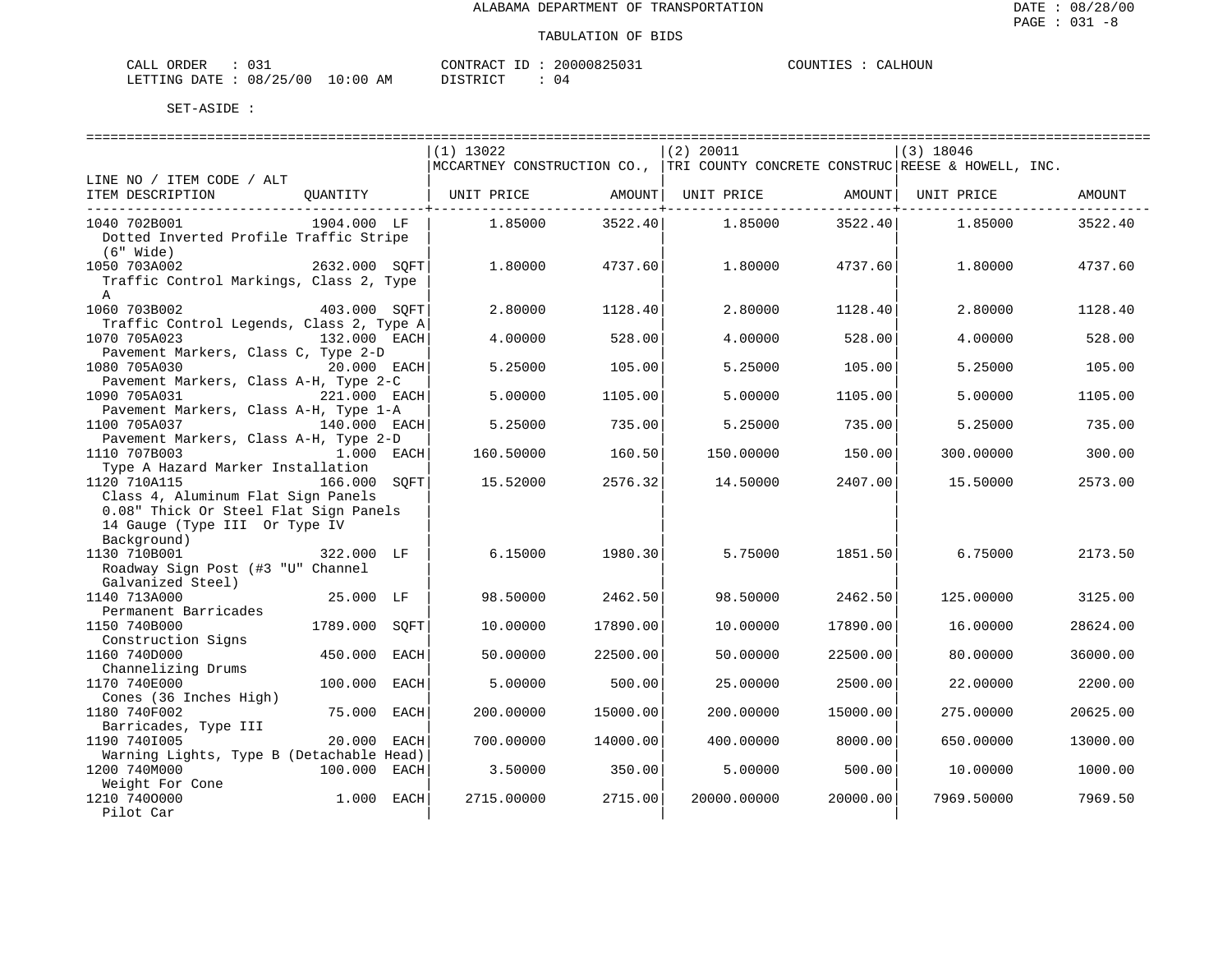ALABAMA DEPARTMENT OF TRANSPORTATION

TABULATION OF BIDS

CALL ORDER : 031 CONTRACT ID : 20000825031 COUNTIES : CALHOUN
LETTING DATE : 08/25/00 10:00 AM DISTRICT : 04

SET-ASIDE :

| LINE NO / ITEM CODE / ALT ITEM DESCRIPTION | QUANTITY | (1) 13022 MCCARTNEY CONSTRUCTION CO., UNIT PRICE | AMOUNT | (2) 20011 TRI COUNTY CONCRETE CONSTRUC UNIT PRICE | AMOUNT | (3) 18046 REESE & HOWELL, INC. UNIT PRICE | AMOUNT |
|---|---|---|---|---|---|---|---|
| 1040 702B001 Dotted Inverted Profile Traffic Stripe (6" Wide) | 1904.000 LF | 1.85000 | 3522.40 | 1.85000 | 3522.40 | 1.85000 | 3522.40 |
| 1050 703A002 Traffic Control Markings, Class 2, Type A | 2632.000 SQFT | 1.80000 | 4737.60 | 1.80000 | 4737.60 | 1.80000 | 4737.60 |
| 1060 703B002 Traffic Control Legends, Class 2, Type A | 403.000 SQFT | 2.80000 | 1128.40 | 2.80000 | 1128.40 | 2.80000 | 1128.40 |
| 1070 705A023 Pavement Markers, Class C, Type 2-D | 132.000 EACH | 4.00000 | 528.00 | 4.00000 | 528.00 | 4.00000 | 528.00 |
| 1080 705A030 Pavement Markers, Class A-H, Type 2-C | 20.000 EACH | 5.25000 | 105.00 | 5.25000 | 105.00 | 5.25000 | 105.00 |
| 1090 705A031 Pavement Markers, Class A-H, Type 1-A | 221.000 EACH | 5.00000 | 1105.00 | 5.00000 | 1105.00 | 5.00000 | 1105.00 |
| 1100 705A037 Pavement Markers, Class A-H, Type 2-D | 140.000 EACH | 5.25000 | 735.00 | 5.25000 | 735.00 | 5.25000 | 735.00 |
| 1110 707B003 Type A Hazard Marker Installation | 1.000 EACH | 160.50000 | 160.50 | 150.00000 | 150.00 | 300.00000 | 300.00 |
| 1120 710A115 Class 4, Aluminum Flat Sign Panels 0.08" Thick Or Steel Flat Sign Panels 14 Gauge (Type III Or Type IV Background) | 166.000 SQFT | 15.52000 | 2576.32 | 14.50000 | 2407.00 | 15.50000 | 2573.00 |
| 1130 710B001 Roadway Sign Post (#3 "U" Channel Galvanized Steel) | 322.000 LF | 6.15000 | 1980.30 | 5.75000 | 1851.50 | 6.75000 | 2173.50 |
| 1140 713A000 Permanent Barricades | 25.000 LF | 98.50000 | 2462.50 | 98.50000 | 2462.50 | 125.00000 | 3125.00 |
| 1150 740B000 Construction Signs | 1789.000 SQFT | 10.00000 | 17890.00 | 10.00000 | 17890.00 | 16.00000 | 28624.00 |
| 1160 740D000 Channelizing Drums | 450.000 EACH | 50.00000 | 22500.00 | 50.00000 | 22500.00 | 80.00000 | 36000.00 |
| 1170 740E000 Cones (36 Inches High) | 100.000 EACH | 5.00000 | 500.00 | 25.00000 | 2500.00 | 22.00000 | 2200.00 |
| 1180 740F002 Barricades, Type III | 75.000 EACH | 200.00000 | 15000.00 | 200.00000 | 15000.00 | 275.00000 | 20625.00 |
| 1190 740I005 Warning Lights, Type B (Detachable Head) | 20.000 EACH | 700.00000 | 14000.00 | 400.00000 | 8000.00 | 650.00000 | 13000.00 |
| 1200 740M000 Weight For Cone | 100.000 EACH | 3.50000 | 350.00 | 5.00000 | 500.00 | 10.00000 | 1000.00 |
| 1210 740O000 Pilot Car | 1.000 EACH | 2715.00000 | 2715.00 | 20000.00000 | 20000.00 | 7969.50000 | 7969.50 |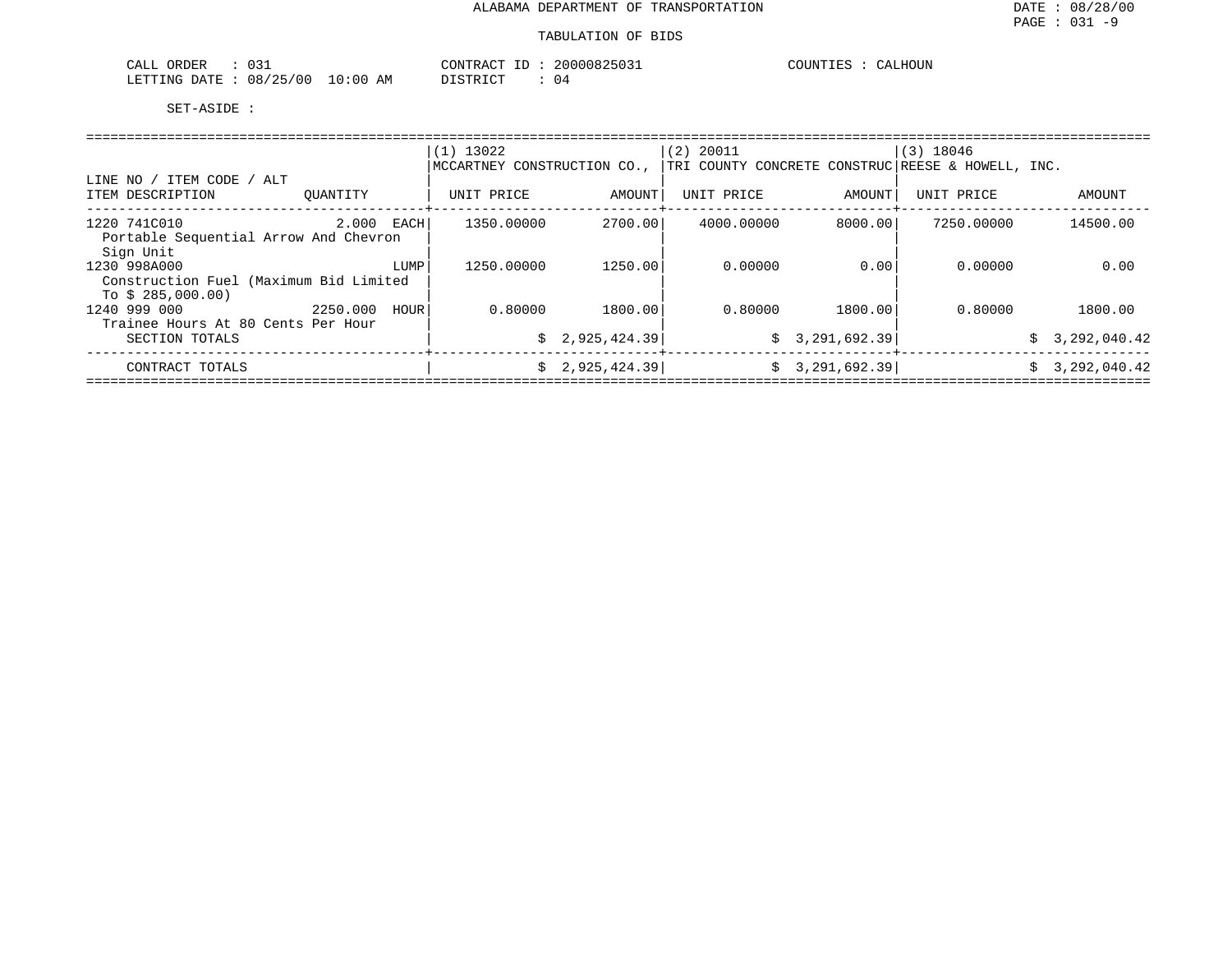ALABAMA DEPARTMENT OF TRANSPORTATION

TABULATION OF BIDS

CALL ORDER : 031 CONTRACT ID : 20000825031 COUNTIES : CALHOUN
LETTING DATE : 08/25/00 10:00 AM DISTRICT : 04

SET-ASIDE :

| LINE NO / ITEM CODE / ALT<br>ITEM DESCRIPTION | QUANTITY | (1) 13022<br>MCCARTNEY CONSTRUCTION CO.,<br>UNIT PRICE | AMOUNT | (2) 20011<br>TRI COUNTY CONCRETE CONSTRUC<br>UNIT PRICE | AMOUNT | (3) 18046<br>REESE & HOWELL, INC.<br>UNIT PRICE | AMOUNT |
|---|---|---|---|---|---|---|---|
| 1220 741C010<br>Portable Sequential Arrow And Chevron Sign Unit | 2.000 EACH | 1350.00000 | 2700.00 | 4000.00000 | 8000.00 | 7250.00000 | 14500.00 |
| 1230 998A000<br>Construction Fuel (Maximum Bid Limited To $ 285,000.00) | LUMP | 1250.00000 | 1250.00 | 0.00000 | 0.00 | 0.00000 | 0.00 |
| 1240 999 000<br>Trainee Hours At 80 Cents Per Hour | 2250.000 HOUR | 0.80000 | 1800.00 | 0.80000 | 1800.00 | 0.80000 | 1800.00 |
| SECTION TOTALS | | | $ 2,925,424.39 | | $ 3,291,692.39 | | $ 3,292,040.42 |
| CONTRACT TOTALS | | | $ 2,925,424.39 | | $ 3,291,692.39 | | $ 3,292,040.42 |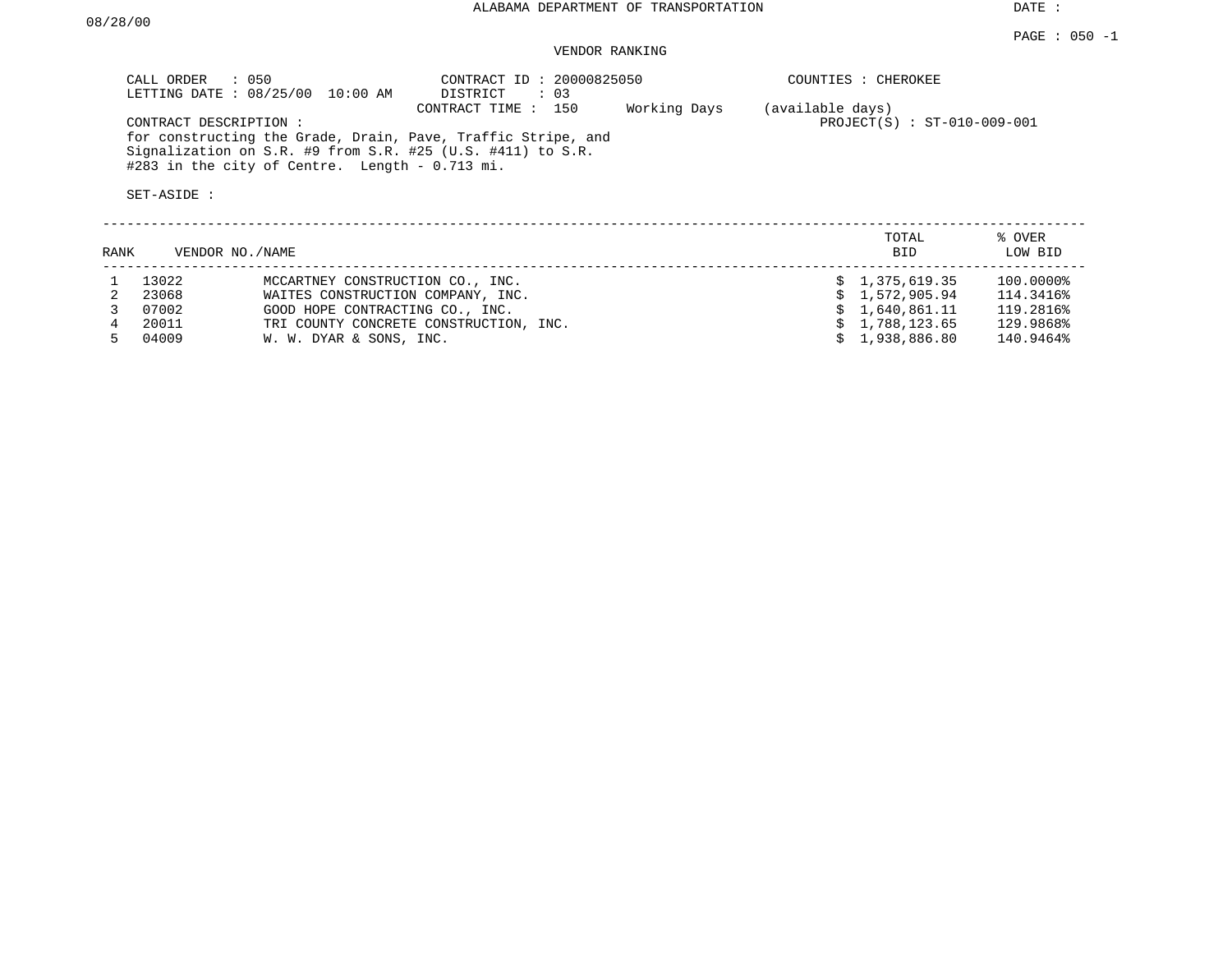ALABAMA DEPARTMENT OF TRANSPORTATION

DATE : 08/28/00

PAGE : 050 -1

VENDOR RANKING

CALL ORDER : 050
LETTING DATE : 08/25/00 10:00 AM

CONTRACT ID : 20000825050
DISTRICT : 03
CONTRACT TIME : 150 Working Days (available days)

COUNTIES : CHEROKEE

PROJECT(S) : ST-010-009-001

CONTRACT DESCRIPTION :
for constructing the Grade, Drain, Pave, Traffic Stripe, and Signalization on S.R. #9 from S.R. #25 (U.S. #411) to S.R. #283 in the city of Centre. Length - 0.713 mi.

SET-ASIDE :

| RANK | VENDOR NO./NAME | | TOTAL BID | % OVER LOW BID |
|---|---|---|---|---|
| 1 | 13022 | MCCARTNEY CONSTRUCTION CO., INC. | $ 1,375,619.35 | 100.0000% |
| 2 | 23068 | WAITES CONSTRUCTION COMPANY, INC. | $ 1,572,905.94 | 114.3416% |
| 3 | 07002 | GOOD HOPE CONTRACTING CO., INC. | $ 1,640,861.11 | 119.2816% |
| 4 | 20011 | TRI COUNTY CONCRETE CONSTRUCTION, INC. | $ 1,788,123.65 | 129.9868% |
| 5 | 04009 | W. W. DYAR & SONS, INC. | $ 1,938,886.80 | 140.9464% |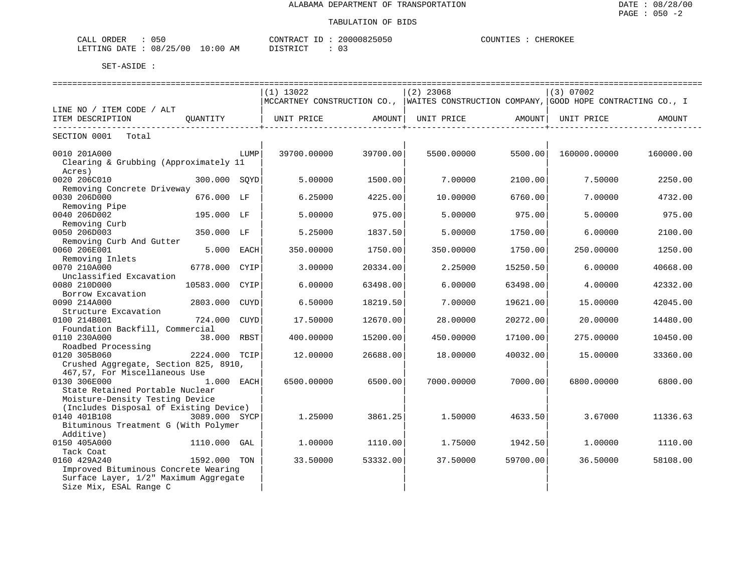ALABAMA DEPARTMENT OF TRANSPORTATION

TABULATION OF BIDS

CALL ORDER : 050 CONTRACT ID : 20000825050 COUNTIES : CHEROKEE
LETTING DATE : 08/25/00 10:00 AM DISTRICT : 03

SET-ASIDE :

| LINE NO / ITEM CODE / ALT ITEM DESCRIPTION | QUANTITY | (1) 13022 MCCARTNEY CONSTRUCTION CO., UNIT PRICE | AMOUNT | (2) 23068 WAITES CONSTRUCTION COMPANY, UNIT PRICE | AMOUNT | (3) 07002 GOOD HOPE CONTRACTING CO., I UNIT PRICE | AMOUNT |
|---|---|---|---|---|---|---|---|
| SECTION 0001 Total | | | | | | | |
| 0010 201A000 Clearing & Grubbing (Approximately 11 Acres) | LUMP | 39700.00000 | 39700.00 | 5500.00000 | 5500.00 | 160000.00000 | 160000.00 |
| 0020 206C010 Removing Concrete Driveway | 300.000 SQYD | 5.00000 | 1500.00 | 7.00000 | 2100.00 | 7.50000 | 2250.00 |
| 0030 206D000 Removing Pipe | 676.000 LF | 6.25000 | 4225.00 | 10.00000 | 6760.00 | 7.00000 | 4732.00 |
| 0040 206D002 Removing Curb | 195.000 LF | 5.00000 | 975.00 | 5.00000 | 975.00 | 5.00000 | 975.00 |
| 0050 206D003 Removing Curb And Gutter | 350.000 LF | 5.25000 | 1837.50 | 5.00000 | 1750.00 | 6.00000 | 2100.00 |
| 0060 206E001 Removing Inlets | 5.000 EACH | 350.00000 | 1750.00 | 350.00000 | 1750.00 | 250.00000 | 1250.00 |
| 0070 210A000 Unclassified Excavation | 6778.000 CYIP | 3.00000 | 20334.00 | 2.25000 | 15250.50 | 6.00000 | 40668.00 |
| 0080 210D000 Borrow Excavation | 10583.000 CYIP | 6.00000 | 63498.00 | 6.00000 | 63498.00 | 4.00000 | 42332.00 |
| 0090 214A000 Structure Excavation | 2803.000 CUYD | 6.50000 | 18219.50 | 7.00000 | 19621.00 | 15.00000 | 42045.00 |
| 0100 214B001 Foundation Backfill, Commercial | 724.000 CUYD | 17.50000 | 12670.00 | 28.00000 | 20272.00 | 20.00000 | 14480.00 |
| 0110 230A000 Roadbed Processing | 38.000 RBST | 400.00000 | 15200.00 | 450.00000 | 17100.00 | 275.00000 | 10450.00 |
| 0120 305B060 Crushed Aggregate, Section 825, 8910, 467,57, For Miscellaneous Use | 2224.000 TCIP | 12.00000 | 26688.00 | 18.00000 | 40032.00 | 15.00000 | 33360.00 |
| 0130 306E000 State Retained Portable Nuclear Moisture-Density Testing Device (Includes Disposal of Existing Device) | 1.000 EACH | 6500.00000 | 6500.00 | 7000.00000 | 7000.00 | 6800.00000 | 6800.00 |
| 0140 401B108 Bituminous Treatment G (With Polymer Additive) | 3089.000 SYCP | 1.25000 | 3861.25 | 1.50000 | 4633.50 | 3.67000 | 11336.63 |
| 0150 405A000 Tack Coat | 1110.000 GAL | 1.00000 | 1110.00 | 1.75000 | 1942.50 | 1.00000 | 1110.00 |
| 0160 429A240 Improved Bituminous Concrete Wearing Surface Layer, 1/2" Maximum Aggregate Size Mix, ESAL Range C | 1592.000 TON | 33.50000 | 53332.00 | 37.50000 | 59700.00 | 36.50000 | 58108.00 |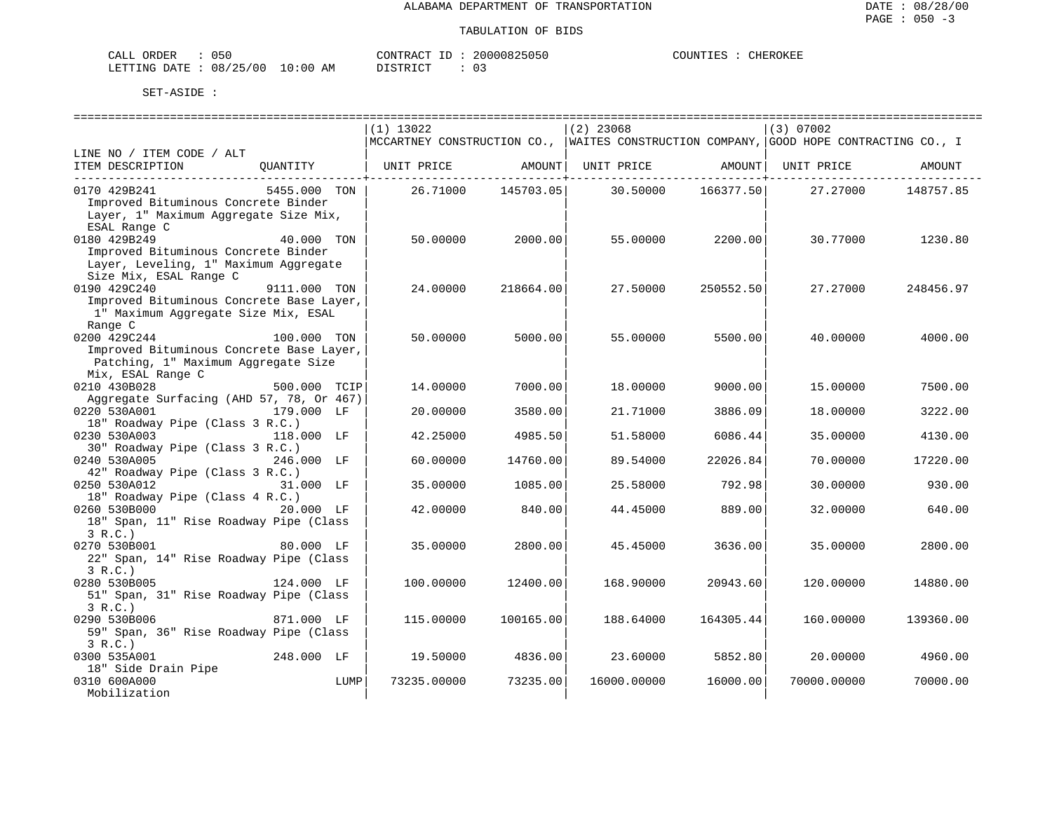ALABAMA DEPARTMENT OF TRANSPORTATION

TABULATION OF BIDS

CALL ORDER : 050 CONTRACT ID : 20000825050 COUNTIES : CHEROKEE
LETTING DATE : 08/25/00 10:00 AM DISTRICT : 03

SET-ASIDE :

| LINE NO / ITEM CODE / ALT ITEM DESCRIPTION | QUANTITY | (1) 13022 MCCARTNEY CONSTRUCTION CO., UNIT PRICE | AMOUNT | (2) 23068 WAITES CONSTRUCTION COMPANY, UNIT PRICE | AMOUNT | (3) 07002 GOOD HOPE CONTRACTING CO., I UNIT PRICE | AMOUNT |
|---|---|---|---|---|---|---|---|
| 0170 429B241 Improved Bituminous Concrete Binder Layer, 1" Maximum Aggregate Size Mix, ESAL Range C | 5455.000 TON | 26.71000 | 145703.05 | 30.50000 | 166377.50 | 27.27000 | 148757.85 |
| 0180 429B249 Improved Bituminous Concrete Binder Layer, Leveling, 1" Maximum Aggregate Size Mix, ESAL Range C | 40.000 TON | 50.00000 | 2000.00 | 55.00000 | 2200.00 | 30.77000 | 1230.80 |
| 0190 429C240 Improved Bituminous Concrete Base Layer, 1" Maximum Aggregate Size Mix, ESAL Range C | 9111.000 TON | 24.00000 | 218664.00 | 27.50000 | 250552.50 | 27.27000 | 248456.97 |
| 0200 429C244 Improved Bituminous Concrete Base Layer, Patching, 1" Maximum Aggregate Size Mix, ESAL Range C | 100.000 TON | 50.00000 | 5000.00 | 55.00000 | 5500.00 | 40.00000 | 4000.00 |
| 0210 430B028 Aggregate Surfacing (AHD 57, 78, Or 467) | 500.000 TCIP | 14.00000 | 7000.00 | 18.00000 | 9000.00 | 15.00000 | 7500.00 |
| 0220 530A001 18" Roadway Pipe (Class 3 R.C.) | 179.000 LF | 20.00000 | 3580.00 | 21.71000 | 3886.09 | 18.00000 | 3222.00 |
| 0230 530A003 30" Roadway Pipe (Class 3 R.C.) | 118.000 LF | 42.25000 | 4985.50 | 51.58000 | 6086.44 | 35.00000 | 4130.00 |
| 0240 530A005 42" Roadway Pipe (Class 3 R.C.) | 246.000 LF | 60.00000 | 14760.00 | 89.54000 | 22026.84 | 70.00000 | 17220.00 |
| 0250 530A012 18" Roadway Pipe (Class 4 R.C.) | 31.000 LF | 35.00000 | 1085.00 | 25.58000 | 792.98 | 30.00000 | 930.00 |
| 0260 530B000 18" Span, 11" Rise Roadway Pipe (Class 3 R.C.) | 20.000 LF | 42.00000 | 840.00 | 44.45000 | 889.00 | 32.00000 | 640.00 |
| 0270 530B001 22" Span, 14" Rise Roadway Pipe (Class 3 R.C.) | 80.000 LF | 35.00000 | 2800.00 | 45.45000 | 3636.00 | 35.00000 | 2800.00 |
| 0280 530B005 51" Span, 31" Rise Roadway Pipe (Class 3 R.C.) | 124.000 LF | 100.00000 | 12400.00 | 168.90000 | 20943.60 | 120.00000 | 14880.00 |
| 0290 530B006 59" Span, 36" Rise Roadway Pipe (Class 3 R.C.) | 871.000 LF | 115.00000 | 100165.00 | 188.64000 | 164305.44 | 160.00000 | 139360.00 |
| 0300 535A001 18" Side Drain Pipe | 248.000 LF | 19.50000 | 4836.00 | 23.60000 | 5852.80 | 20.00000 | 4960.00 |
| 0310 600A000 Mobilization | LUMP | 73235.00000 | 73235.00 | 16000.00000 | 16000.00 | 70000.00000 | 70000.00 |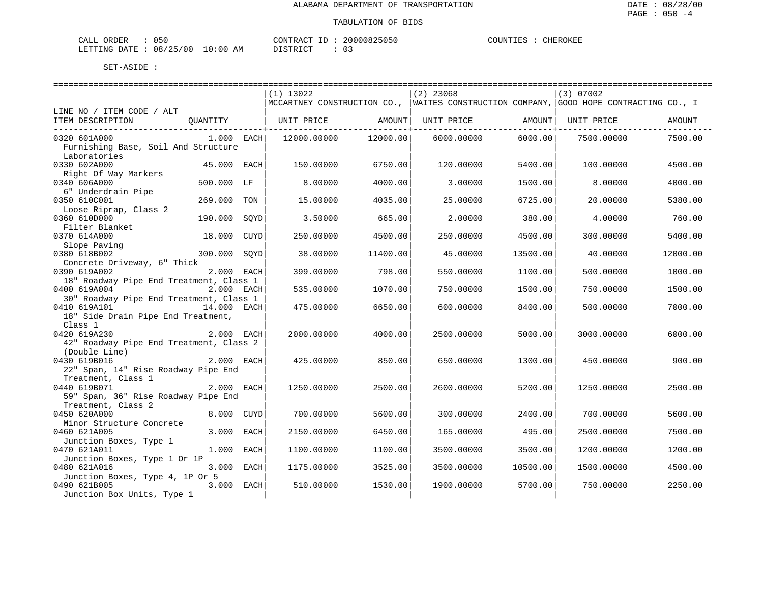ALABAMA DEPARTMENT OF TRANSPORTATION

DATE : 08/28/00
PAGE : 050 -4

TABULATION OF BIDS

CALL ORDER : 050 CONTRACT ID : 20000825050 COUNTIES : CHEROKEE
LETTING DATE : 08/25/00 10:00 AM DISTRICT : 03

SET-ASIDE :

| LINE NO / ITEM CODE / ALT ITEM DESCRIPTION | QUANTITY | (1) 13022 MCCARTNEY CONSTRUCTION CO., UNIT PRICE | AMOUNT | (2) 23068 WAITES CONSTRUCTION COMPANY, UNIT PRICE | AMOUNT | (3) 07002 GOOD HOPE CONTRACTING CO., I UNIT PRICE | AMOUNT |
|---|---|---|---|---|---|---|---|
| 0320 601A000 Furnishing Base, Soil And Structure Laboratories | 1.000 EACH | 12000.00000 | 12000.00 | 6000.00000 | 6000.00 | 7500.00000 | 7500.00 |
| 0330 602A000 Right Of Way Markers | 45.000 EACH | 150.00000 | 6750.00 | 120.00000 | 5400.00 | 100.00000 | 4500.00 |
| 0340 606A000 6" Underdrain Pipe | 500.000 LF | 8.00000 | 4000.00 | 3.00000 | 1500.00 | 8.00000 | 4000.00 |
| 0350 610C001 Loose Riprap, Class 2 | 269.000 TON | 15.00000 | 4035.00 | 25.00000 | 6725.00 | 20.00000 | 5380.00 |
| 0360 610D000 Filter Blanket | 190.000 SQYD | 3.50000 | 665.00 | 2.00000 | 380.00 | 4.00000 | 760.00 |
| 0370 614A000 Slope Paving | 18.000 CUYD | 250.00000 | 4500.00 | 250.00000 | 4500.00 | 300.00000 | 5400.00 |
| 0380 618B002 Concrete Driveway, 6" Thick | 300.000 SQYD | 38.00000 | 11400.00 | 45.00000 | 13500.00 | 40.00000 | 12000.00 |
| 0390 619A002 18" Roadway Pipe End Treatment, Class 1 | 2.000 EACH | 399.00000 | 798.00 | 550.00000 | 1100.00 | 500.00000 | 1000.00 |
| 0400 619A004 30" Roadway Pipe End Treatment, Class 1 | 2.000 EACH | 535.00000 | 1070.00 | 750.00000 | 1500.00 | 750.00000 | 1500.00 |
| 0410 619A101 18" Side Drain Pipe End Treatment, Class 1 | 14.000 EACH | 475.00000 | 6650.00 | 600.00000 | 8400.00 | 500.00000 | 7000.00 |
| 0420 619A230 42" Roadway Pipe End Treatment, Class 2 (Double Line) | 2.000 EACH | 2000.00000 | 4000.00 | 2500.00000 | 5000.00 | 3000.00000 | 6000.00 |
| 0430 619B016 22" Span, 14" Rise Roadway Pipe End Treatment, Class 1 | 2.000 EACH | 425.00000 | 850.00 | 650.00000 | 1300.00 | 450.00000 | 900.00 |
| 0440 619B071 59" Span, 36" Rise Roadway Pipe End Treatment, Class 2 | 2.000 EACH | 1250.00000 | 2500.00 | 2600.00000 | 5200.00 | 1250.00000 | 2500.00 |
| 0450 620A000 Minor Structure Concrete | 8.000 CUYD | 700.00000 | 5600.00 | 300.00000 | 2400.00 | 700.00000 | 5600.00 |
| 0460 621A005 Junction Boxes, Type 1 | 3.000 EACH | 2150.00000 | 6450.00 | 165.00000 | 495.00 | 2500.00000 | 7500.00 |
| 0470 621A011 Junction Boxes, Type 1 Or 1P | 1.000 EACH | 1100.00000 | 1100.00 | 3500.00000 | 3500.00 | 1200.00000 | 1200.00 |
| 0480 621A016 Junction Boxes, Type 4, 1P Or 5 | 3.000 EACH | 1175.00000 | 3525.00 | 3500.00000 | 10500.00 | 1500.00000 | 4500.00 |
| 0490 621B005 Junction Box Units, Type 1 | 3.000 EACH | 510.00000 | 1530.00 | 1900.00000 | 5700.00 | 750.00000 | 2250.00 |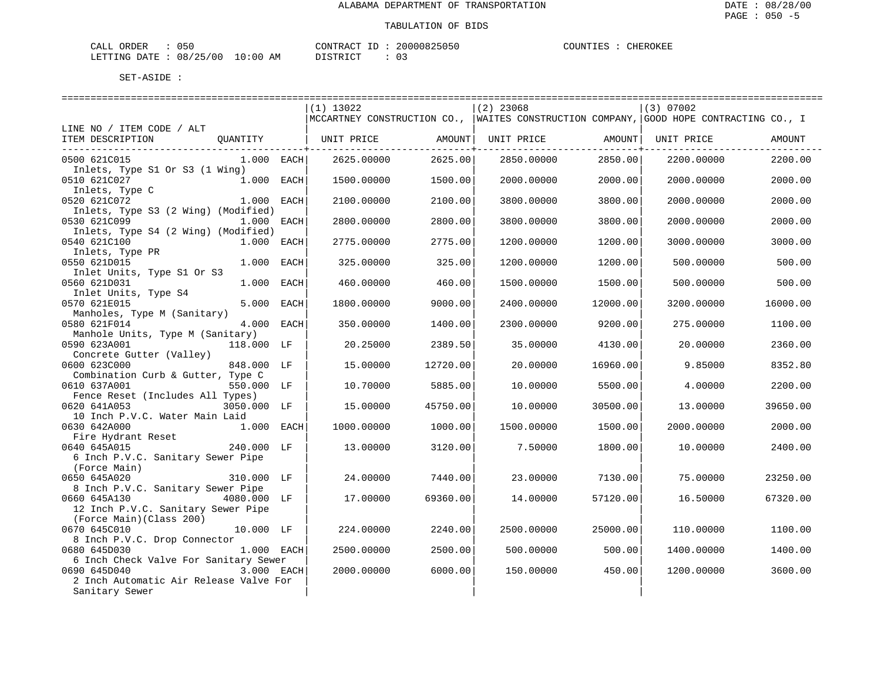ALABAMA DEPARTMENT OF TRANSPORTATION

TABULATION OF BIDS

CALL ORDER : 050 CONTRACT ID : 20000825050 COUNTIES : CHEROKEE
LETTING DATE : 08/25/00 10:00 AM DISTRICT : 03

SET-ASIDE :

| LINE NO / ITEM CODE / ALT ITEM DESCRIPTION | QUANTITY | (1) 13022 MCCARTNEY CONSTRUCTION CO., UNIT PRICE | AMOUNT | (2) 23068 WAITES CONSTRUCTION COMPANY, UNIT PRICE | AMOUNT | (3) 07002 GOOD HOPE CONTRACTING CO., I UNIT PRICE | AMOUNT |
|---|---|---|---|---|---|---|---|
| 0500 621C015 Inlets, Type S1 Or S3 (1 Wing) | 1.000 EACH | 2625.00000 | 2625.00 | 2850.00000 | 2850.00 | 2200.00000 | 2200.00 |
| 0510 621C027 Inlets, Type C | 1.000 EACH | 1500.00000 | 1500.00 | 2000.00000 | 2000.00 | 2000.00000 | 2000.00 |
| 0520 621C072 Inlets, Type S3 (2 Wing) (Modified) | 1.000 EACH | 2100.00000 | 2100.00 | 3800.00000 | 3800.00 | 2000.00000 | 2000.00 |
| 0530 621C099 Inlets, Type S4 (2 Wing) (Modified) | 1.000 EACH | 2800.00000 | 2800.00 | 3800.00000 | 3800.00 | 2000.00000 | 2000.00 |
| 0540 621C100 Inlets, Type PR | 1.000 EACH | 2775.00000 | 2775.00 | 1200.00000 | 1200.00 | 3000.00000 | 3000.00 |
| 0550 621D015 Inlet Units, Type S1 Or S3 | 1.000 EACH | 325.00000 | 325.00 | 1200.00000 | 1200.00 | 500.00000 | 500.00 |
| 0560 621D031 Inlet Units, Type S4 | 1.000 EACH | 460.00000 | 460.00 | 1500.00000 | 1500.00 | 500.00000 | 500.00 |
| 0570 621E015 Manholes, Type M (Sanitary) | 5.000 EACH | 1800.00000 | 9000.00 | 2400.00000 | 12000.00 | 3200.00000 | 16000.00 |
| 0580 621F014 Manhole Units, Type M (Sanitary) | 4.000 EACH | 350.00000 | 1400.00 | 2300.00000 | 9200.00 | 275.00000 | 1100.00 |
| 0590 623A001 Concrete Gutter (Valley) | 118.000 LF | 20.25000 | 2389.50 | 35.00000 | 4130.00 | 20.00000 | 2360.00 |
| 0600 623C000 Combination Curb & Gutter, Type C | 848.000 LF | 15.00000 | 12720.00 | 20.00000 | 16960.00 | 9.85000 | 8352.80 |
| 0610 637A001 Fence Reset (Includes All Types) | 550.000 LF | 10.70000 | 5885.00 | 10.00000 | 5500.00 | 4.00000 | 2200.00 |
| 0620 641A053 10 Inch P.V.C. Water Main Laid | 3050.000 LF | 15.00000 | 45750.00 | 10.00000 | 30500.00 | 13.00000 | 39650.00 |
| 0630 642A000 Fire Hydrant Reset | 1.000 EACH | 1000.00000 | 1000.00 | 1500.00000 | 1500.00 | 2000.00000 | 2000.00 |
| 0640 645A015 6 Inch P.V.C. Sanitary Sewer Pipe (Force Main) | 240.000 LF | 13.00000 | 3120.00 | 7.50000 | 1800.00 | 10.00000 | 2400.00 |
| 0650 645A020 8 Inch P.V.C. Sanitary Sewer Pipe | 310.000 LF | 24.00000 | 7440.00 | 23.00000 | 7130.00 | 75.00000 | 23250.00 |
| 0660 645A130 12 Inch P.V.C. Sanitary Sewer Pipe (Force Main)(Class 200) | 4080.000 LF | 17.00000 | 69360.00 | 14.00000 | 57120.00 | 16.50000 | 67320.00 |
| 0670 645C010 8 Inch P.V.C. Drop Connector | 10.000 LF | 224.00000 | 2240.00 | 2500.00000 | 25000.00 | 110.00000 | 1100.00 |
| 0680 645D030 6 Inch Check Valve For Sanitary Sewer | 1.000 EACH | 2500.00000 | 2500.00 | 500.00000 | 500.00 | 1400.00000 | 1400.00 |
| 0690 645D040 2 Inch Automatic Air Release Valve For Sanitary Sewer | 3.000 EACH | 2000.00000 | 6000.00 | 150.00000 | 450.00 | 1200.00000 | 3600.00 |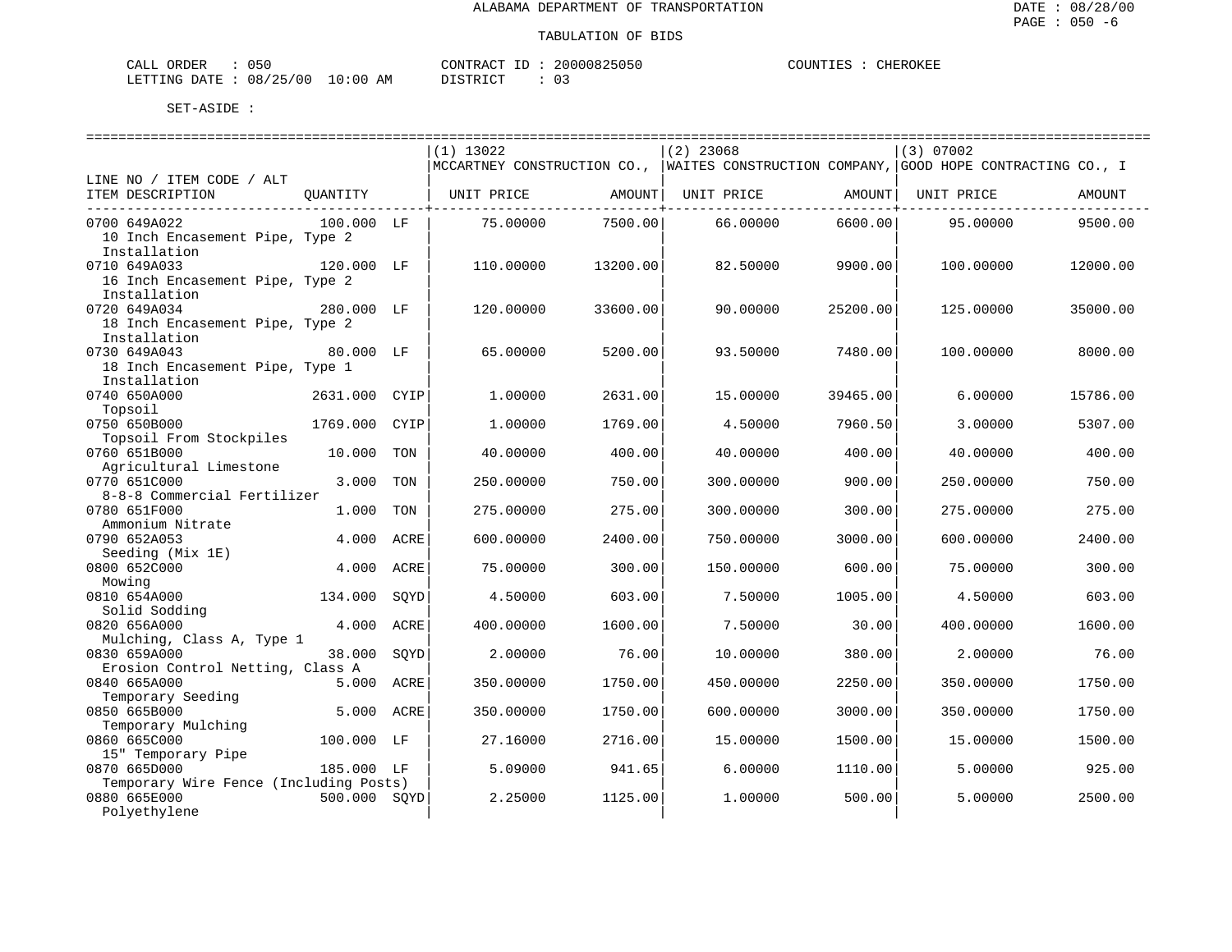ALABAMA DEPARTMENT OF TRANSPORTATION

TABULATION OF BIDS

CALL ORDER : 050 CONTRACT ID : 20000825050 COUNTIES : CHEROKEE
LETTING DATE : 08/25/00 10:00 AM DISTRICT : 03

SET-ASIDE :

| LINE NO / ITEM CODE / ALT ITEM DESCRIPTION | QUANTITY | | (1) 13022 MCCARTNEY CONSTRUCTION CO., UNIT PRICE | AMOUNT | (2) 23068 WAITES CONSTRUCTION COMPANY, UNIT PRICE | AMOUNT | (3) 07002 GOOD HOPE CONTRACTING CO., I UNIT PRICE | AMOUNT |
|---|---|---|---|---|---|---|---|---|
| 0700 649A022 10 Inch Encasement Pipe, Type 2 Installation | 100.000 | LF | 75.00000 | 7500.00 | 66.00000 | 6600.00 | 95.00000 | 9500.00 |
| 0710 649A033 16 Inch Encasement Pipe, Type 2 Installation | 120.000 | LF | 110.00000 | 13200.00 | 82.50000 | 9900.00 | 100.00000 | 12000.00 |
| 0720 649A034 18 Inch Encasement Pipe, Type 2 Installation | 280.000 | LF | 120.00000 | 33600.00 | 90.00000 | 25200.00 | 125.00000 | 35000.00 |
| 0730 649A043 18 Inch Encasement Pipe, Type 1 Installation | 80.000 | LF | 65.00000 | 5200.00 | 93.50000 | 7480.00 | 100.00000 | 8000.00 |
| 0740 650A000 Topsoil | 2631.000 | CYIP | 1.00000 | 2631.00 | 15.00000 | 39465.00 | 6.00000 | 15786.00 |
| 0750 650B000 Topsoil From Stockpiles | 1769.000 | CYIP | 1.00000 | 1769.00 | 4.50000 | 7960.50 | 3.00000 | 5307.00 |
| 0760 651B000 Agricultural Limestone | 10.000 | TON | 40.00000 | 400.00 | 40.00000 | 400.00 | 40.00000 | 400.00 |
| 0770 651C000 8-8-8 Commercial Fertilizer | 3.000 | TON | 250.00000 | 750.00 | 300.00000 | 900.00 | 250.00000 | 750.00 |
| 0780 651F000 Ammonium Nitrate | 1.000 | TON | 275.00000 | 275.00 | 300.00000 | 300.00 | 275.00000 | 275.00 |
| 0790 652A053 Seeding (Mix 1E) | 4.000 | ACRE | 600.00000 | 2400.00 | 750.00000 | 3000.00 | 600.00000 | 2400.00 |
| 0800 652C000 Mowing | 4.000 | ACRE | 75.00000 | 300.00 | 150.00000 | 600.00 | 75.00000 | 300.00 |
| 0810 654A000 Solid Sodding | 134.000 | SQYD | 4.50000 | 603.00 | 7.50000 | 1005.00 | 4.50000 | 603.00 |
| 0820 656A000 Mulching, Class A, Type 1 | 4.000 | ACRE | 400.00000 | 1600.00 | 7.50000 | 30.00 | 400.00000 | 1600.00 |
| 0830 659A000 Erosion Control Netting, Class A | 38.000 | SQYD | 2.00000 | 76.00 | 10.00000 | 380.00 | 2.00000 | 76.00 |
| 0840 665A000 Temporary Seeding | 5.000 | ACRE | 350.00000 | 1750.00 | 450.00000 | 2250.00 | 350.00000 | 1750.00 |
| 0850 665B000 Temporary Mulching | 5.000 | ACRE | 350.00000 | 1750.00 | 600.00000 | 3000.00 | 350.00000 | 1750.00 |
| 0860 665C000 15" Temporary Pipe | 100.000 | LF | 27.16000 | 2716.00 | 15.00000 | 1500.00 | 15.00000 | 1500.00 |
| 0870 665D000 Temporary Wire Fence (Including Posts) | 185.000 | LF | 5.09000 | 941.65 | 6.00000 | 1110.00 | 5.00000 | 925.00 |
| 0880 665E000 Polyethylene | 500.000 | SQYD | 2.25000 | 1125.00 | 1.00000 | 500.00 | 5.00000 | 2500.00 |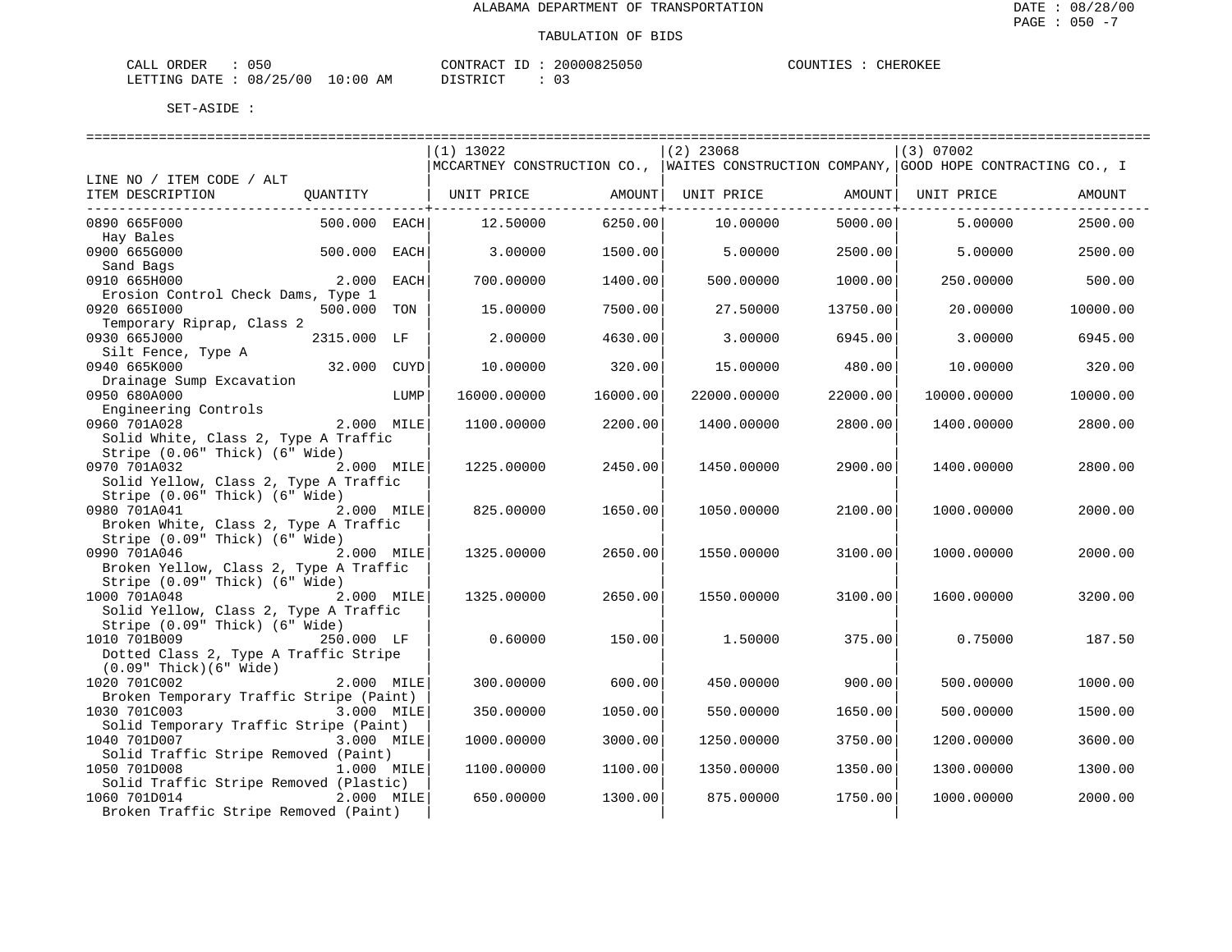ALABAMA DEPARTMENT OF TRANSPORTATION

TABULATION OF BIDS

CALL ORDER : 050 CONTRACT ID : 20000825050 COUNTIES : CHEROKEE
LETTING DATE : 08/25/00 10:00 AM DISTRICT : 03

SET-ASIDE :

| LINE NO / ITEM CODE / ALT ITEM DESCRIPTION | QUANTITY | (1) 13022 MCCARTNEY CONSTRUCTION CO., UNIT PRICE | AMOUNT | (2) 23068 WAITES CONSTRUCTION COMPANY, UNIT PRICE | AMOUNT | (3) 07002 GOOD HOPE CONTRACTING CO., I UNIT PRICE | AMOUNT |
|---|---|---|---|---|---|---|---|
| 0890 665F000 Hay Bales | 500.000 EACH | 12.50000 | 6250.00 | 10.00000 | 5000.00 | 5.00000 | 2500.00 |
| 0900 665G000 Sand Bags | 500.000 EACH | 3.00000 | 1500.00 | 5.00000 | 2500.00 | 5.00000 | 2500.00 |
| 0910 665H000 Erosion Control Check Dams, Type 1 | 2.000 EACH | 700.00000 | 1400.00 | 500.00000 | 1000.00 | 250.00000 | 500.00 |
| 0920 665I000 Temporary Riprap, Class 2 | 500.000 TON | 15.00000 | 7500.00 | 27.50000 | 13750.00 | 20.00000 | 10000.00 |
| 0930 665J000 Silt Fence, Type A | 2315.000 LF | 2.00000 | 4630.00 | 3.00000 | 6945.00 | 3.00000 | 6945.00 |
| 0940 665K000 Drainage Sump Excavation | 32.000 CUYD | 10.00000 | 320.00 | 15.00000 | 480.00 | 10.00000 | 320.00 |
| 0950 680A000 Engineering Controls | LUMP | 16000.00000 | 16000.00 | 22000.00000 | 22000.00 | 10000.00000 | 10000.00 |
| 0960 701A028 Solid White, Class 2, Type A Traffic Stripe (0.06" Thick) (6" Wide) | 2.000 MILE | 1100.00000 | 2200.00 | 1400.00000 | 2800.00 | 1400.00000 | 2800.00 |
| 0970 701A032 Solid Yellow, Class 2, Type A Traffic Stripe (0.06" Thick) (6" Wide) | 2.000 MILE | 1225.00000 | 2450.00 | 1450.00000 | 2900.00 | 1400.00000 | 2800.00 |
| 0980 701A041 Broken White, Class 2, Type A Traffic Stripe (0.09" Thick) (6" Wide) | 2.000 MILE | 825.00000 | 1650.00 | 1050.00000 | 2100.00 | 1000.00000 | 2000.00 |
| 0990 701A046 Broken Yellow, Class 2, Type A Traffic Stripe (0.09" Thick) (6" Wide) | 2.000 MILE | 1325.00000 | 2650.00 | 1550.00000 | 3100.00 | 1000.00000 | 2000.00 |
| 1000 701A048 Solid Yellow, Class 2, Type A Traffic Stripe (0.09" Thick) (6" Wide) | 2.000 MILE | 1325.00000 | 2650.00 | 1550.00000 | 3100.00 | 1600.00000 | 3200.00 |
| 1010 701B009 Dotted Class 2, Type A Traffic Stripe (0.09" Thick)(6" Wide) | 250.000 LF | 0.60000 | 150.00 | 1.50000 | 375.00 | 0.75000 | 187.50 |
| 1020 701C002 Broken Temporary Traffic Stripe (Paint) | 2.000 MILE | 300.00000 | 600.00 | 450.00000 | 900.00 | 500.00000 | 1000.00 |
| 1030 701C003 Solid Temporary Traffic Stripe (Paint) | 3.000 MILE | 350.00000 | 1050.00 | 550.00000 | 1650.00 | 500.00000 | 1500.00 |
| 1040 701D007 Solid Traffic Stripe Removed (Paint) | 3.000 MILE | 1000.00000 | 3000.00 | 1250.00000 | 3750.00 | 1200.00000 | 3600.00 |
| 1050 701D008 Solid Traffic Stripe Removed (Plastic) | 1.000 MILE | 1100.00000 | 1100.00 | 1350.00000 | 1350.00 | 1300.00000 | 1300.00 |
| 1060 701D014 Broken Traffic Stripe Removed (Paint) | 2.000 MILE | 650.00000 | 1300.00 | 875.00000 | 1750.00 | 1000.00000 | 2000.00 |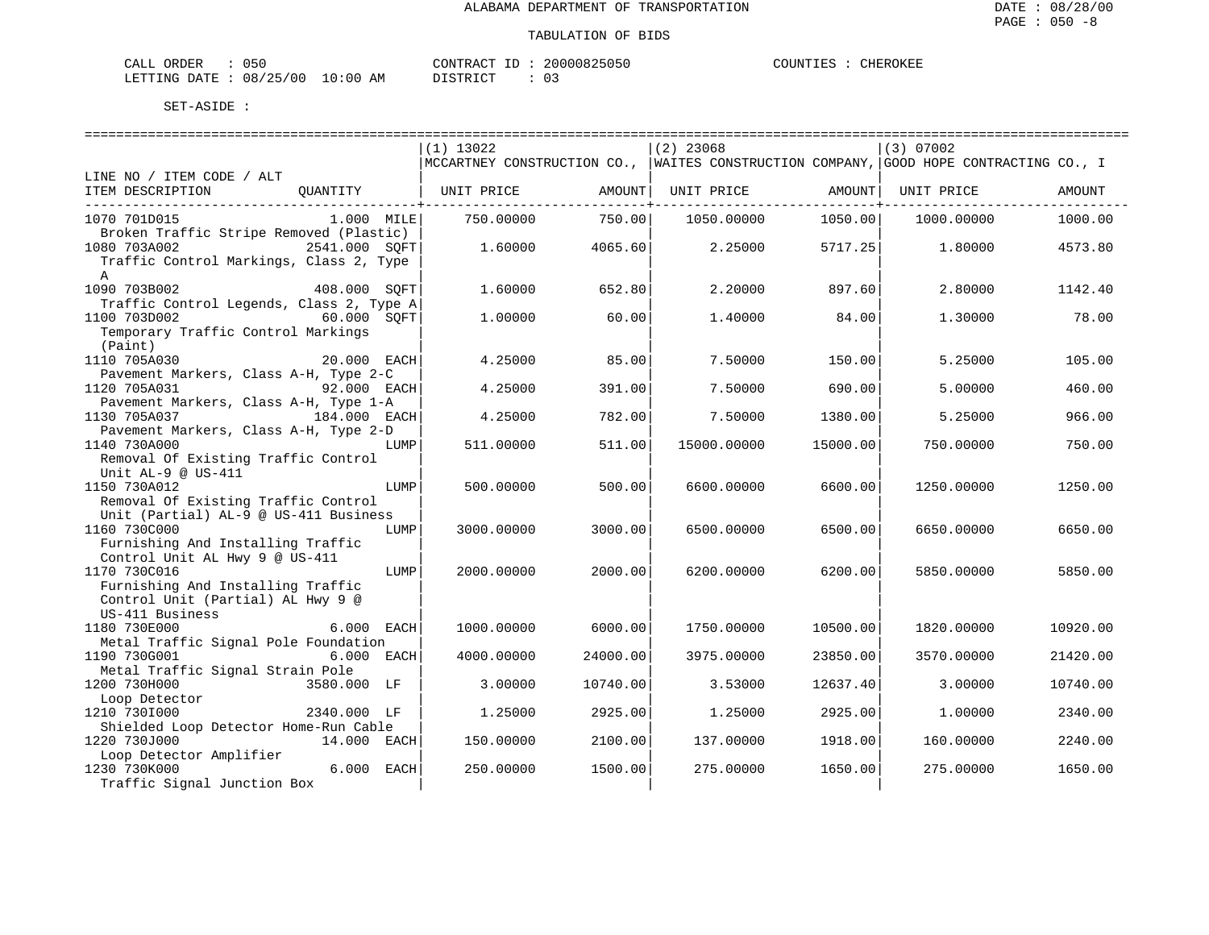ALABAMA DEPARTMENT OF TRANSPORTATION

TABULATION OF BIDS

CALL ORDER : 050 CONTRACT ID : 20000825050 COUNTIES : CHEROKEE
LETTING DATE : 08/25/00 10:00 AM DISTRICT : 03

SET-ASIDE :

| LINE NO / ITEM CODE / ALT ITEM DESCRIPTION | QUANTITY | (1) 13022 MCCARTNEY CONSTRUCTION CO., UNIT PRICE | AMOUNT | (2) 23068 WAITES CONSTRUCTION COMPANY, UNIT PRICE | AMOUNT | (3) 07002 GOOD HOPE CONTRACTING CO., I UNIT PRICE | AMOUNT |
|---|---|---|---|---|---|---|---|
| 1070 701D015 Broken Traffic Stripe Removed (Plastic) | 1.000 MILE | 750.00000 | 750.00 | 1050.00000 | 1050.00 | 1000.00000 | 1000.00 |
| 1080 703A002 Traffic Control Markings, Class 2, Type A | 2541.000 SQFT | 1.60000 | 4065.60 | 2.25000 | 5717.25 | 1.80000 | 4573.80 |
| 1090 703B002 Traffic Control Legends, Class 2, Type A | 408.000 SQFT | 1.60000 | 652.80 | 2.20000 | 897.60 | 2.80000 | 1142.40 |
| 1100 703D002 Temporary Traffic Control Markings (Paint) | 60.000 SQFT | 1.00000 | 60.00 | 1.40000 | 84.00 | 1.30000 | 78.00 |
| 1110 705A030 Pavement Markers, Class A-H, Type 2-C | 20.000 EACH | 4.25000 | 85.00 | 7.50000 | 150.00 | 5.25000 | 105.00 |
| 1120 705A031 Pavement Markers, Class A-H, Type 1-A | 92.000 EACH | 4.25000 | 391.00 | 7.50000 | 690.00 | 5.00000 | 460.00 |
| 1130 705A037 Pavement Markers, Class A-H, Type 2-D | 184.000 EACH | 4.25000 | 782.00 | 7.50000 | 1380.00 | 5.25000 | 966.00 |
| 1140 730A000 Removal Of Existing Traffic Control Unit AL-9 @ US-411 | LUMP | 511.00000 | 511.00 | 15000.00000 | 15000.00 | 750.00000 | 750.00 |
| 1150 730A012 Removal Of Existing Traffic Control Unit (Partial) AL-9 @ US-411 Business | LUMP | 500.00000 | 500.00 | 6600.00000 | 6600.00 | 1250.00000 | 1250.00 |
| 1160 730C000 Furnishing And Installing Traffic Control Unit AL Hwy 9 @ US-411 | LUMP | 3000.00000 | 3000.00 | 6500.00000 | 6500.00 | 6650.00000 | 6650.00 |
| 1170 730C016 Furnishing And Installing Traffic Control Unit (Partial) AL Hwy 9 @ US-411 Business | LUMP | 2000.00000 | 2000.00 | 6200.00000 | 6200.00 | 5850.00000 | 5850.00 |
| 1180 730E000 Metal Traffic Signal Pole Foundation | 6.000 EACH | 1000.00000 | 6000.00 | 1750.00000 | 10500.00 | 1820.00000 | 10920.00 |
| 1190 730G001 Metal Traffic Signal Strain Pole | 6.000 EACH | 4000.00000 | 24000.00 | 3975.00000 | 23850.00 | 3570.00000 | 21420.00 |
| 1200 730H000 Loop Detector | 3580.000 LF | 3.00000 | 10740.00 | 3.53000 | 12637.40 | 3.00000 | 10740.00 |
| 1210 730I000 Shielded Loop Detector Home-Run Cable | 2340.000 LF | 1.25000 | 2925.00 | 1.25000 | 2925.00 | 1.00000 | 2340.00 |
| 1220 730J000 Loop Detector Amplifier | 14.000 EACH | 150.00000 | 2100.00 | 137.00000 | 1918.00 | 160.00000 | 2240.00 |
| 1230 730K000 Traffic Signal Junction Box | 6.000 EACH | 250.00000 | 1500.00 | 275.00000 | 1650.00 | 275.00000 | 1650.00 |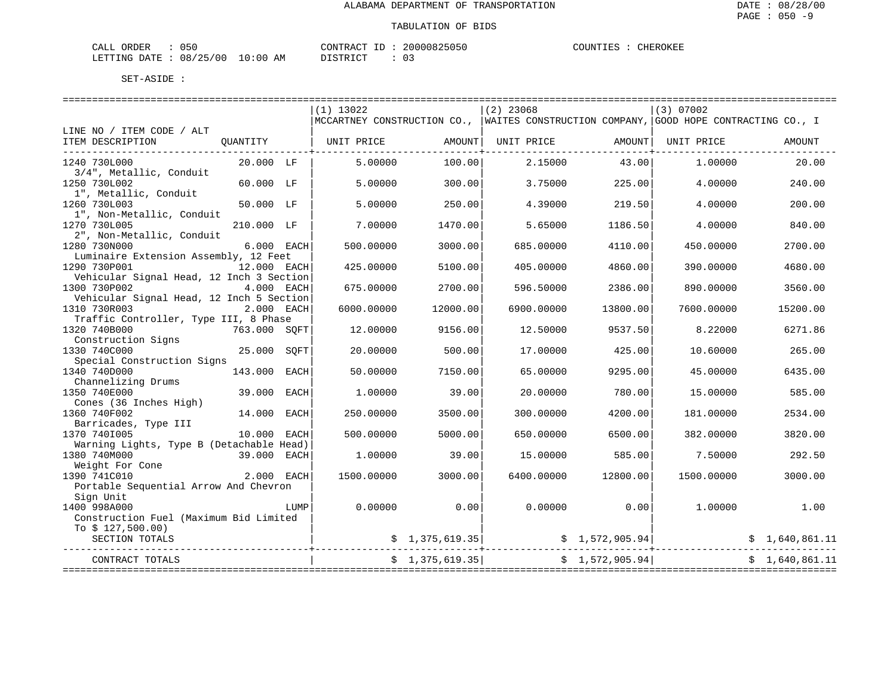ALABAMA DEPARTMENT OF TRANSPORTATION

TABULATION OF BIDS

CALL ORDER : 050
LETTING DATE : 08/25/00 10:00 AM

CONTRACT ID : 20000825050
DISTRICT : 03

COUNTIES : CHEROKEE

SET-ASIDE :

| LINE NO / ITEM CODE / ALT ITEM DESCRIPTION | QUANTITY | (1) 13022 MCCARTNEY CONSTRUCTION CO., UNIT PRICE | AMOUNT | (2) 23068 WAITES CONSTRUCTION COMPANY, UNIT PRICE | AMOUNT | (3) 07002 GOOD HOPE CONTRACTING CO., I UNIT PRICE | AMOUNT |
|---|---|---|---|---|---|---|---|
| 1240 730L000 3/4", Metallic, Conduit | 20.000 LF | 5.00000 | 100.00 | 2.15000 | 43.00 | 1.00000 | 20.00 |
| 1250 730L002 1", Metallic, Conduit | 60.000 LF | 5.00000 | 300.00 | 3.75000 | 225.00 | 4.00000 | 240.00 |
| 1260 730L003 1", Non-Metallic, Conduit | 50.000 LF | 5.00000 | 250.00 | 4.39000 | 219.50 | 4.00000 | 200.00 |
| 1270 730L005 2", Non-Metallic, Conduit | 210.000 LF | 7.00000 | 1470.00 | 5.65000 | 1186.50 | 4.00000 | 840.00 |
| 1280 730N000 Luminaire Extension Assembly, 12 Feet | 6.000 EACH | 500.00000 | 3000.00 | 685.00000 | 4110.00 | 450.00000 | 2700.00 |
| 1290 730P001 Vehicular Signal Head, 12 Inch 3 Section | 12.000 EACH | 425.00000 | 5100.00 | 405.00000 | 4860.00 | 390.00000 | 4680.00 |
| 1300 730P002 Vehicular Signal Head, 12 Inch 5 Section | 4.000 EACH | 675.00000 | 2700.00 | 596.50000 | 2386.00 | 890.00000 | 3560.00 |
| 1310 730R003 Traffic Controller, Type III, 8 Phase | 2.000 EACH | 6000.00000 | 12000.00 | 6900.00000 | 13800.00 | 7600.00000 | 15200.00 |
| 1320 740B000 Construction Signs | 763.000 SQFT | 12.00000 | 9156.00 | 12.50000 | 9537.50 | 8.22000 | 6271.86 |
| 1330 740C000 Special Construction Signs | 25.000 SQFT | 20.00000 | 500.00 | 17.00000 | 425.00 | 10.60000 | 265.00 |
| 1340 740D000 Channelizing Drums | 143.000 EACH | 50.00000 | 7150.00 | 65.00000 | 9295.00 | 45.00000 | 6435.00 |
| 1350 740E000 Cones (36 Inches High) | 39.000 EACH | 1.00000 | 39.00 | 20.00000 | 780.00 | 15.00000 | 585.00 |
| 1360 740F002 Barricades, Type III | 14.000 EACH | 250.00000 | 3500.00 | 300.00000 | 4200.00 | 181.00000 | 2534.00 |
| 1370 740I005 Warning Lights, Type B (Detachable Head) | 10.000 EACH | 500.00000 | 5000.00 | 650.00000 | 6500.00 | 382.00000 | 3820.00 |
| 1380 740M000 Weight For Cone | 39.000 EACH | 1.00000 | 39.00 | 15.00000 | 585.00 | 7.50000 | 292.50 |
| 1390 741C010 Portable Sequential Arrow And Chevron Sign Unit | 2.000 EACH | 1500.00000 | 3000.00 | 6400.00000 | 12800.00 | 1500.00000 | 3000.00 |
| 1400 998A000 Construction Fuel (Maximum Bid Limited To $ 127,500.00) | LUMP | 0.00000 | 0.00 | 0.00000 | 0.00 | 1.00000 | 1.00 |
| SECTION TOTALS | | | $ 1,375,619.35 | | $ 1,572,905.94 | | $ 1,640,861.11 |
| CONTRACT TOTALS | | | $ 1,375,619.35 | | $ 1,572,905.94 | | $ 1,640,861.11 |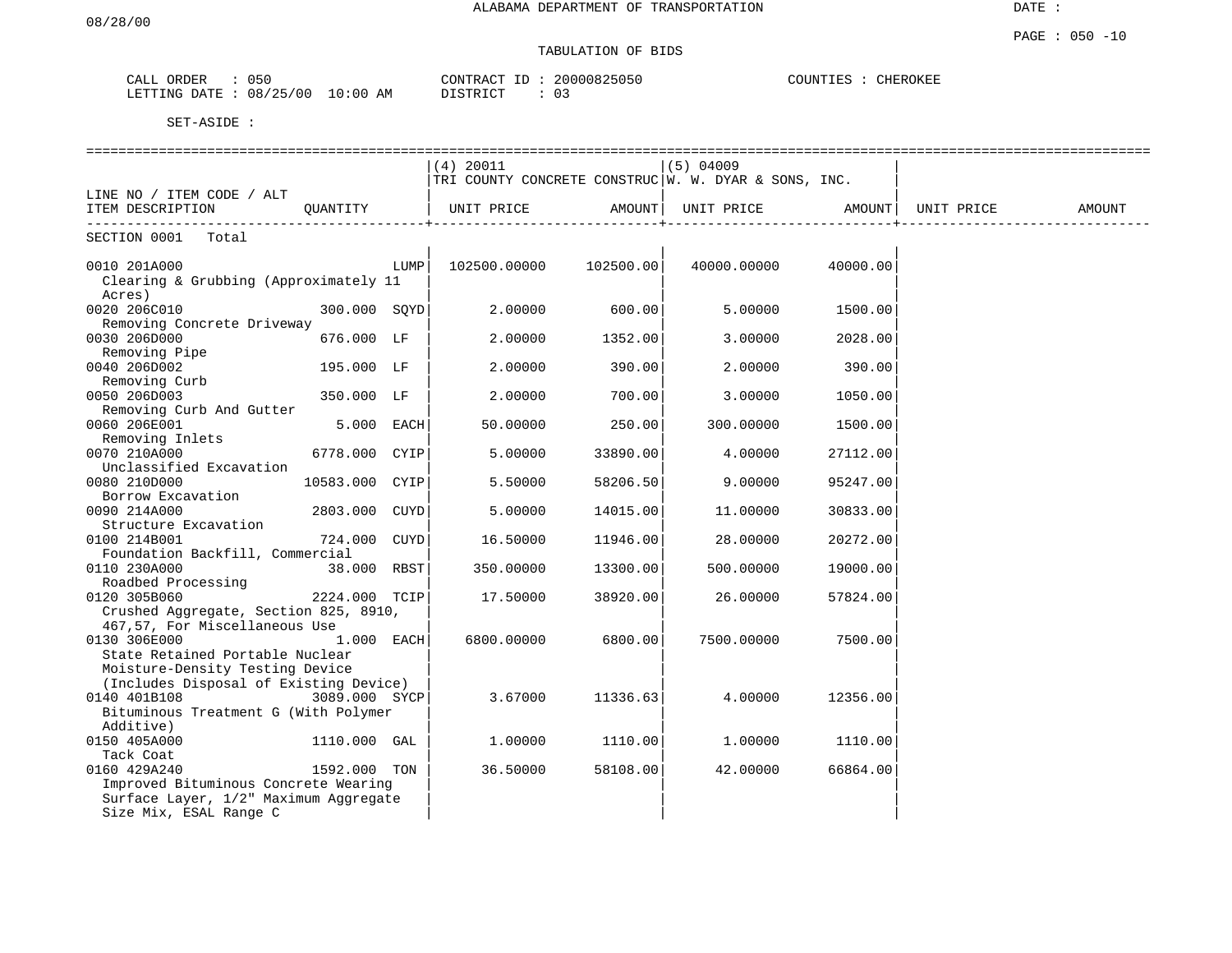ALABAMA DEPARTMENT OF TRANSPORTATION

TABULATION OF BIDS

CALL ORDER : 050 &nbsp;&nbsp;&nbsp; CONTRACT ID : 20000825050 &nbsp;&nbsp;&nbsp; COUNTIES : CHEROKEE
LETTING DATE : 08/25/00 10:00 AM &nbsp;&nbsp;&nbsp; DISTRICT : 03

SET-ASIDE :

| LINE NO / ITEM CODE / ALT<br>ITEM DESCRIPTION | QUANTITY | | (4) 20011<br>TRI COUNTY CONCRETE CONSTRUC<br>UNIT PRICE | AMOUNT | (5) 04009<br>W. W. DYAR & SONS, INC.<br>UNIT PRICE | AMOUNT | UNIT PRICE | AMOUNT |
|---|---|---|---|---|---|---|---|---|
| SECTION 0001 Total | | | | | | | | |
| 0010 201A000<br>Clearing & Grubbing (Approximately 11 Acres) | | LUMP | 102500.00000 | 102500.00 | 40000.00000 | 40000.00 | | |
| 0020 206C010<br>Removing Concrete Driveway | 300.000 | SQYD | 2.00000 | 600.00 | 5.00000 | 1500.00 | | |
| 0030 206D000<br>Removing Pipe | 676.000 | LF | 2.00000 | 1352.00 | 3.00000 | 2028.00 | | |
| 0040 206D002<br>Removing Curb | 195.000 | LF | 2.00000 | 390.00 | 2.00000 | 390.00 | | |
| 0050 206D003<br>Removing Curb And Gutter | 350.000 | LF | 2.00000 | 700.00 | 3.00000 | 1050.00 | | |
| 0060 206E001<br>Removing Inlets | 5.000 | EACH | 50.00000 | 250.00 | 300.00000 | 1500.00 | | |
| 0070 210A000<br>Unclassified Excavation | 6778.000 | CYIP | 5.00000 | 33890.00 | 4.00000 | 27112.00 | | |
| 0080 210D000<br>Borrow Excavation | 10583.000 | CYIP | 5.50000 | 58206.50 | 9.00000 | 95247.00 | | |
| 0090 214A000<br>Structure Excavation | 2803.000 | CUYD | 5.00000 | 14015.00 | 11.00000 | 30833.00 | | |
| 0100 214B001<br>Foundation Backfill, Commercial | 724.000 | CUYD | 16.50000 | 11946.00 | 28.00000 | 20272.00 | | |
| 0110 230A000<br>Roadbed Processing | 38.000 | RBST | 350.00000 | 13300.00 | 500.00000 | 19000.00 | | |
| 0120 305B060<br>Crushed Aggregate, Section 825, 8910, 467,57, For Miscellaneous Use | 2224.000 | TCIP | 17.50000 | 38920.00 | 26.00000 | 57824.00 | | |
| 0130 306E000<br>State Retained Portable Nuclear Moisture-Density Testing Device (Includes Disposal of Existing Device) | 1.000 | EACH | 6800.00000 | 6800.00 | 7500.00000 | 7500.00 | | |
| 0140 401B108<br>Bituminous Treatment G (With Polymer Additive) | 3089.000 | SYCP | 3.67000 | 11336.63 | 4.00000 | 12356.00 | | |
| 0150 405A000<br>Tack Coat | 1110.000 | GAL | 1.00000 | 1110.00 | 1.00000 | 1110.00 | | |
| 0160 429A240<br>Improved Bituminous Concrete Wearing Surface Layer, 1/2" Maximum Aggregate Size Mix, ESAL Range C | 1592.000 | TON | 36.50000 | 58108.00 | 42.00000 | 66864.00 | | |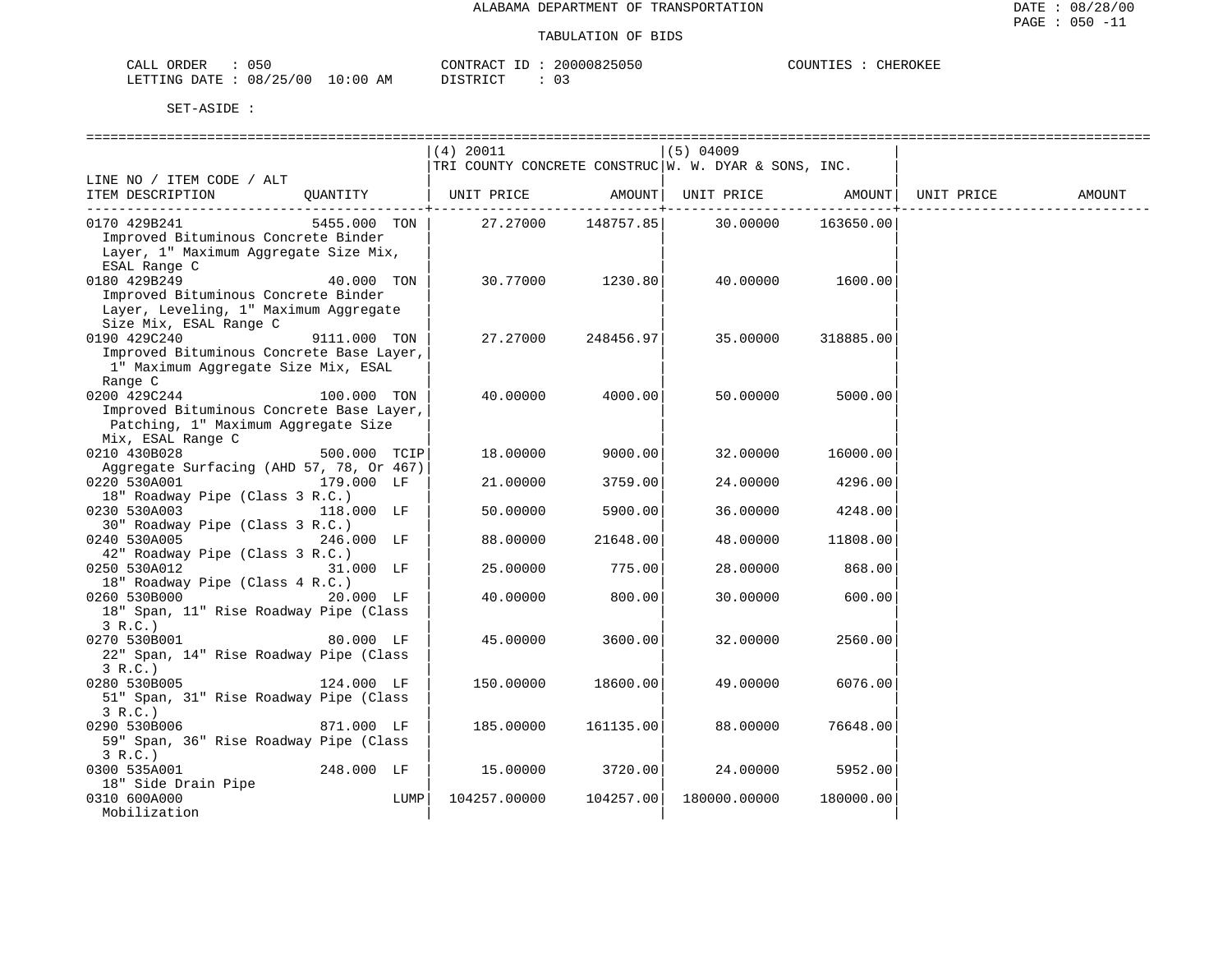ALABAMA DEPARTMENT OF TRANSPORTATION

TABULATION OF BIDS

CALL ORDER : 050 CONTRACT ID : 20000825050 COUNTIES : CHEROKEE
LETTING DATE : 08/25/00 10:00 AM DISTRICT : 03

SET-ASIDE :

| LINE NO / ITEM CODE / ALT ITEM DESCRIPTION | QUANTITY | (4) 20011 TRI COUNTY CONCRETE CONSTRUC UNIT PRICE | AMOUNT | (5) 04009 W. W. DYAR & SONS, INC. UNIT PRICE | AMOUNT | UNIT PRICE | AMOUNT |
|---|---|---|---|---|---|---|---|
| 0170 429B241 Improved Bituminous Concrete Binder Layer, 1" Maximum Aggregate Size Mix, ESAL Range C | 5455.000 TON | 27.27000 | 148757.85 | 30.00000 | 163650.00 | | |
| 0180 429B249 Improved Bituminous Concrete Binder Layer, Leveling, 1" Maximum Aggregate Size Mix, ESAL Range C | 40.000 TON | 30.77000 | 1230.80 | 40.00000 | 1600.00 | | |
| 0190 429C240 Improved Bituminous Concrete Base Layer, 1" Maximum Aggregate Size Mix, ESAL Range C | 9111.000 TON | 27.27000 | 248456.97 | 35.00000 | 318885.00 | | |
| 0200 429C244 Improved Bituminous Concrete Base Layer, Patching, 1" Maximum Aggregate Size Mix, ESAL Range C | 100.000 TON | 40.00000 | 4000.00 | 50.00000 | 5000.00 | | |
| 0210 430B028 Aggregate Surfacing (AHD 57, 78, Or 467) | 500.000 TCIP | 18.00000 | 9000.00 | 32.00000 | 16000.00 | | |
| 0220 530A001 18" Roadway Pipe (Class 3 R.C.) | 179.000 LF | 21.00000 | 3759.00 | 24.00000 | 4296.00 | | |
| 0230 530A003 30" Roadway Pipe (Class 3 R.C.) | 118.000 LF | 50.00000 | 5900.00 | 36.00000 | 4248.00 | | |
| 0240 530A005 42" Roadway Pipe (Class 3 R.C.) | 246.000 LF | 88.00000 | 21648.00 | 48.00000 | 11808.00 | | |
| 0250 530A012 18" Roadway Pipe (Class 4 R.C.) | 31.000 LF | 25.00000 | 775.00 | 28.00000 | 868.00 | | |
| 0260 530B000 18" Span, 11" Rise Roadway Pipe (Class 3 R.C.) | 20.000 LF | 40.00000 | 800.00 | 30.00000 | 600.00 | | |
| 0270 530B001 22" Span, 14" Rise Roadway Pipe (Class 3 R.C.) | 80.000 LF | 45.00000 | 3600.00 | 32.00000 | 2560.00 | | |
| 0280 530B005 51" Span, 31" Rise Roadway Pipe (Class 3 R.C.) | 124.000 LF | 150.00000 | 18600.00 | 49.00000 | 6076.00 | | |
| 0290 530B006 59" Span, 36" Rise Roadway Pipe (Class 3 R.C.) | 871.000 LF | 185.00000 | 161135.00 | 88.00000 | 76648.00 | | |
| 0300 535A001 18" Side Drain Pipe | 248.000 LF | 15.00000 | 3720.00 | 24.00000 | 5952.00 | | |
| 0310 600A000 Mobilization | LUMP | 104257.00000 | 104257.00 | 180000.00000 | 180000.00 | | |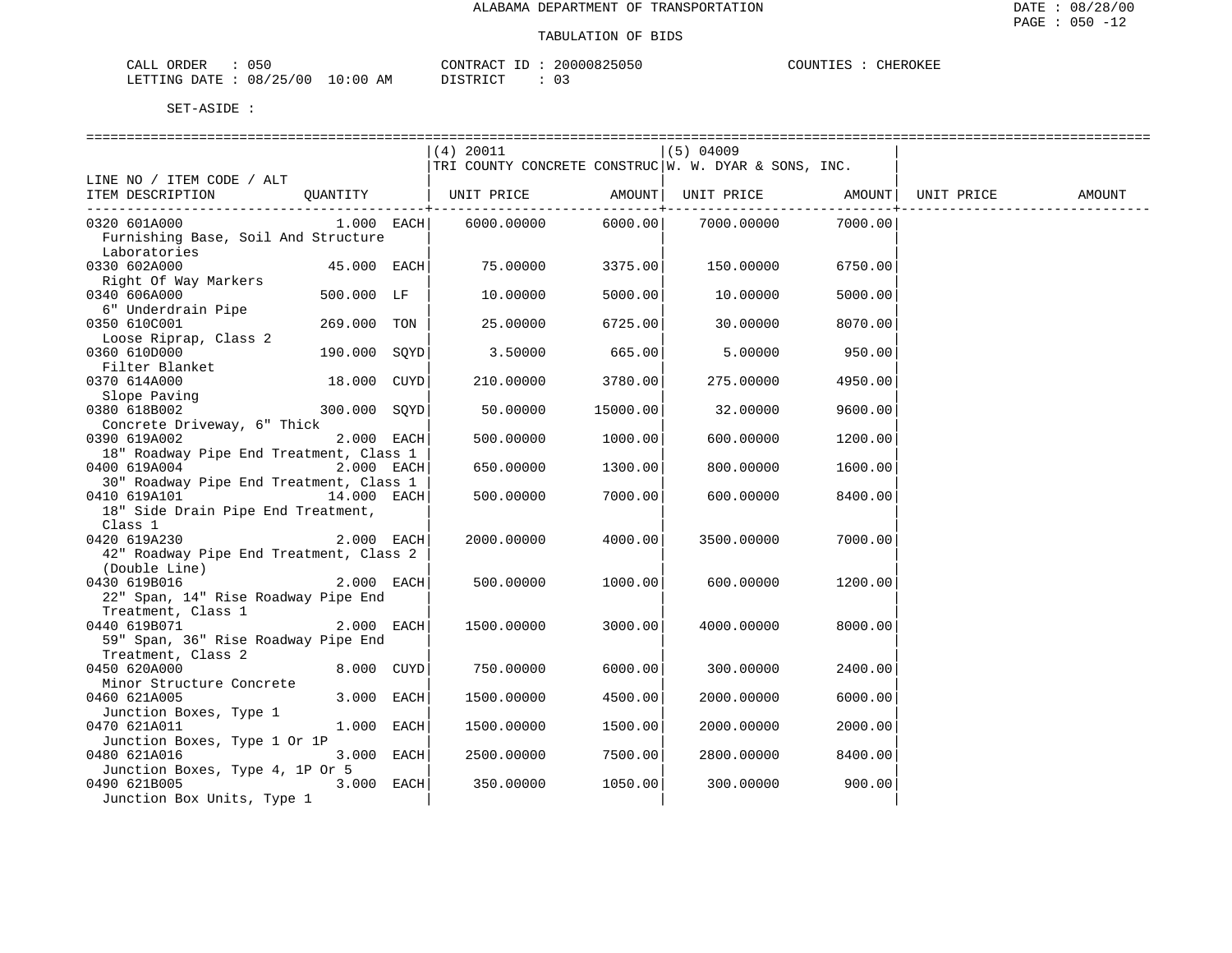ALABAMA DEPARTMENT OF TRANSPORTATION

TABULATION OF BIDS

CALL ORDER : 050 CONTRACT ID : 20000825050 COUNTIES : CHEROKEE
LETTING DATE : 08/25/00 10:00 AM DISTRICT : 03

SET-ASIDE :

| LINE NO / ITEM CODE / ALT ITEM DESCRIPTION | QUANTITY | (4) 20011 TRI COUNTY CONCRETE CONSTRUC UNIT PRICE | AMOUNT | (5) 04009 W. W. DYAR & SONS, INC. UNIT PRICE | AMOUNT | UNIT PRICE | AMOUNT |
|---|---|---|---|---|---|---|---|
| 0320 601A000 Furnishing Base, Soil And Structure Laboratories | 1.000 EACH | 6000.00000 | 6000.00 | 7000.00000 | 7000.00 | | |
| 0330 602A000 Right Of Way Markers | 45.000 EACH | 75.00000 | 3375.00 | 150.00000 | 6750.00 | | |
| 0340 606A000 6" Underdrain Pipe | 500.000 LF | 10.00000 | 5000.00 | 10.00000 | 5000.00 | | |
| 0350 610C001 Loose Riprap, Class 2 | 269.000 TON | 25.00000 | 6725.00 | 30.00000 | 8070.00 | | |
| 0360 610D000 Filter Blanket | 190.000 SQYD | 3.50000 | 665.00 | 5.00000 | 950.00 | | |
| 0370 614A000 Slope Paving | 18.000 CUYD | 210.00000 | 3780.00 | 275.00000 | 4950.00 | | |
| 0380 618B002 Concrete Driveway, 6" Thick | 300.000 SQYD | 50.00000 | 15000.00 | 32.00000 | 9600.00 | | |
| 0390 619A002 18" Roadway Pipe End Treatment, Class 1 | 2.000 EACH | 500.00000 | 1000.00 | 600.00000 | 1200.00 | | |
| 0400 619A004 30" Roadway Pipe End Treatment, Class 1 | 2.000 EACH | 650.00000 | 1300.00 | 800.00000 | 1600.00 | | |
| 0410 619A101 18" Side Drain Pipe End Treatment, Class 1 | 14.000 EACH | 500.00000 | 7000.00 | 600.00000 | 8400.00 | | |
| 0420 619A230 42" Roadway Pipe End Treatment, Class 2 (Double Line) | 2.000 EACH | 2000.00000 | 4000.00 | 3500.00000 | 7000.00 | | |
| 0430 619B016 22" Span, 14" Rise Roadway Pipe End Treatment, Class 1 | 2.000 EACH | 500.00000 | 1000.00 | 600.00000 | 1200.00 | | |
| 0440 619B071 59" Span, 36" Rise Roadway Pipe End Treatment, Class 2 | 2.000 EACH | 1500.00000 | 3000.00 | 4000.00000 | 8000.00 | | |
| 0450 620A000 Minor Structure Concrete | 8.000 CUYD | 750.00000 | 6000.00 | 300.00000 | 2400.00 | | |
| 0460 621A005 Junction Boxes, Type 1 | 3.000 EACH | 1500.00000 | 4500.00 | 2000.00000 | 6000.00 | | |
| 0470 621A011 Junction Boxes, Type 1 Or 1P | 1.000 EACH | 1500.00000 | 1500.00 | 2000.00000 | 2000.00 | | |
| 0480 621A016 Junction Boxes, Type 4, 1P Or 5 | 3.000 EACH | 2500.00000 | 7500.00 | 2800.00000 | 8400.00 | | |
| 0490 621B005 Junction Box Units, Type 1 | 3.000 EACH | 350.00000 | 1050.00 | 300.00000 | 900.00 | | |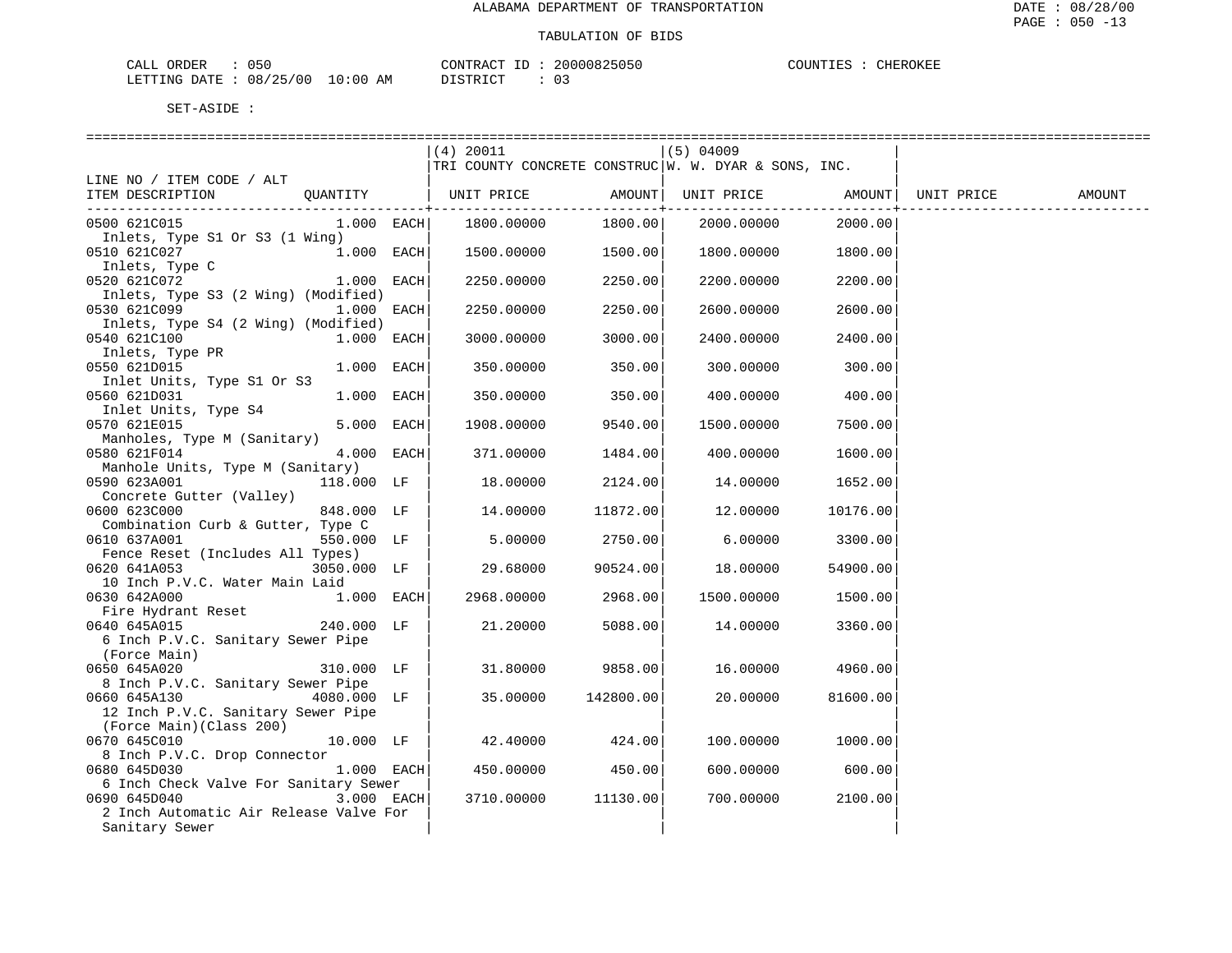ALABAMA DEPARTMENT OF TRANSPORTATION

TABULATION OF BIDS

CALL ORDER : 050 CONTRACT ID : 20000825050 COUNTIES : CHEROKEE
LETTING DATE : 08/25/00 10:00 AM DISTRICT : 03

SET-ASIDE :

| LINE NO / ITEM CODE / ALT ITEM DESCRIPTION | QUANTITY | (4) 20011 TRI COUNTY CONCRETE CONSTRUC UNIT PRICE | AMOUNT | (5) 04009 W. W. DYAR & SONS, INC. UNIT PRICE | AMOUNT | UNIT PRICE | AMOUNT |
|---|---|---|---|---|---|---|---|
| 0500 621C015 Inlets, Type S1 Or S3 (1 Wing) | 1.000 EACH | 1800.00000 | 1800.00 | 2000.00000 | 2000.00 | | |
| 0510 621C027 Inlets, Type C | 1.000 EACH | 1500.00000 | 1500.00 | 1800.00000 | 1800.00 | | |
| 0520 621C072 Inlets, Type S3 (2 Wing) (Modified) | 1.000 EACH | 2250.00000 | 2250.00 | 2200.00000 | 2200.00 | | |
| 0530 621C099 Inlets, Type S4 (2 Wing) (Modified) | 1.000 EACH | 2250.00000 | 2250.00 | 2600.00000 | 2600.00 | | |
| 0540 621C100 Inlets, Type PR | 1.000 EACH | 3000.00000 | 3000.00 | 2400.00000 | 2400.00 | | |
| 0550 621D015 Inlet Units, Type S1 Or S3 | 1.000 EACH | 350.00000 | 350.00 | 300.00000 | 300.00 | | |
| 0560 621D031 Inlet Units, Type S4 | 1.000 EACH | 350.00000 | 350.00 | 400.00000 | 400.00 | | |
| 0570 621E015 Manholes, Type M (Sanitary) | 5.000 EACH | 1908.00000 | 9540.00 | 1500.00000 | 7500.00 | | |
| 0580 621F014 Manhole Units, Type M (Sanitary) | 4.000 EACH | 371.00000 | 1484.00 | 400.00000 | 1600.00 | | |
| 0590 623A001 Concrete Gutter (Valley) | 118.000 LF | 18.00000 | 2124.00 | 14.00000 | 1652.00 | | |
| 0600 623C000 Combination Curb & Gutter, Type C | 848.000 LF | 14.00000 | 11872.00 | 12.00000 | 10176.00 | | |
| 0610 637A001 Fence Reset (Includes All Types) | 550.000 LF | 5.00000 | 2750.00 | 6.00000 | 3300.00 | | |
| 0620 641A053 10 Inch P.V.C. Water Main Laid | 3050.000 LF | 29.68000 | 90524.00 | 18.00000 | 54900.00 | | |
| 0630 642A000 Fire Hydrant Reset | 1.000 EACH | 2968.00000 | 2968.00 | 1500.00000 | 1500.00 | | |
| 0640 645A015 6 Inch P.V.C. Sanitary Sewer Pipe (Force Main) | 240.000 LF | 21.20000 | 5088.00 | 14.00000 | 3360.00 | | |
| 0650 645A020 8 Inch P.V.C. Sanitary Sewer Pipe | 310.000 LF | 31.80000 | 9858.00 | 16.00000 | 4960.00 | | |
| 0660 645A130 12 Inch P.V.C. Sanitary Sewer Pipe (Force Main)(Class 200) | 4080.000 LF | 35.00000 | 142800.00 | 20.00000 | 81600.00 | | |
| 0670 645C010 8 Inch P.V.C. Drop Connector | 10.000 LF | 42.40000 | 424.00 | 100.00000 | 1000.00 | | |
| 0680 645D030 6 Inch Check Valve For Sanitary Sewer | 1.000 EACH | 450.00000 | 450.00 | 600.00000 | 600.00 | | |
| 0690 645D040 2 Inch Automatic Air Release Valve For Sanitary Sewer | 3.000 EACH | 3710.00000 | 11130.00 | 700.00000 | 2100.00 | | |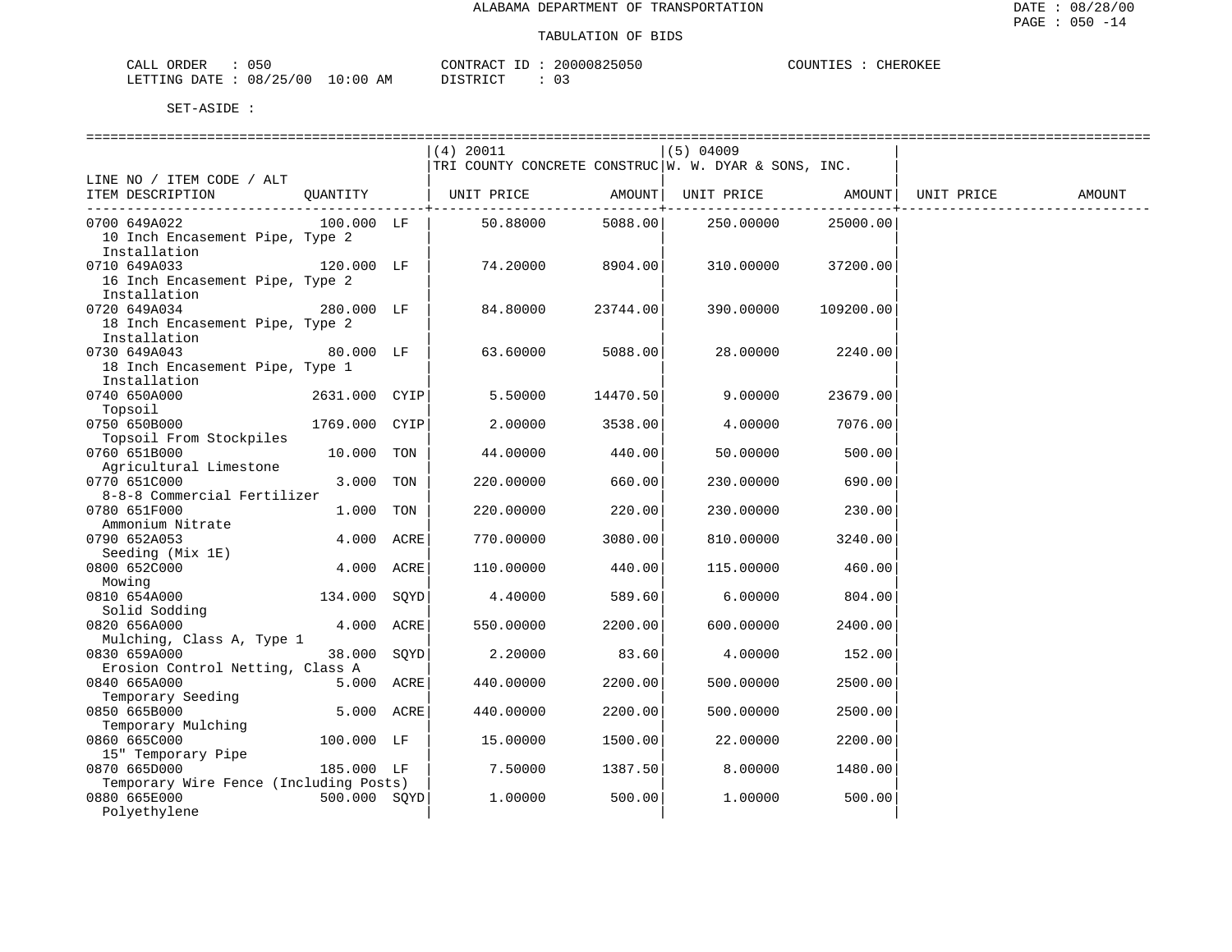ALABAMA DEPARTMENT OF TRANSPORTATION

TABULATION OF BIDS

CALL ORDER : 050 CONTRACT ID : 20000825050 COUNTIES : CHEROKEE
LETTING DATE : 08/25/00 10:00 AM DISTRICT : 03

SET-ASIDE :

| LINE NO / ITEM CODE / ALT ITEM DESCRIPTION | QUANTITY | | (4) 20011 TRI COUNTY CONCRETE CONSTRUC UNIT PRICE | AMOUNT | (5) 04009 W. W. DYAR & SONS, INC. UNIT PRICE | AMOUNT | UNIT PRICE | AMOUNT |
|---|---|---|---|---|---|---|---|---|
| 0700 649A022 10 Inch Encasement Pipe, Type 2 Installation | 100.000 | LF | 50.88000 | 5088.00 | 250.00000 | 25000.00 | | |
| 0710 649A033 16 Inch Encasement Pipe, Type 2 Installation | 120.000 | LF | 74.20000 | 8904.00 | 310.00000 | 37200.00 | | |
| 0720 649A034 18 Inch Encasement Pipe, Type 2 Installation | 280.000 | LF | 84.80000 | 23744.00 | 390.00000 | 109200.00 | | |
| 0730 649A043 18 Inch Encasement Pipe, Type 1 Installation | 80.000 | LF | 63.60000 | 5088.00 | 28.00000 | 2240.00 | | |
| 0740 650A000 Topsoil | 2631.000 | CYIP | 5.50000 | 14470.50 | 9.00000 | 23679.00 | | |
| 0750 650B000 Topsoil From Stockpiles | 1769.000 | CYIP | 2.00000 | 3538.00 | 4.00000 | 7076.00 | | |
| 0760 651B000 Agricultural Limestone | 10.000 | TON | 44.00000 | 440.00 | 50.00000 | 500.00 | | |
| 0770 651C000 8-8-8 Commercial Fertilizer | 3.000 | TON | 220.00000 | 660.00 | 230.00000 | 690.00 | | |
| 0780 651F000 Ammonium Nitrate | 1.000 | TON | 220.00000 | 220.00 | 230.00000 | 230.00 | | |
| 0790 652A053 Seeding (Mix 1E) | 4.000 | ACRE | 770.00000 | 3080.00 | 810.00000 | 3240.00 | | |
| 0800 652C000 Mowing | 4.000 | ACRE | 110.00000 | 440.00 | 115.00000 | 460.00 | | |
| 0810 654A000 Solid Sodding | 134.000 | SQYD | 4.40000 | 589.60 | 6.00000 | 804.00 | | |
| 0820 656A000 Mulching, Class A, Type 1 | 4.000 | ACRE | 550.00000 | 2200.00 | 600.00000 | 2400.00 | | |
| 0830 659A000 Erosion Control Netting, Class A | 38.000 | SQYD | 2.20000 | 83.60 | 4.00000 | 152.00 | | |
| 0840 665A000 Temporary Seeding | 5.000 | ACRE | 440.00000 | 2200.00 | 500.00000 | 2500.00 | | |
| 0850 665B000 Temporary Mulching | 5.000 | ACRE | 440.00000 | 2200.00 | 500.00000 | 2500.00 | | |
| 0860 665C000 15" Temporary Pipe | 100.000 | LF | 15.00000 | 1500.00 | 22.00000 | 2200.00 | | |
| 0870 665D000 Temporary Wire Fence (Including Posts) | 185.000 | LF | 7.50000 | 1387.50 | 8.00000 | 1480.00 | | |
| 0880 665E000 Polyethylene | 500.000 | SQYD | 1.00000 | 500.00 | 1.00000 | 500.00 | | |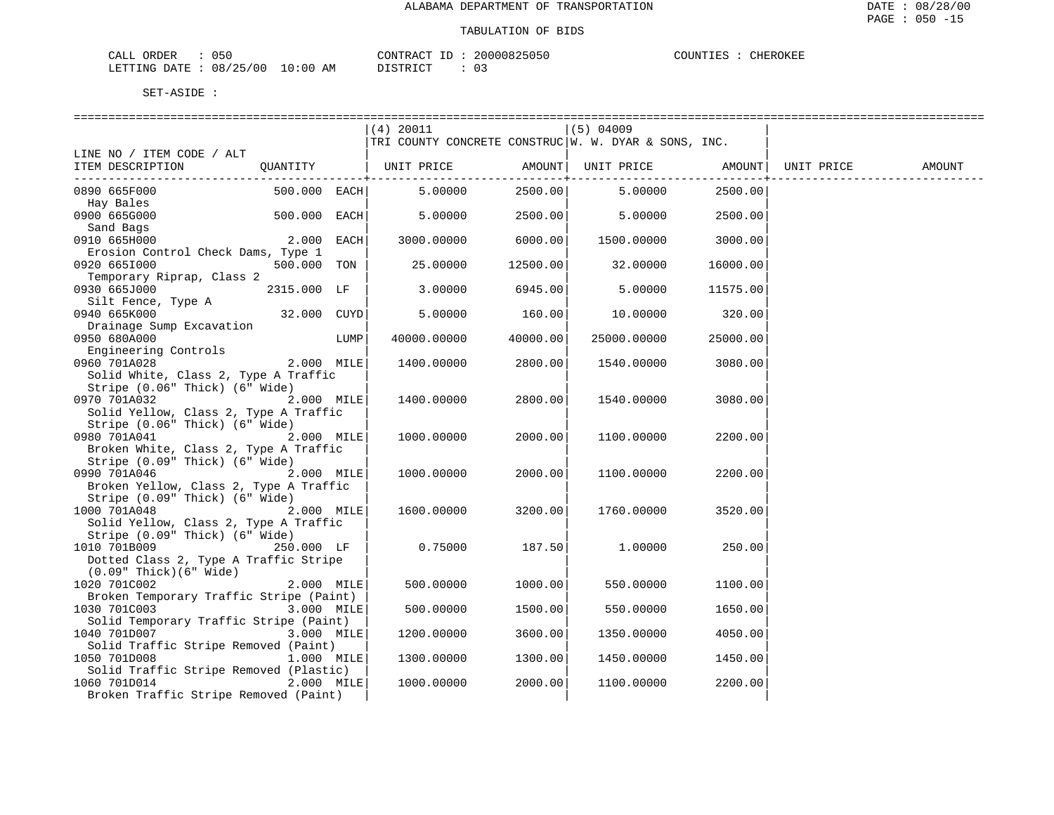ALABAMA DEPARTMENT OF TRANSPORTATION

TABULATION OF BIDS

CALL ORDER : 050 CONTRACT ID : 20000825050 COUNTIES : CHEROKEE
LETTING DATE : 08/25/00 10:00 AM DISTRICT : 03

SET-ASIDE :

| LINE NO / ITEM CODE / ALT ITEM DESCRIPTION | QUANTITY | (4) 20011 TRI COUNTY CONCRETE CONSTRUC UNIT PRICE | AMOUNT | (5) 04009 W. W. DYAR & SONS, INC. UNIT PRICE | AMOUNT | UNIT PRICE | AMOUNT |
|---|---|---|---|---|---|---|---|
| 0890 665F000 Hay Bales | 500.000 EACH | 5.00000 | 2500.00 | 5.00000 | 2500.00 | | |
| 0900 665G000 Sand Bags | 500.000 EACH | 5.00000 | 2500.00 | 5.00000 | 2500.00 | | |
| 0910 665H000 Erosion Control Check Dams, Type 1 | 2.000 EACH | 3000.00000 | 6000.00 | 1500.00000 | 3000.00 | | |
| 0920 665I000 Temporary Riprap, Class 2 | 500.000 TON | 25.00000 | 12500.00 | 32.00000 | 16000.00 | | |
| 0930 665J000 Silt Fence, Type A | 2315.000 LF | 3.00000 | 6945.00 | 5.00000 | 11575.00 | | |
| 0940 665K000 Drainage Sump Excavation | 32.000 CUYD | 5.00000 | 160.00 | 10.00000 | 320.00 | | |
| 0950 680A000 Engineering Controls | LUMP | 40000.00000 | 40000.00 | 25000.00000 | 25000.00 | | |
| 0960 701A028 Solid White, Class 2, Type A Traffic Stripe (0.06" Thick) (6" Wide) | 2.000 MILE | 1400.00000 | 2800.00 | 1540.00000 | 3080.00 | | |
| 0970 701A032 Solid Yellow, Class 2, Type A Traffic Stripe (0.06" Thick) (6" Wide) | 2.000 MILE | 1400.00000 | 2800.00 | 1540.00000 | 3080.00 | | |
| 0980 701A041 Broken White, Class 2, Type A Traffic Stripe (0.09" Thick) (6" Wide) | 2.000 MILE | 1000.00000 | 2000.00 | 1100.00000 | 2200.00 | | |
| 0990 701A046 Broken Yellow, Class 2, Type A Traffic Stripe (0.09" Thick) (6" Wide) | 2.000 MILE | 1000.00000 | 2000.00 | 1100.00000 | 2200.00 | | |
| 1000 701A048 Solid Yellow, Class 2, Type A Traffic Stripe (0.09" Thick) (6" Wide) | 2.000 MILE | 1600.00000 | 3200.00 | 1760.00000 | 3520.00 | | |
| 1010 701B009 Dotted Class 2, Type A Traffic Stripe (0.09" Thick)(6" Wide) | 250.000 LF | 0.75000 | 187.50 | 1.00000 | 250.00 | | |
| 1020 701C002 Broken Temporary Traffic Stripe (Paint) | 2.000 MILE | 500.00000 | 1000.00 | 550.00000 | 1100.00 | | |
| 1030 701C003 Solid Temporary Traffic Stripe (Paint) | 3.000 MILE | 500.00000 | 1500.00 | 550.00000 | 1650.00 | | |
| 1040 701D007 Solid Traffic Stripe Removed (Paint) | 3.000 MILE | 1200.00000 | 3600.00 | 1350.00000 | 4050.00 | | |
| 1050 701D008 Solid Traffic Stripe Removed (Plastic) | 1.000 MILE | 1300.00000 | 1300.00 | 1450.00000 | 1450.00 | | |
| 1060 701D014 Broken Traffic Stripe Removed (Paint) | 2.000 MILE | 1000.00000 | 2000.00 | 1100.00000 | 2200.00 | | |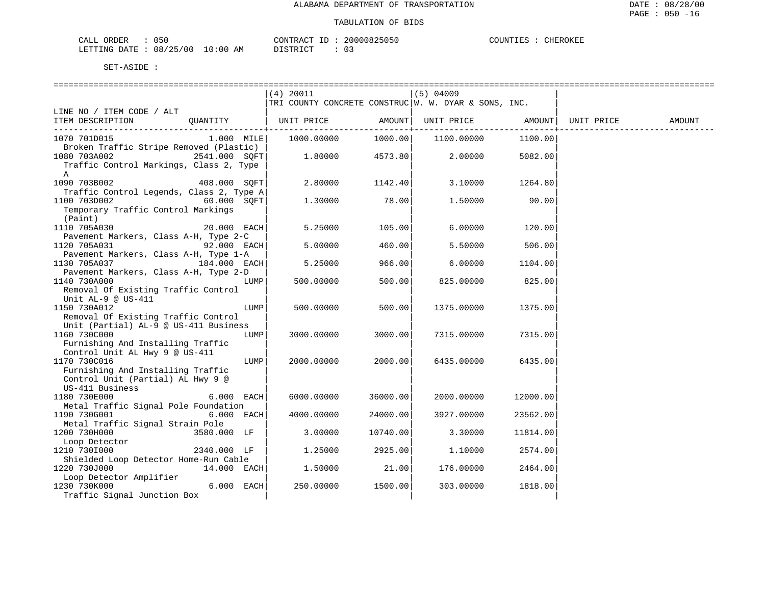ALABAMA DEPARTMENT OF TRANSPORTATION

TABULATION OF BIDS

CALL ORDER : 050 CONTRACT ID : 20000825050 COUNTIES : CHEROKEE
LETTING DATE : 08/25/00 10:00 AM DISTRICT : 03

SET-ASIDE :

| LINE NO / ITEM CODE / ALT ITEM DESCRIPTION | QUANTITY | (4) 20011 TRI COUNTY CONCRETE CONSTRUC UNIT PRICE | AMOUNT | (5) 04009 W. W. DYAR & SONS, INC. UNIT PRICE | AMOUNT | UNIT PRICE | AMOUNT |
|---|---|---|---|---|---|---|---|
| 1070 701D015 Broken Traffic Stripe Removed (Plastic) | 1.000 MILE | 1000.00000 | 1000.00 | 1100.00000 | 1100.00 | | |
| 1080 703A002 Traffic Control Markings, Class 2, Type A | 2541.000 SQFT | 1.80000 | 4573.80 | 2.00000 | 5082.00 | | |
| 1090 703B002 Traffic Control Legends, Class 2, Type A | 408.000 SQFT | 2.80000 | 1142.40 | 3.10000 | 1264.80 | | |
| 1100 703D002 Temporary Traffic Control Markings (Paint) | 60.000 SQFT | 1.30000 | 78.00 | 1.50000 | 90.00 | | |
| 1110 705A030 Pavement Markers, Class A-H, Type 2-C | 20.000 EACH | 5.25000 | 105.00 | 6.00000 | 120.00 | | |
| 1120 705A031 Pavement Markers, Class A-H, Type 1-A | 92.000 EACH | 5.00000 | 460.00 | 5.50000 | 506.00 | | |
| 1130 705A037 Pavement Markers, Class A-H, Type 2-D | 184.000 EACH | 5.25000 | 966.00 | 6.00000 | 1104.00 | | |
| 1140 730A000 Removal Of Existing Traffic Control Unit AL-9 @ US-411 | LUMP | 500.00000 | 500.00 | 825.00000 | 825.00 | | |
| 1150 730A012 Removal Of Existing Traffic Control Unit (Partial) AL-9 @ US-411 Business | LUMP | 500.00000 | 500.00 | 1375.00000 | 1375.00 | | |
| 1160 730C000 Furnishing And Installing Traffic Control Unit AL Hwy 9 @ US-411 | LUMP | 3000.00000 | 3000.00 | 7315.00000 | 7315.00 | | |
| 1170 730C016 Furnishing And Installing Traffic Control Unit (Partial) AL Hwy 9 @ US-411 Business | LUMP | 2000.00000 | 2000.00 | 6435.00000 | 6435.00 | | |
| 1180 730E000 Metal Traffic Signal Pole Foundation | 6.000 EACH | 6000.00000 | 36000.00 | 2000.00000 | 12000.00 | | |
| 1190 730G001 Metal Traffic Signal Strain Pole | 6.000 EACH | 4000.00000 | 24000.00 | 3927.00000 | 23562.00 | | |
| 1200 730H000 Loop Detector | 3580.000 LF | 3.00000 | 10740.00 | 3.30000 | 11814.00 | | |
| 1210 730I000 Shielded Loop Detector Home-Run Cable | 2340.000 LF | 1.25000 | 2925.00 | 1.10000 | 2574.00 | | |
| 1220 730J000 Loop Detector Amplifier | 14.000 EACH | 1.50000 | 21.00 | 176.00000 | 2464.00 | | |
| 1230 730K000 Traffic Signal Junction Box | 6.000 EACH | 250.00000 | 1500.00 | 303.00000 | 1818.00 | | |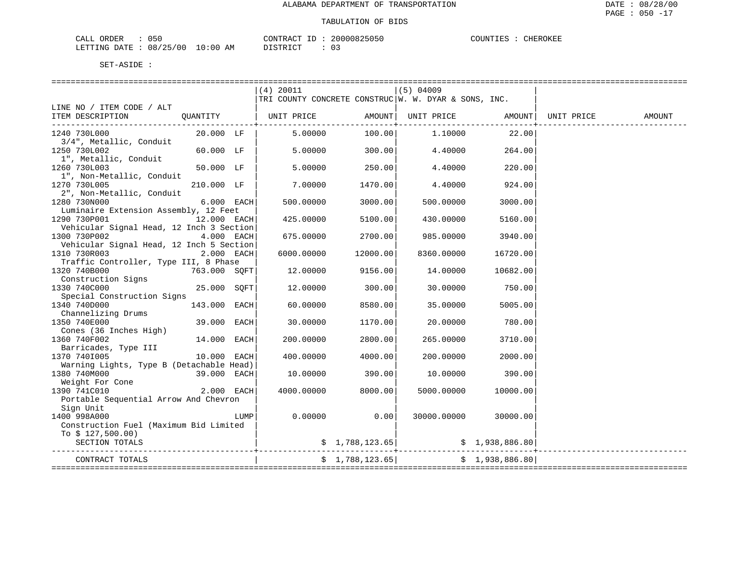ALABAMA DEPARTMENT OF TRANSPORTATION

TABULATION OF BIDS

CALL ORDER : 050 CONTRACT ID : 20000825050 COUNTIES : CHEROKEE
LETTING DATE : 08/25/00 10:00 AM DISTRICT : 03

SET-ASIDE :

| LINE NO / ITEM CODE / ALT ITEM DESCRIPTION | QUANTITY | (4) 20011 TRI COUNTY CONCRETE CONSTRUC UNIT PRICE | AMOUNT | (5) 04009 W. W. DYAR & SONS, INC. UNIT PRICE | AMOUNT | UNIT PRICE | AMOUNT |
|---|---|---|---|---|---|---|---|
| 1240 730L000 3/4", Metallic, Conduit | 20.000 LF | 5.00000 | 100.00 | 1.10000 | 22.00 | | |
| 1250 730L002 1", Metallic, Conduit | 60.000 LF | 5.00000 | 300.00 | 4.40000 | 264.00 | | |
| 1260 730L003 1", Non-Metallic, Conduit | 50.000 LF | 5.00000 | 250.00 | 4.40000 | 220.00 | | |
| 1270 730L005 2", Non-Metallic, Conduit | 210.000 LF | 7.00000 | 1470.00 | 4.40000 | 924.00 | | |
| 1280 730N000 Luminaire Extension Assembly, 12 Feet | 6.000 EACH | 500.00000 | 3000.00 | 500.00000 | 3000.00 | | |
| 1290 730P001 Vehicular Signal Head, 12 Inch 3 Section | 12.000 EACH | 425.00000 | 5100.00 | 430.00000 | 5160.00 | | |
| 1300 730P002 Vehicular Signal Head, 12 Inch 5 Section | 4.000 EACH | 675.00000 | 2700.00 | 985.00000 | 3940.00 | | |
| 1310 730R003 Traffic Controller, Type III, 8 Phase | 2.000 EACH | 6000.00000 | 12000.00 | 8360.00000 | 16720.00 | | |
| 1320 740B000 Construction Signs | 763.000 SQFT | 12.00000 | 9156.00 | 14.00000 | 10682.00 | | |
| 1330 740C000 Special Construction Signs | 25.000 SQFT | 12.00000 | 300.00 | 30.00000 | 750.00 | | |
| 1340 740D000 Channelizing Drums | 143.000 EACH | 60.00000 | 8580.00 | 35.00000 | 5005.00 | | |
| 1350 740E000 Cones (36 Inches High) | 39.000 EACH | 30.00000 | 1170.00 | 20.00000 | 780.00 | | |
| 1360 740F002 Barricades, Type III | 14.000 EACH | 200.00000 | 2800.00 | 265.00000 | 3710.00 | | |
| 1370 740I005 Warning Lights, Type B (Detachable Head) | 10.000 EACH | 400.00000 | 4000.00 | 200.00000 | 2000.00 | | |
| 1380 740M000 Weight For Cone | 39.000 EACH | 10.00000 | 390.00 | 10.00000 | 390.00 | | |
| 1390 741C010 Portable Sequential Arrow And Chevron Sign Unit | 2.000 EACH | 4000.00000 | 8000.00 | 5000.00000 | 10000.00 | | |
| 1400 998A000 Construction Fuel (Maximum Bid Limited To $ 127,500.00) | LUMP | 0.00000 | 0.00 | 30000.00000 | 30000.00 | | |
| SECTION TOTALS | | | $ 1,788,123.65 | | $ 1,938,886.80 | | |
| CONTRACT TOTALS | | | $ 1,788,123.65 | | $ 1,938,886.80 | | |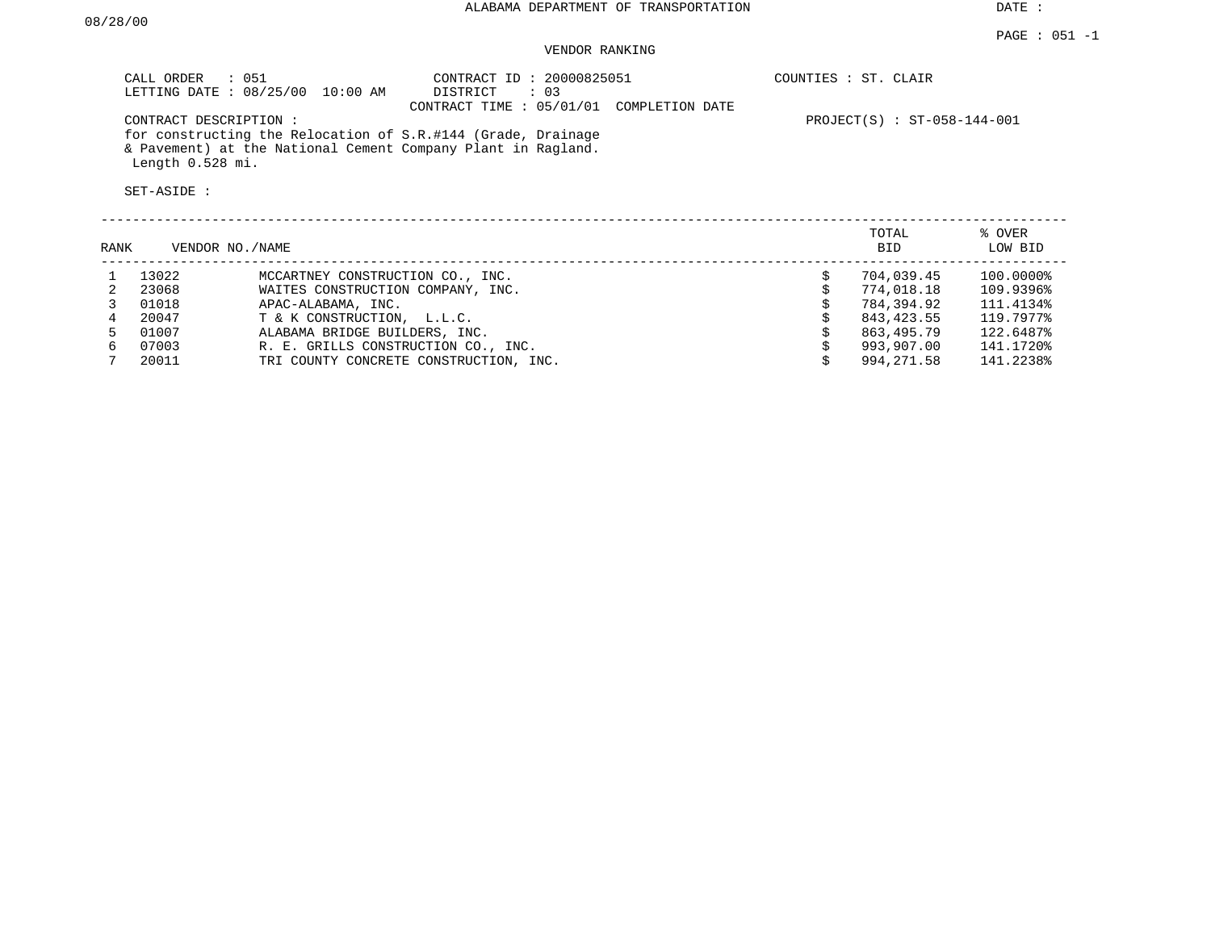ALABAMA DEPARTMENT OF TRANSPORTATION

DATE : 08/28/00

PAGE : 051 -1

VENDOR RANKING

CALL ORDER : 051
LETTING DATE : 08/25/00 10:00 AM

CONTRACT ID : 20000825051
DISTRICT : 03
CONTRACT TIME : 05/01/01 COMPLETION DATE

COUNTIES : ST. CLAIR

CONTRACT DESCRIPTION :
for constructing the Relocation of S.R.#144 (Grade, Drainage & Pavement) at the National Cement Company Plant in Ragland. Length 0.528 mi.

PROJECT(S) : ST-058-144-001

SET-ASIDE :

| RANK | VENDOR NO./NAME | | TOTAL BID | % OVER LOW BID |
|---|---|---|---|---|
| 1 | 13022 | MCCARTNEY CONSTRUCTION CO., INC. | $ 704,039.45 | 100.0000% |
| 2 | 23068 | WAITES CONSTRUCTION COMPANY, INC. | $ 774,018.18 | 109.9396% |
| 3 | 01018 | APAC-ALABAMA, INC. | $ 784,394.92 | 111.4134% |
| 4 | 20047 | T & K CONSTRUCTION, L.L.C. | $ 843,423.55 | 119.7977% |
| 5 | 01007 | ALABAMA BRIDGE BUILDERS, INC. | $ 863,495.79 | 122.6487% |
| 6 | 07003 | R. E. GRILLS CONSTRUCTION CO., INC. | $ 993,907.00 | 141.1720% |
| 7 | 20011 | TRI COUNTY CONCRETE CONSTRUCTION, INC. | $ 994,271.58 | 141.2238% |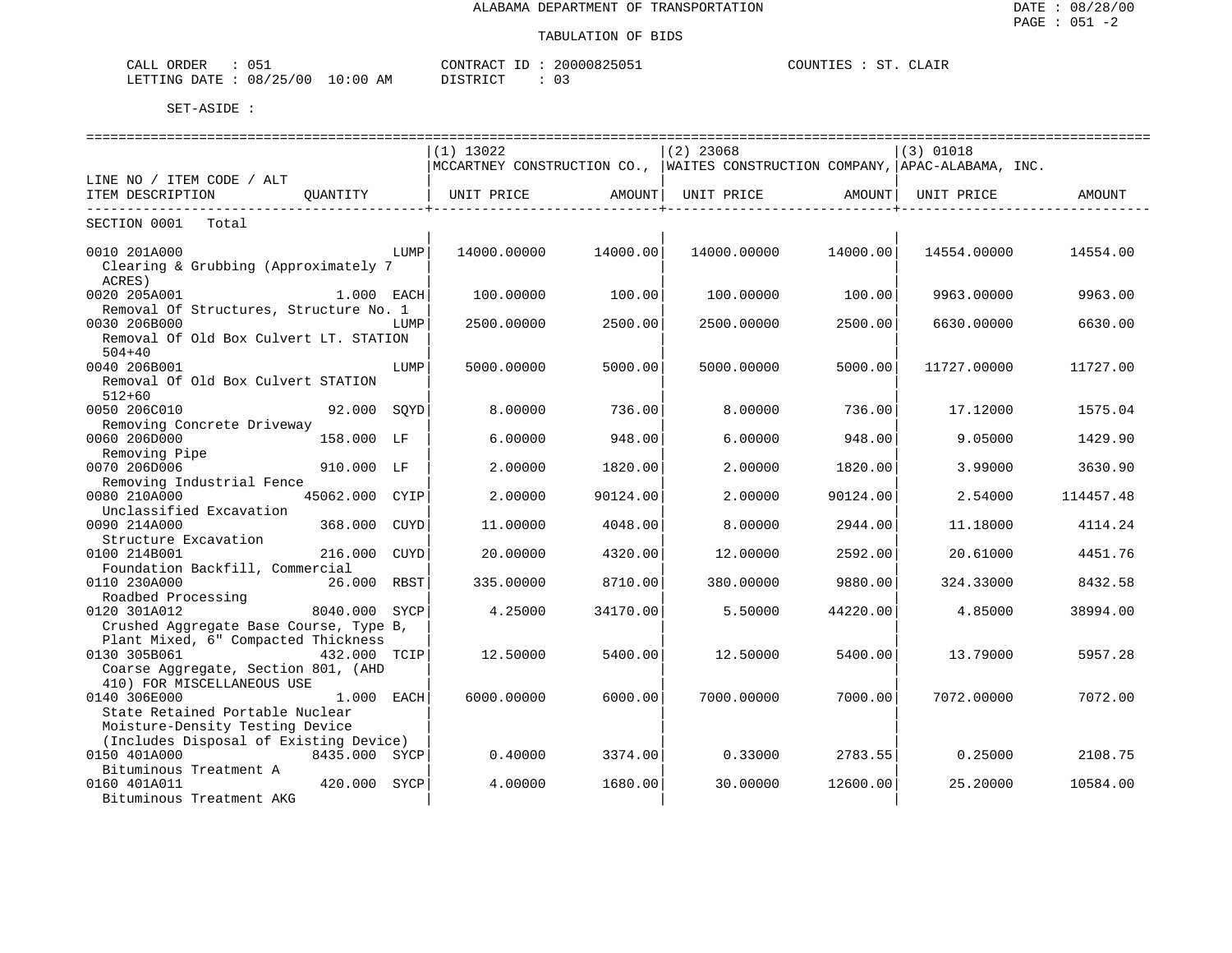ALABAMA DEPARTMENT OF TRANSPORTATION

TABULATION OF BIDS

DATE : 08/28/00
PAGE : 051 -2

CALL ORDER : 051 CONTRACT ID : 20000825051 COUNTIES : ST. CLAIR
LETTING DATE : 08/25/00 10:00 AM DISTRICT : 03

SET-ASIDE :

| LINE NO / ITEM CODE / ALT ITEM DESCRIPTION | QUANTITY | (1) 13022 MCCARTNEY CONSTRUCTION CO., UNIT PRICE | AMOUNT | (2) 23068 WAITES CONSTRUCTION COMPANY, UNIT PRICE | AMOUNT | (3) 01018 APAC-ALABAMA, INC. UNIT PRICE | AMOUNT |
|---|---|---|---|---|---|---|---|
| SECTION 0001 Total | | | | | | | |
| 0010 201A000 Clearing & Grubbing (Approximately 7 ACRES) | LUMP | 14000.00000 | 14000.00 | 14000.00000 | 14000.00 | 14554.00000 | 14554.00 |
| 0020 205A001 Removal Of Structures, Structure No. 1 | 1.000 EACH | 100.00000 | 100.00 | 100.00000 | 100.00 | 9963.00000 | 9963.00 |
| 0030 206B000 Removal Of Old Box Culvert LT. STATION 504+40 | LUMP | 2500.00000 | 2500.00 | 2500.00000 | 2500.00 | 6630.00000 | 6630.00 |
| 0040 206B001 Removal Of Old Box Culvert STATION 512+60 | LUMP | 5000.00000 | 5000.00 | 5000.00000 | 5000.00 | 11727.00000 | 11727.00 |
| 0050 206C010 Removing Concrete Driveway | 92.000 SQYD | 8.00000 | 736.00 | 8.00000 | 736.00 | 17.12000 | 1575.04 |
| 0060 206D000 Removing Pipe | 158.000 LF | 6.00000 | 948.00 | 6.00000 | 948.00 | 9.05000 | 1429.90 |
| 0070 206D006 Removing Industrial Fence | 910.000 LF | 2.00000 | 1820.00 | 2.00000 | 1820.00 | 3.99000 | 3630.90 |
| 0080 210A000 Unclassified Excavation | 45062.000 CYIP | 2.00000 | 90124.00 | 2.00000 | 90124.00 | 2.54000 | 114457.48 |
| 0090 214A000 Structure Excavation | 368.000 CUYD | 11.00000 | 4048.00 | 8.00000 | 2944.00 | 11.18000 | 4114.24 |
| 0100 214B001 Foundation Backfill, Commercial | 216.000 CUYD | 20.00000 | 4320.00 | 12.00000 | 2592.00 | 20.61000 | 4451.76 |
| 0110 230A000 Roadbed Processing | 26.000 RBST | 335.00000 | 8710.00 | 380.00000 | 9880.00 | 324.33000 | 8432.58 |
| 0120 301A012 Crushed Aggregate Base Course, Type B, Plant Mixed, 6" Compacted Thickness | 8040.000 SYCP | 4.25000 | 34170.00 | 5.50000 | 44220.00 | 4.85000 | 38994.00 |
| 0130 305B061 Coarse Aggregate, Section 801, (AHD 410) FOR MISCELLANEOUS USE | 432.000 TCIP | 12.50000 | 5400.00 | 12.50000 | 5400.00 | 13.79000 | 5957.28 |
| 0140 306E000 State Retained Portable Nuclear Moisture-Density Testing Device (Includes Disposal of Existing Device) | 1.000 EACH | 6000.00000 | 6000.00 | 7000.00000 | 7000.00 | 7072.00000 | 7072.00 |
| 0150 401A000 Bituminous Treatment A | 8435.000 SYCP | 0.40000 | 3374.00 | 0.33000 | 2783.55 | 0.25000 | 2108.75 |
| 0160 401A011 Bituminous Treatment AKG | 420.000 SYCP | 4.00000 | 1680.00 | 30.00000 | 12600.00 | 25.20000 | 10584.00 |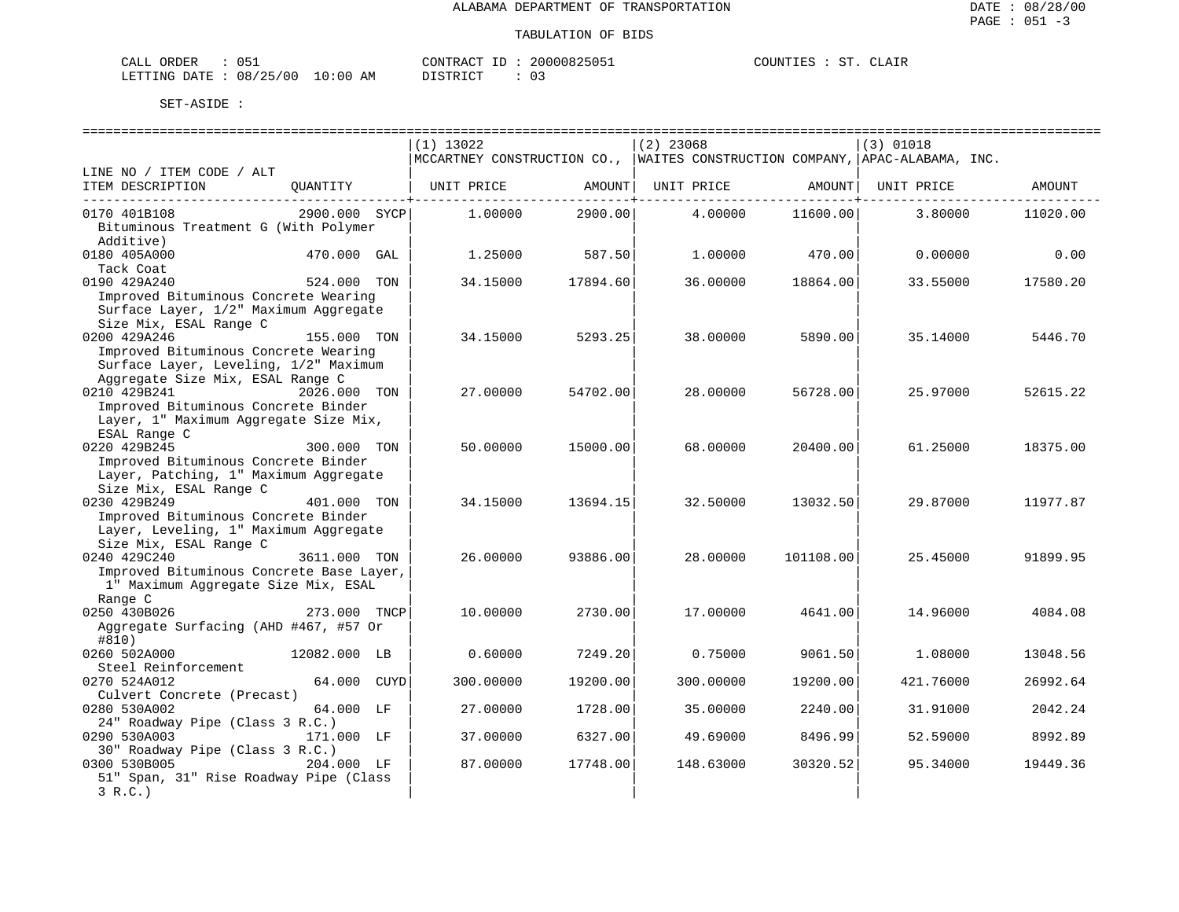ALABAMA DEPARTMENT OF TRANSPORTATION

TABULATION OF BIDS

CALL ORDER : 051 CONTRACT ID : 20000825051 COUNTIES : ST. CLAIR
LETTING DATE : 08/25/00 10:00 AM DISTRICT : 03

SET-ASIDE :

| LINE NO / ITEM CODE / ALT ITEM DESCRIPTION | QUANTITY | (1) 13022 MCCARTNEY CONSTRUCTION CO., UNIT PRICE | AMOUNT | (2) 23068 WAITES CONSTRUCTION COMPANY, UNIT PRICE | AMOUNT | (3) 01018 APAC-ALABAMA, INC. UNIT PRICE | AMOUNT |
|---|---|---|---|---|---|---|---|
| 0170 401B108 Bituminous Treatment G (With Polymer Additive) | 2900.000 SYCP | 1.00000 | 2900.00 | 4.00000 | 11600.00 | 3.80000 | 11020.00 |
| 0180 405A000 Tack Coat | 470.000 GAL | 1.25000 | 587.50 | 1.00000 | 470.00 | 0.00000 | 0.00 |
| 0190 429A240 Improved Bituminous Concrete Wearing Surface Layer, 1/2" Maximum Aggregate Size Mix, ESAL Range C | 524.000 TON | 34.15000 | 17894.60 | 36.00000 | 18864.00 | 33.55000 | 17580.20 |
| 0200 429A246 Improved Bituminous Concrete Wearing Surface Layer, Leveling, 1/2" Maximum Aggregate Size Mix, ESAL Range C | 155.000 TON | 34.15000 | 5293.25 | 38.00000 | 5890.00 | 35.14000 | 5446.70 |
| 0210 429B241 Improved Bituminous Concrete Binder Layer, 1" Maximum Aggregate Size Mix, ESAL Range C | 2026.000 TON | 27.00000 | 54702.00 | 28.00000 | 56728.00 | 25.97000 | 52615.22 |
| 0220 429B245 Improved Bituminous Concrete Binder Layer, Patching, 1" Maximum Aggregate Size Mix, ESAL Range C | 300.000 TON | 50.00000 | 15000.00 | 68.00000 | 20400.00 | 61.25000 | 18375.00 |
| 0230 429B249 Improved Bituminous Concrete Binder Layer, Leveling, 1" Maximum Aggregate Size Mix, ESAL Range C | 401.000 TON | 34.15000 | 13694.15 | 32.50000 | 13032.50 | 29.87000 | 11977.87 |
| 0240 429C240 Improved Bituminous Concrete Base Layer, 1" Maximum Aggregate Size Mix, ESAL Range C | 3611.000 TON | 26.00000 | 93886.00 | 28.00000 | 101108.00 | 25.45000 | 91899.95 |
| 0250 430B026 Aggregate Surfacing (AHD #467, #57 Or #810) | 273.000 TNCP | 10.00000 | 2730.00 | 17.00000 | 4641.00 | 14.96000 | 4084.08 |
| 0260 502A000 Steel Reinforcement | 12082.000 LB | 0.60000 | 7249.20 | 0.75000 | 9061.50 | 1.08000 | 13048.56 |
| 0270 524A012 Culvert Concrete (Precast) | 64.000 CUYD | 300.00000 | 19200.00 | 300.00000 | 19200.00 | 421.76000 | 26992.64 |
| 0280 530A002 24" Roadway Pipe (Class 3 R.C.) | 64.000 LF | 27.00000 | 1728.00 | 35.00000 | 2240.00 | 31.91000 | 2042.24 |
| 0290 530A003 30" Roadway Pipe (Class 3 R.C.) | 171.000 LF | 37.00000 | 6327.00 | 49.69000 | 8496.99 | 52.59000 | 8992.89 |
| 0300 530B005 51" Span, 31" Rise Roadway Pipe (Class 3 R.C.) | 204.000 LF | 87.00000 | 17748.00 | 148.63000 | 30320.52 | 95.34000 | 19449.36 |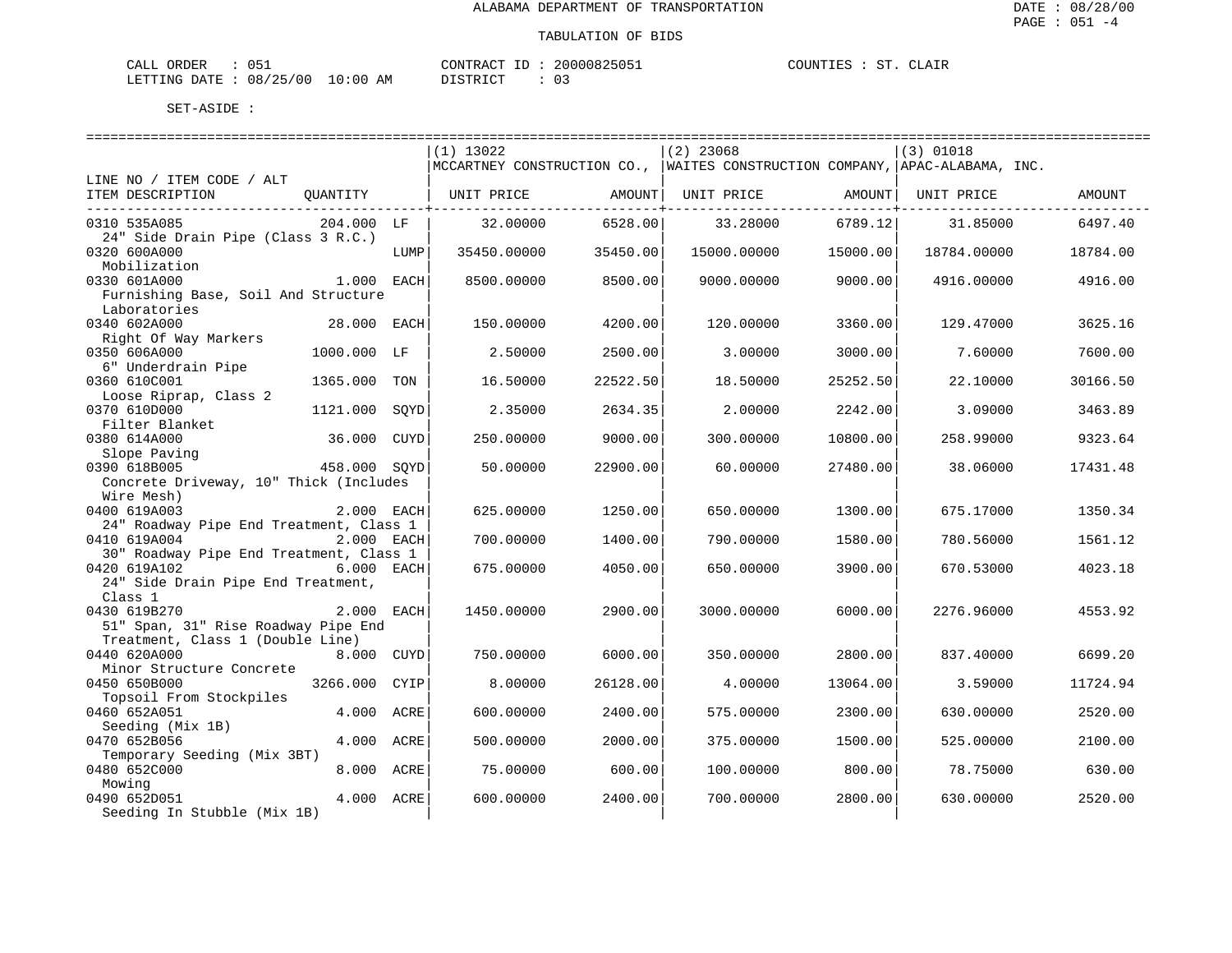ALABAMA DEPARTMENT OF TRANSPORTATION

DATE : 08/28/00
PAGE : 051 -4

TABULATION OF BIDS

CALL ORDER : 051 &nbsp;&nbsp;&nbsp;&nbsp; CONTRACT ID : 20000825051 &nbsp;&nbsp;&nbsp;&nbsp; COUNTIES : ST. CLAIR
LETTING DATE : 08/25/00 10:00 AM &nbsp;&nbsp;&nbsp;&nbsp; DISTRICT : 03

SET-ASIDE :

| LINE NO / ITEM CODE / ALT ITEM DESCRIPTION | QUANTITY | | (1) 13022 MCCARTNEY CONSTRUCTION CO., UNIT PRICE | AMOUNT | (2) 23068 WAITES CONSTRUCTION COMPANY, UNIT PRICE | AMOUNT | (3) 01018 APAC-ALABAMA, INC. UNIT PRICE | AMOUNT |
|---|---|---|---|---|---|---|---|---|
| 0310 535A085 24" Side Drain Pipe (Class 3 R.C.) | 204.000 | LF | 32.00000 | 6528.00 | 33.28000 | 6789.12 | 31.85000 | 6497.40 |
| 0320 600A000 Mobilization | | LUMP | 35450.00000 | 35450.00 | 15000.00000 | 15000.00 | 18784.00000 | 18784.00 |
| 0330 601A000 Furnishing Base, Soil And Structure Laboratories | 1.000 | EACH | 8500.00000 | 8500.00 | 9000.00000 | 9000.00 | 4916.00000 | 4916.00 |
| 0340 602A000 Right Of Way Markers | 28.000 | EACH | 150.00000 | 4200.00 | 120.00000 | 3360.00 | 129.47000 | 3625.16 |
| 0350 606A000 6" Underdrain Pipe | 1000.000 | LF | 2.50000 | 2500.00 | 3.00000 | 3000.00 | 7.60000 | 7600.00 |
| 0360 610C001 Loose Riprap, Class 2 | 1365.000 | TON | 16.50000 | 22522.50 | 18.50000 | 25252.50 | 22.10000 | 30166.50 |
| 0370 610D000 Filter Blanket | 1121.000 | SQYD | 2.35000 | 2634.35 | 2.00000 | 2242.00 | 3.09000 | 3463.89 |
| 0380 614A000 Slope Paving | 36.000 | CUYD | 250.00000 | 9000.00 | 300.00000 | 10800.00 | 258.99000 | 9323.64 |
| 0390 618B005 Concrete Driveway, 10" Thick (Includes Wire Mesh) | 458.000 | SQYD | 50.00000 | 22900.00 | 60.00000 | 27480.00 | 38.06000 | 17431.48 |
| 0400 619A003 24" Roadway Pipe End Treatment, Class 1 | 2.000 | EACH | 625.00000 | 1250.00 | 650.00000 | 1300.00 | 675.17000 | 1350.34 |
| 0410 619A004 30" Roadway Pipe End Treatment, Class 1 | 2.000 | EACH | 700.00000 | 1400.00 | 790.00000 | 1580.00 | 780.56000 | 1561.12 |
| 0420 619A102 24" Side Drain Pipe End Treatment, Class 1 | 6.000 | EACH | 675.00000 | 4050.00 | 650.00000 | 3900.00 | 670.53000 | 4023.18 |
| 0430 619B270 51" Span, 31" Rise Roadway Pipe End Treatment, Class 1 (Double Line) | 2.000 | EACH | 1450.00000 | 2900.00 | 3000.00000 | 6000.00 | 2276.96000 | 4553.92 |
| 0440 620A000 Minor Structure Concrete | 8.000 | CUYD | 750.00000 | 6000.00 | 350.00000 | 2800.00 | 837.40000 | 6699.20 |
| 0450 650B000 Topsoil From Stockpiles | 3266.000 | CYIP | 8.00000 | 26128.00 | 4.00000 | 13064.00 | 3.59000 | 11724.94 |
| 0460 652A051 Seeding (Mix 1B) | 4.000 | ACRE | 600.00000 | 2400.00 | 575.00000 | 2300.00 | 630.00000 | 2520.00 |
| 0470 652B056 Temporary Seeding (Mix 3BT) | 4.000 | ACRE | 500.00000 | 2000.00 | 375.00000 | 1500.00 | 525.00000 | 2100.00 |
| 0480 652C000 Mowing | 8.000 | ACRE | 75.00000 | 600.00 | 100.00000 | 800.00 | 78.75000 | 630.00 |
| 0490 652D051 Seeding In Stubble (Mix 1B) | 4.000 | ACRE | 600.00000 | 2400.00 | 700.00000 | 2800.00 | 630.00000 | 2520.00 |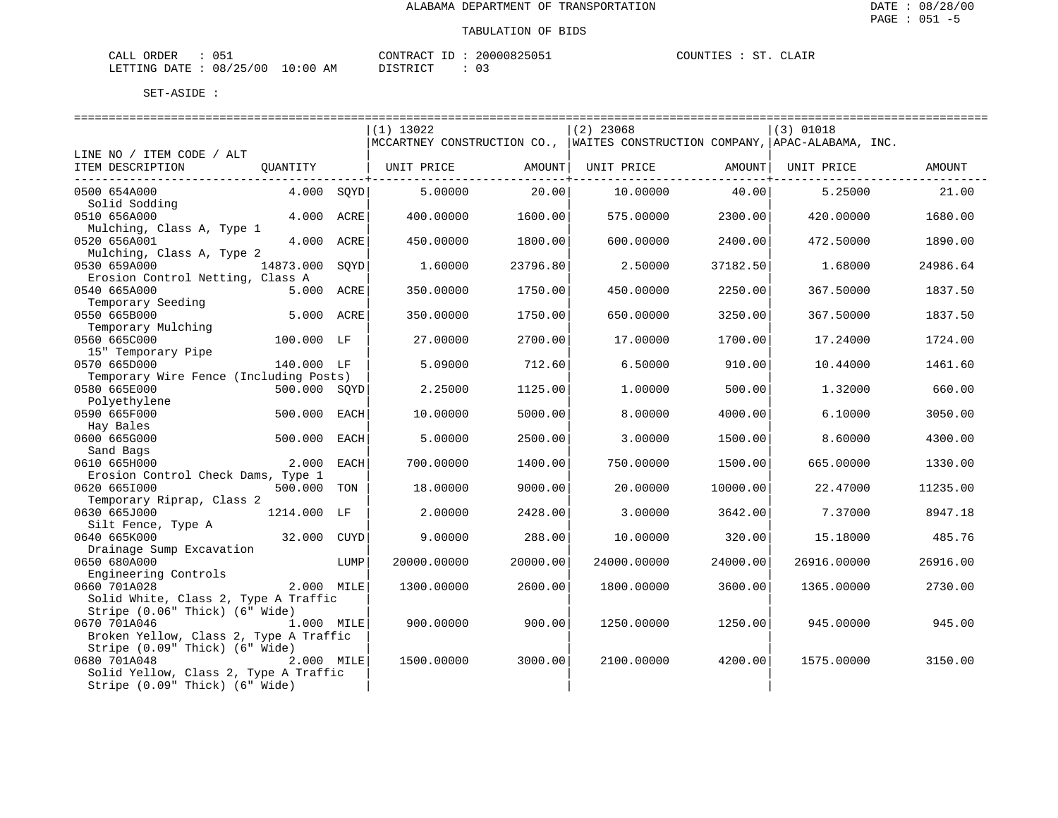ALABAMA DEPARTMENT OF TRANSPORTATION

TABULATION OF BIDS

CALL ORDER : 051　　CONTRACT ID : 20000825051　　COUNTIES : ST. CLAIR

LETTING DATE : 08/25/00 10:00 AM　　DISTRICT : 03

SET-ASIDE :

| LINE NO / ITEM CODE / ALT ITEM DESCRIPTION | QUANTITY | | (1) 13022 MCCARTNEY CONSTRUCTION CO., UNIT PRICE | AMOUNT | (2) 23068 WAITES CONSTRUCTION COMPANY, UNIT PRICE | AMOUNT | (3) 01018 APAC-ALABAMA, INC. UNIT PRICE | AMOUNT |
|---|---|---|---|---|---|---|---|---|
| 0500 654A000 Solid Sodding | 4.000 | SQYD | 5.00000 | 20.00 | 10.00000 | 40.00 | 5.25000 | 21.00 |
| 0510 656A000 Mulching, Class A, Type 1 | 4.000 | ACRE | 400.00000 | 1600.00 | 575.00000 | 2300.00 | 420.00000 | 1680.00 |
| 0520 656A001 Mulching, Class A, Type 2 | 4.000 | ACRE | 450.00000 | 1800.00 | 600.00000 | 2400.00 | 472.50000 | 1890.00 |
| 0530 659A000 Erosion Control Netting, Class A | 14873.000 | SQYD | 1.60000 | 23796.80 | 2.50000 | 37182.50 | 1.68000 | 24986.64 |
| 0540 665A000 Temporary Seeding | 5.000 | ACRE | 350.00000 | 1750.00 | 450.00000 | 2250.00 | 367.50000 | 1837.50 |
| 0550 665B000 Temporary Mulching | 5.000 | ACRE | 350.00000 | 1750.00 | 650.00000 | 3250.00 | 367.50000 | 1837.50 |
| 0560 665C000 15" Temporary Pipe | 100.000 | LF | 27.00000 | 2700.00 | 17.00000 | 1700.00 | 17.24000 | 1724.00 |
| 0570 665D000 Temporary Wire Fence (Including Posts) | 140.000 | LF | 5.09000 | 712.60 | 6.50000 | 910.00 | 10.44000 | 1461.60 |
| 0580 665E000 Polyethylene | 500.000 | SQYD | 2.25000 | 1125.00 | 1.00000 | 500.00 | 1.32000 | 660.00 |
| 0590 665F000 Hay Bales | 500.000 | EACH | 10.00000 | 5000.00 | 8.00000 | 4000.00 | 6.10000 | 3050.00 |
| 0600 665G000 Sand Bags | 500.000 | EACH | 5.00000 | 2500.00 | 3.00000 | 1500.00 | 8.60000 | 4300.00 |
| 0610 665H000 Erosion Control Check Dams, Type 1 | 2.000 | EACH | 700.00000 | 1400.00 | 750.00000 | 1500.00 | 665.00000 | 1330.00 |
| 0620 665I000 Temporary Riprap, Class 2 | 500.000 | TON | 18.00000 | 9000.00 | 20.00000 | 10000.00 | 22.47000 | 11235.00 |
| 0630 665J000 Silt Fence, Type A | 1214.000 | LF | 2.00000 | 2428.00 | 3.00000 | 3642.00 | 7.37000 | 8947.18 |
| 0640 665K000 Drainage Sump Excavation | 32.000 | CUYD | 9.00000 | 288.00 | 10.00000 | 320.00 | 15.18000 | 485.76 |
| 0650 680A000 Engineering Controls | | LUMP | 20000.00000 | 20000.00 | 24000.00000 | 24000.00 | 26916.00000 | 26916.00 |
| 0660 701A028 Solid White, Class 2, Type A Traffic Stripe (0.06" Thick) (6" Wide) | 2.000 | MILE | 1300.00000 | 2600.00 | 1800.00000 | 3600.00 | 1365.00000 | 2730.00 |
| 0670 701A046 Broken Yellow, Class 2, Type A Traffic Stripe (0.09" Thick) (6" Wide) | 1.000 | MILE | 900.00000 | 900.00 | 1250.00000 | 1250.00 | 945.00000 | 945.00 |
| 0680 701A048 Solid Yellow, Class 2, Type A Traffic Stripe (0.09" Thick) (6" Wide) | 2.000 | MILE | 1500.00000 | 3000.00 | 2100.00000 | 4200.00 | 1575.00000 | 3150.00 |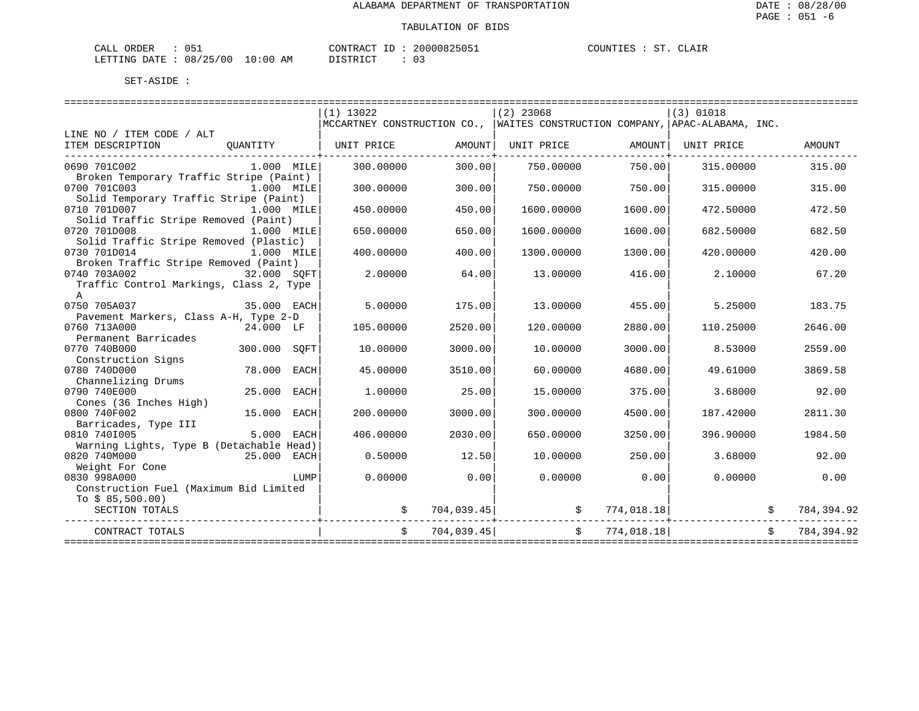ALABAMA DEPARTMENT OF TRANSPORTATION

TABULATION OF BIDS

DATE : 08/28/00
PAGE : 051 -6

CALL ORDER : 051 CONTRACT ID : 20000825051 COUNTIES : ST. CLAIR
LETTING DATE : 08/25/00 10:00 AM DISTRICT : 03

SET-ASIDE :

| LINE NO / ITEM CODE / ALT ITEM DESCRIPTION | QUANTITY | (1) 13022 MCCARTNEY CONSTRUCTION CO., UNIT PRICE | AMOUNT | (2) 23068 WAITES CONSTRUCTION COMPANY, UNIT PRICE | AMOUNT | (3) 01018 APAC-ALABAMA, INC. UNIT PRICE | AMOUNT |
|---|---|---|---|---|---|---|---|
| 0690 701C002 Broken Temporary Traffic Stripe (Paint) | 1.000 MILE | 300.00000 | 300.00 | 750.00000 | 750.00 | 315.00000 | 315.00 |
| 0700 701C003 Solid Temporary Traffic Stripe (Paint) | 1.000 MILE | 300.00000 | 300.00 | 750.00000 | 750.00 | 315.00000 | 315.00 |
| 0710 701D007 Solid Traffic Stripe Removed (Paint) | 1.000 MILE | 450.00000 | 450.00 | 1600.00000 | 1600.00 | 472.50000 | 472.50 |
| 0720 701D008 Solid Traffic Stripe Removed (Plastic) | 1.000 MILE | 650.00000 | 650.00 | 1600.00000 | 1600.00 | 682.50000 | 682.50 |
| 0730 701D014 Broken Traffic Stripe Removed (Paint) | 1.000 MILE | 400.00000 | 400.00 | 1300.00000 | 1300.00 | 420.00000 | 420.00 |
| 0740 703A002 Traffic Control Markings, Class 2, Type A | 32.000 SQFT | 2.00000 | 64.00 | 13.00000 | 416.00 | 2.10000 | 67.20 |
| 0750 705A037 Pavement Markers, Class A-H, Type 2-D | 35.000 EACH | 5.00000 | 175.00 | 13.00000 | 455.00 | 5.25000 | 183.75 |
| 0760 713A000 Permanent Barricades | 24.000 LF | 105.00000 | 2520.00 | 120.00000 | 2880.00 | 110.25000 | 2646.00 |
| 0770 740B000 Construction Signs | 300.000 SQFT | 10.00000 | 3000.00 | 10.00000 | 3000.00 | 8.53000 | 2559.00 |
| 0780 740D000 Channelizing Drums | 78.000 EACH | 45.00000 | 3510.00 | 60.00000 | 4680.00 | 49.61000 | 3869.58 |
| 0790 740E000 Cones (36 Inches High) | 25.000 EACH | 1.00000 | 25.00 | 15.00000 | 375.00 | 3.68000 | 92.00 |
| 0800 740F002 Barricades, Type III | 15.000 EACH | 200.00000 | 3000.00 | 300.00000 | 4500.00 | 187.42000 | 2811.30 |
| 0810 740I005 Warning Lights, Type B (Detachable Head) | 5.000 EACH | 406.00000 | 2030.00 | 650.00000 | 3250.00 | 396.90000 | 1984.50 |
| 0820 740M000 Weight For Cone | 25.000 EACH | 0.50000 | 12.50 | 10.00000 | 250.00 | 3.68000 | 92.00 |
| 0830 998A000 Construction Fuel (Maximum Bid Limited To $ 85,500.00) | LUMP | 0.00000 | 0.00 | 0.00000 | 0.00 | 0.00000 | 0.00 |
| SECTION TOTALS | | | $ 704,039.45 | | $ 774,018.18 | | $ 784,394.92 |
| CONTRACT TOTALS | | | $ 704,039.45 | | $ 774,018.18 | | $ 784,394.92 |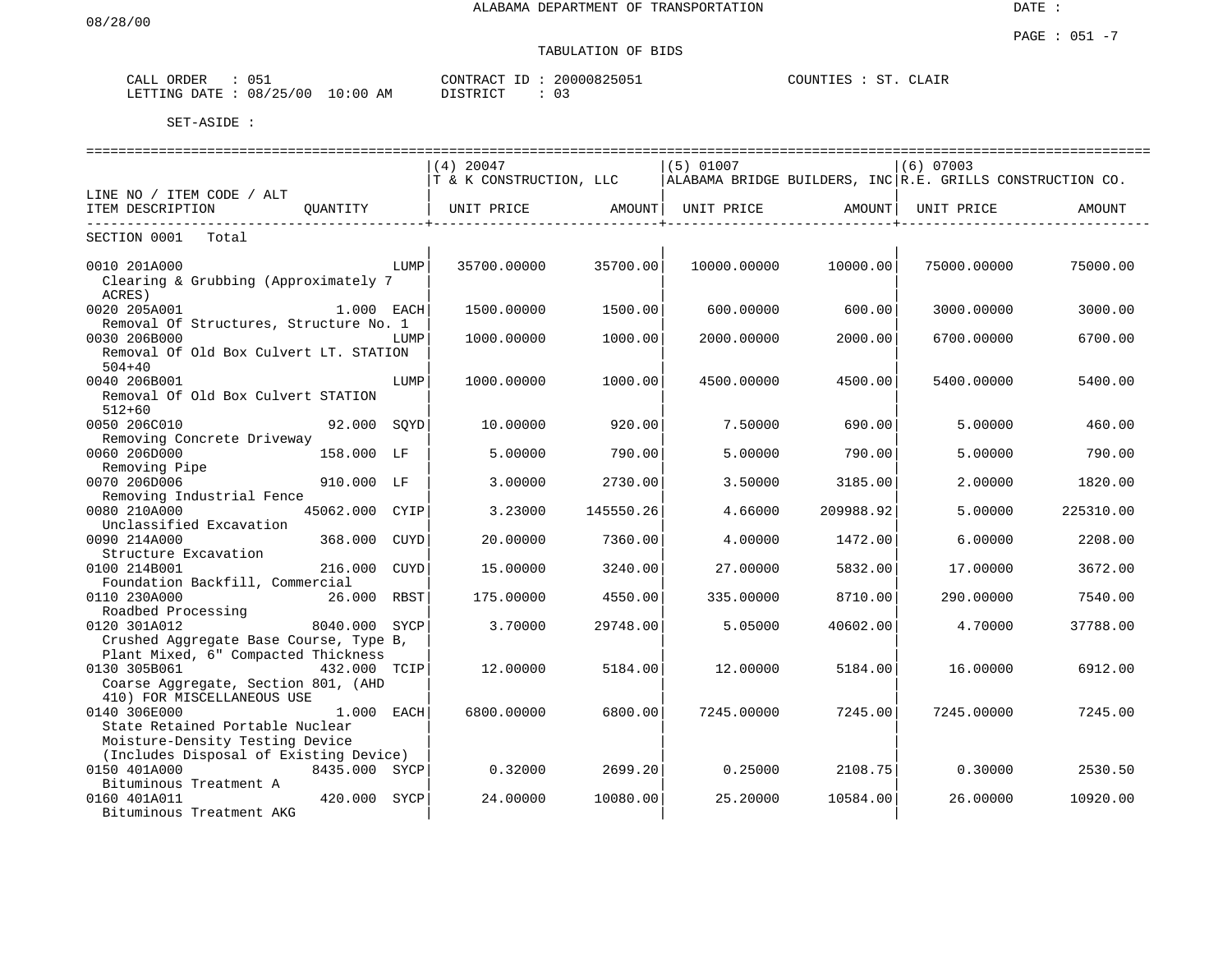ALABAMA DEPARTMENT OF TRANSPORTATION

08/28/00

DATE :

PAGE : 051 -7

TABULATION OF BIDS

CALL ORDER : 051 &nbsp;&nbsp;&nbsp;&nbsp; CONTRACT ID : 20000825051 &nbsp;&nbsp;&nbsp;&nbsp; COUNTIES : ST. CLAIR
LETTING DATE : 08/25/00 10:00 AM &nbsp;&nbsp;&nbsp;&nbsp; DISTRICT : 03

SET-ASIDE :

| LINE NO / ITEM CODE / ALT ITEM DESCRIPTION | QUANTITY | (4) 20047 T & K CONSTRUCTION, LLC UNIT PRICE | AMOUNT | (5) 01007 ALABAMA BRIDGE BUILDERS, INC UNIT PRICE | AMOUNT | (6) 07003 R.E. GRILLS CONSTRUCTION CO. UNIT PRICE | AMOUNT |
|---|---|---|---|---|---|---|---|
| SECTION 0001 Total | | | | | | | |
| 0010 201A000 Clearing & Grubbing (Approximately 7 ACRES) | LUMP | 35700.00000 | 35700.00 | 10000.00000 | 10000.00 | 75000.00000 | 75000.00 |
| 0020 205A001 Removal Of Structures, Structure No. 1 | 1.000 EACH | 1500.00000 | 1500.00 | 600.00000 | 600.00 | 3000.00000 | 3000.00 |
| 0030 206B000 Removal Of Old Box Culvert LT. STATION 504+40 | LUMP | 1000.00000 | 1000.00 | 2000.00000 | 2000.00 | 6700.00000 | 6700.00 |
| 0040 206B001 Removal Of Old Box Culvert STATION 512+60 | LUMP | 1000.00000 | 1000.00 | 4500.00000 | 4500.00 | 5400.00000 | 5400.00 |
| 0050 206C010 Removing Concrete Driveway | 92.000 SQYD | 10.00000 | 920.00 | 7.50000 | 690.00 | 5.00000 | 460.00 |
| 0060 206D000 Removing Pipe | 158.000 LF | 5.00000 | 790.00 | 5.00000 | 790.00 | 5.00000 | 790.00 |
| 0070 206D006 Removing Industrial Fence | 910.000 LF | 3.00000 | 2730.00 | 3.50000 | 3185.00 | 2.00000 | 1820.00 |
| 0080 210A000 Unclassified Excavation | 45062.000 CYIP | 3.23000 | 145550.26 | 4.66000 | 209988.92 | 5.00000 | 225310.00 |
| 0090 214A000 Structure Excavation | 368.000 CUYD | 20.00000 | 7360.00 | 4.00000 | 1472.00 | 6.00000 | 2208.00 |
| 0100 214B001 Foundation Backfill, Commercial | 216.000 CUYD | 15.00000 | 3240.00 | 27.00000 | 5832.00 | 17.00000 | 3672.00 |
| 0110 230A000 Roadbed Processing | 26.000 RBST | 175.00000 | 4550.00 | 335.00000 | 8710.00 | 290.00000 | 7540.00 |
| 0120 301A012 Crushed Aggregate Base Course, Type B, Plant Mixed, 6" Compacted Thickness | 8040.000 SYCP | 3.70000 | 29748.00 | 5.05000 | 40602.00 | 4.70000 | 37788.00 |
| 0130 305B061 Coarse Aggregate, Section 801, (AHD 410) FOR MISCELLANEOUS USE | 432.000 TCIP | 12.00000 | 5184.00 | 12.00000 | 5184.00 | 16.00000 | 6912.00 |
| 0140 306E000 State Retained Portable Nuclear Moisture-Density Testing Device (Includes Disposal of Existing Device) | 1.000 EACH | 6800.00000 | 6800.00 | 7245.00000 | 7245.00 | 7245.00000 | 7245.00 |
| 0150 401A000 Bituminous Treatment A | 8435.000 SYCP | 0.32000 | 2699.20 | 0.25000 | 2108.75 | 0.30000 | 2530.50 |
| 0160 401A011 Bituminous Treatment AKG | 420.000 SYCP | 24.00000 | 10080.00 | 25.20000 | 10584.00 | 26.00000 | 10920.00 |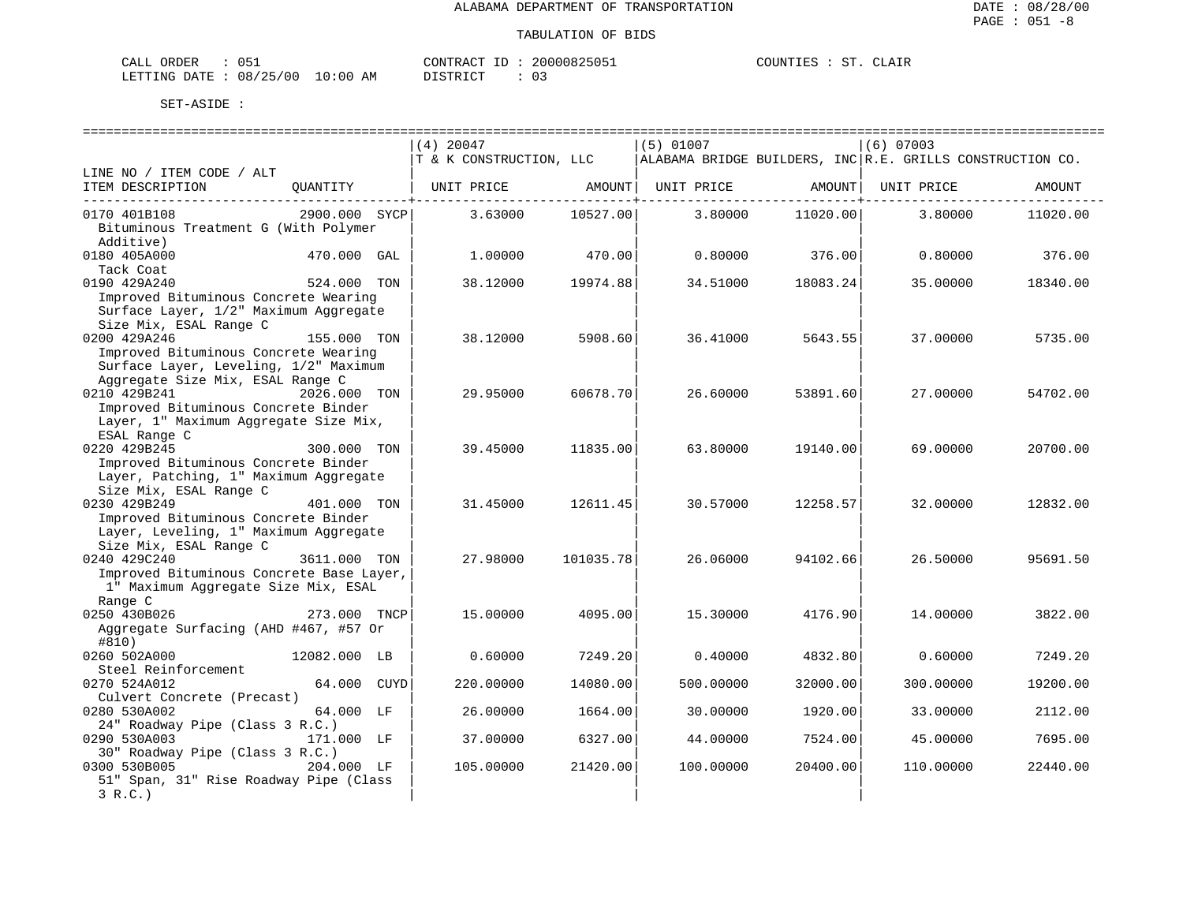ALABAMA DEPARTMENT OF TRANSPORTATION

TABULATION OF BIDS

CALL ORDER : 051
LETTING DATE : 08/25/00 10:00 AM

CONTRACT ID : 20000825051
DISTRICT : 03

COUNTIES : ST. CLAIR

SET-ASIDE :

| LINE NO / ITEM CODE / ALT ITEM DESCRIPTION | QUANTITY | (4) 20047 T & K CONSTRUCTION, LLC UNIT PRICE | AMOUNT | (5) 01007 ALABAMA BRIDGE BUILDERS, INC UNIT PRICE | AMOUNT | (6) 07003 R.E. GRILLS CONSTRUCTION CO. UNIT PRICE | AMOUNT |
|---|---|---|---|---|---|---|---|
| 0170 401B108 Bituminous Treatment G (With Polymer Additive) | 2900.000 SYCP | 3.63000 | 10527.00 | 3.80000 | 11020.00 | 3.80000 | 11020.00 |
| 0180 405A000 Tack Coat | 470.000 GAL | 1.00000 | 470.00 | 0.80000 | 376.00 | 0.80000 | 376.00 |
| 0190 429A240 Improved Bituminous Concrete Wearing Surface Layer, 1/2" Maximum Aggregate Size Mix, ESAL Range C | 524.000 TON | 38.12000 | 19974.88 | 34.51000 | 18083.24 | 35.00000 | 18340.00 |
| 0200 429A246 Improved Bituminous Concrete Wearing Surface Layer, Leveling, 1/2" Maximum Aggregate Size Mix, ESAL Range C | 155.000 TON | 38.12000 | 5908.60 | 36.41000 | 5643.55 | 37.00000 | 5735.00 |
| 0210 429B241 Improved Bituminous Concrete Binder Layer, 1" Maximum Aggregate Size Mix, ESAL Range C | 2026.000 TON | 29.95000 | 60678.70 | 26.60000 | 53891.60 | 27.00000 | 54702.00 |
| 0220 429B245 Improved Bituminous Concrete Binder Layer, Patching, 1" Maximum Aggregate Size Mix, ESAL Range C | 300.000 TON | 39.45000 | 11835.00 | 63.80000 | 19140.00 | 69.00000 | 20700.00 |
| 0230 429B249 Improved Bituminous Concrete Binder Layer, Leveling, 1" Maximum Aggregate Size Mix, ESAL Range C | 401.000 TON | 31.45000 | 12611.45 | 30.57000 | 12258.57 | 32.00000 | 12832.00 |
| 0240 429C240 Improved Bituminous Concrete Base Layer, 1" Maximum Aggregate Size Mix, ESAL Range C | 3611.000 TON | 27.98000 | 101035.78 | 26.06000 | 94102.66 | 26.50000 | 95691.50 |
| 0250 430B026 Aggregate Surfacing (AHD #467, #57 Or #810) | 273.000 TNCP | 15.00000 | 4095.00 | 15.30000 | 4176.90 | 14.00000 | 3822.00 |
| 0260 502A000 Steel Reinforcement | 12082.000 LB | 0.60000 | 7249.20 | 0.40000 | 4832.80 | 0.60000 | 7249.20 |
| 0270 524A012 Culvert Concrete (Precast) | 64.000 CUYD | 220.00000 | 14080.00 | 500.00000 | 32000.00 | 300.00000 | 19200.00 |
| 0280 530A002 24" Roadway Pipe (Class 3 R.C.) | 64.000 LF | 26.00000 | 1664.00 | 30.00000 | 1920.00 | 33.00000 | 2112.00 |
| 0290 530A003 30" Roadway Pipe (Class 3 R.C.) | 171.000 LF | 37.00000 | 6327.00 | 44.00000 | 7524.00 | 45.00000 | 7695.00 |
| 0300 530B005 51" Span, 31" Rise Roadway Pipe (Class 3 R.C.) | 204.000 LF | 105.00000 | 21420.00 | 100.00000 | 20400.00 | 110.00000 | 22440.00 |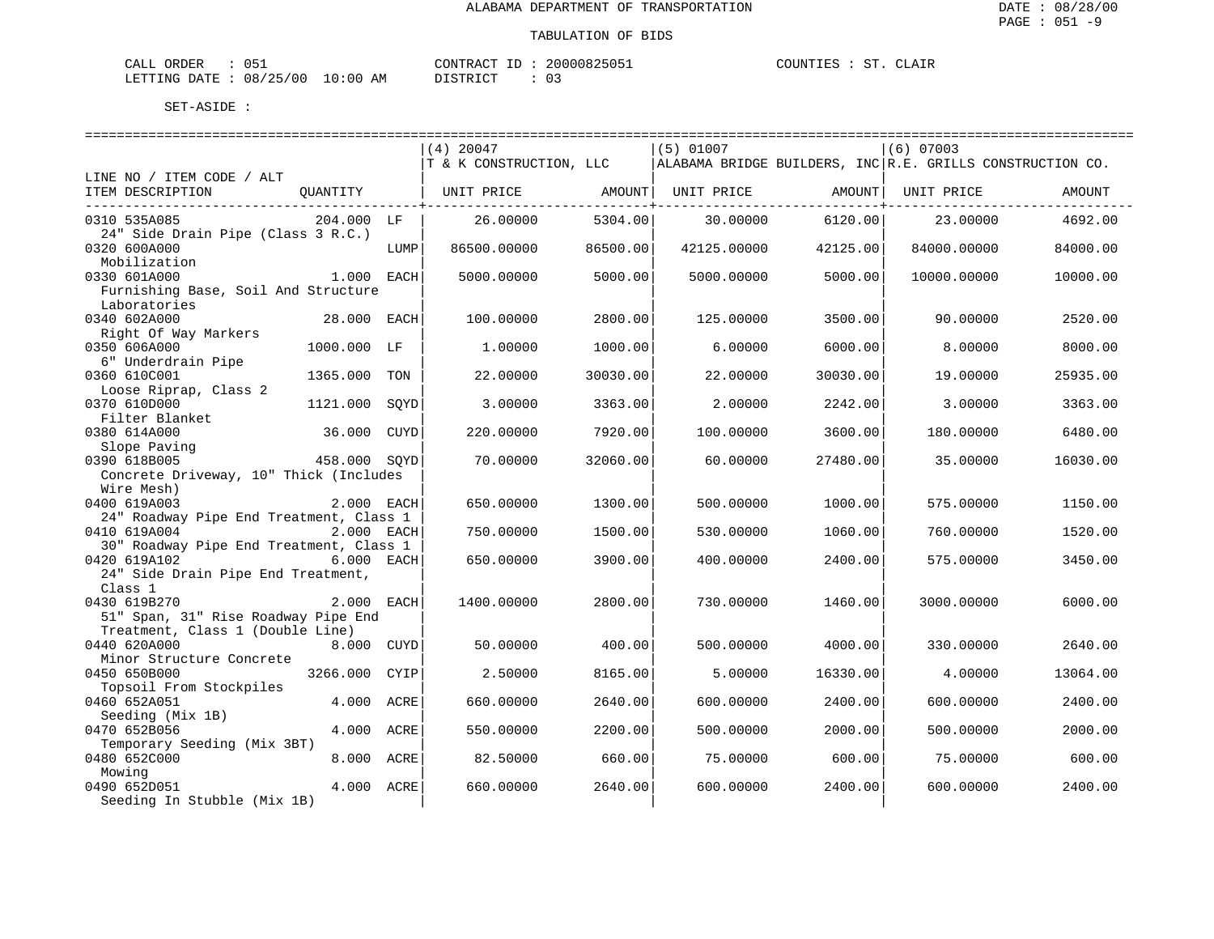ALABAMA DEPARTMENT OF TRANSPORTATION

TABULATION OF BIDS

CALL ORDER : 051 CONTRACT ID : 20000825051 COUNTIES : ST. CLAIR
LETTING DATE : 08/25/00 10:00 AM DISTRICT : 03

SET-ASIDE :

| LINE NO / ITEM CODE / ALT ITEM DESCRIPTION | QUANTITY | (4) 20047 T & K CONSTRUCTION, LLC UNIT PRICE | AMOUNT | (5) 01007 ALABAMA BRIDGE BUILDERS, INC UNIT PRICE | AMOUNT | (6) 07003 R.E. GRILLS CONSTRUCTION CO. UNIT PRICE | AMOUNT |
|---|---|---|---|---|---|---|---|
| 0310 535A085 24" Side Drain Pipe (Class 3 R.C.) | 204.000 LF | 26.00000 | 5304.00 | 30.00000 | 6120.00 | 23.00000 | 4692.00 |
| 0320 600A000 Mobilization | LUMP | 86500.00000 | 86500.00 | 42125.00000 | 42125.00 | 84000.00000 | 84000.00 |
| 0330 601A000 Furnishing Base, Soil And Structure Laboratories | 1.000 EACH | 5000.00000 | 5000.00 | 5000.00000 | 5000.00 | 10000.00000 | 10000.00 |
| 0340 602A000 Right Of Way Markers | 28.000 EACH | 100.00000 | 2800.00 | 125.00000 | 3500.00 | 90.00000 | 2520.00 |
| 0350 606A000 6" Underdrain Pipe | 1000.000 LF | 1.00000 | 1000.00 | 6.00000 | 6000.00 | 8.00000 | 8000.00 |
| 0360 610C001 Loose Riprap, Class 2 | 1365.000 TON | 22.00000 | 30030.00 | 22.00000 | 30030.00 | 19.00000 | 25935.00 |
| 0370 610D000 Filter Blanket | 1121.000 SQYD | 3.00000 | 3363.00 | 2.00000 | 2242.00 | 3.00000 | 3363.00 |
| 0380 614A000 Slope Paving | 36.000 CUYD | 220.00000 | 7920.00 | 100.00000 | 3600.00 | 180.00000 | 6480.00 |
| 0390 618B005 Concrete Driveway, 10" Thick (Includes Wire Mesh) | 458.000 SQYD | 70.00000 | 32060.00 | 60.00000 | 27480.00 | 35.00000 | 16030.00 |
| 0400 619A003 24" Roadway Pipe End Treatment, Class 1 | 2.000 EACH | 650.00000 | 1300.00 | 500.00000 | 1000.00 | 575.00000 | 1150.00 |
| 0410 619A004 30" Roadway Pipe End Treatment, Class 1 | 2.000 EACH | 750.00000 | 1500.00 | 530.00000 | 1060.00 | 760.00000 | 1520.00 |
| 0420 619A102 24" Side Drain Pipe End Treatment, Class 1 | 6.000 EACH | 650.00000 | 3900.00 | 400.00000 | 2400.00 | 575.00000 | 3450.00 |
| 0430 619B270 51" Span, 31" Rise Roadway Pipe End Treatment, Class 1 (Double Line) | 2.000 EACH | 1400.00000 | 2800.00 | 730.00000 | 1460.00 | 3000.00000 | 6000.00 |
| 0440 620A000 Minor Structure Concrete | 8.000 CUYD | 50.00000 | 400.00 | 500.00000 | 4000.00 | 330.00000 | 2640.00 |
| 0450 650B000 Topsoil From Stockpiles | 3266.000 CYIP | 2.50000 | 8165.00 | 5.00000 | 16330.00 | 4.00000 | 13064.00 |
| 0460 652A051 Seeding (Mix 1B) | 4.000 ACRE | 660.00000 | 2640.00 | 600.00000 | 2400.00 | 600.00000 | 2400.00 |
| 0470 652B056 Temporary Seeding (Mix 3BT) | 4.000 ACRE | 550.00000 | 2200.00 | 500.00000 | 2000.00 | 500.00000 | 2000.00 |
| 0480 652C000 Mowing | 8.000 ACRE | 82.50000 | 660.00 | 75.00000 | 600.00 | 75.00000 | 600.00 |
| 0490 652D051 Seeding In Stubble (Mix 1B) | 4.000 ACRE | 660.00000 | 2640.00 | 600.00000 | 2400.00 | 600.00000 | 2400.00 |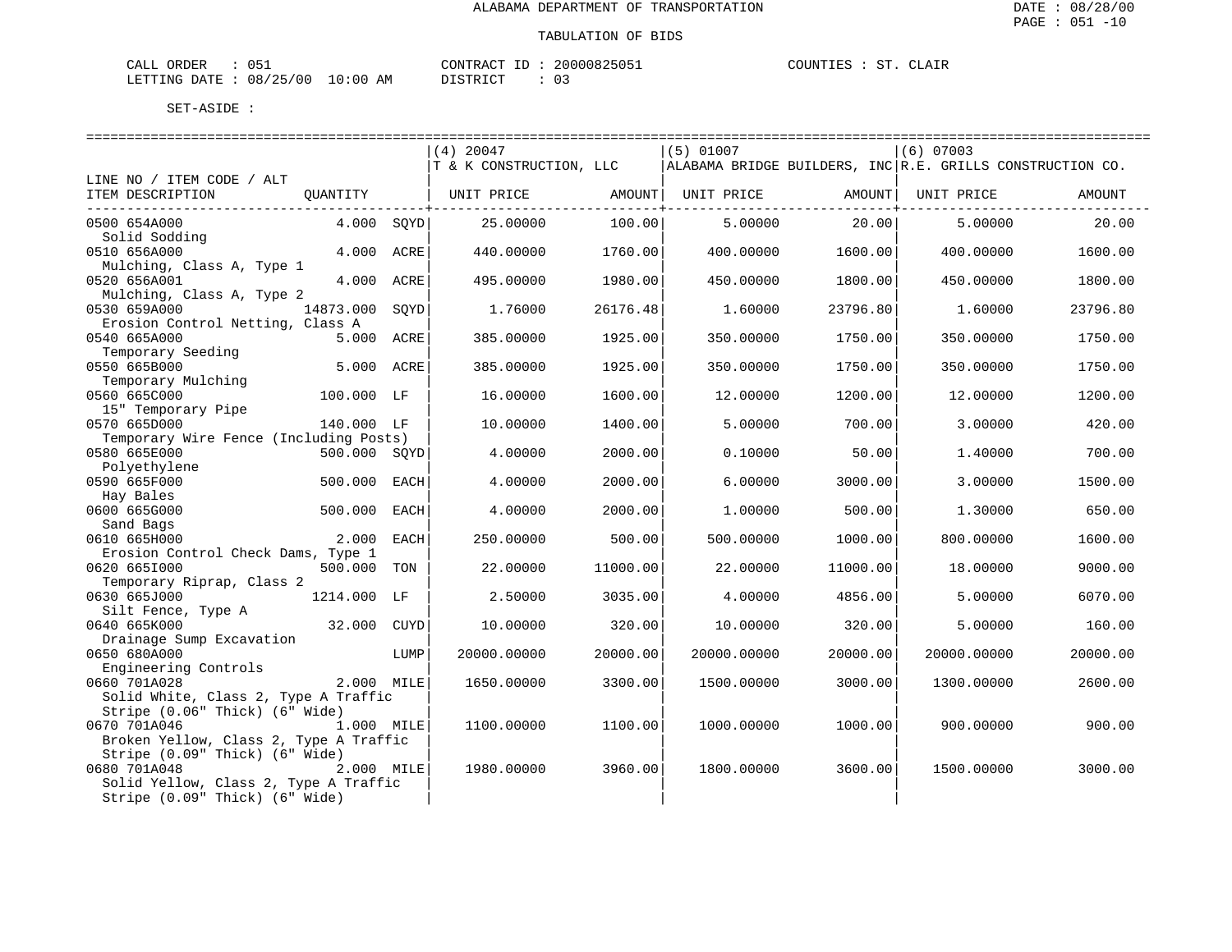ALABAMA DEPARTMENT OF TRANSPORTATION

TABULATION OF BIDS

CALL ORDER : 051
LETTING DATE : 08/25/00 10:00 AM

CONTRACT ID : 20000825051
DISTRICT : 03

COUNTIES : ST. CLAIR

SET-ASIDE :

| LINE NO / ITEM CODE / ALT ITEM DESCRIPTION | QUANTITY | | (4) 20047 T & K CONSTRUCTION, LLC UNIT PRICE | AMOUNT | (5) 01007 ALABAMA BRIDGE BUILDERS, INC UNIT PRICE | AMOUNT | (6) 07003 R.E. GRILLS CONSTRUCTION CO. UNIT PRICE | AMOUNT |
|---|---|---|---|---|---|---|---|---|
| 0500 654A000 Solid Sodding | 4.000 | SQYD | 25.00000 | 100.00 | 5.00000 | 20.00 | 5.00000 | 20.00 |
| 0510 656A000 Mulching, Class A, Type 1 | 4.000 | ACRE | 440.00000 | 1760.00 | 400.00000 | 1600.00 | 400.00000 | 1600.00 |
| 0520 656A001 Mulching, Class A, Type 2 | 4.000 | ACRE | 495.00000 | 1980.00 | 450.00000 | 1800.00 | 450.00000 | 1800.00 |
| 0530 659A000 Erosion Control Netting, Class A | 14873.000 | SQYD | 1.76000 | 26176.48 | 1.60000 | 23796.80 | 1.60000 | 23796.80 |
| 0540 665A000 Temporary Seeding | 5.000 | ACRE | 385.00000 | 1925.00 | 350.00000 | 1750.00 | 350.00000 | 1750.00 |
| 0550 665B000 Temporary Mulching | 5.000 | ACRE | 385.00000 | 1925.00 | 350.00000 | 1750.00 | 350.00000 | 1750.00 |
| 0560 665C000 15" Temporary Pipe | 100.000 | LF | 16.00000 | 1600.00 | 12.00000 | 1200.00 | 12.00000 | 1200.00 |
| 0570 665D000 Temporary Wire Fence (Including Posts) | 140.000 | LF | 10.00000 | 1400.00 | 5.00000 | 700.00 | 3.00000 | 420.00 |
| 0580 665E000 Polyethylene | 500.000 | SQYD | 4.00000 | 2000.00 | 0.10000 | 50.00 | 1.40000 | 700.00 |
| 0590 665F000 Hay Bales | 500.000 | EACH | 4.00000 | 2000.00 | 6.00000 | 3000.00 | 3.00000 | 1500.00 |
| 0600 665G000 Sand Bags | 500.000 | EACH | 4.00000 | 2000.00 | 1.00000 | 500.00 | 1.30000 | 650.00 |
| 0610 665H000 Erosion Control Check Dams, Type 1 | 2.000 | EACH | 250.00000 | 500.00 | 500.00000 | 1000.00 | 800.00000 | 1600.00 |
| 0620 665I000 Temporary Riprap, Class 2 | 500.000 | TON | 22.00000 | 11000.00 | 22.00000 | 11000.00 | 18.00000 | 9000.00 |
| 0630 665J000 Silt Fence, Type A | 1214.000 | LF | 2.50000 | 3035.00 | 4.00000 | 4856.00 | 5.00000 | 6070.00 |
| 0640 665K000 Drainage Sump Excavation | 32.000 | CUYD | 10.00000 | 320.00 | 10.00000 | 320.00 | 5.00000 | 160.00 |
| 0650 680A000 Engineering Controls | | LUMP | 20000.00000 | 20000.00 | 20000.00000 | 20000.00 | 20000.00000 | 20000.00 |
| 0660 701A028 Solid White, Class 2, Type A Traffic Stripe (0.06" Thick) (6" Wide) | 2.000 | MILE | 1650.00000 | 3300.00 | 1500.00000 | 3000.00 | 1300.00000 | 2600.00 |
| 0670 701A046 Broken Yellow, Class 2, Type A Traffic Stripe (0.09" Thick) (6" Wide) | 1.000 | MILE | 1100.00000 | 1100.00 | 1000.00000 | 1000.00 | 900.00000 | 900.00 |
| 0680 701A048 Solid Yellow, Class 2, Type A Traffic Stripe (0.09" Thick) (6" Wide) | 2.000 | MILE | 1980.00000 | 3960.00 | 1800.00000 | 3600.00 | 1500.00000 | 3000.00 |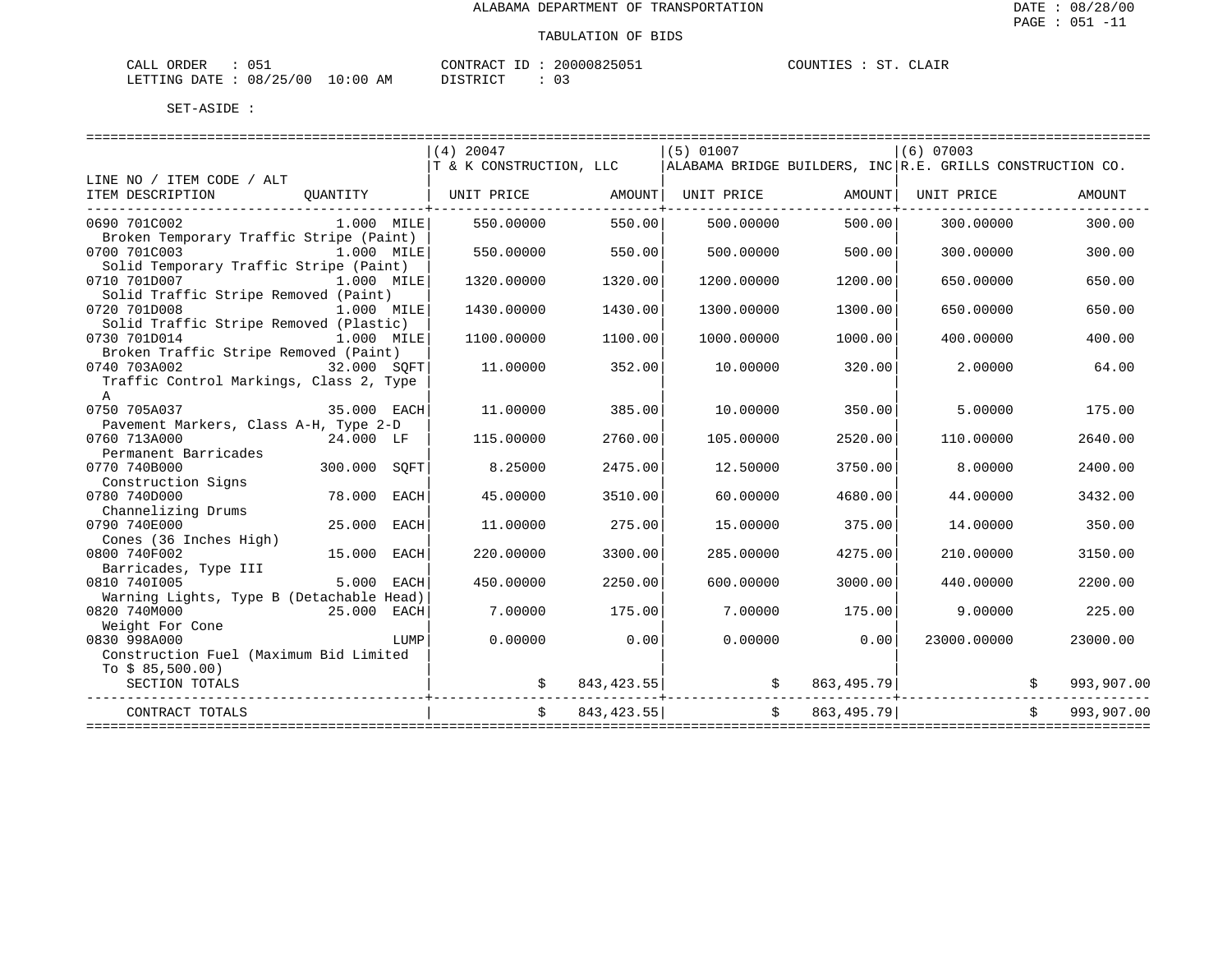ALABAMA DEPARTMENT OF TRANSPORTATION

TABULATION OF BIDS

CALL ORDER : 051 CONTRACT ID : 20000825051 COUNTIES : ST. CLAIR
LETTING DATE : 08/25/00 10:00 AM DISTRICT : 03

SET-ASIDE :

| LINE NO / ITEM CODE / ALT ITEM DESCRIPTION | QUANTITY | (4) 20047 T & K CONSTRUCTION, LLC UNIT PRICE | AMOUNT | (5) 01007 ALABAMA BRIDGE BUILDERS, INC UNIT PRICE | AMOUNT | (6) 07003 R.E. GRILLS CONSTRUCTION CO. UNIT PRICE | AMOUNT |
|---|---|---|---|---|---|---|---|
| 0690 701C002 Broken Temporary Traffic Stripe (Paint) | 1.000 MILE | 550.00000 | 550.00 | 500.00000 | 500.00 | 300.00000 | 300.00 |
| 0700 701C003 Solid Temporary Traffic Stripe (Paint) | 1.000 MILE | 550.00000 | 550.00 | 500.00000 | 500.00 | 300.00000 | 300.00 |
| 0710 701D007 Solid Traffic Stripe Removed (Paint) | 1.000 MILE | 1320.00000 | 1320.00 | 1200.00000 | 1200.00 | 650.00000 | 650.00 |
| 0720 701D008 Solid Traffic Stripe Removed (Plastic) | 1.000 MILE | 1430.00000 | 1430.00 | 1300.00000 | 1300.00 | 650.00000 | 650.00 |
| 0730 701D014 Broken Traffic Stripe Removed (Paint) | 1.000 MILE | 1100.00000 | 1100.00 | 1000.00000 | 1000.00 | 400.00000 | 400.00 |
| 0740 703A002 Traffic Control Markings, Class 2, Type A | 32.000 SQFT | 11.00000 | 352.00 | 10.00000 | 320.00 | 2.00000 | 64.00 |
| 0750 705A037 Pavement Markers, Class A-H, Type 2-D | 35.000 EACH | 11.00000 | 385.00 | 10.00000 | 350.00 | 5.00000 | 175.00 |
| 0760 713A000 Permanent Barricades | 24.000 LF | 115.00000 | 2760.00 | 105.00000 | 2520.00 | 110.00000 | 2640.00 |
| 0770 740B000 Construction Signs | 300.000 SQFT | 8.25000 | 2475.00 | 12.50000 | 3750.00 | 8.00000 | 2400.00 |
| 0780 740D000 Channelizing Drums | 78.000 EACH | 45.00000 | 3510.00 | 60.00000 | 4680.00 | 44.00000 | 3432.00 |
| 0790 740E000 Cones (36 Inches High) | 25.000 EACH | 11.00000 | 275.00 | 15.00000 | 375.00 | 14.00000 | 350.00 |
| 0800 740F002 Barricades, Type III | 15.000 EACH | 220.00000 | 3300.00 | 285.00000 | 4275.00 | 210.00000 | 3150.00 |
| 0810 740I005 Warning Lights, Type B (Detachable Head) | 5.000 EACH | 450.00000 | 2250.00 | 600.00000 | 3000.00 | 440.00000 | 2200.00 |
| 0820 740M000 Weight For Cone | 25.000 EACH | 7.00000 | 175.00 | 7.00000 | 175.00 | 9.00000 | 225.00 |
| 0830 998A000 Construction Fuel (Maximum Bid Limited To $ 85,500.00) | LUMP | 0.00000 | 0.00 | 0.00000 | 0.00 | 23000.00000 | 23000.00 |
| SECTION TOTALS | | | $ 843,423.55 | | $ 863,495.79 | | $ 993,907.00 |
| CONTRACT TOTALS | | | $ 843,423.55 | | $ 863,495.79 | | $ 993,907.00 |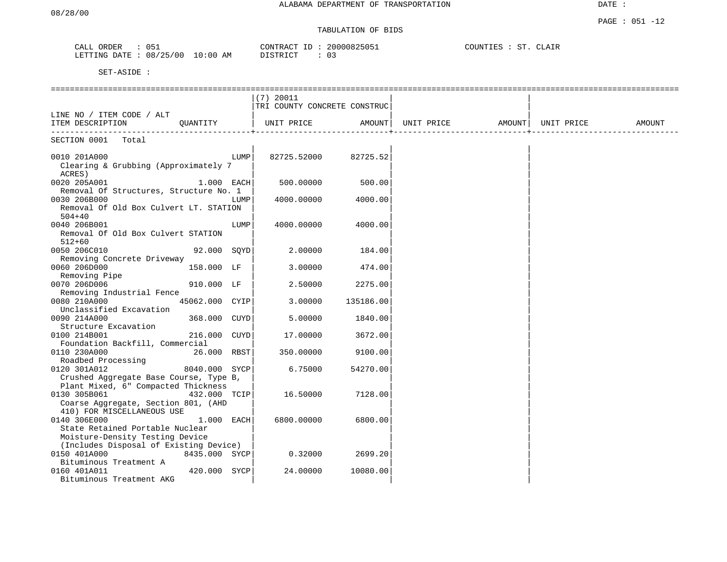ALABAMA DEPARTMENT OF TRANSPORTATION

DATE :

08/28/00

TABULATION OF BIDS

CALL ORDER : 051 CONTRACT ID : 20000825051 COUNTIES : ST. CLAIR
LETTING DATE : 08/25/00 10:00 AM DISTRICT : 03

SET-ASIDE :

| LINE NO / ITEM CODE / ALT ITEM DESCRIPTION | QUANTITY | (7) 20011 TRI COUNTY CONCRETE CONSTRUC UNIT PRICE | AMOUNT | UNIT PRICE | AMOUNT | UNIT PRICE | AMOUNT |
|---|---|---|---|---|---|---|---|
| SECTION 0001 Total | | | | | | | |
| 0010 201A000 Clearing & Grubbing (Approximately 7 ACRES) | LUMP | 82725.52000 | 82725.52 | | | | |
| 0020 205A001 Removal Of Structures, Structure No. 1 | 1.000 EACH | 500.00000 | 500.00 | | | | |
| 0030 206B000 Removal Of Old Box Culvert LT. STATION 504+40 | LUMP | 4000.00000 | 4000.00 | | | | |
| 0040 206B001 Removal Of Old Box Culvert STATION 512+60 | LUMP | 4000.00000 | 4000.00 | | | | |
| 0050 206C010 Removing Concrete Driveway | 92.000 SQYD | 2.00000 | 184.00 | | | | |
| 0060 206D000 Removing Pipe | 158.000 LF | 3.00000 | 474.00 | | | | |
| 0070 206D006 Removing Industrial Fence | 910.000 LF | 2.50000 | 2275.00 | | | | |
| 0080 210A000 Unclassified Excavation | 45062.000 CYIP | 3.00000 | 135186.00 | | | | |
| 0090 214A000 Structure Excavation | 368.000 CUYD | 5.00000 | 1840.00 | | | | |
| 0100 214B001 Foundation Backfill, Commercial | 216.000 CUYD | 17.00000 | 3672.00 | | | | |
| 0110 230A000 Roadbed Processing | 26.000 RBST | 350.00000 | 9100.00 | | | | |
| 0120 301A012 Crushed Aggregate Base Course, Type B, Plant Mixed, 6" Compacted Thickness | 8040.000 SYCP | 6.75000 | 54270.00 | | | | |
| 0130 305B061 Coarse Aggregate, Section 801, (AHD 410) FOR MISCELLANEOUS USE | 432.000 TCIP | 16.50000 | 7128.00 | | | | |
| 0140 306E000 State Retained Portable Nuclear Moisture-Density Testing Device (Includes Disposal of Existing Device) | 1.000 EACH | 6800.00000 | 6800.00 | | | | |
| 0150 401A000 Bituminous Treatment A | 8435.000 SYCP | 0.32000 | 2699.20 | | | | |
| 0160 401A011 Bituminous Treatment AKG | 420.000 SYCP | 24.00000 | 10080.00 | | | | |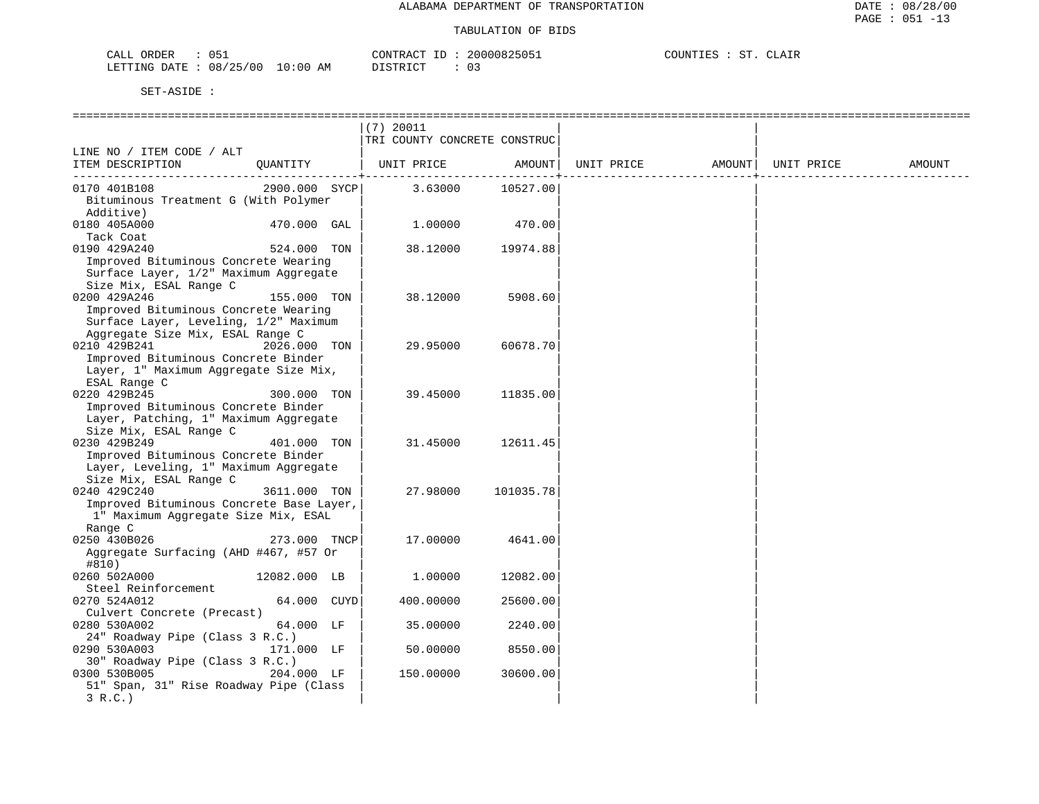ALABAMA DEPARTMENT OF TRANSPORTATION

TABULATION OF BIDS

CALL ORDER : 051 CONTRACT ID : 20000825051 COUNTIES : ST. CLAIR
LETTING DATE : 08/25/00 10:00 AM DISTRICT : 03

SET-ASIDE :

| LINE NO / ITEM CODE / ALT ITEM DESCRIPTION | QUANTITY | (7) 20011 TRI COUNTY CONCRETE CONSTRUC UNIT PRICE | AMOUNT | UNIT PRICE | AMOUNT | UNIT PRICE | AMOUNT |
|---|---|---|---|---|---|---|---|
| 0170 401B108 Bituminous Treatment G (With Polymer Additive) | 2900.000 SYCP | 3.63000 | 10527.00 | | | | |
| 0180 405A000 Tack Coat | 470.000 GAL | 1.00000 | 470.00 | | | | |
| 0190 429A240 Improved Bituminous Concrete Wearing Surface Layer, 1/2" Maximum Aggregate Size Mix, ESAL Range C | 524.000 TON | 38.12000 | 19974.88 | | | | |
| 0200 429A246 Improved Bituminous Concrete Wearing Surface Layer, Leveling, 1/2" Maximum Aggregate Size Mix, ESAL Range C | 155.000 TON | 38.12000 | 5908.60 | | | | |
| 0210 429B241 Improved Bituminous Concrete Binder Layer, 1" Maximum Aggregate Size Mix, ESAL Range C | 2026.000 TON | 29.95000 | 60678.70 | | | | |
| 0220 429B245 Improved Bituminous Concrete Binder Layer, Patching, 1" Maximum Aggregate Size Mix, ESAL Range C | 300.000 TON | 39.45000 | 11835.00 | | | | |
| 0230 429B249 Improved Bituminous Concrete Binder Layer, Leveling, 1" Maximum Aggregate Size Mix, ESAL Range C | 401.000 TON | 31.45000 | 12611.45 | | | | |
| 0240 429C240 Improved Bituminous Concrete Base Layer, 1" Maximum Aggregate Size Mix, ESAL Range C | 3611.000 TON | 27.98000 | 101035.78 | | | | |
| 0250 430B026 Aggregate Surfacing (AHD #467, #57 Or #810) | 273.000 TNCP | 17.00000 | 4641.00 | | | | |
| 0260 502A000 Steel Reinforcement | 12082.000 LB | 1.00000 | 12082.00 | | | | |
| 0270 524A012 Culvert Concrete (Precast) | 64.000 CUYD | 400.00000 | 25600.00 | | | | |
| 0280 530A002 24" Roadway Pipe (Class 3 R.C.) | 64.000 LF | 35.00000 | 2240.00 | | | | |
| 0290 530A003 30" Roadway Pipe (Class 3 R.C.) | 171.000 LF | 50.00000 | 8550.00 | | | | |
| 0300 530B005 51" Span, 31" Rise Roadway Pipe (Class 3 R.C.) | 204.000 LF | 150.00000 | 30600.00 | | | | |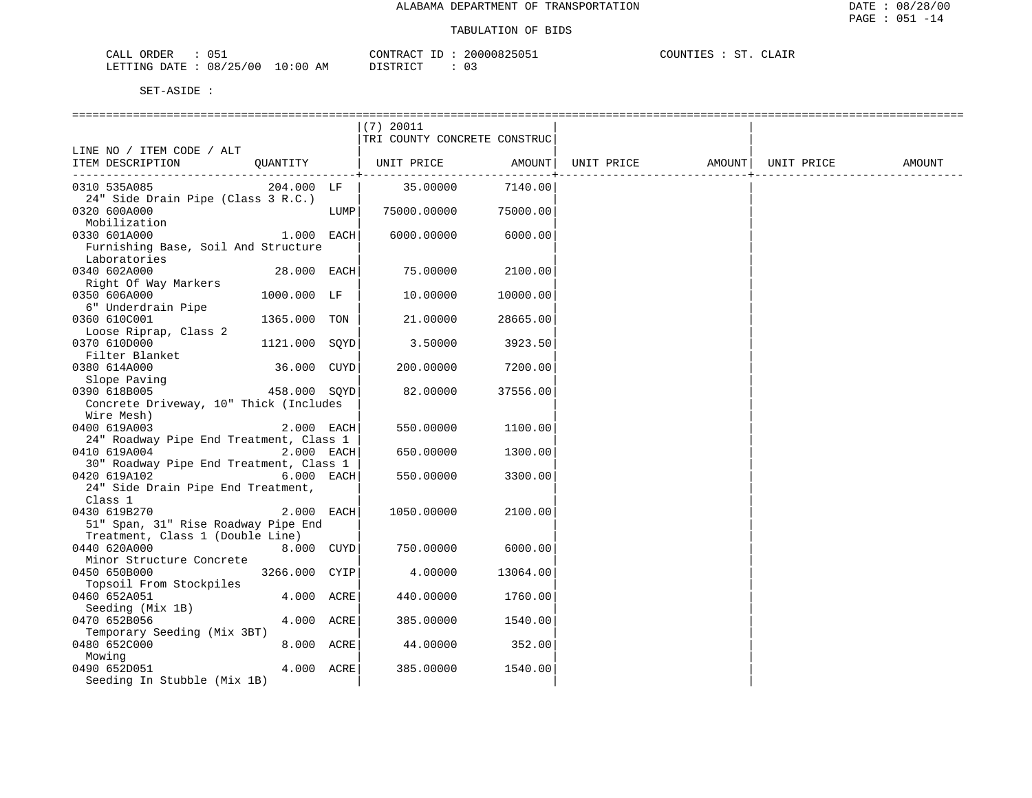ALABAMA DEPARTMENT OF TRANSPORTATION

TABULATION OF BIDS

CALL ORDER : 051 CONTRACT ID : 20000825051 COUNTIES : ST. CLAIR
LETTING DATE : 08/25/00 10:00 AM DISTRICT : 03

SET-ASIDE :

| LINE NO / ITEM CODE / ALT ITEM DESCRIPTION | QUANTITY | (7) 20011 TRI COUNTY CONCRETE CONSTRUC UNIT PRICE | AMOUNT | UNIT PRICE | AMOUNT | UNIT PRICE | AMOUNT |
|---|---|---|---|---|---|---|---|
| 0310 535A085 24" Side Drain Pipe (Class 3 R.C.) | 204.000 LF | 35.00000 | 7140.00 | | | | |
| 0320 600A000 Mobilization | LUMP | 75000.00000 | 75000.00 | | | | |
| 0330 601A000 Furnishing Base, Soil And Structure Laboratories | 1.000 EACH | 6000.00000 | 6000.00 | | | | |
| 0340 602A000 Right Of Way Markers | 28.000 EACH | 75.00000 | 2100.00 | | | | |
| 0350 606A000 6" Underdrain Pipe | 1000.000 LF | 10.00000 | 10000.00 | | | | |
| 0360 610C001 Loose Riprap, Class 2 | 1365.000 TON | 21.00000 | 28665.00 | | | | |
| 0370 610D000 Filter Blanket | 1121.000 SQYD | 3.50000 | 3923.50 | | | | |
| 0380 614A000 Slope Paving | 36.000 CUYD | 200.00000 | 7200.00 | | | | |
| 0390 618B005 Concrete Driveway, 10" Thick (Includes Wire Mesh) | 458.000 SQYD | 82.00000 | 37556.00 | | | | |
| 0400 619A003 24" Roadway Pipe End Treatment, Class 1 | 2.000 EACH | 550.00000 | 1100.00 | | | | |
| 0410 619A004 30" Roadway Pipe End Treatment, Class 1 | 2.000 EACH | 650.00000 | 1300.00 | | | | |
| 0420 619A102 24" Side Drain Pipe End Treatment, Class 1 | 6.000 EACH | 550.00000 | 3300.00 | | | | |
| 0430 619B270 51" Span, 31" Rise Roadway Pipe End Treatment, Class 1 (Double Line) | 2.000 EACH | 1050.00000 | 2100.00 | | | | |
| 0440 620A000 Minor Structure Concrete | 8.000 CUYD | 750.00000 | 6000.00 | | | | |
| 0450 650B000 Topsoil From Stockpiles | 3266.000 CYIP | 4.00000 | 13064.00 | | | | |
| 0460 652A051 Seeding (Mix 1B) | 4.000 ACRE | 440.00000 | 1760.00 | | | | |
| 0470 652B056 Temporary Seeding (Mix 3BT) | 4.000 ACRE | 385.00000 | 1540.00 | | | | |
| 0480 652C000 Mowing | 8.000 ACRE | 44.00000 | 352.00 | | | | |
| 0490 652D051 Seeding In Stubble (Mix 1B) | 4.000 ACRE | 385.00000 | 1540.00 | | | | |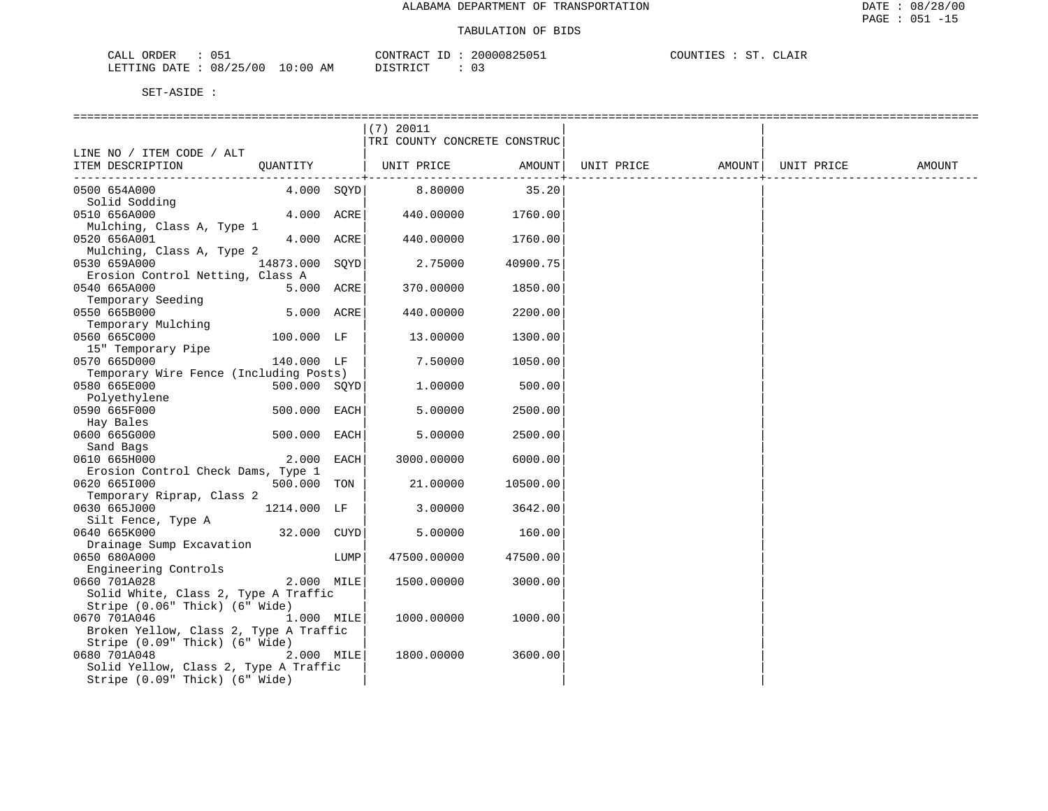ALABAMA DEPARTMENT OF TRANSPORTATION

TABULATION OF BIDS

CALL ORDER : 051 CONTRACT ID : 20000825051 COUNTIES : ST. CLAIR
LETTING DATE : 08/25/00 10:00 AM DISTRICT : 03

SET-ASIDE :

| LINE NO / ITEM CODE / ALT ITEM DESCRIPTION | QUANTITY | | (7) 20011 TRI COUNTY CONCRETE CONSTRUC UNIT PRICE | AMOUNT | UNIT PRICE | AMOUNT | UNIT PRICE | AMOUNT |
|---|---|---|---|---|---|---|---|---|
| 0500 654A000 Solid Sodding | 4.000 | SQYD | 8.80000 | 35.20 | | | | |
| 0510 656A000 Mulching, Class A, Type 1 | 4.000 | ACRE | 440.00000 | 1760.00 | | | | |
| 0520 656A001 Mulching, Class A, Type 2 | 4.000 | ACRE | 440.00000 | 1760.00 | | | | |
| 0530 659A000 Erosion Control Netting, Class A | 14873.000 | SQYD | 2.75000 | 40900.75 | | | | |
| 0540 665A000 Temporary Seeding | 5.000 | ACRE | 370.00000 | 1850.00 | | | | |
| 0550 665B000 Temporary Mulching | 5.000 | ACRE | 440.00000 | 2200.00 | | | | |
| 0560 665C000 15" Temporary Pipe | 100.000 | LF | 13.00000 | 1300.00 | | | | |
| 0570 665D000 Temporary Wire Fence (Including Posts) | 140.000 | LF | 7.50000 | 1050.00 | | | | |
| 0580 665E000 Polyethylene | 500.000 | SQYD | 1.00000 | 500.00 | | | | |
| 0590 665F000 Hay Bales | 500.000 | EACH | 5.00000 | 2500.00 | | | | |
| 0600 665G000 Sand Bags | 500.000 | EACH | 5.00000 | 2500.00 | | | | |
| 0610 665H000 Erosion Control Check Dams, Type 1 | 2.000 | EACH | 3000.00000 | 6000.00 | | | | |
| 0620 665I000 Temporary Riprap, Class 2 | 500.000 | TON | 21.00000 | 10500.00 | | | | |
| 0630 665J000 Silt Fence, Type A | 1214.000 | LF | 3.00000 | 3642.00 | | | | |
| 0640 665K000 Drainage Sump Excavation | 32.000 | CUYD | 5.00000 | 160.00 | | | | |
| 0650 680A000 Engineering Controls | | LUMP | 47500.00000 | 47500.00 | | | | |
| 0660 701A028 Solid White, Class 2, Type A Traffic Stripe (0.06" Thick) (6" Wide) | 2.000 | MILE | 1500.00000 | 3000.00 | | | | |
| 0670 701A046 Broken Yellow, Class 2, Type A Traffic Stripe (0.09" Thick) (6" Wide) | 1.000 | MILE | 1000.00000 | 1000.00 | | | | |
| 0680 701A048 Solid Yellow, Class 2, Type A Traffic Stripe (0.09" Thick) (6" Wide) | 2.000 | MILE | 1800.00000 | 3600.00 | | | | |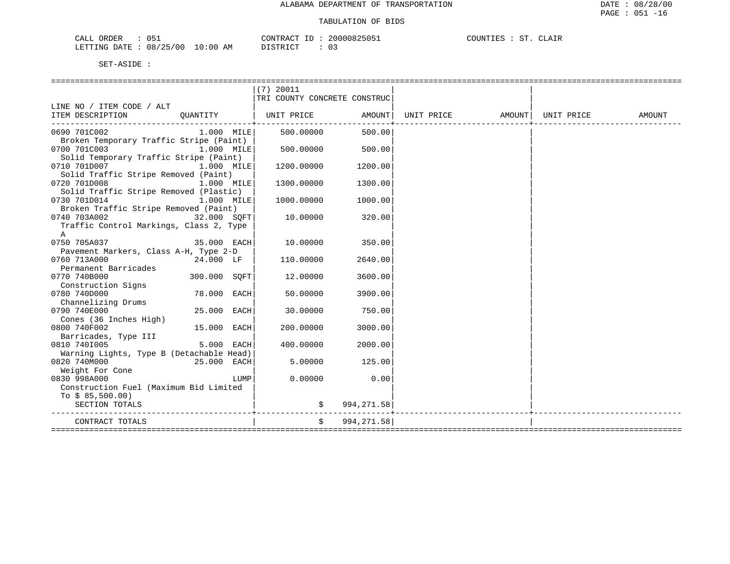ALABAMA DEPARTMENT OF TRANSPORTATION

TABULATION OF BIDS

DATE : 08/28/00
PAGE : 051 -16

CALL ORDER : 051 CONTRACT ID : 20000825051 COUNTIES : ST. CLAIR
LETTING DATE : 08/25/00 10:00 AM DISTRICT : 03

SET-ASIDE :

| LINE NO / ITEM CODE / ALT ITEM DESCRIPTION | QUANTITY | (7) 20011 TRI COUNTY CONCRETE CONSTRUC UNIT PRICE | AMOUNT | UNIT PRICE | AMOUNT | UNIT PRICE | AMOUNT |
|---|---|---|---|---|---|---|---|
| 0690 701C002 Broken Temporary Traffic Stripe (Paint) | 1.000 MILE | 500.00000 | 500.00 | | | | |
| 0700 701C003 Solid Temporary Traffic Stripe (Paint) | 1.000 MILE | 500.00000 | 500.00 | | | | |
| 0710 701D007 Solid Traffic Stripe Removed (Paint) | 1.000 MILE | 1200.00000 | 1200.00 | | | | |
| 0720 701D008 Solid Traffic Stripe Removed (Plastic) | 1.000 MILE | 1300.00000 | 1300.00 | | | | |
| 0730 701D014 Broken Traffic Stripe Removed (Paint) | 1.000 MILE | 1000.00000 | 1000.00 | | | | |
| 0740 703A002 Traffic Control Markings, Class 2, Type A | 32.000 SQFT | 10.00000 | 320.00 | | | | |
| 0750 705A037 Pavement Markers, Class A-H, Type 2-D | 35.000 EACH | 10.00000 | 350.00 | | | | |
| 0760 713A000 Permanent Barricades | 24.000 LF | 110.00000 | 2640.00 | | | | |
| 0770 740B000 Construction Signs | 300.000 SQFT | 12.00000 | 3600.00 | | | | |
| 0780 740D000 Channelizing Drums | 78.000 EACH | 50.00000 | 3900.00 | | | | |
| 0790 740E000 Cones (36 Inches High) | 25.000 EACH | 30.00000 | 750.00 | | | | |
| 0800 740F002 Barricades, Type III | 15.000 EACH | 200.00000 | 3000.00 | | | | |
| 0810 740I005 Warning Lights, Type B (Detachable Head) | 5.000 EACH | 400.00000 | 2000.00 | | | | |
| 0820 740M000 Weight For Cone | 25.000 EACH | 5.00000 | 125.00 | | | | |
| 0830 998A000 Construction Fuel (Maximum Bid Limited To $ 85,500.00) | LUMP | 0.00000 | 0.00 | | | | |
| SECTION TOTALS | | $ | 994,271.58 | | | | |
| CONTRACT TOTALS | | $ | 994,271.58 | | | | |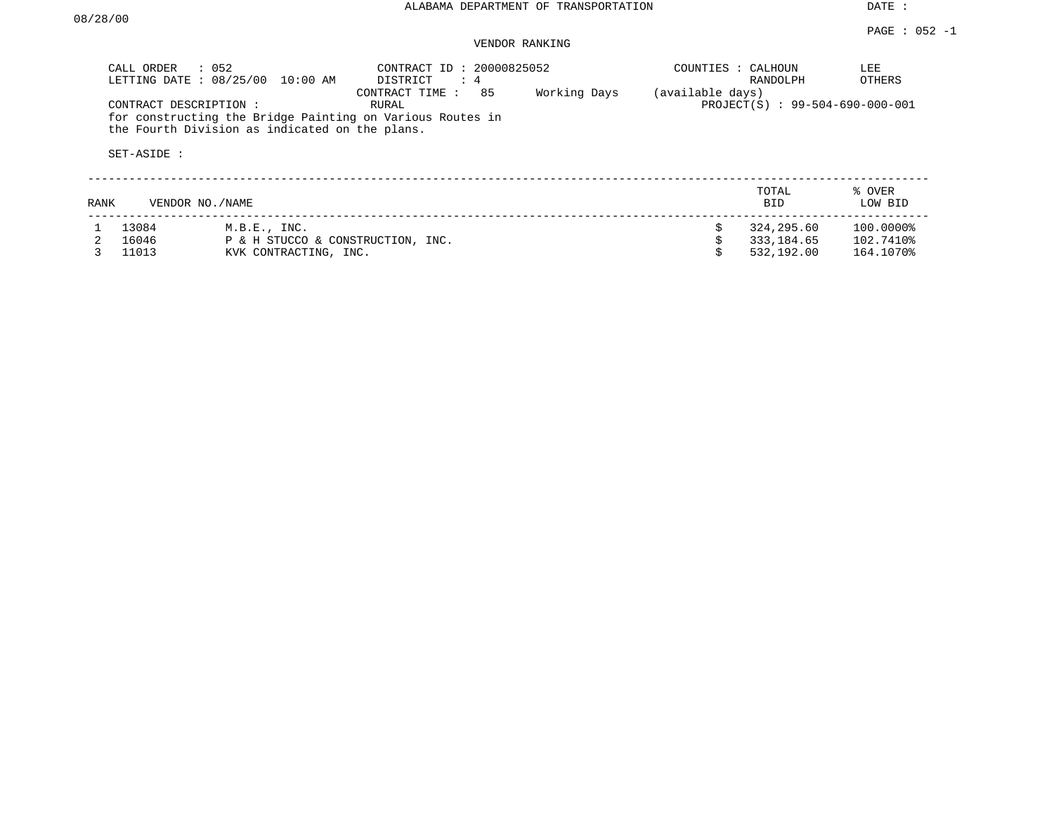ALABAMA DEPARTMENT OF TRANSPORTATION

DATE : 08/28/00

PAGE : 052 -1

## VENDOR RANKING

CALL ORDER : 052
LETTING DATE : 08/25/00 10:00 AM

CONTRACT ID : 20000825052
DISTRICT : 4
CONTRACT TIME : 85 Working Days (available days)
RURAL

COUNTIES : CALHOUN LEE RANDOLPH OTHERS

PROJECT(S) : 99-504-690-000-001

CONTRACT DESCRIPTION :
for constructing the Bridge Painting on Various Routes in the Fourth Division as indicated on the plans.

SET-ASIDE :

| RANK | VENDOR NO. | NAME | | TOTAL BID | % OVER LOW BID |
|---|---|---|---|---|---|
| 1 | 13084 | M.B.E., INC. | $ | 324,295.60 | 100.0000% |
| 2 | 16046 | P & H STUCCO & CONSTRUCTION, INC. | $ | 333,184.65 | 102.7410% |
| 3 | 11013 | KVK CONTRACTING, INC. | $ | 532,192.00 | 164.1070% |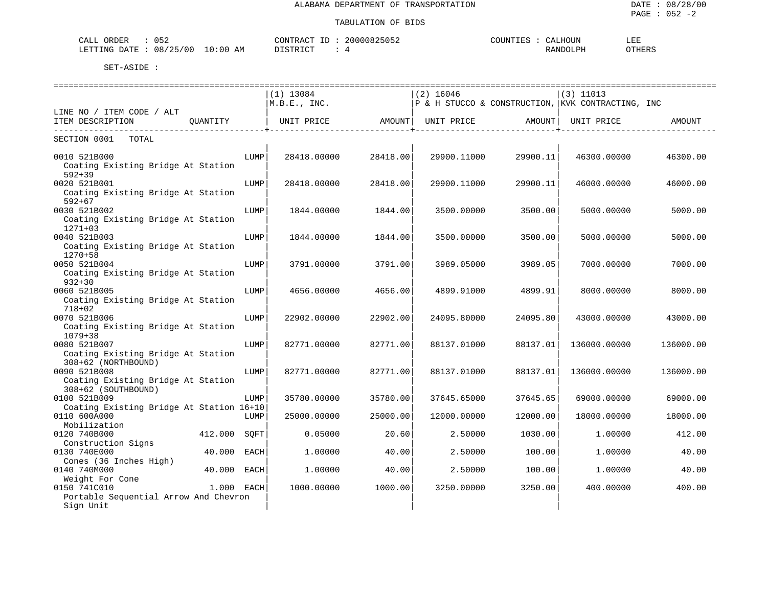ALABAMA DEPARTMENT OF TRANSPORTATION

TABULATION OF BIDS

DATE : 08/28/00
PAGE : 052 -2

CALL ORDER : 052
LETTING DATE : 08/25/00 10:00 AM

CONTRACT ID : 20000825052
DISTRICT : 4

COUNTIES : CALHOUN, LEE, RANDOLPH, OTHERS

SET-ASIDE :

| LINE NO / ITEM CODE / ALT ITEM DESCRIPTION | QUANTITY | (1) 13084 M.B.E., INC. UNIT PRICE | AMOUNT | (2) 16046 P & H STUCCO & CONSTRUCTION, UNIT PRICE | AMOUNT | (3) 11013 KVK CONTRACTING, INC UNIT PRICE | AMOUNT |
|---|---|---|---|---|---|---|---|
| SECTION 0001 TOTAL | | | | | | | |
| 0010 521B000 Coating Existing Bridge At Station 592+39 | LUMP | 28418.00000 | 28418.00 | 29900.11000 | 29900.11 | 46300.00000 | 46300.00 |
| 0020 521B001 Coating Existing Bridge At Station 592+67 | LUMP | 28418.00000 | 28418.00 | 29900.11000 | 29900.11 | 46000.00000 | 46000.00 |
| 0030 521B002 Coating Existing Bridge At Station 1271+03 | LUMP | 1844.00000 | 1844.00 | 3500.00000 | 3500.00 | 5000.00000 | 5000.00 |
| 0040 521B003 Coating Existing Bridge At Station 1270+58 | LUMP | 1844.00000 | 1844.00 | 3500.00000 | 3500.00 | 5000.00000 | 5000.00 |
| 0050 521B004 Coating Existing Bridge At Station 932+30 | LUMP | 3791.00000 | 3791.00 | 3989.05000 | 3989.05 | 7000.00000 | 7000.00 |
| 0060 521B005 Coating Existing Bridge At Station 718+02 | LUMP | 4656.00000 | 4656.00 | 4899.91000 | 4899.91 | 8000.00000 | 8000.00 |
| 0070 521B006 Coating Existing Bridge At Station 1079+38 | LUMP | 22902.00000 | 22902.00 | 24095.80000 | 24095.80 | 43000.00000 | 43000.00 |
| 0080 521B007 Coating Existing Bridge At Station 308+62 (NORTHBOUND) | LUMP | 82771.00000 | 82771.00 | 88137.01000 | 88137.01 | 136000.00000 | 136000.00 |
| 0090 521B008 Coating Existing Bridge At Station 308+62 (SOUTHBOUND) | LUMP | 82771.00000 | 82771.00 | 88137.01000 | 88137.01 | 136000.00000 | 136000.00 |
| 0100 521B009 Coating Existing Bridge At Station 16+10 | LUMP | 35780.00000 | 35780.00 | 37645.65000 | 37645.65 | 69000.00000 | 69000.00 |
| 0110 600A000 Mobilization | LUMP | 25000.00000 | 25000.00 | 12000.00000 | 12000.00 | 18000.00000 | 18000.00 |
| 0120 740B000 Construction Signs | 412.000 SQFT | 0.05000 | 20.60 | 2.50000 | 1030.00 | 1.00000 | 412.00 |
| 0130 740E000 Cones (36 Inches High) | 40.000 EACH | 1.00000 | 40.00 | 2.50000 | 100.00 | 1.00000 | 40.00 |
| 0140 740M000 Weight For Cone | 40.000 EACH | 1.00000 | 40.00 | 2.50000 | 100.00 | 1.00000 | 40.00 |
| 0150 741C010 Portable Sequential Arrow And Chevron Sign Unit | 1.000 EACH | 1000.00000 | 1000.00 | 3250.00000 | 3250.00 | 400.00000 | 400.00 |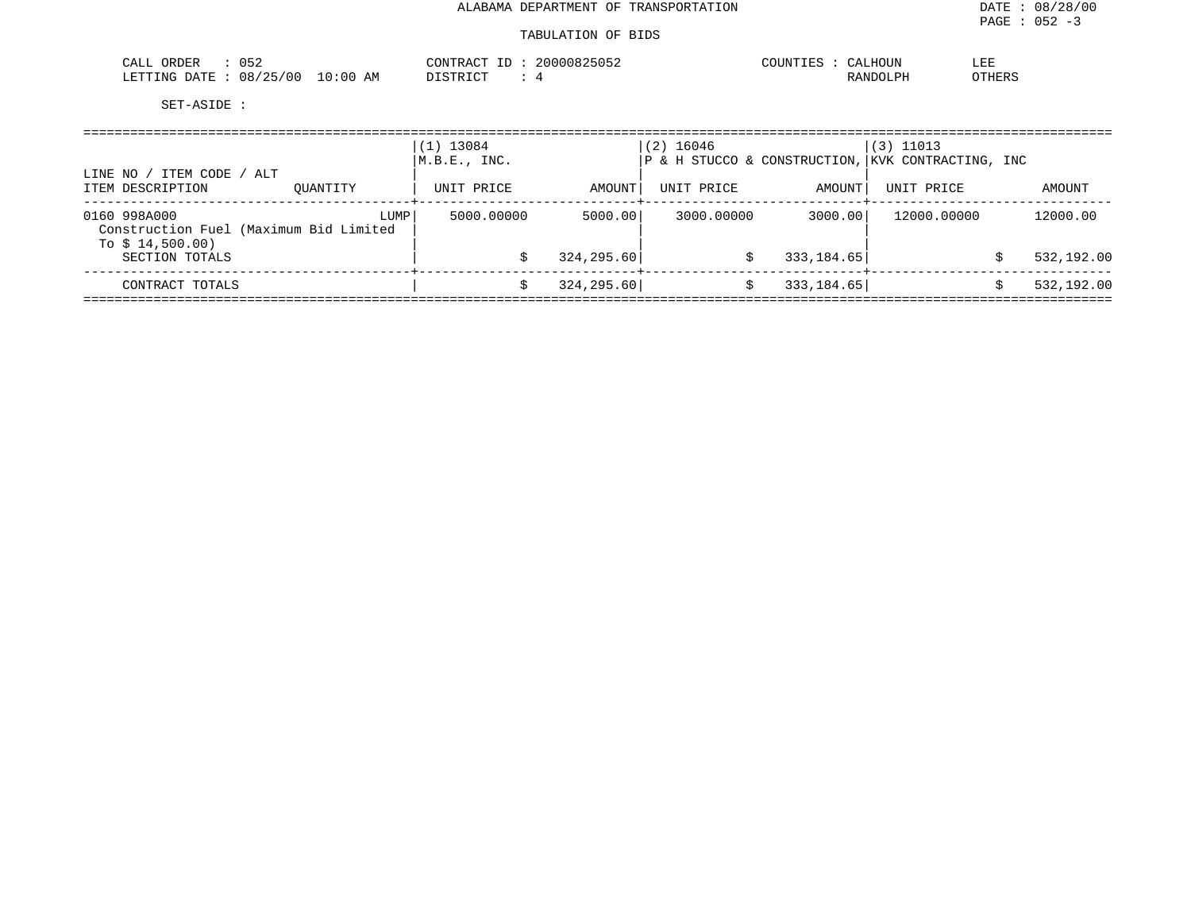ALABAMA DEPARTMENT OF TRANSPORTATION

TABULATION OF BIDS

CALL ORDER : 052
LETTING DATE : 08/25/00 10:00 AM

CONTRACT ID : 20000825052
DISTRICT : 4

COUNTIES : CALHOUN LEE RANDOLPH OTHERS

SET-ASIDE :

| LINE NO / ITEM CODE / ALT ITEM DESCRIPTION | QUANTITY | (1) 13084 M.B.E., INC. UNIT PRICE | AMOUNT | (2) 16046 P & H STUCCO & CONSTRUCTION, UNIT PRICE | AMOUNT | (3) 11013 KVK CONTRACTING, INC UNIT PRICE | AMOUNT |
|---|---|---|---|---|---|---|---|
| 0160 998A000 Construction Fuel (Maximum Bid Limited To $ 14,500.00) | LUMP | 5000.00000 | 5000.00 | 3000.00000 | 3000.00 | 12000.00000 | 12000.00 |
| SECTION TOTALS | | | $ 324,295.60 | | $ 333,184.65 | | $ 532,192.00 |
| CONTRACT TOTALS | | | $ 324,295.60 | | $ 333,184.65 | | $ 532,192.00 |